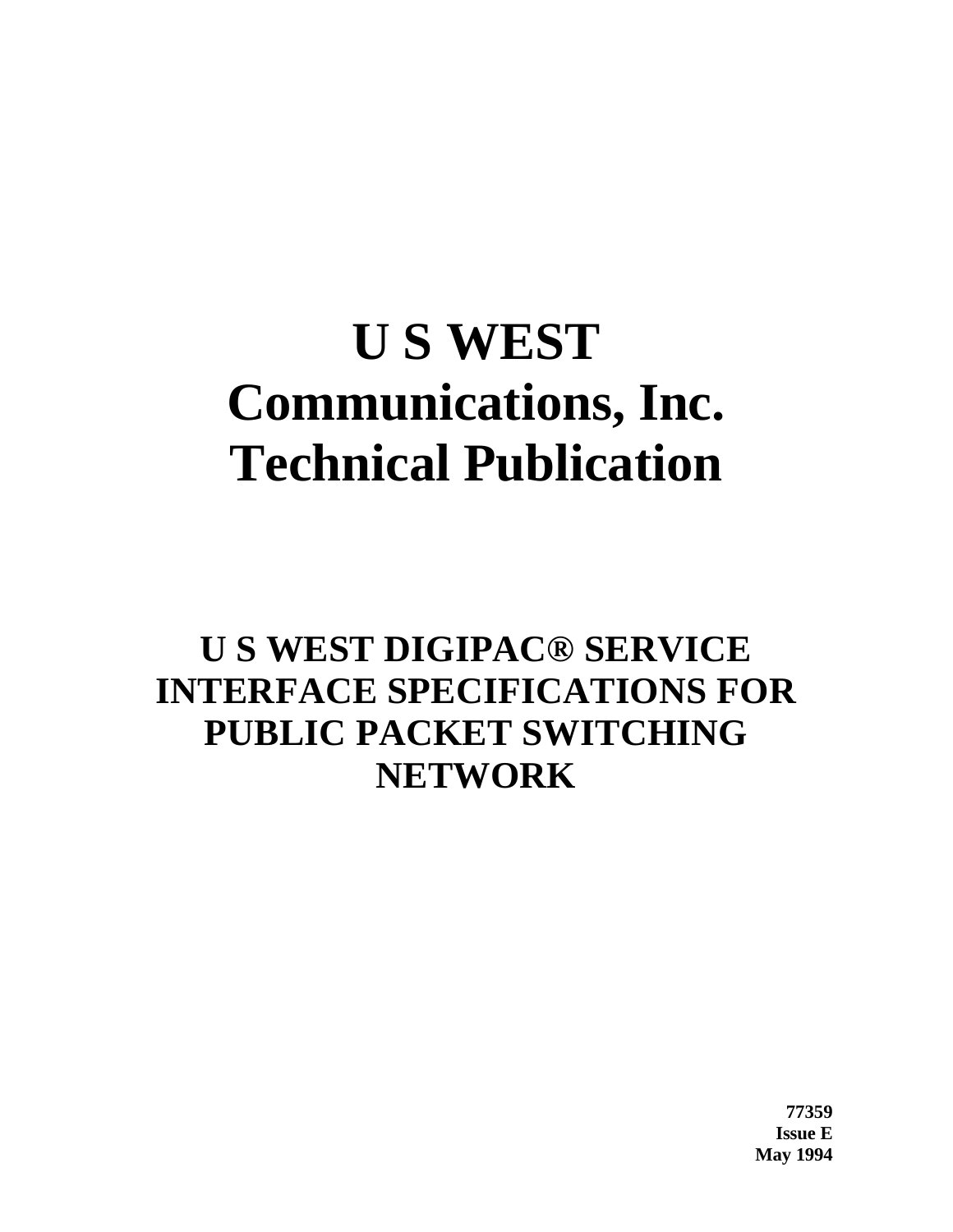# U S WEST Communications, Inc. Technical Publication

## U S WEST DIGIPAC® SERVICE INTERFACE SPECIFICATIONS FOR PUBLIC PACKET SWITCHING NETWORK

**77359**
**Issue E**
**May 1994**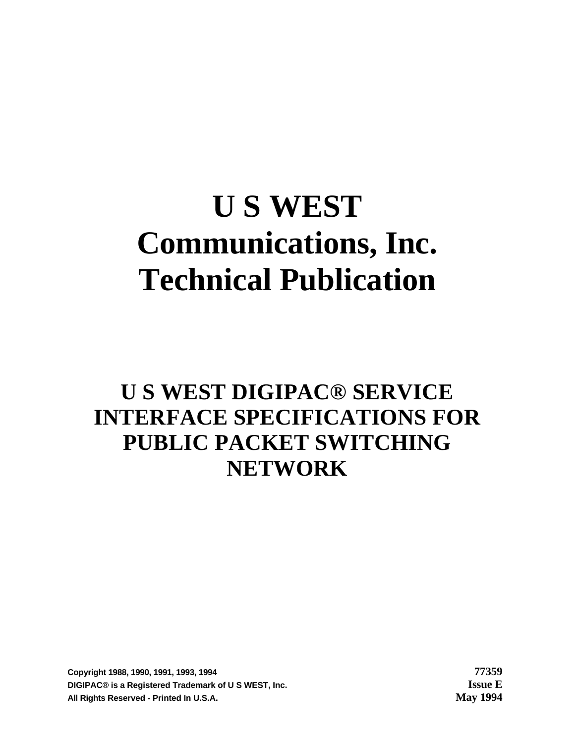# U S WEST Communications, Inc. Technical Publication

## U S WEST DIGIPAC® SERVICE INTERFACE SPECIFICATIONS FOR PUBLIC PACKET SWITCHING NETWORK

**Copyright 1988, 1990, 1991, 1993, 1994**
**DIGIPAC® is a Registered Trademark of U S WEST, Inc.**
**All Rights Reserved - Printed In U.S.A.**

**77359**
**Issue E**
**May 1994**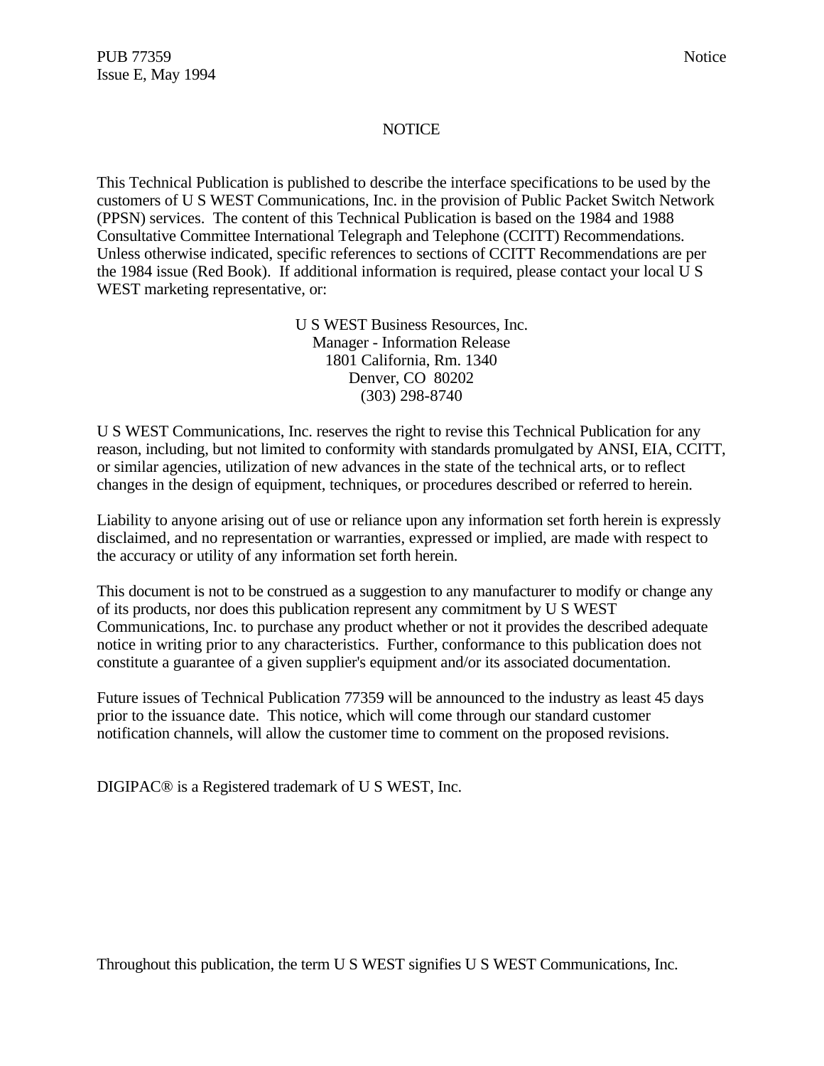# NOTICE

This Technical Publication is published to describe the interface specifications to be used by the customers of U S WEST Communications, Inc. in the provision of Public Packet Switch Network (PPSN) services. The content of this Technical Publication is based on the 1984 and 1988 Consultative Committee International Telegraph and Telephone (CCITT) Recommendations. Unless otherwise indicated, specific references to sections of CCITT Recommendations are per the 1984 issue (Red Book). If additional information is required, please contact your local U S WEST marketing representative, or:

U S WEST Business Resources, Inc.
Manager - Information Release
1801 California, Rm. 1340
Denver, CO 80202
(303) 298-8740

U S WEST Communications, Inc. reserves the right to revise this Technical Publication for any reason, including, but not limited to conformity with standards promulgated by ANSI, EIA, CCITT, or similar agencies, utilization of new advances in the state of the technical arts, or to reflect changes in the design of equipment, techniques, or procedures described or referred to herein.

Liability to anyone arising out of use or reliance upon any information set forth herein is expressly disclaimed, and no representation or warranties, expressed or implied, are made with respect to the accuracy or utility of any information set forth herein.

This document is not to be construed as a suggestion to any manufacturer to modify or change any of its products, nor does this publication represent any commitment by U S WEST Communications, Inc. to purchase any product whether or not it provides the described adequate notice in writing prior to any characteristics. Further, conformance to this publication does not constitute a guarantee of a given supplier's equipment and/or its associated documentation.

Future issues of Technical Publication 77359 will be announced to the industry as least 45 days prior to the issuance date. This notice, which will come through our standard customer notification channels, will allow the customer time to comment on the proposed revisions.

DIGIPAC® is a Registered trademark of U S WEST, Inc.

Throughout this publication, the term U S WEST signifies U S WEST Communications, Inc.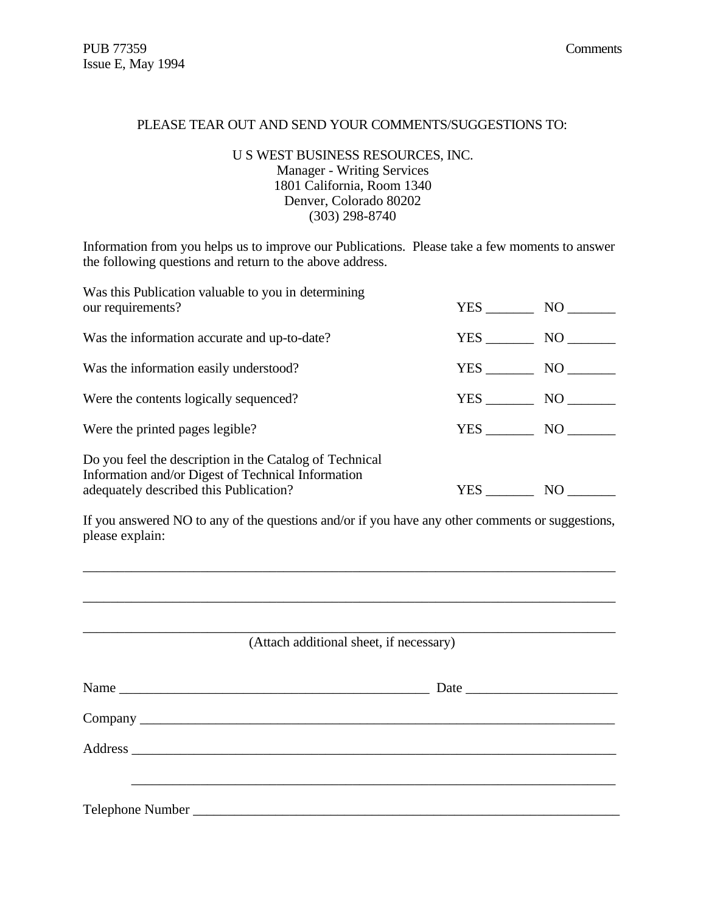PLEASE TEAR OUT AND SEND YOUR COMMENTS/SUGGESTIONS TO:

U S WEST BUSINESS RESOURCES, INC.
Manager - Writing Services
1801 California, Room 1340
Denver, Colorado 80202
(303) 298-8740

Information from you helps us to improve our Publications. Please take a few moments to answer the following questions and return to the above address.

| | | |
|---|---|---|
| Was this Publication valuable to you in determining our requirements? | YES _______ | NO _______ |
| Was the information accurate and up-to-date? | YES _______ | NO _______ |
| Was the information easily understood? | YES _______ | NO _______ |
| Were the contents logically sequenced? | YES _______ | NO _______ |
| Were the printed pages legible? | YES _______ | NO _______ |
| Do you feel the description in the Catalog of Technical Information and/or Digest of Technical Information adequately described this Publication? | YES _______ | NO _______ |

If you answered NO to any of the questions and/or if you have any other comments or suggestions, please explain:

_______________________________________________________________________________

_______________________________________________________________________________

_______________________________________________________________________________

(Attach additional sheet, if necessary)

Name ______________________________________________ Date _____________________

Company ____________________________________________________________________

Address _____________________________________________________________________

_____________________________________________________________________

Telephone Number ______________________________________________________________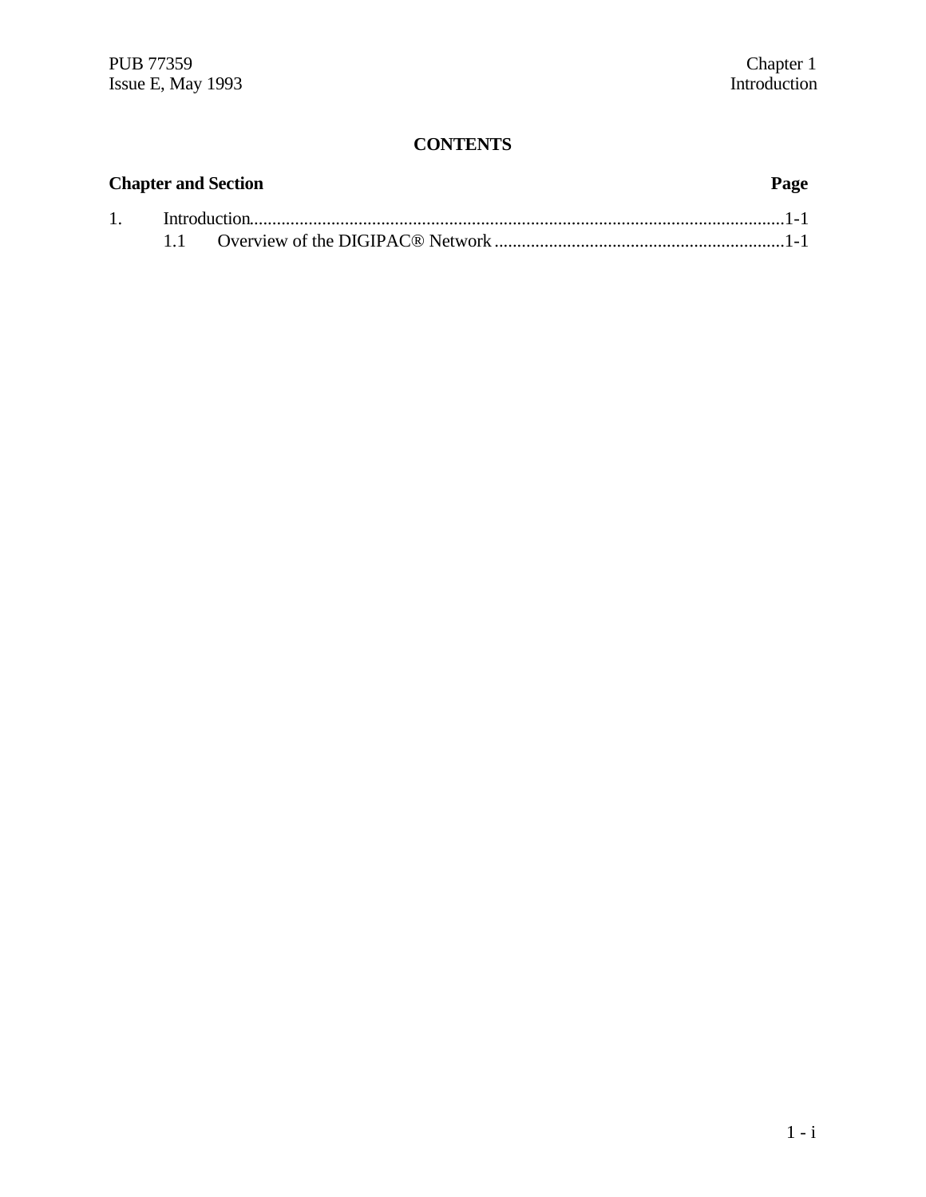## CONTENTS

| Chapter and Section | Page |
| --- | --- |
| 1. Introduction | 1-1 |
| 1.1 Overview of the DIGIPAC® Network | 1-1 |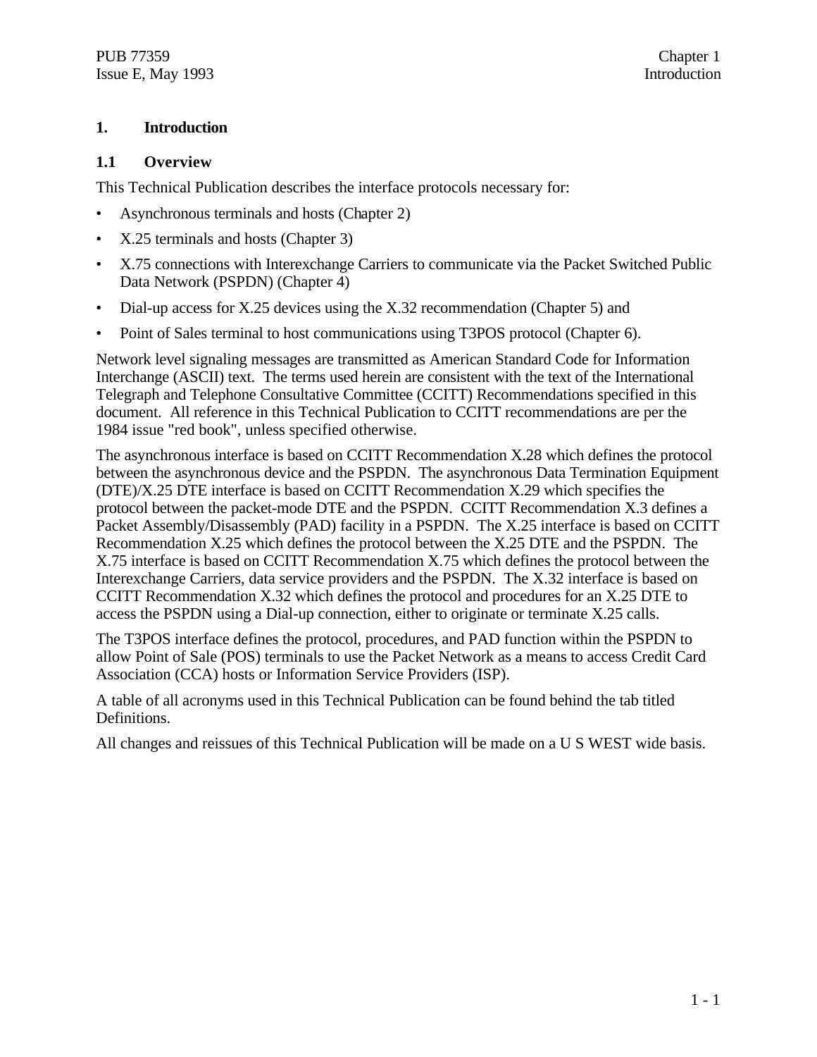# 1. Introduction

## 1.1 Overview

This Technical Publication describes the interface protocols necessary for:

- Asynchronous terminals and hosts (Chapter 2)
- X.25 terminals and hosts (Chapter 3)
- X.75 connections with Interexchange Carriers to communicate via the Packet Switched Public Data Network (PSPDN) (Chapter 4)
- Dial-up access for X.25 devices using the X.32 recommendation (Chapter 5) and
- Point of Sales terminal to host communications using T3POS protocol (Chapter 6).

Network level signaling messages are transmitted as American Standard Code for Information Interchange (ASCII) text. The terms used herein are consistent with the text of the International Telegraph and Telephone Consultative Committee (CCITT) Recommendations specified in this document. All reference in this Technical Publication to CCITT recommendations are per the 1984 issue "red book", unless specified otherwise.

The asynchronous interface is based on CCITT Recommendation X.28 which defines the protocol between the asynchronous device and the PSPDN. The asynchronous Data Termination Equipment (DTE)/X.25 DTE interface is based on CCITT Recommendation X.29 which specifies the protocol between the packet-mode DTE and the PSPDN. CCITT Recommendation X.3 defines a Packet Assembly/Disassembly (PAD) facility in a PSPDN. The X.25 interface is based on CCITT Recommendation X.25 which defines the protocol between the X.25 DTE and the PSPDN. The X.75 interface is based on CCITT Recommendation X.75 which defines the protocol between the Interexchange Carriers, data service providers and the PSPDN. The X.32 interface is based on CCITT Recommendation X.32 which defines the protocol and procedures for an X.25 DTE to access the PSPDN using a Dial-up connection, either to originate or terminate X.25 calls.

The T3POS interface defines the protocol, procedures, and PAD function within the PSPDN to allow Point of Sale (POS) terminals to use the Packet Network as a means to access Credit Card Association (CCA) hosts or Information Service Providers (ISP).

A table of all acronyms used in this Technical Publication can be found behind the tab titled Definitions.

All changes and reissues of this Technical Publication will be made on a U S WEST wide basis.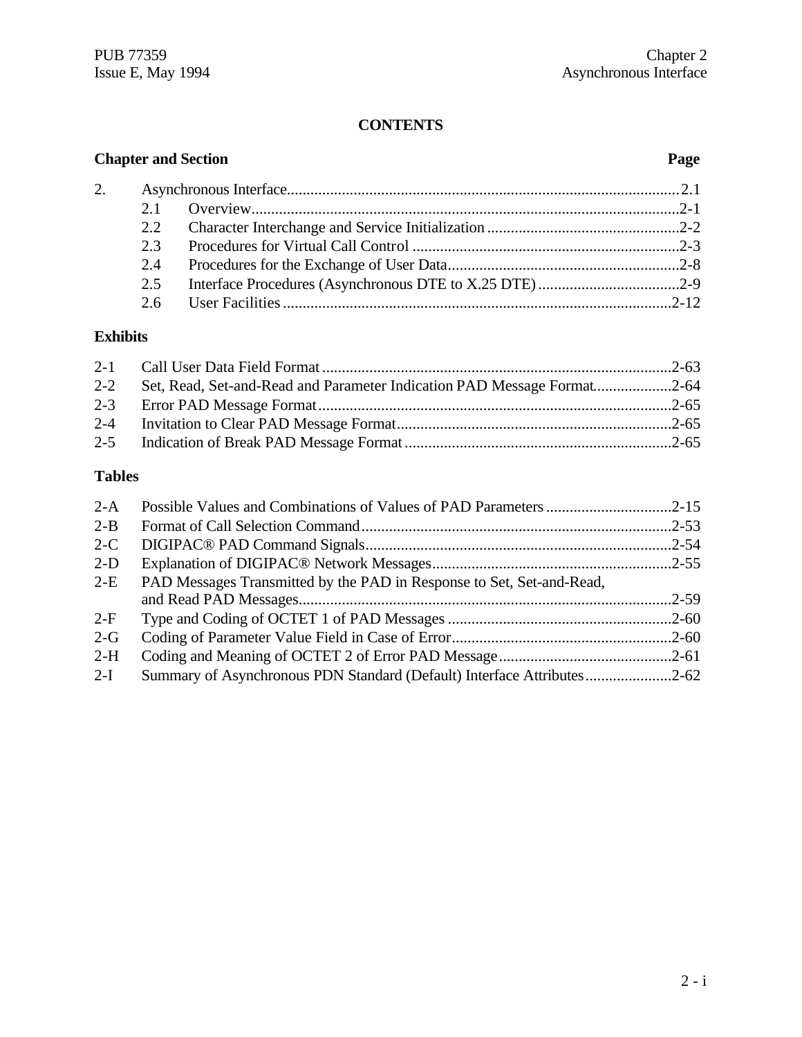# CONTENTS

| **Chapter and Section** | | | **Page** |
|---|---|---|---|
| 2. | Asynchronous Interface | | 2.1 |
| | 2.1 | Overview | 2-1 |
| | 2.2 | Character Interchange and Service Initialization | 2-2 |
| | 2.3 | Procedures for Virtual Call Control | 2-3 |
| | 2.4 | Procedures for the Exchange of User Data | 2-8 |
| | 2.5 | Interface Procedures (Asynchronous DTE to X.25 DTE) | 2-9 |
| | 2.6 | User Facilities | 2-12 |

## Exhibits

| | | |
|---|---|---|
| 2-1 | Call User Data Field Format | 2-63 |
| 2-2 | Set, Read, Set-and-Read and Parameter Indication PAD Message Format | 2-64 |
| 2-3 | Error PAD Message Format | 2-65 |
| 2-4 | Invitation to Clear PAD Message Format | 2-65 |
| 2-5 | Indication of Break PAD Message Format | 2-65 |

## Tables

| | | |
|---|---|---|
| 2-A | Possible Values and Combinations of Values of PAD Parameters | 2-15 |
| 2-B | Format of Call Selection Command | 2-53 |
| 2-C | DIGIPAC® PAD Command Signals | 2-54 |
| 2-D | Explanation of DIGIPAC® Network Messages | 2-55 |
| 2-E | PAD Messages Transmitted by the PAD in Response to Set, Set-and-Read, and Read PAD Messages | 2-59 |
| 2-F | Type and Coding of OCTET 1 of PAD Messages | 2-60 |
| 2-G | Coding of Parameter Value Field in Case of Error | 2-60 |
| 2-H | Coding and Meaning of OCTET 2 of Error PAD Message | 2-61 |
| 2-I | Summary of Asynchronous PDN Standard (Default) Interface Attributes | 2-62 |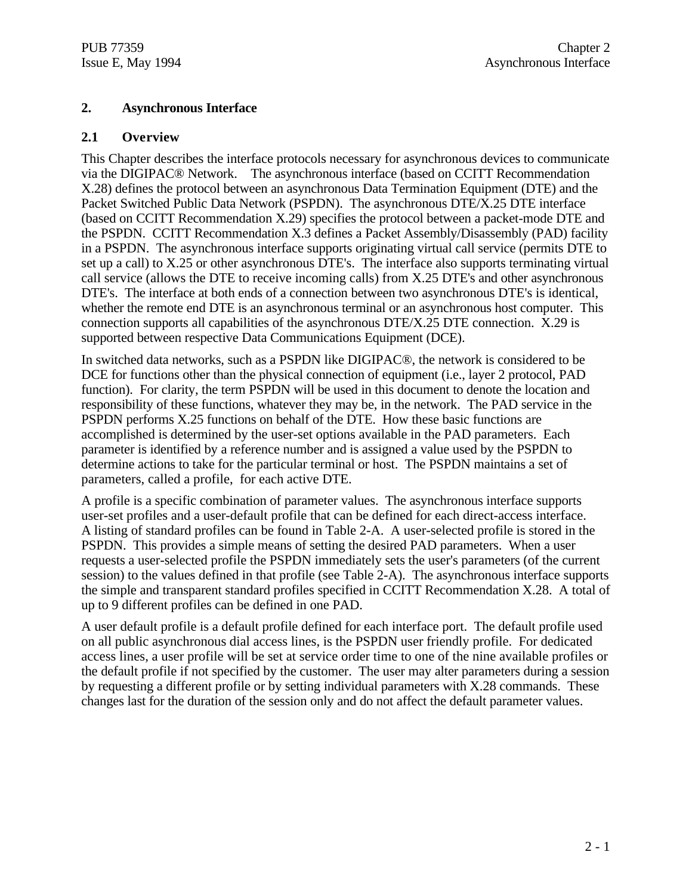## 2. Asynchronous Interface

### 2.1 Overview

This Chapter describes the interface protocols necessary for asynchronous devices to communicate via the DIGIPAC® Network. The asynchronous interface (based on CCITT Recommendation X.28) defines the protocol between an asynchronous Data Termination Equipment (DTE) and the Packet Switched Public Data Network (PSPDN). The asynchronous DTE/X.25 DTE interface (based on CCITT Recommendation X.29) specifies the protocol between a packet-mode DTE and the PSPDN. CCITT Recommendation X.3 defines a Packet Assembly/Disassembly (PAD) facility in a PSPDN. The asynchronous interface supports originating virtual call service (permits DTE to set up a call) to X.25 or other asynchronous DTE's. The interface also supports terminating virtual call service (allows the DTE to receive incoming calls) from X.25 DTE's and other asynchronous DTE's. The interface at both ends of a connection between two asynchronous DTE's is identical, whether the remote end DTE is an asynchronous terminal or an asynchronous host computer. This connection supports all capabilities of the asynchronous DTE/X.25 DTE connection. X.29 is supported between respective Data Communications Equipment (DCE).

In switched data networks, such as a PSPDN like DIGIPAC®, the network is considered to be DCE for functions other than the physical connection of equipment (i.e., layer 2 protocol, PAD function). For clarity, the term PSPDN will be used in this document to denote the location and responsibility of these functions, whatever they may be, in the network. The PAD service in the PSPDN performs X.25 functions on behalf of the DTE. How these basic functions are accomplished is determined by the user-set options available in the PAD parameters. Each parameter is identified by a reference number and is assigned a value used by the PSPDN to determine actions to take for the particular terminal or host. The PSPDN maintains a set of parameters, called a profile, for each active DTE.

A profile is a specific combination of parameter values. The asynchronous interface supports user-set profiles and a user-default profile that can be defined for each direct-access interface. A listing of standard profiles can be found in Table 2-A. A user-selected profile is stored in the PSPDN. This provides a simple means of setting the desired PAD parameters. When a user requests a user-selected profile the PSPDN immediately sets the user's parameters (of the current session) to the values defined in that profile (see Table 2-A). The asynchronous interface supports the simple and transparent standard profiles specified in CCITT Recommendation X.28. A total of up to 9 different profiles can be defined in one PAD.

A user default profile is a default profile defined for each interface port. The default profile used on all public asynchronous dial access lines, is the PSPDN user friendly profile. For dedicated access lines, a user profile will be set at service order time to one of the nine available profiles or the default profile if not specified by the customer. The user may alter parameters during a session by requesting a different profile or by setting individual parameters with X.28 commands. These changes last for the duration of the session only and do not affect the default parameter values.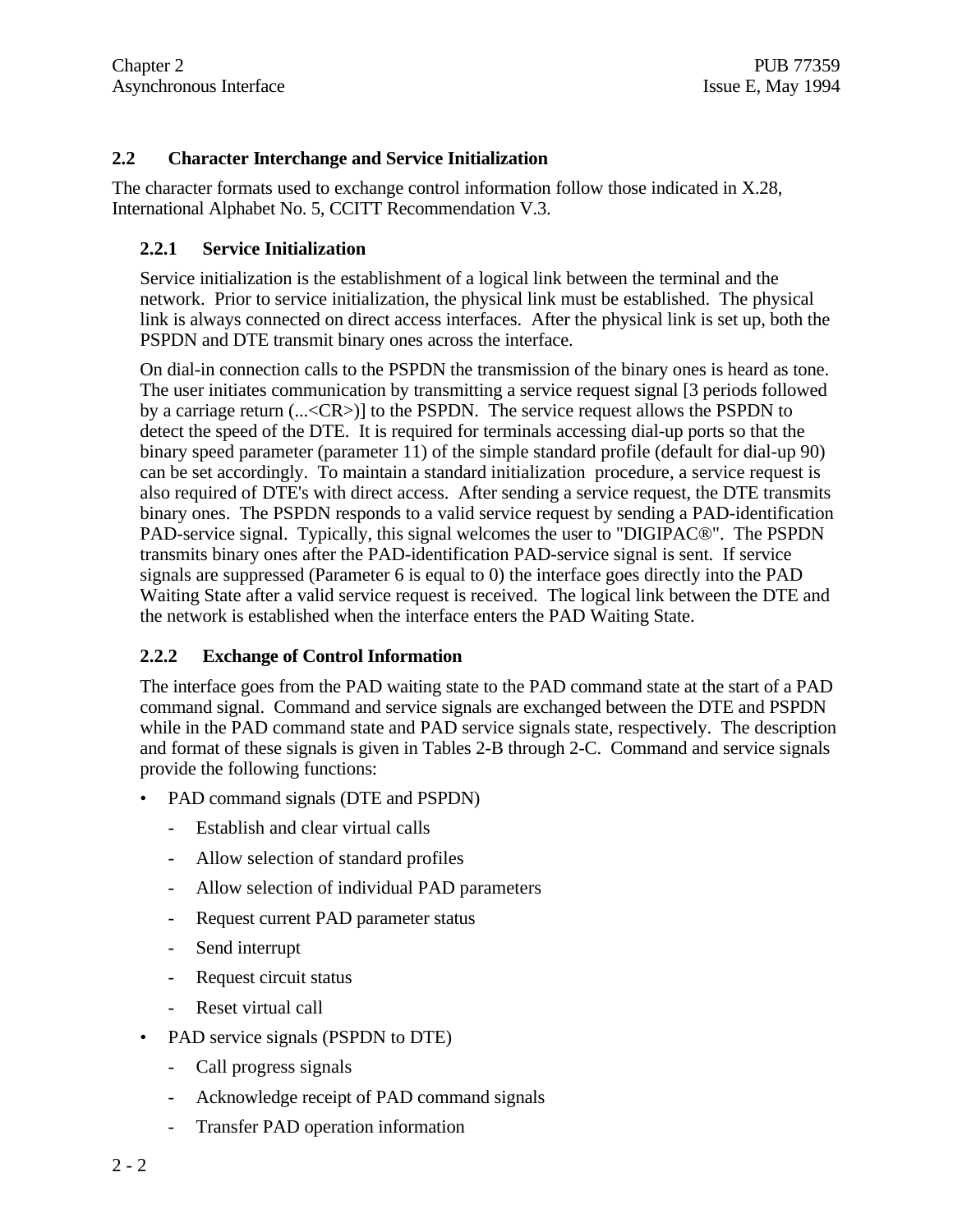## 2.2 Character Interchange and Service Initialization

The character formats used to exchange control information follow those indicated in X.28, International Alphabet No. 5, CCITT Recommendation V.3.

### 2.2.1 Service Initialization

Service initialization is the establishment of a logical link between the terminal and the network. Prior to service initialization, the physical link must be established. The physical link is always connected on direct access interfaces. After the physical link is set up, both the PSPDN and DTE transmit binary ones across the interface.

On dial-in connection calls to the PSPDN the transmission of the binary ones is heard as tone. The user initiates communication by transmitting a service request signal [3 periods followed by a carriage return (...<CR>)] to the PSPDN. The service request allows the PSPDN to detect the speed of the DTE. It is required for terminals accessing dial-up ports so that the binary speed parameter (parameter 11) of the simple standard profile (default for dial-up 90) can be set accordingly. To maintain a standard initialization procedure, a service request is also required of DTE's with direct access. After sending a service request, the DTE transmits binary ones. The PSPDN responds to a valid service request by sending a PAD-identification PAD-service signal. Typically, this signal welcomes the user to "DIGIPAC®". The PSPDN transmits binary ones after the PAD-identification PAD-service signal is sent. If service signals are suppressed (Parameter 6 is equal to 0) the interface goes directly into the PAD Waiting State after a valid service request is received. The logical link between the DTE and the network is established when the interface enters the PAD Waiting State.

### 2.2.2 Exchange of Control Information

The interface goes from the PAD waiting state to the PAD command state at the start of a PAD command signal. Command and service signals are exchanged between the DTE and PSPDN while in the PAD command state and PAD service signals state, respectively. The description and format of these signals is given in Tables 2-B through 2-C. Command and service signals provide the following functions:

- PAD command signals (DTE and PSPDN)
  - Establish and clear virtual calls
  - Allow selection of standard profiles
  - Allow selection of individual PAD parameters
  - Request current PAD parameter status
  - Send interrupt
  - Request circuit status
  - Reset virtual call
- PAD service signals (PSPDN to DTE)
  - Call progress signals
  - Acknowledge receipt of PAD command signals
  - Transfer PAD operation information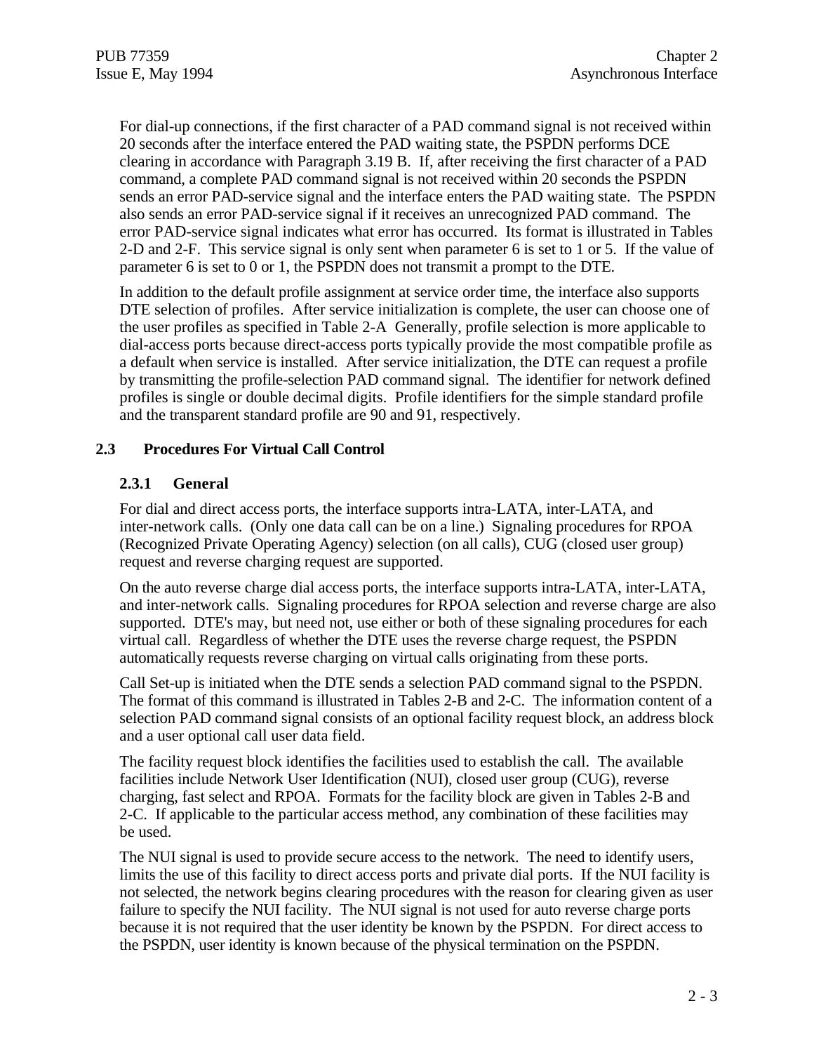For dial-up connections, if the first character of a PAD command signal is not received within 20 seconds after the interface entered the PAD waiting state, the PSPDN performs DCE clearing in accordance with Paragraph 3.19 B. If, after receiving the first character of a PAD command, a complete PAD command signal is not received within 20 seconds the PSPDN sends an error PAD-service signal and the interface enters the PAD waiting state. The PSPDN also sends an error PAD-service signal if it receives an unrecognized PAD command. The error PAD-service signal indicates what error has occurred. Its format is illustrated in Tables 2-D and 2-F. This service signal is only sent when parameter 6 is set to 1 or 5. If the value of parameter 6 is set to 0 or 1, the PSPDN does not transmit a prompt to the DTE.

In addition to the default profile assignment at service order time, the interface also supports DTE selection of profiles. After service initialization is complete, the user can choose one of the user profiles as specified in Table 2-A Generally, profile selection is more applicable to dial-access ports because direct-access ports typically provide the most compatible profile as a default when service is installed. After service initialization, the DTE can request a profile by transmitting the profile-selection PAD command signal. The identifier for network defined profiles is single or double decimal digits. Profile identifiers for the simple standard profile and the transparent standard profile are 90 and 91, respectively.

## 2.3 Procedures For Virtual Call Control

### 2.3.1 General

For dial and direct access ports, the interface supports intra-LATA, inter-LATA, and inter-network calls. (Only one data call can be on a line.) Signaling procedures for RPOA (Recognized Private Operating Agency) selection (on all calls), CUG (closed user group) request and reverse charging request are supported.

On the auto reverse charge dial access ports, the interface supports intra-LATA, inter-LATA, and inter-network calls. Signaling procedures for RPOA selection and reverse charge are also supported. DTE's may, but need not, use either or both of these signaling procedures for each virtual call. Regardless of whether the DTE uses the reverse charge request, the PSPDN automatically requests reverse charging on virtual calls originating from these ports.

Call Set-up is initiated when the DTE sends a selection PAD command signal to the PSPDN. The format of this command is illustrated in Tables 2-B and 2-C. The information content of a selection PAD command signal consists of an optional facility request block, an address block and a user optional call user data field.

The facility request block identifies the facilities used to establish the call. The available facilities include Network User Identification (NUI), closed user group (CUG), reverse charging, fast select and RPOA. Formats for the facility block are given in Tables 2-B and 2-C. If applicable to the particular access method, any combination of these facilities may be used.

The NUI signal is used to provide secure access to the network. The need to identify users, limits the use of this facility to direct access ports and private dial ports. If the NUI facility is not selected, the network begins clearing procedures with the reason for clearing given as user failure to specify the NUI facility. The NUI signal is not used for auto reverse charge ports because it is not required that the user identity be known by the PSPDN. For direct access to the PSPDN, user identity is known because of the physical termination on the PSPDN.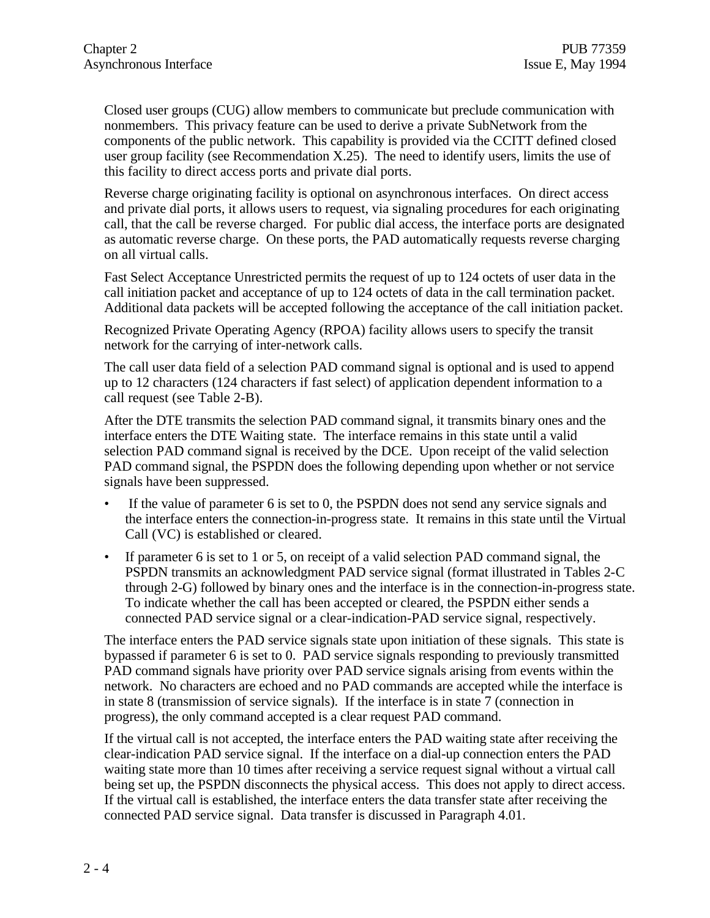Closed user groups (CUG) allow members to communicate but preclude communication with nonmembers. This privacy feature can be used to derive a private SubNetwork from the components of the public network. This capability is provided via the CCITT defined closed user group facility (see Recommendation X.25). The need to identify users, limits the use of this facility to direct access ports and private dial ports.

Reverse charge originating facility is optional on asynchronous interfaces. On direct access and private dial ports, it allows users to request, via signaling procedures for each originating call, that the call be reverse charged. For public dial access, the interface ports are designated as automatic reverse charge. On these ports, the PAD automatically requests reverse charging on all virtual calls.

Fast Select Acceptance Unrestricted permits the request of up to 124 octets of user data in the call initiation packet and acceptance of up to 124 octets of data in the call termination packet. Additional data packets will be accepted following the acceptance of the call initiation packet.

Recognized Private Operating Agency (RPOA) facility allows users to specify the transit network for the carrying of inter-network calls.

The call user data field of a selection PAD command signal is optional and is used to append up to 12 characters (124 characters if fast select) of application dependent information to a call request (see Table 2-B).

After the DTE transmits the selection PAD command signal, it transmits binary ones and the interface enters the DTE Waiting state. The interface remains in this state until a valid selection PAD command signal is received by the DCE. Upon receipt of the valid selection PAD command signal, the PSPDN does the following depending upon whether or not service signals have been suppressed.

- If the value of parameter 6 is set to 0, the PSPDN does not send any service signals and the interface enters the connection-in-progress state. It remains in this state until the Virtual Call (VC) is established or cleared.
- If parameter 6 is set to 1 or 5, on receipt of a valid selection PAD command signal, the PSPDN transmits an acknowledgment PAD service signal (format illustrated in Tables 2-C through 2-G) followed by binary ones and the interface is in the connection-in-progress state. To indicate whether the call has been accepted or cleared, the PSPDN either sends a connected PAD service signal or a clear-indication-PAD service signal, respectively.

The interface enters the PAD service signals state upon initiation of these signals. This state is bypassed if parameter 6 is set to 0. PAD service signals responding to previously transmitted PAD command signals have priority over PAD service signals arising from events within the network. No characters are echoed and no PAD commands are accepted while the interface is in state 8 (transmission of service signals). If the interface is in state 7 (connection in progress), the only command accepted is a clear request PAD command.

If the virtual call is not accepted, the interface enters the PAD waiting state after receiving the clear-indication PAD service signal. If the interface on a dial-up connection enters the PAD waiting state more than 10 times after receiving a service request signal without a virtual call being set up, the PSPDN disconnects the physical access. This does not apply to direct access. If the virtual call is established, the interface enters the data transfer state after receiving the connected PAD service signal. Data transfer is discussed in Paragraph 4.01.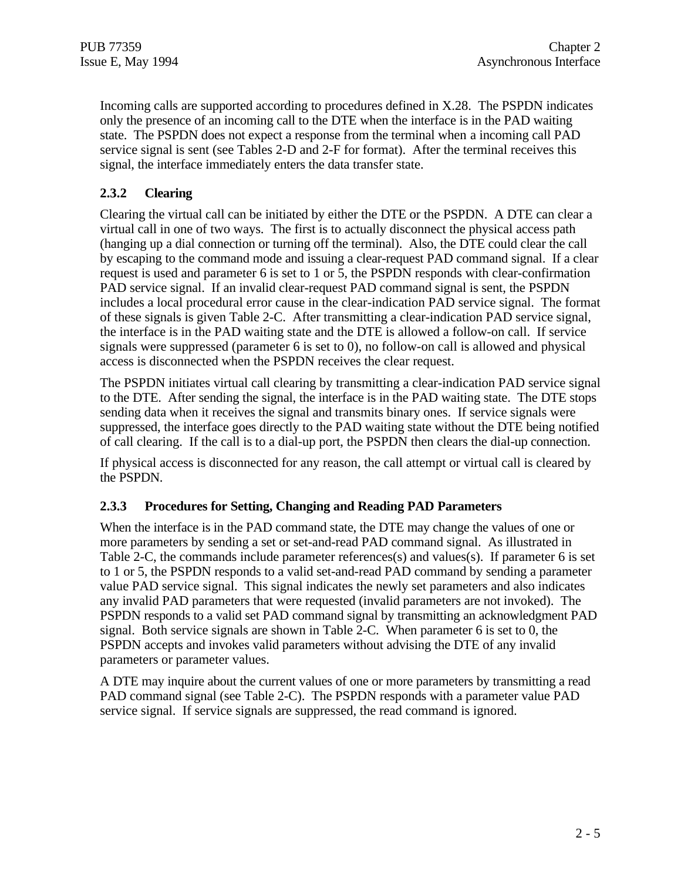Incoming calls are supported according to procedures defined in X.28. The PSPDN indicates only the presence of an incoming call to the DTE when the interface is in the PAD waiting state. The PSPDN does not expect a response from the terminal when a incoming call PAD service signal is sent (see Tables 2-D and 2-F for format). After the terminal receives this signal, the interface immediately enters the data transfer state.

### 2.3.2 Clearing

Clearing the virtual call can be initiated by either the DTE or the PSPDN. A DTE can clear a virtual call in one of two ways. The first is to actually disconnect the physical access path (hanging up a dial connection or turning off the terminal). Also, the DTE could clear the call by escaping to the command mode and issuing a clear-request PAD command signal. If a clear request is used and parameter 6 is set to 1 or 5, the PSPDN responds with clear-confirmation PAD service signal. If an invalid clear-request PAD command signal is sent, the PSPDN includes a local procedural error cause in the clear-indication PAD service signal. The format of these signals is given Table 2-C. After transmitting a clear-indication PAD service signal, the interface is in the PAD waiting state and the DTE is allowed a follow-on call. If service signals were suppressed (parameter 6 is set to 0), no follow-on call is allowed and physical access is disconnected when the PSPDN receives the clear request.

The PSPDN initiates virtual call clearing by transmitting a clear-indication PAD service signal to the DTE. After sending the signal, the interface is in the PAD waiting state. The DTE stops sending data when it receives the signal and transmits binary ones. If service signals were suppressed, the interface goes directly to the PAD waiting state without the DTE being notified of call clearing. If the call is to a dial-up port, the PSPDN then clears the dial-up connection.

If physical access is disconnected for any reason, the call attempt or virtual call is cleared by the PSPDN.

### 2.3.3 Procedures for Setting, Changing and Reading PAD Parameters

When the interface is in the PAD command state, the DTE may change the values of one or more parameters by sending a set or set-and-read PAD command signal. As illustrated in Table 2-C, the commands include parameter references(s) and values(s). If parameter 6 is set to 1 or 5, the PSPDN responds to a valid set-and-read PAD command by sending a parameter value PAD service signal. This signal indicates the newly set parameters and also indicates any invalid PAD parameters that were requested (invalid parameters are not invoked). The PSPDN responds to a valid set PAD command signal by transmitting an acknowledgment PAD signal. Both service signals are shown in Table 2-C. When parameter 6 is set to 0, the PSPDN accepts and invokes valid parameters without advising the DTE of any invalid parameters or parameter values.

A DTE may inquire about the current values of one or more parameters by transmitting a read PAD command signal (see Table 2-C). The PSPDN responds with a parameter value PAD service signal. If service signals are suppressed, the read command is ignored.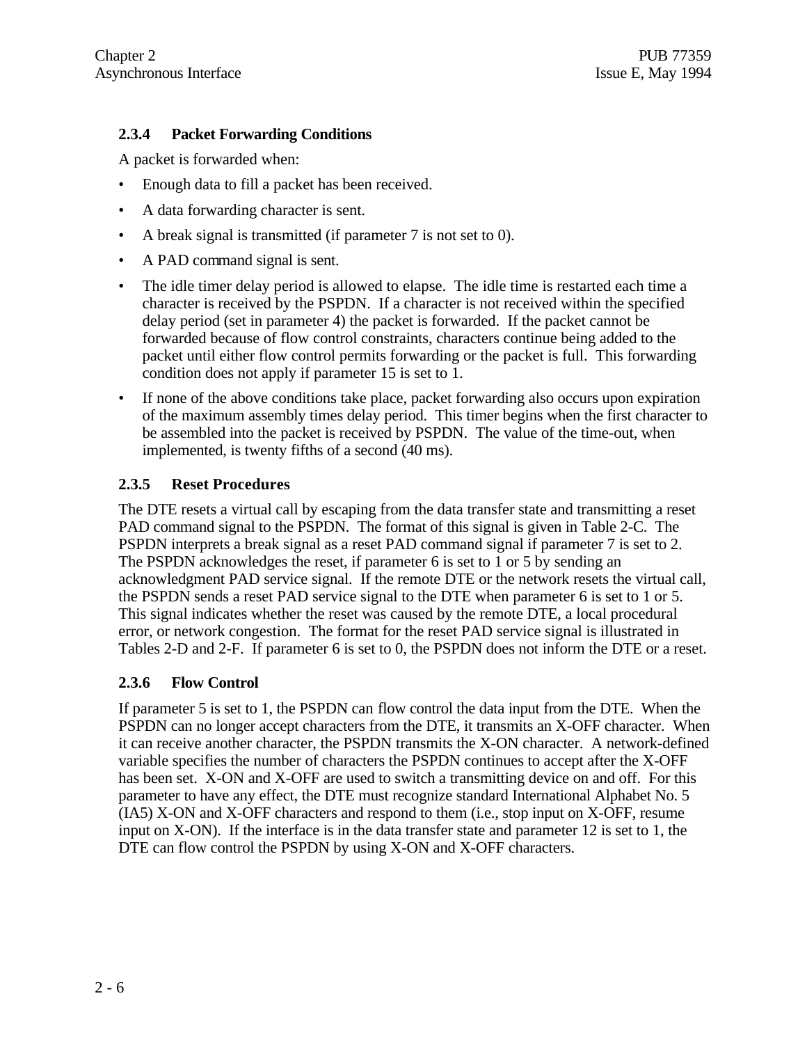### 2.3.4 Packet Forwarding Conditions

A packet is forwarded when:

- Enough data to fill a packet has been received.
- A data forwarding character is sent.
- A break signal is transmitted (if parameter 7 is not set to 0).
- A PAD command signal is sent.
- The idle timer delay period is allowed to elapse. The idle time is restarted each time a character is received by the PSPDN. If a character is not received within the specified delay period (set in parameter 4) the packet is forwarded. If the packet cannot be forwarded because of flow control constraints, characters continue being added to the packet until either flow control permits forwarding or the packet is full. This forwarding condition does not apply if parameter 15 is set to 1.
- If none of the above conditions take place, packet forwarding also occurs upon expiration of the maximum assembly times delay period. This timer begins when the first character to be assembled into the packet is received by PSPDN. The value of the time-out, when implemented, is twenty fifths of a second (40 ms).

### 2.3.5 Reset Procedures

The DTE resets a virtual call by escaping from the data transfer state and transmitting a reset PAD command signal to the PSPDN. The format of this signal is given in Table 2-C. The PSPDN interprets a break signal as a reset PAD command signal if parameter 7 is set to 2. The PSPDN acknowledges the reset, if parameter 6 is set to 1 or 5 by sending an acknowledgment PAD service signal. If the remote DTE or the network resets the virtual call, the PSPDN sends a reset PAD service signal to the DTE when parameter 6 is set to 1 or 5. This signal indicates whether the reset was caused by the remote DTE, a local procedural error, or network congestion. The format for the reset PAD service signal is illustrated in Tables 2-D and 2-F. If parameter 6 is set to 0, the PSPDN does not inform the DTE or a reset.

### 2.3.6 Flow Control

If parameter 5 is set to 1, the PSPDN can flow control the data input from the DTE. When the PSPDN can no longer accept characters from the DTE, it transmits an X-OFF character. When it can receive another character, the PSPDN transmits the X-ON character. A network-defined variable specifies the number of characters the PSPDN continues to accept after the X-OFF has been set. X-ON and X-OFF are used to switch a transmitting device on and off. For this parameter to have any effect, the DTE must recognize standard International Alphabet No. 5 (IA5) X-ON and X-OFF characters and respond to them (i.e., stop input on X-OFF, resume input on X-ON). If the interface is in the data transfer state and parameter 12 is set to 1, the DTE can flow control the PSPDN by using X-ON and X-OFF characters.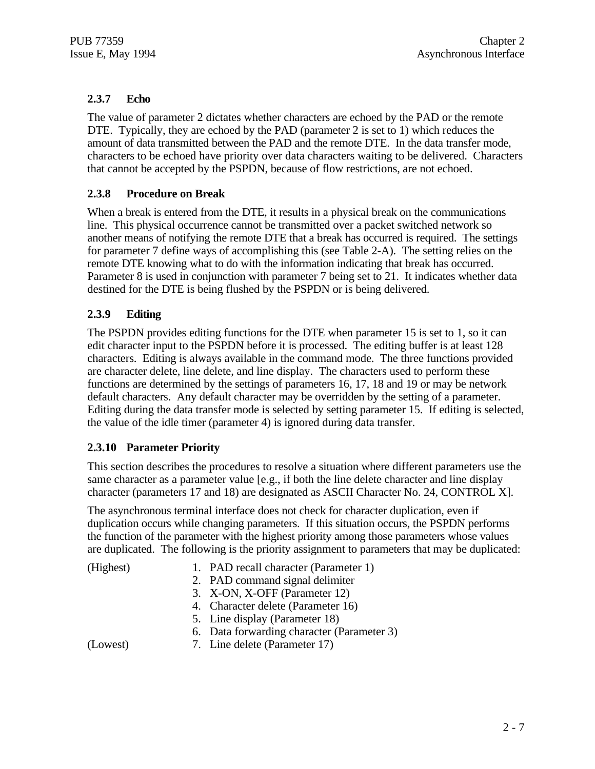### 2.3.7 Echo

The value of parameter 2 dictates whether characters are echoed by the PAD or the remote DTE. Typically, they are echoed by the PAD (parameter 2 is set to 1) which reduces the amount of data transmitted between the PAD and the remote DTE. In the data transfer mode, characters to be echoed have priority over data characters waiting to be delivered. Characters that cannot be accepted by the PSPDN, because of flow restrictions, are not echoed.

### 2.3.8 Procedure on Break

When a break is entered from the DTE, it results in a physical break on the communications line. This physical occurrence cannot be transmitted over a packet switched network so another means of notifying the remote DTE that a break has occurred is required. The settings for parameter 7 define ways of accomplishing this (see Table 2-A). The setting relies on the remote DTE knowing what to do with the information indicating that break has occurred. Parameter 8 is used in conjunction with parameter 7 being set to 21. It indicates whether data destined for the DTE is being flushed by the PSPDN or is being delivered.

### 2.3.9 Editing

The PSPDN provides editing functions for the DTE when parameter 15 is set to 1, so it can edit character input to the PSPDN before it is processed. The editing buffer is at least 128 characters. Editing is always available in the command mode. The three functions provided are character delete, line delete, and line display. The characters used to perform these functions are determined by the settings of parameters 16, 17, 18 and 19 or may be network default characters. Any default character may be overridden by the setting of a parameter. Editing during the data transfer mode is selected by setting parameter 15. If editing is selected, the value of the idle timer (parameter 4) is ignored during data transfer.

### 2.3.10 Parameter Priority

This section describes the procedures to resolve a situation where different parameters use the same character as a parameter value [e.g., if both the line delete character and line display character (parameters 17 and 18) are designated as ASCII Character No. 24, CONTROL X].

The asynchronous terminal interface does not check for character duplication, even if duplication occurs while changing parameters. If this situation occurs, the PSPDN performs the function of the parameter with the highest priority among those parameters whose values are duplicated. The following is the priority assignment to parameters that may be duplicated:

(Highest)

1. PAD recall character (Parameter 1)
2. PAD command signal delimiter
3. X-ON, X-OFF (Parameter 12)
4. Character delete (Parameter 16)
5. Line display (Parameter 18)
6. Data forwarding character (Parameter 3)
7. Line delete (Parameter 17)

(Lowest)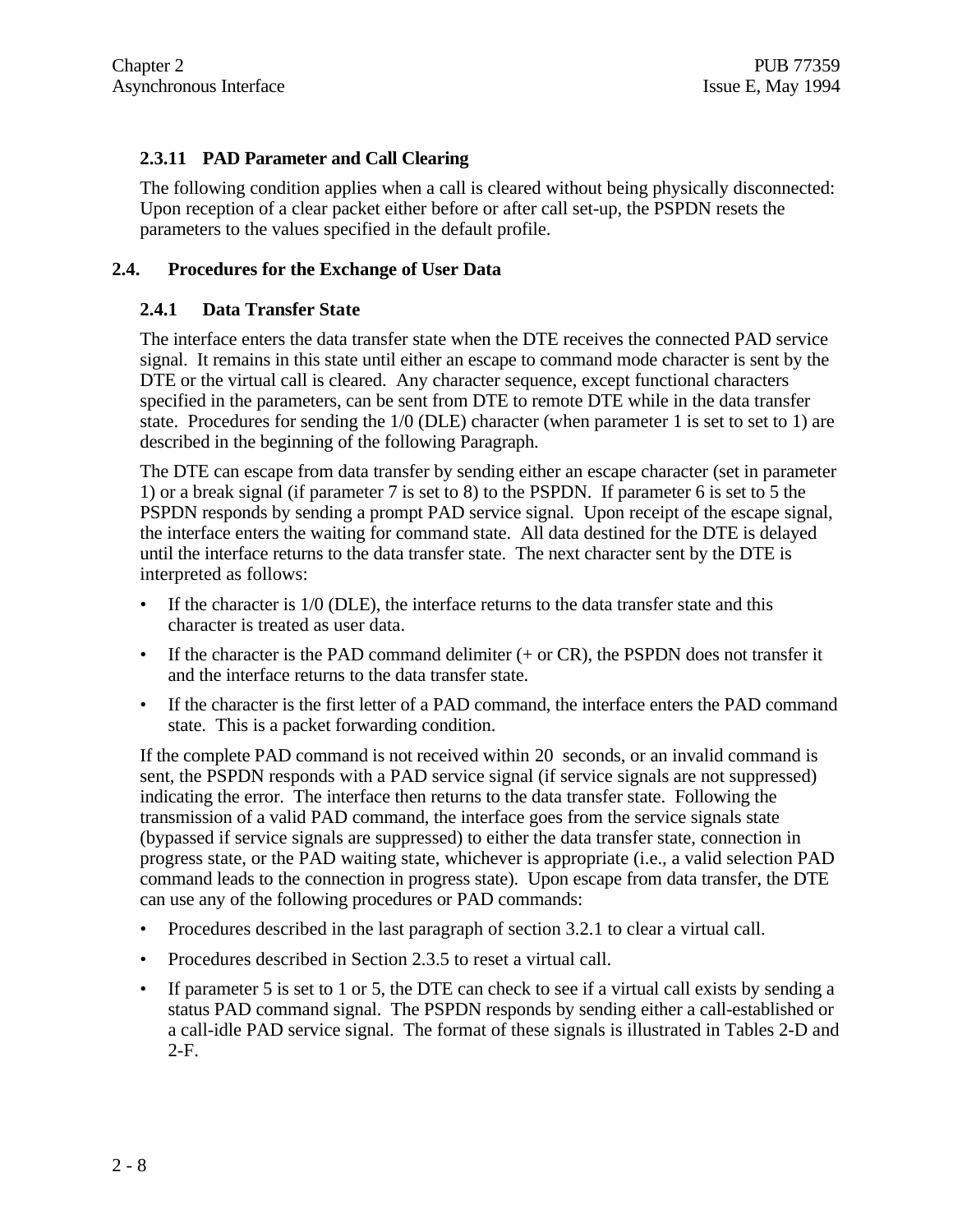### 2.3.11 PAD Parameter and Call Clearing

The following condition applies when a call is cleared without being physically disconnected: Upon reception of a clear packet either before or after call set-up, the PSPDN resets the parameters to the values specified in the default profile.

## 2.4. Procedures for the Exchange of User Data

### 2.4.1 Data Transfer State

The interface enters the data transfer state when the DTE receives the connected PAD service signal. It remains in this state until either an escape to command mode character is sent by the DTE or the virtual call is cleared. Any character sequence, except functional characters specified in the parameters, can be sent from DTE to remote DTE while in the data transfer state. Procedures for sending the 1/0 (DLE) character (when parameter 1 is set to set to 1) are described in the beginning of the following Paragraph.

The DTE can escape from data transfer by sending either an escape character (set in parameter 1) or a break signal (if parameter 7 is set to 8) to the PSPDN. If parameter 6 is set to 5 the PSPDN responds by sending a prompt PAD service signal. Upon receipt of the escape signal, the interface enters the waiting for command state. All data destined for the DTE is delayed until the interface returns to the data transfer state. The next character sent by the DTE is interpreted as follows:

- If the character is 1/0 (DLE), the interface returns to the data transfer state and this character is treated as user data.
- If the character is the PAD command delimiter (+ or CR), the PSPDN does not transfer it and the interface returns to the data transfer state.
- If the character is the first letter of a PAD command, the interface enters the PAD command state. This is a packet forwarding condition.

If the complete PAD command is not received within 20 seconds, or an invalid command is sent, the PSPDN responds with a PAD service signal (if service signals are not suppressed) indicating the error. The interface then returns to the data transfer state. Following the transmission of a valid PAD command, the interface goes from the service signals state (bypassed if service signals are suppressed) to either the data transfer state, connection in progress state, or the PAD waiting state, whichever is appropriate (i.e., a valid selection PAD command leads to the connection in progress state). Upon escape from data transfer, the DTE can use any of the following procedures or PAD commands:

- Procedures described in the last paragraph of section 3.2.1 to clear a virtual call.
- Procedures described in Section 2.3.5 to reset a virtual call.
- If parameter 5 is set to 1 or 5, the DTE can check to see if a virtual call exists by sending a status PAD command signal. The PSPDN responds by sending either a call-established or a call-idle PAD service signal. The format of these signals is illustrated in Tables 2-D and 2-F.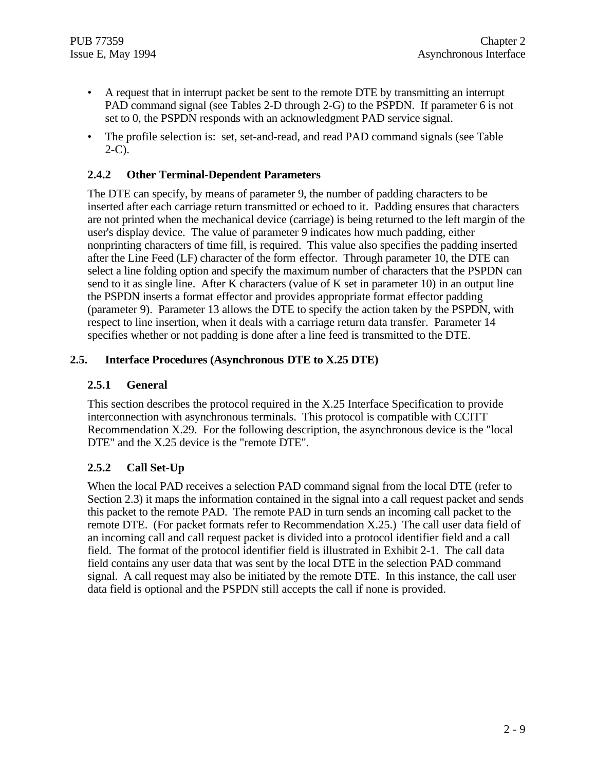- A request that in interrupt packet be sent to the remote DTE by transmitting an interrupt PAD command signal (see Tables 2-D through 2-G) to the PSPDN. If parameter 6 is not set to 0, the PSPDN responds with an acknowledgment PAD service signal.
- The profile selection is: set, set-and-read, and read PAD command signals (see Table 2-C).

### 2.4.2 Other Terminal-Dependent Parameters

The DTE can specify, by means of parameter 9, the number of padding characters to be inserted after each carriage return transmitted or echoed to it. Padding ensures that characters are not printed when the mechanical device (carriage) is being returned to the left margin of the user's display device. The value of parameter 9 indicates how much padding, either nonprinting characters of time fill, is required. This value also specifies the padding inserted after the Line Feed (LF) character of the form effector. Through parameter 10, the DTE can select a line folding option and specify the maximum number of characters that the PSPDN can send to it as single line. After K characters (value of K set in parameter 10) in an output line the PSPDN inserts a format effector and provides appropriate format effector padding (parameter 9). Parameter 13 allows the DTE to specify the action taken by the PSPDN, with respect to line insertion, when it deals with a carriage return data transfer. Parameter 14 specifies whether or not padding is done after a line feed is transmitted to the DTE.

## 2.5. Interface Procedures (Asynchronous DTE to X.25 DTE)

### 2.5.1 General

This section describes the protocol required in the X.25 Interface Specification to provide interconnection with asynchronous terminals. This protocol is compatible with CCITT Recommendation X.29. For the following description, the asynchronous device is the "local DTE" and the X.25 device is the "remote DTE".

### 2.5.2 Call Set-Up

When the local PAD receives a selection PAD command signal from the local DTE (refer to Section 2.3) it maps the information contained in the signal into a call request packet and sends this packet to the remote PAD. The remote PAD in turn sends an incoming call packet to the remote DTE. (For packet formats refer to Recommendation X.25.) The call user data field of an incoming call and call request packet is divided into a protocol identifier field and a call field. The format of the protocol identifier field is illustrated in Exhibit 2-1. The call data field contains any user data that was sent by the local DTE in the selection PAD command signal. A call request may also be initiated by the remote DTE. In this instance, the call user data field is optional and the PSPDN still accepts the call if none is provided.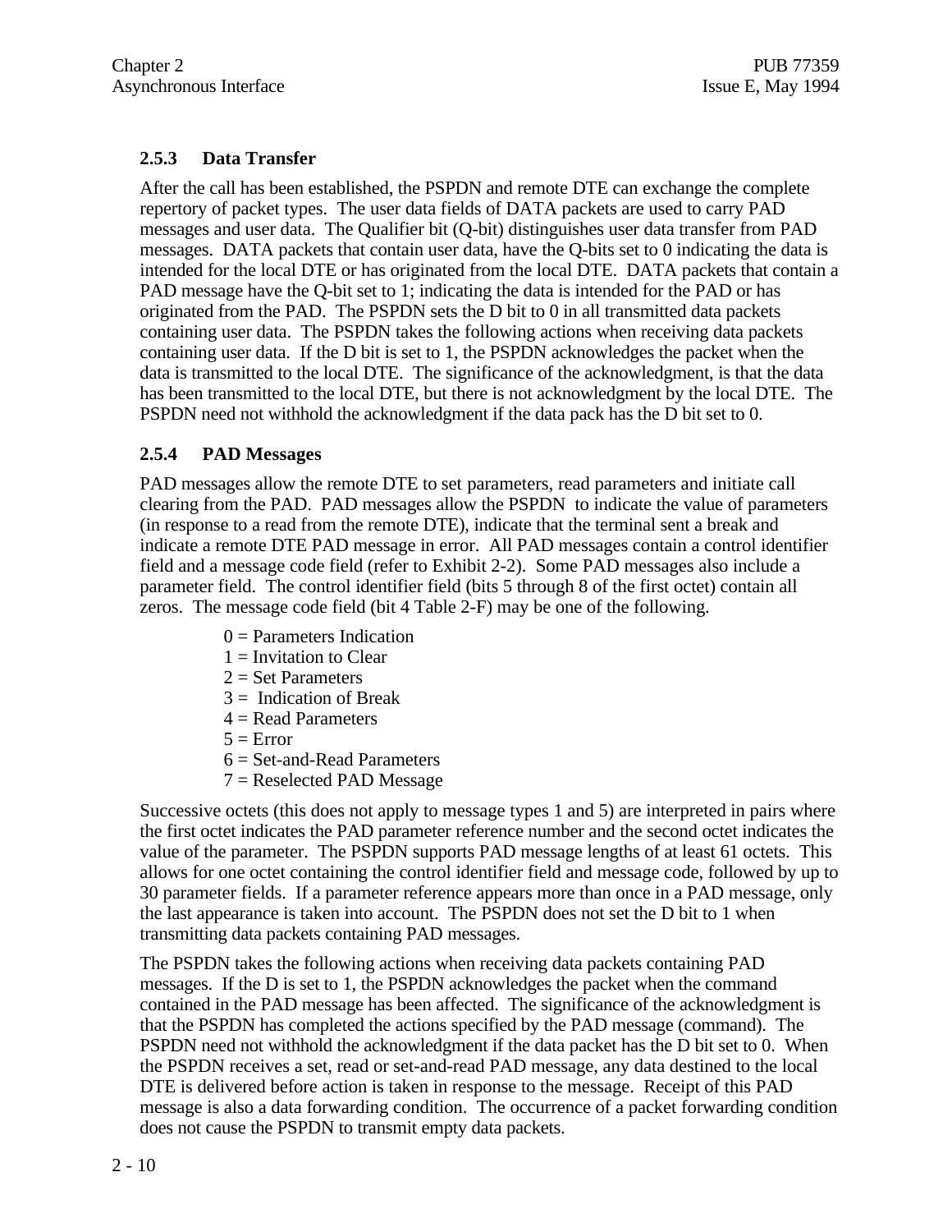### 2.5.3 Data Transfer

After the call has been established, the PSPDN and remote DTE can exchange the complete repertory of packet types. The user data fields of DATA packets are used to carry PAD messages and user data. The Qualifier bit (Q-bit) distinguishes user data transfer from PAD messages. DATA packets that contain user data, have the Q-bits set to 0 indicating the data is intended for the local DTE or has originated from the local DTE. DATA packets that contain a PAD message have the Q-bit set to 1; indicating the data is intended for the PAD or has originated from the PAD. The PSPDN sets the D bit to 0 in all transmitted data packets containing user data. The PSPDN takes the following actions when receiving data packets containing user data. If the D bit is set to 1, the PSPDN acknowledges the packet when the data is transmitted to the local DTE. The significance of the acknowledgment, is that the data has been transmitted to the local DTE, but there is not acknowledgment by the local DTE. The PSPDN need not withhold the acknowledgment if the data pack has the D bit set to 0.

### 2.5.4 PAD Messages

PAD messages allow the remote DTE to set parameters, read parameters and initiate call clearing from the PAD. PAD messages allow the PSPDN to indicate the value of parameters (in response to a read from the remote DTE), indicate that the terminal sent a break and indicate a remote DTE PAD message in error. All PAD messages contain a control identifier field and a message code field (refer to Exhibit 2-2). Some PAD messages also include a parameter field. The control identifier field (bits 5 through 8 of the first octet) contain all zeros. The message code field (bit 4 Table 2-F) may be one of the following.

- 0 = Parameters Indication
- 1 = Invitation to Clear
- 2 = Set Parameters
- 3 = Indication of Break
- 4 = Read Parameters
- 5 = Error
- 6 = Set-and-Read Parameters
- 7 = Reselected PAD Message

Successive octets (this does not apply to message types 1 and 5) are interpreted in pairs where the first octet indicates the PAD parameter reference number and the second octet indicates the value of the parameter. The PSPDN supports PAD message lengths of at least 61 octets. This allows for one octet containing the control identifier field and message code, followed by up to 30 parameter fields. If a parameter reference appears more than once in a PAD message, only the last appearance is taken into account. The PSPDN does not set the D bit to 1 when transmitting data packets containing PAD messages.

The PSPDN takes the following actions when receiving data packets containing PAD messages. If the D is set to 1, the PSPDN acknowledges the packet when the command contained in the PAD message has been affected. The significance of the acknowledgment is that the PSPDN has completed the actions specified by the PAD message (command). The PSPDN need not withhold the acknowledgment if the data packet has the D bit set to 0. When the PSPDN receives a set, read or set-and-read PAD message, any data destined to the local DTE is delivered before action is taken in response to the message. Receipt of this PAD message is also a data forwarding condition. The occurrence of a packet forwarding condition does not cause the PSPDN to transmit empty data packets.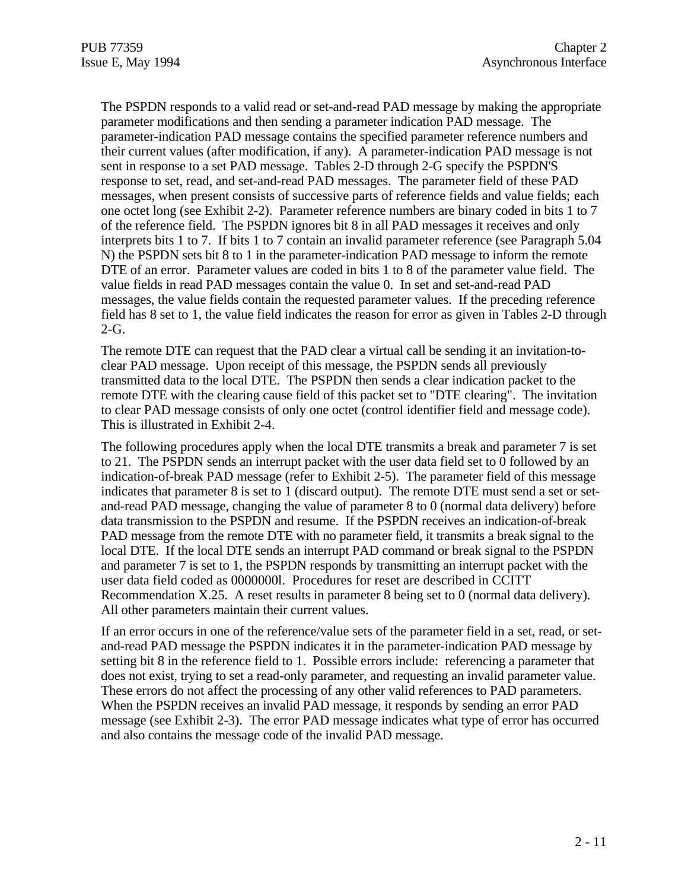The PSPDN responds to a valid read or set-and-read PAD message by making the appropriate parameter modifications and then sending a parameter indication PAD message. The parameter-indication PAD message contains the specified parameter reference numbers and their current values (after modification, if any). A parameter-indication PAD message is not sent in response to a set PAD message. Tables 2-D through 2-G specify the PSPDN'S response to set, read, and set-and-read PAD messages. The parameter field of these PAD messages, when present consists of successive parts of reference fields and value fields; each one octet long (see Exhibit 2-2). Parameter reference numbers are binary coded in bits 1 to 7 of the reference field. The PSPDN ignores bit 8 in all PAD messages it receives and only interprets bits 1 to 7. If bits 1 to 7 contain an invalid parameter reference (see Paragraph 5.04 N) the PSPDN sets bit 8 to 1 in the parameter-indication PAD message to inform the remote DTE of an error. Parameter values are coded in bits 1 to 8 of the parameter value field. The value fields in read PAD messages contain the value 0. In set and set-and-read PAD messages, the value fields contain the requested parameter values. If the preceding reference field has 8 set to 1, the value field indicates the reason for error as given in Tables 2-D through 2-G.

The remote DTE can request that the PAD clear a virtual call be sending it an invitation-to-clear PAD message. Upon receipt of this message, the PSPDN sends all previously transmitted data to the local DTE. The PSPDN then sends a clear indication packet to the remote DTE with the clearing cause field of this packet set to "DTE clearing". The invitation to clear PAD message consists of only one octet (control identifier field and message code). This is illustrated in Exhibit 2-4.

The following procedures apply when the local DTE transmits a break and parameter 7 is set to 21. The PSPDN sends an interrupt packet with the user data field set to 0 followed by an indication-of-break PAD message (refer to Exhibit 2-5). The parameter field of this message indicates that parameter 8 is set to 1 (discard output). The remote DTE must send a set or set-and-read PAD message, changing the value of parameter 8 to 0 (normal data delivery) before data transmission to the PSPDN and resume. If the PSPDN receives an indication-of-break PAD message from the remote DTE with no parameter field, it transmits a break signal to the local DTE. If the local DTE sends an interrupt PAD command or break signal to the PSPDN and parameter 7 is set to 1, the PSPDN responds by transmitting an interrupt packet with the user data field coded as 0000000l. Procedures for reset are described in CCITT Recommendation X.25. A reset results in parameter 8 being set to 0 (normal data delivery). All other parameters maintain their current values.

If an error occurs in one of the reference/value sets of the parameter field in a set, read, or set-and-read PAD message the PSPDN indicates it in the parameter-indication PAD message by setting bit 8 in the reference field to 1. Possible errors include: referencing a parameter that does not exist, trying to set a read-only parameter, and requesting an invalid parameter value. These errors do not affect the processing of any other valid references to PAD parameters. When the PSPDN receives an invalid PAD message, it responds by sending an error PAD message (see Exhibit 2-3). The error PAD message indicates what type of error has occurred and also contains the message code of the invalid PAD message.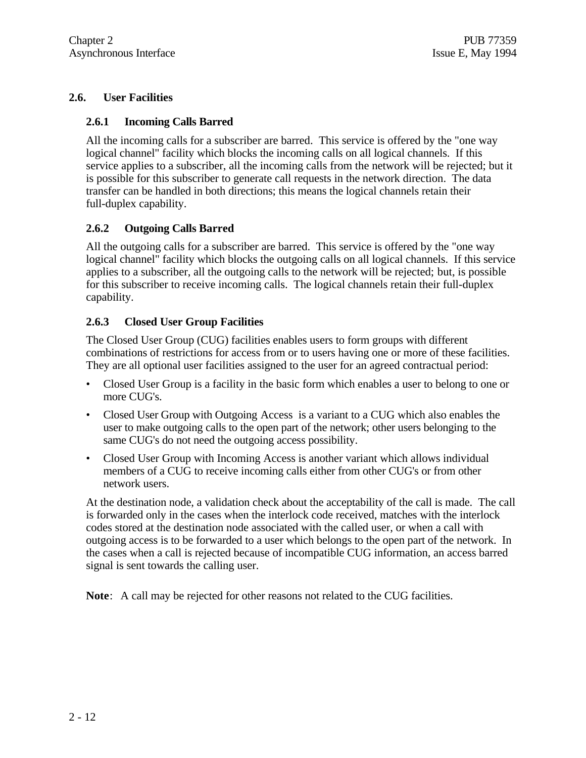## 2.6. User Facilities

### 2.6.1 Incoming Calls Barred

All the incoming calls for a subscriber are barred. This service is offered by the "one way logical channel" facility which blocks the incoming calls on all logical channels. If this service applies to a subscriber, all the incoming calls from the network will be rejected; but it is possible for this subscriber to generate call requests in the network direction. The data transfer can be handled in both directions; this means the logical channels retain their full-duplex capability.

### 2.6.2 Outgoing Calls Barred

All the outgoing calls for a subscriber are barred. This service is offered by the "one way logical channel" facility which blocks the outgoing calls on all logical channels. If this service applies to a subscriber, all the outgoing calls to the network will be rejected; but, is possible for this subscriber to receive incoming calls. The logical channels retain their full-duplex capability.

### 2.6.3 Closed User Group Facilities

The Closed User Group (CUG) facilities enables users to form groups with different combinations of restrictions for access from or to users having one or more of these facilities. They are all optional user facilities assigned to the user for an agreed contractual period:

- Closed User Group is a facility in the basic form which enables a user to belong to one or more CUG's.
- Closed User Group with Outgoing Access is a variant to a CUG which also enables the user to make outgoing calls to the open part of the network; other users belonging to the same CUG's do not need the outgoing access possibility.
- Closed User Group with Incoming Access is another variant which allows individual members of a CUG to receive incoming calls either from other CUG's or from other network users.

At the destination node, a validation check about the acceptability of the call is made. The call is forwarded only in the cases when the interlock code received, matches with the interlock codes stored at the destination node associated with the called user, or when a call with outgoing access is to be forwarded to a user which belongs to the open part of the network. In the cases when a call is rejected because of incompatible CUG information, an access barred signal is sent towards the calling user.

**Note**: A call may be rejected for other reasons not related to the CUG facilities.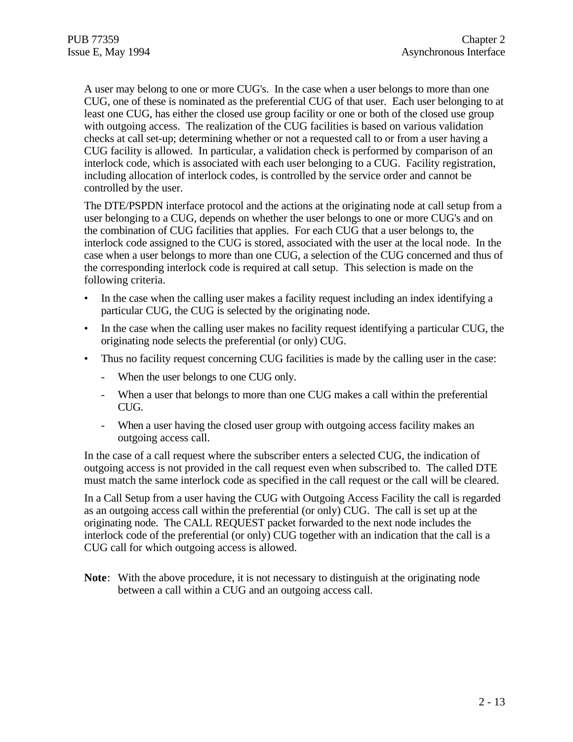A user may belong to one or more CUG's. In the case when a user belongs to more than one CUG, one of these is nominated as the preferential CUG of that user. Each user belonging to at least one CUG, has either the closed use group facility or one or both of the closed use group with outgoing access. The realization of the CUG facilities is based on various validation checks at call set-up; determining whether or not a requested call to or from a user having a CUG facility is allowed. In particular, a validation check is performed by comparison of an interlock code, which is associated with each user belonging to a CUG. Facility registration, including allocation of interlock codes, is controlled by the service order and cannot be controlled by the user.

The DTE/PSPDN interface protocol and the actions at the originating node at call setup from a user belonging to a CUG, depends on whether the user belongs to one or more CUG's and on the combination of CUG facilities that applies. For each CUG that a user belongs to, the interlock code assigned to the CUG is stored, associated with the user at the local node. In the case when a user belongs to more than one CUG, a selection of the CUG concerned and thus of the corresponding interlock code is required at call setup. This selection is made on the following criteria.

- In the case when the calling user makes a facility request including an index identifying a particular CUG, the CUG is selected by the originating node.
- In the case when the calling user makes no facility request identifying a particular CUG, the originating node selects the preferential (or only) CUG.
- Thus no facility request concerning CUG facilities is made by the calling user in the case:
  - When the user belongs to one CUG only.
  - When a user that belongs to more than one CUG makes a call within the preferential CUG.
  - When a user having the closed user group with outgoing access facility makes an outgoing access call.

In the case of a call request where the subscriber enters a selected CUG, the indication of outgoing access is not provided in the call request even when subscribed to. The called DTE must match the same interlock code as specified in the call request or the call will be cleared.

In a Call Setup from a user having the CUG with Outgoing Access Facility the call is regarded as an outgoing access call within the preferential (or only) CUG. The call is set up at the originating node. The CALL REQUEST packet forwarded to the next node includes the interlock code of the preferential (or only) CUG together with an indication that the call is a CUG call for which outgoing access is allowed.

**Note**: With the above procedure, it is not necessary to distinguish at the originating node between a call within a CUG and an outgoing access call.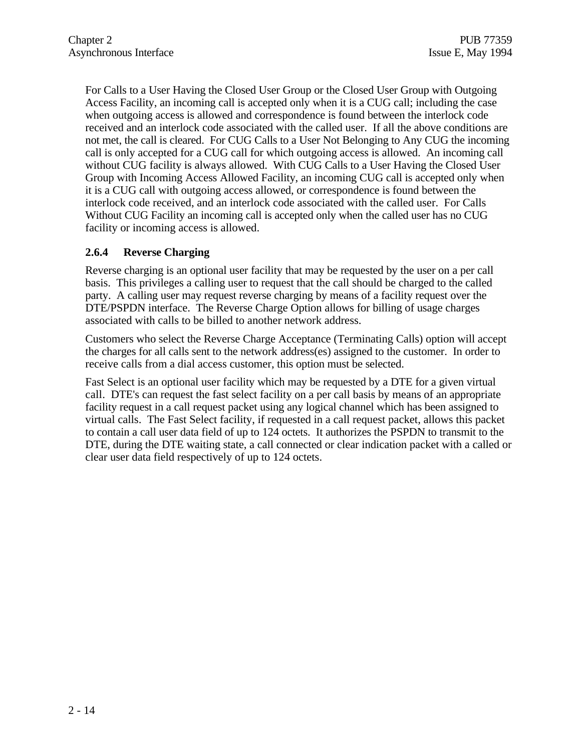For Calls to a User Having the Closed User Group or the Closed User Group with Outgoing Access Facility, an incoming call is accepted only when it is a CUG call; including the case when outgoing access is allowed and correspondence is found between the interlock code received and an interlock code associated with the called user. If all the above conditions are not met, the call is cleared. For CUG Calls to a User Not Belonging to Any CUG the incoming call is only accepted for a CUG call for which outgoing access is allowed. An incoming call without CUG facility is always allowed. With CUG Calls to a User Having the Closed User Group with Incoming Access Allowed Facility, an incoming CUG call is accepted only when it is a CUG call with outgoing access allowed, or correspondence is found between the interlock code received, and an interlock code associated with the called user. For Calls Without CUG Facility an incoming call is accepted only when the called user has no CUG facility or incoming access is allowed.

### 2.6.4 Reverse Charging

Reverse charging is an optional user facility that may be requested by the user on a per call basis. This privileges a calling user to request that the call should be charged to the called party. A calling user may request reverse charging by means of a facility request over the DTE/PSPDN interface. The Reverse Charge Option allows for billing of usage charges associated with calls to be billed to another network address.

Customers who select the Reverse Charge Acceptance (Terminating Calls) option will accept the charges for all calls sent to the network address(es) assigned to the customer. In order to receive calls from a dial access customer, this option must be selected.

Fast Select is an optional user facility which may be requested by a DTE for a given virtual call. DTE's can request the fast select facility on a per call basis by means of an appropriate facility request in a call request packet using any logical channel which has been assigned to virtual calls. The Fast Select facility, if requested in a call request packet, allows this packet to contain a call user data field of up to 124 octets. It authorizes the PSPDN to transmit to the DTE, during the DTE waiting state, a call connected or clear indication packet with a called or clear user data field respectively of up to 124 octets.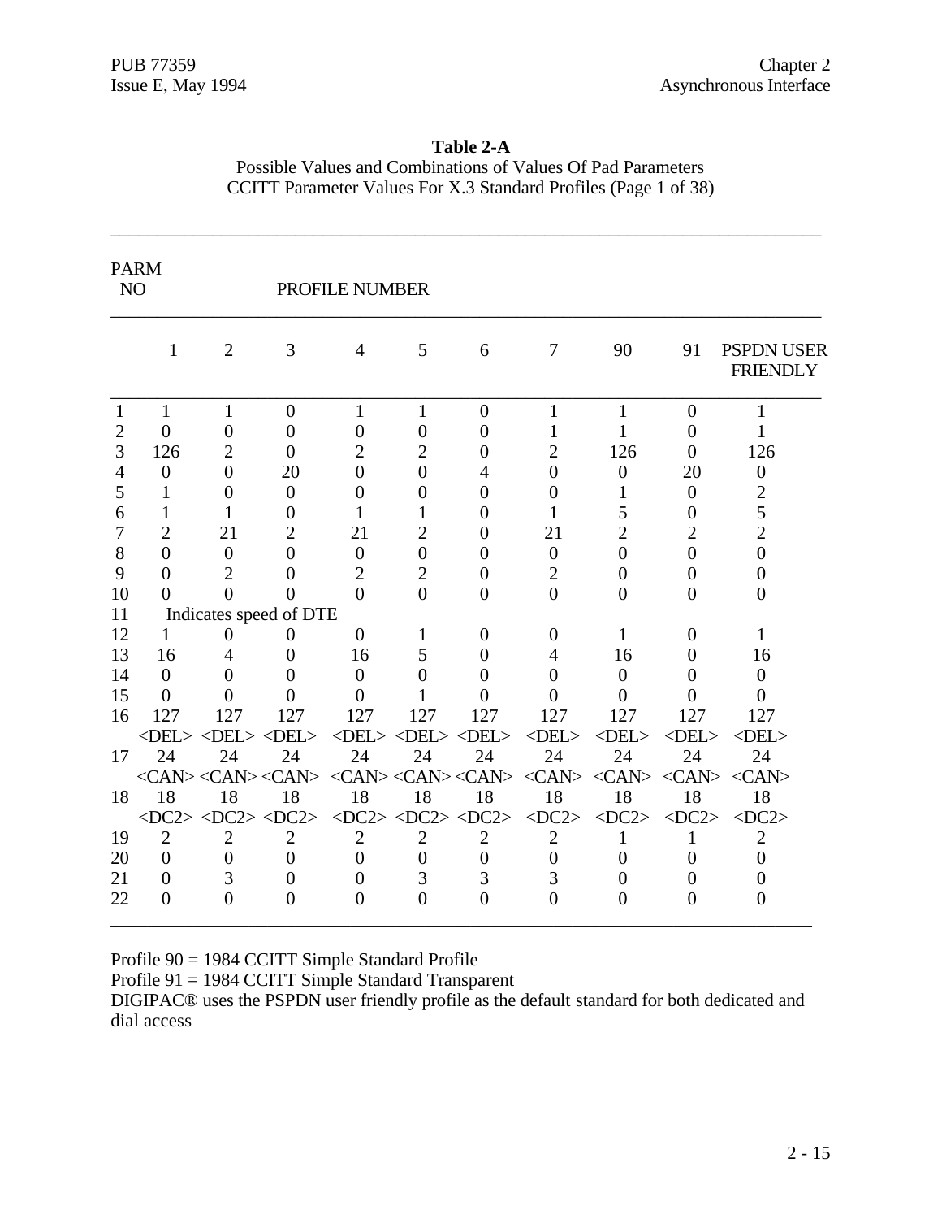**Table 2-A**

Possible Values and Combinations of Values Of Pad Parameters
CCITT Parameter Values For X.3 Standard Profiles (Page 1 of 38)

| PARM NO | PROFILE NUMBER 1 | 2 | 3 | 4 | 5 | 6 | 7 | 90 | 91 | PSPDN USER FRIENDLY |
|---|---|---|---|---|---|---|---|---|---|---|
| 1 | 1 | 1 | 0 | 1 | 1 | 0 | 1 | 1 | 0 | 1 |
| 2 | 0 | 0 | 0 | 0 | 0 | 0 | 1 | 1 | 0 | 1 |
| 3 | 126 | 2 | 0 | 2 | 2 | 0 | 2 | 126 | 0 | 126 |
| 4 | 0 | 0 | 20 | 0 | 0 | 4 | 0 | 0 | 20 | 0 |
| 5 | 1 | 0 | 0 | 0 | 0 | 0 | 0 | 1 | 0 | 2 |
| 6 | 1 | 1 | 0 | 1 | 1 | 0 | 1 | 5 | 0 | 5 |
| 7 | 2 | 21 | 2 | 21 | 2 | 0 | 21 | 2 | 2 | 2 |
| 8 | 0 | 0 | 0 | 0 | 0 | 0 | 0 | 0 | 0 | 0 |
| 9 | 0 | 2 | 0 | 2 | 2 | 0 | 2 | 0 | 0 | 0 |
| 10 | 0 | 0 | 0 | 0 | 0 | 0 | 0 | 0 | 0 | 0 |
| 11 | Indicates speed of DTE | | | | | | | | | |
| 12 | 1 | 0 | 0 | 0 | 1 | 0 | 0 | 1 | 0 | 1 |
| 13 | 16 | 4 | 0 | 16 | 5 | 0 | 4 | 16 | 0 | 16 |
| 14 | 0 | 0 | 0 | 0 | 0 | 0 | 0 | 0 | 0 | 0 |
| 15 | 0 | 0 | 0 | 0 | 1 | 0 | 0 | 0 | 0 | 0 |
| 16 | 127 <DEL> | 127 <DEL> | 127 <DEL> | 127 <DEL> | 127 <DEL> | 127 <DEL> | 127 <DEL> | 127 <DEL> | 127 <DEL> | 127 <DEL> |
| 17 | 24 <CAN> | 24 <CAN> | 24 <CAN> | 24 <CAN> | 24 <CAN> | 24 <CAN> | 24 <CAN> | 24 <CAN> | 24 <CAN> | 24 <CAN> |
| 18 | 18 <DC2> | 18 <DC2> | 18 <DC2> | 18 <DC2> | 18 <DC2> | 18 <DC2> | 18 <DC2> | 18 <DC2> | 18 <DC2> | 18 <DC2> |
| 19 | 2 | 2 | 2 | 2 | 2 | 2 | 2 | 1 | 1 | 2 |
| 20 | 0 | 0 | 0 | 0 | 0 | 0 | 0 | 0 | 0 | 0 |
| 21 | 0 | 3 | 0 | 0 | 3 | 3 | 3 | 0 | 0 | 0 |
| 22 | 0 | 0 | 0 | 0 | 0 | 0 | 0 | 0 | 0 | 0 |

Profile 90 = 1984 CCITT Simple Standard Profile
Profile 91 = 1984 CCITT Simple Standard Transparent
DIGIPAC® uses the PSPDN user friendly profile as the default standard for both dedicated and dial access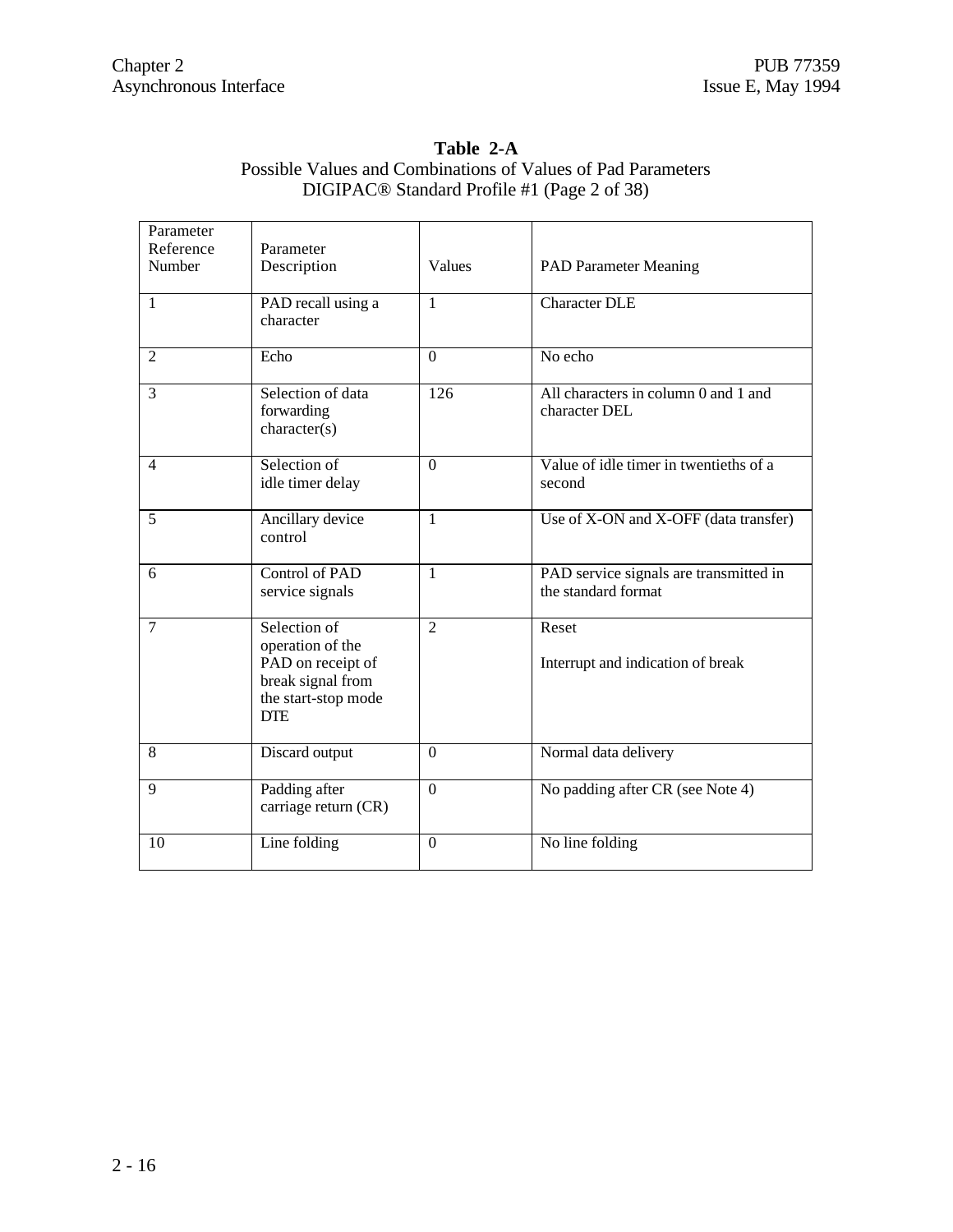**Table 2-A**

Possible Values and Combinations of Values of Pad Parameters
DIGIPAC® Standard Profile #1 (Page 2 of 38)

| Parameter Reference Number | Parameter Description | Values | PAD Parameter Meaning |
|---|---|---|---|
| 1 | PAD recall using a character | 1 | Character DLE |
| 2 | Echo | 0 | No echo |
| 3 | Selection of data forwarding character(s) | 126 | All characters in column 0 and 1 and character DEL |
| 4 | Selection of idle timer delay | 0 | Value of idle timer in twentieths of a second |
| 5 | Ancillary device control | 1 | Use of X-ON and X-OFF (data transfer) |
| 6 | Control of PAD service signals | 1 | PAD service signals are transmitted in the standard format |
| 7 | Selection of operation of the PAD on receipt of break signal from the start-stop mode DTE | 2 | Reset<br><br>Interrupt and indication of break |
| 8 | Discard output | 0 | Normal data delivery |
| 9 | Padding after carriage return (CR) | 0 | No padding after CR (see Note 4) |
| 10 | Line folding | 0 | No line folding |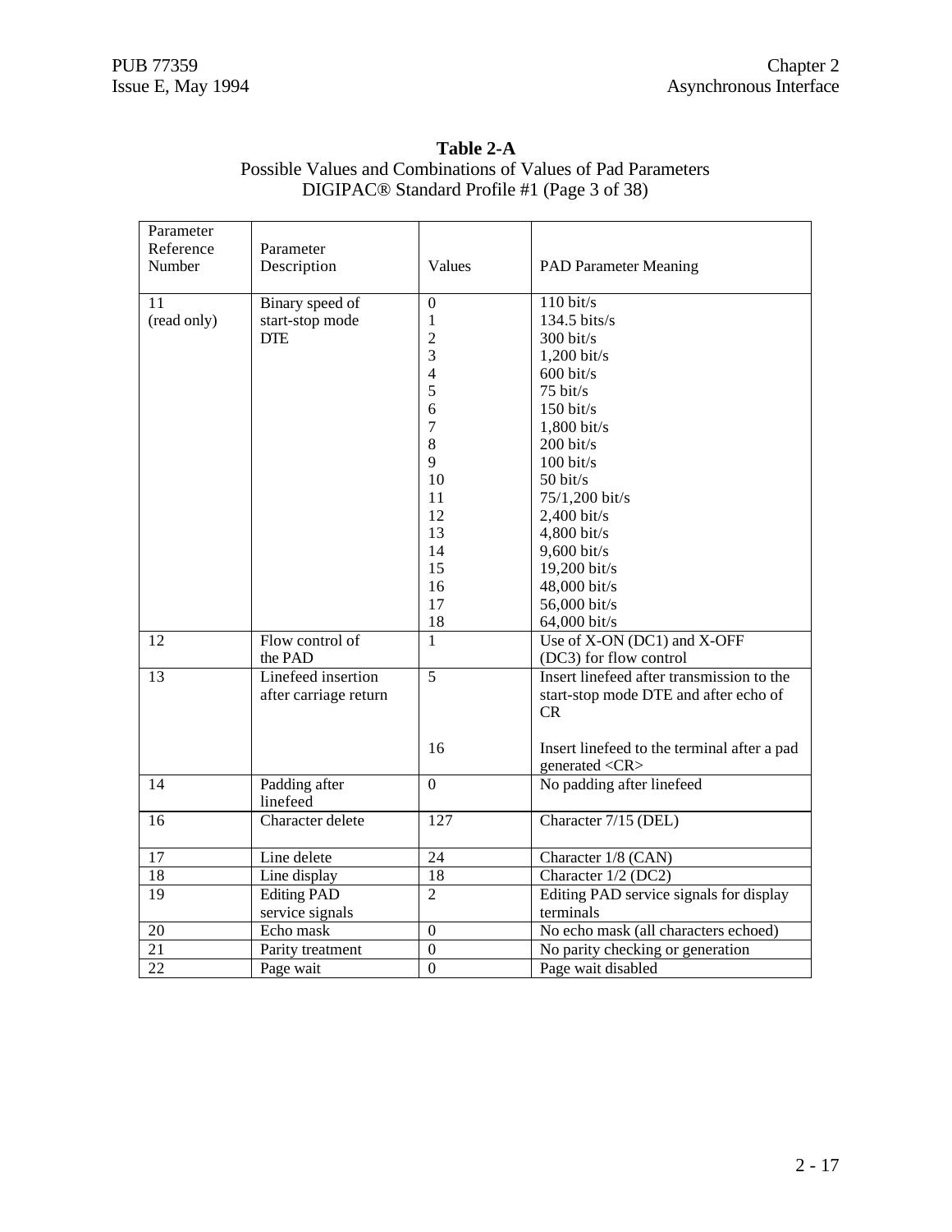**Table 2-A**
Possible Values and Combinations of Values of Pad Parameters
DIGIPAC® Standard Profile #1 (Page 3 of 38)

| Parameter Reference Number | Parameter Description | Values | PAD Parameter Meaning |
|---|---|---|---|
| 11 (read only) | Binary speed of start-stop mode DTE | 0 | 110 bit/s |
| | | 1 | 134.5 bits/s |
| | | 2 | 300 bit/s |
| | | 3 | 1,200 bit/s |
| | | 4 | 600 bit/s |
| | | 5 | 75 bit/s |
| | | 6 | 150 bit/s |
| | | 7 | 1,800 bit/s |
| | | 8 | 200 bit/s |
| | | 9 | 100 bit/s |
| | | 10 | 50 bit/s |
| | | 11 | 75/1,200 bit/s |
| | | 12 | 2,400 bit/s |
| | | 13 | 4,800 bit/s |
| | | 14 | 9,600 bit/s |
| | | 15 | 19,200 bit/s |
| | | 16 | 48,000 bit/s |
| | | 17 | 56,000 bit/s |
| | | 18 | 64,000 bit/s |
| 12 | Flow control of the PAD | 1 | Use of X-ON (DC1) and X-OFF (DC3) for flow control |
| 13 | Linefeed insertion after carriage return | 5 | Insert linefeed after transmission to the start-stop mode DTE and after echo of CR |
| | | 16 | Insert linefeed to the terminal after a pad generated <CR> |
| 14 | Padding after linefeed | 0 | No padding after linefeed |
| 16 | Character delete | 127 | Character 7/15 (DEL) |
| 17 | Line delete | 24 | Character 1/8 (CAN) |
| 18 | Line display | 18 | Character 1/2 (DC2) |
| 19 | Editing PAD service signals | 2 | Editing PAD service signals for display terminals |
| 20 | Echo mask | 0 | No echo mask (all characters echoed) |
| 21 | Parity treatment | 0 | No parity checking or generation |
| 22 | Page wait | 0 | Page wait disabled |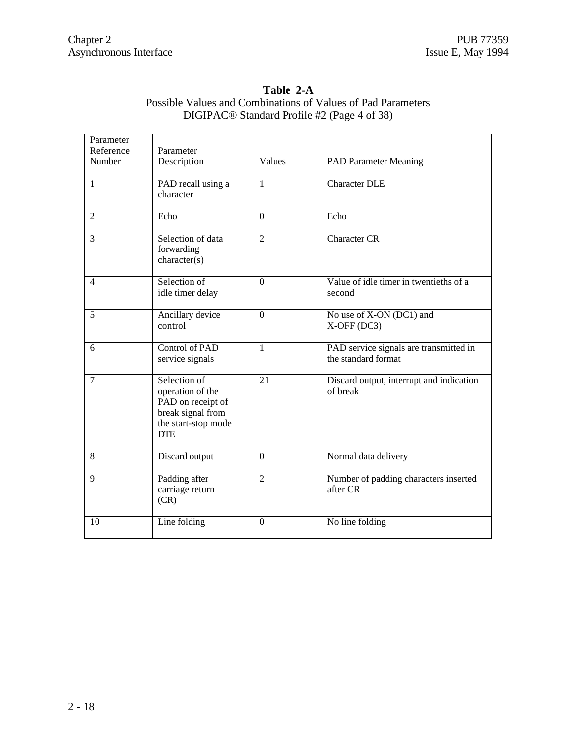**Table 2-A**

Possible Values and Combinations of Values of Pad Parameters
DIGIPAC® Standard Profile #2 (Page 4 of 38)

| Parameter Reference Number | Parameter Description | Values | PAD Parameter Meaning |
|---|---|---|---|
| 1 | PAD recall using a character | 1 | Character DLE |
| 2 | Echo | 0 | Echo |
| 3 | Selection of data forwarding character(s) | 2 | Character CR |
| 4 | Selection of idle timer delay | 0 | Value of idle timer in twentieths of a second |
| 5 | Ancillary device control | 0 | No use of X-ON (DC1) and X-OFF (DC3) |
| 6 | Control of PAD service signals | 1 | PAD service signals are transmitted in the standard format |
| 7 | Selection of operation of the PAD on receipt of break signal from the start-stop mode DTE | 21 | Discard output, interrupt and indication of break |
| 8 | Discard output | 0 | Normal data delivery |
| 9 | Padding after carriage return (CR) | 2 | Number of padding characters inserted after CR |
| 10 | Line folding | 0 | No line folding |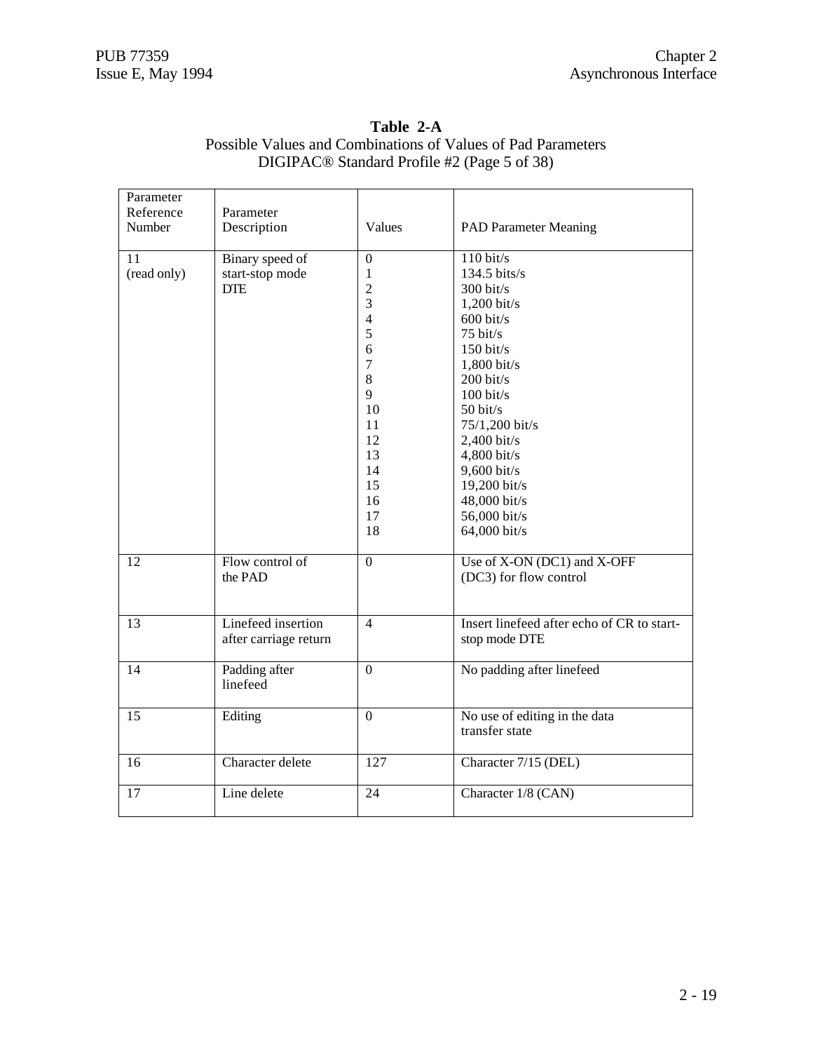**Table 2-A**
Possible Values and Combinations of Values of Pad Parameters
DIGIPAC® Standard Profile #2 (Page 5 of 38)

| Parameter Reference Number | Parameter Description | Values | PAD Parameter Meaning |
|---|---|---|---|
| 11 (read only) | Binary speed of start-stop mode DTE | 0<br>1<br>2<br>3<br>4<br>5<br>6<br>7<br>8<br>9<br>10<br>11<br>12<br>13<br>14<br>15<br>16<br>17<br>18 | 110 bit/s<br>134.5 bits/s<br>300 bit/s<br>1,200 bit/s<br>600 bit/s<br>75 bit/s<br>150 bit/s<br>1,800 bit/s<br>200 bit/s<br>100 bit/s<br>50 bit/s<br>75/1,200 bit/s<br>2,400 bit/s<br>4,800 bit/s<br>9,600 bit/s<br>19,200 bit/s<br>48,000 bit/s<br>56,000 bit/s<br>64,000 bit/s |
| 12 | Flow control of the PAD | 0 | Use of X-ON (DC1) and X-OFF (DC3) for flow control |
| 13 | Linefeed insertion after carriage return | 4 | Insert linefeed after echo of CR to start-stop mode DTE |
| 14 | Padding after linefeed | 0 | No padding after linefeed |
| 15 | Editing | 0 | No use of editing in the data transfer state |
| 16 | Character delete | 127 | Character 7/15 (DEL) |
| 17 | Line delete | 24 | Character 1/8 (CAN) |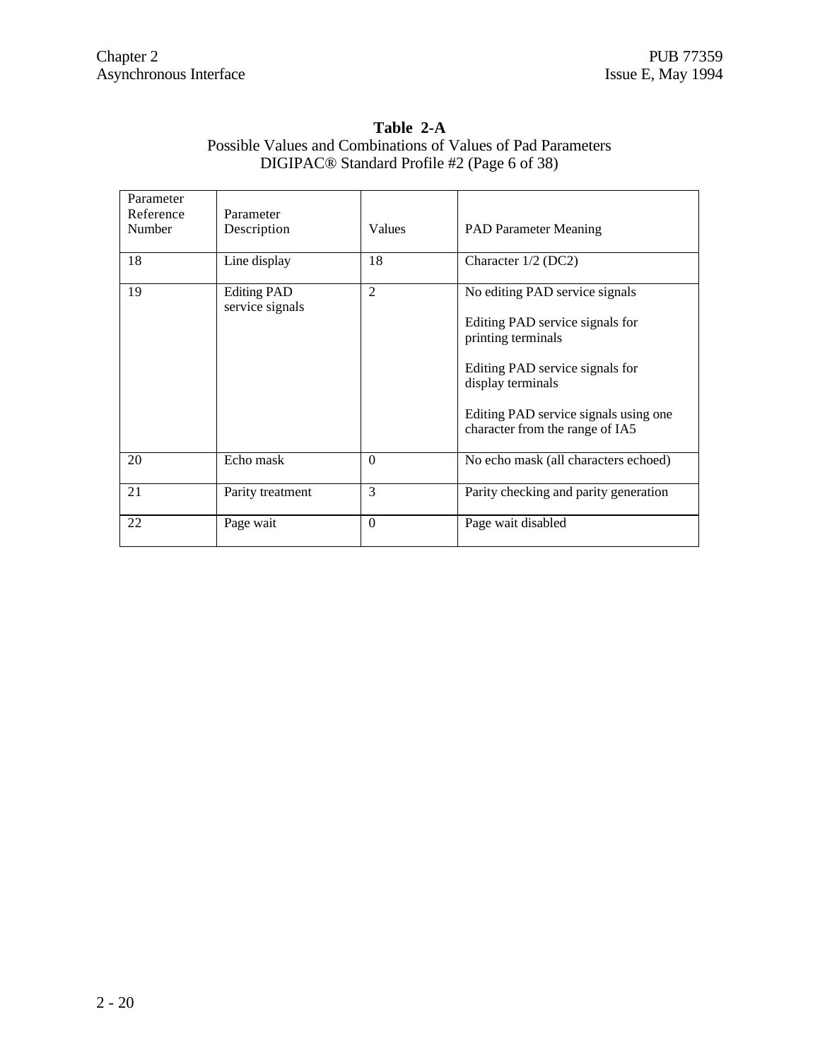**Table 2-A**
Possible Values and Combinations of Values of Pad Parameters
DIGIPAC® Standard Profile #2 (Page 6 of 38)

| Parameter Reference Number | Parameter Description | Values | PAD Parameter Meaning |
|---|---|---|---|
| 18 | Line display | 18 | Character 1/2 (DC2) |
| 19 | Editing PAD service signals | 2 | No editing PAD service signals<br><br>Editing PAD service signals for printing terminals<br><br>Editing PAD service signals for display terminals<br><br>Editing PAD service signals using one character from the range of IA5 |
| 20 | Echo mask | 0 | No echo mask (all characters echoed) |
| 21 | Parity treatment | 3 | Parity checking and parity generation |
| 22 | Page wait | 0 | Page wait disabled |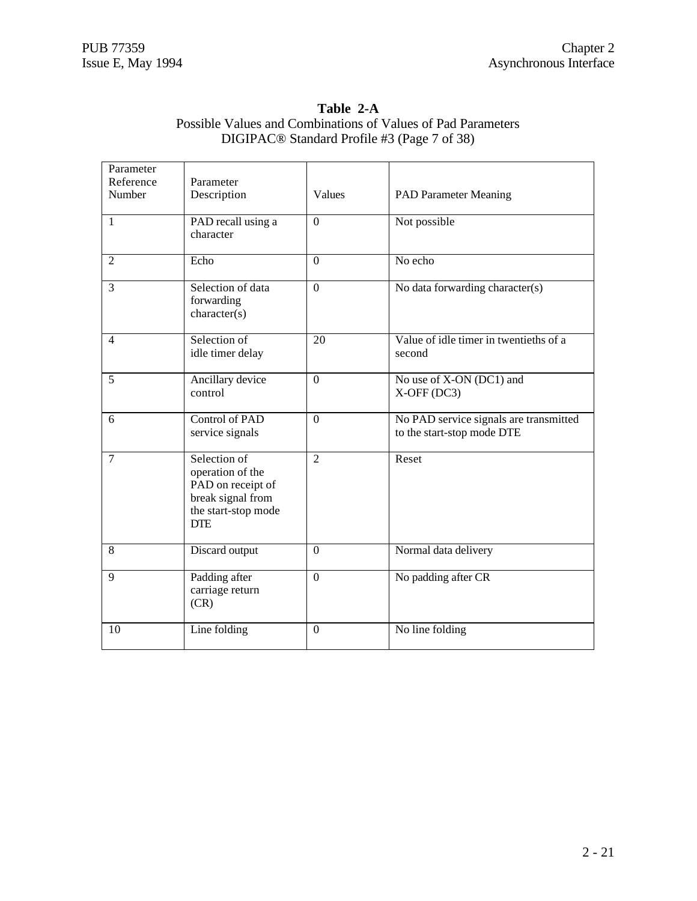**Table 2-A**

Possible Values and Combinations of Values of Pad Parameters
DIGIPAC® Standard Profile #3 (Page 7 of 38)

| Parameter Reference Number | Parameter Description | Values | PAD Parameter Meaning |
|---|---|---|---|
| 1 | PAD recall using a character | 0 | Not possible |
| 2 | Echo | 0 | No echo |
| 3 | Selection of data forwarding character(s) | 0 | No data forwarding character(s) |
| 4 | Selection of idle timer delay | 20 | Value of idle timer in twentieths of a second |
| 5 | Ancillary device control | 0 | No use of X-ON (DC1) and X-OFF (DC3) |
| 6 | Control of PAD service signals | 0 | No PAD service signals are transmitted to the start-stop mode DTE |
| 7 | Selection of operation of the PAD on receipt of break signal from the start-stop mode DTE | 2 | Reset |
| 8 | Discard output | 0 | Normal data delivery |
| 9 | Padding after carriage return (CR) | 0 | No padding after CR |
| 10 | Line folding | 0 | No line folding |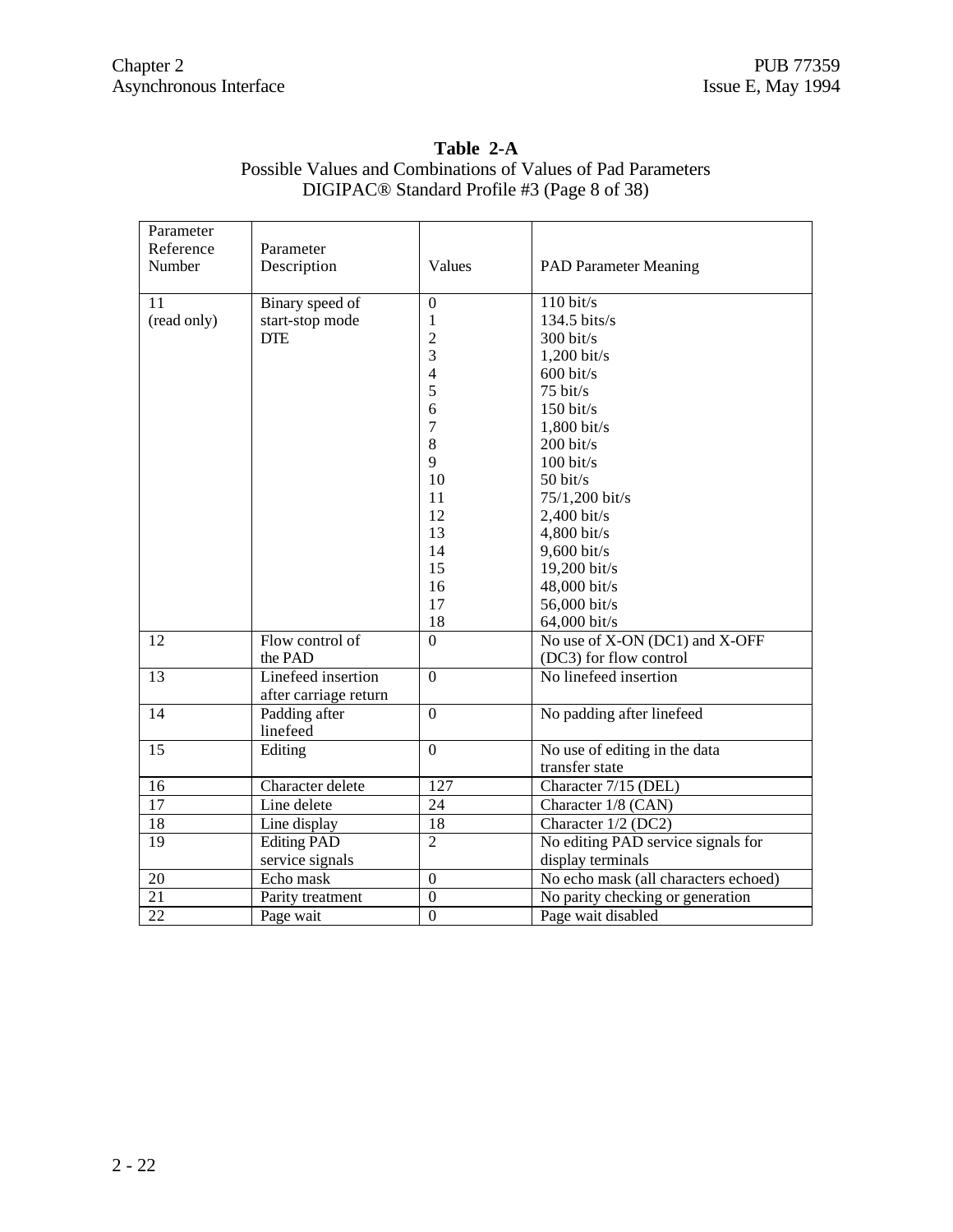**Table 2-A**

Possible Values and Combinations of Values of Pad Parameters
DIGIPAC® Standard Profile #3 (Page 8 of 38)

| Parameter Reference Number | Parameter Description | Values | PAD Parameter Meaning |
|---|---|---|---|
| 11 (read only) | Binary speed of start-stop mode DTE | 0 | 110 bit/s |
| | | 1 | 134.5 bits/s |
| | | 2 | 300 bit/s |
| | | 3 | 1,200 bit/s |
| | | 4 | 600 bit/s |
| | | 5 | 75 bit/s |
| | | 6 | 150 bit/s |
| | | 7 | 1,800 bit/s |
| | | 8 | 200 bit/s |
| | | 9 | 100 bit/s |
| | | 10 | 50 bit/s |
| | | 11 | 75/1,200 bit/s |
| | | 12 | 2,400 bit/s |
| | | 13 | 4,800 bit/s |
| | | 14 | 9,600 bit/s |
| | | 15 | 19,200 bit/s |
| | | 16 | 48,000 bit/s |
| | | 17 | 56,000 bit/s |
| | | 18 | 64,000 bit/s |
| 12 | Flow control of the PAD | 0 | No use of X-ON (DC1) and X-OFF (DC3) for flow control |
| 13 | Linefeed insertion after carriage return | 0 | No linefeed insertion |
| 14 | Padding after linefeed | 0 | No padding after linefeed |
| 15 | Editing | 0 | No use of editing in the data transfer state |
| 16 | Character delete | 127 | Character 7/15 (DEL) |
| 17 | Line delete | 24 | Character 1/8 (CAN) |
| 18 | Line display | 18 | Character 1/2 (DC2) |
| 19 | Editing PAD service signals | 2 | No editing PAD service signals for display terminals |
| 20 | Echo mask | 0 | No echo mask (all characters echoed) |
| 21 | Parity treatment | 0 | No parity checking or generation |
| 22 | Page wait | 0 | Page wait disabled |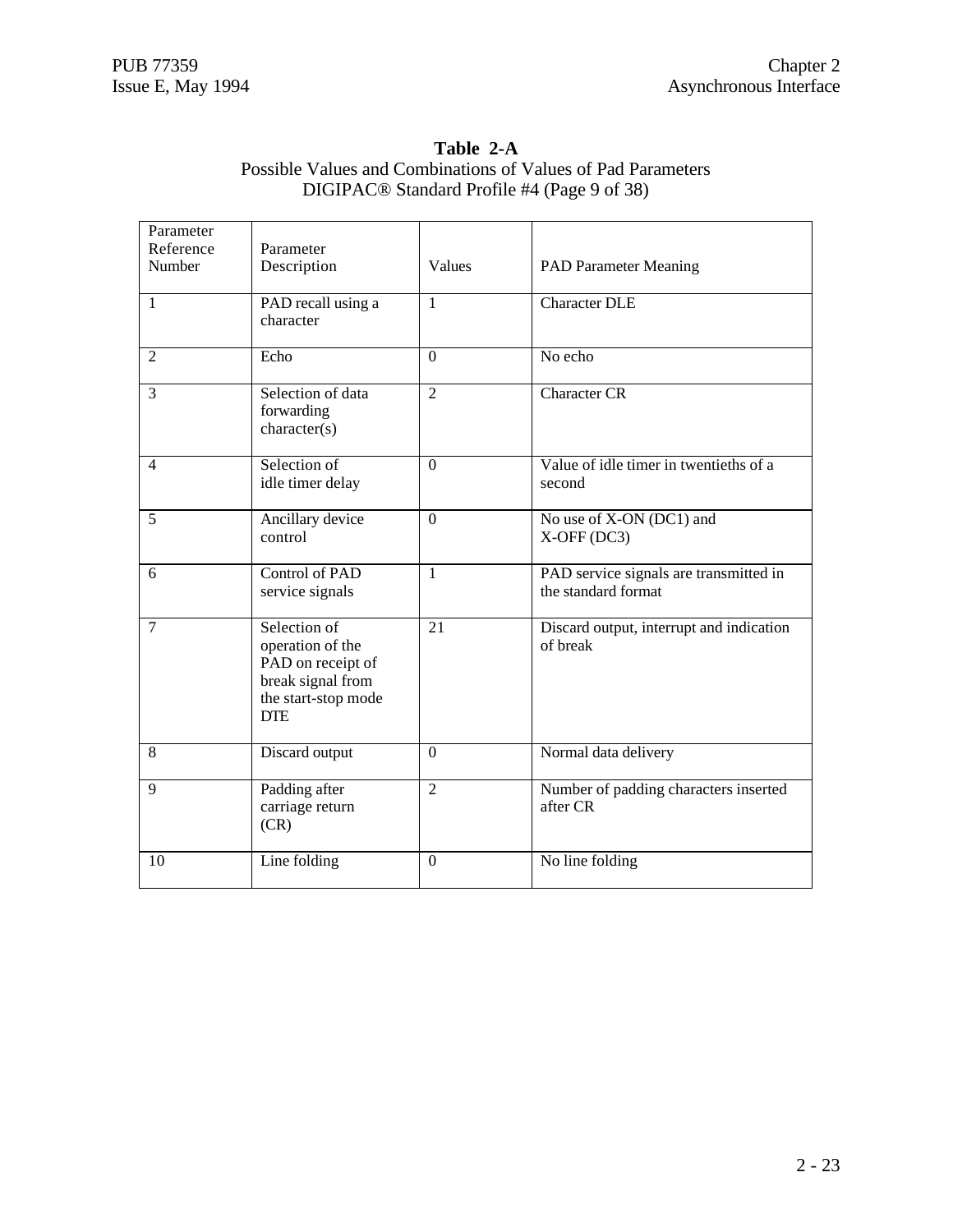**Table 2-A**
Possible Values and Combinations of Values of Pad Parameters
DIGIPAC® Standard Profile #4 (Page 9 of 38)

| Parameter Reference Number | Parameter Description | Values | PAD Parameter Meaning |
|---|---|---|---|
| 1 | PAD recall using a character | 1 | Character DLE |
| 2 | Echo | 0 | No echo |
| 3 | Selection of data forwarding character(s) | 2 | Character CR |
| 4 | Selection of idle timer delay | 0 | Value of idle timer in twentieths of a second |
| 5 | Ancillary device control | 0 | No use of X-ON (DC1) and X-OFF (DC3) |
| 6 | Control of PAD service signals | 1 | PAD service signals are transmitted in the standard format |
| 7 | Selection of operation of the PAD on receipt of break signal from the start-stop mode DTE | 21 | Discard output, interrupt and indication of break |
| 8 | Discard output | 0 | Normal data delivery |
| 9 | Padding after carriage return (CR) | 2 | Number of padding characters inserted after CR |
| 10 | Line folding | 0 | No line folding |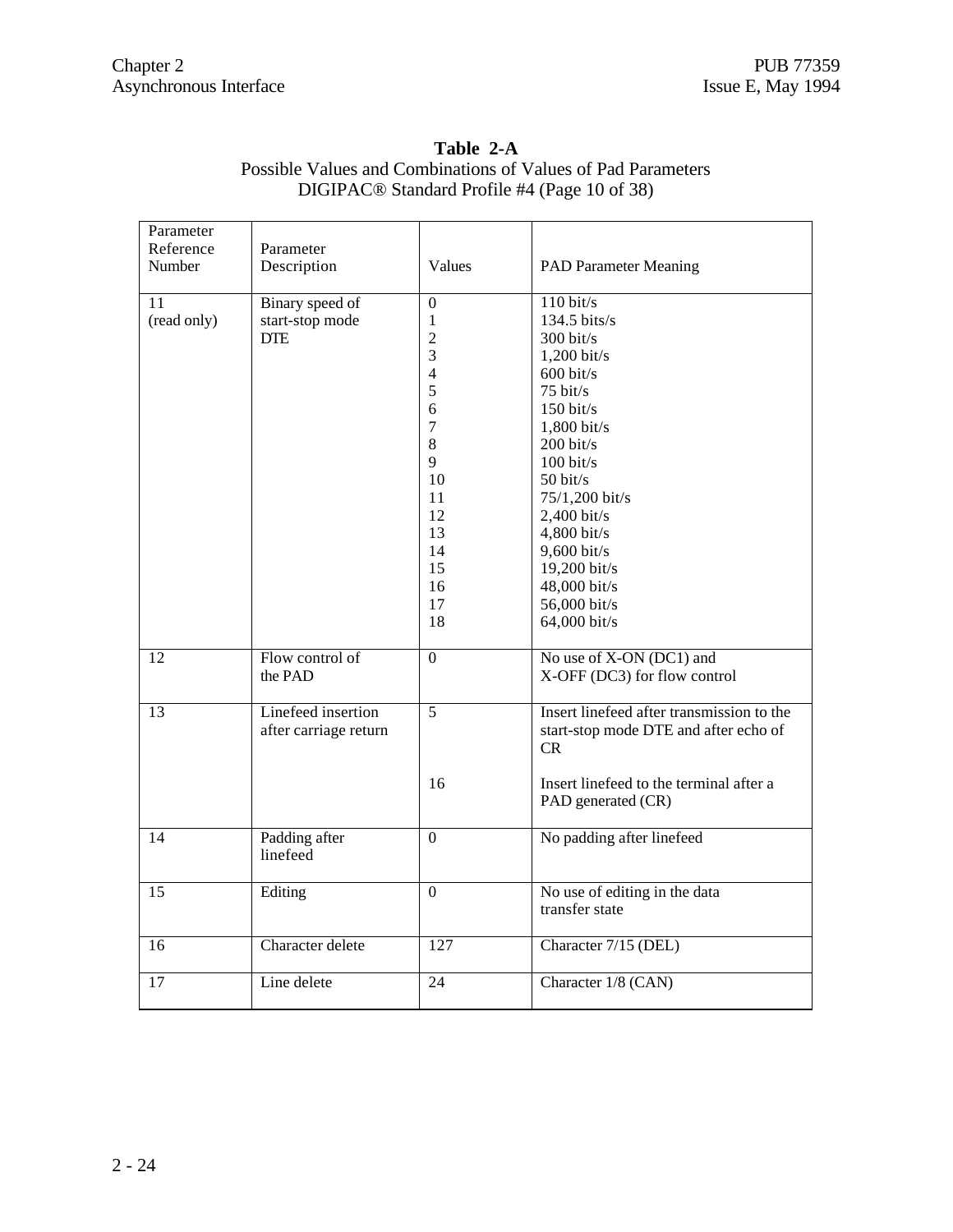**Table 2-A**

Possible Values and Combinations of Values of Pad Parameters
DIGIPAC® Standard Profile #4 (Page 10 of 38)

| Parameter Reference Number | Parameter Description | Values | PAD Parameter Meaning |
|---|---|---|---|
| 11 (read only) | Binary speed of start-stop mode DTE | 0<br>1<br>2<br>3<br>4<br>5<br>6<br>7<br>8<br>9<br>10<br>11<br>12<br>13<br>14<br>15<br>16<br>17<br>18 | 110 bit/s<br>134.5 bits/s<br>300 bit/s<br>1,200 bit/s<br>600 bit/s<br>75 bit/s<br>150 bit/s<br>1,800 bit/s<br>200 bit/s<br>100 bit/s<br>50 bit/s<br>75/1,200 bit/s<br>2,400 bit/s<br>4,800 bit/s<br>9,600 bit/s<br>19,200 bit/s<br>48,000 bit/s<br>56,000 bit/s<br>64,000 bit/s |
| 12 | Flow control of the PAD | 0 | No use of X-ON (DC1) and X-OFF (DC3) for flow control |
| 13 | Linefeed insertion after carriage return | 5<br><br>16 | Insert linefeed after transmission to the start-stop mode DTE and after echo of CR<br><br>Insert linefeed to the terminal after a PAD generated (CR) |
| 14 | Padding after linefeed | 0 | No padding after linefeed |
| 15 | Editing | 0 | No use of editing in the data transfer state |
| 16 | Character delete | 127 | Character 7/15 (DEL) |
| 17 | Line delete | 24 | Character 1/8 (CAN) |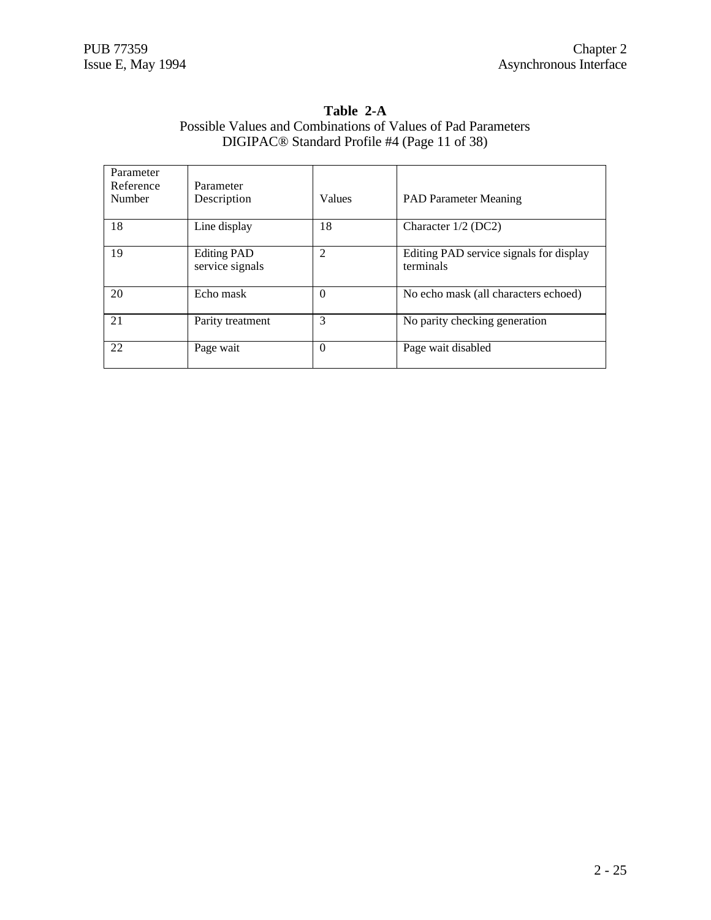**Table 2-A**

Possible Values and Combinations of Values of Pad Parameters
DIGIPAC® Standard Profile #4 (Page 11 of 38)

| Parameter Reference Number | Parameter Description | Values | PAD Parameter Meaning |
|---|---|---|---|
| 18 | Line display | 18 | Character 1/2 (DC2) |
| 19 | Editing PAD service signals | 2 | Editing PAD service signals for display terminals |
| 20 | Echo mask | 0 | No echo mask (all characters echoed) |
| 21 | Parity treatment | 3 | No parity checking generation |
| 22 | Page wait | 0 | Page wait disabled |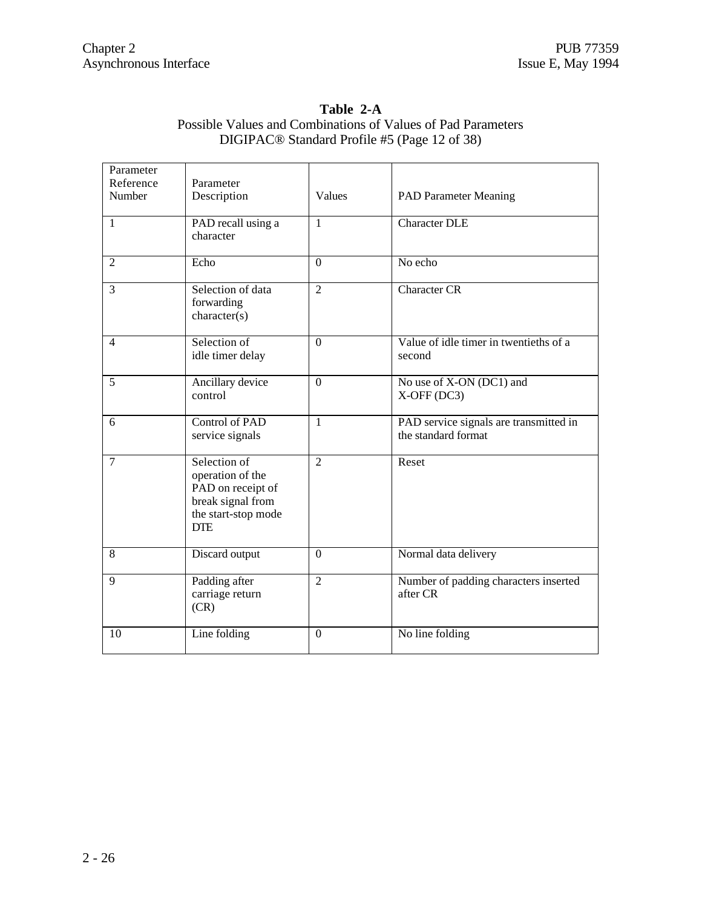**Table 2-A**
Possible Values and Combinations of Values of Pad Parameters
DIGIPAC® Standard Profile #5 (Page 12 of 38)

| Parameter Reference Number | Parameter Description | Values | PAD Parameter Meaning |
|---|---|---|---|
| 1 | PAD recall using a character | 1 | Character DLE |
| 2 | Echo | 0 | No echo |
| 3 | Selection of data forwarding character(s) | 2 | Character CR |
| 4 | Selection of idle timer delay | 0 | Value of idle timer in twentieths of a second |
| 5 | Ancillary device control | 0 | No use of X-ON (DC1) and X-OFF (DC3) |
| 6 | Control of PAD service signals | 1 | PAD service signals are transmitted in the standard format |
| 7 | Selection of operation of the PAD on receipt of break signal from the start-stop mode DTE | 2 | Reset |
| 8 | Discard output | 0 | Normal data delivery |
| 9 | Padding after carriage return (CR) | 2 | Number of padding characters inserted after CR |
| 10 | Line folding | 0 | No line folding |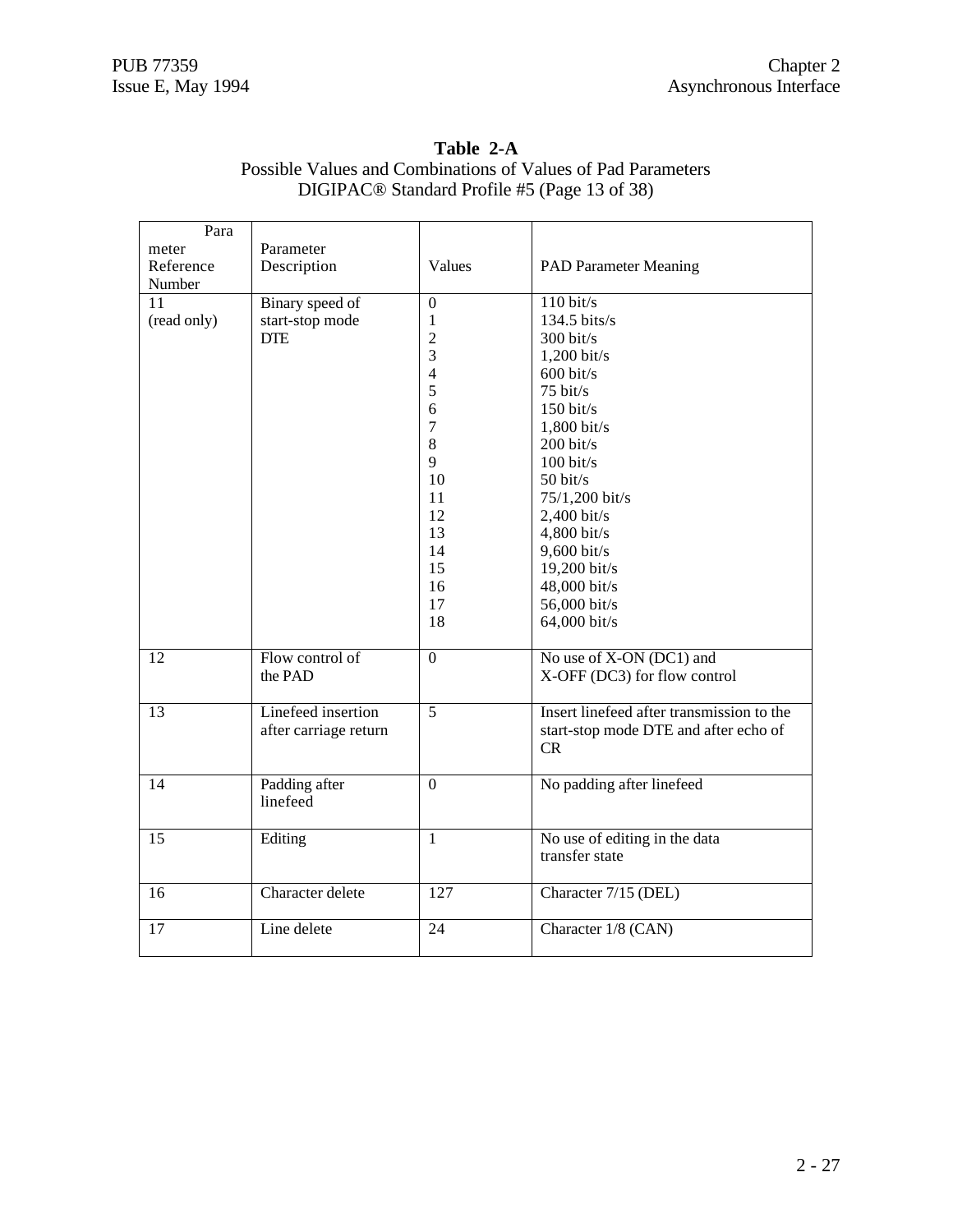**Table 2-A**
Possible Values and Combinations of Values of Pad Parameters
DIGIPAC® Standard Profile #5 (Page 13 of 38)

| Parameter Reference Number | Parameter Description | Values | PAD Parameter Meaning |
|---|---|---|---|
| 11 (read only) | Binary speed of start-stop mode DTE | 0<br>1<br>2<br>3<br>4<br>5<br>6<br>7<br>8<br>9<br>10<br>11<br>12<br>13<br>14<br>15<br>16<br>17<br>18 | 110 bit/s<br>134.5 bits/s<br>300 bit/s<br>1,200 bit/s<br>600 bit/s<br>75 bit/s<br>150 bit/s<br>1,800 bit/s<br>200 bit/s<br>100 bit/s<br>50 bit/s<br>75/1,200 bit/s<br>2,400 bit/s<br>4,800 bit/s<br>9,600 bit/s<br>19,200 bit/s<br>48,000 bit/s<br>56,000 bit/s<br>64,000 bit/s |
| 12 | Flow control of the PAD | 0 | No use of X-ON (DC1) and X-OFF (DC3) for flow control |
| 13 | Linefeed insertion after carriage return | 5 | Insert linefeed after transmission to the start-stop mode DTE and after echo of CR |
| 14 | Padding after linefeed | 0 | No padding after linefeed |
| 15 | Editing | 1 | No use of editing in the data transfer state |
| 16 | Character delete | 127 | Character 7/15 (DEL) |
| 17 | Line delete | 24 | Character 1/8 (CAN) |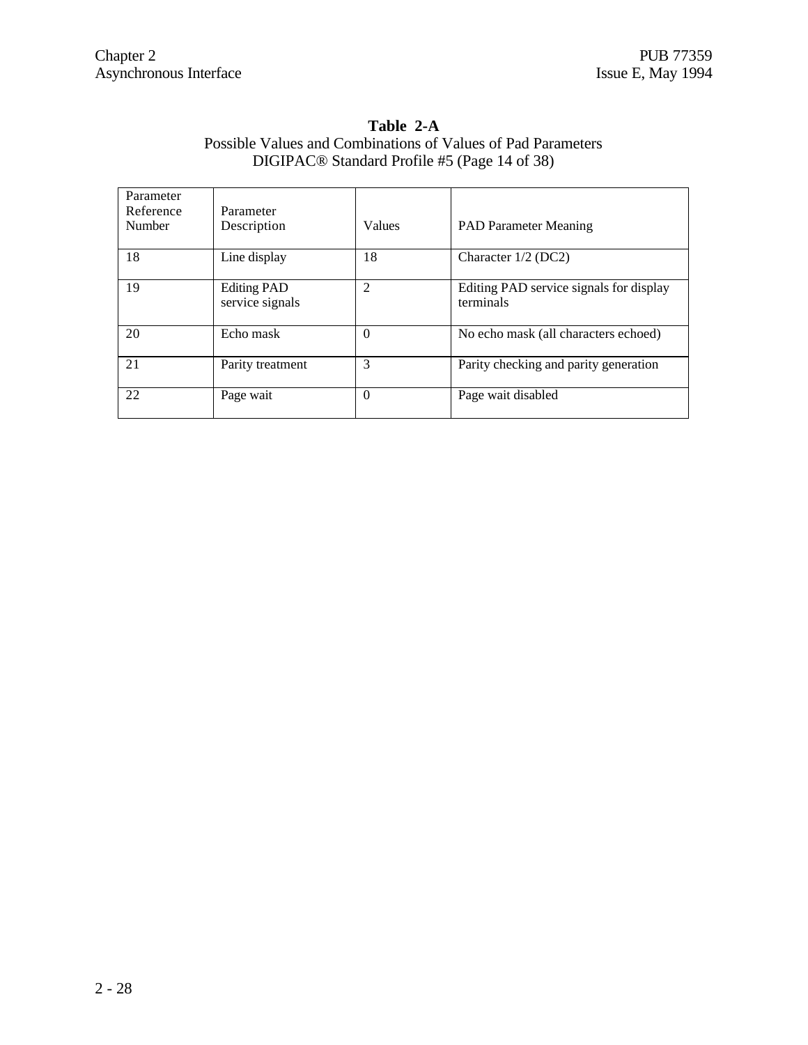**Table 2-A**

Possible Values and Combinations of Values of Pad Parameters
DIGIPAC® Standard Profile #5 (Page 14 of 38)

| Parameter Reference Number | Parameter Description | Values | PAD Parameter Meaning |
|---|---|---|---|
| 18 | Line display | 18 | Character 1/2 (DC2) |
| 19 | Editing PAD service signals | 2 | Editing PAD service signals for display terminals |
| 20 | Echo mask | 0 | No echo mask (all characters echoed) |
| 21 | Parity treatment | 3 | Parity checking and parity generation |
| 22 | Page wait | 0 | Page wait disabled |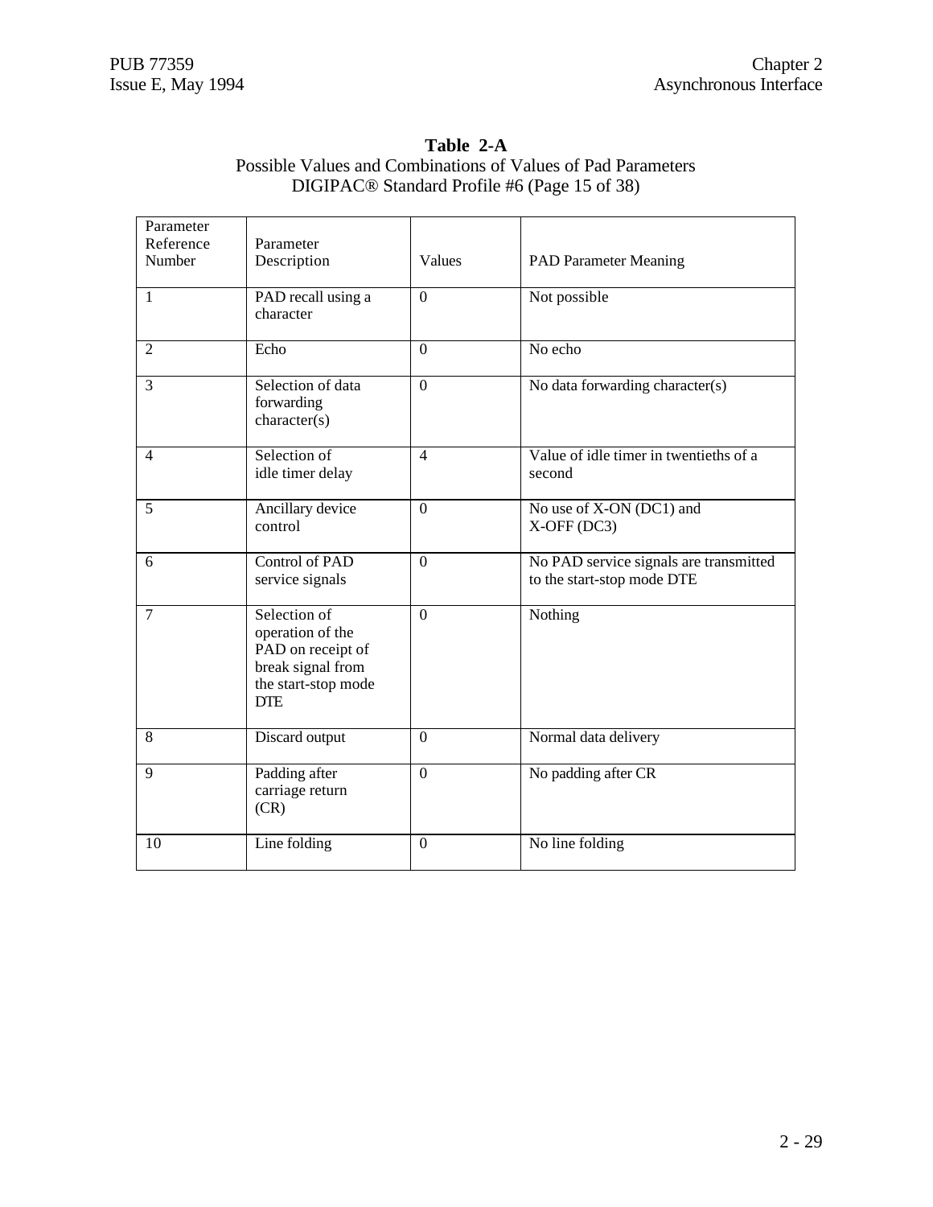**Table 2-A**
Possible Values and Combinations of Values of Pad Parameters
DIGIPAC® Standard Profile #6 (Page 15 of 38)

| Parameter Reference Number | Parameter Description | Values | PAD Parameter Meaning |
|---|---|---|---|
| 1 | PAD recall using a character | 0 | Not possible |
| 2 | Echo | 0 | No echo |
| 3 | Selection of data forwarding character(s) | 0 | No data forwarding character(s) |
| 4 | Selection of idle timer delay | 4 | Value of idle timer in twentieths of a second |
| 5 | Ancillary device control | 0 | No use of X-ON (DC1) and X-OFF (DC3) |
| 6 | Control of PAD service signals | 0 | No PAD service signals are transmitted to the start-stop mode DTE |
| 7 | Selection of operation of the PAD on receipt of break signal from the start-stop mode DTE | 0 | Nothing |
| 8 | Discard output | 0 | Normal data delivery |
| 9 | Padding after carriage return (CR) | 0 | No padding after CR |
| 10 | Line folding | 0 | No line folding |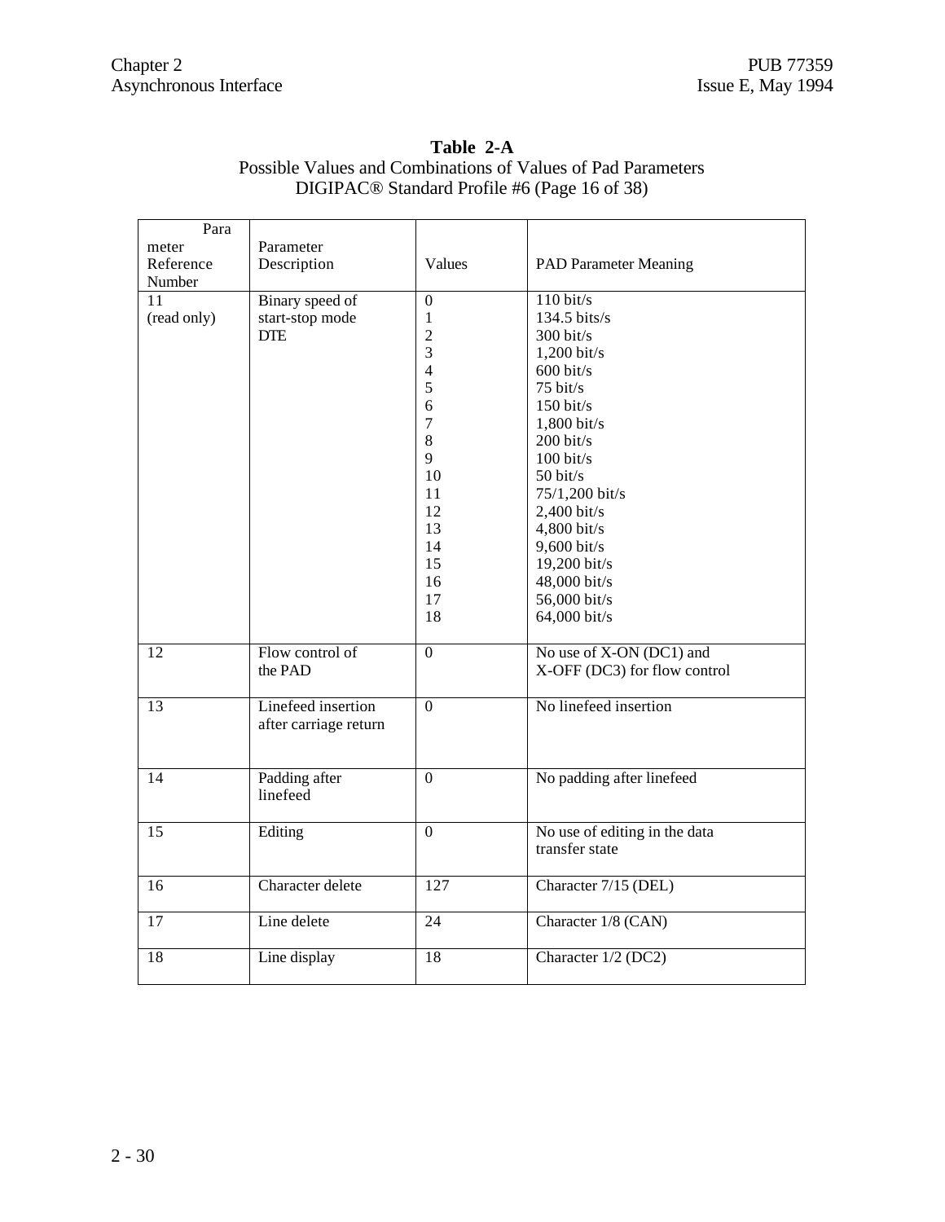**Table 2-A**
Possible Values and Combinations of Values of Pad Parameters
DIGIPAC® Standard Profile #6 (Page 16 of 38)

| Parameter Reference Number | Parameter Description | Values | PAD Parameter Meaning |
|---|---|---|---|
| 11 (read only) | Binary speed of start-stop mode DTE | 0 | 110 bit/s |
| | | 1 | 134.5 bits/s |
| | | 2 | 300 bit/s |
| | | 3 | 1,200 bit/s |
| | | 4 | 600 bit/s |
| | | 5 | 75 bit/s |
| | | 6 | 150 bit/s |
| | | 7 | 1,800 bit/s |
| | | 8 | 200 bit/s |
| | | 9 | 100 bit/s |
| | | 10 | 50 bit/s |
| | | 11 | 75/1,200 bit/s |
| | | 12 | 2,400 bit/s |
| | | 13 | 4,800 bit/s |
| | | 14 | 9,600 bit/s |
| | | 15 | 19,200 bit/s |
| | | 16 | 48,000 bit/s |
| | | 17 | 56,000 bit/s |
| | | 18 | 64,000 bit/s |
| 12 | Flow control of the PAD | 0 | No use of X-ON (DC1) and X-OFF (DC3) for flow control |
| 13 | Linefeed insertion after carriage return | 0 | No linefeed insertion |
| 14 | Padding after linefeed | 0 | No padding after linefeed |
| 15 | Editing | 0 | No use of editing in the data transfer state |
| 16 | Character delete | 127 | Character 7/15 (DEL) |
| 17 | Line delete | 24 | Character 1/8 (CAN) |
| 18 | Line display | 18 | Character 1/2 (DC2) |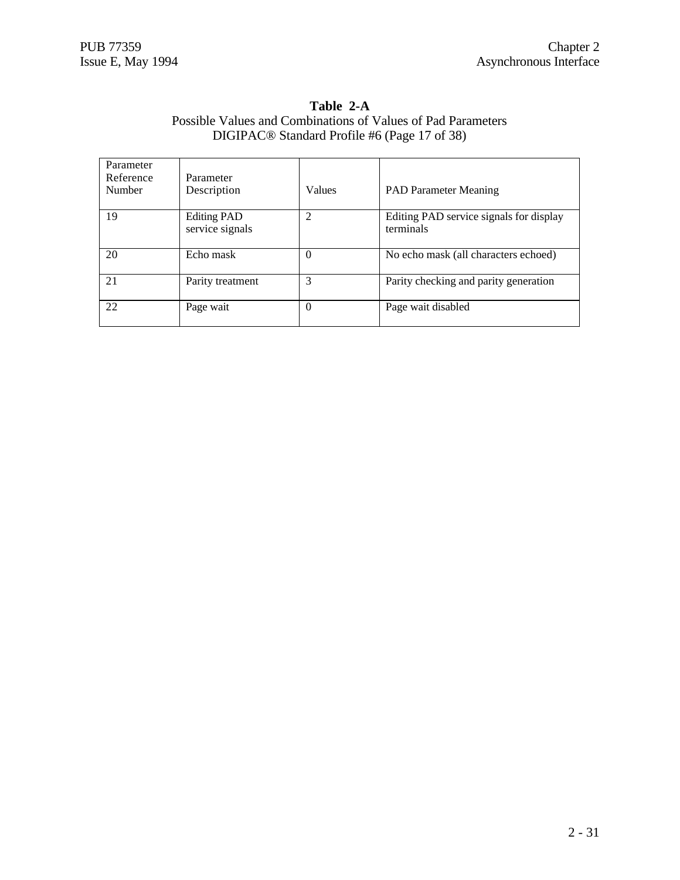**Table 2-A**

Possible Values and Combinations of Values of Pad Parameters
DIGIPAC® Standard Profile #6 (Page 17 of 38)

| Parameter Reference Number | Parameter Description | Values | PAD Parameter Meaning |
|---|---|---|---|
| 19 | Editing PAD service signals | 2 | Editing PAD service signals for display terminals |
| 20 | Echo mask | 0 | No echo mask (all characters echoed) |
| 21 | Parity treatment | 3 | Parity checking and parity generation |
| 22 | Page wait | 0 | Page wait disabled |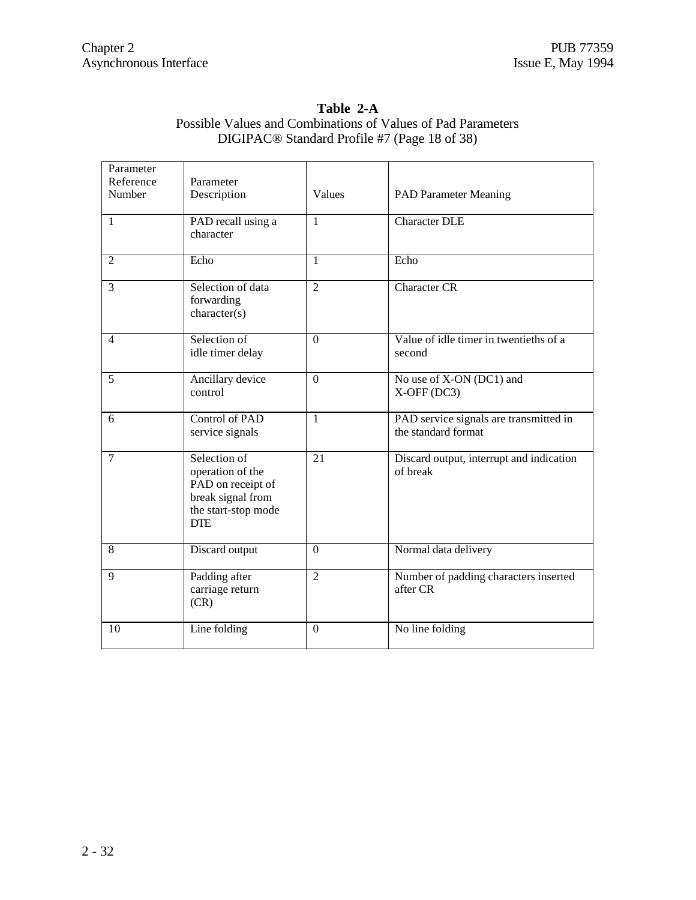**Table 2-A**

Possible Values and Combinations of Values of Pad Parameters
DIGIPAC® Standard Profile #7 (Page 18 of 38)

| Parameter Reference Number | Parameter Description | Values | PAD Parameter Meaning |
|---|---|---|---|
| 1 | PAD recall using a character | 1 | Character DLE |
| 2 | Echo | 1 | Echo |
| 3 | Selection of data forwarding character(s) | 2 | Character CR |
| 4 | Selection of idle timer delay | 0 | Value of idle timer in twentieths of a second |
| 5 | Ancillary device control | 0 | No use of X-ON (DC1) and X-OFF (DC3) |
| 6 | Control of PAD service signals | 1 | PAD service signals are transmitted in the standard format |
| 7 | Selection of operation of the PAD on receipt of break signal from the start-stop mode DTE | 21 | Discard output, interrupt and indication of break |
| 8 | Discard output | 0 | Normal data delivery |
| 9 | Padding after carriage return (CR) | 2 | Number of padding characters inserted after CR |
| 10 | Line folding | 0 | No line folding |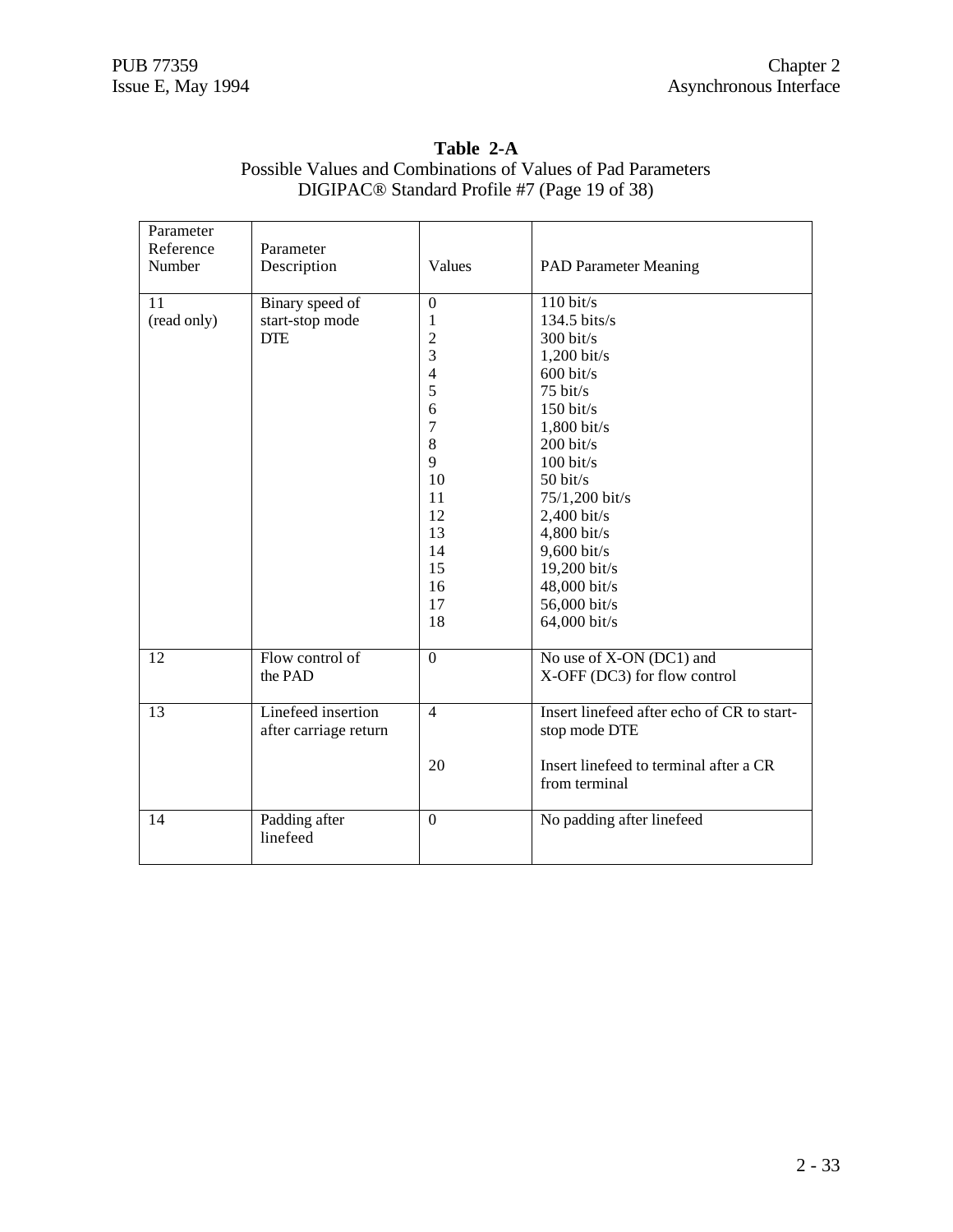**Table 2-A**
Possible Values and Combinations of Values of Pad Parameters
DIGIPAC® Standard Profile #7 (Page 19 of 38)

| Parameter Reference Number | Parameter Description | Values | PAD Parameter Meaning |
|---|---|---|---|
| 11 (read only) | Binary speed of start-stop mode DTE | 0 | 110 bit/s |
| | | 1 | 134.5 bits/s |
| | | 2 | 300 bit/s |
| | | 3 | 1,200 bit/s |
| | | 4 | 600 bit/s |
| | | 5 | 75 bit/s |
| | | 6 | 150 bit/s |
| | | 7 | 1,800 bit/s |
| | | 8 | 200 bit/s |
| | | 9 | 100 bit/s |
| | | 10 | 50 bit/s |
| | | 11 | 75/1,200 bit/s |
| | | 12 | 2,400 bit/s |
| | | 13 | 4,800 bit/s |
| | | 14 | 9,600 bit/s |
| | | 15 | 19,200 bit/s |
| | | 16 | 48,000 bit/s |
| | | 17 | 56,000 bit/s |
| | | 18 | 64,000 bit/s |
| 12 | Flow control of the PAD | 0 | No use of X-ON (DC1) and X-OFF (DC3) for flow control |
| 13 | Linefeed insertion after carriage return | 4 | Insert linefeed after echo of CR to start-stop mode DTE |
| | | 20 | Insert linefeed to terminal after a CR from terminal |
| 14 | Padding after linefeed | 0 | No padding after linefeed |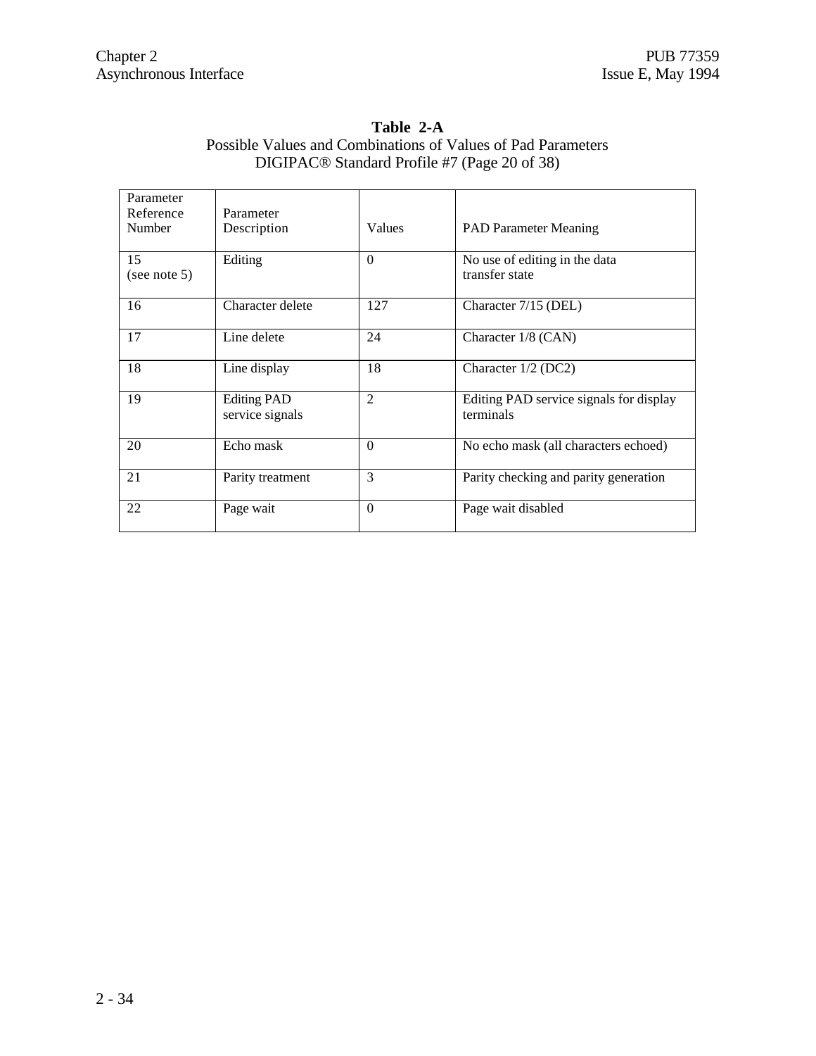**Table 2-A**

Possible Values and Combinations of Values of Pad Parameters
DIGIPAC® Standard Profile #7 (Page 20 of 38)

| Parameter Reference Number | Parameter Description | Values | PAD Parameter Meaning |
|---|---|---|---|
| 15 (see note 5) | Editing | 0 | No use of editing in the data transfer state |
| 16 | Character delete | 127 | Character 7/15 (DEL) |
| 17 | Line delete | 24 | Character 1/8 (CAN) |
| 18 | Line display | 18 | Character 1/2 (DC2) |
| 19 | Editing PAD service signals | 2 | Editing PAD service signals for display terminals |
| 20 | Echo mask | 0 | No echo mask (all characters echoed) |
| 21 | Parity treatment | 3 | Parity checking and parity generation |
| 22 | Page wait | 0 | Page wait disabled |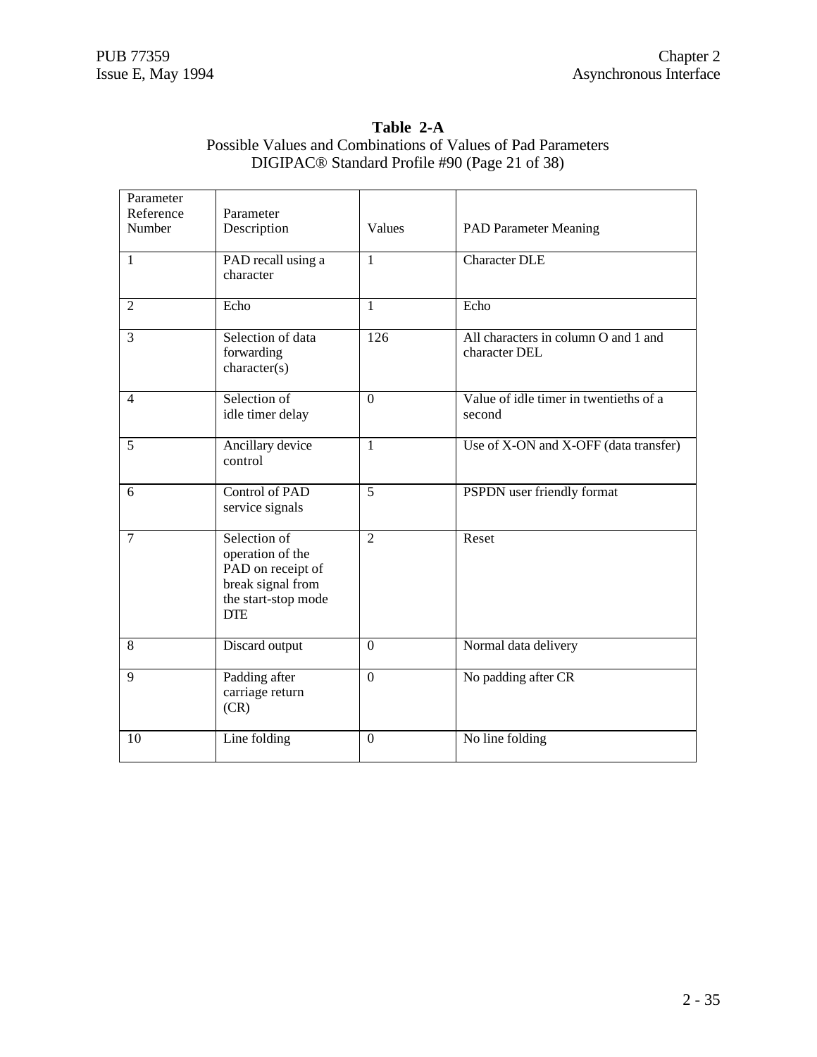**Table 2-A**

Possible Values and Combinations of Values of Pad Parameters
DIGIPAC® Standard Profile #90 (Page 21 of 38)

| Parameter Reference Number | Parameter Description | Values | PAD Parameter Meaning |
|---|---|---|---|
| 1 | PAD recall using a character | 1 | Character DLE |
| 2 | Echo | 1 | Echo |
| 3 | Selection of data forwarding character(s) | 126 | All characters in column O and 1 and character DEL |
| 4 | Selection of idle timer delay | 0 | Value of idle timer in twentieths of a second |
| 5 | Ancillary device control | 1 | Use of X-ON and X-OFF (data transfer) |
| 6 | Control of PAD service signals | 5 | PSPDN user friendly format |
| 7 | Selection of operation of the PAD on receipt of break signal from the start-stop mode DTE | 2 | Reset |
| 8 | Discard output | 0 | Normal data delivery |
| 9 | Padding after carriage return (CR) | 0 | No padding after CR |
| 10 | Line folding | 0 | No line folding |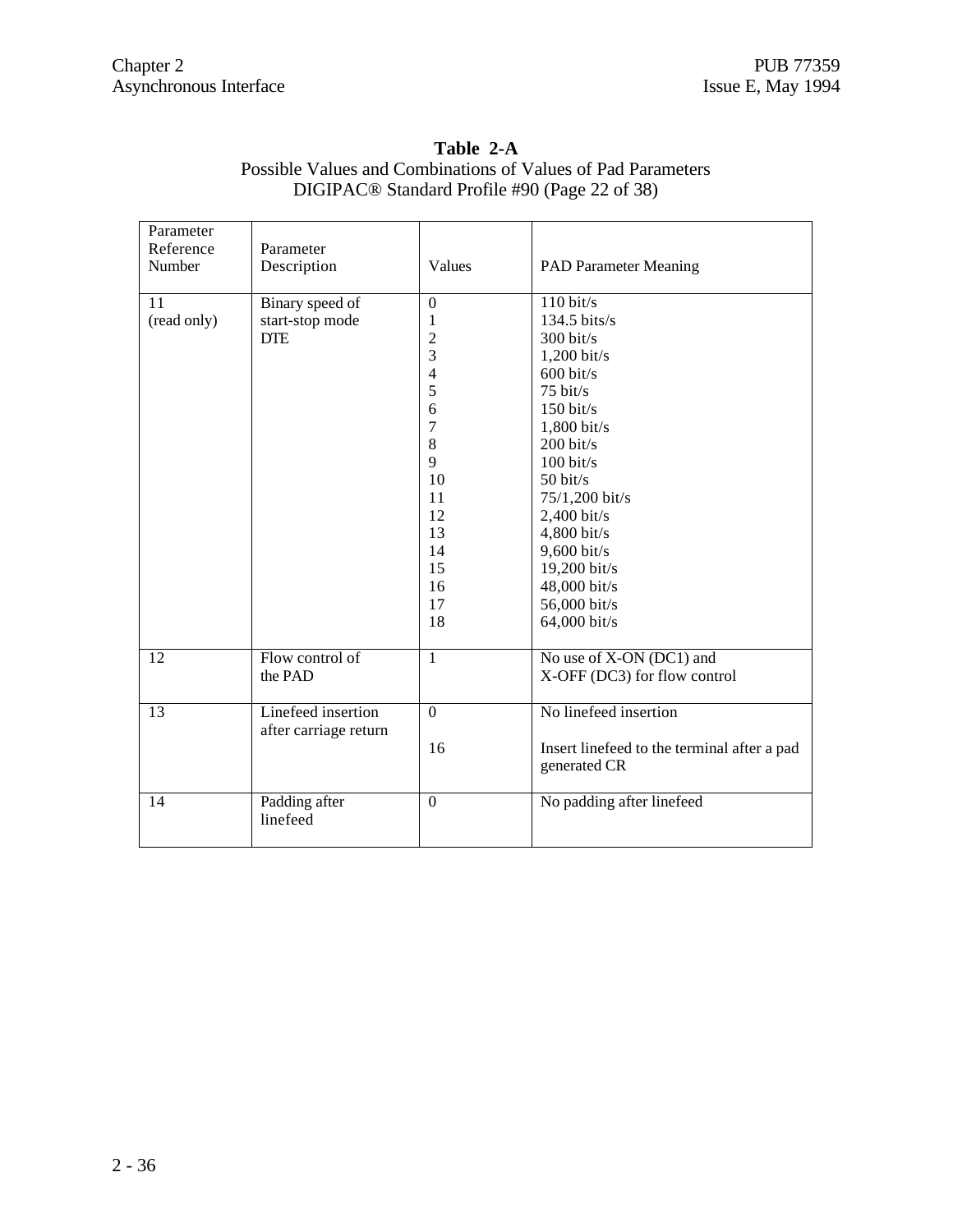**Table 2-A**
Possible Values and Combinations of Values of Pad Parameters
DIGIPAC® Standard Profile #90 (Page 22 of 38)

| Parameter Reference Number | Parameter Description | Values | PAD Parameter Meaning |
|---|---|---|---|
| 11 (read only) | Binary speed of start-stop mode DTE | 0 | 110 bit/s |
| | | 1 | 134.5 bits/s |
| | | 2 | 300 bit/s |
| | | 3 | 1,200 bit/s |
| | | 4 | 600 bit/s |
| | | 5 | 75 bit/s |
| | | 6 | 150 bit/s |
| | | 7 | 1,800 bit/s |
| | | 8 | 200 bit/s |
| | | 9 | 100 bit/s |
| | | 10 | 50 bit/s |
| | | 11 | 75/1,200 bit/s |
| | | 12 | 2,400 bit/s |
| | | 13 | 4,800 bit/s |
| | | 14 | 9,600 bit/s |
| | | 15 | 19,200 bit/s |
| | | 16 | 48,000 bit/s |
| | | 17 | 56,000 bit/s |
| | | 18 | 64,000 bit/s |
| 12 | Flow control of the PAD | 1 | No use of X-ON (DC1) and X-OFF (DC3) for flow control |
| 13 | Linefeed insertion after carriage return | 0 | No linefeed insertion |
| | | 16 | Insert linefeed to the terminal after a pad generated CR |
| 14 | Padding after linefeed | 0 | No padding after linefeed |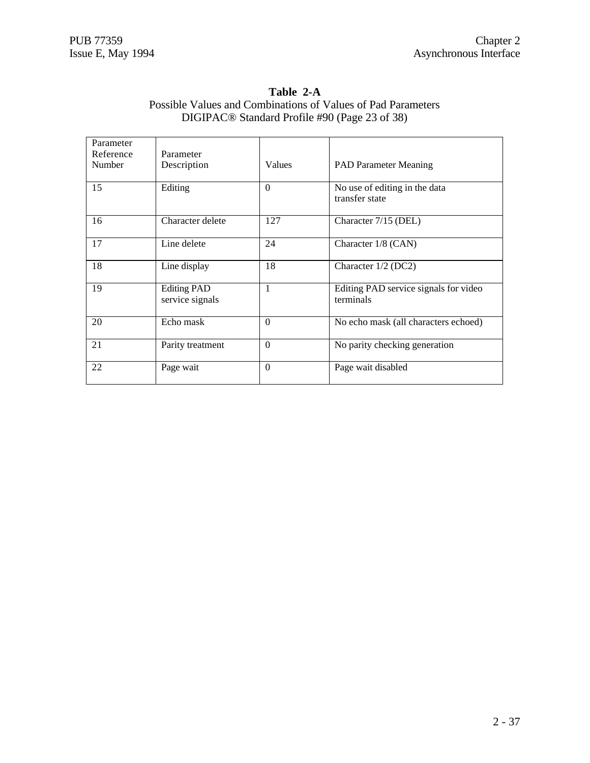**Table 2-A**

Possible Values and Combinations of Values of Pad Parameters
DIGIPAC® Standard Profile #90 (Page 23 of 38)

| Parameter Reference Number | Parameter Description | Values | PAD Parameter Meaning |
|---|---|---|---|
| 15 | Editing | 0 | No use of editing in the data transfer state |
| 16 | Character delete | 127 | Character 7/15 (DEL) |
| 17 | Line delete | 24 | Character 1/8 (CAN) |
| 18 | Line display | 18 | Character 1/2 (DC2) |
| 19 | Editing PAD service signals | 1 | Editing PAD service signals for video terminals |
| 20 | Echo mask | 0 | No echo mask (all characters echoed) |
| 21 | Parity treatment | 0 | No parity checking generation |
| 22 | Page wait | 0 | Page wait disabled |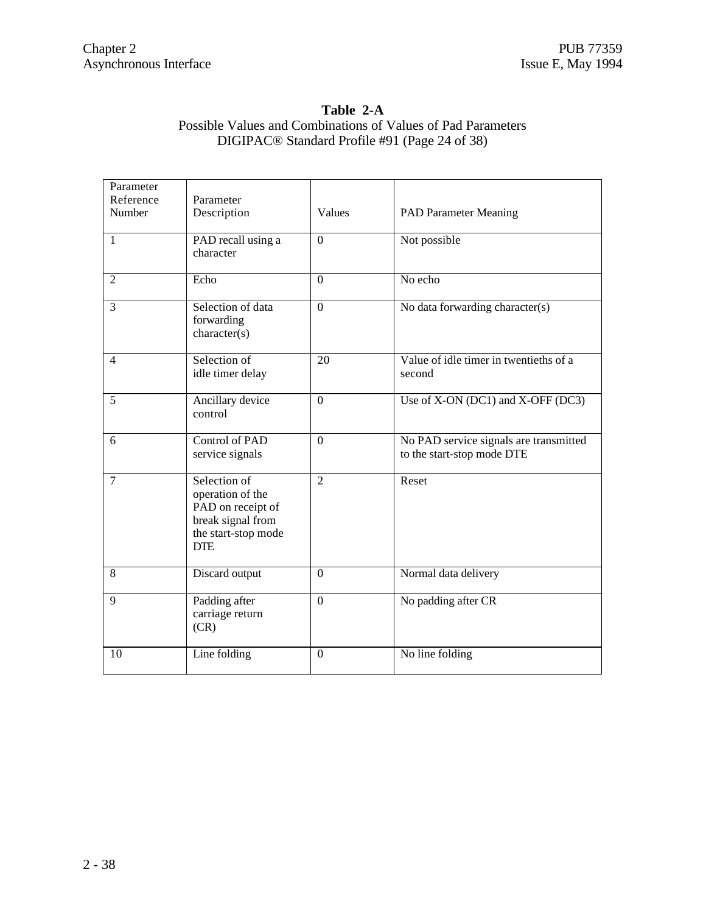**Table 2-A**

Possible Values and Combinations of Values of Pad Parameters
DIGIPAC® Standard Profile #91 (Page 24 of 38)

| Parameter Reference Number | Parameter Description | Values | PAD Parameter Meaning |
|---|---|---|---|
| 1 | PAD recall using a character | 0 | Not possible |
| 2 | Echo | 0 | No echo |
| 3 | Selection of data forwarding character(s) | 0 | No data forwarding character(s) |
| 4 | Selection of idle timer delay | 20 | Value of idle timer in twentieths of a second |
| 5 | Ancillary device control | 0 | Use of X-ON (DC1) and X-OFF (DC3) |
| 6 | Control of PAD service signals | 0 | No PAD service signals are transmitted to the start-stop mode DTE |
| 7 | Selection of operation of the PAD on receipt of break signal from the start-stop mode DTE | 2 | Reset |
| 8 | Discard output | 0 | Normal data delivery |
| 9 | Padding after carriage return (CR) | 0 | No padding after CR |
| 10 | Line folding | 0 | No line folding |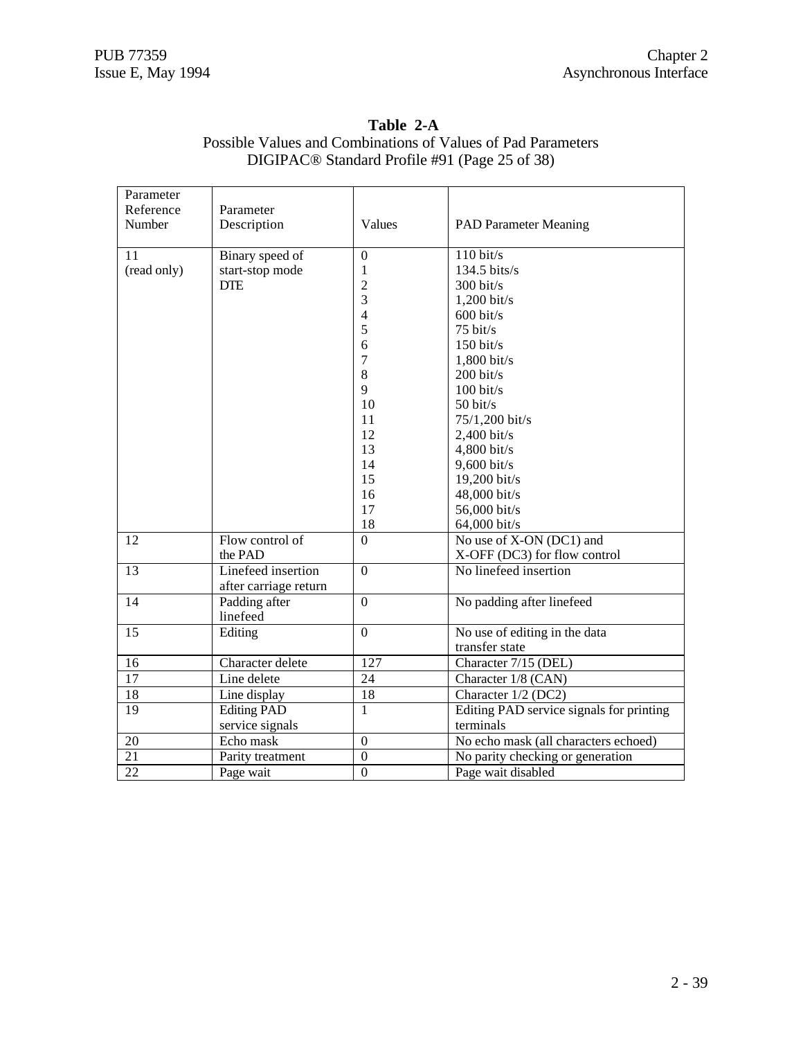**Table 2-A**

Possible Values and Combinations of Values of Pad Parameters
DIGIPAC® Standard Profile #91 (Page 25 of 38)

| Parameter Reference Number | Parameter Description | Values | PAD Parameter Meaning |
|---|---|---|---|
| 11 (read only) | Binary speed of start-stop mode DTE | 0 | 110 bit/s |
| | | 1 | 134.5 bits/s |
| | | 2 | 300 bit/s |
| | | 3 | 1,200 bit/s |
| | | 4 | 600 bit/s |
| | | 5 | 75 bit/s |
| | | 6 | 150 bit/s |
| | | 7 | 1,800 bit/s |
| | | 8 | 200 bit/s |
| | | 9 | 100 bit/s |
| | | 10 | 50 bit/s |
| | | 11 | 75/1,200 bit/s |
| | | 12 | 2,400 bit/s |
| | | 13 | 4,800 bit/s |
| | | 14 | 9,600 bit/s |
| | | 15 | 19,200 bit/s |
| | | 16 | 48,000 bit/s |
| | | 17 | 56,000 bit/s |
| | | 18 | 64,000 bit/s |
| 12 | Flow control of the PAD | 0 | No use of X-ON (DC1) and X-OFF (DC3) for flow control |
| 13 | Linefeed insertion after carriage return | 0 | No linefeed insertion |
| 14 | Padding after linefeed | 0 | No padding after linefeed |
| 15 | Editing | 0 | No use of editing in the data transfer state |
| 16 | Character delete | 127 | Character 7/15 (DEL) |
| 17 | Line delete | 24 | Character 1/8 (CAN) |
| 18 | Line display | 18 | Character 1/2 (DC2) |
| 19 | Editing PAD service signals | 1 | Editing PAD service signals for printing terminals |
| 20 | Echo mask | 0 | No echo mask (all characters echoed) |
| 21 | Parity treatment | 0 | No parity checking or generation |
| 22 | Page wait | 0 | Page wait disabled |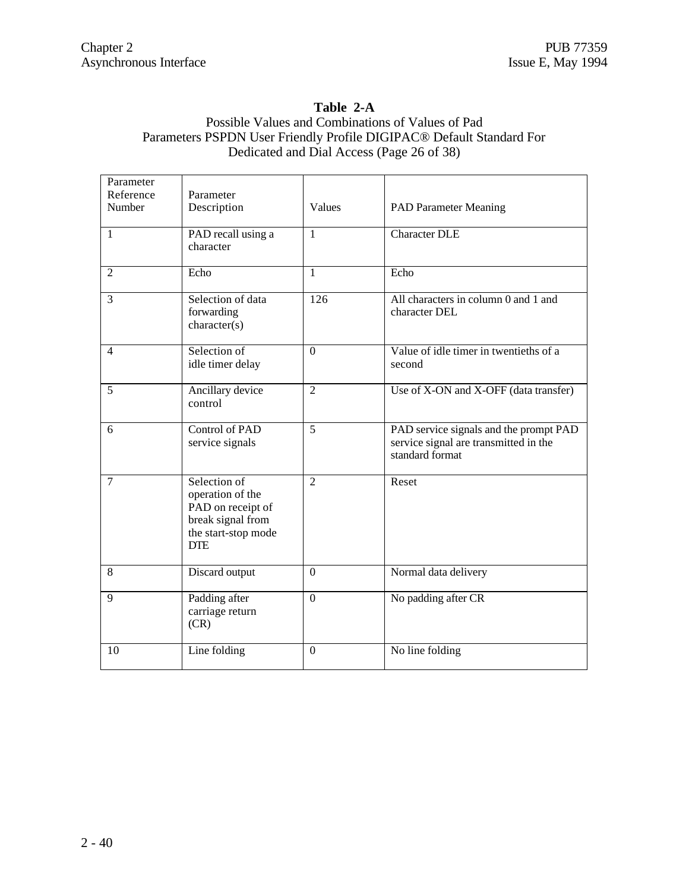**Table 2-A**

Possible Values and Combinations of Values of Pad Parameters PSPDN User Friendly Profile DIGIPAC® Default Standard For Dedicated and Dial Access (Page 26 of 38)

| Parameter Reference Number | Parameter Description | Values | PAD Parameter Meaning |
|---|---|---|---|
| 1 | PAD recall using a character | 1 | Character DLE |
| 2 | Echo | 1 | Echo |
| 3 | Selection of data forwarding character(s) | 126 | All characters in column 0 and 1 and character DEL |
| 4 | Selection of idle timer delay | 0 | Value of idle timer in twentieths of a second |
| 5 | Ancillary device control | 2 | Use of X-ON and X-OFF (data transfer) |
| 6 | Control of PAD service signals | 5 | PAD service signals and the prompt PAD service signal are transmitted in the standard format |
| 7 | Selection of operation of the PAD on receipt of break signal from the start-stop mode DTE | 2 | Reset |
| 8 | Discard output | 0 | Normal data delivery |
| 9 | Padding after carriage return (CR) | 0 | No padding after CR |
| 10 | Line folding | 0 | No line folding |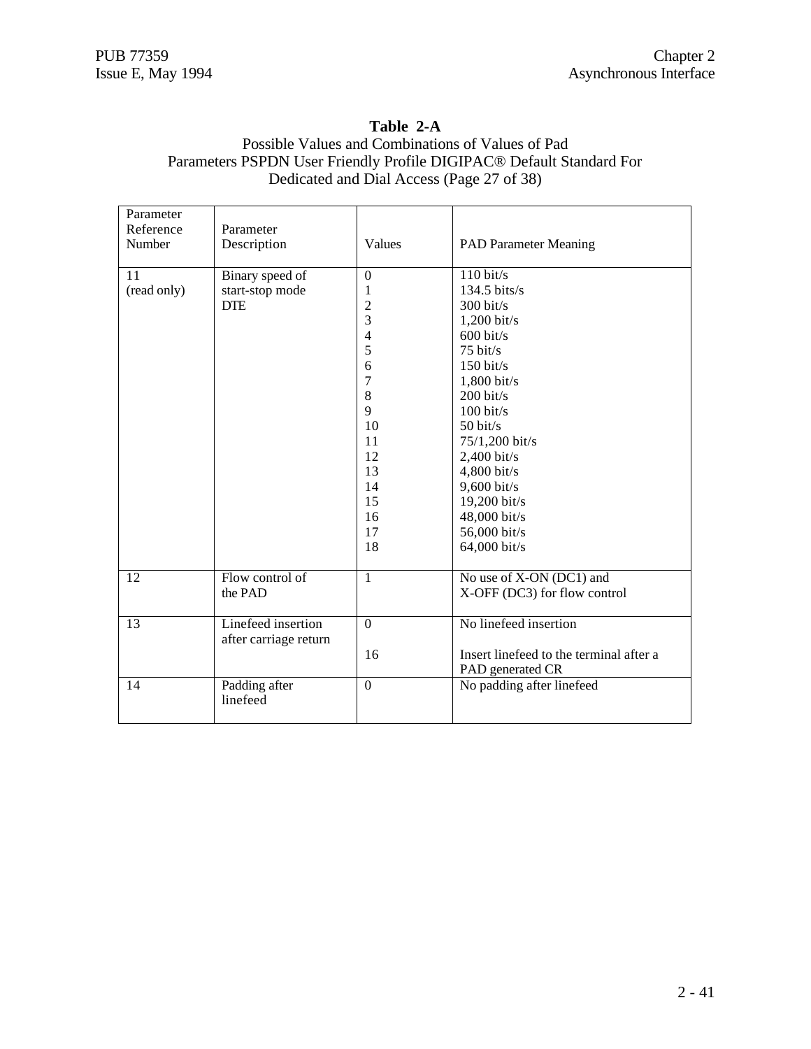**Table 2-A**

Possible Values and Combinations of Values of Pad Parameters PSPDN User Friendly Profile DIGIPAC® Default Standard For Dedicated and Dial Access (Page 27 of 38)

| Parameter Reference Number | Parameter Description | Values | PAD Parameter Meaning |
|---|---|---|---|
| 11 (read only) | Binary speed of start-stop mode DTE | 0 | 110 bit/s |
| | | 1 | 134.5 bits/s |
| | | 2 | 300 bit/s |
| | | 3 | 1,200 bit/s |
| | | 4 | 600 bit/s |
| | | 5 | 75 bit/s |
| | | 6 | 150 bit/s |
| | | 7 | 1,800 bit/s |
| | | 8 | 200 bit/s |
| | | 9 | 100 bit/s |
| | | 10 | 50 bit/s |
| | | 11 | 75/1,200 bit/s |
| | | 12 | 2,400 bit/s |
| | | 13 | 4,800 bit/s |
| | | 14 | 9,600 bit/s |
| | | 15 | 19,200 bit/s |
| | | 16 | 48,000 bit/s |
| | | 17 | 56,000 bit/s |
| | | 18 | 64,000 bit/s |
| 12 | Flow control of the PAD | 1 | No use of X-ON (DC1) and X-OFF (DC3) for flow control |
| 13 | Linefeed insertion after carriage return | 0 | No linefeed insertion |
| | | 16 | Insert linefeed to the terminal after a PAD generated CR |
| 14 | Padding after linefeed | 0 | No padding after linefeed |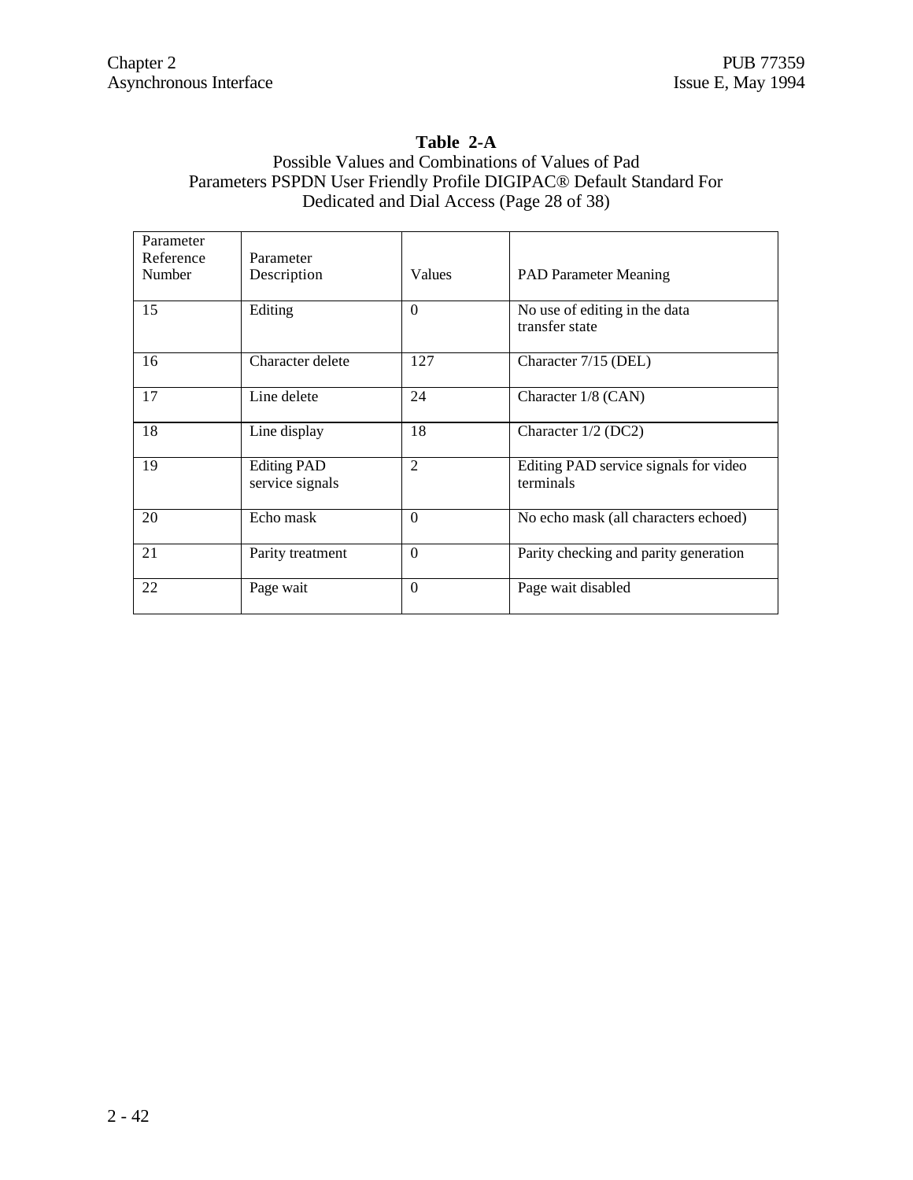**Table 2-A**

Possible Values and Combinations of Values of Pad Parameters PSPDN User Friendly Profile DIGIPAC® Default Standard For Dedicated and Dial Access (Page 28 of 38)

| Parameter Reference Number | Parameter Description | Values | PAD Parameter Meaning |
|---|---|---|---|
| 15 | Editing | 0 | No use of editing in the data transfer state |
| 16 | Character delete | 127 | Character 7/15 (DEL) |
| 17 | Line delete | 24 | Character 1/8 (CAN) |
| 18 | Line display | 18 | Character 1/2 (DC2) |
| 19 | Editing PAD service signals | 2 | Editing PAD service signals for video terminals |
| 20 | Echo mask | 0 | No echo mask (all characters echoed) |
| 21 | Parity treatment | 0 | Parity checking and parity generation |
| 22 | Page wait | 0 | Page wait disabled |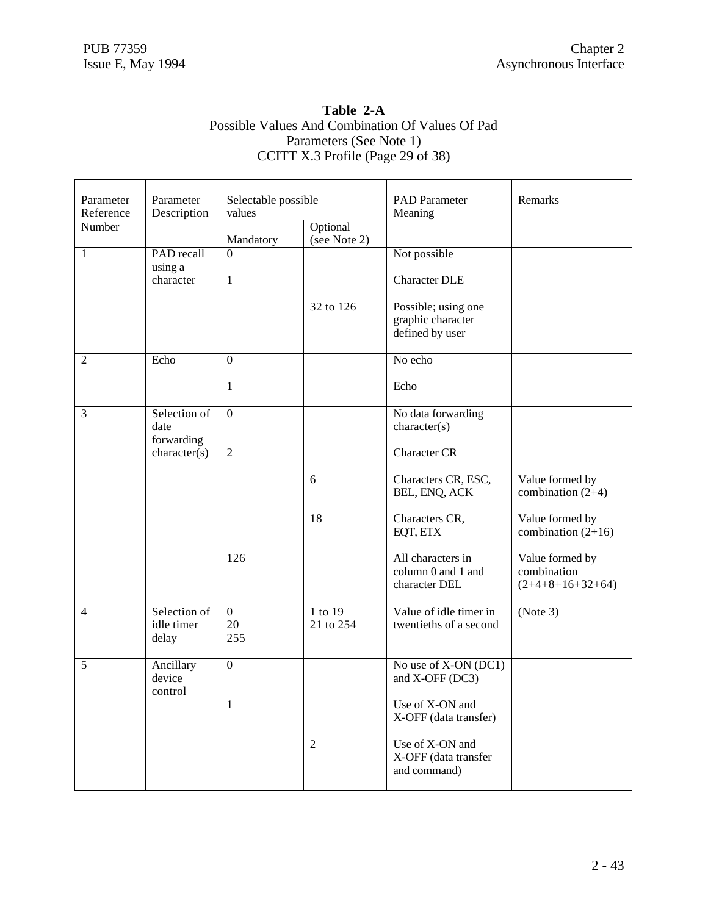**Table 2-A**
Possible Values And Combination Of Values Of Pad Parameters (See Note 1)
CCITT X.3 Profile (Page 29 of 38)

| Parameter Reference Number | Parameter Description | Selectable possible values | | PAD Parameter Meaning | Remarks |
|---|---|---|---|---|---|
| | | Mandatory | Optional (see Note 2) | | |
| 1 | PAD recall using a character | 0 | | Not possible | |
| | | 1 | | Character DLE | |
| | | | 32 to 126 | Possible; using one graphic character defined by user | |
| 2 | Echo | 0 | | No echo | |
| | | 1 | | Echo | |
| 3 | Selection of date forwarding character(s) | 0 | | No data forwarding character(s) | |
| | | 2 | | Character CR | |
| | | | 6 | Characters CR, ESC, BEL, ENQ, ACK | Value formed by combination (2+4) |
| | | | 18 | Characters CR, EQT, ETX | Value formed by combination (2+16) |
| | | 126 | | All characters in column 0 and 1 and character DEL | Value formed by combination (2+4+8+16+32+64) |
| 4 | Selection of idle timer delay | 0<br>20<br>255 | 1 to 19<br>21 to 254 | Value of idle timer in twentieths of a second | (Note 3) |
| 5 | Ancillary device control | 0 | | No use of X-ON (DC1) and X-OFF (DC3) | |
| | | 1 | | Use of X-ON and X-OFF (data transfer) | |
| | | | 2 | Use of X-ON and X-OFF (data transfer and command) | |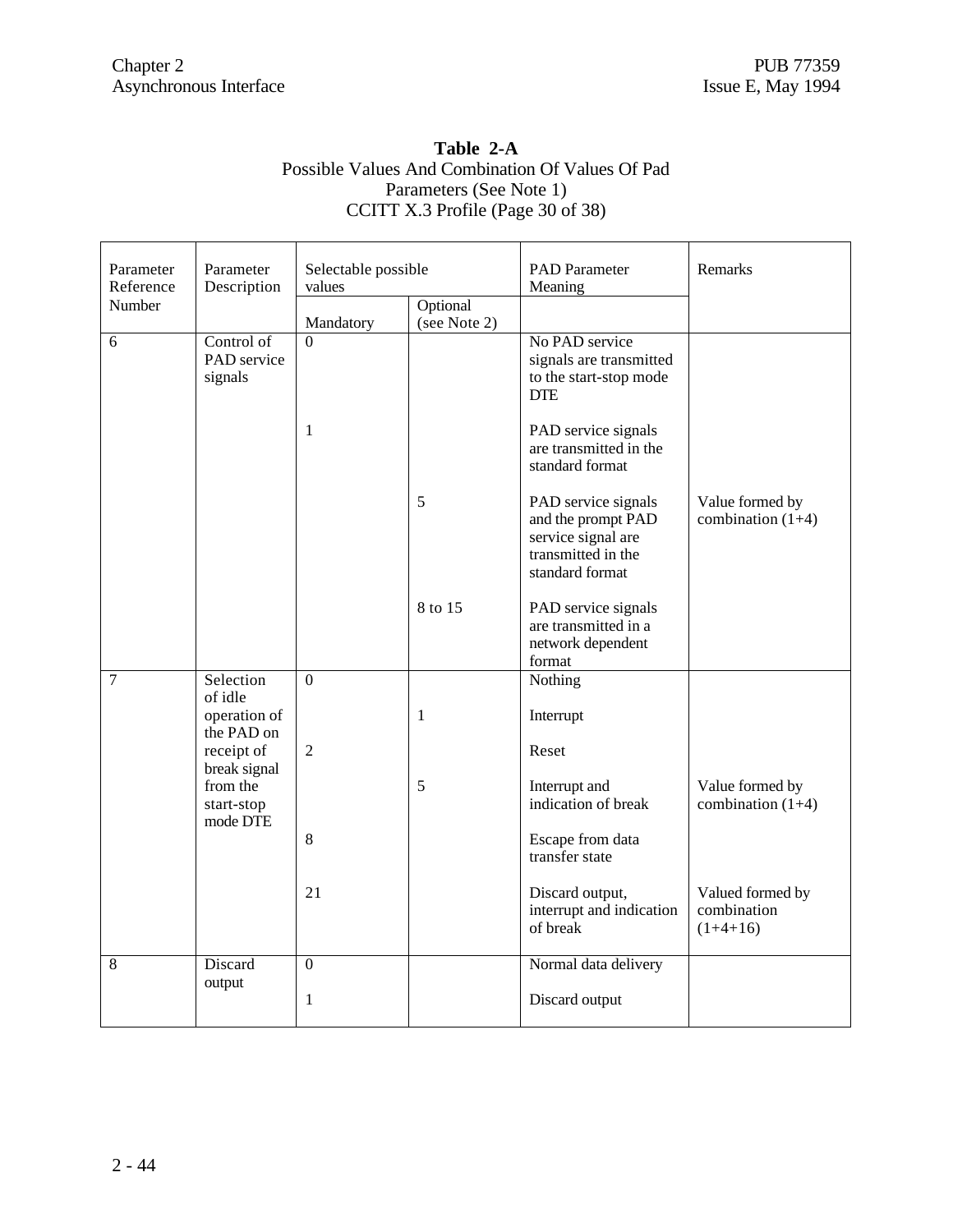**Table 2-A**
Possible Values And Combination Of Values Of Pad Parameters (See Note 1)
CCITT X.3 Profile (Page 30 of 38)

| Parameter Reference Number | Parameter Description | Selectable possible values | | PAD Parameter Meaning | Remarks |
|---|---|---|---|---|---|
| | | Mandatory | Optional (see Note 2) | | |
| 6 | Control of PAD service signals | 0 | | No PAD service signals are transmitted to the start-stop mode DTE | |
| | | 1 | | PAD service signals are transmitted in the standard format | |
| | | | 5 | PAD service signals and the prompt PAD service signal are transmitted in the standard format | Value formed by combination (1+4) |
| | | | 8 to 15 | PAD service signals are transmitted in a network dependent format | |
| 7 | Selection of idle operation of the PAD on receipt of break signal from the start-stop mode DTE | 0 | | Nothing | |
| | | | 1 | Interrupt | |
| | | 2 | | Reset | |
| | | | 5 | Interrupt and indication of break | Value formed by combination (1+4) |
| | | 8 | | Escape from data transfer state | |
| | | 21 | | Discard output, interrupt and indication of break | Valued formed by combination (1+4+16) |
| 8 | Discard output | 0 | | Normal data delivery | |
| | | 1 | | Discard output | |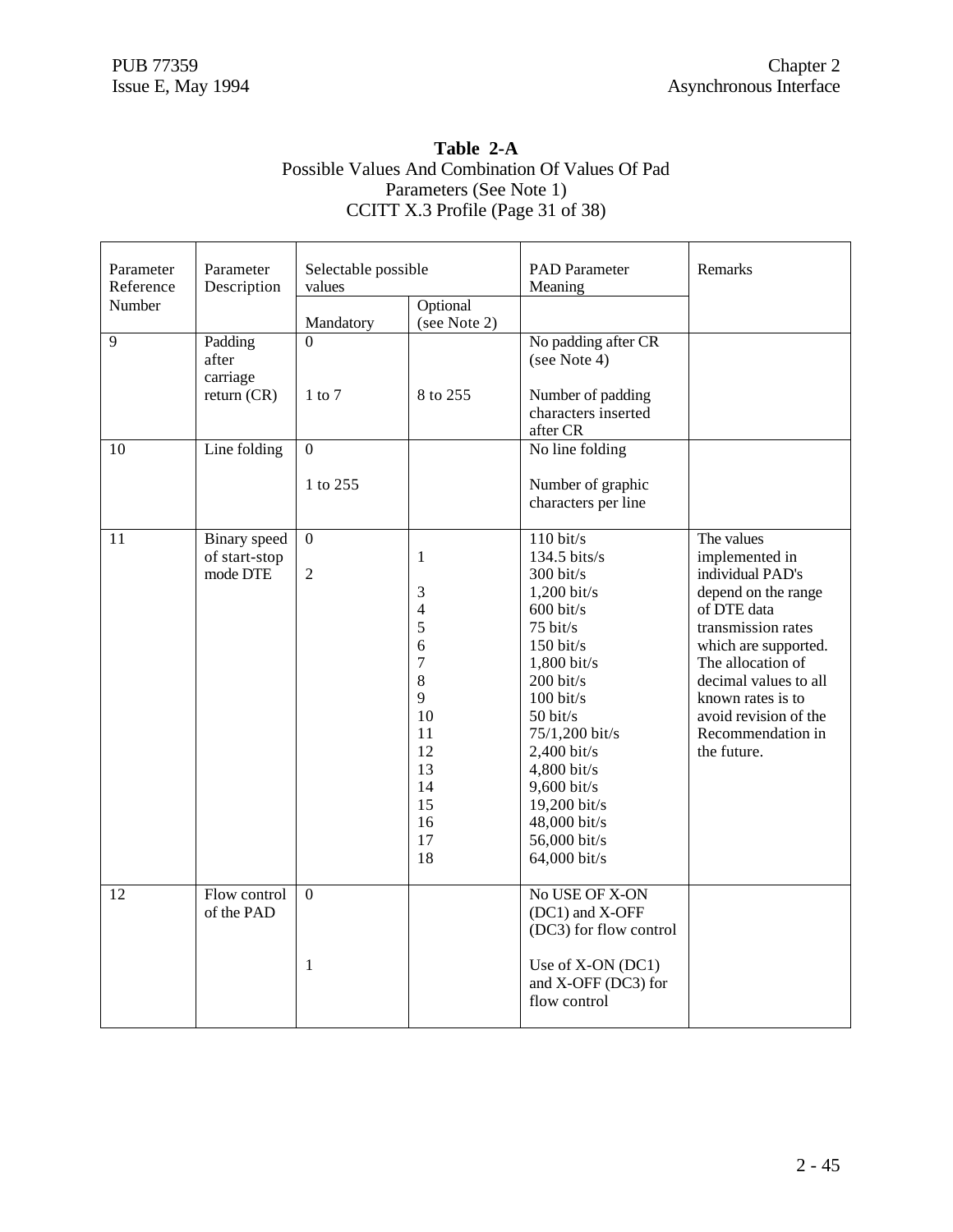**Table 2-A**

Possible Values And Combination Of Values Of Pad Parameters (See Note 1)
CCITT X.3 Profile (Page 31 of 38)

| Parameter Reference Number | Parameter Description | Selectable possible values | | PAD Parameter Meaning | Remarks |
|---|---|---|---|---|---|
| | | Mandatory | Optional (see Note 2) | | |
| 9 | Padding after carriage return (CR) | 0 | | No padding after CR (see Note 4) | |
| | | 1 to 7 | 8 to 255 | Number of padding characters inserted after CR | |
| 10 | Line folding | 0 | | No line folding | |
| | | 1 to 255 | | Number of graphic characters per line | |
| 11 | Binary speed of start-stop mode DTE | 0 | | 110 bit/s | The values implemented in individual PAD's depend on the range of DTE data transmission rates which are supported. The allocation of decimal values to all known rates is to avoid revision of the Recommendation in the future. |
| | | | 1 | 134.5 bits/s | |
| | | 2 | | 300 bit/s | |
| | | | 3 | 1,200 bit/s | |
| | | | 4 | 600 bit/s | |
| | | | 5 | 75 bit/s | |
| | | | 6 | 150 bit/s | |
| | | | 7 | 1,800 bit/s | |
| | | | 8 | 200 bit/s | |
| | | | 9 | 100 bit/s | |
| | | | 10 | 50 bit/s | |
| | | | 11 | 75/1,200 bit/s | |
| | | | 12 | 2,400 bit/s | |
| | | | 13 | 4,800 bit/s | |
| | | | 14 | 9,600 bit/s | |
| | | | 15 | 19,200 bit/s | |
| | | | 16 | 48,000 bit/s | |
| | | | 17 | 56,000 bit/s | |
| | | | 18 | 64,000 bit/s | |
| 12 | Flow control of the PAD | 0 | | No USE OF X-ON (DC1) and X-OFF (DC3) for flow control | |
| | | 1 | | Use of X-ON (DC1) and X-OFF (DC3) for flow control | |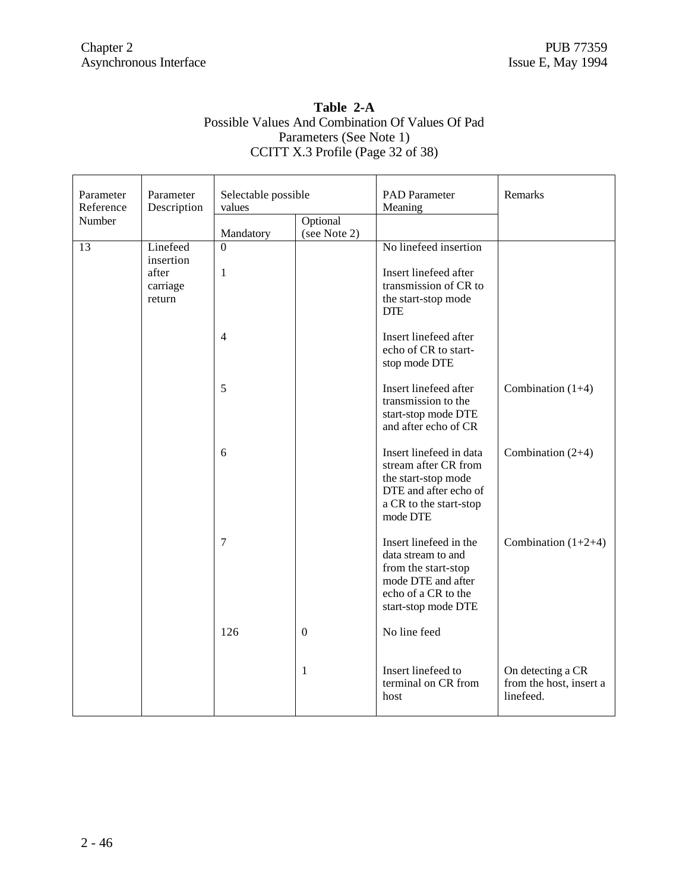**Table 2-A**

Possible Values And Combination Of Values Of Pad Parameters (See Note 1)

CCITT X.3 Profile (Page 32 of 38)

| Parameter Reference Number | Parameter Description | Selectable possible values | | PAD Parameter Meaning | Remarks |
|---|---|---|---|---|---|
| | | Mandatory | Optional (see Note 2) | | |
| 13 | Linefeed insertion after carriage return | 0 | | No linefeed insertion | |
| | | 1 | | Insert linefeed after transmission of CR to the start-stop mode DTE | |
| | | 4 | | Insert linefeed after echo of CR to start-stop mode DTE | |
| | | 5 | | Insert linefeed after transmission to the start-stop mode DTE and after echo of CR | Combination (1+4) |
| | | 6 | | Insert linefeed in data stream after CR from the start-stop mode DTE and after echo of a CR to the start-stop mode DTE | Combination (2+4) |
| | | 7 | | Insert linefeed in the data stream to and from the start-stop mode DTE and after echo of a CR to the start-stop mode DTE | Combination (1+2+4) |
| | | 126 | 0 | No line feed | |
| | | | 1 | Insert linefeed to terminal on CR from host | On detecting a CR from the host, insert a linefeed. |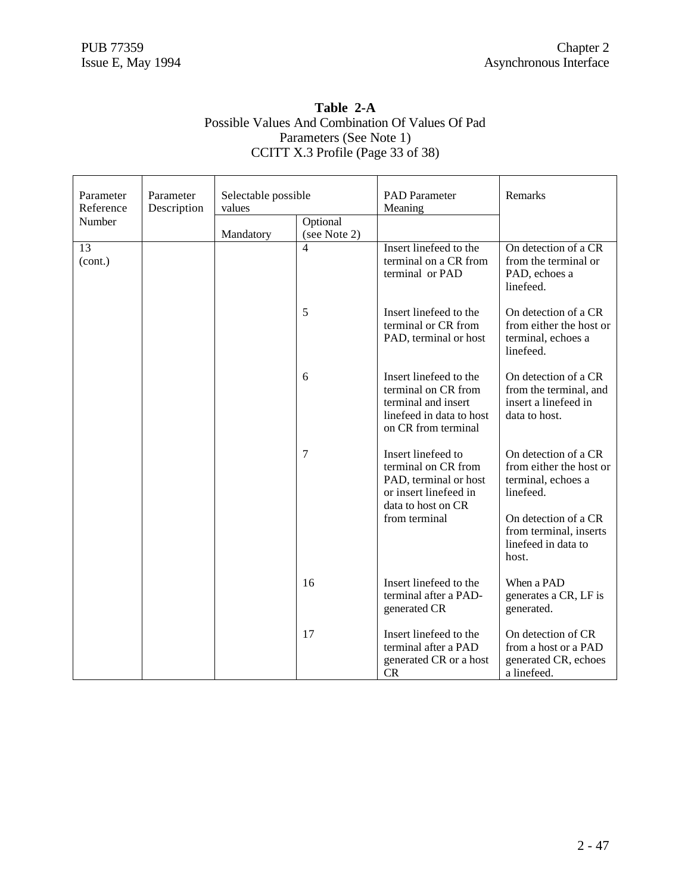**Table 2-A**

Possible Values And Combination Of Values Of Pad Parameters (See Note 1)

CCITT X.3 Profile (Page 33 of 38)

| Parameter Reference Number | Parameter Description | Selectable possible values | | PAD Parameter Meaning | Remarks |
|---|---|---|---|---|---|
| | | Mandatory | Optional (see Note 2) | | |
| 13 (cont.) | | | 4 | Insert linefeed to the terminal on a CR from terminal or PAD | On detection of a CR from the terminal or PAD, echoes a linefeed. |
| | | | 5 | Insert linefeed to the terminal or CR from PAD, terminal or host | On detection of a CR from either the host or terminal, echoes a linefeed. |
| | | | 6 | Insert linefeed to the terminal on CR from terminal and insert linefeed in data to host on CR from terminal | On detection of a CR from the terminal, and insert a linefeed in data to host. |
| | | | 7 | Insert linefeed to terminal on CR from PAD, terminal or host or insert linefeed in data to host on CR from terminal | On detection of a CR from either the host or terminal, echoes a linefeed.<br><br>On detection of a CR from terminal, inserts linefeed in data to host. |
| | | | 16 | Insert linefeed to the terminal after a PAD-generated CR | When a PAD generates a CR, LF is generated. |
| | | | 17 | Insert linefeed to the terminal after a PAD generated CR or a host CR | On detection of CR from a host or a PAD generated CR, echoes a linefeed. |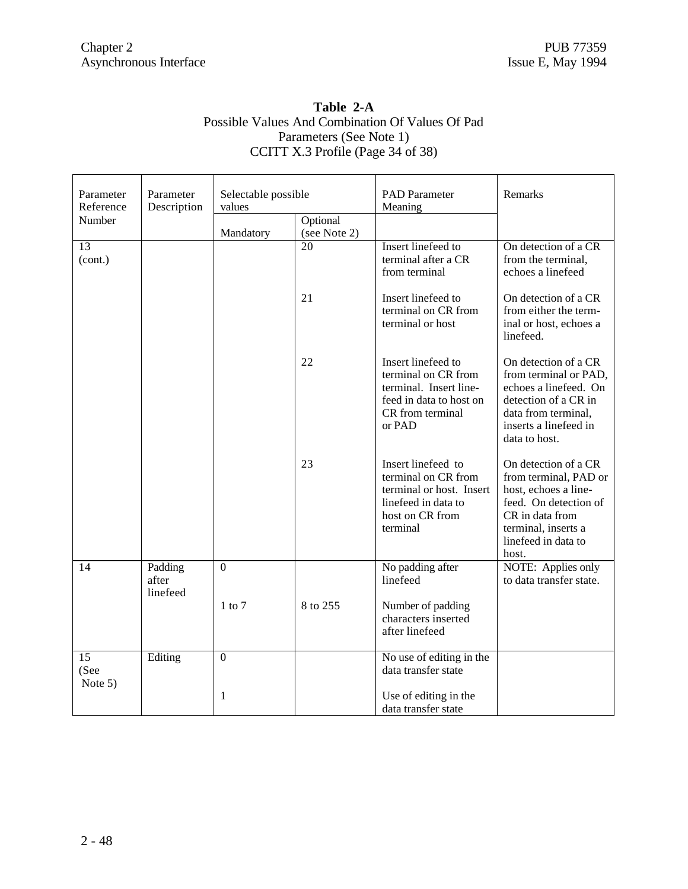**Table 2-A**
Possible Values And Combination Of Values Of Pad Parameters (See Note 1)
CCITT X.3 Profile (Page 34 of 38)

| Parameter Reference Number | Parameter Description | Selectable possible values | | PAD Parameter Meaning | Remarks |
|---|---|---|---|---|---|
| | | Mandatory | Optional (see Note 2) | | |
| 13 (cont.) | | | 20 | Insert linefeed to terminal after a CR from terminal | On detection of a CR from the terminal, echoes a linefeed |
| | | | 21 | Insert linefeed to terminal on CR from terminal or host | On detection of a CR from either the terminal or host, echoes a linefeed. |
| | | | 22 | Insert linefeed to terminal on CR from terminal. Insert linefeed in data to host on CR from terminal or PAD | On detection of a CR from terminal or PAD, echoes a linefeed. On detection of a CR in data from terminal, inserts a linefeed in data to host. |
| | | | 23 | Insert linefeed to terminal on CR from terminal or host. Insert linefeed in data to host on CR from terminal | On detection of a CR from terminal, PAD or host, echoes a linefeed. On detection of CR in data from terminal, inserts a linefeed in data to host. |
| 14 | Padding after linefeed | 0 | | No padding after linefeed | NOTE: Applies only to data transfer state. |
| | | 1 to 7 | 8 to 255 | Number of padding characters inserted after linefeed | |
| 15 (See Note 5) | Editing | 0 | | No use of editing in the data transfer state | |
| | | 1 | | Use of editing in the data transfer state | |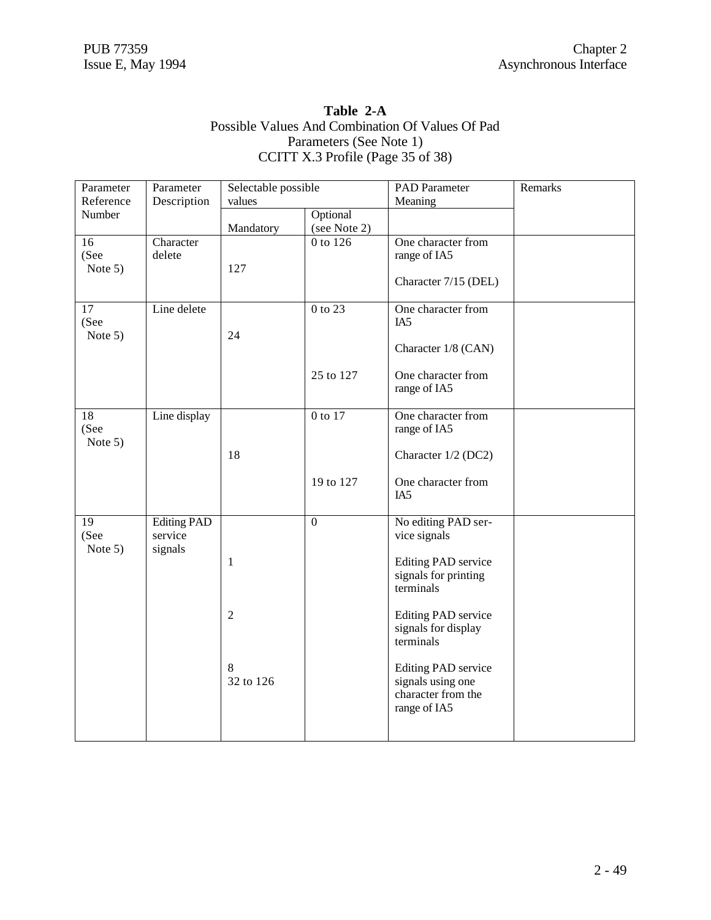**Table 2-A**
Possible Values And Combination Of Values Of Pad Parameters (See Note 1)
CCITT X.3 Profile (Page 35 of 38)

| Parameter Reference Number | Parameter Description | Selectable possible values | | PAD Parameter Meaning | Remarks |
|---|---|---|---|---|---|
| | | Mandatory | Optional (see Note 2) | | |
| 16 (See Note 5) | Character delete | | 0 to 126 | One character from range of IA5 | |
| | | 127 | | Character 7/15 (DEL) | |
| 17 (See Note 5) | Line delete | | 0 to 23 | One character from IA5 | |
| | | 24 | | Character 1/8 (CAN) | |
| | | | 25 to 127 | One character from range of IA5 | |
| 18 (See Note 5) | Line display | | 0 to 17 | One character from range of IA5 | |
| | | 18 | | Character 1/2 (DC2) | |
| | | | 19 to 127 | One character from IA5 | |
| 19 (See Note 5) | Editing PAD service signals | | 0 | No editing PAD service signals | |
| | | 1 | | Editing PAD service signals for printing terminals | |
| | | 2 | | Editing PAD service signals for display terminals | |
| | | 8<br>32 to 126 | | Editing PAD service signals using one character from the range of IA5 | |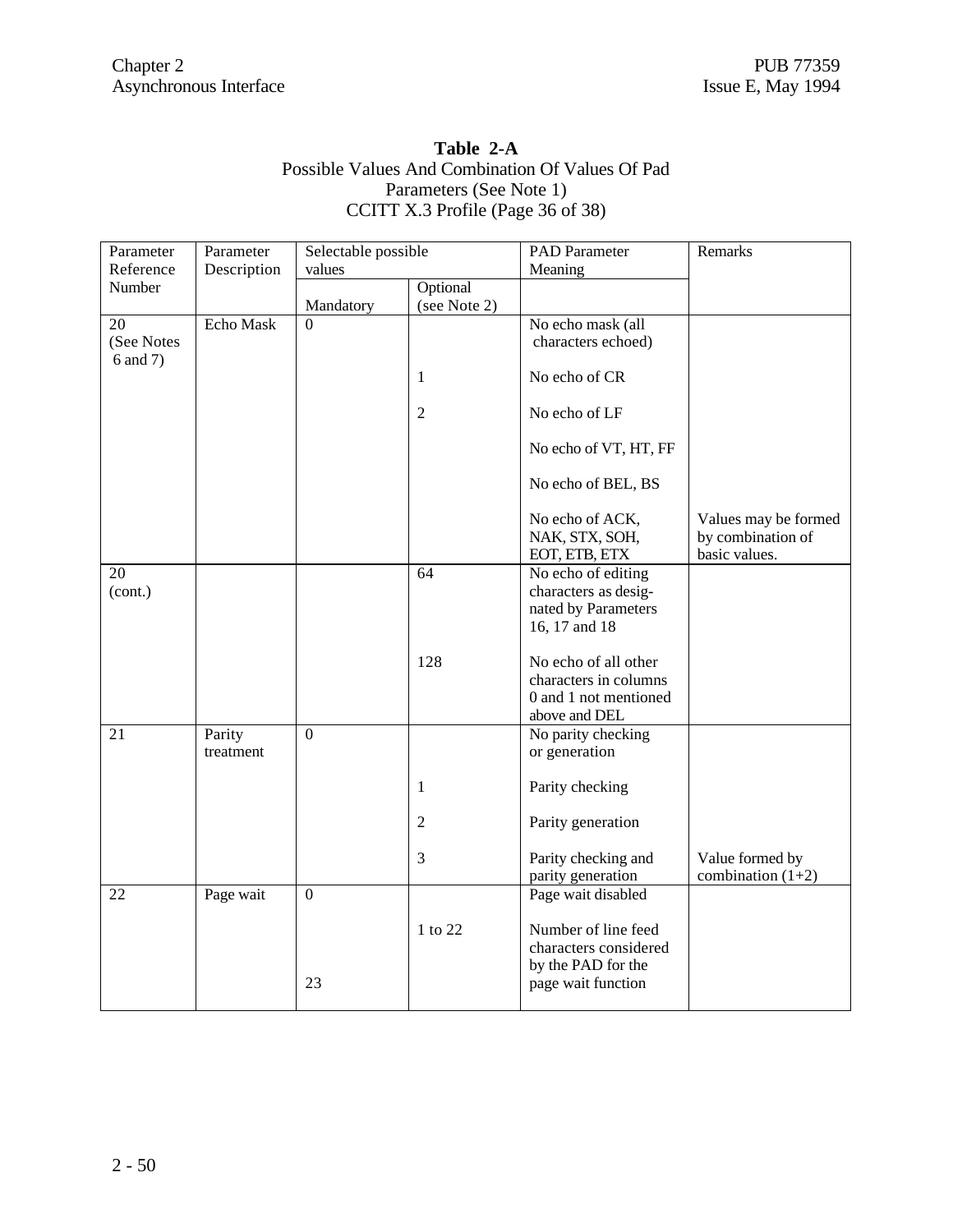**Table 2-A**
Possible Values And Combination Of Values Of Pad Parameters (See Note 1)
CCITT X.3 Profile (Page 36 of 38)

| Parameter Reference Number | Parameter Description | Selectable possible values | | PAD Parameter Meaning | Remarks |
|---|---|---|---|---|---|
| | | Mandatory | Optional (see Note 2) | | |
| 20 (See Notes 6 and 7) | Echo Mask | 0 | | No echo mask (all characters echoed) | |
| | | | 1 | No echo of CR | |
| | | | 2 | No echo of LF | |
| | | | | No echo of VT, HT, FF | |
| | | | | No echo of BEL, BS | |
| | | | | No echo of ACK, NAK, STX, SOH, EOT, ETB, ETX | Values may be formed by combination of basic values. |
| 20 (cont.) | | | 64 | No echo of editing characters as designated by Parameters 16, 17 and 18 | |
| | | | 128 | No echo of all other characters in columns 0 and 1 not mentioned above and DEL | |
| 21 | Parity treatment | 0 | | No parity checking or generation | |
| | | | 1 | Parity checking | |
| | | | 2 | Parity generation | |
| | | | 3 | Parity checking and parity generation | Value formed by combination (1+2) |
| 22 | Page wait | 0 | | Page wait disabled | |
| | | | 1 to 22 | Number of line feed characters considered by the PAD for the page wait function | |
| | | 23 | | | |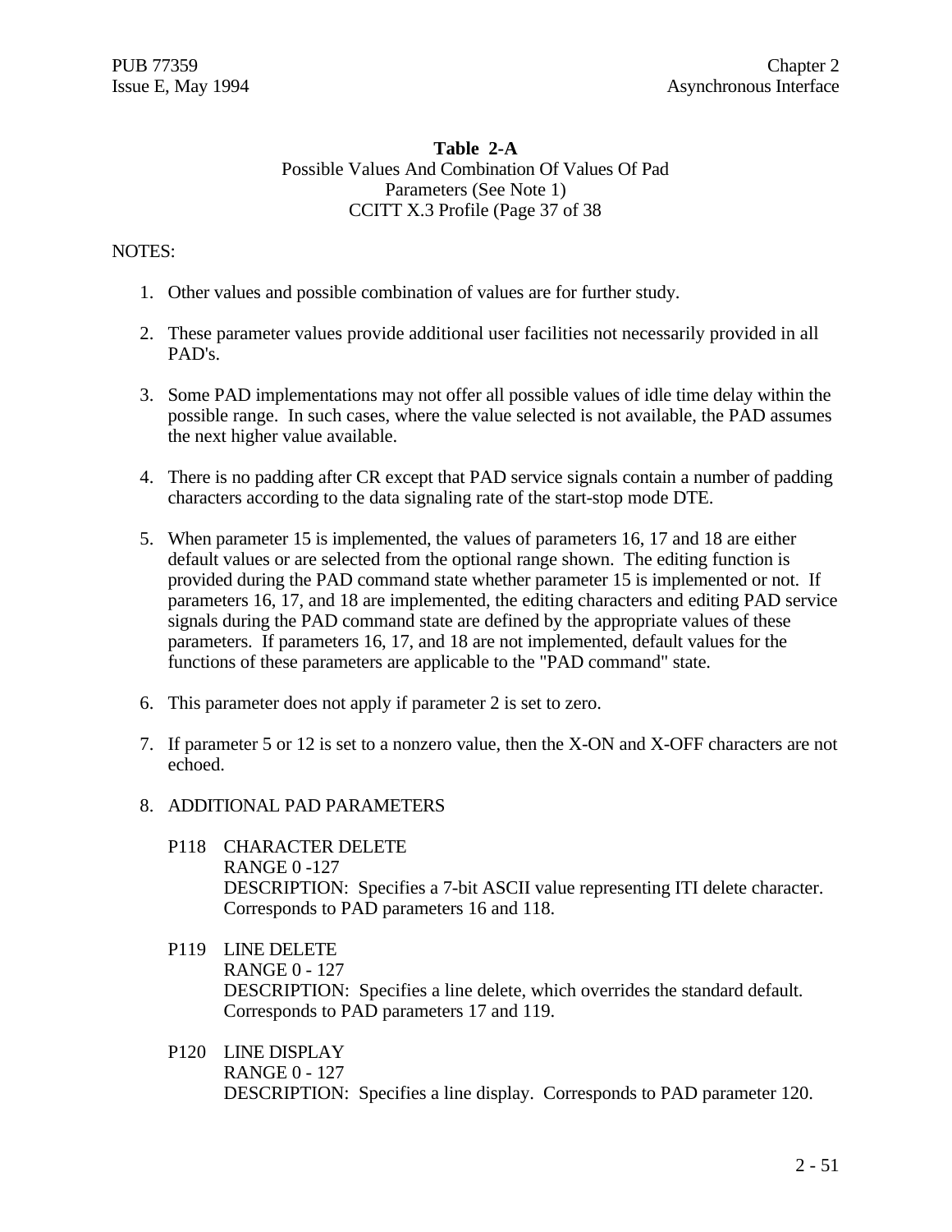**Table 2-A**
Possible Values And Combination Of Values Of Pad Parameters (See Note 1)
CCITT X.3 Profile (Page 37 of 38

NOTES:

1. Other values and possible combination of values are for further study.

2. These parameter values provide additional user facilities not necessarily provided in all PAD's.

3. Some PAD implementations may not offer all possible values of idle time delay within the possible range. In such cases, where the value selected is not available, the PAD assumes the next higher value available.

4. There is no padding after CR except that PAD service signals contain a number of padding characters according to the data signaling rate of the start-stop mode DTE.

5. When parameter 15 is implemented, the values of parameters 16, 17 and 18 are either default values or are selected from the optional range shown. The editing function is provided during the PAD command state whether parameter 15 is implemented or not. If parameters 16, 17, and 18 are implemented, the editing characters and editing PAD service signals during the PAD command state are defined by the appropriate values of these parameters. If parameters 16, 17, and 18 are not implemented, default values for the functions of these parameters are applicable to the "PAD command" state.

6. This parameter does not apply if parameter 2 is set to zero.

7. If parameter 5 or 12 is set to a nonzero value, then the X-ON and X-OFF characters are not echoed.

8. ADDITIONAL PAD PARAMETERS

   P118 CHARACTER DELETE
   RANGE 0 -127
   DESCRIPTION: Specifies a 7-bit ASCII value representing ITI delete character. Corresponds to PAD parameters 16 and 118.

   P119 LINE DELETE
   RANGE 0 - 127
   DESCRIPTION: Specifies a line delete, which overrides the standard default. Corresponds to PAD parameters 17 and 119.

   P120 LINE DISPLAY
   RANGE 0 - 127
   DESCRIPTION: Specifies a line display. Corresponds to PAD parameter 120.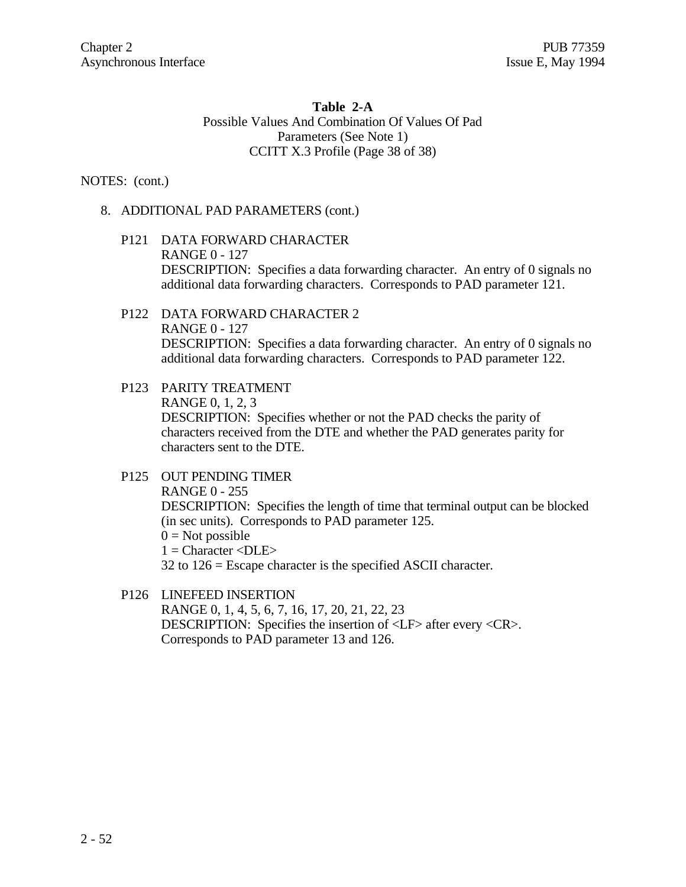**Table 2-A**

Possible Values And Combination Of Values Of Pad Parameters (See Note 1)
CCITT X.3 Profile (Page 38 of 38)

NOTES: (cont.)

8. ADDITIONAL PAD PARAMETERS (cont.)

P121 DATA FORWARD CHARACTER
RANGE 0 - 127
DESCRIPTION: Specifies a data forwarding character. An entry of 0 signals no additional data forwarding characters. Corresponds to PAD parameter 121.

P122 DATA FORWARD CHARACTER 2
RANGE 0 - 127
DESCRIPTION: Specifies a data forwarding character. An entry of 0 signals no additional data forwarding characters. Corresponds to PAD parameter 122.

P123 PARITY TREATMENT
RANGE 0, 1, 2, 3
DESCRIPTION: Specifies whether or not the PAD checks the parity of characters received from the DTE and whether the PAD generates parity for characters sent to the DTE.

P125 OUT PENDING TIMER
RANGE 0 - 255
DESCRIPTION: Specifies the length of time that terminal output can be blocked (in sec units). Corresponds to PAD parameter 125.
0 = Not possible
1 = Character <DLE>
32 to 126 = Escape character is the specified ASCII character.

P126 LINEFEED INSERTION
RANGE 0, 1, 4, 5, 6, 7, 16, 17, 20, 21, 22, 23
DESCRIPTION: Specifies the insertion of <LF> after every <CR>. Corresponds to PAD parameter 13 and 126.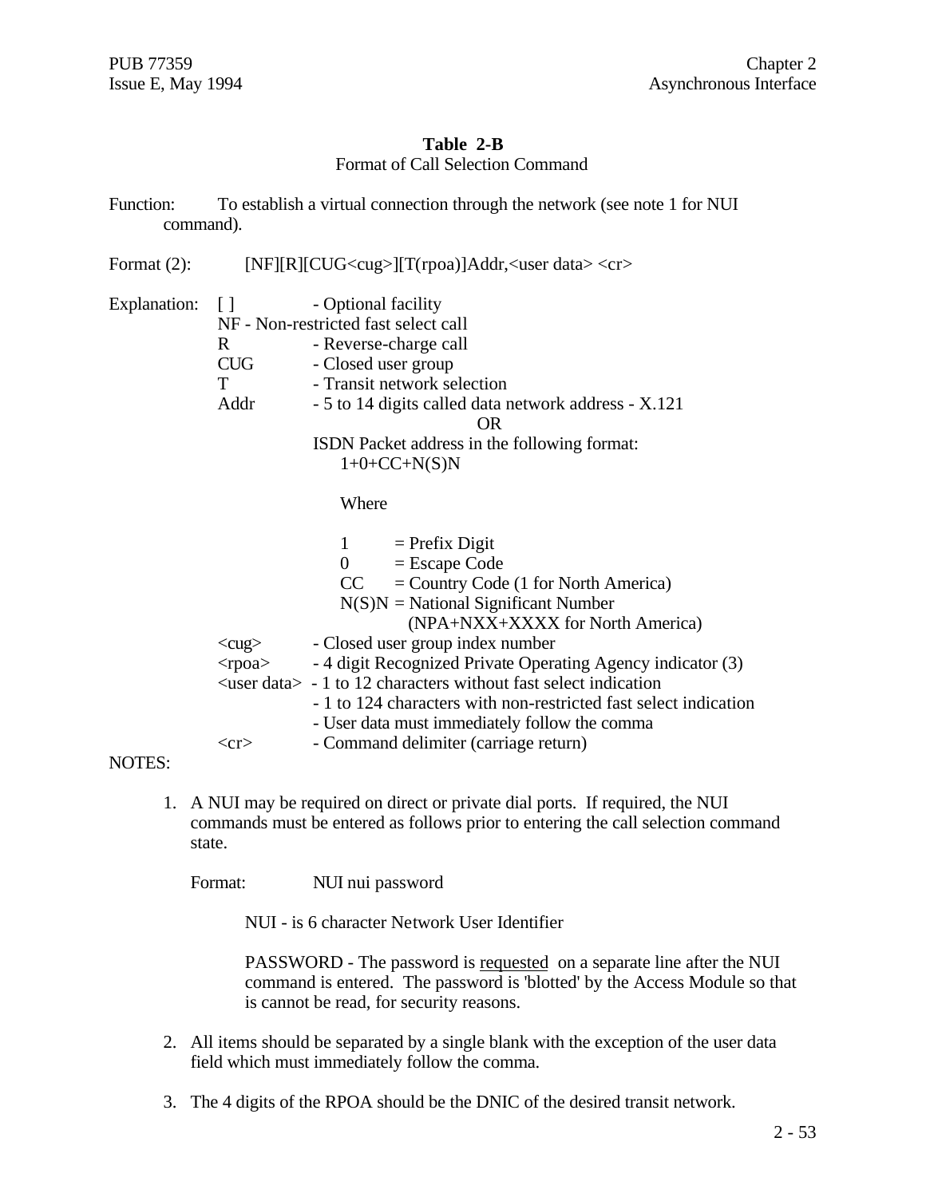**Table 2-B**

Format of Call Selection Command

Function: To establish a virtual connection through the network (see note 1 for NUI command).

Format (2): [NF][R][CUG<cug>][T(rpoa)]Addr,<user data> <cr>

Explanation:

- [ ] - Optional facility
- NF - Non-restricted fast select call
- R - Reverse-charge call
- CUG - Closed user group
- T - Transit network selection
- Addr - 5 to 14 digits called data network address - X.121

  OR

  ISDN Packet address in the following format:

  1+0+CC+N(S)N

  Where

  - 1 = Prefix Digit
  - 0 = Escape Code
  - CC = Country Code (1 for North America)
  - N(S)N = National Significant Number (NPA+NXX+XXXX for North America)
- <cug> - Closed user group index number
- <rpoa> - 4 digit Recognized Private Operating Agency indicator (3)
- <user data> - 1 to 12 characters without fast select indication
  - 1 to 124 characters with non-restricted fast select indication
  - User data must immediately follow the comma
- <cr> - Command delimiter (carriage return)

NOTES:

1. A NUI may be required on direct or private dial ports. If required, the NUI commands must be entered as follows prior to entering the call selection command state.

   Format: NUI nui password

   NUI - is 6 character Network User Identifier

   PASSWORD - The password is <u>requested</u> on a separate line after the NUI command is entered. The password is 'blotted' by the Access Module so that is cannot be read, for security reasons.

2. All items should be separated by a single blank with the exception of the user data field which must immediately follow the comma.

3. The 4 digits of the RPOA should be the DNIC of the desired transit network.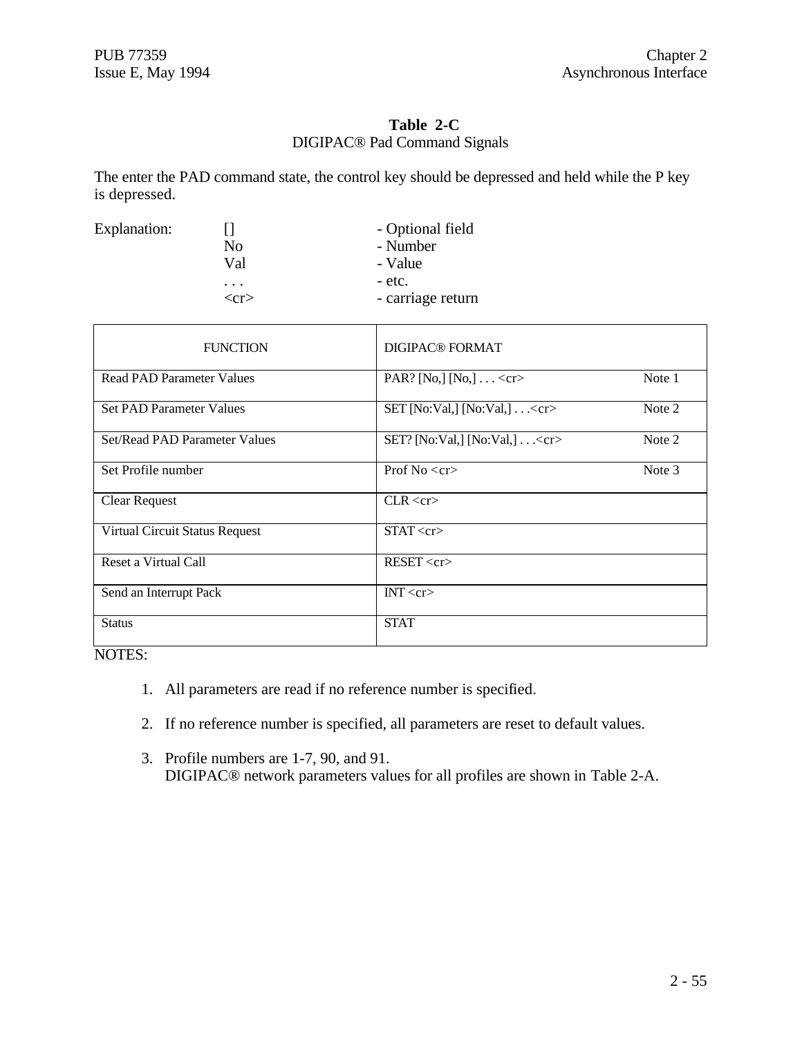**Table 2-C**
DIGIPAC® Pad Command Signals

The enter the PAD command state, the control key should be depressed and held while the P key is depressed.

| Explanation: | | |
|---|---|---|
| | [] | - Optional field |
| | No | - Number |
| | Val | - Value |
| | . . . | - etc. |
| | <cr> | - carriage return |

| FUNCTION | DIGIPAC® FORMAT | |
|---|---|---|
| Read PAD Parameter Values | PAR? [No,] [No,] . . . <cr> | Note 1 |
| Set PAD Parameter Values | SET [No:Val,] [No:Val,] . . .<cr> | Note 2 |
| Set/Read PAD Parameter Values | SET? [No:Val,] [No:Val,] . . .<cr> | Note 2 |
| Set Profile number | Prof No <cr> | Note 3 |
| Clear Request | CLR <cr> | |
| Virtual Circuit Status Request | STAT <cr> | |
| Reset a Virtual Call | RESET <cr> | |
| Send an Interrupt Pack | INT <cr> | |
| Status | STAT | |

NOTES:

1. All parameters are read if no reference number is specified.
2. If no reference number is specified, all parameters are reset to default values.
3. Profile numbers are 1-7, 90, and 91.
   DIGIPAC® network parameters values for all profiles are shown in Table 2-A.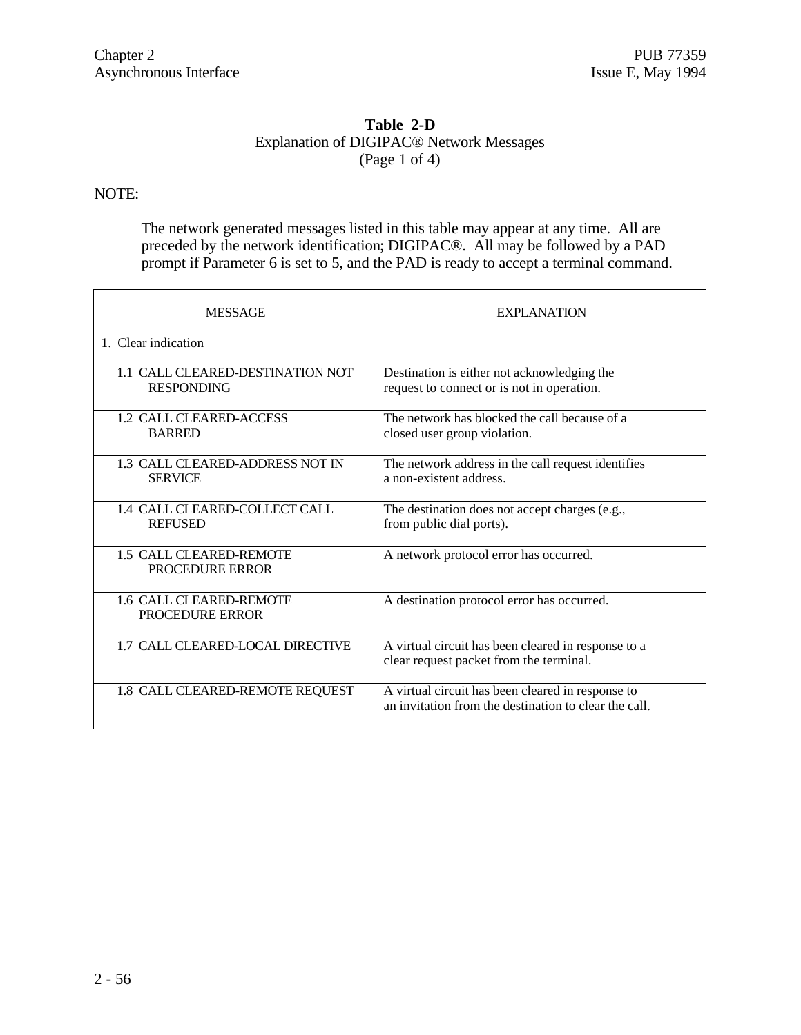**Table 2-D**
Explanation of DIGIPAC® Network Messages
(Page 1 of 4)

NOTE:

> The network generated messages listed in this table may appear at any time. All are preceded by the network identification; DIGIPAC®. All may be followed by a PAD prompt if Parameter 6 is set to 5, and the PAD is ready to accept a terminal command.

| MESSAGE | EXPLANATION |
|---|---|
| 1. Clear indication<br><br>1.1 CALL CLEARED-DESTINATION NOT RESPONDING | Destination is either not acknowledging the request to connect or is not in operation. |
| 1.2 CALL CLEARED-ACCESS BARRED | The network has blocked the call because of a closed user group violation. |
| 1.3 CALL CLEARED-ADDRESS NOT IN SERVICE | The network address in the call request identifies a non-existent address. |
| 1.4 CALL CLEARED-COLLECT CALL REFUSED | The destination does not accept charges (e.g., from public dial ports). |
| 1.5 CALL CLEARED-REMOTE PROCEDURE ERROR | A network protocol error has occurred. |
| 1.6 CALL CLEARED-REMOTE PROCEDURE ERROR | A destination protocol error has occurred. |
| 1.7 CALL CLEARED-LOCAL DIRECTIVE | A virtual circuit has been cleared in response to a clear request packet from the terminal. |
| 1.8 CALL CLEARED-REMOTE REQUEST | A virtual circuit has been cleared in response to an invitation from the destination to clear the call. |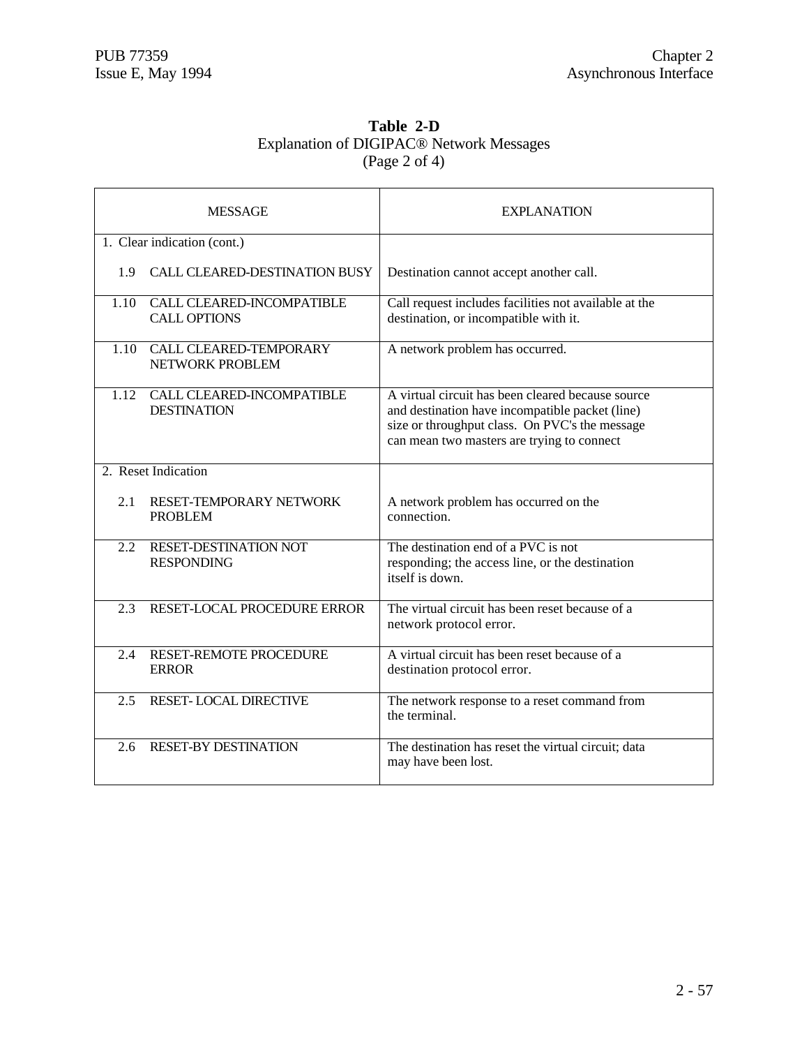**Table 2-D**
Explanation of DIGIPAC® Network Messages
(Page 2 of 4)

| MESSAGE | EXPLANATION |
|---|---|
| 1. Clear indication (cont.) | |
| 1.9 CALL CLEARED-DESTINATION BUSY | Destination cannot accept another call. |
| 1.10 CALL CLEARED-INCOMPATIBLE CALL OPTIONS | Call request includes facilities not available at the destination, or incompatible with it. |
| 1.10 CALL CLEARED-TEMPORARY NETWORK PROBLEM | A network problem has occurred. |
| 1.12 CALL CLEARED-INCOMPATIBLE DESTINATION | A virtual circuit has been cleared because source and destination have incompatible packet (line) size or throughput class. On PVC's the message can mean two masters are trying to connect |
| 2. Reset Indication | |
| 2.1 RESET-TEMPORARY NETWORK PROBLEM | A network problem has occurred on the connection. |
| 2.2 RESET-DESTINATION NOT RESPONDING | The destination end of a PVC is not responding; the access line, or the destination itself is down. |
| 2.3 RESET-LOCAL PROCEDURE ERROR | The virtual circuit has been reset because of a network protocol error. |
| 2.4 RESET-REMOTE PROCEDURE ERROR | A virtual circuit has been reset because of a destination protocol error. |
| 2.5 RESET- LOCAL DIRECTIVE | The network response to a reset command from the terminal. |
| 2.6 RESET-BY DESTINATION | The destination has reset the virtual circuit; data may have been lost. |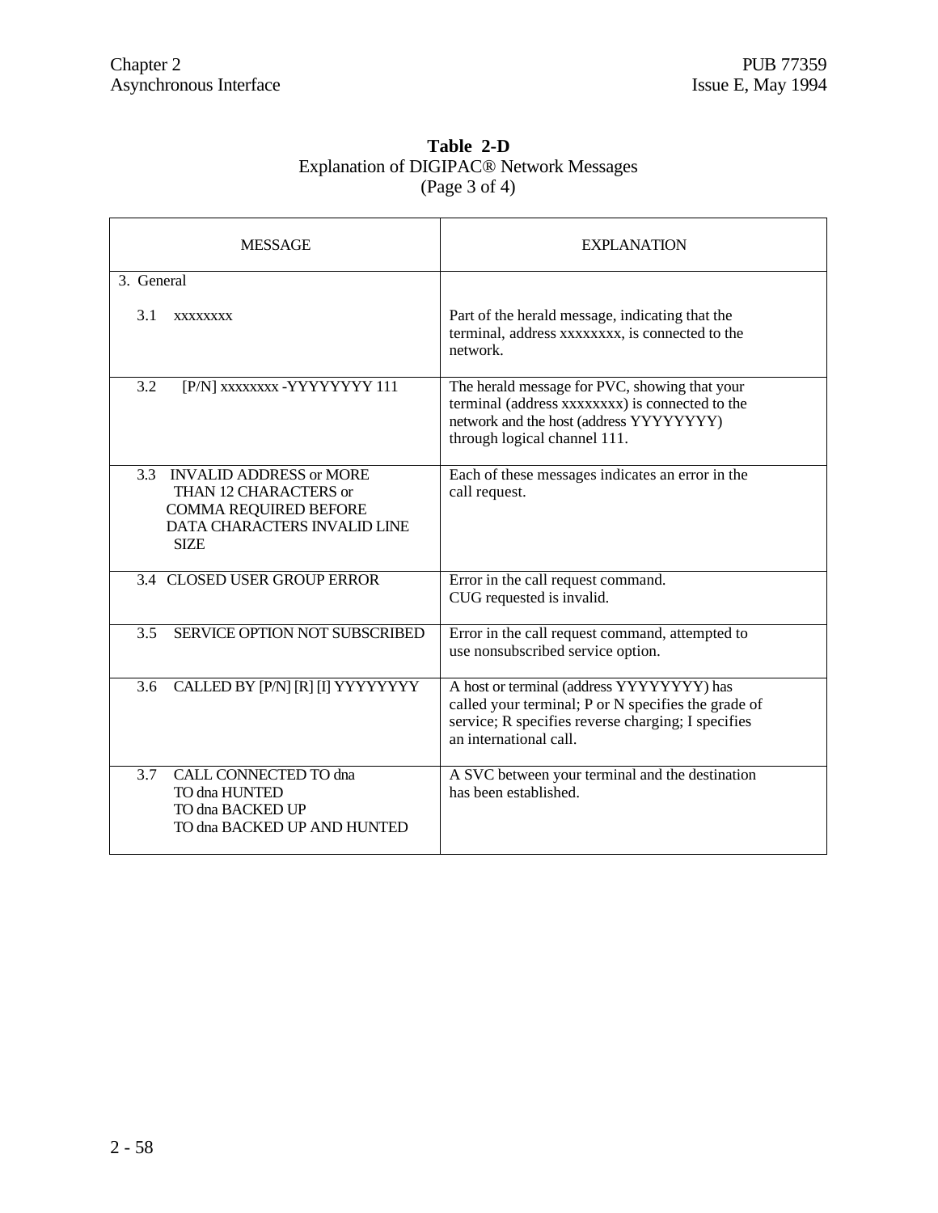**Table 2-D**
Explanation of DIGIPAC® Network Messages
(Page 3 of 4)

| MESSAGE | EXPLANATION |
|---|---|
| 3. General | |
| 3.1 xxxxxxxx | Part of the herald message, indicating that the terminal, address xxxxxxxx, is connected to the network. |
| 3.2 [P/N] xxxxxxxx -YYYYYYYY 111 | The herald message for PVC, showing that your terminal (address xxxxxxxx) is connected to the network and the host (address YYYYYYYY) through logical channel 111. |
| 3.3 INVALID ADDRESS or MORE THAN 12 CHARACTERS or COMMA REQUIRED BEFORE DATA CHARACTERS INVALID LINE SIZE | Each of these messages indicates an error in the call request. |
| 3.4 CLOSED USER GROUP ERROR | Error in the call request command. CUG requested is invalid. |
| 3.5 SERVICE OPTION NOT SUBSCRIBED | Error in the call request command, attempted to use nonsubscribed service option. |
| 3.6 CALLED BY [P/N] [R] [I] YYYYYYYY | A host or terminal (address YYYYYYYY) has called your terminal; P or N specifies the grade of service; R specifies reverse charging; I specifies an international call. |
| 3.7 CALL CONNECTED TO dna<br>TO dna HUNTED<br>TO dna BACKED UP<br>TO dna BACKED UP AND HUNTED | A SVC between your terminal and the destination has been established. |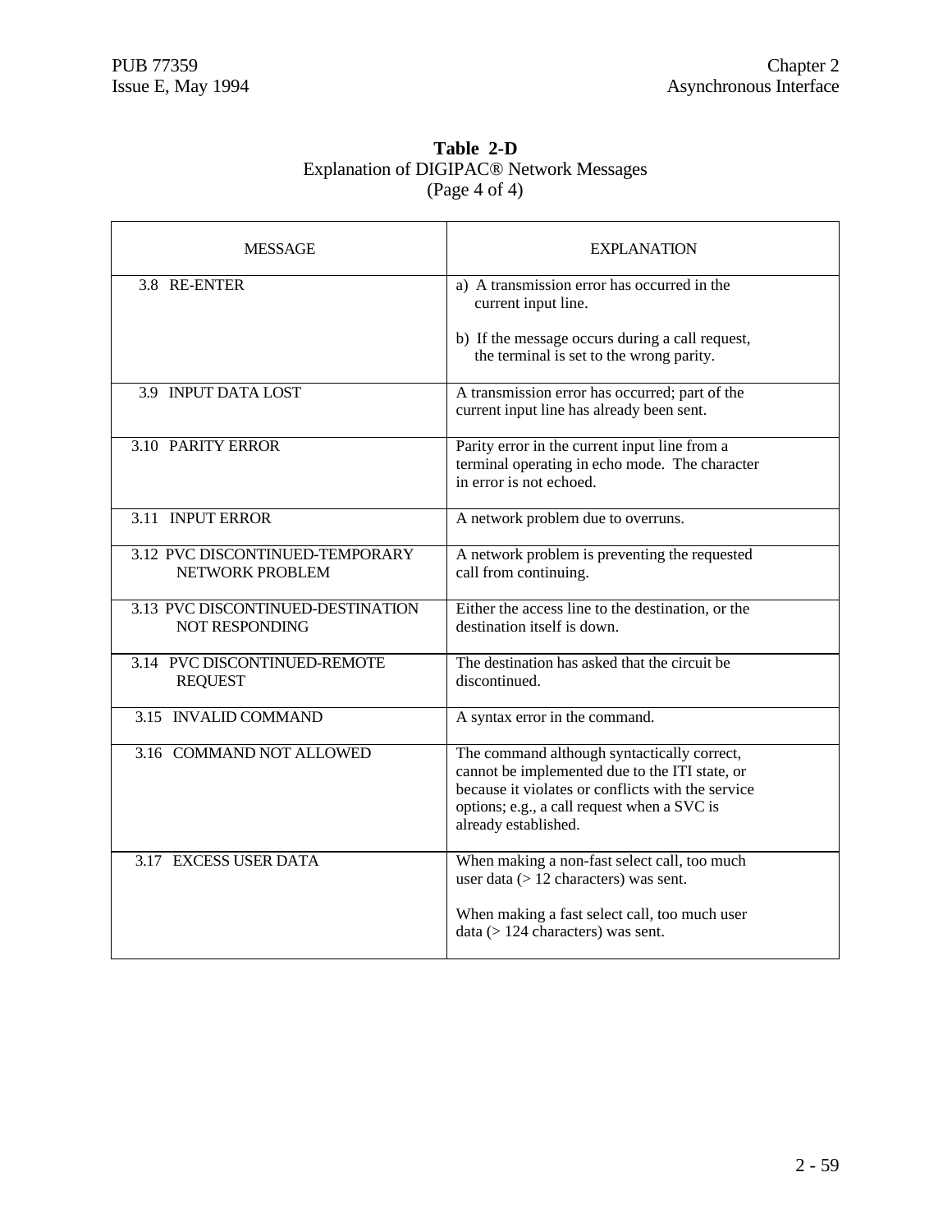**Table 2-D**
Explanation of DIGIPAC® Network Messages
(Page 4 of 4)

| MESSAGE | EXPLANATION |
|---|---|
| 3.8 RE-ENTER | a) A transmission error has occurred in the current input line.<br><br>b) If the message occurs during a call request, the terminal is set to the wrong parity. |
| 3.9 INPUT DATA LOST | A transmission error has occurred; part of the current input line has already been sent. |
| 3.10 PARITY ERROR | Parity error in the current input line from a terminal operating in echo mode. The character in error is not echoed. |
| 3.11 INPUT ERROR | A network problem due to overruns. |
| 3.12 PVC DISCONTINUED-TEMPORARY NETWORK PROBLEM | A network problem is preventing the requested call from continuing. |
| 3.13 PVC DISCONTINUED-DESTINATION NOT RESPONDING | Either the access line to the destination, or the destination itself is down. |
| 3.14 PVC DISCONTINUED-REMOTE REQUEST | The destination has asked that the circuit be discontinued. |
| 3.15 INVALID COMMAND | A syntax error in the command. |
| 3.16 COMMAND NOT ALLOWED | The command although syntactically correct, cannot be implemented due to the ITI state, or because it violates or conflicts with the service options; e.g., a call request when a SVC is already established. |
| 3.17 EXCESS USER DATA | When making a non-fast select call, too much user data (> 12 characters) was sent.<br><br>When making a fast select call, too much user data (> 124 characters) was sent. |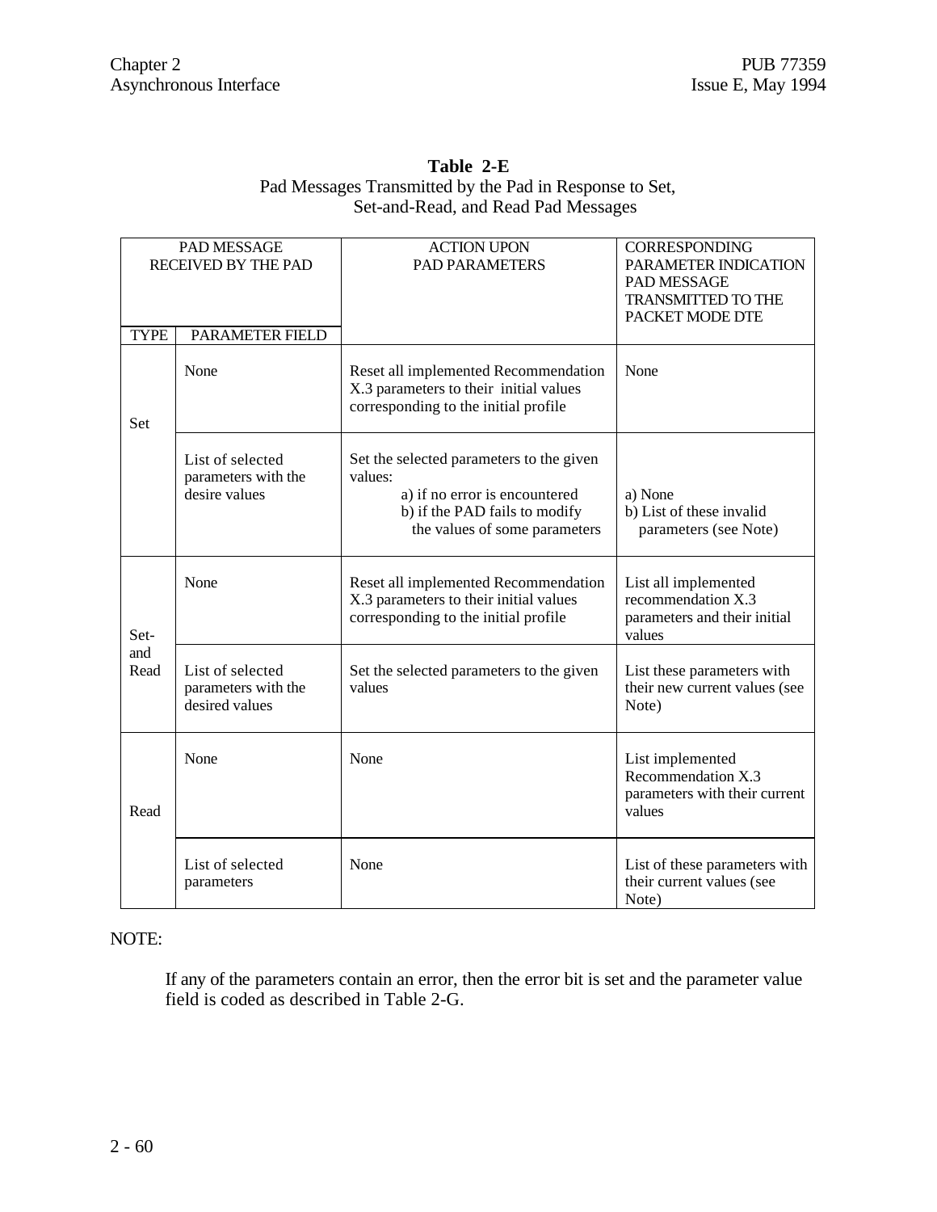**Table 2-E**
Pad Messages Transmitted by the Pad in Response to Set, Set-and-Read, and Read Pad Messages

| PAD MESSAGE RECEIVED BY THE PAD | | ACTION UPON PAD PARAMETERS | CORRESPONDING PARAMETER INDICATION PAD MESSAGE TRANSMITTED TO THE PACKET MODE DTE |
|---|---|---|---|
| TYPE | PARAMETER FIELD | | |
| Set | None | Reset all implemented Recommendation X.3 parameters to their initial values corresponding to the initial profile | None |
| | List of selected parameters with the desire values | Set the selected parameters to the given values: a) if no error is encountered b) if the PAD fails to modify the values of some parameters | a) None b) List of these invalid parameters (see Note) |
| Set-and Read | None | Reset all implemented Recommendation X.3 parameters to their initial values corresponding to the initial profile | List all implemented recommendation X.3 parameters and their initial values |
| | List of selected parameters with the desired values | Set the selected parameters to the given values | List these parameters with their new current values (see Note) |
| Read | None | None | List implemented Recommendation X.3 parameters with their current values |
| | List of selected parameters | None | List of these parameters with their current values (see Note) |

NOTE:

If any of the parameters contain an error, then the error bit is set and the parameter value field is coded as described in Table 2-G.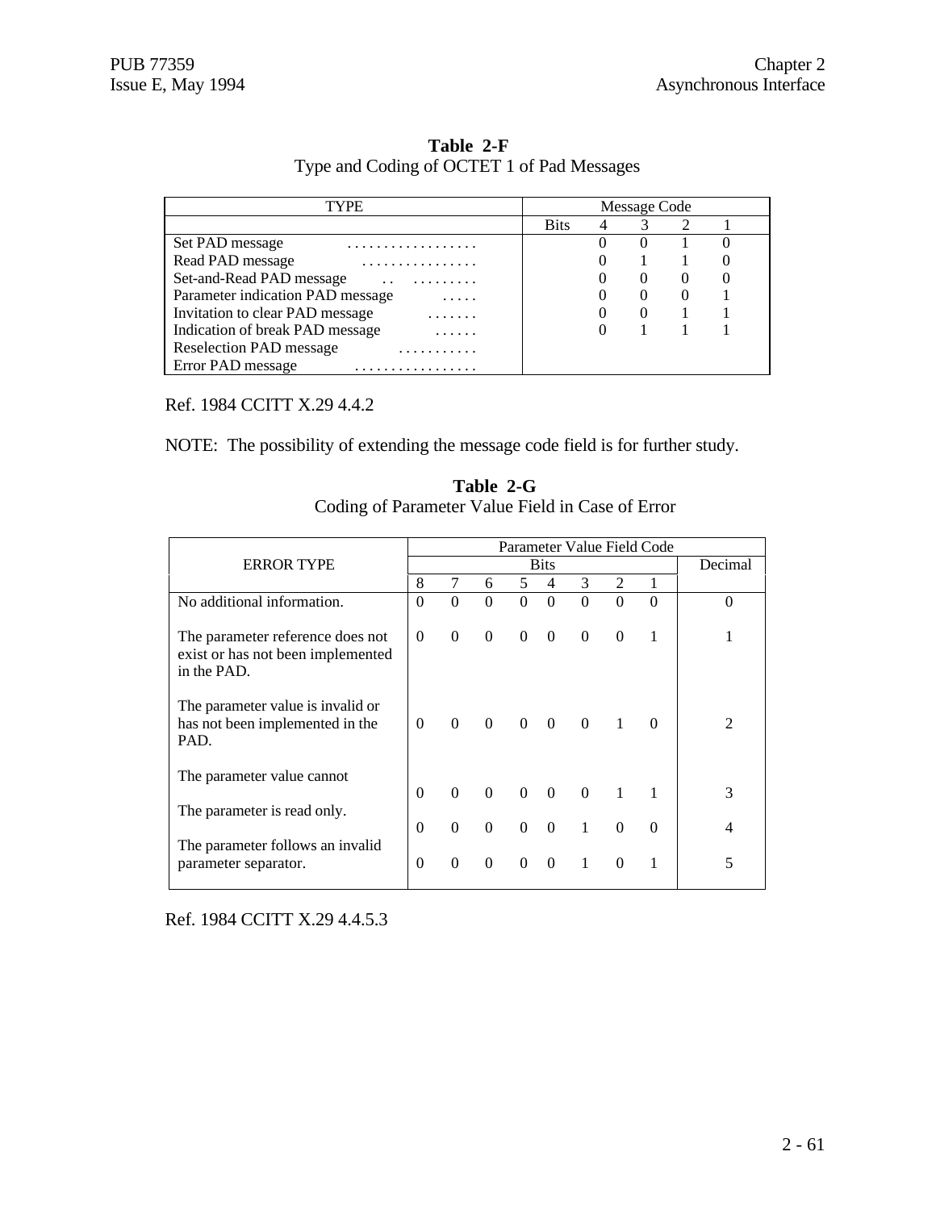**Table 2-F**
Type and Coding of OCTET 1 of Pad Messages

| TYPE | Message Code | | | | |
|---|---|---|---|---|---|
| | Bits | 4 | 3 | 2 | 1 |
| Set PAD message .................. | | 0 | 0 | 1 | 0 |
| Read PAD message ................ | | 0 | 1 | 1 | 0 |
| Set-and-Read PAD message .. ......... | | 0 | 0 | 0 | 0 |
| Parameter indication PAD message ..... | | 0 | 0 | 0 | 1 |
| Invitation to clear PAD message ....... | | 0 | 0 | 1 | 1 |
| Indication of break PAD message ...... | | 0 | 1 | 1 | 1 |
| Reselection PAD message ........... | | | | | |
| Error PAD message ................. | | | | | |

Ref. 1984 CCITT X.29 4.4.2

NOTE: The possibility of extending the message code field is for further study.

**Table 2-G**
Coding of Parameter Value Field in Case of Error

| ERROR TYPE | Parameter Value Field Code | | | | | | | | |
|---|---|---|---|---|---|---|---|---|---|
| | Bits | | | | | | | | Decimal |
| | 8 | 7 | 6 | 5 | 4 | 3 | 2 | 1 | |
| No additional information. | 0 | 0 | 0 | 0 | 0 | 0 | 0 | 0 | 0 |
| The parameter reference does not exist or has not been implemented in the PAD. | 0 | 0 | 0 | 0 | 0 | 0 | 0 | 1 | 1 |
| The parameter value is invalid or has not been implemented in the PAD. | 0 | 0 | 0 | 0 | 0 | 0 | 1 | 0 | 2 |
| The parameter value cannot | 0 | 0 | 0 | 0 | 0 | 0 | 1 | 1 | 3 |
| The parameter is read only. | 0 | 0 | 0 | 0 | 0 | 1 | 0 | 0 | 4 |
| The parameter follows an invalid parameter separator. | 0 | 0 | 0 | 0 | 0 | 1 | 0 | 1 | 5 |

Ref. 1984 CCITT X.29 4.4.5.3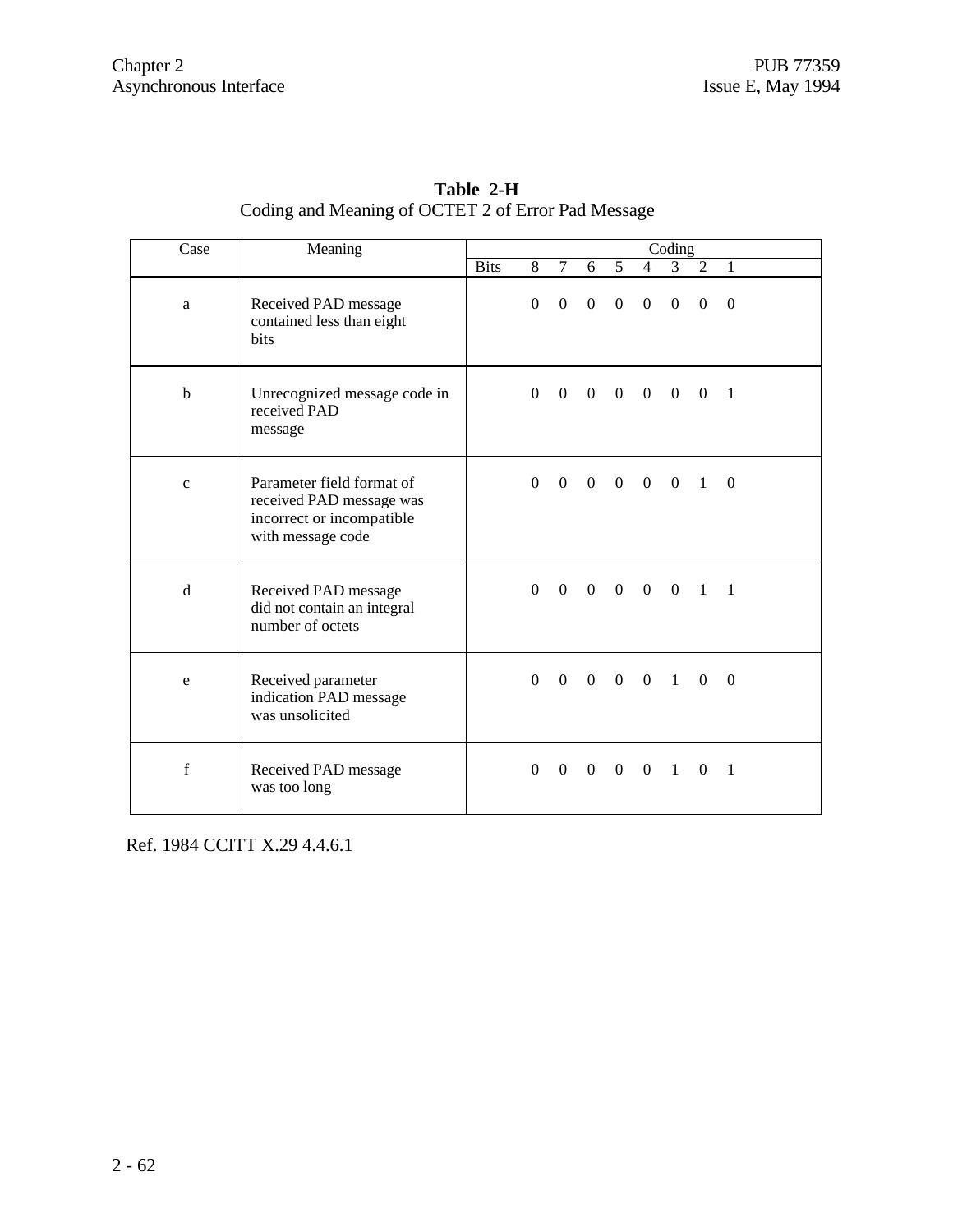**Table 2-H**
Coding and Meaning of OCTET 2 of Error Pad Message

| Case | Meaning | Coding | | | | | | | | |
|---|---|---|---|---|---|---|---|---|---|---|
| | | Bits | 8 | 7 | 6 | 5 | 4 | 3 | 2 | 1 |
| a | Received PAD message contained less than eight bits | | 0 | 0 | 0 | 0 | 0 | 0 | 0 | 0 |
| b | Unrecognized message code in received PAD message | | 0 | 0 | 0 | 0 | 0 | 0 | 0 | 1 |
| c | Parameter field format of received PAD message was incorrect or incompatible with message code | | 0 | 0 | 0 | 0 | 0 | 0 | 1 | 0 |
| d | Received PAD message did not contain an integral number of octets | | 0 | 0 | 0 | 0 | 0 | 0 | 1 | 1 |
| e | Received parameter indication PAD message was unsolicited | | 0 | 0 | 0 | 0 | 0 | 1 | 0 | 0 |
| f | Received PAD message was too long | | 0 | 0 | 0 | 0 | 0 | 1 | 0 | 1 |

Ref. 1984 CCITT X.29 4.4.6.1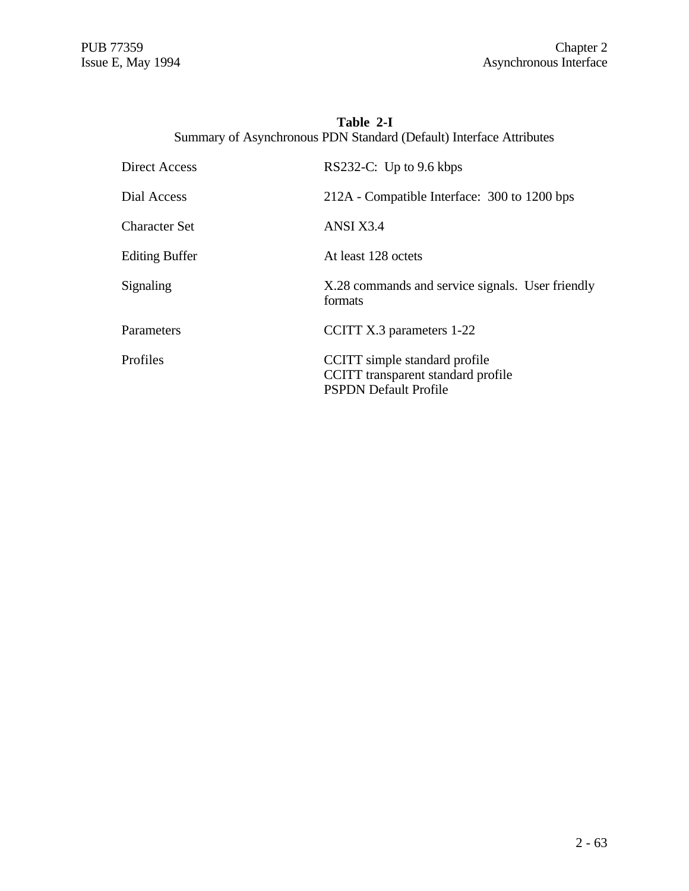**Table 2-I**

Summary of Asynchronous PDN Standard (Default) Interface Attributes

| | |
|---|---|
| Direct Access | RS232-C: Up to 9.6 kbps |
| Dial Access | 212A - Compatible Interface: 300 to 1200 bps |
| Character Set | ANSI X3.4 |
| Editing Buffer | At least 128 octets |
| Signaling | X.28 commands and service signals. User friendly formats |
| Parameters | CCITT X.3 parameters 1-22 |
| Profiles | CCITT simple standard profile<br>CCITT transparent standard profile<br>PSPDN Default Profile |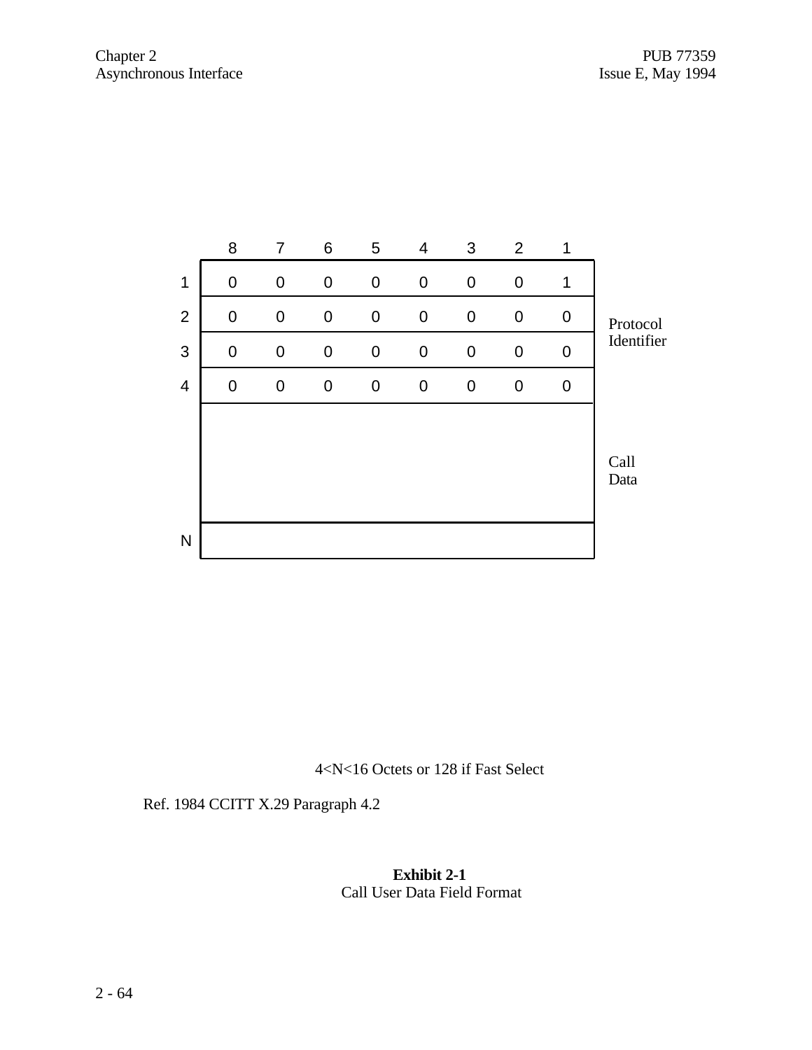| | 8 | 7 | 6 | 5 | 4 | 3 | 2 | 1 | |
|---|---|---|---|---|---|---|---|---|---|
| 1 | 0 | 0 | 0 | 0 | 0 | 0 | 0 | 1 | |
| 2 | 0 | 0 | 0 | 0 | 0 | 0 | 0 | 0 | Protocol Identifier |
| 3 | 0 | 0 | 0 | 0 | 0 | 0 | 0 | 0 | |
| 4 | 0 | 0 | 0 | 0 | 0 | 0 | 0 | 0 | |
| | | | | | | | | | Call Data |
| N | | | | | | | | | |

4<N<16 Octets or 128 if Fast Select

Ref. 1984 CCITT X.29 Paragraph 4.2

**Exhibit 2-1**
Call User Data Field Format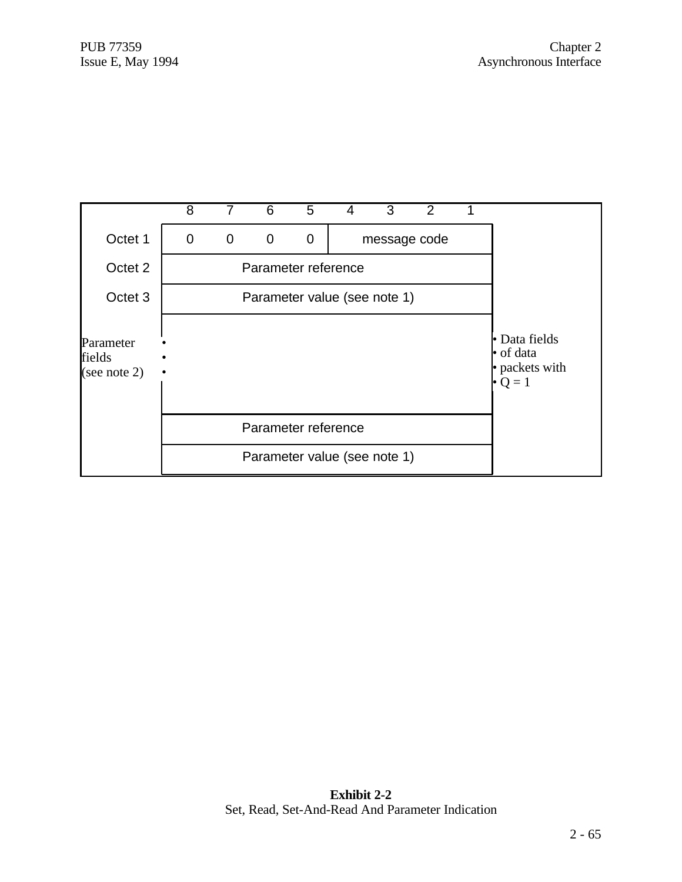| | 8 | 7 | 6 | 5 | 4 | 3 | 2 | 1 | |
|---|---|---|---|---|---|---|---|---|---|
| Octet 1 | 0 | 0 | 0 | 0 | message code | | | | |
| Octet 2 | Parameter reference | | | | | | | | |
| Octet 3 | Parameter value (see note 1) | | | | | | | | |
| Parameter fields (see note 2) | • • • | | | | | | | | • Data fields • of data • packets with • Q = 1 |
| | Parameter reference | | | | | | | | |
| | Parameter value (see note 1) | | | | | | | | |

**Exhibit 2-2**
Set, Read, Set-And-Read And Parameter Indication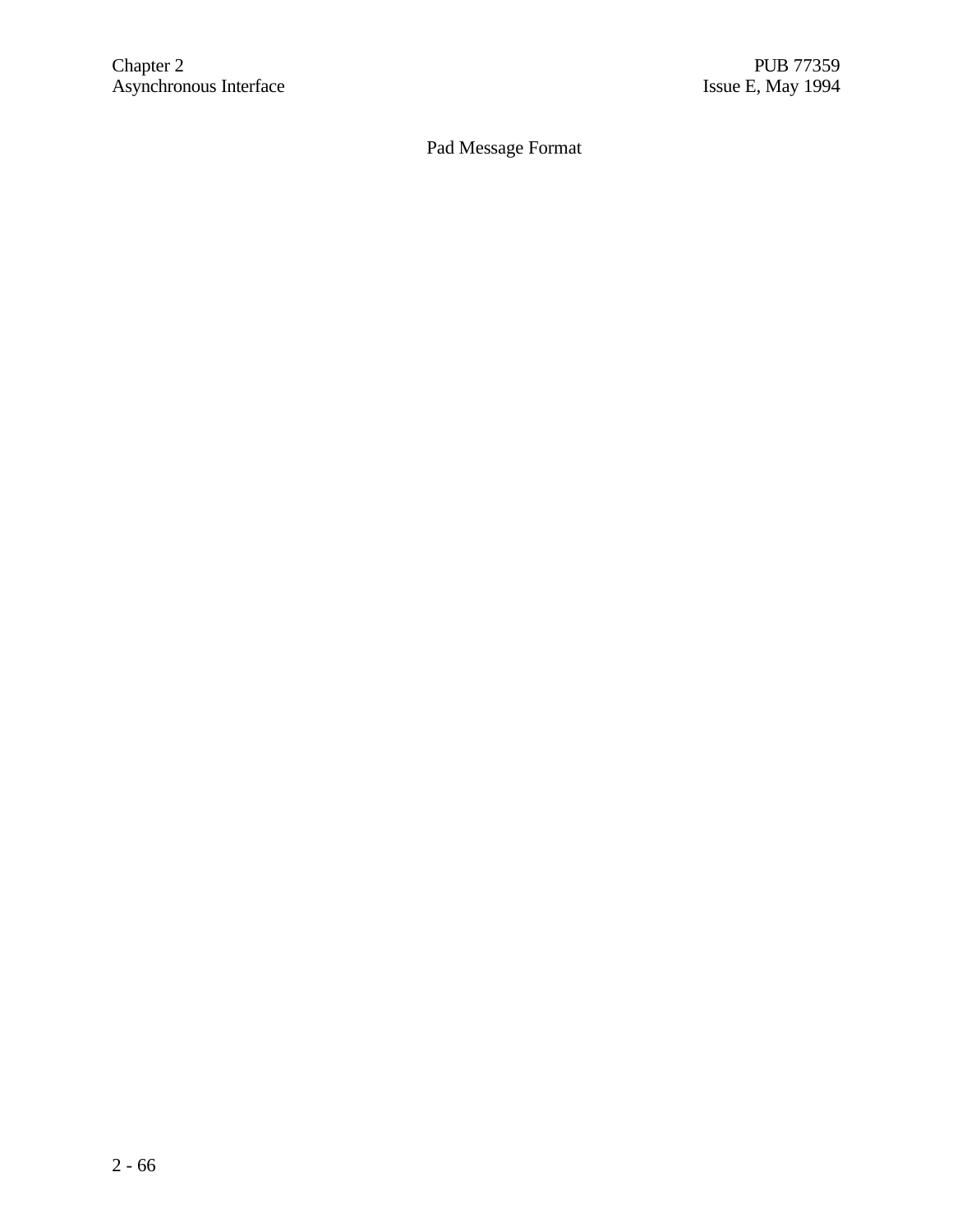Pad Message Format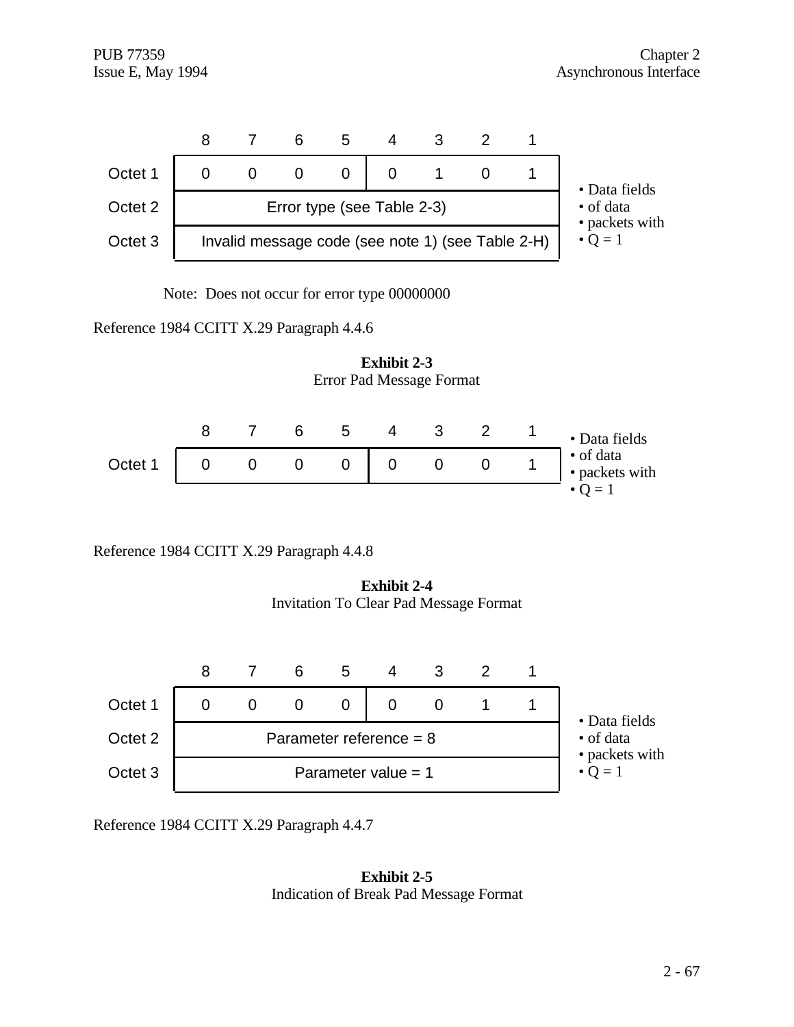| | 8 | 7 | 6 | 5 | 4 | 3 | 2 | 1 | |
|---|---|---|---|---|---|---|---|---|---|
| Octet 1 | 0 | 0 | 0 | 0 | 0 | 1 | 0 | 1 | • Data fields • of data • packets with • Q = 1 |
| Octet 2 | Error type (see Table 2-3) | | | | | | | | |
| Octet 3 | Invalid message code (see note 1) (see Table 2-H) | | | | | | | | |

Note: Does not occur for error type 00000000

Reference 1984 CCITT X.29 Paragraph 4.4.6

**Exhibit 2-3**
Error Pad Message Format

| | 8 | 7 | 6 | 5 | 4 | 3 | 2 | 1 | |
|---|---|---|---|---|---|---|---|---|---|
| Octet 1 | 0 | 0 | 0 | 0 | 0 | 0 | 0 | 1 | • Data fields • of data • packets with • Q = 1 |

Reference 1984 CCITT X.29 Paragraph 4.4.8

**Exhibit 2-4**
Invitation To Clear Pad Message Format

| | 8 | 7 | 6 | 5 | 4 | 3 | 2 | 1 | |
|---|---|---|---|---|---|---|---|---|---|
| Octet 1 | 0 | 0 | 0 | 0 | 0 | 0 | 1 | 1 | • Data fields • of data • packets with • Q = 1 |
| Octet 2 | Parameter reference = 8 | | | | | | | | |
| Octet 3 | Parameter value = 1 | | | | | | | | |

Reference 1984 CCITT X.29 Paragraph 4.4.7

**Exhibit 2-5**
Indication of Break Pad Message Format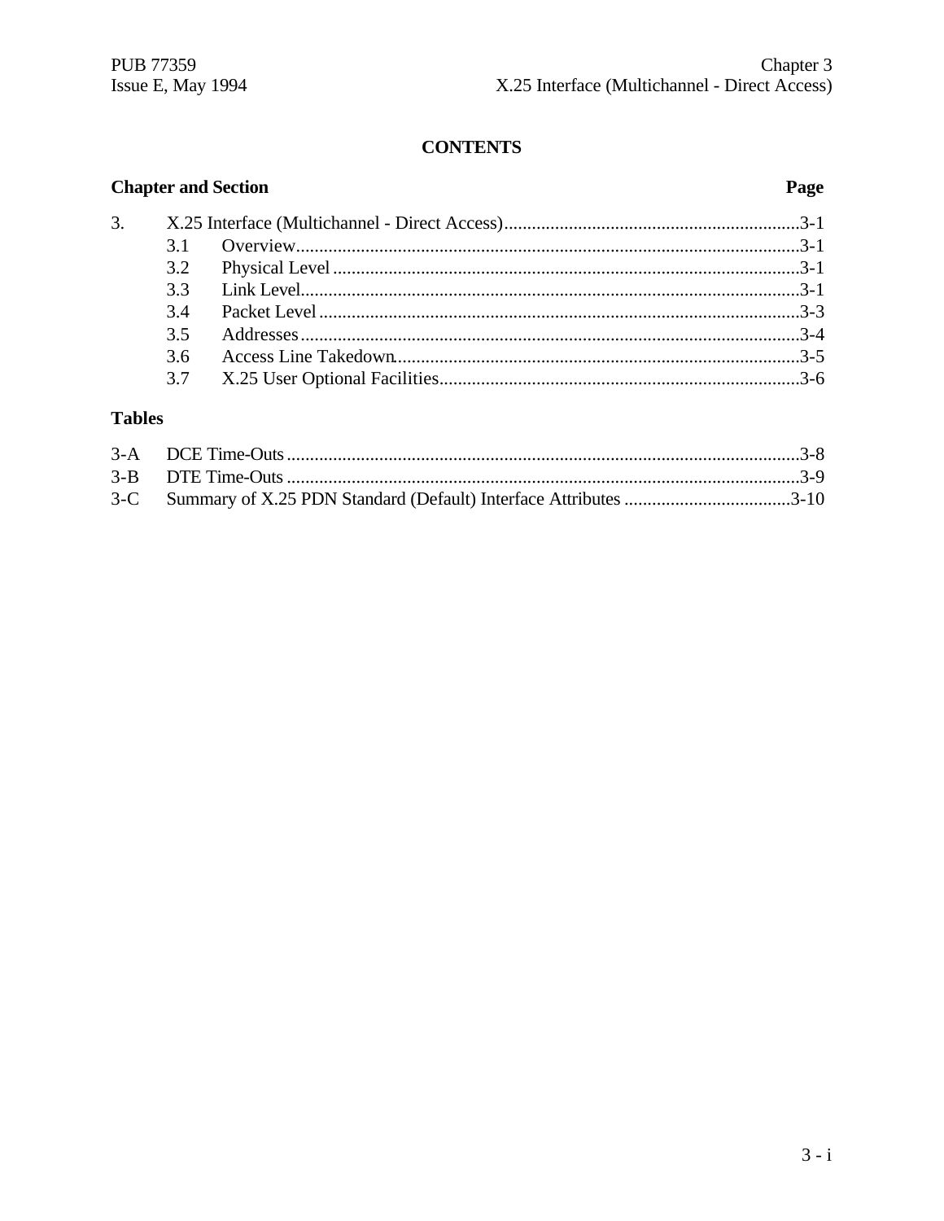**CONTENTS**

| Chapter and Section | | Page |
|---|---|---|
| 3. | X.25 Interface (Multichannel - Direct Access) | 3-1 |
| 3.1 | Overview | 3-1 |
| 3.2 | Physical Level | 3-1 |
| 3.3 | Link Level | 3-1 |
| 3.4 | Packet Level | 3-3 |
| 3.5 | Addresses | 3-4 |
| 3.6 | Access Line Takedown | 3-5 |
| 3.7 | X.25 User Optional Facilities | 3-6 |

**Tables**

| | | |
|---|---|---|
| 3-A | DCE Time-Outs | 3-8 |
| 3-B | DTE Time-Outs | 3-9 |
| 3-C | Summary of X.25 PDN Standard (Default) Interface Attributes | 3-10 |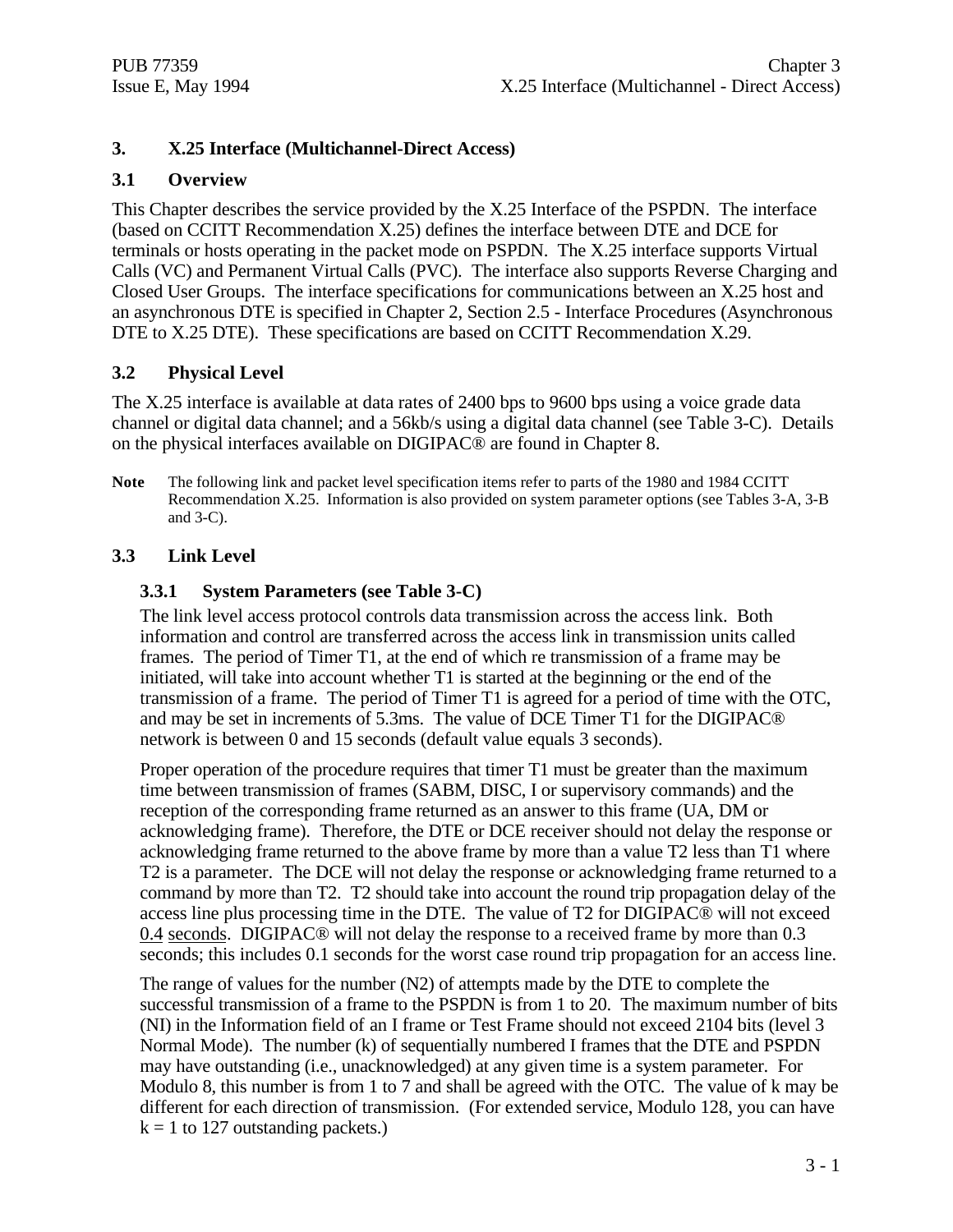## 3. X.25 Interface (Multichannel-Direct Access)

### 3.1 Overview

This Chapter describes the service provided by the X.25 Interface of the PSPDN. The interface (based on CCITT Recommendation X.25) defines the interface between DTE and DCE for terminals or hosts operating in the packet mode on PSPDN. The X.25 interface supports Virtual Calls (VC) and Permanent Virtual Calls (PVC). The interface also supports Reverse Charging and Closed User Groups. The interface specifications for communications between an X.25 host and an asynchronous DTE is specified in Chapter 2, Section 2.5 - Interface Procedures (Asynchronous DTE to X.25 DTE). These specifications are based on CCITT Recommendation X.29.

### 3.2 Physical Level

The X.25 interface is available at data rates of 2400 bps to 9600 bps using a voice grade data channel or digital data channel; and a 56kb/s using a digital data channel (see Table 3-C). Details on the physical interfaces available on DIGIPAC® are found in Chapter 8.

**Note** The following link and packet level specification items refer to parts of the 1980 and 1984 CCITT Recommendation X.25. Information is also provided on system parameter options (see Tables 3-A, 3-B and 3-C).

### 3.3 Link Level

#### 3.3.1 System Parameters (see Table 3-C)

The link level access protocol controls data transmission across the access link. Both information and control are transferred across the access link in transmission units called frames. The period of Timer T1, at the end of which re transmission of a frame may be initiated, will take into account whether T1 is started at the beginning or the end of the transmission of a frame. The period of Timer T1 is agreed for a period of time with the OTC, and may be set in increments of 5.3ms. The value of DCE Timer T1 for the DIGIPAC® network is between 0 and 15 seconds (default value equals 3 seconds).

Proper operation of the procedure requires that timer T1 must be greater than the maximum time between transmission of frames (SABM, DISC, I or supervisory commands) and the reception of the corresponding frame returned as an answer to this frame (UA, DM or acknowledging frame). Therefore, the DTE or DCE receiver should not delay the response or acknowledging frame returned to the above frame by more than a value T2 less than T1 where T2 is a parameter. The DCE will not delay the response or acknowledging frame returned to a command by more than T2. T2 should take into account the round trip propagation delay of the access line plus processing time in the DTE. The value of T2 for DIGIPAC® will not exceed 0.4 seconds. DIGIPAC® will not delay the response to a received frame by more than 0.3 seconds; this includes 0.1 seconds for the worst case round trip propagation for an access line.

The range of values for the number (N2) of attempts made by the DTE to complete the successful transmission of a frame to the PSPDN is from 1 to 20. The maximum number of bits (NI) in the Information field of an I frame or Test Frame should not exceed 2104 bits (level 3 Normal Mode). The number (k) of sequentially numbered I frames that the DTE and PSPDN may have outstanding (i.e., unacknowledged) at any given time is a system parameter. For Modulo 8, this number is from 1 to 7 and shall be agreed with the OTC. The value of k may be different for each direction of transmission. (For extended service, Modulo 128, you can have k = 1 to 127 outstanding packets.)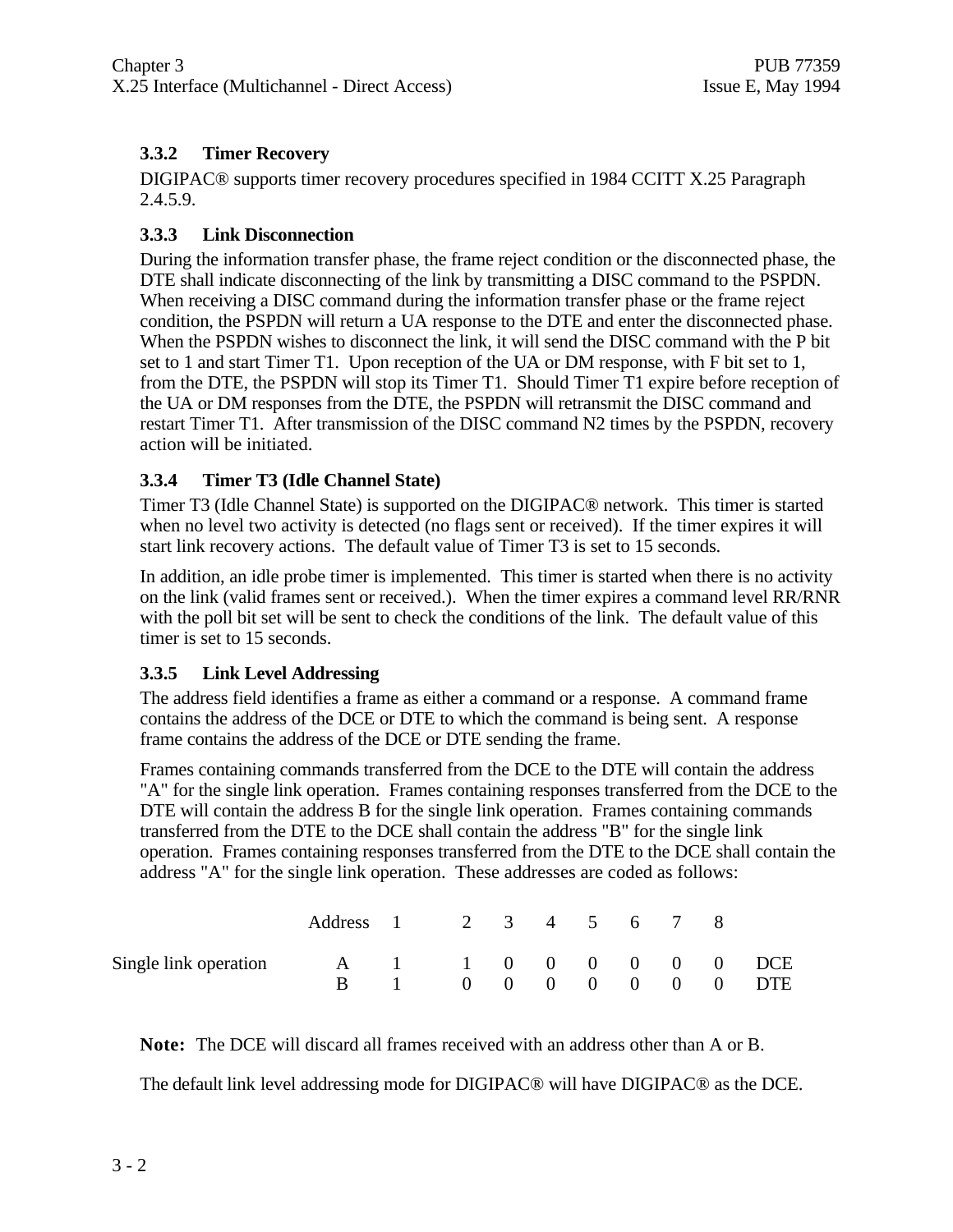### 3.3.2 Timer Recovery

DIGIPAC® supports timer recovery procedures specified in 1984 CCITT X.25 Paragraph 2.4.5.9.

### 3.3.3 Link Disconnection

During the information transfer phase, the frame reject condition or the disconnected phase, the DTE shall indicate disconnecting of the link by transmitting a DISC command to the PSPDN. When receiving a DISC command during the information transfer phase or the frame reject condition, the PSPDN will return a UA response to the DTE and enter the disconnected phase. When the PSPDN wishes to disconnect the link, it will send the DISC command with the P bit set to 1 and start Timer T1. Upon reception of the UA or DM response, with F bit set to 1, from the DTE, the PSPDN will stop its Timer T1. Should Timer T1 expire before reception of the UA or DM responses from the DTE, the PSPDN will retransmit the DISC command and restart Timer T1. After transmission of the DISC command N2 times by the PSPDN, recovery action will be initiated.

### 3.3.4 Timer T3 (Idle Channel State)

Timer T3 (Idle Channel State) is supported on the DIGIPAC® network. This timer is started when no level two activity is detected (no flags sent or received). If the timer expires it will start link recovery actions. The default value of Timer T3 is set to 15 seconds.

In addition, an idle probe timer is implemented. This timer is started when there is no activity on the link (valid frames sent or received.). When the timer expires a command level RR/RNR with the poll bit set will be sent to check the conditions of the link. The default value of this timer is set to 15 seconds.

### 3.3.5 Link Level Addressing

The address field identifies a frame as either a command or a response. A command frame contains the address of the DCE or DTE to which the command is being sent. A response frame contains the address of the DCE or DTE sending the frame.

Frames containing commands transferred from the DCE to the DTE will contain the address "A" for the single link operation. Frames containing responses transferred from the DCE to the DTE will contain the address B for the single link operation. Frames containing commands transferred from the DTE to the DCE shall contain the address "B" for the single link operation. Frames containing responses transferred from the DTE to the DCE shall contain the address "A" for the single link operation. These addresses are coded as follows:

| | Address | 1 | 2 | 3 | 4 | 5 | 6 | 7 | 8 | |
|---|---|---|---|---|---|---|---|---|---|---|
| Single link operation | A | 1 | 1 | 0 | 0 | 0 | 0 | 0 | 0 | DCE |
| | B | 1 | 0 | 0 | 0 | 0 | 0 | 0 | 0 | DTE |

**Note:** The DCE will discard all frames received with an address other than A or B.

The default link level addressing mode for DIGIPAC® will have DIGIPAC® as the DCE.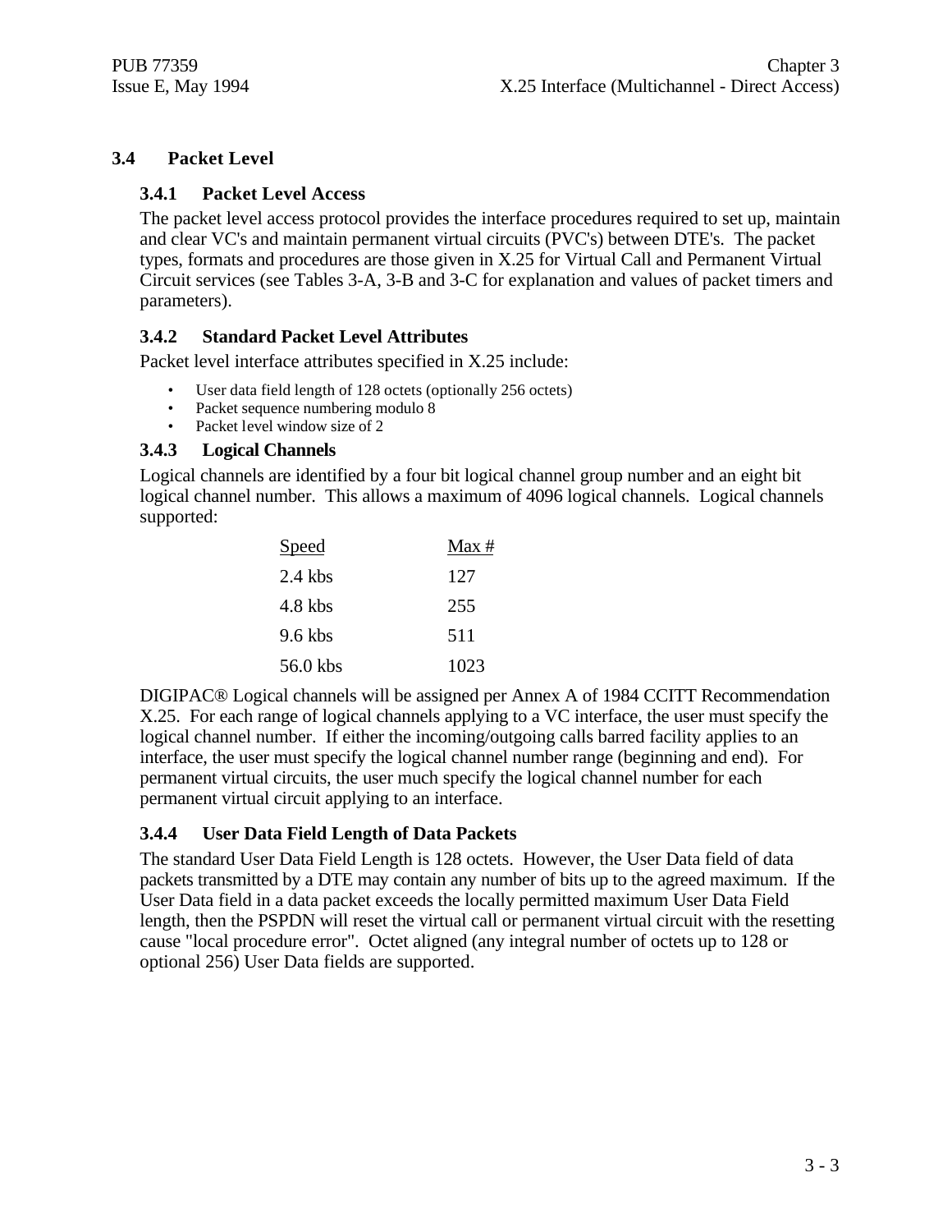## 3.4 Packet Level

### 3.4.1 Packet Level Access

The packet level access protocol provides the interface procedures required to set up, maintain and clear VC's and maintain permanent virtual circuits (PVC's) between DTE's. The packet types, formats and procedures are those given in X.25 for Virtual Call and Permanent Virtual Circuit services (see Tables 3-A, 3-B and 3-C for explanation and values of packet timers and parameters).

### 3.4.2 Standard Packet Level Attributes

Packet level interface attributes specified in X.25 include:

- User data field length of 128 octets (optionally 256 octets)
- Packet sequence numbering modulo 8
- Packet level window size of 2

### 3.4.3 Logical Channels

Logical channels are identified by a four bit logical channel group number and an eight bit logical channel number. This allows a maximum of 4096 logical channels. Logical channels supported:

| Speed | Max # |
|---|---|
| 2.4 kbs | 127 |
| 4.8 kbs | 255 |
| 9.6 kbs | 511 |
| 56.0 kbs | 1023 |

DIGIPAC® Logical channels will be assigned per Annex A of 1984 CCITT Recommendation X.25. For each range of logical channels applying to a VC interface, the user must specify the logical channel number. If either the incoming/outgoing calls barred facility applies to an interface, the user must specify the logical channel number range (beginning and end). For permanent virtual circuits, the user much specify the logical channel number for each permanent virtual circuit applying to an interface.

### 3.4.4 User Data Field Length of Data Packets

The standard User Data Field Length is 128 octets. However, the User Data field of data packets transmitted by a DTE may contain any number of bits up to the agreed maximum. If the User Data field in a data packet exceeds the locally permitted maximum User Data Field length, then the PSPDN will reset the virtual call or permanent virtual circuit with the resetting cause "local procedure error". Octet aligned (any integral number of octets up to 128 or optional 256) User Data fields are supported.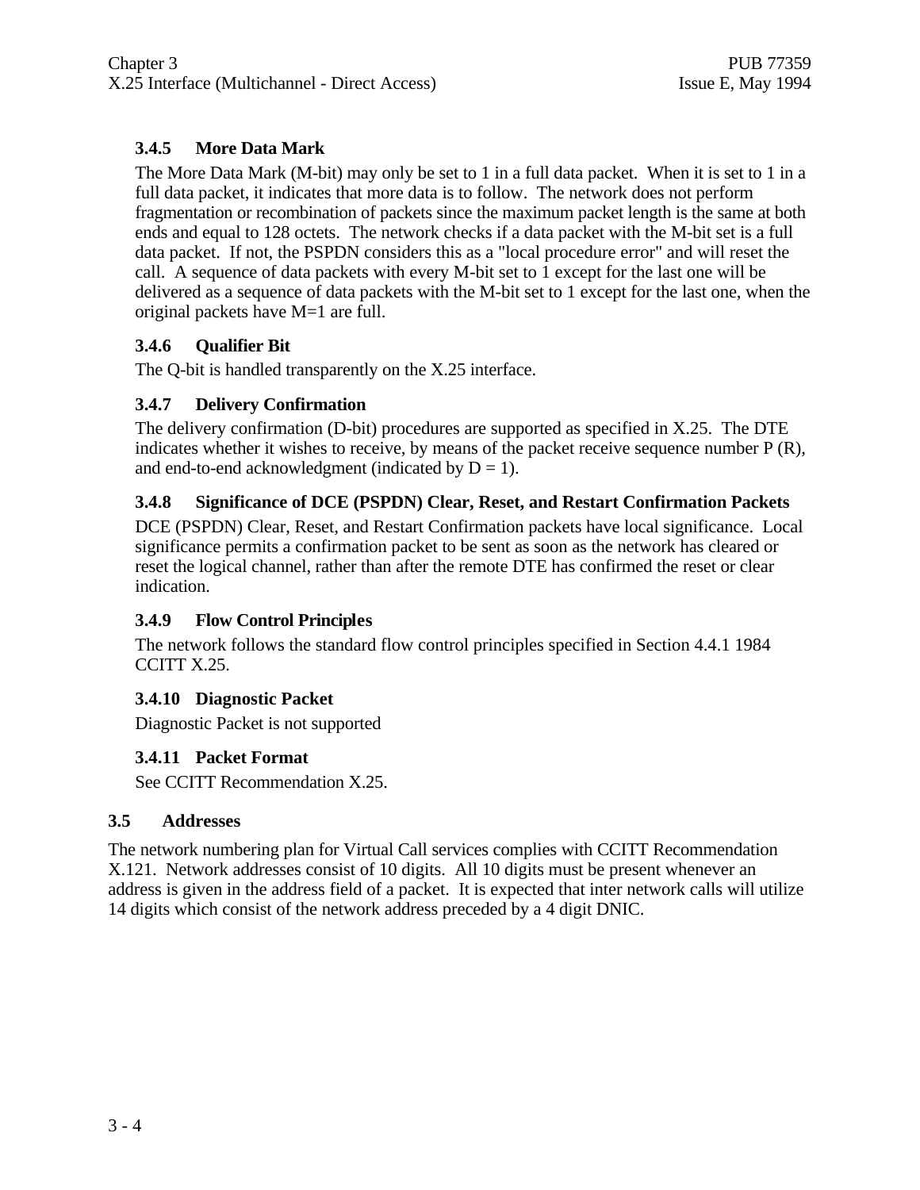### 3.4.5 More Data Mark

The More Data Mark (M-bit) may only be set to 1 in a full data packet. When it is set to 1 in a full data packet, it indicates that more data is to follow. The network does not perform fragmentation or recombination of packets since the maximum packet length is the same at both ends and equal to 128 octets. The network checks if a data packet with the M-bit set is a full data packet. If not, the PSPDN considers this as a "local procedure error" and will reset the call. A sequence of data packets with every M-bit set to 1 except for the last one will be delivered as a sequence of data packets with the M-bit set to 1 except for the last one, when the original packets have M=1 are full.

### 3.4.6 Qualifier Bit

The Q-bit is handled transparently on the X.25 interface.

### 3.4.7 Delivery Confirmation

The delivery confirmation (D-bit) procedures are supported as specified in X.25. The DTE indicates whether it wishes to receive, by means of the packet receive sequence number P (R), and end-to-end acknowledgment (indicated by D = 1).

### 3.4.8 Significance of DCE (PSPDN) Clear, Reset, and Restart Confirmation Packets

DCE (PSPDN) Clear, Reset, and Restart Confirmation packets have local significance. Local significance permits a confirmation packet to be sent as soon as the network has cleared or reset the logical channel, rather than after the remote DTE has confirmed the reset or clear indication.

### 3.4.9 Flow Control Principles

The network follows the standard flow control principles specified in Section 4.4.1 1984 CCITT X.25.

### 3.4.10 Diagnostic Packet

Diagnostic Packet is not supported

### 3.4.11 Packet Format

See CCITT Recommendation X.25.

## 3.5 Addresses

The network numbering plan for Virtual Call services complies with CCITT Recommendation X.121. Network addresses consist of 10 digits. All 10 digits must be present whenever an address is given in the address field of a packet. It is expected that inter network calls will utilize 14 digits which consist of the network address preceded by a 4 digit DNIC.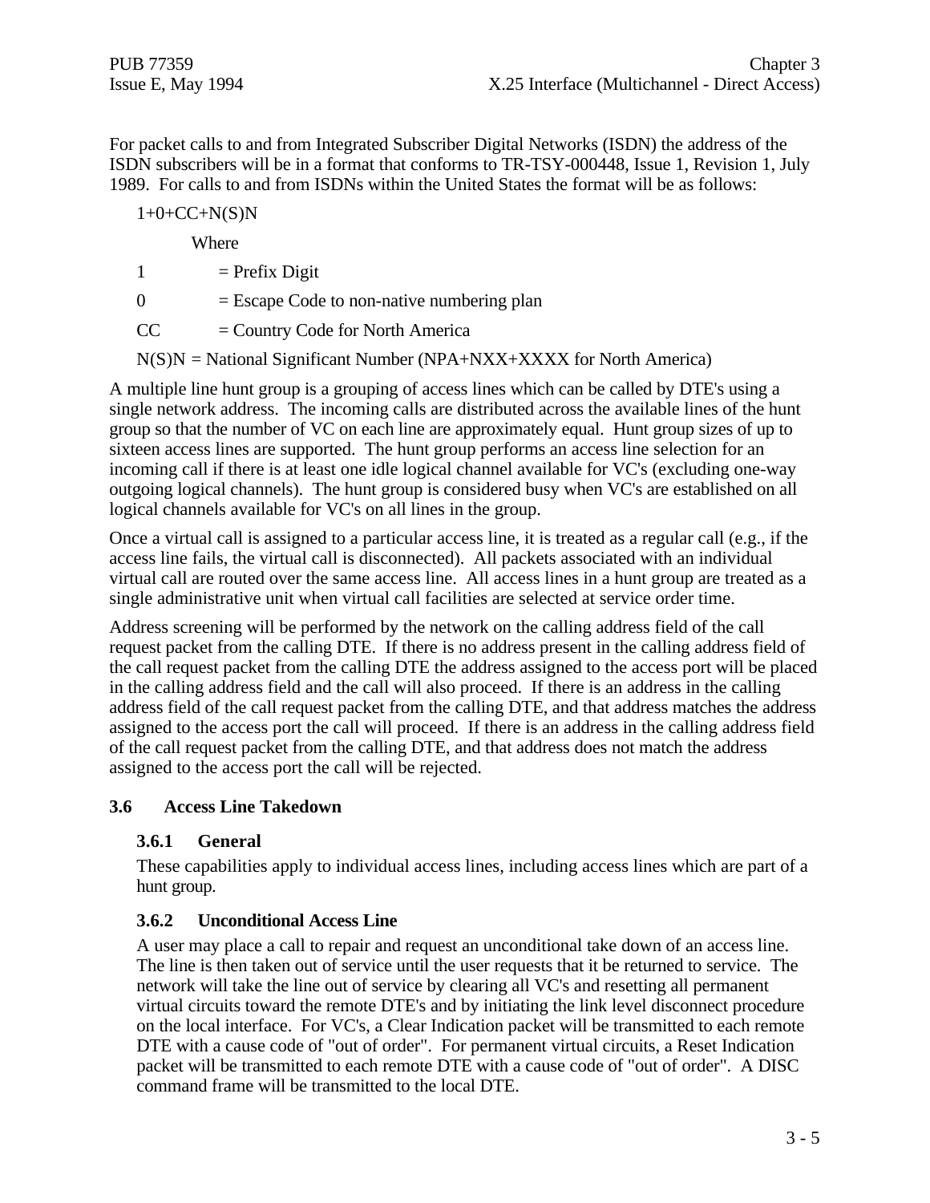For packet calls to and from Integrated Subscriber Digital Networks (ISDN) the address of the ISDN subscribers will be in a format that conforms to TR-TSY-000448, Issue 1, Revision 1, July 1989. For calls to and from ISDNs within the United States the format will be as follows:

1+0+CC+N(S)N

Where

1 = Prefix Digit

0 = Escape Code to non-native numbering plan

CC = Country Code for North America

N(S)N = National Significant Number (NPA+NXX+XXXX for North America)

A multiple line hunt group is a grouping of access lines which can be called by DTE's using a single network address. The incoming calls are distributed across the available lines of the hunt group so that the number of VC on each line are approximately equal. Hunt group sizes of up to sixteen access lines are supported. The hunt group performs an access line selection for an incoming call if there is at least one idle logical channel available for VC's (excluding one-way outgoing logical channels). The hunt group is considered busy when VC's are established on all logical channels available for VC's on all lines in the group.

Once a virtual call is assigned to a particular access line, it is treated as a regular call (e.g., if the access line fails, the virtual call is disconnected). All packets associated with an individual virtual call are routed over the same access line. All access lines in a hunt group are treated as a single administrative unit when virtual call facilities are selected at service order time.

Address screening will be performed by the network on the calling address field of the call request packet from the calling DTE. If there is no address present in the calling address field of the call request packet from the calling DTE the address assigned to the access port will be placed in the calling address field and the call will also proceed. If there is an address in the calling address field of the call request packet from the calling DTE, and that address matches the address assigned to the access port the call will proceed. If there is an address in the calling address field of the call request packet from the calling DTE, and that address does not match the address assigned to the access port the call will be rejected.

## 3.6 Access Line Takedown

### 3.6.1 General

These capabilities apply to individual access lines, including access lines which are part of a hunt group.

### 3.6.2 Unconditional Access Line

A user may place a call to repair and request an unconditional take down of an access line. The line is then taken out of service until the user requests that it be returned to service. The network will take the line out of service by clearing all VC's and resetting all permanent virtual circuits toward the remote DTE's and by initiating the link level disconnect procedure on the local interface. For VC's, a Clear Indication packet will be transmitted to each remote DTE with a cause code of "out of order". For permanent virtual circuits, a Reset Indication packet will be transmitted to each remote DTE with a cause code of "out of order". A DISC command frame will be transmitted to the local DTE.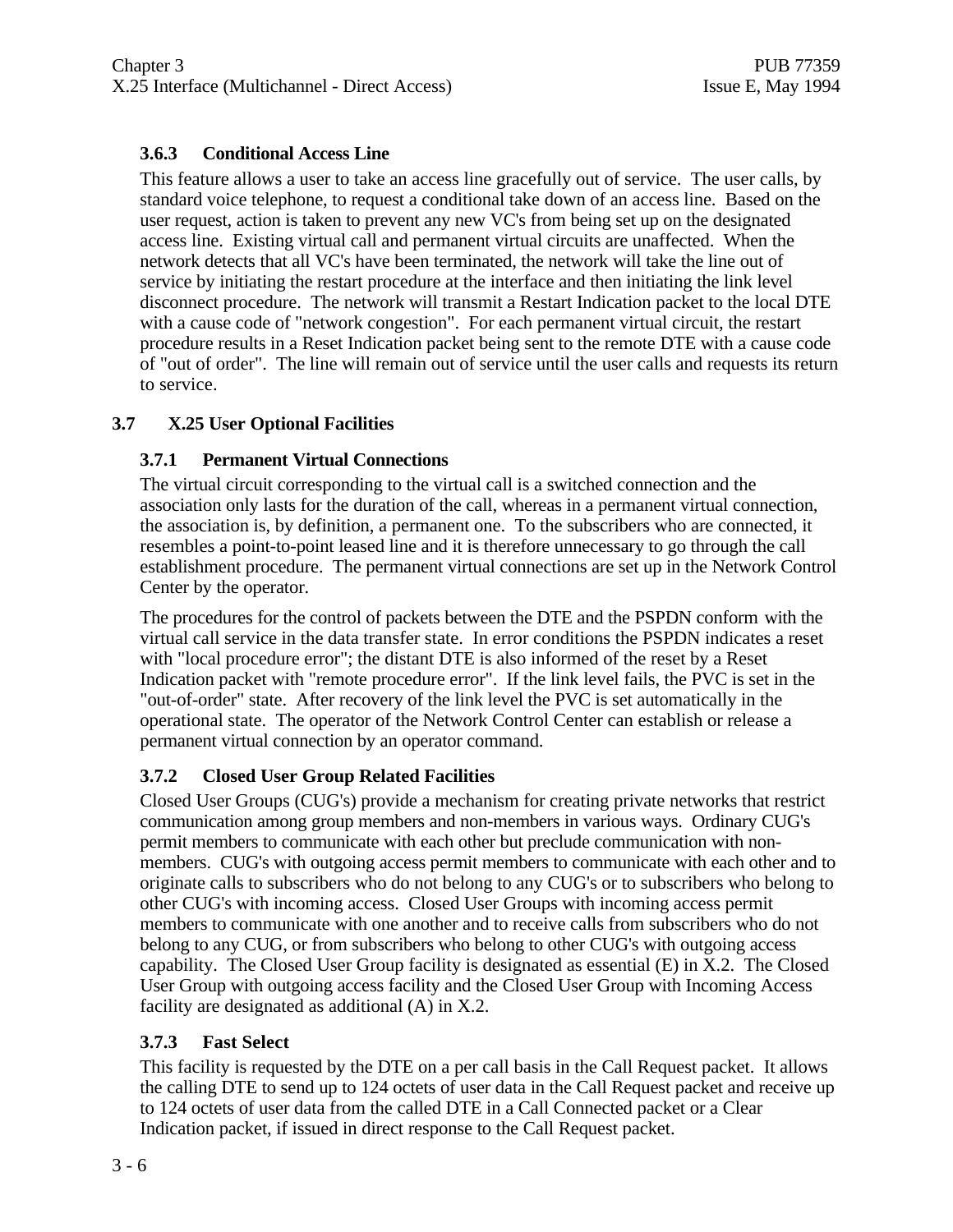### 3.6.3 Conditional Access Line

This feature allows a user to take an access line gracefully out of service. The user calls, by standard voice telephone, to request a conditional take down of an access line. Based on the user request, action is taken to prevent any new VC's from being set up on the designated access line. Existing virtual call and permanent virtual circuits are unaffected. When the network detects that all VC's have been terminated, the network will take the line out of service by initiating the restart procedure at the interface and then initiating the link level disconnect procedure. The network will transmit a Restart Indication packet to the local DTE with a cause code of "network congestion". For each permanent virtual circuit, the restart procedure results in a Reset Indication packet being sent to the remote DTE with a cause code of "out of order". The line will remain out of service until the user calls and requests its return to service.

## 3.7 X.25 User Optional Facilities

### 3.7.1 Permanent Virtual Connections

The virtual circuit corresponding to the virtual call is a switched connection and the association only lasts for the duration of the call, whereas in a permanent virtual connection, the association is, by definition, a permanent one. To the subscribers who are connected, it resembles a point-to-point leased line and it is therefore unnecessary to go through the call establishment procedure. The permanent virtual connections are set up in the Network Control Center by the operator.

The procedures for the control of packets between the DTE and the PSPDN conform with the virtual call service in the data transfer state. In error conditions the PSPDN indicates a reset with "local procedure error"; the distant DTE is also informed of the reset by a Reset Indication packet with "remote procedure error". If the link level fails, the PVC is set in the "out-of-order" state. After recovery of the link level the PVC is set automatically in the operational state. The operator of the Network Control Center can establish or release a permanent virtual connection by an operator command.

### 3.7.2 Closed User Group Related Facilities

Closed User Groups (CUG's) provide a mechanism for creating private networks that restrict communication among group members and non-members in various ways. Ordinary CUG's permit members to communicate with each other but preclude communication with non-members. CUG's with outgoing access permit members to communicate with each other and to originate calls to subscribers who do not belong to any CUG's or to subscribers who belong to other CUG's with incoming access. Closed User Groups with incoming access permit members to communicate with one another and to receive calls from subscribers who do not belong to any CUG, or from subscribers who belong to other CUG's with outgoing access capability. The Closed User Group facility is designated as essential (E) in X.2. The Closed User Group with outgoing access facility and the Closed User Group with Incoming Access facility are designated as additional (A) in X.2.

### 3.7.3 Fast Select

This facility is requested by the DTE on a per call basis in the Call Request packet. It allows the calling DTE to send up to 124 octets of user data in the Call Request packet and receive up to 124 octets of user data from the called DTE in a Call Connected packet or a Clear Indication packet, if issued in direct response to the Call Request packet.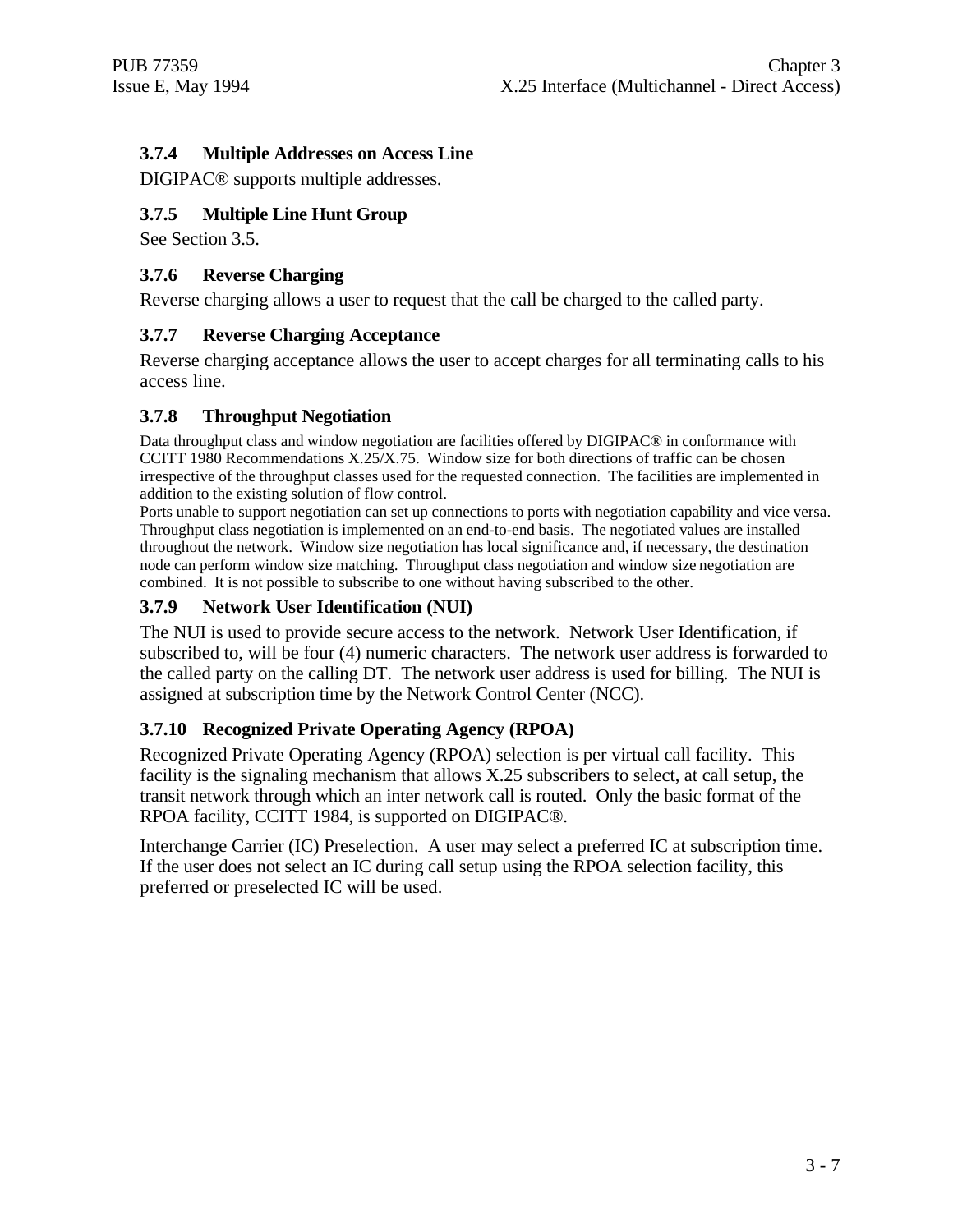### 3.7.4 Multiple Addresses on Access Line

DIGIPAC® supports multiple addresses.

### 3.7.5 Multiple Line Hunt Group

See Section 3.5.

### 3.7.6 Reverse Charging

Reverse charging allows a user to request that the call be charged to the called party.

### 3.7.7 Reverse Charging Acceptance

Reverse charging acceptance allows the user to accept charges for all terminating calls to his access line.

### 3.7.8 Throughput Negotiation

Data throughput class and window negotiation are facilities offered by DIGIPAC® in conformance with CCITT 1980 Recommendations X.25/X.75. Window size for both directions of traffic can be chosen irrespective of the throughput classes used for the requested connection. The facilities are implemented in addition to the existing solution of flow control.

Ports unable to support negotiation can set up connections to ports with negotiation capability and vice versa. Throughput class negotiation is implemented on an end-to-end basis. The negotiated values are installed throughout the network. Window size negotiation has local significance and, if necessary, the destination node can perform window size matching. Throughput class negotiation and window size negotiation are combined. It is not possible to subscribe to one without having subscribed to the other.

### 3.7.9 Network User Identification (NUI)

The NUI is used to provide secure access to the network. Network User Identification, if subscribed to, will be four (4) numeric characters. The network user address is forwarded to the called party on the calling DT. The network user address is used for billing. The NUI is assigned at subscription time by the Network Control Center (NCC).

### 3.7.10 Recognized Private Operating Agency (RPOA)

Recognized Private Operating Agency (RPOA) selection is per virtual call facility. This facility is the signaling mechanism that allows X.25 subscribers to select, at call setup, the transit network through which an inter network call is routed. Only the basic format of the RPOA facility, CCITT 1984, is supported on DIGIPAC®.

Interchange Carrier (IC) Preselection. A user may select a preferred IC at subscription time. If the user does not select an IC during call setup using the RPOA selection facility, this preferred or preselected IC will be used.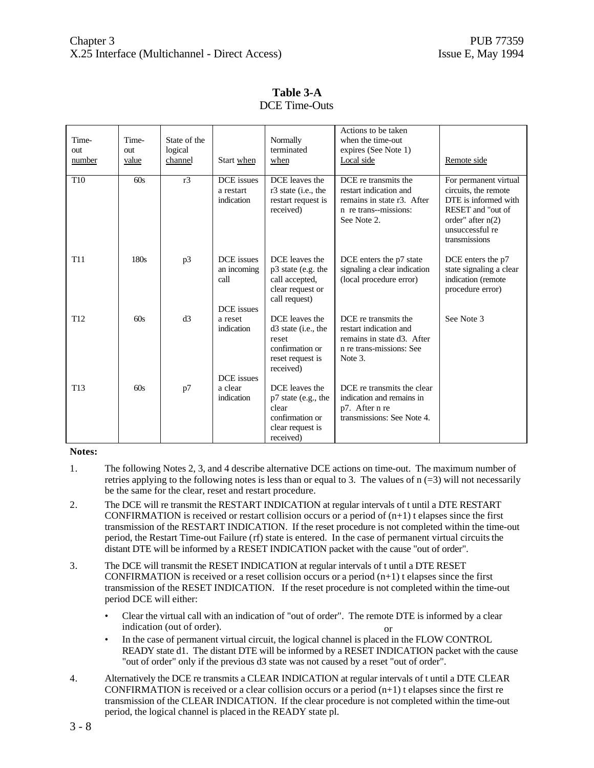**Table 3-A**
DCE Time-Outs

| Time-out number | Time-out value | State of the logical channel | Start when | Normally terminated when | Actions to be taken when the time-out expires (See Note 1) Local side | Remote side |
|---|---|---|---|---|---|---|
| T10 | 60s | r3 | DCE issues a restart indication | DCE leaves the r3 state (i.e., the restart request is received) | DCE re transmits the restart indication and remains in state r3. After n re trans--missions: See Note 2. | For permanent virtual circuits, the remote DTE is informed with RESET and "out of order" after n(2) unsuccessful re transmissions |
| T11 | 180s | p3 | DCE issues an incoming call | DCE leaves the p3 state (e.g. the call accepted, clear request or call request) | DCE enters the p7 state signaling a clear indication (local procedure error) | DCE enters the p7 state signaling a clear indication (remote procedure error) |
| T12 | 60s | d3 | DCE issues a reset indication | DCE leaves the d3 state (i.e., the reset confirmation or reset request is received) | DCE re transmits the restart indication and remains in state d3. After n re trans-missions: See Note 3. | See Note 3 |
| T13 | 60s | p7 | DCE issues a clear indication | DCE leaves the p7 state (e.g., the clear confirmation or clear request is received) | DCE re transmits the clear indication and remains in p7. After n re transmissions: See Note 4. | |

**Notes:**

1. The following Notes 2, 3, and 4 describe alternative DCE actions on time-out. The maximum number of retries applying to the following notes is less than or equal to 3. The values of n (=3) will not necessarily be the same for the clear, reset and restart procedure.

2. The DCE will re transmit the RESTART INDICATION at regular intervals of t until a DTE RESTART CONFIRMATION is received or restart collision occurs or a period of (n+1) t elapses since the first transmission of the RESTART INDICATION. If the reset procedure is not completed within the time-out period, the Restart Time-out Failure (rf) state is entered. In the case of permanent virtual circuits the distant DTE will be informed by a RESET INDICATION packet with the cause "out of order".

3. The DCE will transmit the RESET INDICATION at regular intervals of t until a DTE RESET CONFIRMATION is received or a reset collision occurs or a period (n+1) t elapses since the first transmission of the RESET INDICATION. If the reset procedure is not completed within the time-out period DCE will either:

   - Clear the virtual call with an indication of "out of order". The remote DTE is informed by a clear indication (out of order).

     or

   - In the case of permanent virtual circuit, the logical channel is placed in the FLOW CONTROL READY state d1. The distant DTE will be informed by a RESET INDICATION packet with the cause "out of order" only if the previous d3 state was not caused by a reset "out of order".

4. Alternatively the DCE re transmits a CLEAR INDICATION at regular intervals of t until a DTE CLEAR CONFIRMATION is received or a clear collision occurs or a period (n+1) t elapses since the first re transmission of the CLEAR INDICATION. If the clear procedure is not completed within the time-out period, the logical channel is placed in the READY state pl.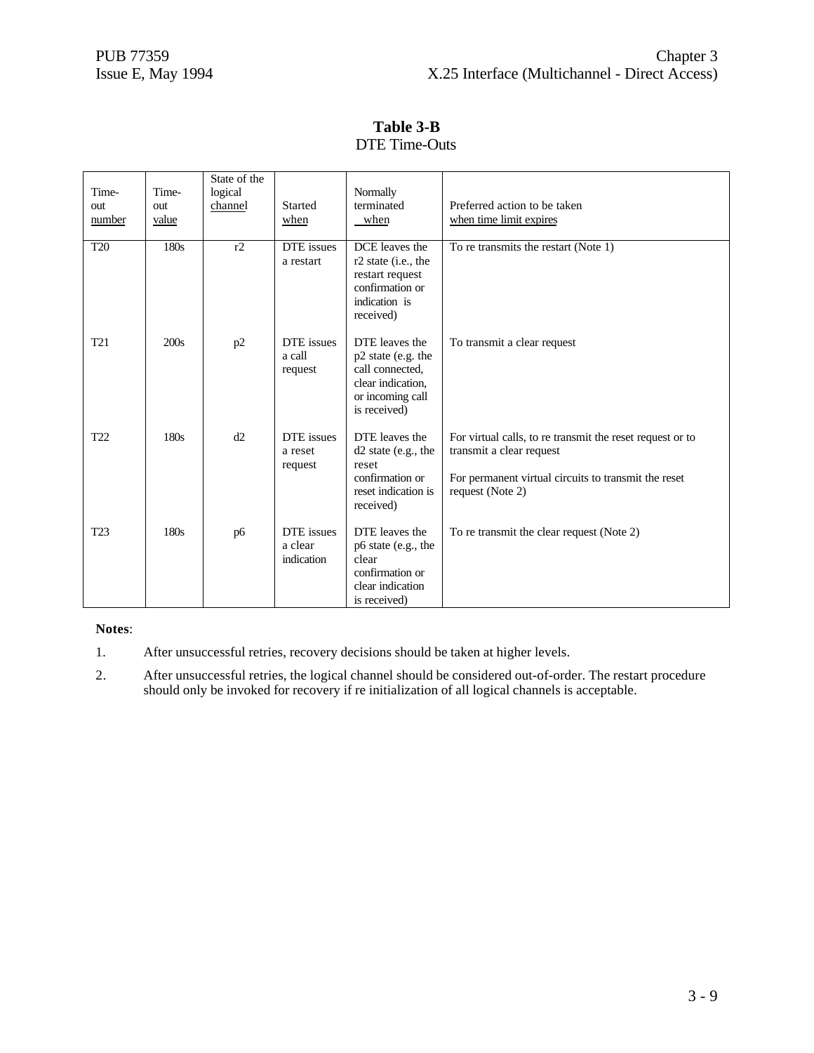**Table 3-B**
DTE Time-Outs

| Time-out number | Time-out value | State of the logical channel | Started when | Normally terminated when | Preferred action to be taken when time limit expires |
|---|---|---|---|---|---|
| T20 | 180s | r2 | DTE issues a restart | DCE leaves the r2 state (i.e., the restart request confirmation or indication is received) | To re transmits the restart (Note 1) |
| T21 | 200s | p2 | DTE issues a call request | DTE leaves the p2 state (e.g. the call connected, clear indication, or incoming call is received) | To transmit a clear request |
| T22 | 180s | d2 | DTE issues a reset request | DTE leaves the d2 state (e.g., the reset confirmation or reset indication is received) | For virtual calls, to re transmit the reset request or to transmit a clear request<br><br>For permanent virtual circuits to transmit the reset request (Note 2) |
| T23 | 180s | p6 | DTE issues a clear indication | DTE leaves the p6 state (e.g., the clear confirmation or clear indication is received) | To re transmit the clear request (Note 2) |

**Notes**:

1. After unsuccessful retries, recovery decisions should be taken at higher levels.
2. After unsuccessful retries, the logical channel should be considered out-of-order. The restart procedure should only be invoked for recovery if re initialization of all logical channels is acceptable.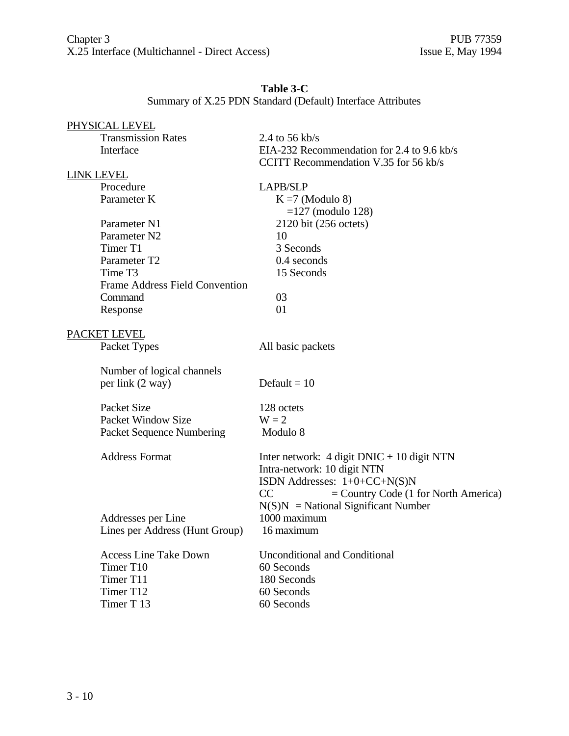**Table 3-C**

Summary of X.25 PDN Standard (Default) Interface Attributes

| | |
|---|---|
| PHYSICAL LEVEL | |
| Transmission Rates | 2.4 to 56 kb/s |
| Interface | EIA-232 Recommendation for 2.4 to 9.6 kb/s<br>CCITT Recommendation V.35 for 56 kb/s |
| LINK LEVEL | |
| Procedure | LAPB/SLP |
| Parameter K | K =7 (Modulo 8)<br>=127 (modulo 128) |
| Parameter N1 | 2120 bit (256 octets) |
| Parameter N2 | 10 |
| Timer T1 | 3 Seconds |
| Parameter T2 | 0.4 seconds |
| Time T3 | 15 Seconds |
| Frame Address Field Convention | |
| Command | 03 |
| Response | 01 |
| PACKET LEVEL | |
| Packet Types | All basic packets |
| Number of logical channels per link (2 way) | Default = 10 |
| Packet Size | 128 octets |
| Packet Window Size | W = 2 |
| Packet Sequence Numbering | Modulo 8 |
| Address Format | Inter network: 4 digit DNIC + 10 digit NTN<br>Intra-network: 10 digit NTN<br>ISDN Addresses: 1+0+CC+N(S)N<br>CC = Country Code (1 for North America)<br>N(S)N = National Significant Number |
| Addresses per Line | 1000 maximum |
| Lines per Address (Hunt Group) | 16 maximum |
| Access Line Take Down | Unconditional and Conditional |
| Timer T10 | 60 Seconds |
| Timer T11 | 180 Seconds |
| Timer T12 | 60 Seconds |
| Timer T 13 | 60 Seconds |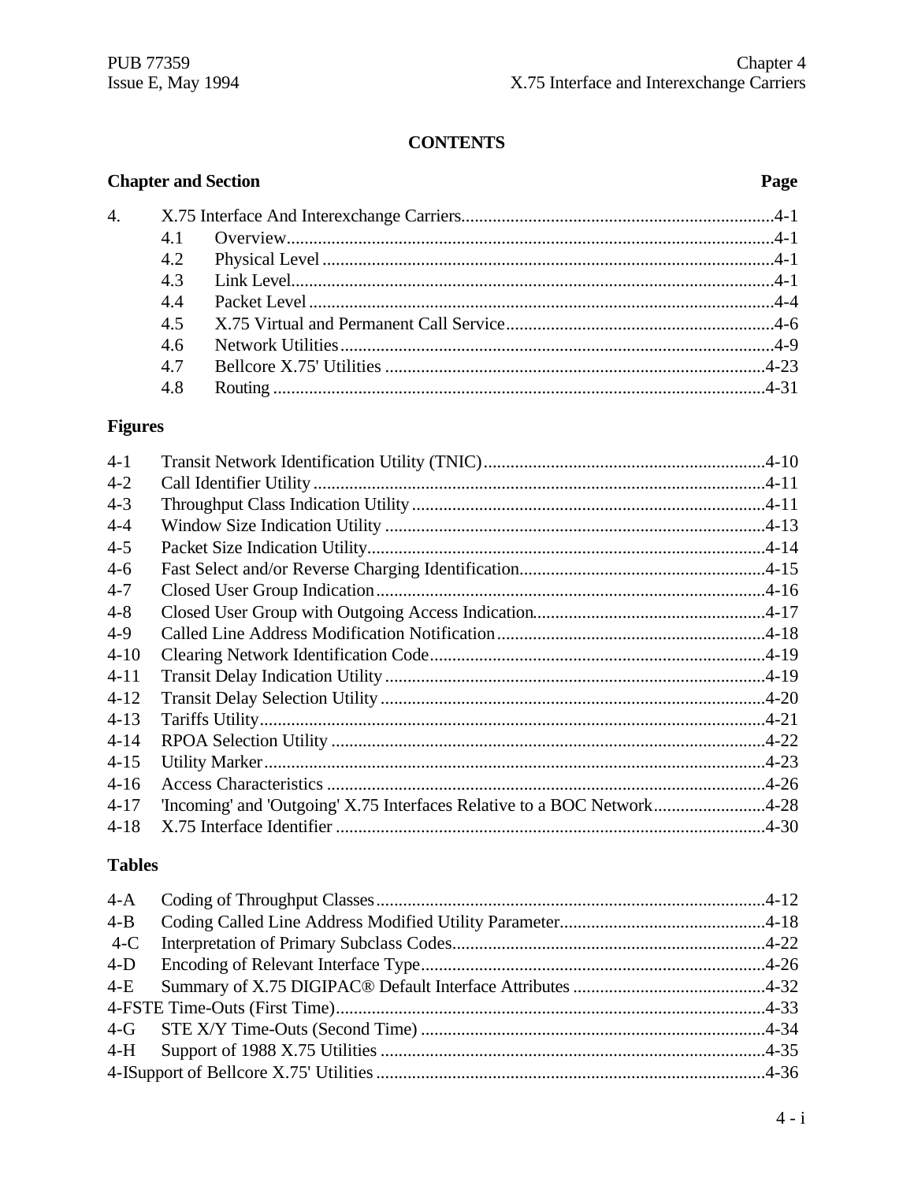**CONTENTS**

| Chapter and Section | | Page |
|---|---|---|
| 4. | X.75 Interface And Interexchange Carriers | 4-1 |
| 4.1 | Overview | 4-1 |
| 4.2 | Physical Level | 4-1 |
| 4.3 | Link Level | 4-1 |
| 4.4 | Packet Level | 4-4 |
| 4.5 | X.75 Virtual and Permanent Call Service | 4-6 |
| 4.6 | Network Utilities | 4-9 |
| 4.7 | Bellcore X.75' Utilities | 4-23 |
| 4.8 | Routing | 4-31 |

**Figures**

| | | |
|---|---|---|
| 4-1 | Transit Network Identification Utility (TNIC) | 4-10 |
| 4-2 | Call Identifier Utility | 4-11 |
| 4-3 | Throughput Class Indication Utility | 4-11 |
| 4-4 | Window Size Indication Utility | 4-13 |
| 4-5 | Packet Size Indication Utility | 4-14 |
| 4-6 | Fast Select and/or Reverse Charging Identification | 4-15 |
| 4-7 | Closed User Group Indication | 4-16 |
| 4-8 | Closed User Group with Outgoing Access Indication | 4-17 |
| 4-9 | Called Line Address Modification Notification | 4-18 |
| 4-10 | Clearing Network Identification Code | 4-19 |
| 4-11 | Transit Delay Indication Utility | 4-19 |
| 4-12 | Transit Delay Selection Utility | 4-20 |
| 4-13 | Tariffs Utility | 4-21 |
| 4-14 | RPOA Selection Utility | 4-22 |
| 4-15 | Utility Marker | 4-23 |
| 4-16 | Access Characteristics | 4-26 |
| 4-17 | 'Incoming' and 'Outgoing' X.75 Interfaces Relative to a BOC Network | 4-28 |
| 4-18 | X.75 Interface Identifier | 4-30 |

**Tables**

| | | |
|---|---|---|
| 4-A | Coding of Throughput Classes | 4-12 |
| 4-B | Coding Called Line Address Modified Utility Parameter | 4-18 |
| 4-C | Interpretation of Primary Subclass Codes | 4-22 |
| 4-D | Encoding of Relevant Interface Type | 4-26 |
| 4-E | Summary of X.75 DIGIPAC® Default Interface Attributes | 4-32 |
| 4-F | STE Time-Outs (First Time) | 4-33 |
| 4-G | STE X/Y Time-Outs (Second Time) | 4-34 |
| 4-H | Support of 1988 X.75 Utilities | 4-35 |
| 4-I | Support of Bellcore X.75' Utilities | 4-36 |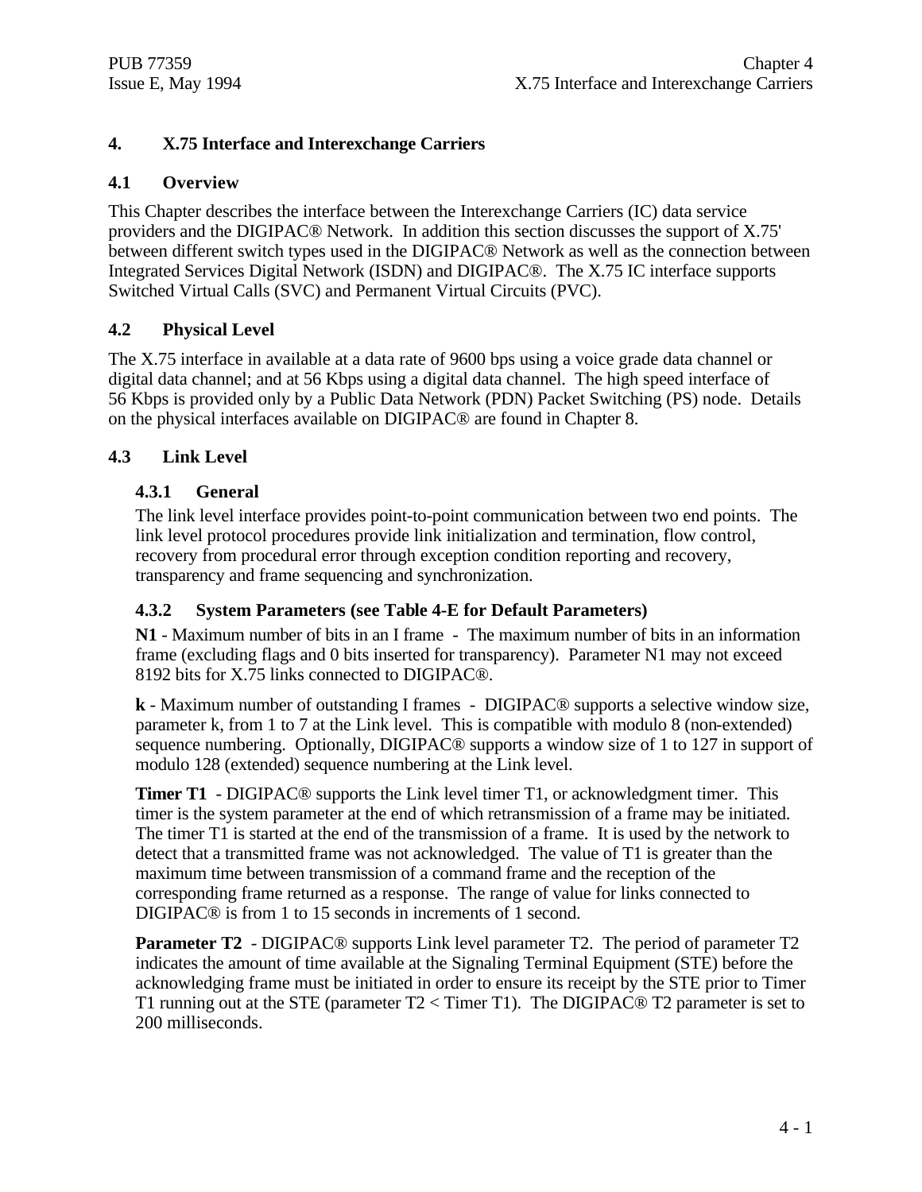# 4. X.75 Interface and Interexchange Carriers

## 4.1 Overview

This Chapter describes the interface between the Interexchange Carriers (IC) data service providers and the DIGIPAC® Network. In addition this section discusses the support of X.75' between different switch types used in the DIGIPAC® Network as well as the connection between Integrated Services Digital Network (ISDN) and DIGIPAC®. The X.75 IC interface supports Switched Virtual Calls (SVC) and Permanent Virtual Circuits (PVC).

## 4.2 Physical Level

The X.75 interface in available at a data rate of 9600 bps using a voice grade data channel or digital data channel; and at 56 Kbps using a digital data channel. The high speed interface of 56 Kbps is provided only by a Public Data Network (PDN) Packet Switching (PS) node. Details on the physical interfaces available on DIGIPAC® are found in Chapter 8.

## 4.3 Link Level

### 4.3.1 General

The link level interface provides point-to-point communication between two end points. The link level protocol procedures provide link initialization and termination, flow control, recovery from procedural error through exception condition reporting and recovery, transparency and frame sequencing and synchronization.

### 4.3.2 System Parameters (see Table 4-E for Default Parameters)

**N1** - Maximum number of bits in an I frame - The maximum number of bits in an information frame (excluding flags and 0 bits inserted for transparency). Parameter N1 may not exceed 8192 bits for X.75 links connected to DIGIPAC®.

**k** - Maximum number of outstanding I frames - DIGIPAC® supports a selective window size, parameter k, from 1 to 7 at the Link level. This is compatible with modulo 8 (non-extended) sequence numbering. Optionally, DIGIPAC® supports a window size of 1 to 127 in support of modulo 128 (extended) sequence numbering at the Link level.

**Timer T1** - DIGIPAC® supports the Link level timer T1, or acknowledgment timer. This timer is the system parameter at the end of which retransmission of a frame may be initiated. The timer T1 is started at the end of the transmission of a frame. It is used by the network to detect that a transmitted frame was not acknowledged. The value of T1 is greater than the maximum time between transmission of a command frame and the reception of the corresponding frame returned as a response. The range of value for links connected to DIGIPAC® is from 1 to 15 seconds in increments of 1 second.

**Parameter T2** - DIGIPAC® supports Link level parameter T2. The period of parameter T2 indicates the amount of time available at the Signaling Terminal Equipment (STE) before the acknowledging frame must be initiated in order to ensure its receipt by the STE prior to Timer T1 running out at the STE (parameter T2 < Timer T1). The DIGIPAC® T2 parameter is set to 200 milliseconds.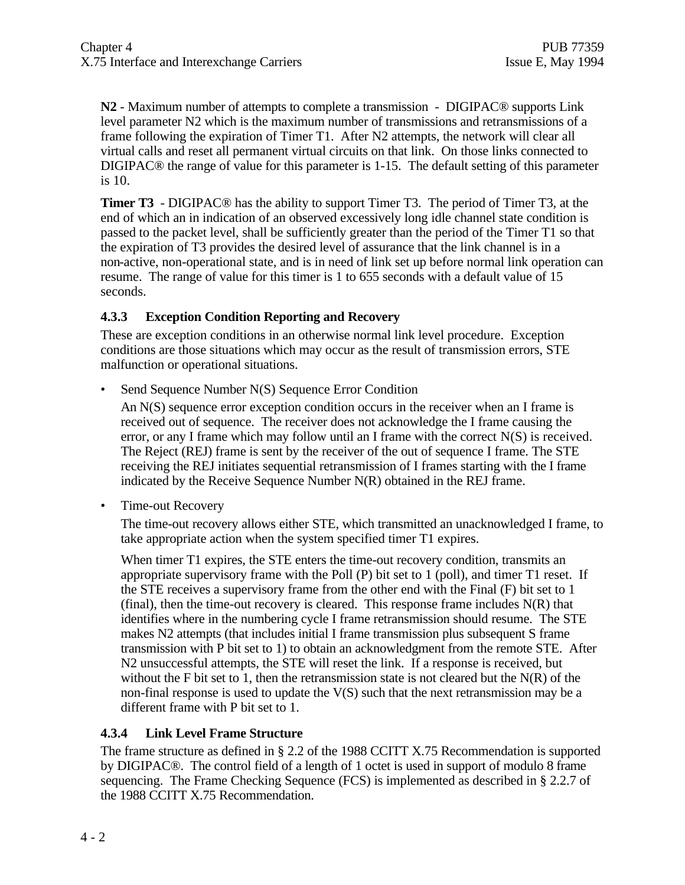**N2** - Maximum number of attempts to complete a transmission - DIGIPAC® supports Link level parameter N2 which is the maximum number of transmissions and retransmissions of a frame following the expiration of Timer T1. After N2 attempts, the network will clear all virtual calls and reset all permanent virtual circuits on that link. On those links connected to DIGIPAC® the range of value for this parameter is 1-15. The default setting of this parameter is 10.

**Timer T3** - DIGIPAC® has the ability to support Timer T3. The period of Timer T3, at the end of which an in indication of an observed excessively long idle channel state condition is passed to the packet level, shall be sufficiently greater than the period of the Timer T1 so that the expiration of T3 provides the desired level of assurance that the link channel is in a non-active, non-operational state, and is in need of link set up before normal link operation can resume. The range of value for this timer is 1 to 655 seconds with a default value of 15 seconds.

### 4.3.3 Exception Condition Reporting and Recovery

These are exception conditions in an otherwise normal link level procedure. Exception conditions are those situations which may occur as the result of transmission errors, STE malfunction or operational situations.

- Send Sequence Number N(S) Sequence Error Condition

  An N(S) sequence error exception condition occurs in the receiver when an I frame is received out of sequence. The receiver does not acknowledge the I frame causing the error, or any I frame which may follow until an I frame with the correct N(S) is received. The Reject (REJ) frame is sent by the receiver of the out of sequence I frame. The STE receiving the REJ initiates sequential retransmission of I frames starting with the I frame indicated by the Receive Sequence Number N(R) obtained in the REJ frame.

- Time-out Recovery

  The time-out recovery allows either STE, which transmitted an unacknowledged I frame, to take appropriate action when the system specified timer T1 expires.

  When timer T1 expires, the STE enters the time-out recovery condition, transmits an appropriate supervisory frame with the Poll (P) bit set to 1 (poll), and timer T1 reset. If the STE receives a supervisory frame from the other end with the Final (F) bit set to 1 (final), then the time-out recovery is cleared. This response frame includes N(R) that identifies where in the numbering cycle I frame retransmission should resume. The STE makes N2 attempts (that includes initial I frame transmission plus subsequent S frame transmission with P bit set to 1) to obtain an acknowledgment from the remote STE. After N2 unsuccessful attempts, the STE will reset the link. If a response is received, but without the F bit set to 1, then the retransmission state is not cleared but the N(R) of the non-final response is used to update the V(S) such that the next retransmission may be a different frame with P bit set to 1.

### 4.3.4 Link Level Frame Structure

The frame structure as defined in § 2.2 of the 1988 CCITT X.75 Recommendation is supported by DIGIPAC®. The control field of a length of 1 octet is used in support of modulo 8 frame sequencing. The Frame Checking Sequence (FCS) is implemented as described in § 2.2.7 of the 1988 CCITT X.75 Recommendation.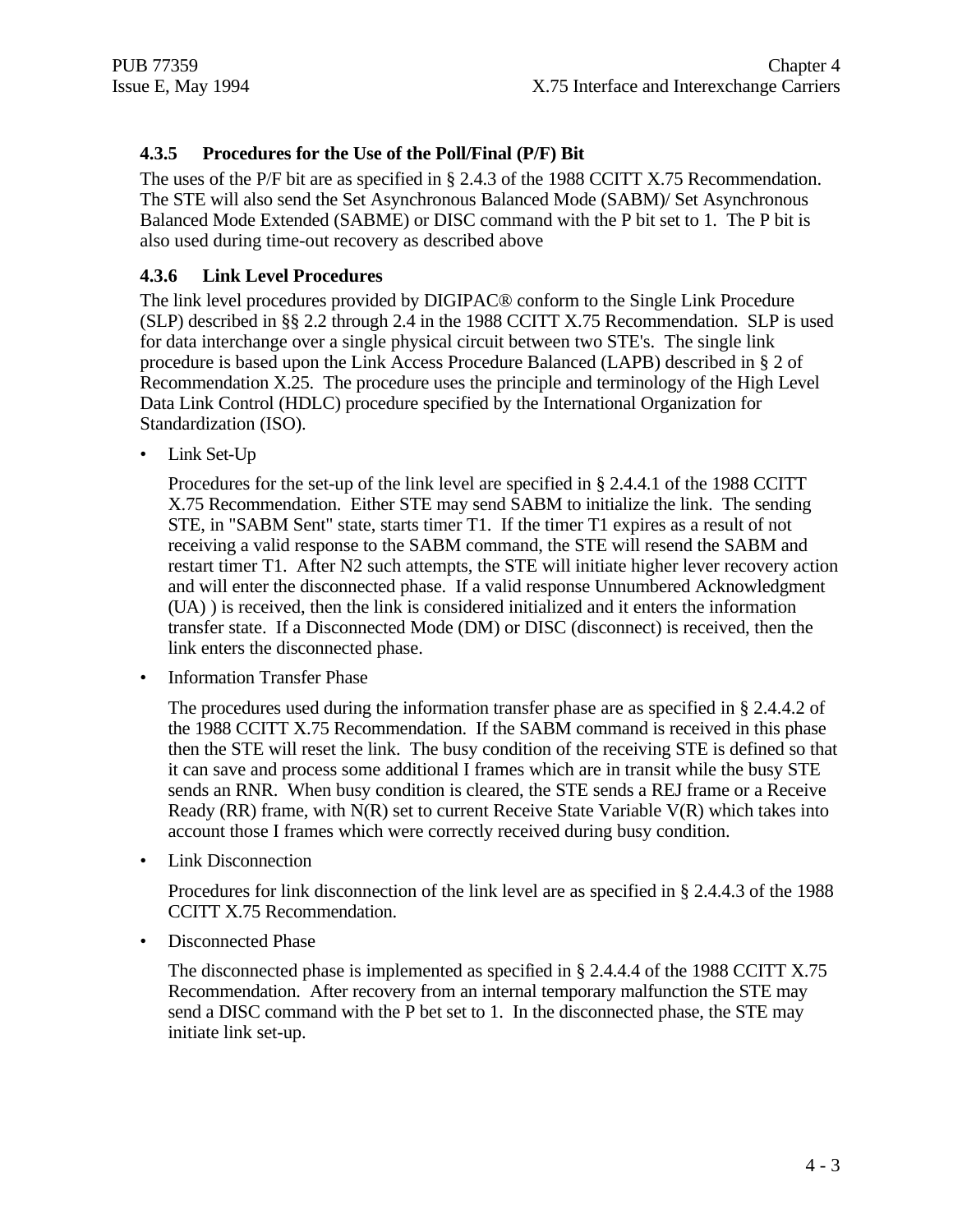### 4.3.5 Procedures for the Use of the Poll/Final (P/F) Bit

The uses of the P/F bit are as specified in § 2.4.3 of the 1988 CCITT X.75 Recommendation. The STE will also send the Set Asynchronous Balanced Mode (SABM)/ Set Asynchronous Balanced Mode Extended (SABME) or DISC command with the P bit set to 1. The P bit is also used during time-out recovery as described above

### 4.3.6 Link Level Procedures

The link level procedures provided by DIGIPAC® conform to the Single Link Procedure (SLP) described in §§ 2.2 through 2.4 in the 1988 CCITT X.75 Recommendation. SLP is used for data interchange over a single physical circuit between two STE's. The single link procedure is based upon the Link Access Procedure Balanced (LAPB) described in § 2 of Recommendation X.25. The procedure uses the principle and terminology of the High Level Data Link Control (HDLC) procedure specified by the International Organization for Standardization (ISO).

- Link Set-Up

  Procedures for the set-up of the link level are specified in § 2.4.4.1 of the 1988 CCITT X.75 Recommendation. Either STE may send SABM to initialize the link. The sending STE, in "SABM Sent" state, starts timer T1. If the timer T1 expires as a result of not receiving a valid response to the SABM command, the STE will resend the SABM and restart timer T1. After N2 such attempts, the STE will initiate higher lever recovery action and will enter the disconnected phase. If a valid response Unnumbered Acknowledgment (UA) ) is received, then the link is considered initialized and it enters the information transfer state. If a Disconnected Mode (DM) or DISC (disconnect) is received, then the link enters the disconnected phase.

- Information Transfer Phase

  The procedures used during the information transfer phase are as specified in § 2.4.4.2 of the 1988 CCITT X.75 Recommendation. If the SABM command is received in this phase then the STE will reset the link. The busy condition of the receiving STE is defined so that it can save and process some additional I frames which are in transit while the busy STE sends an RNR. When busy condition is cleared, the STE sends a REJ frame or a Receive Ready (RR) frame, with N(R) set to current Receive State Variable V(R) which takes into account those I frames which were correctly received during busy condition.

- Link Disconnection

  Procedures for link disconnection of the link level are as specified in § 2.4.4.3 of the 1988 CCITT X.75 Recommendation.

- Disconnected Phase

  The disconnected phase is implemented as specified in § 2.4.4.4 of the 1988 CCITT X.75 Recommendation. After recovery from an internal temporary malfunction the STE may send a DISC command with the P bet set to 1. In the disconnected phase, the STE may initiate link set-up.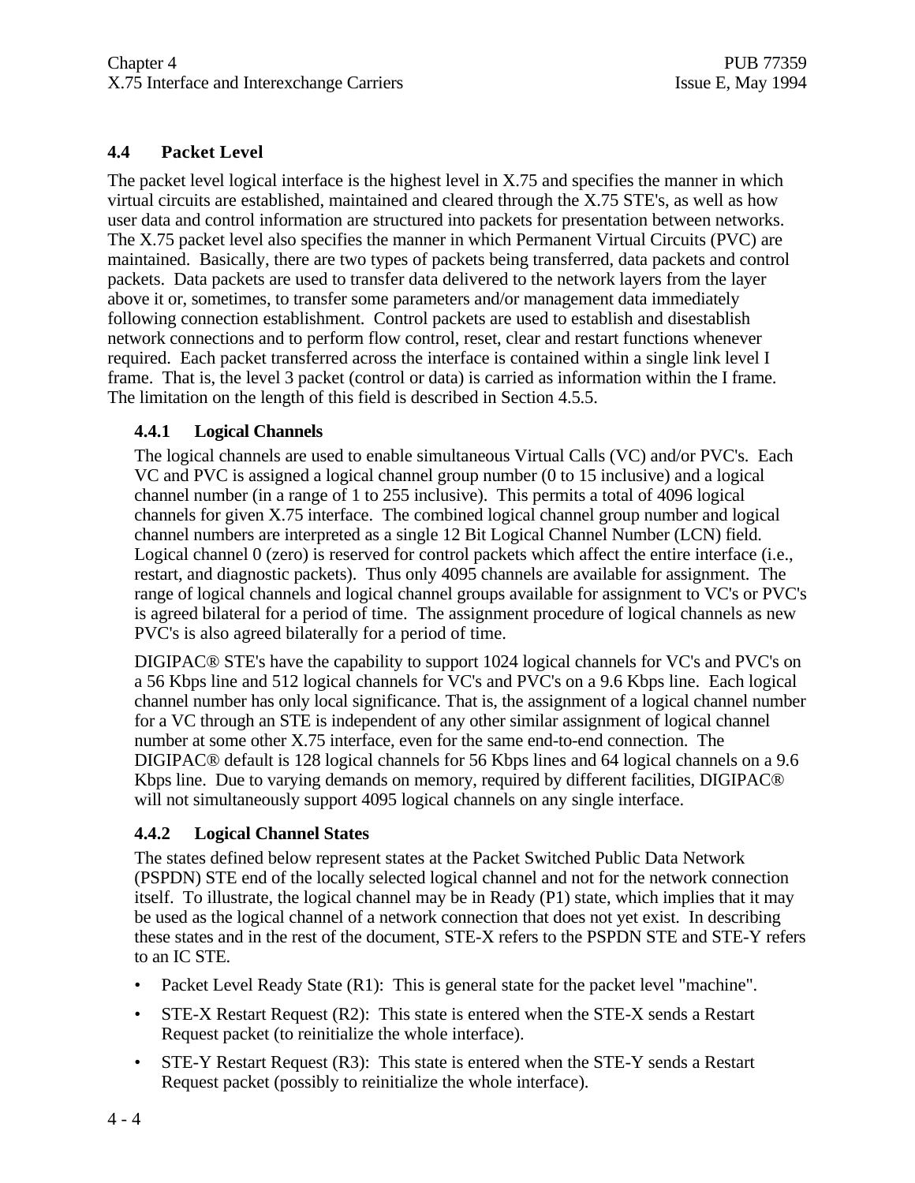## 4.4 Packet Level

The packet level logical interface is the highest level in X.75 and specifies the manner in which virtual circuits are established, maintained and cleared through the X.75 STE's, as well as how user data and control information are structured into packets for presentation between networks. The X.75 packet level also specifies the manner in which Permanent Virtual Circuits (PVC) are maintained. Basically, there are two types of packets being transferred, data packets and control packets. Data packets are used to transfer data delivered to the network layers from the layer above it or, sometimes, to transfer some parameters and/or management data immediately following connection establishment. Control packets are used to establish and disestablish network connections and to perform flow control, reset, clear and restart functions whenever required. Each packet transferred across the interface is contained within a single link level I frame. That is, the level 3 packet (control or data) is carried as information within the I frame. The limitation on the length of this field is described in Section 4.5.5.

### 4.4.1 Logical Channels

The logical channels are used to enable simultaneous Virtual Calls (VC) and/or PVC's. Each VC and PVC is assigned a logical channel group number (0 to 15 inclusive) and a logical channel number (in a range of 1 to 255 inclusive). This permits a total of 4096 logical channels for given X.75 interface. The combined logical channel group number and logical channel numbers are interpreted as a single 12 Bit Logical Channel Number (LCN) field. Logical channel 0 (zero) is reserved for control packets which affect the entire interface (i.e., restart, and diagnostic packets). Thus only 4095 channels are available for assignment. The range of logical channels and logical channel groups available for assignment to VC's or PVC's is agreed bilateral for a period of time. The assignment procedure of logical channels as new PVC's is also agreed bilaterally for a period of time.

DIGIPAC® STE's have the capability to support 1024 logical channels for VC's and PVC's on a 56 Kbps line and 512 logical channels for VC's and PVC's on a 9.6 Kbps line. Each logical channel number has only local significance. That is, the assignment of a logical channel number for a VC through an STE is independent of any other similar assignment of logical channel number at some other X.75 interface, even for the same end-to-end connection. The DIGIPAC® default is 128 logical channels for 56 Kbps lines and 64 logical channels on a 9.6 Kbps line. Due to varying demands on memory, required by different facilities, DIGIPAC® will not simultaneously support 4095 logical channels on any single interface.

### 4.4.2 Logical Channel States

The states defined below represent states at the Packet Switched Public Data Network (PSPDN) STE end of the locally selected logical channel and not for the network connection itself. To illustrate, the logical channel may be in Ready (P1) state, which implies that it may be used as the logical channel of a network connection that does not yet exist. In describing these states and in the rest of the document, STE-X refers to the PSPDN STE and STE-Y refers to an IC STE.

- Packet Level Ready State (R1): This is general state for the packet level "machine".
- STE-X Restart Request (R2): This state is entered when the STE-X sends a Restart Request packet (to reinitialize the whole interface).
- STE-Y Restart Request (R3): This state is entered when the STE-Y sends a Restart Request packet (possibly to reinitialize the whole interface).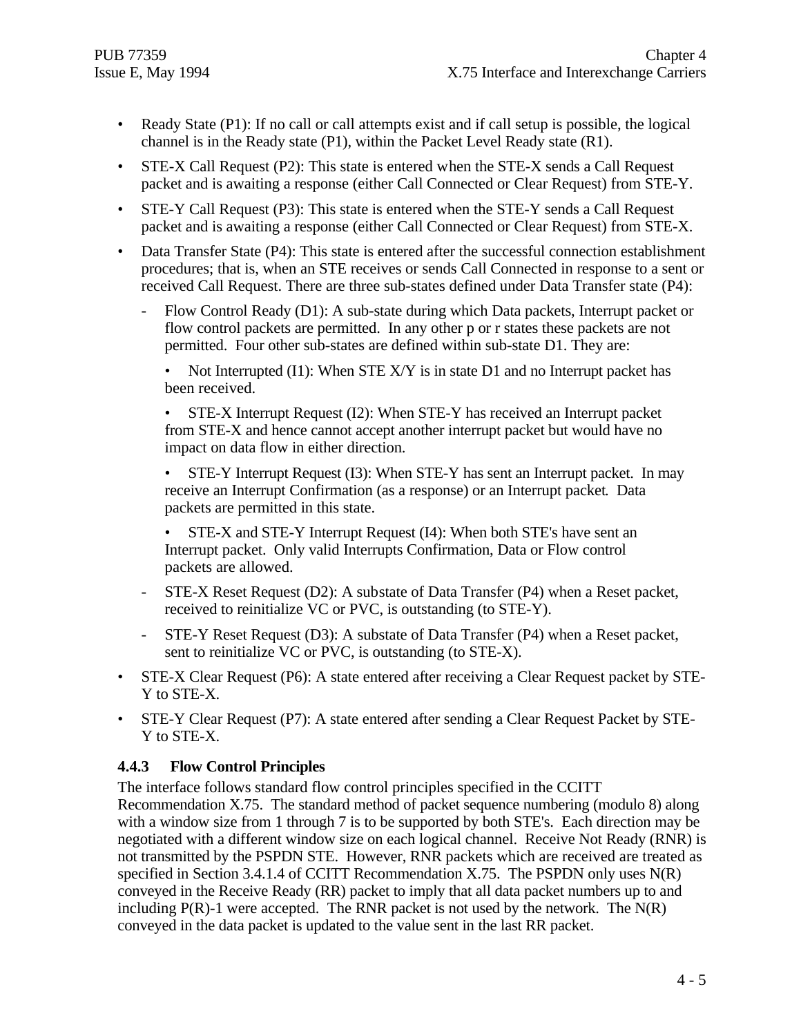- Ready State (P1): If no call or call attempts exist and if call setup is possible, the logical channel is in the Ready state (P1), within the Packet Level Ready state (R1).
- STE-X Call Request (P2): This state is entered when the STE-X sends a Call Request packet and is awaiting a response (either Call Connected or Clear Request) from STE-Y.
- STE-Y Call Request (P3): This state is entered when the STE-Y sends a Call Request packet and is awaiting a response (either Call Connected or Clear Request) from STE-X.
- Data Transfer State (P4): This state is entered after the successful connection establishment procedures; that is, when an STE receives or sends Call Connected in response to a sent or received Call Request. There are three sub-states defined under Data Transfer state (P4):
  - Flow Control Ready (D1): A sub-state during which Data packets, Interrupt packet or flow control packets are permitted. In any other p or r states these packets are not permitted. Four other sub-states are defined within sub-state D1. They are:
    - Not Interrupted (I1): When STE X/Y is in state D1 and no Interrupt packet has been received.
    - STE-X Interrupt Request (I2): When STE-Y has received an Interrupt packet from STE-X and hence cannot accept another interrupt packet but would have no impact on data flow in either direction.
    - STE-Y Interrupt Request (I3): When STE-Y has sent an Interrupt packet. In may receive an Interrupt Confirmation (as a response) or an Interrupt packet. Data packets are permitted in this state.
    - STE-X and STE-Y Interrupt Request (I4): When both STE's have sent an Interrupt packet. Only valid Interrupts Confirmation, Data or Flow control packets are allowed.
  - STE-X Reset Request (D2): A substate of Data Transfer (P4) when a Reset packet, received to reinitialize VC or PVC, is outstanding (to STE-Y).
  - STE-Y Reset Request (D3): A substate of Data Transfer (P4) when a Reset packet, sent to reinitialize VC or PVC, is outstanding (to STE-X).
- STE-X Clear Request (P6): A state entered after receiving a Clear Request packet by STE-Y to STE-X.
- STE-Y Clear Request (P7): A state entered after sending a Clear Request Packet by STE-Y to STE-X.

### 4.4.3 Flow Control Principles

The interface follows standard flow control principles specified in the CCITT Recommendation X.75. The standard method of packet sequence numbering (modulo 8) along with a window size from 1 through 7 is to be supported by both STE's. Each direction may be negotiated with a different window size on each logical channel. Receive Not Ready (RNR) is not transmitted by the PSPDN STE. However, RNR packets which are received are treated as specified in Section 3.4.1.4 of CCITT Recommendation X.75. The PSPDN only uses N(R) conveyed in the Receive Ready (RR) packet to imply that all data packet numbers up to and including P(R)-1 were accepted. The RNR packet is not used by the network. The N(R) conveyed in the data packet is updated to the value sent in the last RR packet.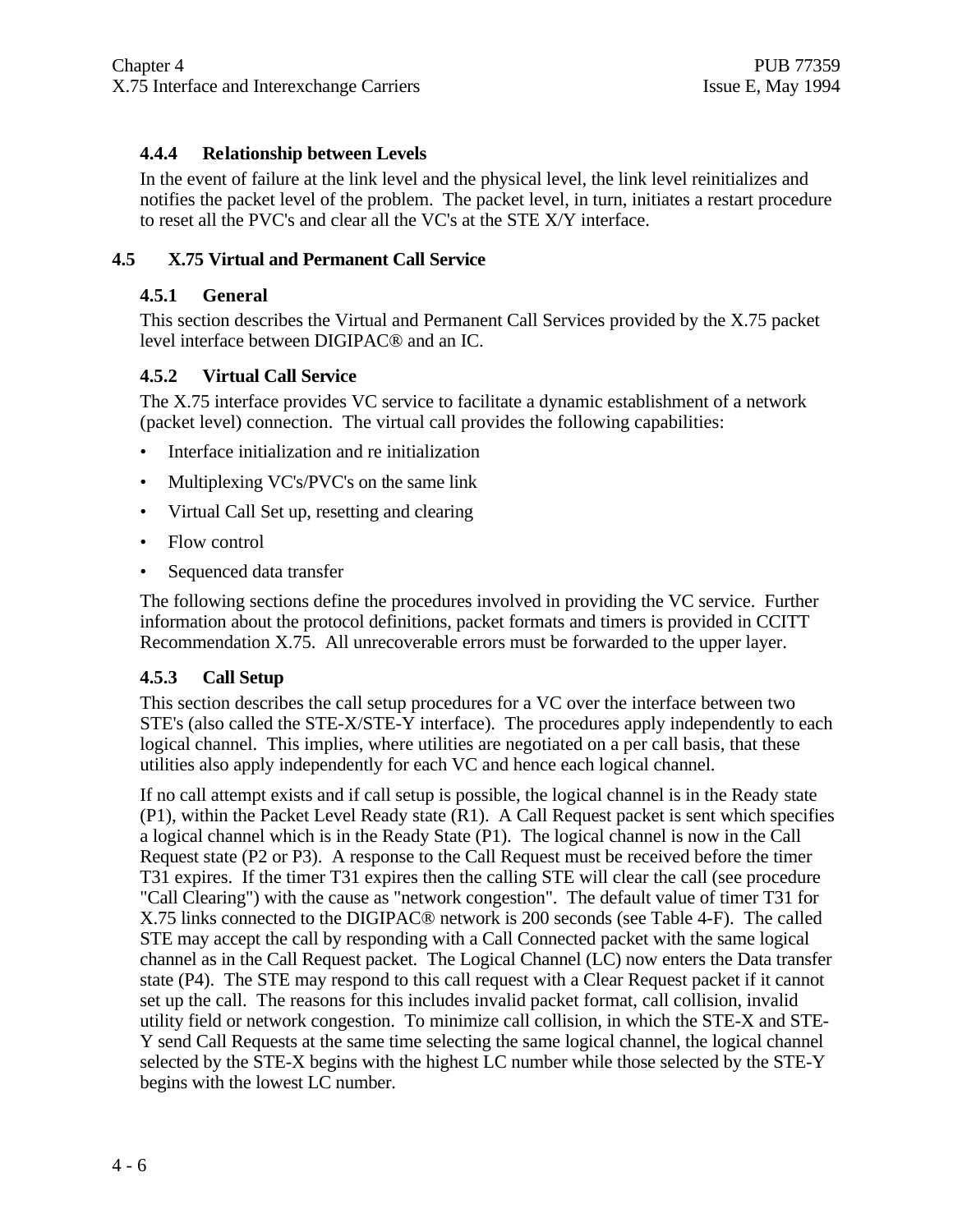### 4.4.4 Relationship between Levels

In the event of failure at the link level and the physical level, the link level reinitializes and notifies the packet level of the problem. The packet level, in turn, initiates a restart procedure to reset all the PVC's and clear all the VC's at the STE X/Y interface.

## 4.5 X.75 Virtual and Permanent Call Service

### 4.5.1 General

This section describes the Virtual and Permanent Call Services provided by the X.75 packet level interface between DIGIPAC® and an IC.

### 4.5.2 Virtual Call Service

The X.75 interface provides VC service to facilitate a dynamic establishment of a network (packet level) connection. The virtual call provides the following capabilities:

- Interface initialization and re initialization
- Multiplexing VC's/PVC's on the same link
- Virtual Call Set up, resetting and clearing
- Flow control
- Sequenced data transfer

The following sections define the procedures involved in providing the VC service. Further information about the protocol definitions, packet formats and timers is provided in CCITT Recommendation X.75. All unrecoverable errors must be forwarded to the upper layer.

### 4.5.3 Call Setup

This section describes the call setup procedures for a VC over the interface between two STE's (also called the STE-X/STE-Y interface). The procedures apply independently to each logical channel. This implies, where utilities are negotiated on a per call basis, that these utilities also apply independently for each VC and hence each logical channel.

If no call attempt exists and if call setup is possible, the logical channel is in the Ready state (P1), within the Packet Level Ready state (R1). A Call Request packet is sent which specifies a logical channel which is in the Ready State (P1). The logical channel is now in the Call Request state (P2 or P3). A response to the Call Request must be received before the timer T31 expires. If the timer T31 expires then the calling STE will clear the call (see procedure "Call Clearing") with the cause as "network congestion". The default value of timer T31 for X.75 links connected to the DIGIPAC® network is 200 seconds (see Table 4-F). The called STE may accept the call by responding with a Call Connected packet with the same logical channel as in the Call Request packet. The Logical Channel (LC) now enters the Data transfer state (P4). The STE may respond to this call request with a Clear Request packet if it cannot set up the call. The reasons for this includes invalid packet format, call collision, invalid utility field or network congestion. To minimize call collision, in which the STE-X and STE-Y send Call Requests at the same time selecting the same logical channel, the logical channel selected by the STE-X begins with the highest LC number while those selected by the STE-Y begins with the lowest LC number.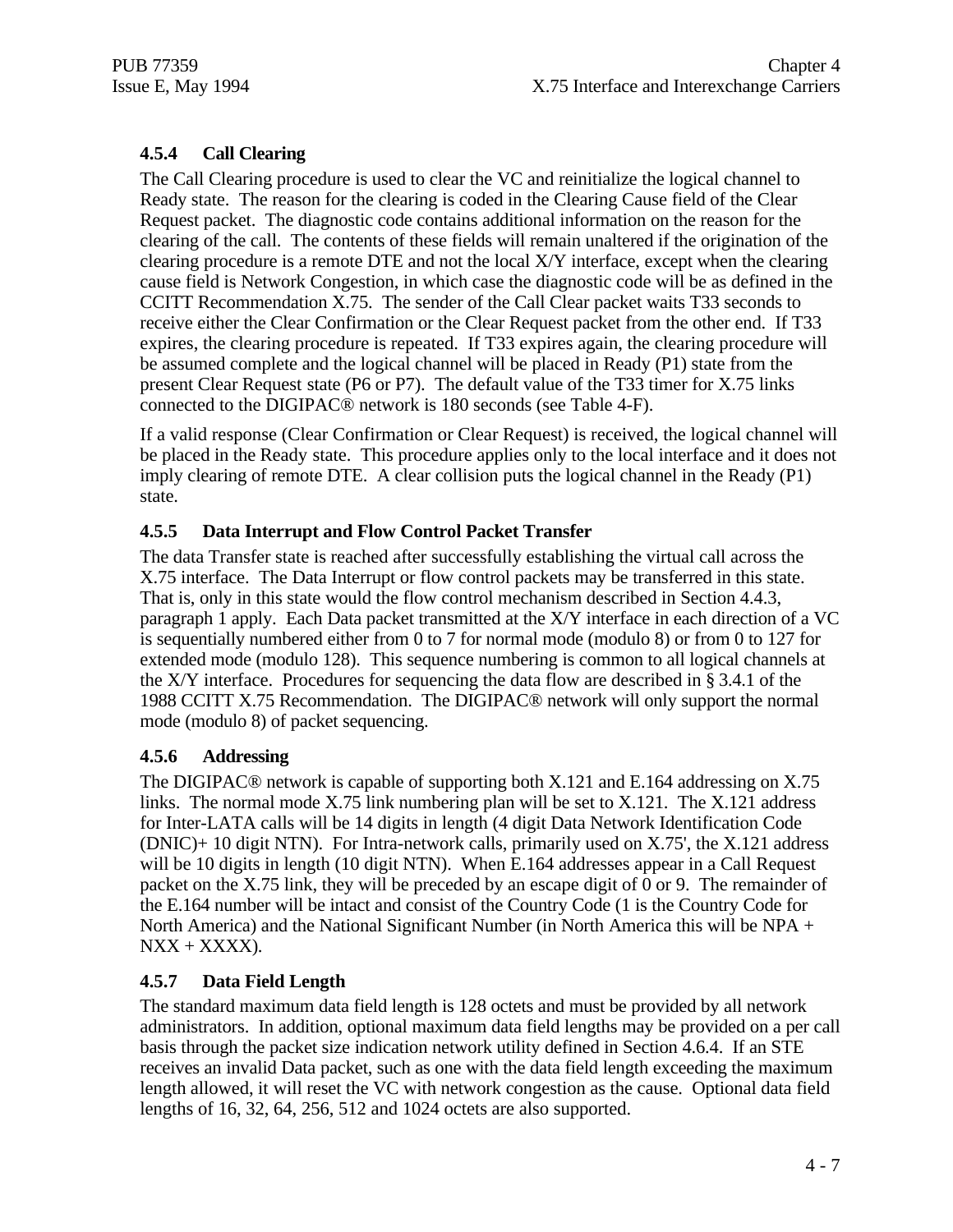### 4.5.4 Call Clearing

The Call Clearing procedure is used to clear the VC and reinitialize the logical channel to Ready state. The reason for the clearing is coded in the Clearing Cause field of the Clear Request packet. The diagnostic code contains additional information on the reason for the clearing of the call. The contents of these fields will remain unaltered if the origination of the clearing procedure is a remote DTE and not the local X/Y interface, except when the clearing cause field is Network Congestion, in which case the diagnostic code will be as defined in the CCITT Recommendation X.75. The sender of the Call Clear packet waits T33 seconds to receive either the Clear Confirmation or the Clear Request packet from the other end. If T33 expires, the clearing procedure is repeated. If T33 expires again, the clearing procedure will be assumed complete and the logical channel will be placed in Ready (P1) state from the present Clear Request state (P6 or P7). The default value of the T33 timer for X.75 links connected to the DIGIPAC® network is 180 seconds (see Table 4-F).

If a valid response (Clear Confirmation or Clear Request) is received, the logical channel will be placed in the Ready state. This procedure applies only to the local interface and it does not imply clearing of remote DTE. A clear collision puts the logical channel in the Ready (P1) state.

### 4.5.5 Data Interrupt and Flow Control Packet Transfer

The data Transfer state is reached after successfully establishing the virtual call across the X.75 interface. The Data Interrupt or flow control packets may be transferred in this state. That is, only in this state would the flow control mechanism described in Section 4.4.3, paragraph 1 apply. Each Data packet transmitted at the X/Y interface in each direction of a VC is sequentially numbered either from 0 to 7 for normal mode (modulo 8) or from 0 to 127 for extended mode (modulo 128). This sequence numbering is common to all logical channels at the X/Y interface. Procedures for sequencing the data flow are described in § 3.4.1 of the 1988 CCITT X.75 Recommendation. The DIGIPAC® network will only support the normal mode (modulo 8) of packet sequencing.

### 4.5.6 Addressing

The DIGIPAC® network is capable of supporting both X.121 and E.164 addressing on X.75 links. The normal mode X.75 link numbering plan will be set to X.121. The X.121 address for Inter-LATA calls will be 14 digits in length (4 digit Data Network Identification Code (DNIC)+ 10 digit NTN). For Intra-network calls, primarily used on X.75', the X.121 address will be 10 digits in length (10 digit NTN). When E.164 addresses appear in a Call Request packet on the X.75 link, they will be preceded by an escape digit of 0 or 9. The remainder of the E.164 number will be intact and consist of the Country Code (1 is the Country Code for North America) and the National Significant Number (in North America this will be NPA + NXX + XXXX).

### 4.5.7 Data Field Length

The standard maximum data field length is 128 octets and must be provided by all network administrators. In addition, optional maximum data field lengths may be provided on a per call basis through the packet size indication network utility defined in Section 4.6.4. If an STE receives an invalid Data packet, such as one with the data field length exceeding the maximum length allowed, it will reset the VC with network congestion as the cause. Optional data field lengths of 16, 32, 64, 256, 512 and 1024 octets are also supported.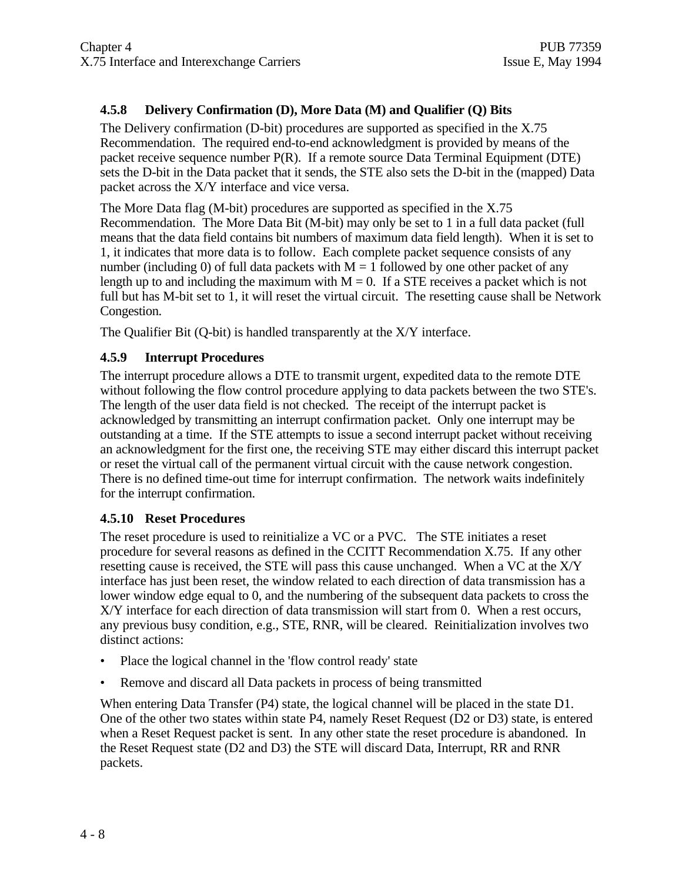### 4.5.8 Delivery Confirmation (D), More Data (M) and Qualifier (Q) Bits

The Delivery confirmation (D-bit) procedures are supported as specified in the X.75 Recommendation. The required end-to-end acknowledgment is provided by means of the packet receive sequence number P(R). If a remote source Data Terminal Equipment (DTE) sets the D-bit in the Data packet that it sends, the STE also sets the D-bit in the (mapped) Data packet across the X/Y interface and vice versa.

The More Data flag (M-bit) procedures are supported as specified in the X.75 Recommendation. The More Data Bit (M-bit) may only be set to 1 in a full data packet (full means that the data field contains bit numbers of maximum data field length). When it is set to 1, it indicates that more data is to follow. Each complete packet sequence consists of any number (including 0) of full data packets with M = 1 followed by one other packet of any length up to and including the maximum with M = 0. If a STE receives a packet which is not full but has M-bit set to 1, it will reset the virtual circuit. The resetting cause shall be Network Congestion.

The Qualifier Bit (Q-bit) is handled transparently at the X/Y interface.

### 4.5.9 Interrupt Procedures

The interrupt procedure allows a DTE to transmit urgent, expedited data to the remote DTE without following the flow control procedure applying to data packets between the two STE's. The length of the user data field is not checked. The receipt of the interrupt packet is acknowledged by transmitting an interrupt confirmation packet. Only one interrupt may be outstanding at a time. If the STE attempts to issue a second interrupt packet without receiving an acknowledgment for the first one, the receiving STE may either discard this interrupt packet or reset the virtual call of the permanent virtual circuit with the cause network congestion. There is no defined time-out time for interrupt confirmation. The network waits indefinitely for the interrupt confirmation.

### 4.5.10 Reset Procedures

The reset procedure is used to reinitialize a VC or a PVC. The STE initiates a reset procedure for several reasons as defined in the CCITT Recommendation X.75. If any other resetting cause is received, the STE will pass this cause unchanged. When a VC at the X/Y interface has just been reset, the window related to each direction of data transmission has a lower window edge equal to 0, and the numbering of the subsequent data packets to cross the X/Y interface for each direction of data transmission will start from 0. When a rest occurs, any previous busy condition, e.g., STE, RNR, will be cleared. Reinitialization involves two distinct actions:

- Place the logical channel in the 'flow control ready' state
- Remove and discard all Data packets in process of being transmitted

When entering Data Transfer (P4) state, the logical channel will be placed in the state D1. One of the other two states within state P4, namely Reset Request (D2 or D3) state, is entered when a Reset Request packet is sent. In any other state the reset procedure is abandoned. In the Reset Request state (D2 and D3) the STE will discard Data, Interrupt, RR and RNR packets.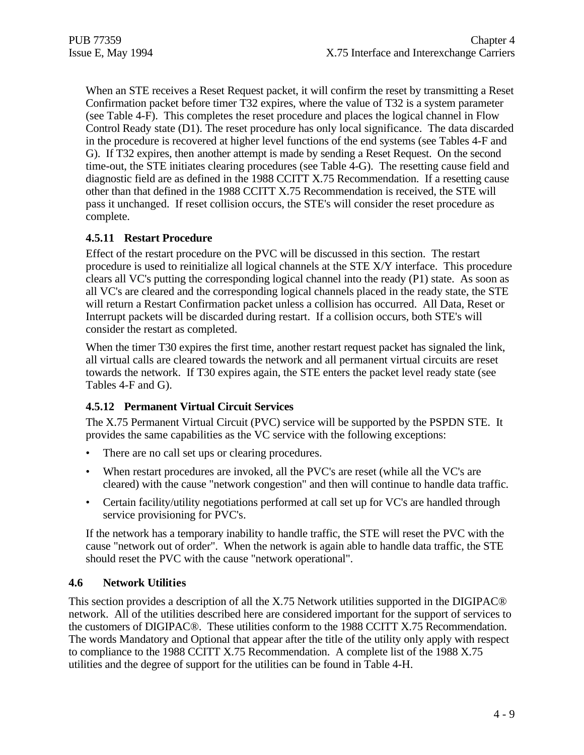When an STE receives a Reset Request packet, it will confirm the reset by transmitting a Reset Confirmation packet before timer T32 expires, where the value of T32 is a system parameter (see Table 4-F). This completes the reset procedure and places the logical channel in Flow Control Ready state (D1). The reset procedure has only local significance. The data discarded in the procedure is recovered at higher level functions of the end systems (see Tables 4-F and G). If T32 expires, then another attempt is made by sending a Reset Request. On the second time-out, the STE initiates clearing procedures (see Table 4-G). The resetting cause field and diagnostic field are as defined in the 1988 CCITT X.75 Recommendation. If a resetting cause other than that defined in the 1988 CCITT X.75 Recommendation is received, the STE will pass it unchanged. If reset collision occurs, the STE's will consider the reset procedure as complete.

### 4.5.11 Restart Procedure

Effect of the restart procedure on the PVC will be discussed in this section. The restart procedure is used to reinitialize all logical channels at the STE X/Y interface. This procedure clears all VC's putting the corresponding logical channel into the ready (P1) state. As soon as all VC's are cleared and the corresponding logical channels placed in the ready state, the STE will return a Restart Confirmation packet unless a collision has occurred. All Data, Reset or Interrupt packets will be discarded during restart. If a collision occurs, both STE's will consider the restart as completed.

When the timer T30 expires the first time, another restart request packet has signaled the link, all virtual calls are cleared towards the network and all permanent virtual circuits are reset towards the network. If T30 expires again, the STE enters the packet level ready state (see Tables 4-F and G).

### 4.5.12 Permanent Virtual Circuit Services

The X.75 Permanent Virtual Circuit (PVC) service will be supported by the PSPDN STE. It provides the same capabilities as the VC service with the following exceptions:

- There are no call set ups or clearing procedures.
- When restart procedures are invoked, all the PVC's are reset (while all the VC's are cleared) with the cause "network congestion" and then will continue to handle data traffic.
- Certain facility/utility negotiations performed at call set up for VC's are handled through service provisioning for PVC's.

If the network has a temporary inability to handle traffic, the STE will reset the PVC with the cause "network out of order". When the network is again able to handle data traffic, the STE should reset the PVC with the cause "network operational".

## 4.6 Network Utilities

This section provides a description of all the X.75 Network utilities supported in the DIGIPAC® network. All of the utilities described here are considered important for the support of services to the customers of DIGIPAC®. These utilities conform to the 1988 CCITT X.75 Recommendation. The words Mandatory and Optional that appear after the title of the utility only apply with respect to compliance to the 1988 CCITT X.75 Recommendation. A complete list of the 1988 X.75 utilities and the degree of support for the utilities can be found in Table 4-H.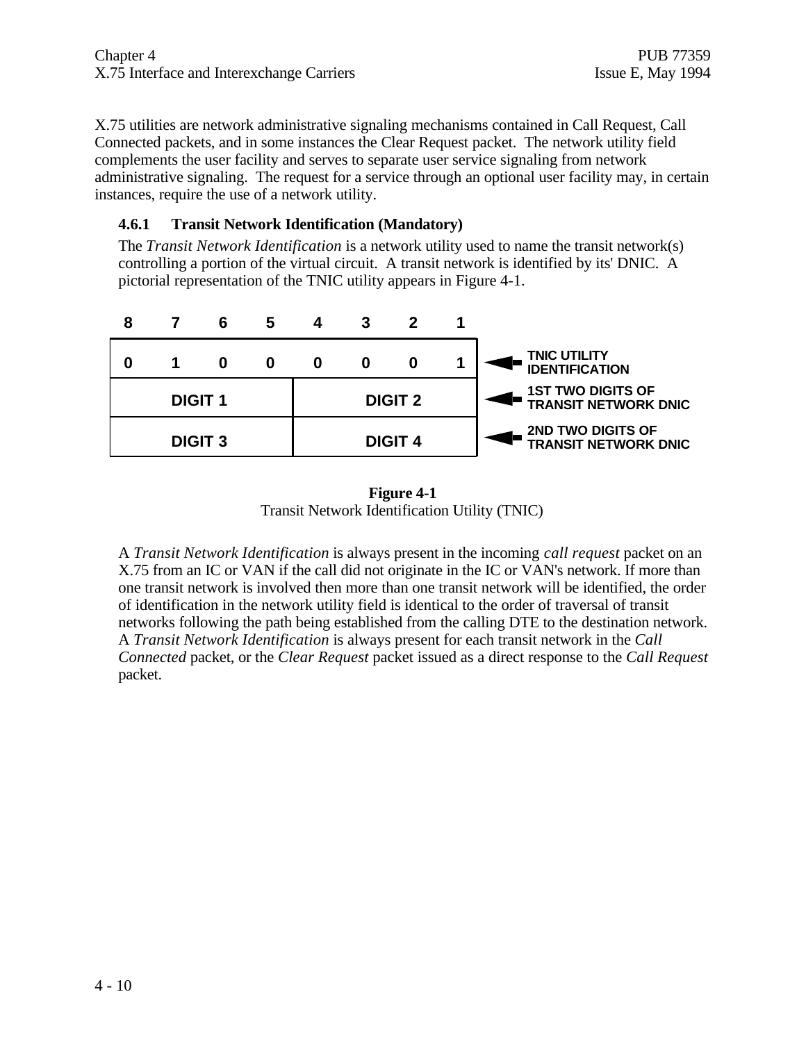X.75 utilities are network administrative signaling mechanisms contained in Call Request, Call Connected packets, and in some instances the Clear Request packet. The network utility field complements the user facility and serves to separate user service signaling from network administrative signaling. The request for a service through an optional user facility may, in certain instances, require the use of a network utility.

### 4.6.1 Transit Network Identification (Mandatory)

The *Transit Network Identification* is a network utility used to name the transit network(s) controlling a portion of the virtual circuit. A transit network is identified by its' DNIC. A pictorial representation of the TNIC utility appears in Figure 4-1.

| 8 | 7 | 6 | 5 | 4 | 3 | 2 | 1 | |
|---|---|---|---|---|---|---|---|---|
| 0 | 1 | 0 | 0 | 0 | 0 | 0 | 1 | TNIC UTILITY IDENTIFICATION |
| DIGIT 1 | | | | DIGIT 2 | | | | 1ST TWO DIGITS OF TRANSIT NETWORK DNIC |
| DIGIT 3 | | | | DIGIT 4 | | | | 2ND TWO DIGITS OF TRANSIT NETWORK DNIC |

**Figure 4-1**
Transit Network Identification Utility (TNIC)

A *Transit Network Identification* is always present in the incoming *call request* packet on an X.75 from an IC or VAN if the call did not originate in the IC or VAN's network. If more than one transit network is involved then more than one transit network will be identified, the order of identification in the network utility field is identical to the order of traversal of transit networks following the path being established from the calling DTE to the destination network. A *Transit Network Identification* is always present for each transit network in the *Call Connected* packet, or the *Clear Request* packet issued as a direct response to the *Call Request* packet.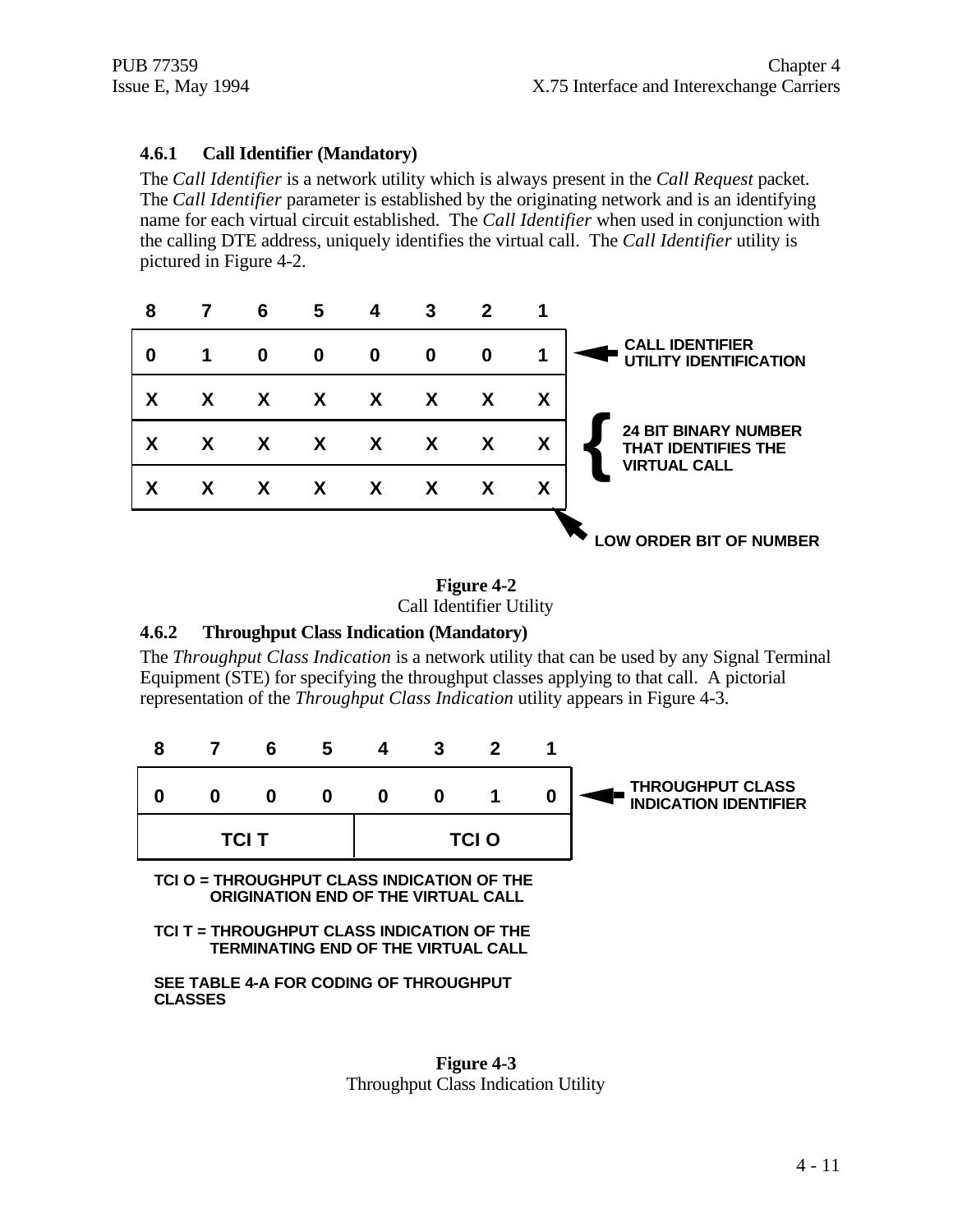### 4.6.1 Call Identifier (Mandatory)

The *Call Identifier* is a network utility which is always present in the *Call Request* packet. The *Call Identifier* parameter is established by the originating network and is an identifying name for each virtual circuit established. The *Call Identifier* when used in conjunction with the calling DTE address, uniquely identifies the virtual call. The *Call Identifier* utility is pictured in Figure 4-2.

| 8 | 7 | 6 | 5 | 4 | 3 | 2 | 1 | |
|---|---|---|---|---|---|---|---|---|
| 0 | 1 | 0 | 0 | 0 | 0 | 0 | 1 | CALL IDENTIFIER UTILITY IDENTIFICATION |
| X | X | X | X | X | X | X | X | 24 BIT BINARY NUMBER THAT IDENTIFIES THE VIRTUAL CALL |
| X | X | X | X | X | X | X | X | |
| X | X | X | X | X | X | X | X | LOW ORDER BIT OF NUMBER (bit 1) |

**Figure 4-2**
Call Identifier Utility

### 4.6.2 Throughput Class Indication (Mandatory)

The *Throughput Class Indication* is a network utility that can be used by any Signal Terminal Equipment (STE) for specifying the throughput classes applying to that call. A pictorial representation of the *Throughput Class Indication* utility appears in Figure 4-3.

| 8 | 7 | 6 | 5 | 4 | 3 | 2 | 1 | |
|---|---|---|---|---|---|---|---|---|
| 0 | 0 | 0 | 0 | 0 | 0 | 1 | 0 | THROUGHPUT CLASS INDICATION IDENTIFIER |
| TCI T | | | | TCI O | | | | |

TCI O = THROUGHPUT CLASS INDICATION OF THE ORIGINATION END OF THE VIRTUAL CALL

TCI T = THROUGHPUT CLASS INDICATION OF THE TERMINATING END OF THE VIRTUAL CALL

SEE TABLE 4-A FOR CODING OF THROUGHPUT CLASSES

**Figure 4-3**
Throughput Class Indication Utility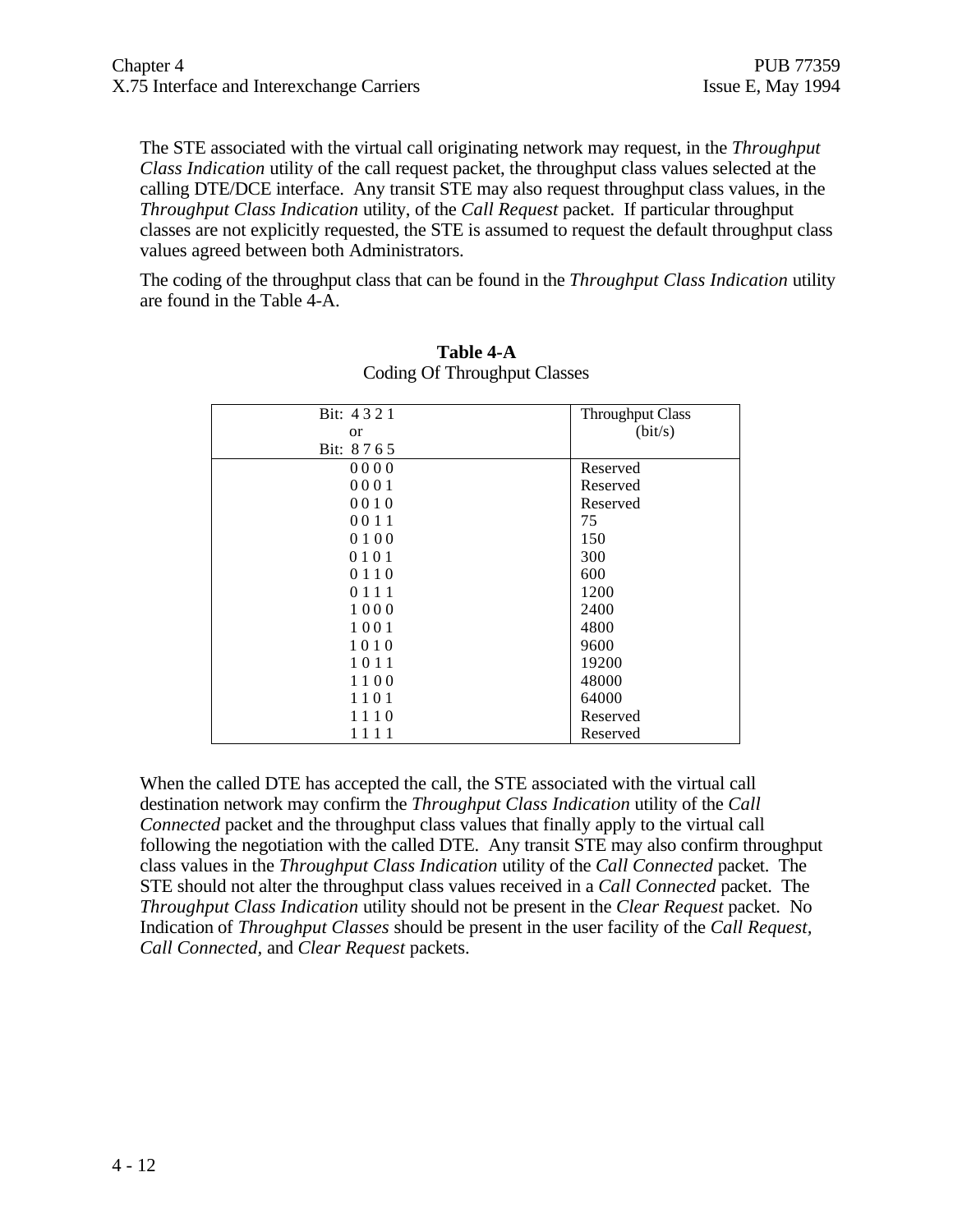The STE associated with the virtual call originating network may request, in the *Throughput Class Indication* utility of the call request packet, the throughput class values selected at the calling DTE/DCE interface. Any transit STE may also request throughput class values, in the *Throughput Class Indication* utility, of the *Call Request* packet. If particular throughput classes are not explicitly requested, the STE is assumed to request the default throughput class values agreed between both Administrators.

The coding of the throughput class that can be found in the *Throughput Class Indication* utility are found in the Table 4-A.

**Table 4-A**
Coding Of Throughput Classes

| Bit: 4 3 2 1 or Bit: 8 7 6 5 | Throughput Class (bit/s) |
|---|---|
| 0 0 0 0 | Reserved |
| 0 0 0 1 | Reserved |
| 0 0 1 0 | Reserved |
| 0 0 1 1 | 75 |
| 0 1 0 0 | 150 |
| 0 1 0 1 | 300 |
| 0 1 1 0 | 600 |
| 0 1 1 1 | 1200 |
| 1 0 0 0 | 2400 |
| 1 0 0 1 | 4800 |
| 1 0 1 0 | 9600 |
| 1 0 1 1 | 19200 |
| 1 1 0 0 | 48000 |
| 1 1 0 1 | 64000 |
| 1 1 1 0 | Reserved |
| 1 1 1 1 | Reserved |

When the called DTE has accepted the call, the STE associated with the virtual call destination network may confirm the *Throughput Class Indication* utility of the *Call Connected* packet and the throughput class values that finally apply to the virtual call following the negotiation with the called DTE. Any transit STE may also confirm throughput class values in the *Throughput Class Indication* utility of the *Call Connected* packet. The STE should not alter the throughput class values received in a *Call Connected* packet. The *Throughput Class Indication* utility should not be present in the *Clear Request* packet. No Indication of *Throughput Classes* should be present in the user facility of the *Call Request, Call Connected,* and *Clear Request* packets.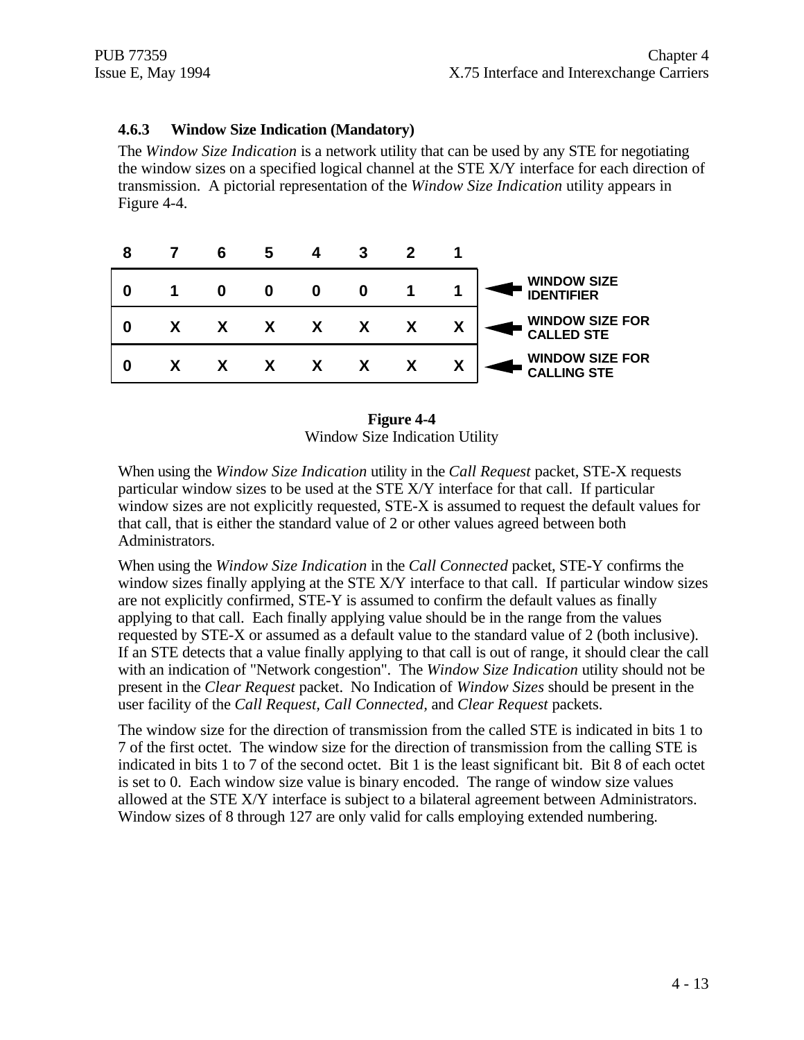### 4.6.3 Window Size Indication (Mandatory)

The *Window Size Indication* is a network utility that can be used by any STE for negotiating the window sizes on a specified logical channel at the STE X/Y interface for each direction of transmission. A pictorial representation of the *Window Size Indication* utility appears in Figure 4-4.

| 8 | 7 | 6 | 5 | 4 | 3 | 2 | 1 | |
|---|---|---|---|---|---|---|---|---|
| 0 | 1 | 0 | 0 | 0 | 0 | 1 | 1 | WINDOW SIZE IDENTIFIER |
| 0 | X | X | X | X | X | X | X | WINDOW SIZE FOR CALLED STE |
| 0 | X | X | X | X | X | X | X | WINDOW SIZE FOR CALLING STE |

**Figure 4-4**
Window Size Indication Utility

When using the *Window Size Indication* utility in the *Call Request* packet, STE-X requests particular window sizes to be used at the STE X/Y interface for that call. If particular window sizes are not explicitly requested, STE-X is assumed to request the default values for that call, that is either the standard value of 2 or other values agreed between both Administrators.

When using the *Window Size Indication* in the *Call Connected* packet, STE-Y confirms the window sizes finally applying at the STE X/Y interface to that call. If particular window sizes are not explicitly confirmed, STE-Y is assumed to confirm the default values as finally applying to that call. Each finally applying value should be in the range from the values requested by STE-X or assumed as a default value to the standard value of 2 (both inclusive). If an STE detects that a value finally applying to that call is out of range, it should clear the call with an indication of "Network congestion". The *Window Size Indication* utility should not be present in the *Clear Request* packet. No Indication of *Window Sizes* should be present in the user facility of the *Call Request, Call Connected,* and *Clear Request* packets.

The window size for the direction of transmission from the called STE is indicated in bits 1 to 7 of the first octet. The window size for the direction of transmission from the calling STE is indicated in bits 1 to 7 of the second octet. Bit 1 is the least significant bit. Bit 8 of each octet is set to 0. Each window size value is binary encoded. The range of window size values allowed at the STE X/Y interface is subject to a bilateral agreement between Administrators. Window sizes of 8 through 127 are only valid for calls employing extended numbering.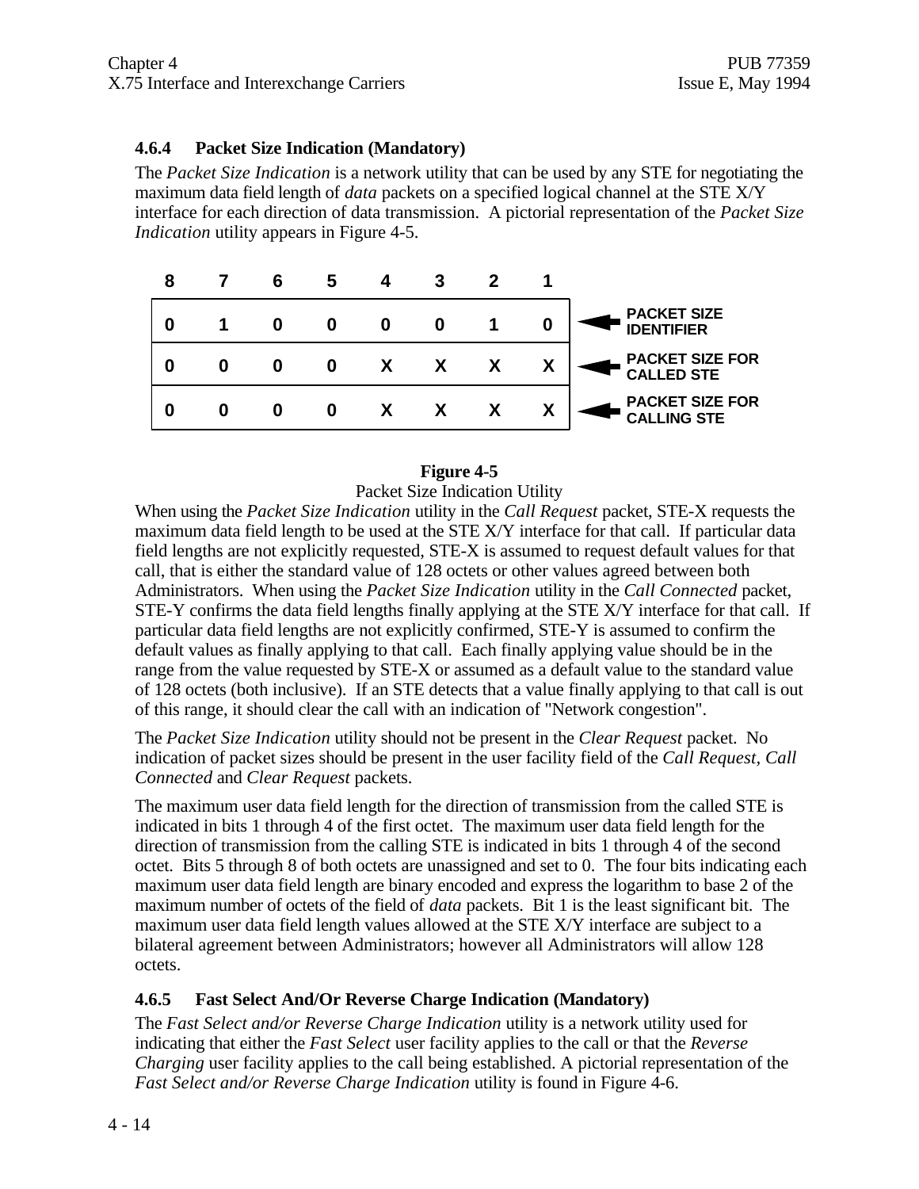### 4.6.4 Packet Size Indication (Mandatory)

The *Packet Size Indication* is a network utility that can be used by any STE for negotiating the maximum data field length of *data* packets on a specified logical channel at the STE X/Y interface for each direction of data transmission. A pictorial representation of the *Packet Size Indication* utility appears in Figure 4-5.

| 8 | 7 | 6 | 5 | 4 | 3 | 2 | 1 | |
|---|---|---|---|---|---|---|---|---|
| 0 | 1 | 0 | 0 | 0 | 0 | 1 | 0 | ◄ PACKET SIZE IDENTIFIER |
| 0 | 0 | 0 | 0 | X | X | X | X | ◄ PACKET SIZE FOR CALLED STE |
| 0 | 0 | 0 | 0 | X | X | X | X | ◄ PACKET SIZE FOR CALLING STE |

**Figure 4-5**

Packet Size Indication Utility

When using the *Packet Size Indication* utility in the *Call Request* packet, STE-X requests the maximum data field length to be used at the STE X/Y interface for that call. If particular data field lengths are not explicitly requested, STE-X is assumed to request default values for that call, that is either the standard value of 128 octets or other values agreed between both Administrators. When using the *Packet Size Indication* utility in the *Call Connected* packet, STE-Y confirms the data field lengths finally applying at the STE X/Y interface for that call. If particular data field lengths are not explicitly confirmed, STE-Y is assumed to confirm the default values as finally applying to that call. Each finally applying value should be in the range from the value requested by STE-X or assumed as a default value to the standard value of 128 octets (both inclusive). If an STE detects that a value finally applying to that call is out of this range, it should clear the call with an indication of "Network congestion".

The *Packet Size Indication* utility should not be present in the *Clear Request* packet. No indication of packet sizes should be present in the user facility field of the *Call Request, Call Connected* and *Clear Request* packets.

The maximum user data field length for the direction of transmission from the called STE is indicated in bits 1 through 4 of the first octet. The maximum user data field length for the direction of transmission from the calling STE is indicated in bits 1 through 4 of the second octet. Bits 5 through 8 of both octets are unassigned and set to 0. The four bits indicating each maximum user data field length are binary encoded and express the logarithm to base 2 of the maximum number of octets of the field of *data* packets. Bit 1 is the least significant bit. The maximum user data field length values allowed at the STE X/Y interface are subject to a bilateral agreement between Administrators; however all Administrators will allow 128 octets.

### 4.6.5 Fast Select And/Or Reverse Charge Indication (Mandatory)

The *Fast Select and/or Reverse Charge Indication* utility is a network utility used for indicating that either the *Fast Select* user facility applies to the call or that the *Reverse Charging* user facility applies to the call being established. A pictorial representation of the *Fast Select and/or Reverse Charge Indication* utility is found in Figure 4-6.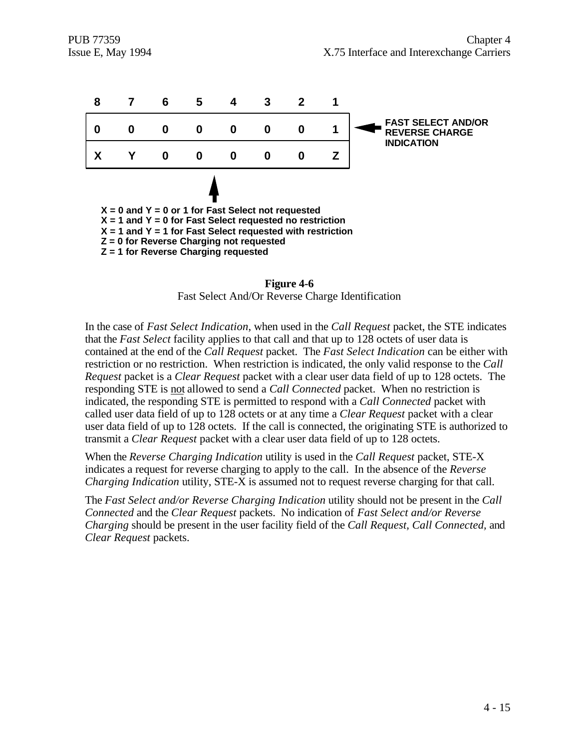| 8 | 7 | 6 | 5 | 4 | 3 | 2 | 1 | |
|---|---|---|---|---|---|---|---|---|
| 0 | 0 | 0 | 0 | 0 | 0 | 0 | 1 | FAST SELECT AND/OR REVERSE CHARGE INDICATION |
| X | Y | 0 | 0 | 0 | 0 | 0 | Z | |

X = 0 and Y = 0 or 1 for Fast Select not requested
X = 1 and Y = 0 for Fast Select requested no restriction
X = 1 and Y = 1 for Fast Select requested with restriction
Z = 0 for Reverse Charging not requested
Z = 1 for Reverse Charging requested

**Figure 4-6**
Fast Select And/Or Reverse Charge Identification

In the case of *Fast Select Indication*, when used in the *Call Request* packet, the STE indicates that the *Fast Select* facility applies to that call and that up to 128 octets of user data is contained at the end of the *Call Request* packet. The *Fast Select Indication* can be either with restriction or no restriction. When restriction is indicated, the only valid response to the *Call Request* packet is a *Clear Request* packet with a clear user data field of up to 128 octets. The responding STE is not allowed to send a *Call Connected* packet. When no restriction is indicated, the responding STE is permitted to respond with a *Call Connected* packet with called user data field of up to 128 octets or at any time a *Clear Request* packet with a clear user data field of up to 128 octets. If the call is connected, the originating STE is authorized to transmit a *Clear Request* packet with a clear user data field of up to 128 octets.

When the *Reverse Charging Indication* utility is used in the *Call Request* packet, STE-X indicates a request for reverse charging to apply to the call. In the absence of the *Reverse Charging Indication* utility, STE-X is assumed not to request reverse charging for that call.

The *Fast Select and/or Reverse Charging Indication* utility should not be present in the *Call Connected* and the *Clear Request* packets. No indication of *Fast Select and/or Reverse Charging* should be present in the user facility field of the *Call Request, Call Connected,* and *Clear Request* packets.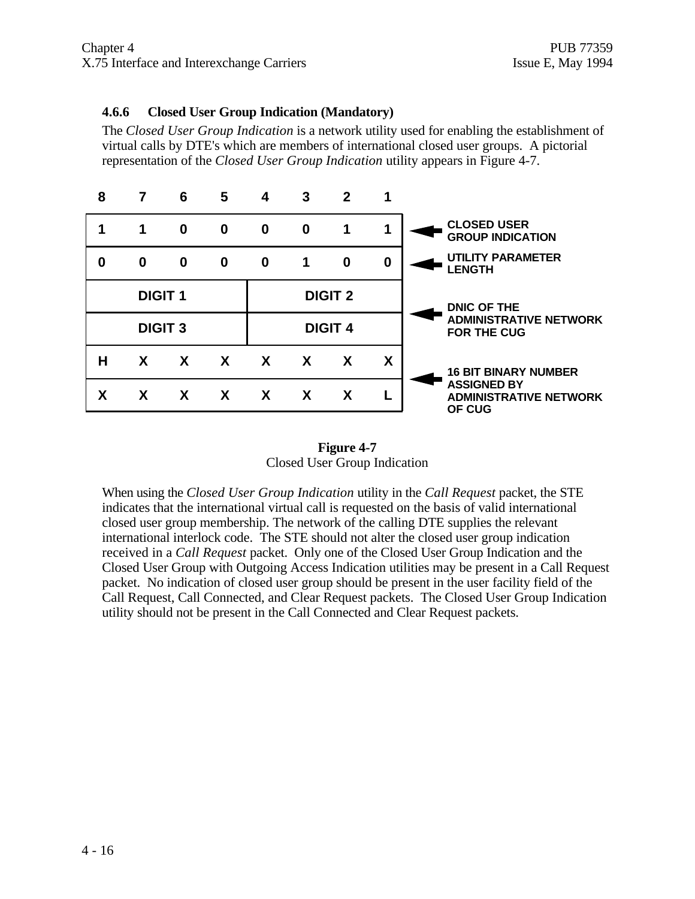### 4.6.6 Closed User Group Indication (Mandatory)

The *Closed User Group Indication* is a network utility used for enabling the establishment of virtual calls by DTE's which are members of international closed user groups. A pictorial representation of the *Closed User Group Indication* utility appears in Figure 4-7.

| 8 | 7 | 6 | 5 | 4 | 3 | 2 | 1 | |
|---|---|---|---|---|---|---|---|---|
| 1 | 1 | 0 | 0 | 0 | 0 | 1 | 1 | CLOSED USER GROUP INDICATION |
| 0 | 0 | 0 | 0 | 0 | 1 | 0 | 0 | UTILITY PARAMETER LENGTH |
| DIGIT 1 | | | | DIGIT 2 | | | | DNIC OF THE ADMINISTRATIVE NETWORK FOR THE CUG |
| DIGIT 3 | | | | DIGIT 4 | | | | |
| H | X | X | X | X | X | X | X | 16 BIT BINARY NUMBER ASSIGNED BY ADMINISTRATIVE NETWORK OF CUG |
| X | X | X | X | X | X | X | L | |

**Figure 4-7**
Closed User Group Indication

When using the *Closed User Group Indication* utility in the *Call Request* packet, the STE indicates that the international virtual call is requested on the basis of valid international closed user group membership. The network of the calling DTE supplies the relevant international interlock code. The STE should not alter the closed user group indication received in a *Call Request* packet. Only one of the Closed User Group Indication and the Closed User Group with Outgoing Access Indication utilities may be present in a Call Request packet. No indication of closed user group should be present in the user facility field of the Call Request, Call Connected, and Clear Request packets. The Closed User Group Indication utility should not be present in the Call Connected and Clear Request packets.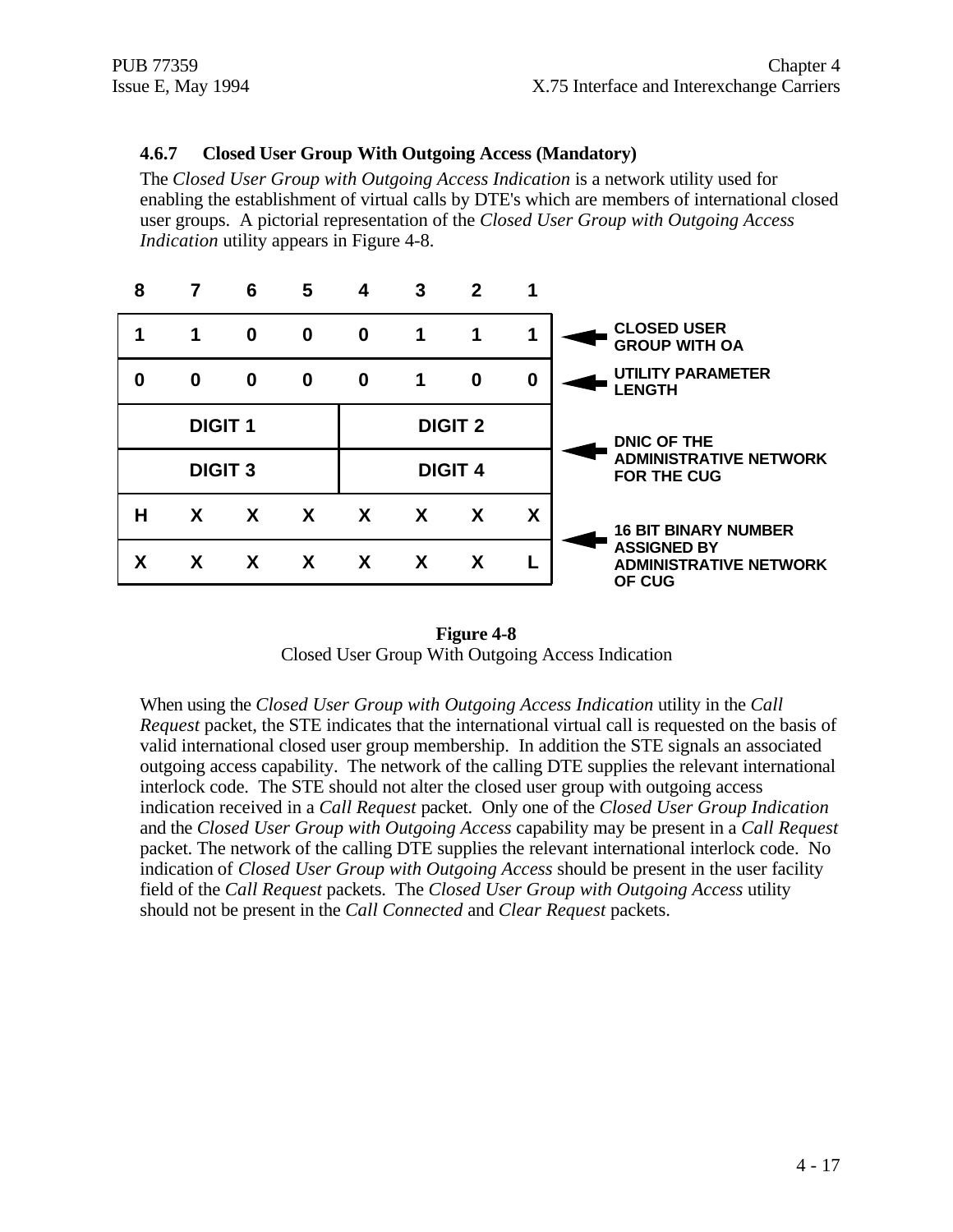### 4.6.7 Closed User Group With Outgoing Access (Mandatory)

The *Closed User Group with Outgoing Access Indication* is a network utility used for enabling the establishment of virtual calls by DTE's which are members of international closed user groups. A pictorial representation of the *Closed User Group with Outgoing Access Indication* utility appears in Figure 4-8.

| 8 | 7 | 6 | 5 | 4 | 3 | 2 | 1 | |
|---|---|---|---|---|---|---|---|---|
| 1 | 1 | 0 | 0 | 0 | 1 | 1 | 1 | CLOSED USER GROUP WITH OA |
| 0 | 0 | 0 | 0 | 0 | 1 | 0 | 0 | UTILITY PARAMETER LENGTH |
| DIGIT 1 | | | | DIGIT 2 | | | | DNIC OF THE ADMINISTRATIVE NETWORK FOR THE CUG |
| DIGIT 3 | | | | DIGIT 4 | | | | |
| H | X | X | X | X | X | X | X | 16 BIT BINARY NUMBER ASSIGNED BY ADMINISTRATIVE NETWORK OF CUG |
| X | X | X | X | X | X | X | L | |

**Figure 4-8**
Closed User Group With Outgoing Access Indication

When using the *Closed User Group with Outgoing Access Indication* utility in the *Call Request* packet, the STE indicates that the international virtual call is requested on the basis of valid international closed user group membership. In addition the STE signals an associated outgoing access capability. The network of the calling DTE supplies the relevant international interlock code. The STE should not alter the closed user group with outgoing access indication received in a *Call Request* packet. Only one of the *Closed User Group Indication* and the *Closed User Group with Outgoing Access* capability may be present in a *Call Request* packet. The network of the calling DTE supplies the relevant international interlock code. No indication of *Closed User Group with Outgoing Access* should be present in the user facility field of the *Call Request* packets. The *Closed User Group with Outgoing Access* utility should not be present in the *Call Connected* and *Clear Request* packets.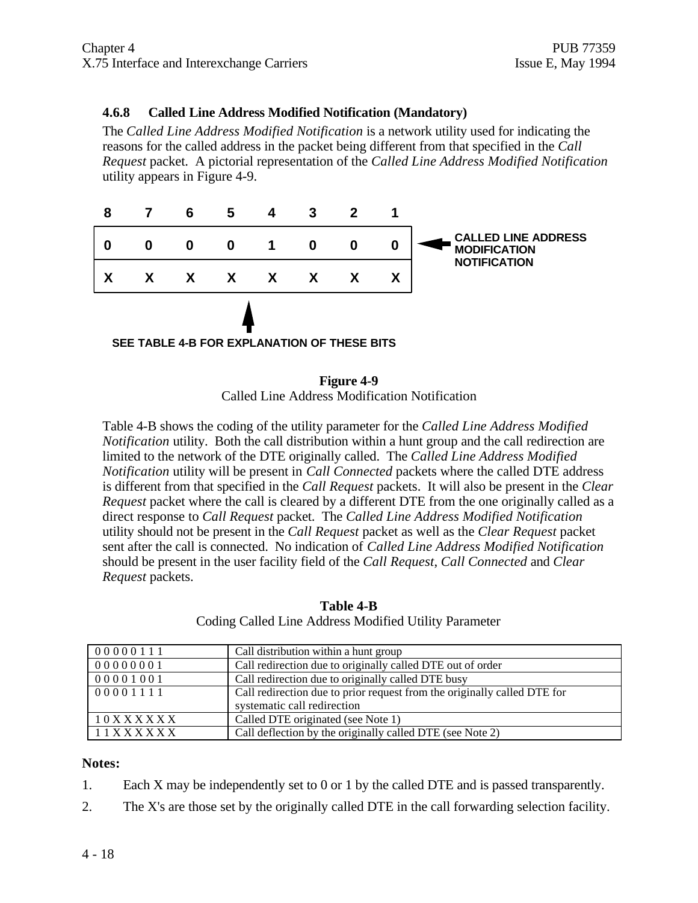### 4.6.8 Called Line Address Modified Notification (Mandatory)

The *Called Line Address Modified Notification* is a network utility used for indicating the reasons for the called address in the packet being different from that specified in the *Call Request* packet. A pictorial representation of the *Called Line Address Modified Notification* utility appears in Figure 4-9.

| 8 | 7 | 6 | 5 | 4 | 3 | 2 | 1 | |
|---|---|---|---|---|---|---|---|---|
| 0 | 0 | 0 | 0 | 1 | 0 | 0 | 0 | ← CALLED LINE ADDRESS MODIFICATION NOTIFICATION |
| X | X | X | X | X | X | X | X | |

SEE TABLE 4-B FOR EXPLANATION OF THESE BITS

**Figure 4-9**
Called Line Address Modification Notification

Table 4-B shows the coding of the utility parameter for the *Called Line Address Modified Notification* utility. Both the call distribution within a hunt group and the call redirection are limited to the network of the DTE originally called. The *Called Line Address Modified Notification* utility will be present in *Call Connected* packets where the called DTE address is different from that specified in the *Call Request* packets. It will also be present in the *Clear Request* packet where the call is cleared by a different DTE from the one originally called as a direct response to *Call Request* packet. The *Called Line Address Modified Notification* utility should not be present in the *Call Request* packet as well as the *Clear Request* packet sent after the call is connected. No indication of *Called Line Address Modified Notification* should be present in the user facility field of the *Call Request*, *Call Connected* and *Clear Request* packets.

**Table 4-B**
Coding Called Line Address Modified Utility Parameter

| | |
|---|---|
| 0 0 0 0 0 1 1 1 | Call distribution within a hunt group |
| 0 0 0 0 0 0 0 1 | Call redirection due to originally called DTE out of order |
| 0 0 0 0 1 0 0 1 | Call redirection due to originally called DTE busy |
| 0 0 0 0 1 1 1 1 | Call redirection due to prior request from the originally called DTE for systematic call redirection |
| 1 0 X X X X X X | Called DTE originated (see Note 1) |
| 1 1 X X X X X X | Call deflection by the originally called DTE (see Note 2) |

**Notes:**

1. Each X may be independently set to 0 or 1 by the called DTE and is passed transparently.
2. The X's are those set by the originally called DTE in the call forwarding selection facility.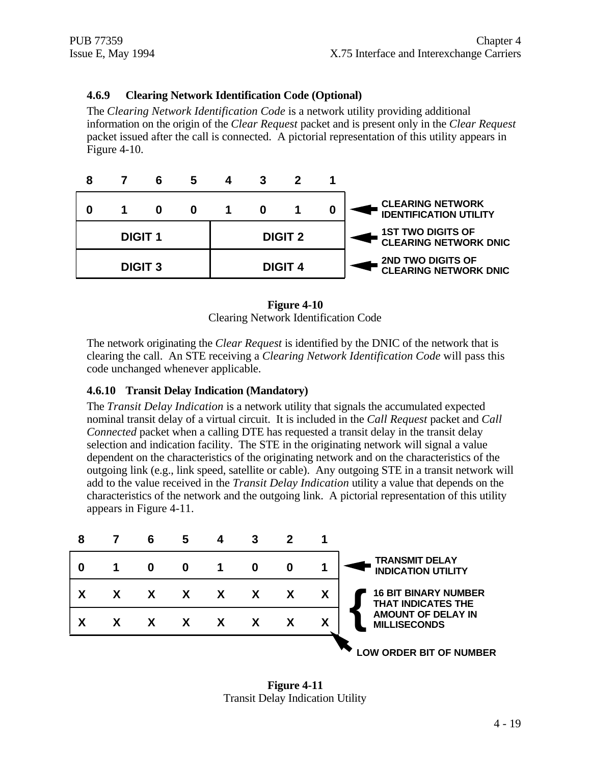### 4.6.9 Clearing Network Identification Code (Optional)

The *Clearing Network Identification Code* is a network utility providing additional information on the origin of the *Clear Request* packet and is present only in the *Clear Request* packet issued after the call is connected. A pictorial representation of this utility appears in Figure 4-10.

| 8 | 7 | 6 | 5 | 4 | 3 | 2 | 1 | |
|---|---|---|---|---|---|---|---|---|
| 0 | 1 | 0 | 0 | 1 | 0 | 1 | 0 | CLEARING NETWORK IDENTIFICATION UTILITY |
| DIGIT 1 | | | | DIGIT 2 | | | | 1ST TWO DIGITS OF CLEARING NETWORK DNIC |
| DIGIT 3 | | | | DIGIT 4 | | | | 2ND TWO DIGITS OF CLEARING NETWORK DNIC |

**Figure 4-10**
Clearing Network Identification Code

The network originating the *Clear Request* is identified by the DNIC of the network that is clearing the call. An STE receiving a *Clearing Network Identification Code* will pass this code unchanged whenever applicable.

### 4.6.10 Transit Delay Indication (Mandatory)

The *Transit Delay Indication* is a network utility that signals the accumulated expected nominal transit delay of a virtual circuit. It is included in the *Call Request* packet and *Call Connected* packet when a calling DTE has requested a transit delay in the transit delay selection and indication facility. The STE in the originating network will signal a value dependent on the characteristics of the originating network and on the characteristics of the outgoing link (e.g., link speed, satellite or cable). Any outgoing STE in a transit network will add to the value received in the *Transit Delay Indication* utility a value that depends on the characteristics of the network and the outgoing link. A pictorial representation of this utility appears in Figure 4-11.

| 8 | 7 | 6 | 5 | 4 | 3 | 2 | 1 | |
|---|---|---|---|---|---|---|---|---|
| 0 | 1 | 0 | 0 | 1 | 0 | 0 | 1 | TRANSMIT DELAY INDICATION UTILITY |
| X | X | X | X | X | X | X | X | 16 BIT BINARY NUMBER THAT INDICATES THE AMOUNT OF DELAY IN MILLISECONDS |
| X | X | X | X | X | X | X | X | (LOW ORDER BIT OF NUMBER at bit 1) |

LOW ORDER BIT OF NUMBER

**Figure 4-11**
Transit Delay Indication Utility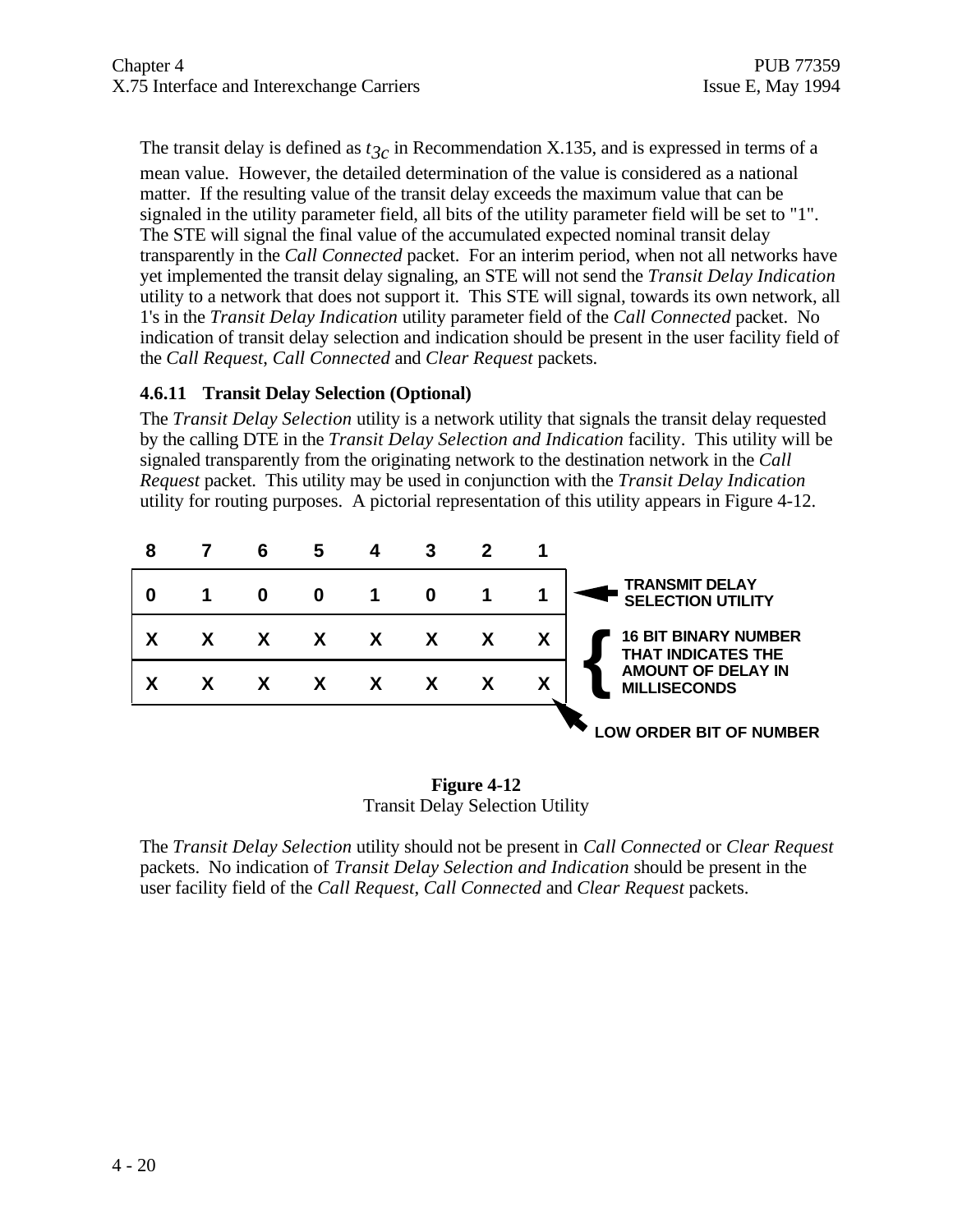The transit delay is defined as $t_{3c}$ in Recommendation X.135, and is expressed in terms of a mean value. However, the detailed determination of the value is considered as a national matter. If the resulting value of the transit delay exceeds the maximum value that can be signaled in the utility parameter field, all bits of the utility parameter field will be set to "1". The STE will signal the final value of the accumulated expected nominal transit delay transparently in the *Call Connected* packet. For an interim period, when not all networks have yet implemented the transit delay signaling, an STE will not send the *Transit Delay Indication* utility to a network that does not support it. This STE will signal, towards its own network, all 1's in the *Transit Delay Indication* utility parameter field of the *Call Connected* packet. No indication of transit delay selection and indication should be present in the user facility field of the *Call Request*, *Call Connected* and *Clear Request* packets.

### 4.6.11 Transit Delay Selection (Optional)

The *Transit Delay Selection* utility is a network utility that signals the transit delay requested by the calling DTE in the *Transit Delay Selection and Indication* facility. This utility will be signaled transparently from the originating network to the destination network in the *Call Request* packet. This utility may be used in conjunction with the *Transit Delay Indication* utility for routing purposes. A pictorial representation of this utility appears in Figure 4-12.

| 8 | 7 | 6 | 5 | 4 | 3 | 2 | 1 | |
|---|---|---|---|---|---|---|---|---|
| 0 | 1 | 0 | 0 | 1 | 0 | 1 | 1 | TRANSMIT DELAY SELECTION UTILITY |
| X | X | X | X | X | X | X | X | 16 BIT BINARY NUMBER THAT INDICATES THE AMOUNT OF DELAY IN MILLISECONDS |
| X | X | X | X | X | X | X | X | |

LOW ORDER BIT OF NUMBER

**Figure 4-12**
Transit Delay Selection Utility

The *Transit Delay Selection* utility should not be present in *Call Connected* or *Clear Request* packets. No indication of *Transit Delay Selection and Indication* should be present in the user facility field of the *Call Request*, *Call Connected* and *Clear Request* packets.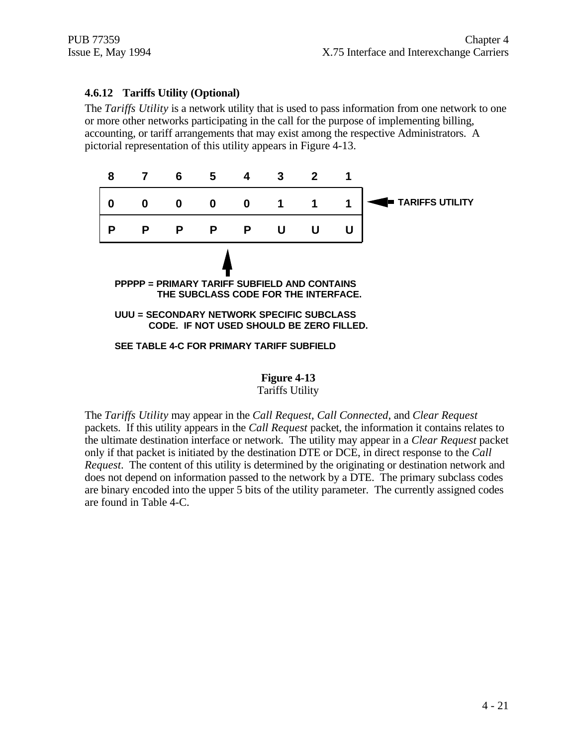### 4.6.12 Tariffs Utility (Optional)

The *Tariffs Utility* is a network utility that is used to pass information from one network to one or more other networks participating in the call for the purpose of implementing billing, accounting, or tariff arrangements that may exist among the respective Administrators. A pictorial representation of this utility appears in Figure 4-13.

| 8 | 7 | 6 | 5 | 4 | 3 | 2 | 1 | |
|---|---|---|---|---|---|---|---|---|
| 0 | 0 | 0 | 0 | 0 | 1 | 1 | 1 | ← TARIFFS UTILITY |
| P | P | P | P | P | U | U | U | |

PPPPP = PRIMARY TARIFF SUBFIELD AND CONTAINS THE SUBCLASS CODE FOR THE INTERFACE.

UUU = SECONDARY NETWORK SPECIFIC SUBCLASS CODE. IF NOT USED SHOULD BE ZERO FILLED.

SEE TABLE 4-C FOR PRIMARY TARIFF SUBFIELD

**Figure 4-13**
Tariffs Utility

The *Tariffs Utility* may appear in the *Call Request*, *Call Connected*, and *Clear Request* packets. If this utility appears in the *Call Request* packet, the information it contains relates to the ultimate destination interface or network. The utility may appear in a *Clear Request* packet only if that packet is initiated by the destination DTE or DCE, in direct response to the *Call Request*. The content of this utility is determined by the originating or destination network and does not depend on information passed to the network by a DTE. The primary subclass codes are binary encoded into the upper 5 bits of the utility parameter. The currently assigned codes are found in Table 4-C.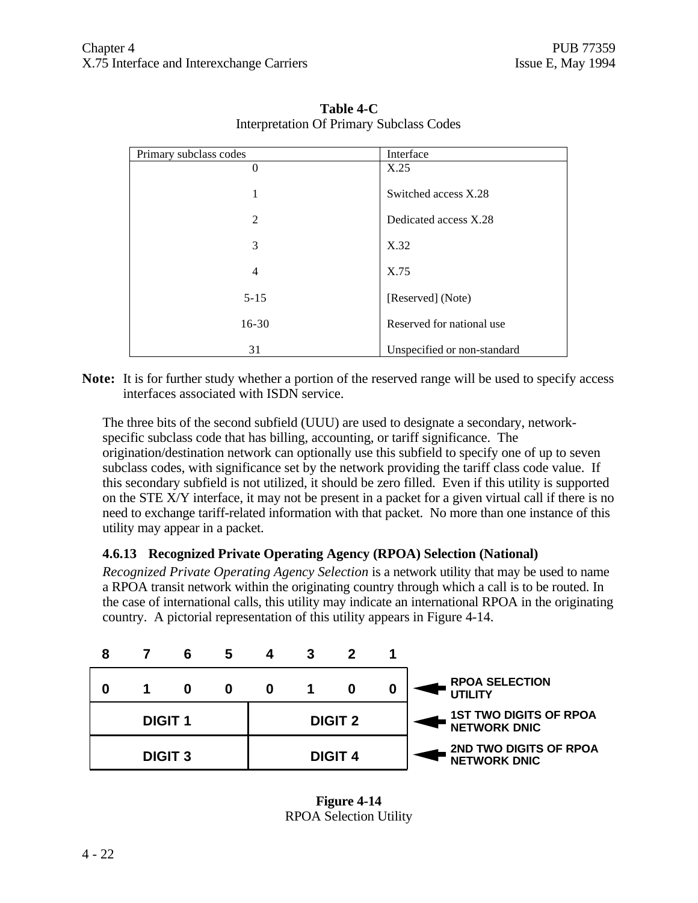**Table 4-C**
Interpretation Of Primary Subclass Codes

| Primary subclass codes | Interface |
|---|---|
| 0 | X.25 |
| 1 | Switched access X.28 |
| 2 | Dedicated access X.28 |
| 3 | X.32 |
| 4 | X.75 |
| 5-15 | [Reserved] (Note) |
| 16-30 | Reserved for national use |
| 31 | Unspecified or non-standard |

**Note:** It is for further study whether a portion of the reserved range will be used to specify access interfaces associated with ISDN service.

The three bits of the second subfield (UUU) are used to designate a secondary, network-specific subclass code that has billing, accounting, or tariff significance. The origination/destination network can optionally use this subfield to specify one of up to seven subclass codes, with significance set by the network providing the tariff class code value. If this secondary subfield is not utilized, it should be zero filled. Even if this utility is supported on the STE X/Y interface, it may not be present in a packet for a given virtual call if there is no need to exchange tariff-related information with that packet. No more than one instance of this utility may appear in a packet.

### 4.6.13 Recognized Private Operating Agency (RPOA) Selection (National)

*Recognized Private Operating Agency Selection* is a network utility that may be used to name a RPOA transit network within the originating country through which a call is to be routed. In the case of international calls, this utility may indicate an international RPOA in the originating country. A pictorial representation of this utility appears in Figure 4-14.

| 8 | 7 | 6 | 5 | 4 | 3 | 2 | 1 | |
|---|---|---|---|---|---|---|---|---|
| 0 | 1 | 0 | 0 | 0 | 1 | 0 | 0 | RPOA SELECTION UTILITY |
| DIGIT 1 | | | | DIGIT 2 | | | | 1ST TWO DIGITS OF RPOA NETWORK DNIC |
| DIGIT 3 | | | | DIGIT 4 | | | | 2ND TWO DIGITS OF RPOA NETWORK DNIC |

**Figure 4-14**
RPOA Selection Utility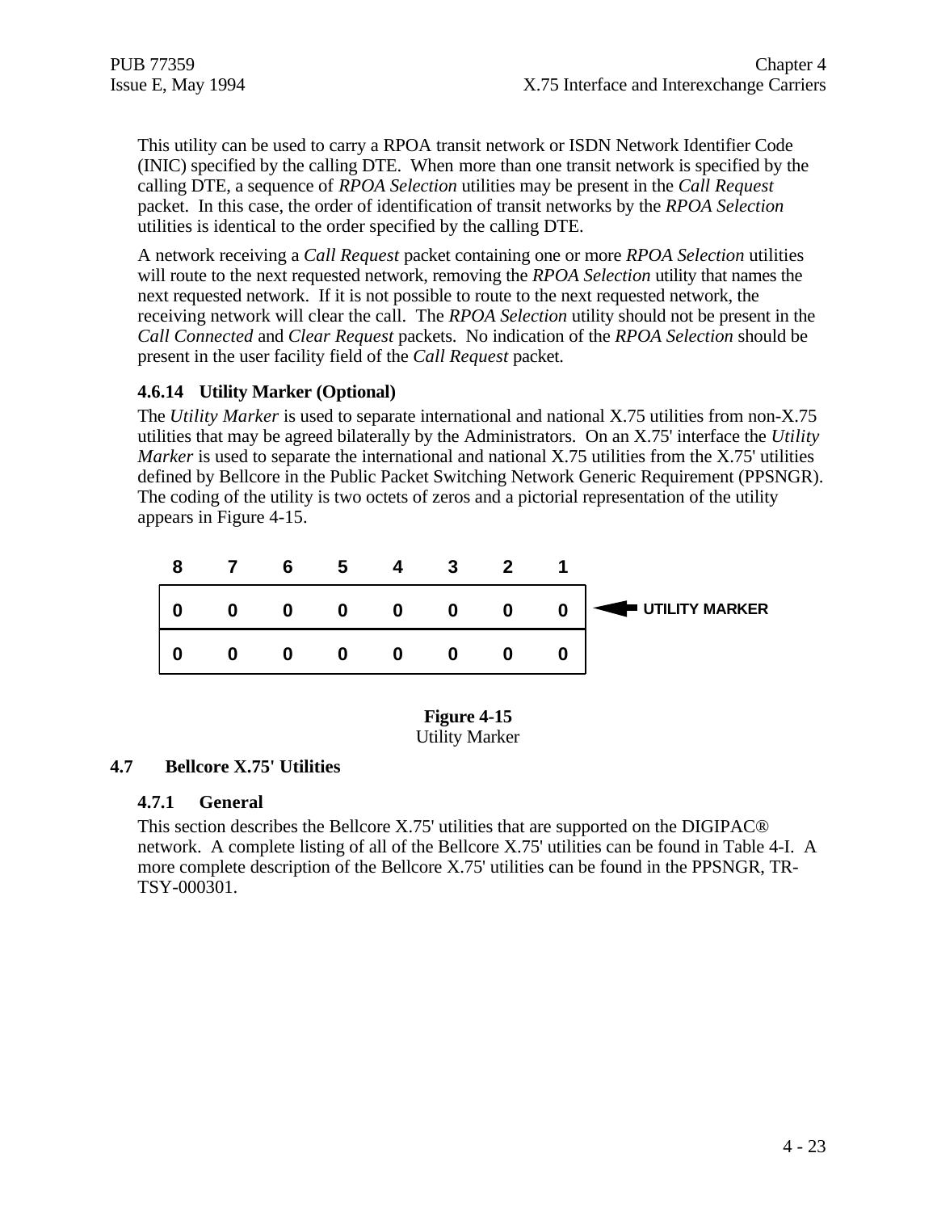This utility can be used to carry a RPOA transit network or ISDN Network Identifier Code (INIC) specified by the calling DTE. When more than one transit network is specified by the calling DTE, a sequence of *RPOA Selection* utilities may be present in the *Call Request* packet. In this case, the order of identification of transit networks by the *RPOA Selection* utilities is identical to the order specified by the calling DTE.

A network receiving a *Call Request* packet containing one or more *RPOA Selection* utilities will route to the next requested network, removing the *RPOA Selection* utility that names the next requested network. If it is not possible to route to the next requested network, the receiving network will clear the call. The *RPOA Selection* utility should not be present in the *Call Connected* and *Clear Request* packets. No indication of the *RPOA Selection* should be present in the user facility field of the *Call Request* packet.

### 4.6.14 Utility Marker (Optional)

The *Utility Marker* is used to separate international and national X.75 utilities from non-X.75 utilities that may be agreed bilaterally by the Administrators. On an X.75' interface the *Utility Marker* is used to separate the international and national X.75 utilities from the X.75' utilities defined by Bellcore in the Public Packet Switching Network Generic Requirement (PPSNGR). The coding of the utility is two octets of zeros and a pictorial representation of the utility appears in Figure 4-15.

| 8 | 7 | 6 | 5 | 4 | 3 | 2 | 1 | |
|---|---|---|---|---|---|---|---|---|
| 0 | 0 | 0 | 0 | 0 | 0 | 0 | 0 | ← UTILITY MARKER |
| 0 | 0 | 0 | 0 | 0 | 0 | 0 | 0 | |

**Figure 4-15**
Utility Marker

## 4.7 Bellcore X.75' Utilities

### 4.7.1 General

This section describes the Bellcore X.75' utilities that are supported on the DIGIPAC® network. A complete listing of all of the Bellcore X.75' utilities can be found in Table 4-I. A more complete description of the Bellcore X.75' utilities can be found in the PPSNGR, TR-TSY-000301.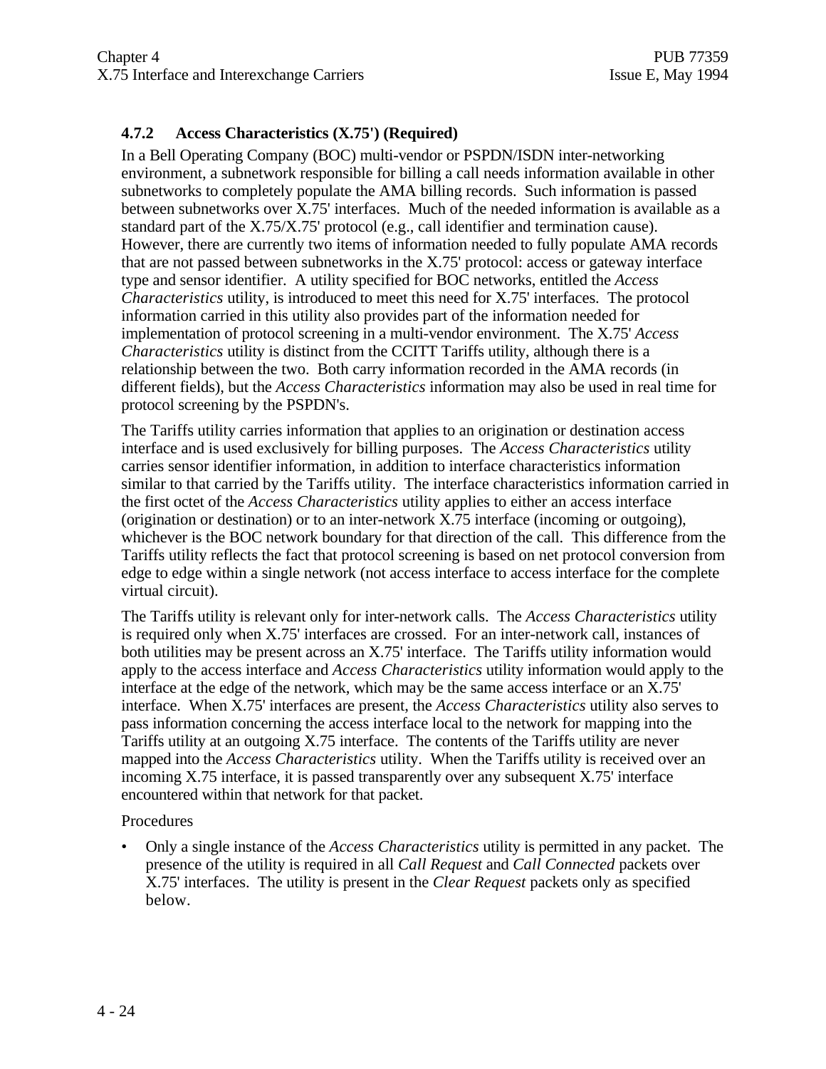### 4.7.2 Access Characteristics (X.75') (Required)

In a Bell Operating Company (BOC) multi-vendor or PSPDN/ISDN inter-networking environment, a subnetwork responsible for billing a call needs information available in other subnetworks to completely populate the AMA billing records. Such information is passed between subnetworks over X.75' interfaces. Much of the needed information is available as a standard part of the X.75/X.75' protocol (e.g., call identifier and termination cause). However, there are currently two items of information needed to fully populate AMA records that are not passed between subnetworks in the X.75' protocol: access or gateway interface type and sensor identifier. A utility specified for BOC networks, entitled the *Access Characteristics* utility, is introduced to meet this need for X.75' interfaces. The protocol information carried in this utility also provides part of the information needed for implementation of protocol screening in a multi-vendor environment. The X.75' *Access Characteristics* utility is distinct from the CCITT Tariffs utility, although there is a relationship between the two. Both carry information recorded in the AMA records (in different fields), but the *Access Characteristics* information may also be used in real time for protocol screening by the PSPDN's.

The Tariffs utility carries information that applies to an origination or destination access interface and is used exclusively for billing purposes. The *Access Characteristics* utility carries sensor identifier information, in addition to interface characteristics information similar to that carried by the Tariffs utility. The interface characteristics information carried in the first octet of the *Access Characteristics* utility applies to either an access interface (origination or destination) or to an inter-network X.75 interface (incoming or outgoing), whichever is the BOC network boundary for that direction of the call. This difference from the Tariffs utility reflects the fact that protocol screening is based on net protocol conversion from edge to edge within a single network (not access interface to access interface for the complete virtual circuit).

The Tariffs utility is relevant only for inter-network calls. The *Access Characteristics* utility is required only when X.75' interfaces are crossed. For an inter-network call, instances of both utilities may be present across an X.75' interface. The Tariffs utility information would apply to the access interface and *Access Characteristics* utility information would apply to the interface at the edge of the network, which may be the same access interface or an X.75' interface. When X.75' interfaces are present, the *Access Characteristics* utility also serves to pass information concerning the access interface local to the network for mapping into the Tariffs utility at an outgoing X.75 interface. The contents of the Tariffs utility are never mapped into the *Access Characteristics* utility. When the Tariffs utility is received over an incoming X.75 interface, it is passed transparently over any subsequent X.75' interface encountered within that network for that packet.

Procedures

- Only a single instance of the *Access Characteristics* utility is permitted in any packet. The presence of the utility is required in all *Call Request* and *Call Connected* packets over X.75' interfaces. The utility is present in the *Clear Request* packets only as specified below.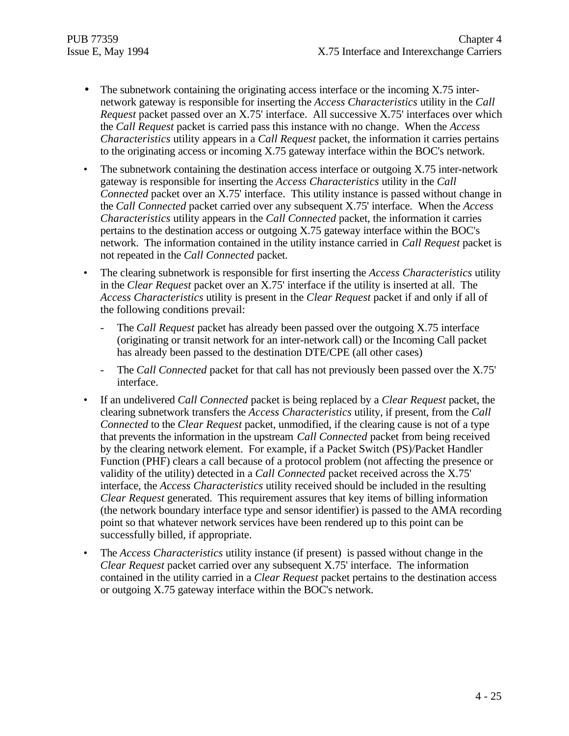- The subnetwork containing the originating access interface or the incoming X.75 inter-network gateway is responsible for inserting the *Access Characteristics* utility in the *Call Request* packet passed over an X.75' interface. All successive X.75' interfaces over which the *Call Request* packet is carried pass this instance with no change. When the *Access Characteristics* utility appears in a *Call Request* packet, the information it carries pertains to the originating access or incoming X.75 gateway interface within the BOC's network.

- The subnetwork containing the destination access interface or outgoing X.75 inter-network gateway is responsible for inserting the *Access Characteristics* utility in the *Call Connected* packet over an X.75' interface. This utility instance is passed without change in the *Call Connected* packet carried over any subsequent X.75' interface. When the *Access Characteristics* utility appears in the *Call Connected* packet, the information it carries pertains to the destination access or outgoing X.75 gateway interface within the BOC's network. The information contained in the utility instance carried in *Call Request* packet is not repeated in the *Call Connected* packet.

- The clearing subnetwork is responsible for first inserting the *Access Characteristics* utility in the *Clear Request* packet over an X.75' interface if the utility is inserted at all. The *Access Characteristics* utility is present in the *Clear Request* packet if and only if all of the following conditions prevail:

  - The *Call Request* packet has already been passed over the outgoing X.75 interface (originating or transit network for an inter-network call) or the Incoming Call packet has already been passed to the destination DTE/CPE (all other cases)

  - The *Call Connected* packet for that call has not previously been passed over the X.75' interface.

- If an undelivered *Call Connected* packet is being replaced by a *Clear Request* packet, the clearing subnetwork transfers the *Access Characteristics* utility, if present, from the *Call Connected* to the *Clear Request* packet, unmodified, if the clearing cause is not of a type that prevents the information in the upstream *Call Connected* packet from being received by the clearing network element. For example, if a Packet Switch (PS)/Packet Handler Function (PHF) clears a call because of a protocol problem (not affecting the presence or validity of the utility) detected in a *Call Connected* packet received across the X.75' interface, the *Access Characteristics* utility received should be included in the resulting *Clear Request* generated. This requirement assures that key items of billing information (the network boundary interface type and sensor identifier) is passed to the AMA recording point so that whatever network services have been rendered up to this point can be successfully billed, if appropriate.

- The *Access Characteristics* utility instance (if present) is passed without change in the *Clear Request* packet carried over any subsequent X.75' interface. The information contained in the utility carried in a *Clear Request* packet pertains to the destination access or outgoing X.75 gateway interface within the BOC's network.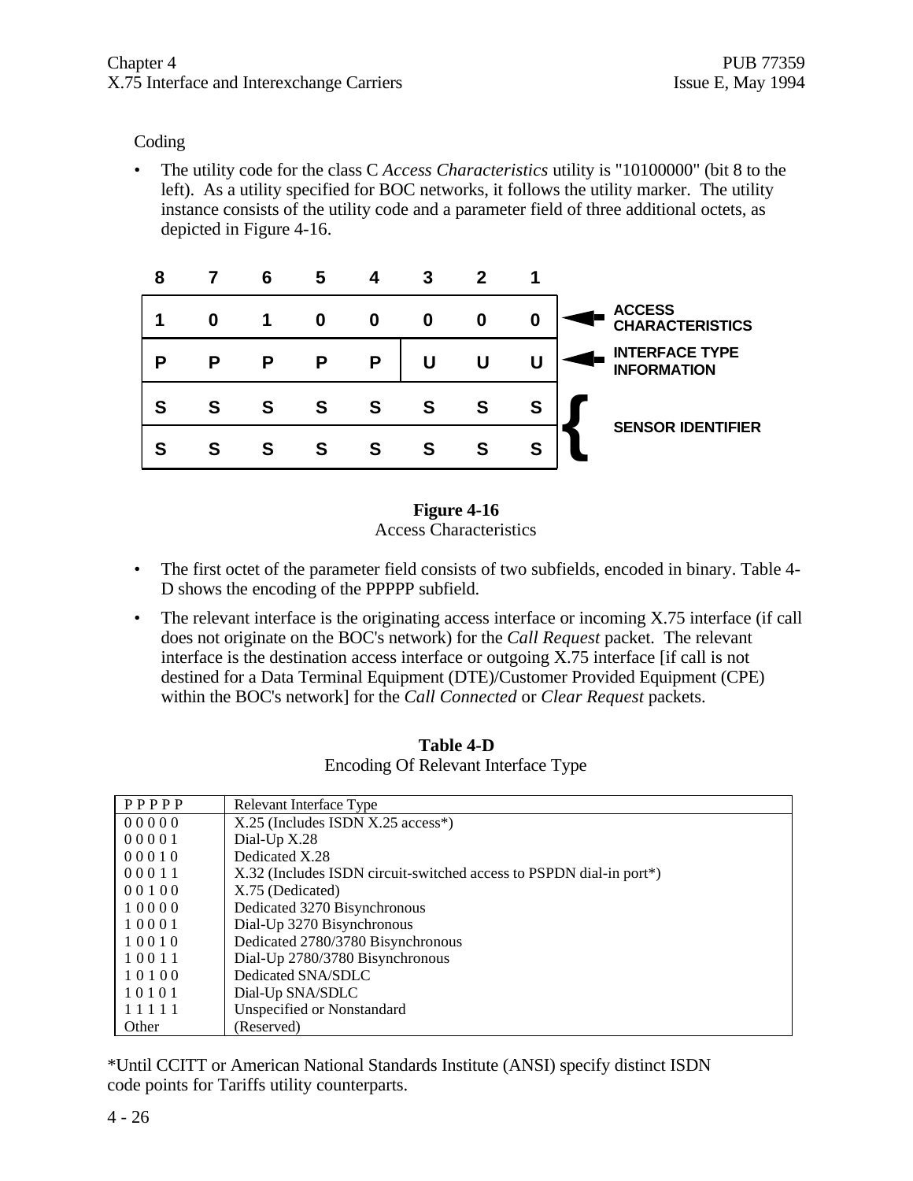Coding

- The utility code for the class C *Access Characteristics* utility is "10100000" (bit 8 to the left). As a utility specified for BOC networks, it follows the utility marker. The utility instance consists of the utility code and a parameter field of three additional octets, as depicted in Figure 4-16.

| 8 | 7 | 6 | 5 | 4 | 3 | 2 | 1 | |
|---|---|---|---|---|---|---|---|---|
| 1 | 0 | 1 | 0 | 0 | 0 | 0 | 0 | ACCESS CHARACTERISTICS |
| P | P | P | P | P | U | U | U | INTERFACE TYPE INFORMATION |
| S | S | S | S | S | S | S | S | SENSOR IDENTIFIER |
| S | S | S | S | S | S | S | S | |

**Figure 4-16**
Access Characteristics

- The first octet of the parameter field consists of two subfields, encoded in binary. Table 4-D shows the encoding of the PPPPP subfield.
- The relevant interface is the originating access interface or incoming X.75 interface (if call does not originate on the BOC's network) for the *Call Request* packet. The relevant interface is the destination access interface or outgoing X.75 interface [if call is not destined for a Data Terminal Equipment (DTE)/Customer Provided Equipment (CPE) within the BOC's network] for the *Call Connected* or *Clear Request* packets.

**Table 4-D**
Encoding Of Relevant Interface Type

| P P P P P | Relevant Interface Type |
|---|---|
| 0 0 0 0 0 | X.25 (Includes ISDN X.25 access*) |
| 0 0 0 0 1 | Dial-Up X.28 |
| 0 0 0 1 0 | Dedicated X.28 |
| 0 0 0 1 1 | X.32 (Includes ISDN circuit-switched access to PSPDN dial-in port*) |
| 0 0 1 0 0 | X.75 (Dedicated) |
| 1 0 0 0 0 | Dedicated 3270 Bisynchronous |
| 1 0 0 0 1 | Dial-Up 3270 Bisynchronous |
| 1 0 0 1 0 | Dedicated 2780/3780 Bisynchronous |
| 1 0 0 1 1 | Dial-Up 2780/3780 Bisynchronous |
| 1 0 1 0 0 | Dedicated SNA/SDLC |
| 1 0 1 0 1 | Dial-Up SNA/SDLC |
| 1 1 1 1 1 | Unspecified or Nonstandard |
| Other | (Reserved) |

*Until CCITT or American National Standards Institute (ANSI) specify distinct ISDN code points for Tariffs utility counterparts.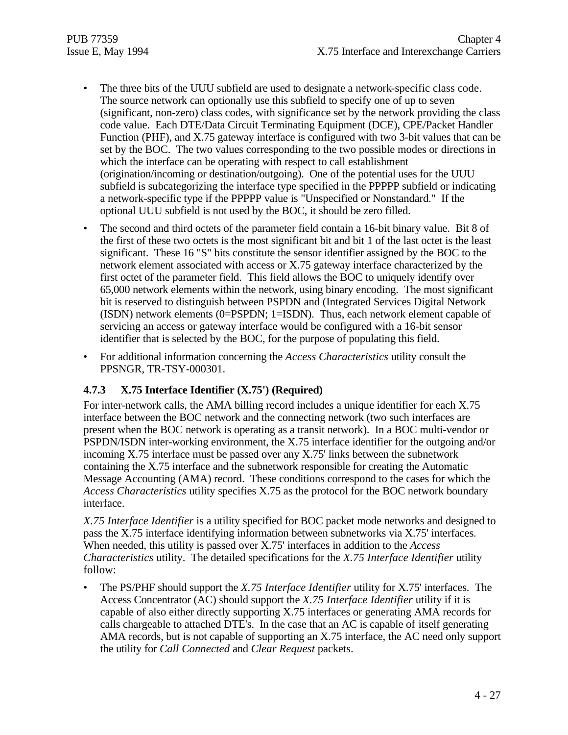- The three bits of the UUU subfield are used to designate a network-specific class code. The source network can optionally use this subfield to specify one of up to seven (significant, non-zero) class codes, with significance set by the network providing the class code value. Each DTE/Data Circuit Terminating Equipment (DCE), CPE/Packet Handler Function (PHF), and X.75 gateway interface is configured with two 3-bit values that can be set by the BOC. The two values corresponding to the two possible modes or directions in which the interface can be operating with respect to call establishment (origination/incoming or destination/outgoing). One of the potential uses for the UUU subfield is subcategorizing the interface type specified in the PPPPP subfield or indicating a network-specific type if the PPPPP value is "Unspecified or Nonstandard." If the optional UUU subfield is not used by the BOC, it should be zero filled.
- The second and third octets of the parameter field contain a 16-bit binary value. Bit 8 of the first of these two octets is the most significant bit and bit 1 of the last octet is the least significant. These 16 "S" bits constitute the sensor identifier assigned by the BOC to the network element associated with access or X.75 gateway interface characterized by the first octet of the parameter field. This field allows the BOC to uniquely identify over 65,000 network elements within the network, using binary encoding. The most significant bit is reserved to distinguish between PSPDN and (Integrated Services Digital Network (ISDN) network elements (0=PSPDN; 1=ISDN). Thus, each network element capable of servicing an access or gateway interface would be configured with a 16-bit sensor identifier that is selected by the BOC, for the purpose of populating this field.
- For additional information concerning the *Access Characteristics* utility consult the PPSNGR, TR-TSY-000301.

### 4.7.3 X.75 Interface Identifier (X.75') (Required)

For inter-network calls, the AMA billing record includes a unique identifier for each X.75 interface between the BOC network and the connecting network (two such interfaces are present when the BOC network is operating as a transit network). In a BOC multi-vendor or PSPDN/ISDN inter-working environment, the X.75 interface identifier for the outgoing and/or incoming X.75 interface must be passed over any X.75' links between the subnetwork containing the X.75 interface and the subnetwork responsible for creating the Automatic Message Accounting (AMA) record. These conditions correspond to the cases for which the *Access Characteristics* utility specifies X.75 as the protocol for the BOC network boundary interface.

*X.75 Interface Identifier* is a utility specified for BOC packet mode networks and designed to pass the X.75 interface identifying information between subnetworks via X.75' interfaces. When needed, this utility is passed over X.75' interfaces in addition to the *Access Characteristics* utility. The detailed specifications for the *X.75 Interface Identifier* utility follow:

- The PS/PHF should support the *X.75 Interface Identifier* utility for X.75' interfaces. The Access Concentrator (AC) should support the *X.75 Interface Identifier* utility if it is capable of also either directly supporting X.75 interfaces or generating AMA records for calls chargeable to attached DTE's. In the case that an AC is capable of itself generating AMA records, but is not capable of supporting an X.75 interface, the AC need only support the utility for *Call Connected* and *Clear Request* packets.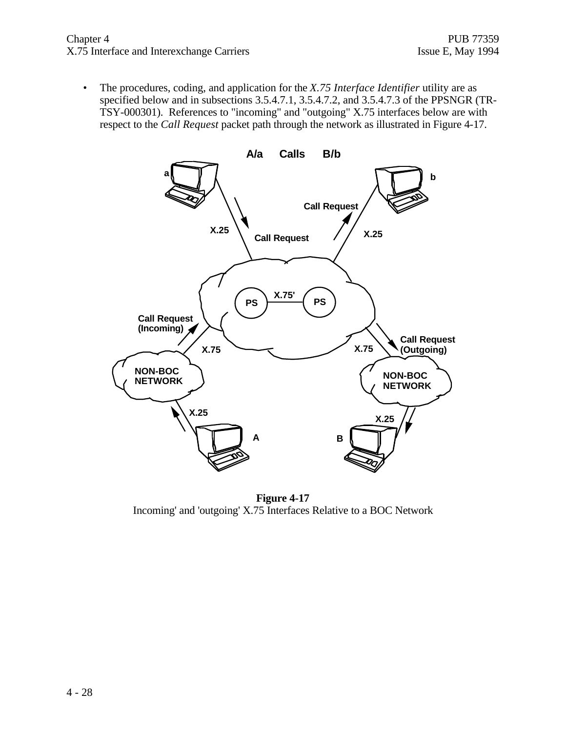- The procedures, coding, and application for the *X.75 Interface Identifier* utility are as specified below and in subsections 3.5.4.7.1, 3.5.4.7.2, and 3.5.4.7.3 of the PPSNGR (TR-TSY-000301). References to "incoming" and "outgoing" X.75 interfaces below are with respect to the *Call Request* packet path through the network as illustrated in Figure 4-17.

A/a Calls B/b

a

b

Call Request

X.25

X.25

Call Request

PS

X.75'

PS

Call Request
(Incoming)

Call Request
(Outgoing)

X.75

X.75

NON-BOC
NETWORK

NON-BOC
NETWORK

X.25

X.25

A

B

**Figure 4-17**
Incoming' and 'outgoing' X.75 Interfaces Relative to a BOC Network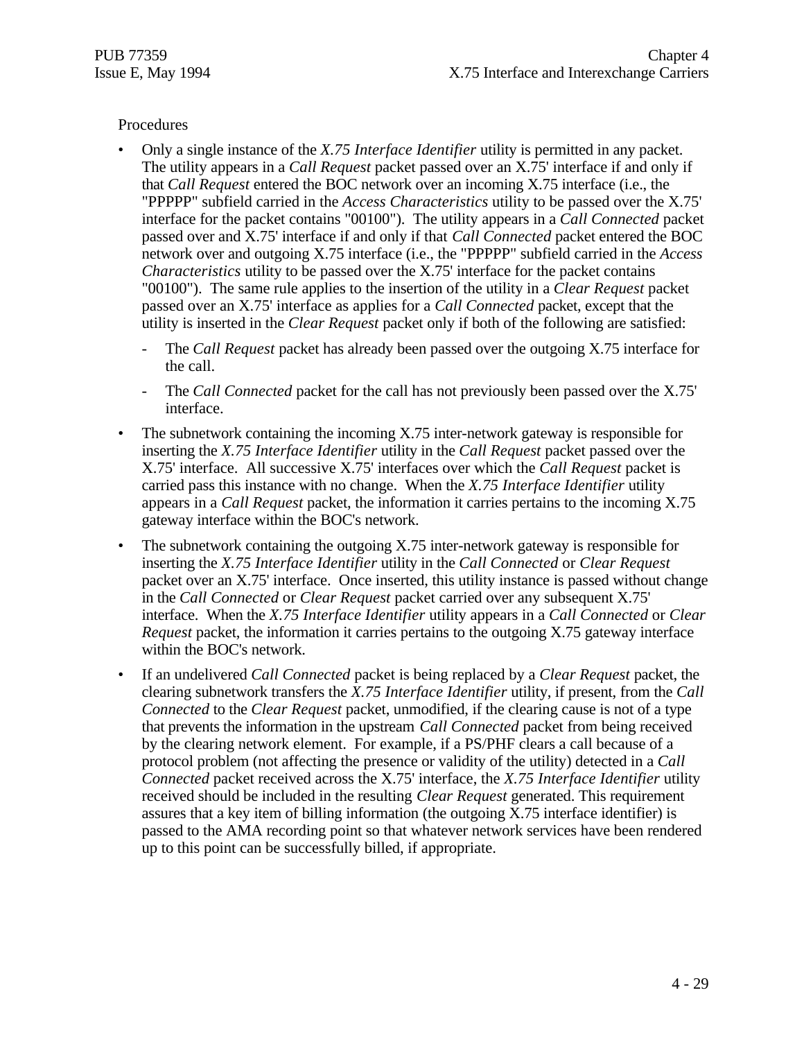Procedures

- Only a single instance of the *X.75 Interface Identifier* utility is permitted in any packet. The utility appears in a *Call Request* packet passed over an X.75' interface if and only if that *Call Request* entered the BOC network over an incoming X.75 interface (i.e., the "PPPPP" subfield carried in the *Access Characteristics* utility to be passed over the X.75' interface for the packet contains "00100"). The utility appears in a *Call Connected* packet passed over and X.75' interface if and only if that *Call Connected* packet entered the BOC network over and outgoing X.75 interface (i.e., the "PPPPP" subfield carried in the *Access Characteristics* utility to be passed over the X.75' interface for the packet contains "00100"). The same rule applies to the insertion of the utility in a *Clear Request* packet passed over an X.75' interface as applies for a *Call Connected* packet, except that the utility is inserted in the *Clear Request* packet only if both of the following are satisfied:
  - The *Call Request* packet has already been passed over the outgoing X.75 interface for the call.
  - The *Call Connected* packet for the call has not previously been passed over the X.75' interface.
- The subnetwork containing the incoming X.75 inter-network gateway is responsible for inserting the *X.75 Interface Identifier* utility in the *Call Request* packet passed over the X.75' interface. All successive X.75' interfaces over which the *Call Request* packet is carried pass this instance with no change. When the *X.75 Interface Identifier* utility appears in a *Call Request* packet, the information it carries pertains to the incoming X.75 gateway interface within the BOC's network.
- The subnetwork containing the outgoing X.75 inter-network gateway is responsible for inserting the *X.75 Interface Identifier* utility in the *Call Connected* or *Clear Request* packet over an X.75' interface. Once inserted, this utility instance is passed without change in the *Call Connected* or *Clear Request* packet carried over any subsequent X.75' interface. When the *X.75 Interface Identifier* utility appears in a *Call Connected* or *Clear Request* packet, the information it carries pertains to the outgoing X.75 gateway interface within the BOC's network.
- If an undelivered *Call Connected* packet is being replaced by a *Clear Request* packet, the clearing subnetwork transfers the *X.75 Interface Identifier* utility, if present, from the *Call Connected* to the *Clear Request* packet, unmodified, if the clearing cause is not of a type that prevents the information in the upstream *Call Connected* packet from being received by the clearing network element. For example, if a PS/PHF clears a call because of a protocol problem (not affecting the presence or validity of the utility) detected in a *Call Connected* packet received across the X.75' interface, the *X.75 Interface Identifier* utility received should be included in the resulting *Clear Request* generated. This requirement assures that a key item of billing information (the outgoing X.75 interface identifier) is passed to the AMA recording point so that whatever network services have been rendered up to this point can be successfully billed, if appropriate.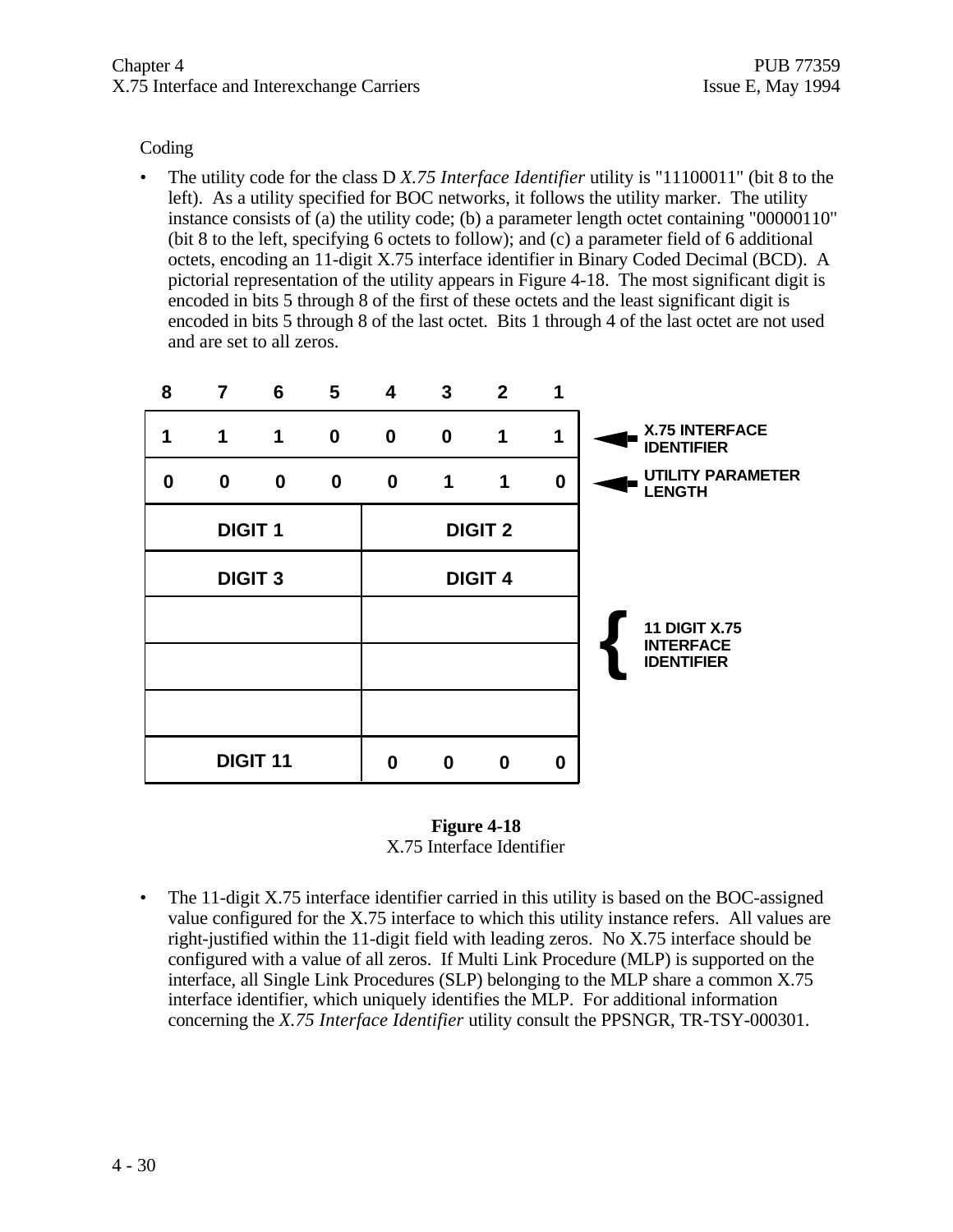Coding

- The utility code for the class D *X.75 Interface Identifier* utility is "11100011" (bit 8 to the left). As a utility specified for BOC networks, it follows the utility marker. The utility instance consists of (a) the utility code; (b) a parameter length octet containing "00000110" (bit 8 to the left, specifying 6 octets to follow); and (c) a parameter field of 6 additional octets, encoding an 11-digit X.75 interface identifier in Binary Coded Decimal (BCD). A pictorial representation of the utility appears in Figure 4-18. The most significant digit is encoded in bits 5 through 8 of the first of these octets and the least significant digit is encoded in bits 5 through 8 of the last octet. Bits 1 through 4 of the last octet are not used and are set to all zeros.

| 8 | 7 | 6 | 5 | 4 | 3 | 2 | 1 | |
|---|---|---|---|---|---|---|---|---|
| 1 | 1 | 1 | 0 | 0 | 0 | 1 | 1 | X.75 INTERFACE IDENTIFIER |
| 0 | 0 | 0 | 0 | 0 | 1 | 1 | 0 | UTILITY PARAMETER LENGTH |
| DIGIT 1 | | | | DIGIT 2 | | | | 11 DIGIT X.75 INTERFACE IDENTIFIER |
| DIGIT 3 | | | | DIGIT 4 | | | | |
| | | | | | | | | |
| | | | | | | | | |
| | | | | | | | | |
| DIGIT 11 | | | | 0 | 0 | 0 | 0 | |

**Figure 4-18**
X.75 Interface Identifier

- The 11-digit X.75 interface identifier carried in this utility is based on the BOC-assigned value configured for the X.75 interface to which this utility instance refers. All values are right-justified within the 11-digit field with leading zeros. No X.75 interface should be configured with a value of all zeros. If Multi Link Procedure (MLP) is supported on the interface, all Single Link Procedures (SLP) belonging to the MLP share a common X.75 interface identifier, which uniquely identifies the MLP. For additional information concerning the *X.75 Interface Identifier* utility consult the PPSNGR, TR-TSY-000301.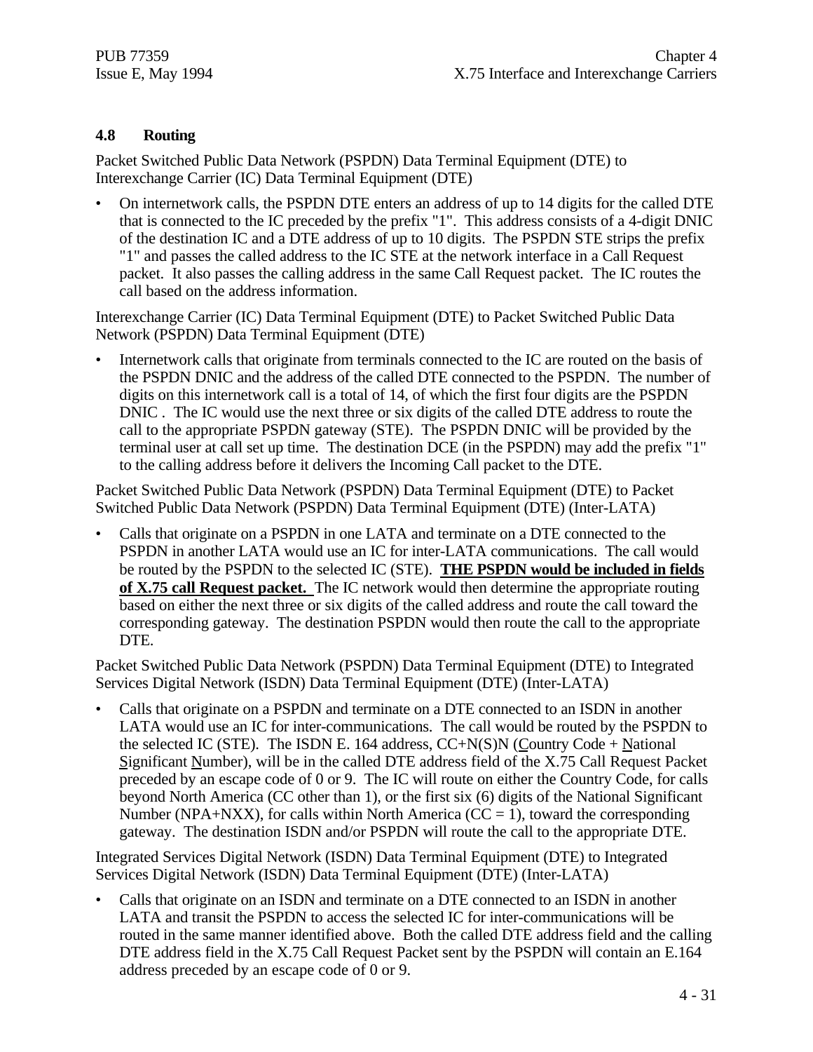### 4.8 Routing

Packet Switched Public Data Network (PSPDN) Data Terminal Equipment (DTE) to Interexchange Carrier (IC) Data Terminal Equipment (DTE)

- On internetwork calls, the PSPDN DTE enters an address of up to 14 digits for the called DTE that is connected to the IC preceded by the prefix "1". This address consists of a 4-digit DNIC of the destination IC and a DTE address of up to 10 digits. The PSPDN STE strips the prefix "1" and passes the called address to the IC STE at the network interface in a Call Request packet. It also passes the calling address in the same Call Request packet. The IC routes the call based on the address information.

Interexchange Carrier (IC) Data Terminal Equipment (DTE) to Packet Switched Public Data Network (PSPDN) Data Terminal Equipment (DTE)

- Internetwork calls that originate from terminals connected to the IC are routed on the basis of the PSPDN DNIC and the address of the called DTE connected to the PSPDN. The number of digits on this internetwork call is a total of 14, of which the first four digits are the PSPDN DNIC . The IC would use the next three or six digits of the called DTE address to route the call to the appropriate PSPDN gateway (STE). The PSPDN DNIC will be provided by the terminal user at call set up time. The destination DCE (in the PSPDN) may add the prefix "1" to the calling address before it delivers the Incoming Call packet to the DTE.

Packet Switched Public Data Network (PSPDN) Data Terminal Equipment (DTE) to Packet Switched Public Data Network (PSPDN) Data Terminal Equipment (DTE) (Inter-LATA)

- Calls that originate on a PSPDN in one LATA and terminate on a DTE connected to the PSPDN in another LATA would use an IC for inter-LATA communications. The call would be routed by the PSPDN to the selected IC (STE). **THE PSPDN would be included in fields of X.75 call Request packet.** The IC network would then determine the appropriate routing based on either the next three or six digits of the called address and route the call toward the corresponding gateway. The destination PSPDN would then route the call to the appropriate DTE.

Packet Switched Public Data Network (PSPDN) Data Terminal Equipment (DTE) to Integrated Services Digital Network (ISDN) Data Terminal Equipment (DTE) (Inter-LATA)

- Calls that originate on a PSPDN and terminate on a DTE connected to an ISDN in another LATA would use an IC for inter-communications. The call would be routed by the PSPDN to the selected IC (STE). The ISDN E. 164 address, CC+N(S)N (Country Code + National Significant Number), will be in the called DTE address field of the X.75 Call Request Packet preceded by an escape code of 0 or 9. The IC will route on either the Country Code, for calls beyond North America (CC other than 1), or the first six (6) digits of the National Significant Number (NPA+NXX), for calls within North America (CC = 1), toward the corresponding gateway. The destination ISDN and/or PSPDN will route the call to the appropriate DTE.

Integrated Services Digital Network (ISDN) Data Terminal Equipment (DTE) to Integrated Services Digital Network (ISDN) Data Terminal Equipment (DTE) (Inter-LATA)

- Calls that originate on an ISDN and terminate on a DTE connected to an ISDN in another LATA and transit the PSPDN to access the selected IC for inter-communications will be routed in the same manner identified above. Both the called DTE address field and the calling DTE address field in the X.75 Call Request Packet sent by the PSPDN will contain an E.164 address preceded by an escape code of 0 or 9.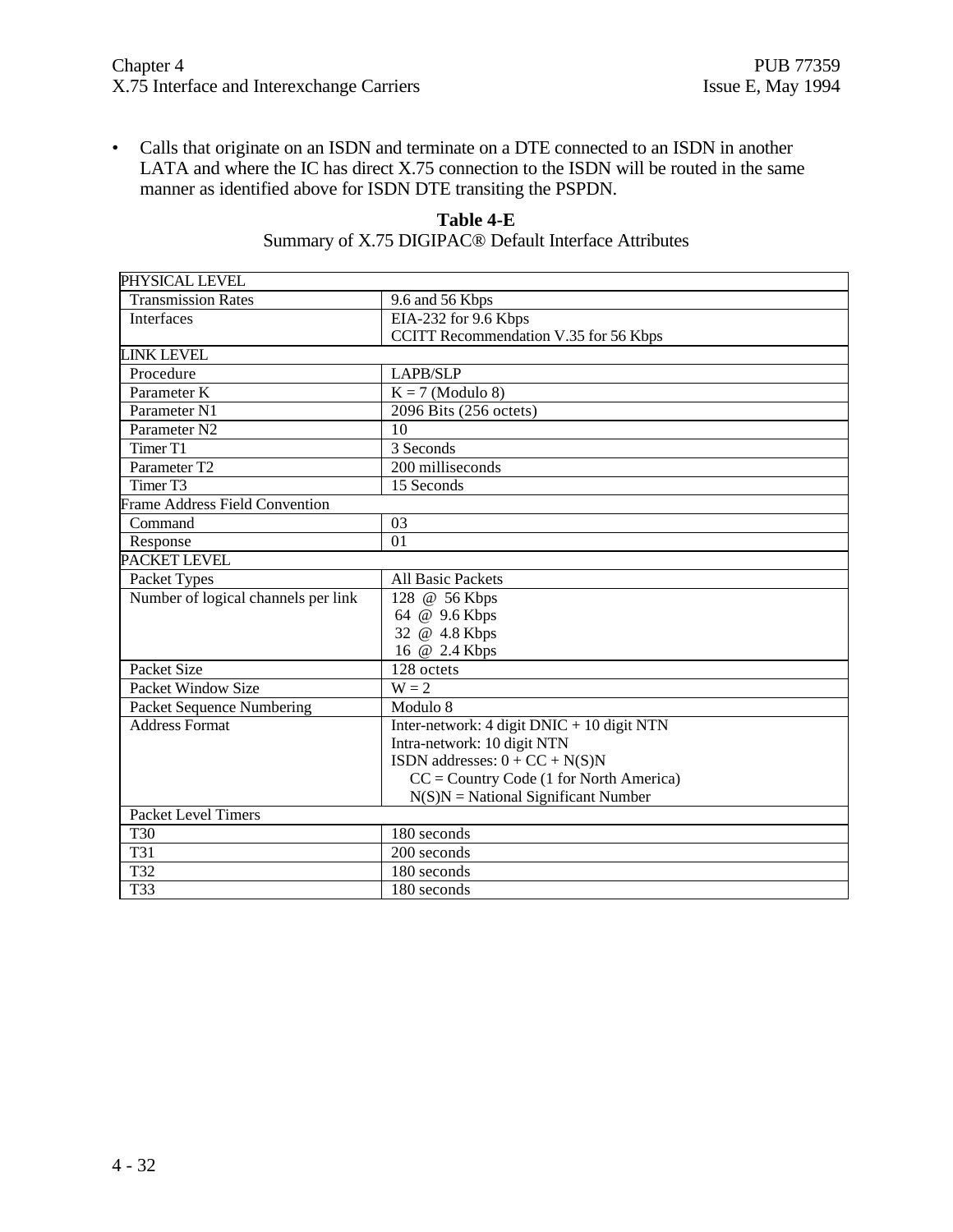- Calls that originate on an ISDN and terminate on a DTE connected to an ISDN in another LATA and where the IC has direct X.75 connection to the ISDN will be routed in the same manner as identified above for ISDN DTE transiting the PSPDN.

**Table 4-E**

Summary of X.75 DIGIPAC® Default Interface Attributes

| | |
|---|---|
| PHYSICAL LEVEL | |
| Transmission Rates | 9.6 and 56 Kbps |
| Interfaces | EIA-232 for 9.6 Kbps<br>CCITT Recommendation V.35 for 56 Kbps |
| LINK LEVEL | |
| Procedure | LAPB/SLP |
| Parameter K | K = 7 (Modulo 8) |
| Parameter N1 | 2096 Bits (256 octets) |
| Parameter N2 | 10 |
| Timer T1 | 3 Seconds |
| Parameter T2 | 200 milliseconds |
| Timer T3 | 15 Seconds |
| Frame Address Field Convention | |
| Command | 03 |
| Response | 01 |
| PACKET LEVEL | |
| Packet Types | All Basic Packets |
| Number of logical channels per link | 128 @ 56 Kbps<br>64 @ 9.6 Kbps<br>32 @ 4.8 Kbps<br>16 @ 2.4 Kbps |
| Packet Size | 128 octets |
| Packet Window Size | W = 2 |
| Packet Sequence Numbering | Modulo 8 |
| Address Format | Inter-network: 4 digit DNIC + 10 digit NTN<br>Intra-network: 10 digit NTN<br>ISDN addresses: 0 + CC + N(S)N<br>CC = Country Code (1 for North America)<br>N(S)N = National Significant Number |
| Packet Level Timers | |
| T30 | 180 seconds |
| T31 | 200 seconds |
| T32 | 180 seconds |
| T33 | 180 seconds |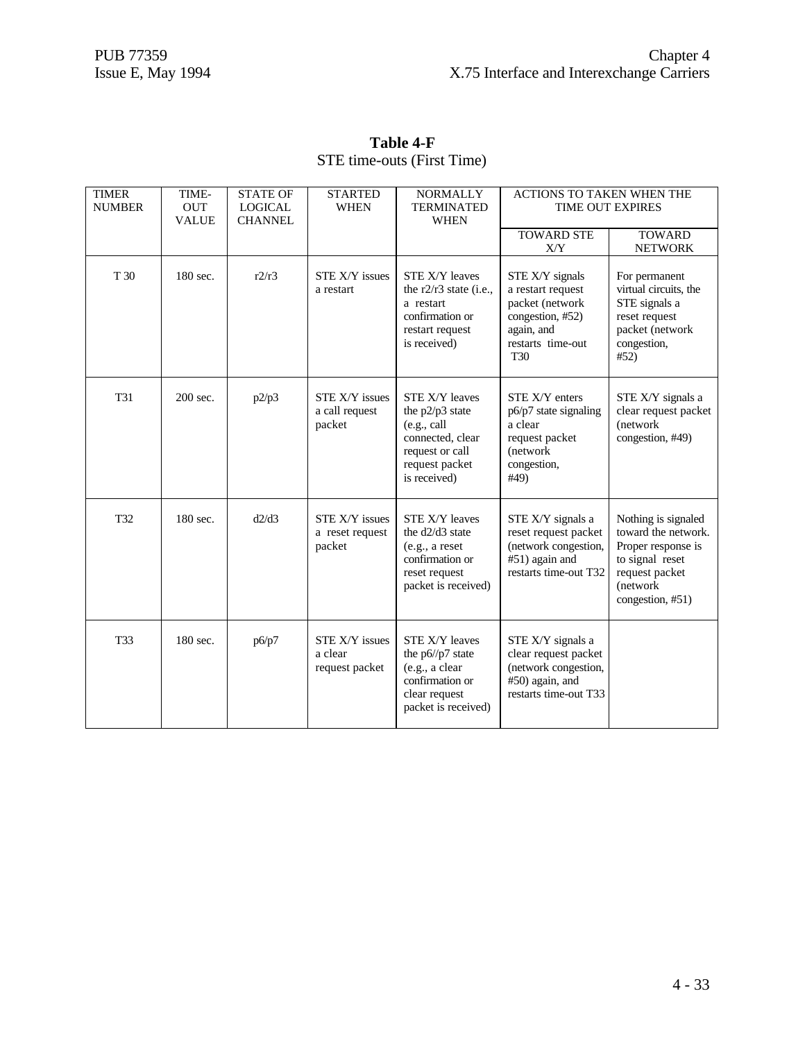**Table 4-F**
STE time-outs (First Time)

| TIMER NUMBER | TIME-OUT VALUE | STATE OF LOGICAL CHANNEL | STARTED WHEN | NORMALLY TERMINATED WHEN | ACTIONS TO TAKEN WHEN THE TIME OUT EXPIRES | |
|---|---|---|---|---|---|---|
| | | | | | TOWARD STE X/Y | TOWARD NETWORK |
| T 30 | 180 sec. | r2/r3 | STE X/Y issues a restart | STE X/Y leaves the r2/r3 state (i.e., a restart confirmation or restart request is received) | STE X/Y signals a restart request packet (network congestion, #52) again, and restarts time-out T30 | For permanent virtual circuits, the STE signals a reset request packet (network congestion, #52) |
| T31 | 200 sec. | p2/p3 | STE X/Y issues a call request packet | STE X/Y leaves the p2/p3 state (e.g., call connected, clear request or call request packet is received) | STE X/Y enters p6/p7 state signaling a clear request packet (network congestion, #49) | STE X/Y signals a clear request packet (network congestion, #49) |
| T32 | 180 sec. | d2/d3 | STE X/Y issues a reset request packet | STE X/Y leaves the d2/d3 state (e.g., a reset confirmation or reset request packet is received) | STE X/Y signals a reset request packet (network congestion, #51) again and restarts time-out T32 | Nothing is signaled toward the network. Proper response is to signal reset request packet (network congestion, #51) |
| T33 | 180 sec. | p6/p7 | STE X/Y issues a clear request packet | STE X/Y leaves the p6//p7 state (e.g., a clear confirmation or clear request packet is received) | STE X/Y signals a clear request packet (network congestion, #50) again, and restarts time-out T33 | |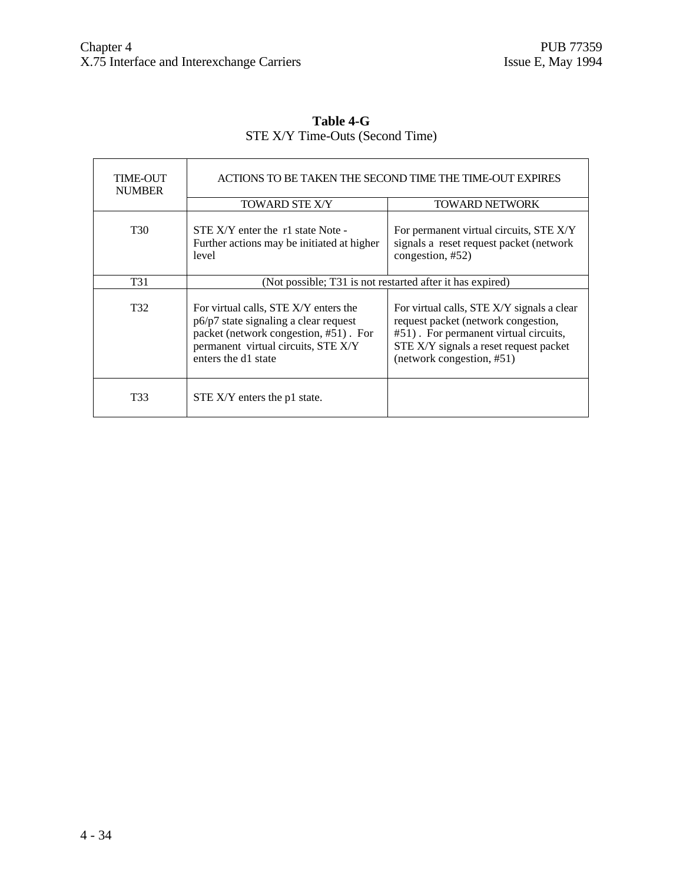**Table 4-G**
STE X/Y Time-Outs (Second Time)

| TIME-OUT NUMBER | ACTIONS TO BE TAKEN THE SECOND TIME THE TIME-OUT EXPIRES | |
|---|---|---|
| | TOWARD STE X/Y | TOWARD NETWORK |
| T30 | STE X/Y enter the r1 state Note - Further actions may be initiated at higher level | For permanent virtual circuits, STE X/Y signals a reset request packet (network congestion, #52) |
| T31 | (Not possible; T31 is not restarted after it has expired) | |
| T32 | For virtual calls, STE X/Y enters the p6/p7 state signaling a clear request packet (network congestion, #51) . For permanent virtual circuits, STE X/Y enters the d1 state | For virtual calls, STE X/Y signals a clear request packet (network congestion, #51) . For permanent virtual circuits, STE X/Y signals a reset request packet (network congestion, #51) |
| T33 | STE X/Y enters the p1 state. | |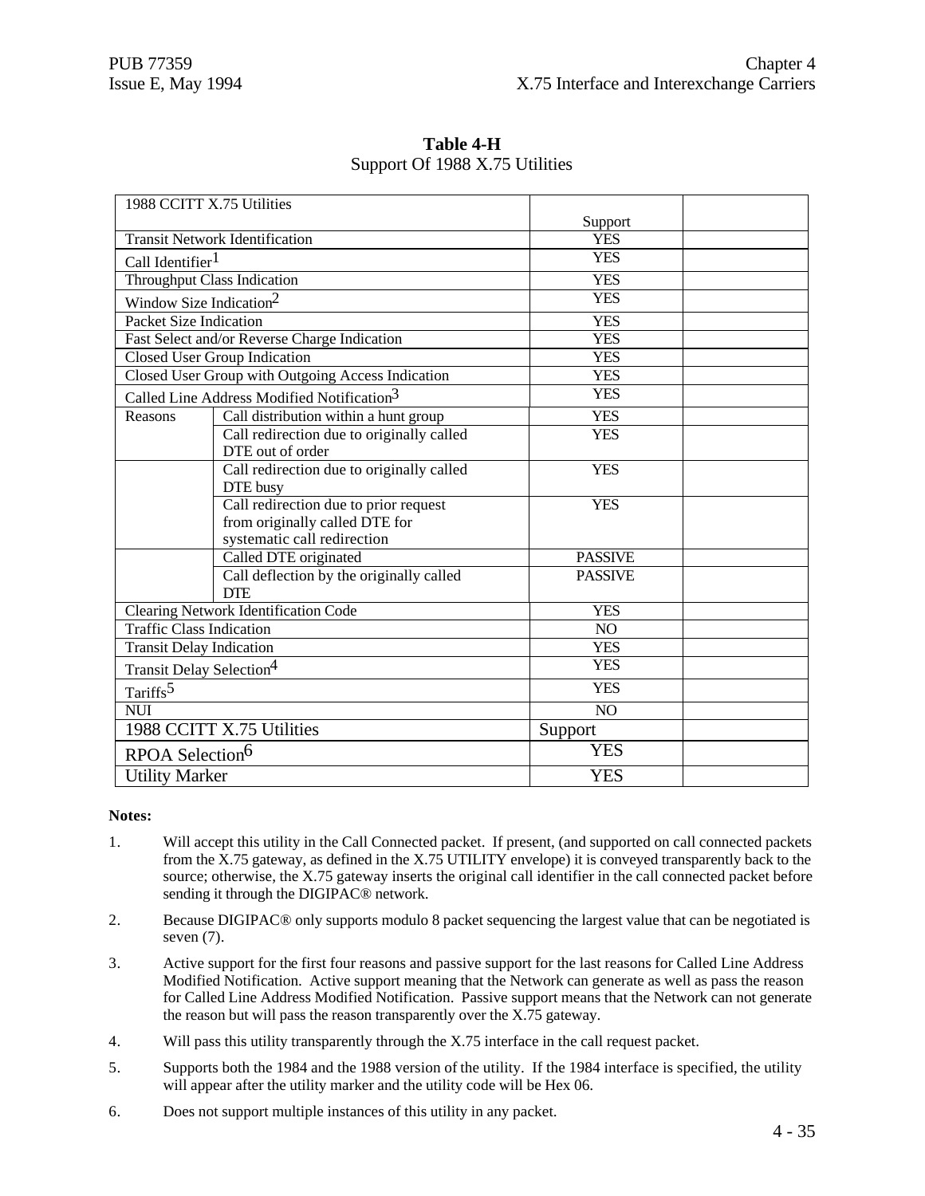**Table 4-H**
Support Of 1988 X.75 Utilities

| 1988 CCITT X.75 Utilities | | Support | |
|---|---|---|---|
| Transit Network Identification | | YES | |
| Call Identifier[1] | | YES | |
| Throughput Class Indication | | YES | |
| Window Size Indication[2] | | YES | |
| Packet Size Indication | | YES | |
| Fast Select and/or Reverse Charge Indication | | YES | |
| Closed User Group Indication | | YES | |
| Closed User Group with Outgoing Access Indication | | YES | |
| Called Line Address Modified Notification[3] | | YES | |
| Reasons | Call distribution within a hunt group | YES | |
| | Call redirection due to originally called DTE out of order | YES | |
| | Call redirection due to originally called DTE busy | YES | |
| | Call redirection due to prior request from originally called DTE for systematic call redirection | YES | |
| | Called DTE originated | PASSIVE | |
| | Call deflection by the originally called DTE | PASSIVE | |
| Clearing Network Identification Code | | YES | |
| Traffic Class Indication | | NO | |
| Transit Delay Indication | | YES | |
| Transit Delay Selection[4] | | YES | |
| Tariffs[5] | | YES | |
| NUI | | NO | |
| 1988 CCITT X.75 Utilities | | Support | |
| RPOA Selection[6] | | YES | |
| Utility Marker | | YES | |

**Notes:**

1. Will accept this utility in the Call Connected packet. If present, (and supported on call connected packets from the X.75 gateway, as defined in the X.75 UTILITY envelope) it is conveyed transparently back to the source; otherwise, the X.75 gateway inserts the original call identifier in the call connected packet before sending it through the DIGIPAC® network.

2. Because DIGIPAC® only supports modulo 8 packet sequencing the largest value that can be negotiated is seven (7).

3. Active support for the first four reasons and passive support for the last reasons for Called Line Address Modified Notification. Active support meaning that the Network can generate as well as pass the reason for Called Line Address Modified Notification. Passive support means that the Network can not generate the reason but will pass the reason transparently over the X.75 gateway.

4. Will pass this utility transparently through the X.75 interface in the call request packet.

5. Supports both the 1984 and the 1988 version of the utility. If the 1984 interface is specified, the utility will appear after the utility marker and the utility code will be Hex 06.

6. Does not support multiple instances of this utility in any packet.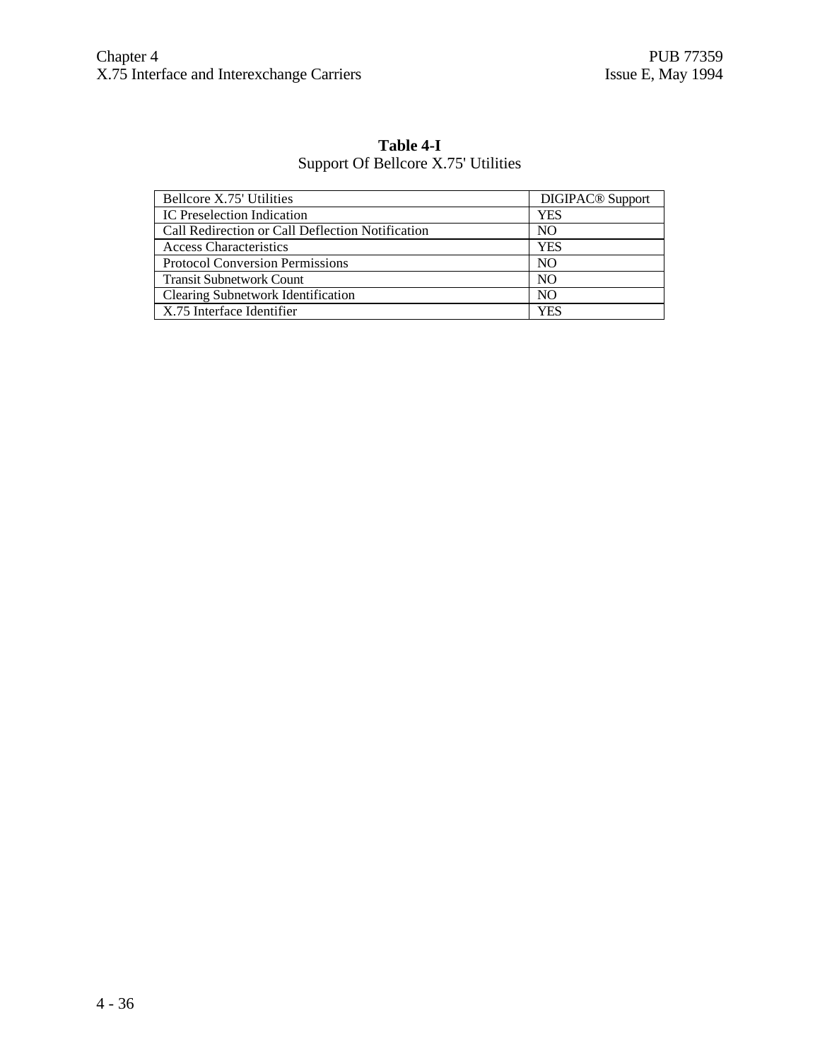**Table 4-I**
Support Of Bellcore X.75' Utilities

| Bellcore X.75' Utilities | DIGIPAC® Support |
|---|---|
| IC Preselection Indication | YES |
| Call Redirection or Call Deflection Notification | NO |
| Access Characteristics | YES |
| Protocol Conversion Permissions | NO |
| Transit Subnetwork Count | NO |
| Clearing Subnetwork Identification | NO |
| X.75 Interface Identifier | YES |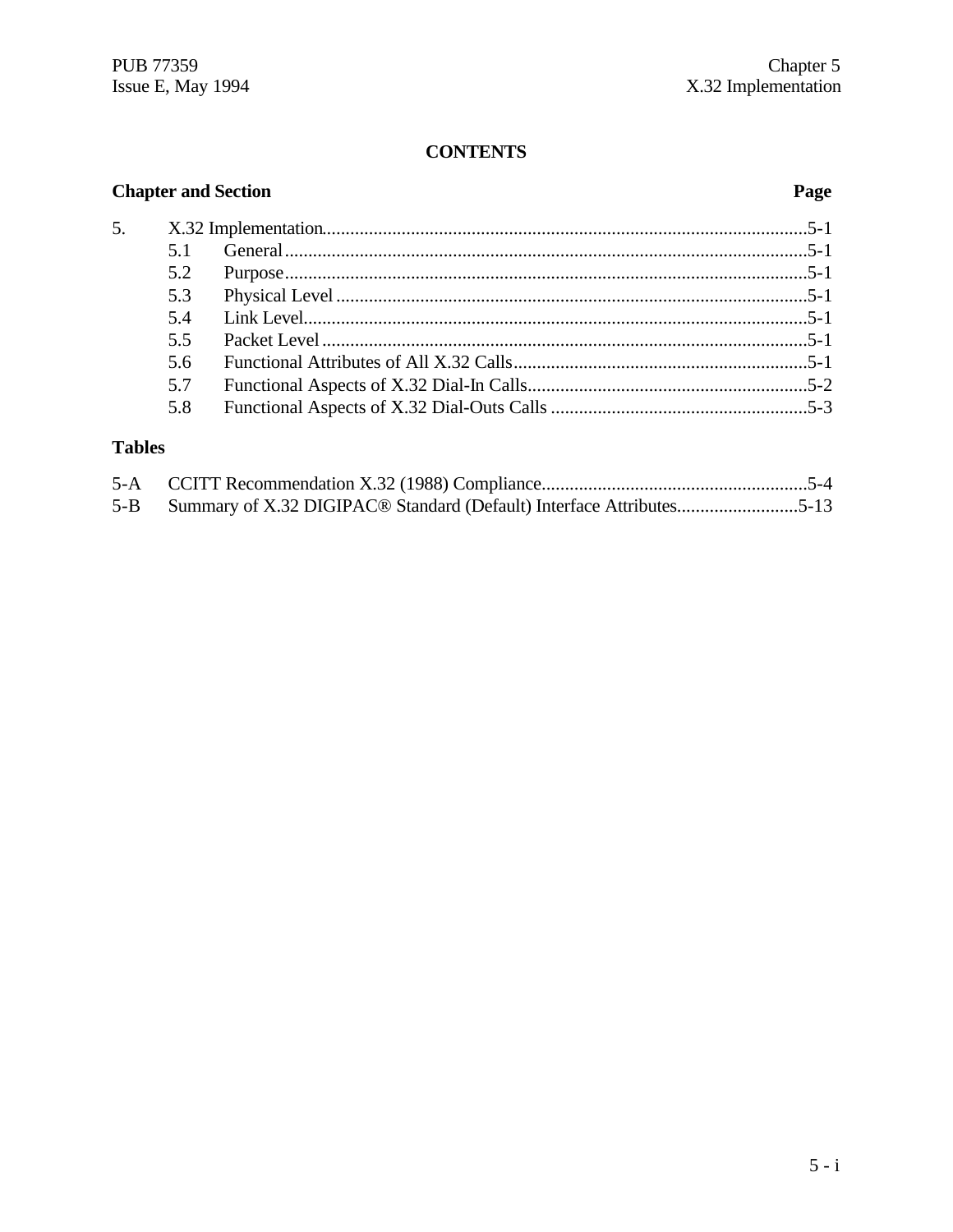**CONTENTS**

| Chapter and Section | | Page |
|---|---|---|
| 5. | X.32 Implementation | 5-1 |
| 5.1 | General | 5-1 |
| 5.2 | Purpose | 5-1 |
| 5.3 | Physical Level | 5-1 |
| 5.4 | Link Level | 5-1 |
| 5.5 | Packet Level | 5-1 |
| 5.6 | Functional Attributes of All X.32 Calls | 5-1 |
| 5.7 | Functional Aspects of X.32 Dial-In Calls | 5-2 |
| 5.8 | Functional Aspects of X.32 Dial-Outs Calls | 5-3 |

**Tables**

| | | |
|---|---|---|
| 5-A | CCITT Recommendation X.32 (1988) Compliance | 5-4 |
| 5-B | Summary of X.32 DIGIPAC® Standard (Default) Interface Attributes | 5-13 |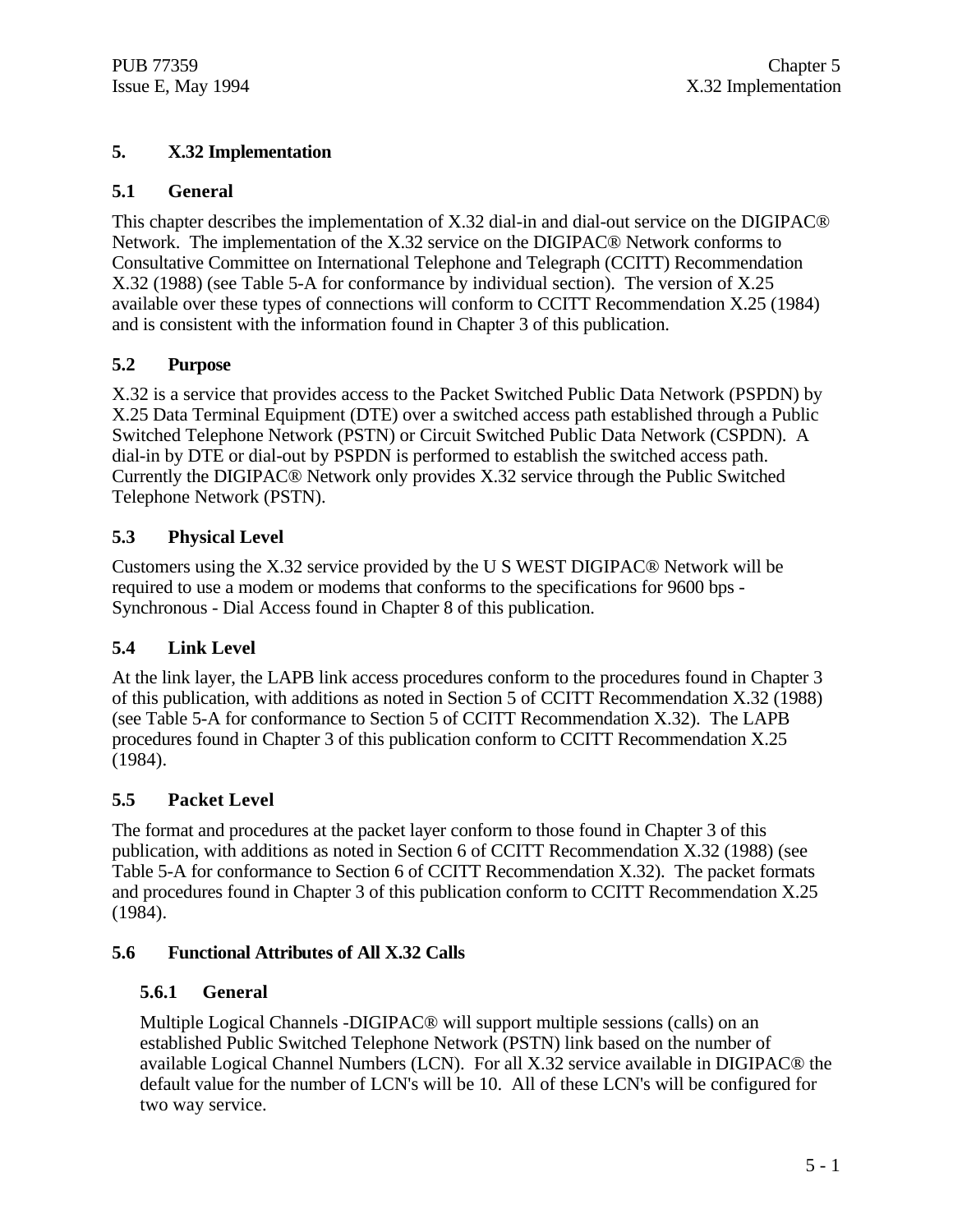# 5. X.32 Implementation

## 5.1 General

This chapter describes the implementation of X.32 dial-in and dial-out service on the DIGIPAC® Network. The implementation of the X.32 service on the DIGIPAC® Network conforms to Consultative Committee on International Telephone and Telegraph (CCITT) Recommendation X.32 (1988) (see Table 5-A for conformance by individual section). The version of X.25 available over these types of connections will conform to CCITT Recommendation X.25 (1984) and is consistent with the information found in Chapter 3 of this publication.

## 5.2 Purpose

X.32 is a service that provides access to the Packet Switched Public Data Network (PSPDN) by X.25 Data Terminal Equipment (DTE) over a switched access path established through a Public Switched Telephone Network (PSTN) or Circuit Switched Public Data Network (CSPDN). A dial-in by DTE or dial-out by PSPDN is performed to establish the switched access path. Currently the DIGIPAC® Network only provides X.32 service through the Public Switched Telephone Network (PSTN).

## 5.3 Physical Level

Customers using the X.32 service provided by the U S WEST DIGIPAC® Network will be required to use a modem or modems that conforms to the specifications for 9600 bps - Synchronous - Dial Access found in Chapter 8 of this publication.

## 5.4 Link Level

At the link layer, the LAPB link access procedures conform to the procedures found in Chapter 3 of this publication, with additions as noted in Section 5 of CCITT Recommendation X.32 (1988) (see Table 5-A for conformance to Section 5 of CCITT Recommendation X.32). The LAPB procedures found in Chapter 3 of this publication conform to CCITT Recommendation X.25 (1984).

## 5.5 Packet Level

The format and procedures at the packet layer conform to those found in Chapter 3 of this publication, with additions as noted in Section 6 of CCITT Recommendation X.32 (1988) (see Table 5-A for conformance to Section 6 of CCITT Recommendation X.32). The packet formats and procedures found in Chapter 3 of this publication conform to CCITT Recommendation X.25 (1984).

## 5.6 Functional Attributes of All X.32 Calls

### 5.6.1 General

Multiple Logical Channels -DIGIPAC® will support multiple sessions (calls) on an established Public Switched Telephone Network (PSTN) link based on the number of available Logical Channel Numbers (LCN). For all X.32 service available in DIGIPAC® the default value for the number of LCN's will be 10. All of these LCN's will be configured for two way service.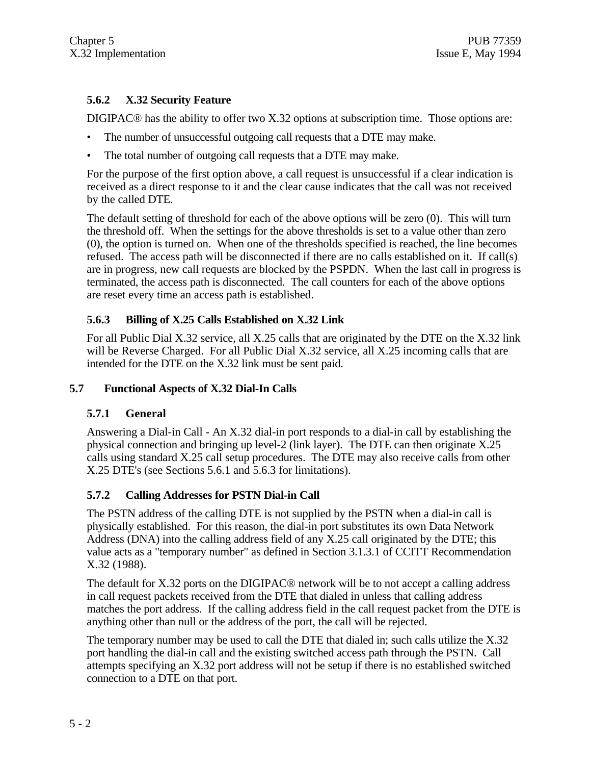### 5.6.2 X.32 Security Feature

DIGIPAC® has the ability to offer two X.32 options at subscription time. Those options are:

- The number of unsuccessful outgoing call requests that a DTE may make.
- The total number of outgoing call requests that a DTE may make.

For the purpose of the first option above, a call request is unsuccessful if a clear indication is received as a direct response to it and the clear cause indicates that the call was not received by the called DTE.

The default setting of threshold for each of the above options will be zero (0). This will turn the threshold off. When the settings for the above thresholds is set to a value other than zero (0), the option is turned on. When one of the thresholds specified is reached, the line becomes refused. The access path will be disconnected if there are no calls established on it. If call(s) are in progress, new call requests are blocked by the PSPDN. When the last call in progress is terminated, the access path is disconnected. The call counters for each of the above options are reset every time an access path is established.

### 5.6.3 Billing of X.25 Calls Established on X.32 Link

For all Public Dial X.32 service, all X.25 calls that are originated by the DTE on the X.32 link will be Reverse Charged. For all Public Dial X.32 service, all X.25 incoming calls that are intended for the DTE on the X.32 link must be sent paid.

## 5.7 Functional Aspects of X.32 Dial-In Calls

### 5.7.1 General

Answering a Dial-in Call - An X.32 dial-in port responds to a dial-in call by establishing the physical connection and bringing up level-2 (link layer). The DTE can then originate X.25 calls using standard X.25 call setup procedures. The DTE may also receive calls from other X.25 DTE's (see Sections 5.6.1 and 5.6.3 for limitations).

### 5.7.2 Calling Addresses for PSTN Dial-in Call

The PSTN address of the calling DTE is not supplied by the PSTN when a dial-in call is physically established. For this reason, the dial-in port substitutes its own Data Network Address (DNA) into the calling address field of any X.25 call originated by the DTE; this value acts as a "temporary number" as defined in Section 3.1.3.1 of CCITT Recommendation X.32 (1988).

The default for X.32 ports on the DIGIPAC® network will be to not accept a calling address in call request packets received from the DTE that dialed in unless that calling address matches the port address. If the calling address field in the call request packet from the DTE is anything other than null or the address of the port, the call will be rejected.

The temporary number may be used to call the DTE that dialed in; such calls utilize the X.32 port handling the dial-in call and the existing switched access path through the PSTN. Call attempts specifying an X.32 port address will not be setup if there is no established switched connection to a DTE on that port.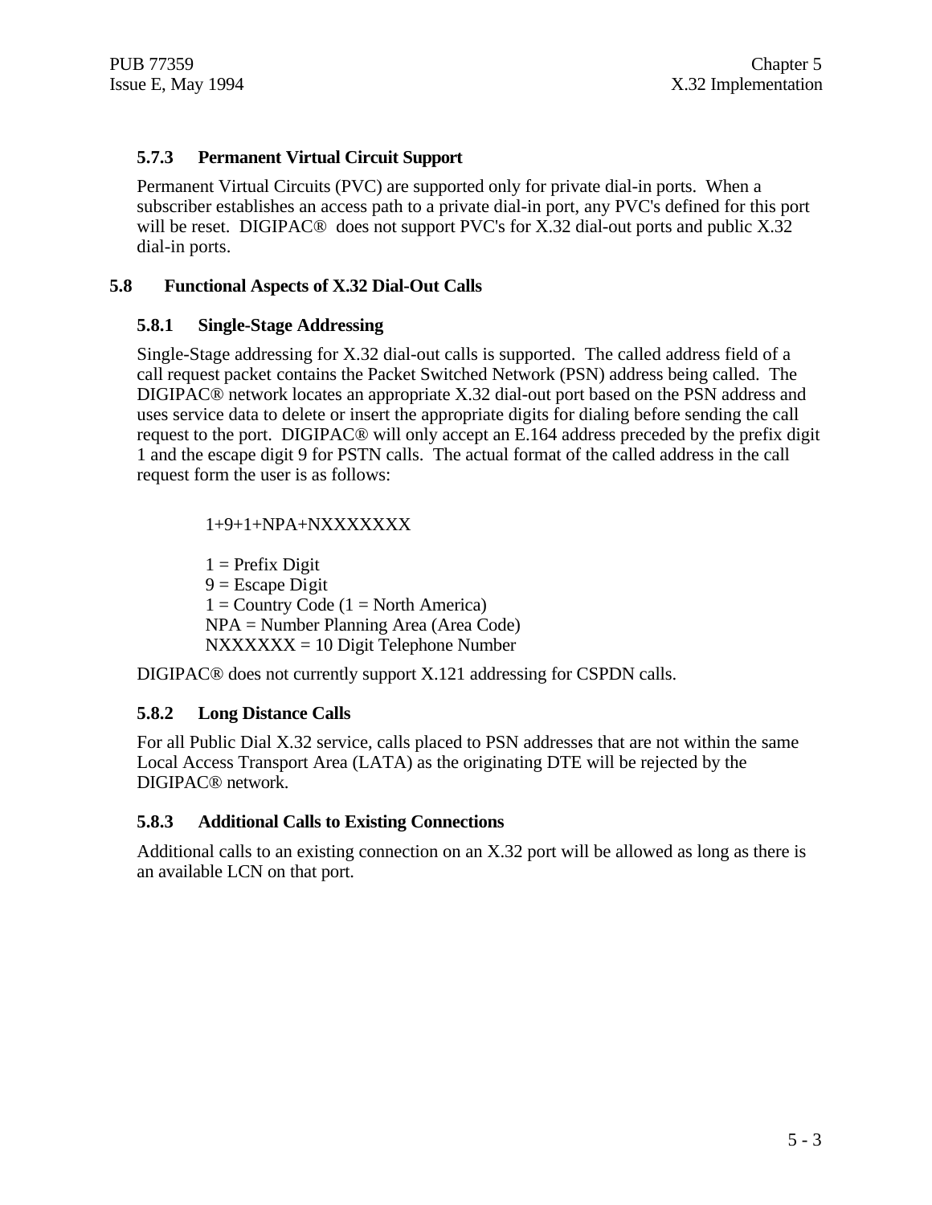### 5.7.3 Permanent Virtual Circuit Support

Permanent Virtual Circuits (PVC) are supported only for private dial-in ports. When a subscriber establishes an access path to a private dial-in port, any PVC's defined for this port will be reset. DIGIPAC® does not support PVC's for X.32 dial-out ports and public X.32 dial-in ports.

## 5.8 Functional Aspects of X.32 Dial-Out Calls

### 5.8.1 Single-Stage Addressing

Single-Stage addressing for X.32 dial-out calls is supported. The called address field of a call request packet contains the Packet Switched Network (PSN) address being called. The DIGIPAC® network locates an appropriate X.32 dial-out port based on the PSN address and uses service data to delete or insert the appropriate digits for dialing before sending the call request to the port. DIGIPAC® will only accept an E.164 address preceded by the prefix digit 1 and the escape digit 9 for PSTN calls. The actual format of the called address in the call request form the user is as follows:

1+9+1+NPA+NXXXXXXX

1 = Prefix Digit
9 = Escape Digit
1 = Country Code (1 = North America)
NPA = Number Planning Area (Area Code)
NXXXXXX = 10 Digit Telephone Number

DIGIPAC® does not currently support X.121 addressing for CSPDN calls.

### 5.8.2 Long Distance Calls

For all Public Dial X.32 service, calls placed to PSN addresses that are not within the same Local Access Transport Area (LATA) as the originating DTE will be rejected by the DIGIPAC® network.

### 5.8.3 Additional Calls to Existing Connections

Additional calls to an existing connection on an X.32 port will be allowed as long as there is an available LCN on that port.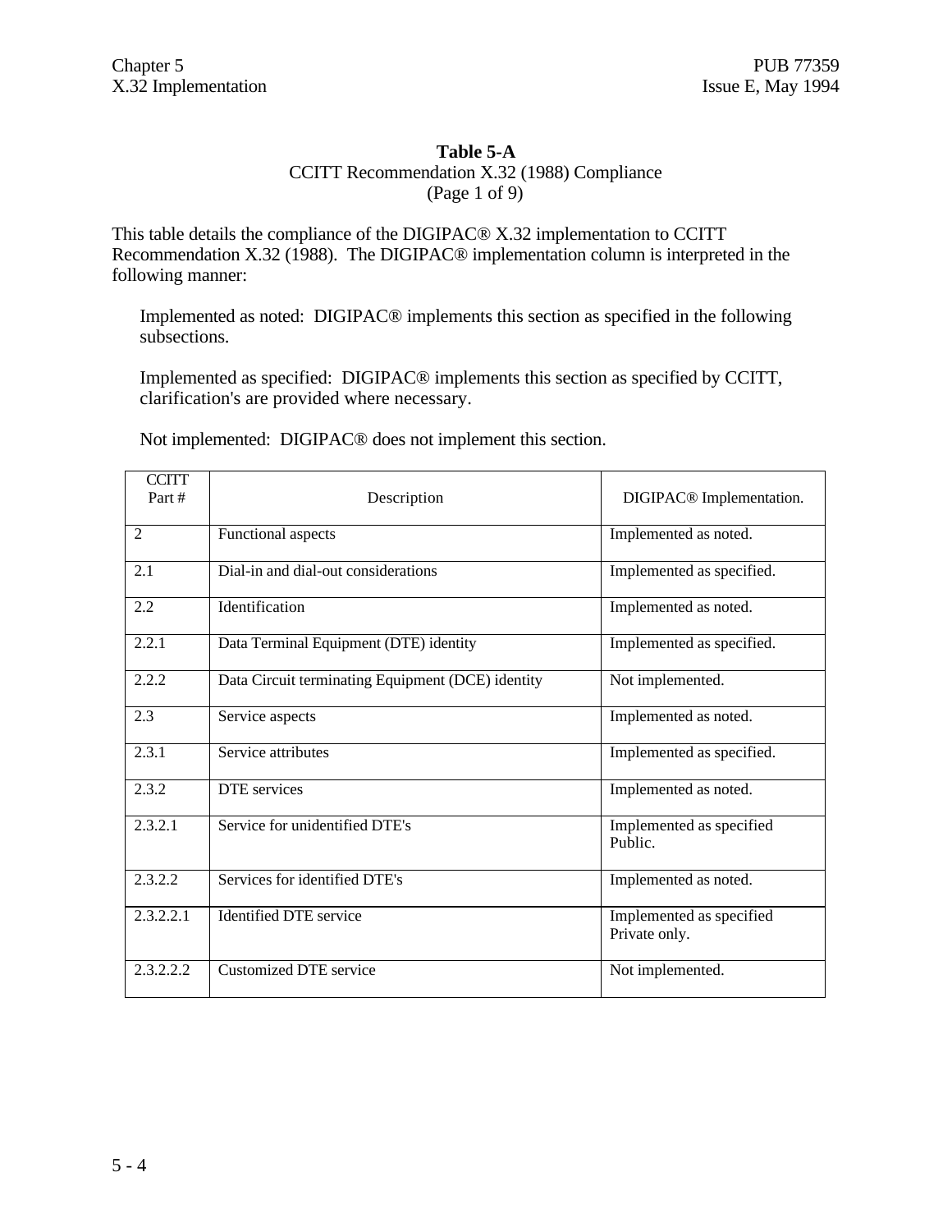**Table 5-A**
CCITT Recommendation X.32 (1988) Compliance
(Page 1 of 9)

This table details the compliance of the DIGIPAC® X.32 implementation to CCITT Recommendation X.32 (1988). The DIGIPAC® implementation column is interpreted in the following manner:

Implemented as noted: DIGIPAC® implements this section as specified in the following subsections.

Implemented as specified: DIGIPAC® implements this section as specified by CCITT, clarification's are provided where necessary.

Not implemented: DIGIPAC® does not implement this section.

| CCITT Part # | Description | DIGIPAC® Implementation. |
|---|---|---|
| 2 | Functional aspects | Implemented as noted. |
| 2.1 | Dial-in and dial-out considerations | Implemented as specified. |
| 2.2 | Identification | Implemented as noted. |
| 2.2.1 | Data Terminal Equipment (DTE) identity | Implemented as specified. |
| 2.2.2 | Data Circuit terminating Equipment (DCE) identity | Not implemented. |
| 2.3 | Service aspects | Implemented as noted. |
| 2.3.1 | Service attributes | Implemented as specified. |
| 2.3.2 | DTE services | Implemented as noted. |
| 2.3.2.1 | Service for unidentified DTE's | Implemented as specified Public. |
| 2.3.2.2 | Services for identified DTE's | Implemented as noted. |
| 2.3.2.2.1 | Identified DTE service | Implemented as specified Private only. |
| 2.3.2.2.2 | Customized DTE service | Not implemented. |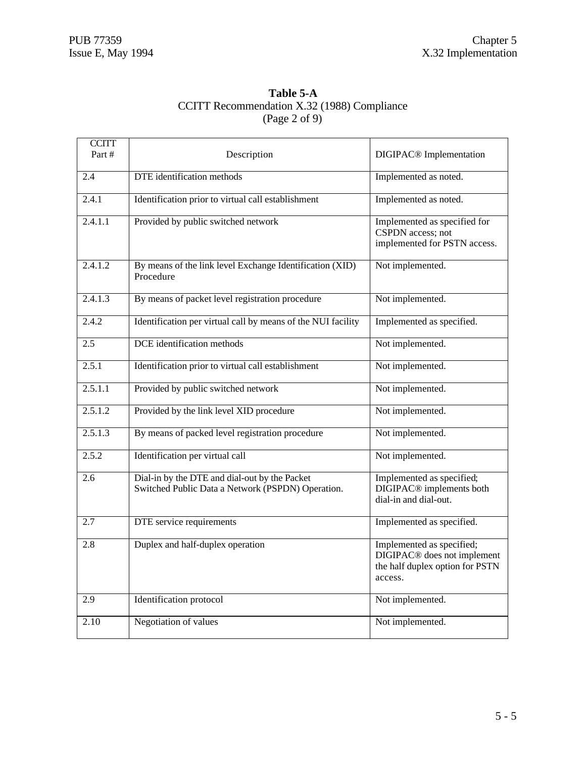**Table 5-A**
CCITT Recommendation X.32 (1988) Compliance
(Page 2 of 9)

| CCITT Part # | Description | DIGIPAC® Implementation |
|---|---|---|
| 2.4 | DTE identification methods | Implemented as noted. |
| 2.4.1 | Identification prior to virtual call establishment | Implemented as noted. |
| 2.4.1.1 | Provided by public switched network | Implemented as specified for CSPDN access; not implemented for PSTN access. |
| 2.4.1.2 | By means of the link level Exchange Identification (XID) Procedure | Not implemented. |
| 2.4.1.3 | By means of packet level registration procedure | Not implemented. |
| 2.4.2 | Identification per virtual call by means of the NUI facility | Implemented as specified. |
| 2.5 | DCE identification methods | Not implemented. |
| 2.5.1 | Identification prior to virtual call establishment | Not implemented. |
| 2.5.1.1 | Provided by public switched network | Not implemented. |
| 2.5.1.2 | Provided by the link level XID procedure | Not implemented. |
| 2.5.1.3 | By means of packed level registration procedure | Not implemented. |
| 2.5.2 | Identification per virtual call | Not implemented. |
| 2.6 | Dial-in by the DTE and dial-out by the Packet Switched Public Data a Network (PSPDN) Operation. | Implemented as specified; DIGIPAC® implements both dial-in and dial-out. |
| 2.7 | DTE service requirements | Implemented as specified. |
| 2.8 | Duplex and half-duplex operation | Implemented as specified; DIGIPAC® does not implement the half duplex option for PSTN access. |
| 2.9 | Identification protocol | Not implemented. |
| 2.10 | Negotiation of values | Not implemented. |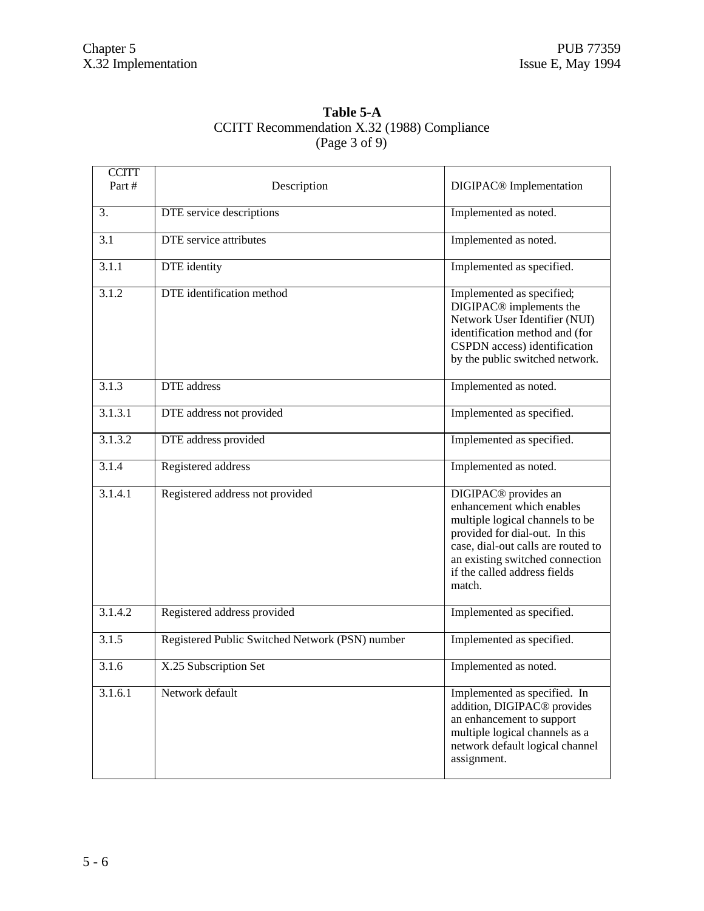**Table 5-A**
CCITT Recommendation X.32 (1988) Compliance
(Page 3 of 9)

| CCITT Part # | Description | DIGIPAC® Implementation |
|---|---|---|
| 3. | DTE service descriptions | Implemented as noted. |
| 3.1 | DTE service attributes | Implemented as noted. |
| 3.1.1 | DTE identity | Implemented as specified. |
| 3.1.2 | DTE identification method | Implemented as specified; DIGIPAC® implements the Network User Identifier (NUI) identification method and (for CSPDN access) identification by the public switched network. |
| 3.1.3 | DTE address | Implemented as noted. |
| 3.1.3.1 | DTE address not provided | Implemented as specified. |
| 3.1.3.2 | DTE address provided | Implemented as specified. |
| 3.1.4 | Registered address | Implemented as noted. |
| 3.1.4.1 | Registered address not provided | DIGIPAC® provides an enhancement which enables multiple logical channels to be provided for dial-out. In this case, dial-out calls are routed to an existing switched connection if the called address fields match. |
| 3.1.4.2 | Registered address provided | Implemented as specified. |
| 3.1.5 | Registered Public Switched Network (PSN) number | Implemented as specified. |
| 3.1.6 | X.25 Subscription Set | Implemented as noted. |
| 3.1.6.1 | Network default | Implemented as specified. In addition, DIGIPAC® provides an enhancement to support multiple logical channels as a network default logical channel assignment. |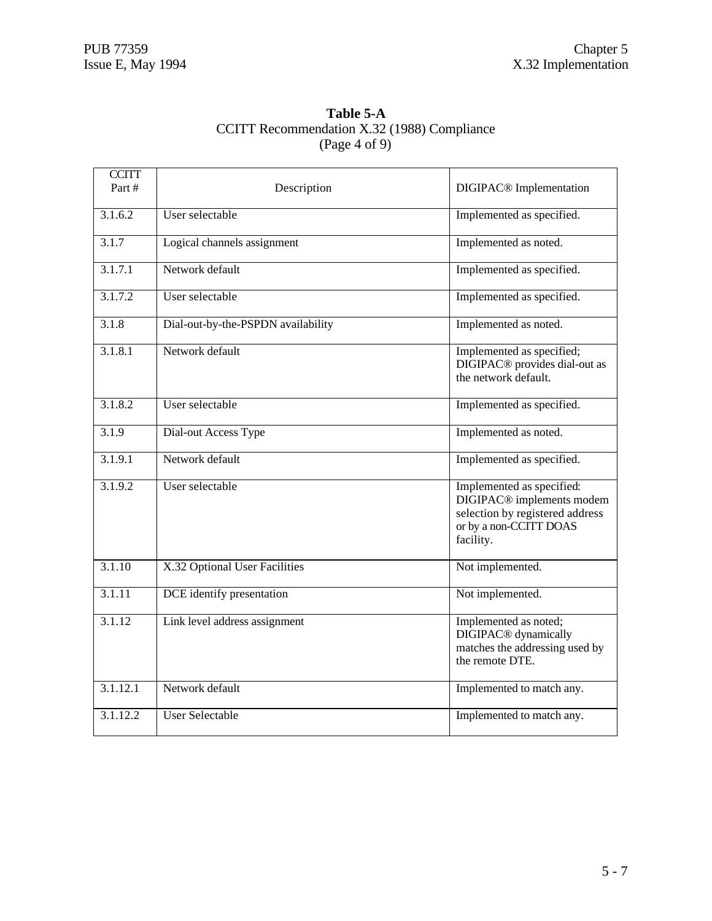**Table 5-A**
CCITT Recommendation X.32 (1988) Compliance
(Page 4 of 9)

| CCITT Part # | Description | DIGIPAC® Implementation |
|---|---|---|
| 3.1.6.2 | User selectable | Implemented as specified. |
| 3.1.7 | Logical channels assignment | Implemented as noted. |
| 3.1.7.1 | Network default | Implemented as specified. |
| 3.1.7.2 | User selectable | Implemented as specified. |
| 3.1.8 | Dial-out-by-the-PSPDN availability | Implemented as noted. |
| 3.1.8.1 | Network default | Implemented as specified; DIGIPAC® provides dial-out as the network default. |
| 3.1.8.2 | User selectable | Implemented as specified. |
| 3.1.9 | Dial-out Access Type | Implemented as noted. |
| 3.1.9.1 | Network default | Implemented as specified. |
| 3.1.9.2 | User selectable | Implemented as specified: DIGIPAC® implements modem selection by registered address or by a non-CCITT DOAS facility. |
| 3.1.10 | X.32 Optional User Facilities | Not implemented. |
| 3.1.11 | DCE identify presentation | Not implemented. |
| 3.1.12 | Link level address assignment | Implemented as noted; DIGIPAC® dynamically matches the addressing used by the remote DTE. |
| 3.1.12.1 | Network default | Implemented to match any. |
| 3.1.12.2 | User Selectable | Implemented to match any. |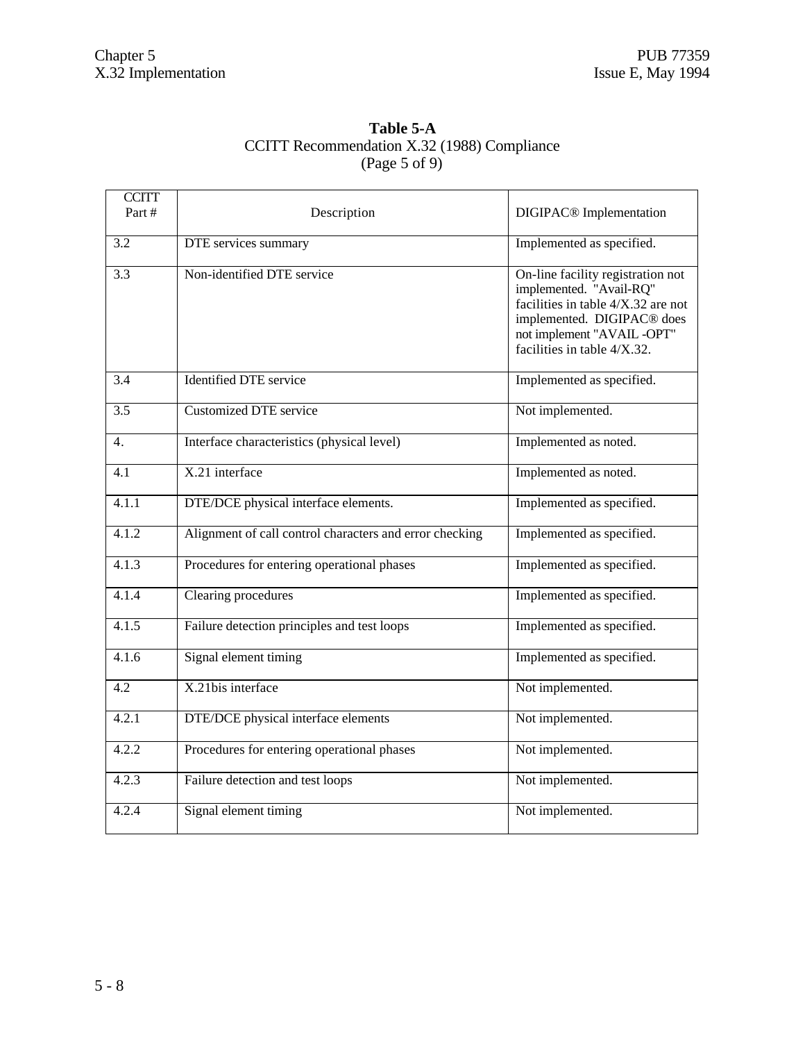**Table 5-A**
CCITT Recommendation X.32 (1988) Compliance
(Page 5 of 9)

| CCITT Part # | Description | DIGIPAC® Implementation |
|---|---|---|
| 3.2 | DTE services summary | Implemented as specified. |
| 3.3 | Non-identified DTE service | On-line facility registration not implemented. "Avail-RQ" facilities in table 4/X.32 are not implemented. DIGIPAC® does not implement "AVAIL -OPT" facilities in table 4/X.32. |
| 3.4 | Identified DTE service | Implemented as specified. |
| 3.5 | Customized DTE service | Not implemented. |
| 4. | Interface characteristics (physical level) | Implemented as noted. |
| 4.1 | X.21 interface | Implemented as noted. |
| 4.1.1 | DTE/DCE physical interface elements. | Implemented as specified. |
| 4.1.2 | Alignment of call control characters and error checking | Implemented as specified. |
| 4.1.3 | Procedures for entering operational phases | Implemented as specified. |
| 4.1.4 | Clearing procedures | Implemented as specified. |
| 4.1.5 | Failure detection principles and test loops | Implemented as specified. |
| 4.1.6 | Signal element timing | Implemented as specified. |
| 4.2 | X.21bis interface | Not implemented. |
| 4.2.1 | DTE/DCE physical interface elements | Not implemented. |
| 4.2.2 | Procedures for entering operational phases | Not implemented. |
| 4.2.3 | Failure detection and test loops | Not implemented. |
| 4.2.4 | Signal element timing | Not implemented. |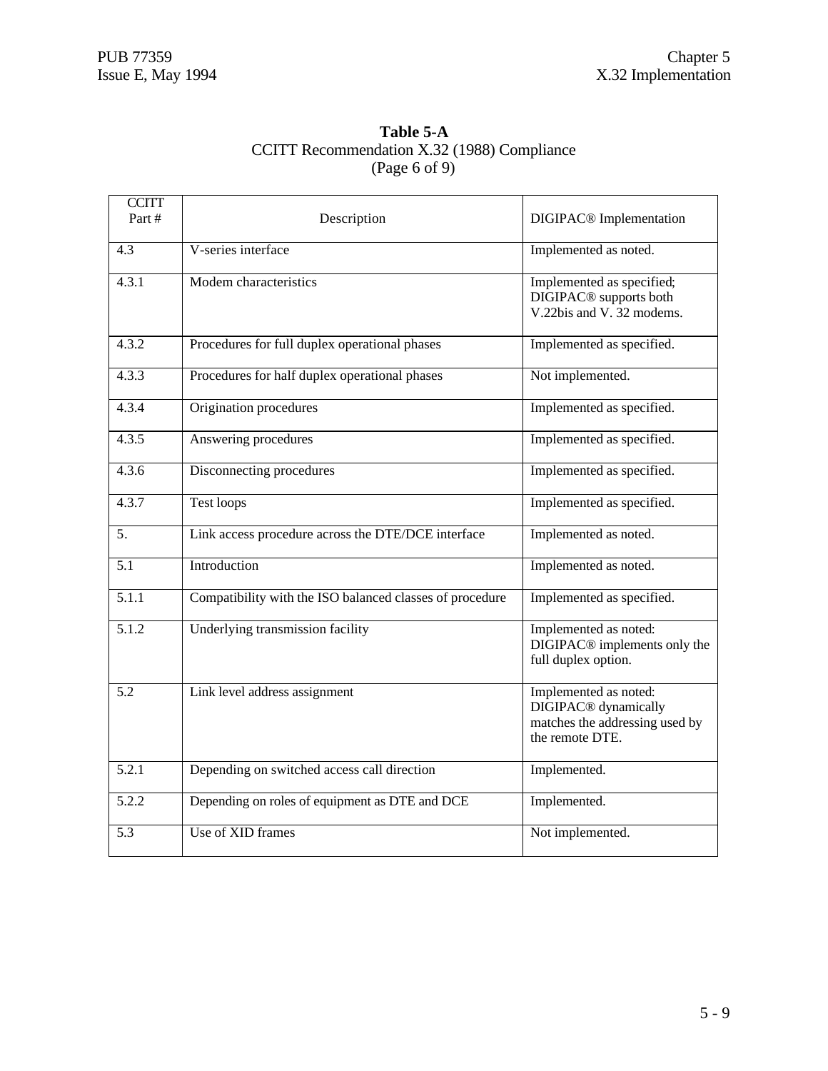**Table 5-A**
CCITT Recommendation X.32 (1988) Compliance
(Page 6 of 9)

| CCITT Part # | Description | DIGIPAC® Implementation |
|---|---|---|
| 4.3 | V-series interface | Implemented as noted. |
| 4.3.1 | Modem characteristics | Implemented as specified; DIGIPAC® supports both V.22bis and V. 32 modems. |
| 4.3.2 | Procedures for full duplex operational phases | Implemented as specified. |
| 4.3.3 | Procedures for half duplex operational phases | Not implemented. |
| 4.3.4 | Origination procedures | Implemented as specified. |
| 4.3.5 | Answering procedures | Implemented as specified. |
| 4.3.6 | Disconnecting procedures | Implemented as specified. |
| 4.3.7 | Test loops | Implemented as specified. |
| 5. | Link access procedure across the DTE/DCE interface | Implemented as noted. |
| 5.1 | Introduction | Implemented as noted. |
| 5.1.1 | Compatibility with the ISO balanced classes of procedure | Implemented as specified. |
| 5.1.2 | Underlying transmission facility | Implemented as noted: DIGIPAC® implements only the full duplex option. |
| 5.2 | Link level address assignment | Implemented as noted: DIGIPAC® dynamically matches the addressing used by the remote DTE. |
| 5.2.1 | Depending on switched access call direction | Implemented. |
| 5.2.2 | Depending on roles of equipment as DTE and DCE | Implemented. |
| 5.3 | Use of XID frames | Not implemented. |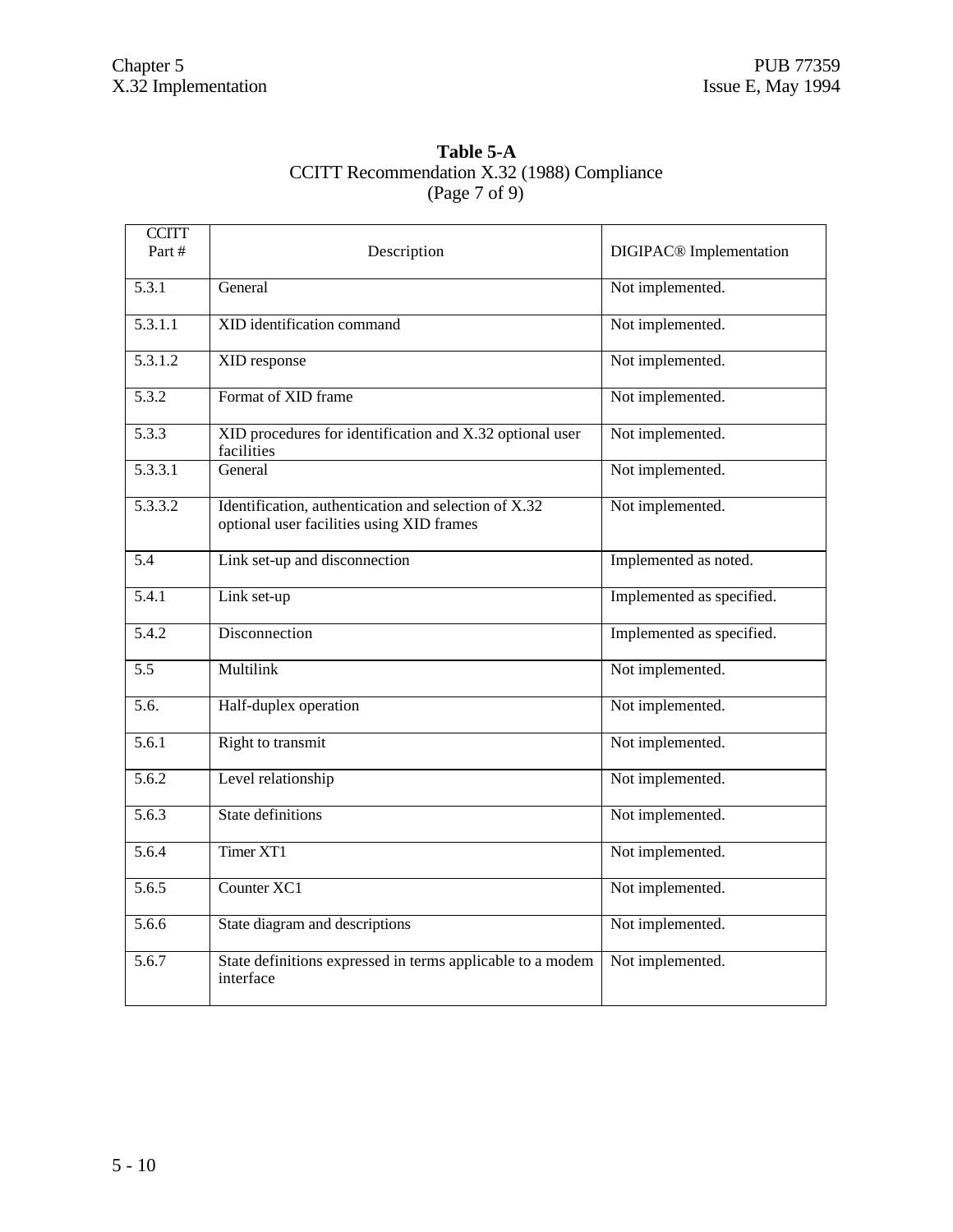**Table 5-A**
CCITT Recommendation X.32 (1988) Compliance
(Page 7 of 9)

| CCITT Part # | Description | DIGIPAC® Implementation |
|---|---|---|
| 5.3.1 | General | Not implemented. |
| 5.3.1.1 | XID identification command | Not implemented. |
| 5.3.1.2 | XID response | Not implemented. |
| 5.3.2 | Format of XID frame | Not implemented. |
| 5.3.3 | XID procedures for identification and X.32 optional user facilities | Not implemented. |
| 5.3.3.1 | General | Not implemented. |
| 5.3.3.2 | Identification, authentication and selection of X.32 optional user facilities using XID frames | Not implemented. |
| 5.4 | Link set-up and disconnection | Implemented as noted. |
| 5.4.1 | Link set-up | Implemented as specified. |
| 5.4.2 | Disconnection | Implemented as specified. |
| 5.5 | Multilink | Not implemented. |
| 5.6. | Half-duplex operation | Not implemented. |
| 5.6.1 | Right to transmit | Not implemented. |
| 5.6.2 | Level relationship | Not implemented. |
| 5.6.3 | State definitions | Not implemented. |
| 5.6.4 | Timer XT1 | Not implemented. |
| 5.6.5 | Counter XC1 | Not implemented. |
| 5.6.6 | State diagram and descriptions | Not implemented. |
| 5.6.7 | State definitions expressed in terms applicable to a modem interface | Not implemented. |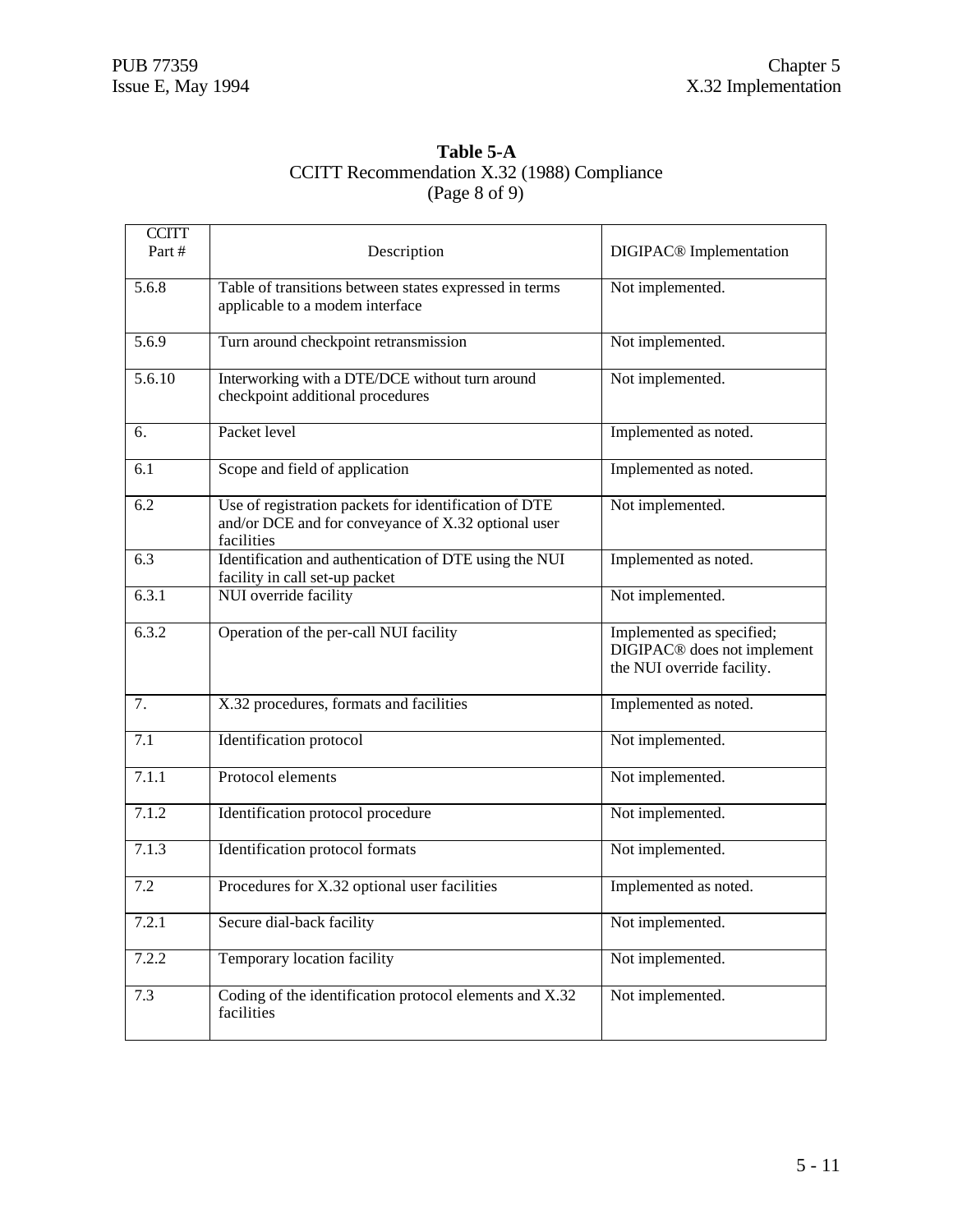**Table 5-A**
CCITT Recommendation X.32 (1988) Compliance
(Page 8 of 9)

| CCITT Part # | Description | DIGIPAC® Implementation |
|---|---|---|
| 5.6.8 | Table of transitions between states expressed in terms applicable to a modem interface | Not implemented. |
| 5.6.9 | Turn around checkpoint retransmission | Not implemented. |
| 5.6.10 | Interworking with a DTE/DCE without turn around checkpoint additional procedures | Not implemented. |
| 6. | Packet level | Implemented as noted. |
| 6.1 | Scope and field of application | Implemented as noted. |
| 6.2 | Use of registration packets for identification of DTE and/or DCE and for conveyance of X.32 optional user facilities | Not implemented. |
| 6.3 | Identification and authentication of DTE using the NUI facility in call set-up packet | Implemented as noted. |
| 6.3.1 | NUI override facility | Not implemented. |
| 6.3.2 | Operation of the per-call NUI facility | Implemented as specified; DIGIPAC® does not implement the NUI override facility. |
| 7. | X.32 procedures, formats and facilities | Implemented as noted. |
| 7.1 | Identification protocol | Not implemented. |
| 7.1.1 | Protocol elements | Not implemented. |
| 7.1.2 | Identification protocol procedure | Not implemented. |
| 7.1.3 | Identification protocol formats | Not implemented. |
| 7.2 | Procedures for X.32 optional user facilities | Implemented as noted. |
| 7.2.1 | Secure dial-back facility | Not implemented. |
| 7.2.2 | Temporary location facility | Not implemented. |
| 7.3 | Coding of the identification protocol elements and X.32 facilities | Not implemented. |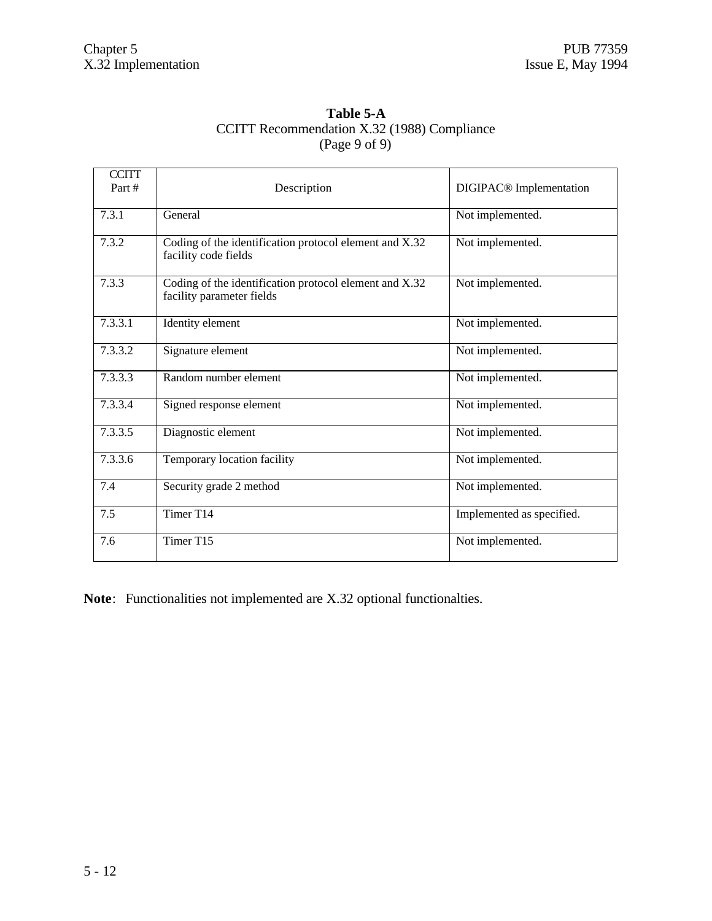**Table 5-A**
CCITT Recommendation X.32 (1988) Compliance
(Page 9 of 9)

| CCITT Part # | Description | DIGIPAC® Implementation |
|---|---|---|
| 7.3.1 | General | Not implemented. |
| 7.3.2 | Coding of the identification protocol element and X.32 facility code fields | Not implemented. |
| 7.3.3 | Coding of the identification protocol element and X.32 facility parameter fields | Not implemented. |
| 7.3.3.1 | Identity element | Not implemented. |
| 7.3.3.2 | Signature element | Not implemented. |
| 7.3.3.3 | Random number element | Not implemented. |
| 7.3.3.4 | Signed response element | Not implemented. |
| 7.3.3.5 | Diagnostic element | Not implemented. |
| 7.3.3.6 | Temporary location facility | Not implemented. |
| 7.4 | Security grade 2 method | Not implemented. |
| 7.5 | Timer T14 | Implemented as specified. |
| 7.6 | Timer T15 | Not implemented. |

**Note**: Functionalities not implemented are X.32 optional functionalties.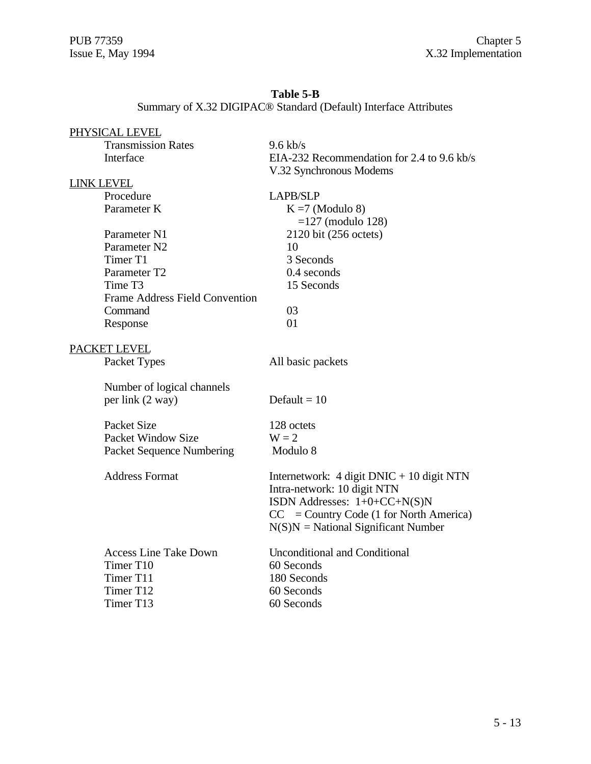**Table 5-B**

Summary of X.32 DIGIPAC® Standard (Default) Interface Attributes

| | |
|---|---|
| <u>PHYSICAL LEVEL</u> | |
| Transmission Rates | 9.6 kb/s |
| Interface | EIA-232 Recommendation for 2.4 to 9.6 kb/s V.32 Synchronous Modems |
| <u>LINK LEVEL</u> | |
| Procedure | LAPB/SLP |
| Parameter K | K =7 (Modulo 8) =127 (modulo 128) |
| Parameter N1 | 2120 bit (256 octets) |
| Parameter N2 | 10 |
| Timer T1 | 3 Seconds |
| Parameter T2 | 0.4 seconds |
| Time T3 | 15 Seconds |
| Frame Address Field Convention | |
| Command | 03 |
| Response | 01 |
| <u>PACKET LEVEL</u> | |
| Packet Types | All basic packets |
| Number of logical channels per link (2 way) | Default = 10 |
| Packet Size | 128 octets |
| Packet Window Size | W = 2 |
| Packet Sequence Numbering | Modulo 8 |
| Address Format | Internetwork: 4 digit DNIC + 10 digit NTN<br>Intra-network: 10 digit NTN<br>ISDN Addresses: 1+0+CC+N(S)N<br>CC = Country Code (1 for North America)<br>N(S)N = National Significant Number |
| Access Line Take Down | Unconditional and Conditional |
| Timer T10 | 60 Seconds |
| Timer T11 | 180 Seconds |
| Timer T12 | 60 Seconds |
| Timer T13 | 60 Seconds |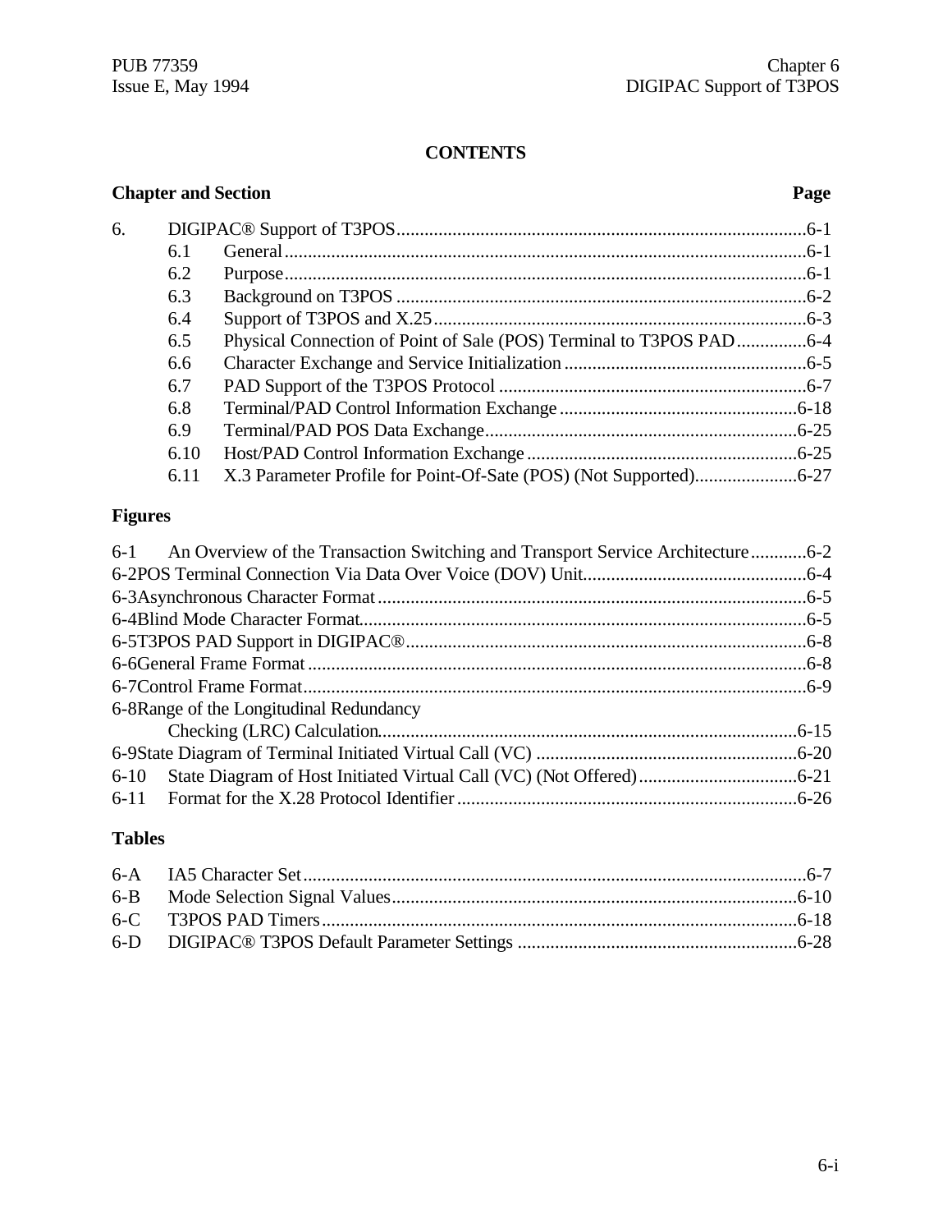## CONTENTS

| Chapter and Section | | Page |
|---|---|---|
| 6. | DIGIPAC® Support of T3POS | 6-1 |
| 6.1 | General | 6-1 |
| 6.2 | Purpose | 6-1 |
| 6.3 | Background on T3POS | 6-2 |
| 6.4 | Support of T3POS and X.25 | 6-3 |
| 6.5 | Physical Connection of Point of Sale (POS) Terminal to T3POS PAD | 6-4 |
| 6.6 | Character Exchange and Service Initialization | 6-5 |
| 6.7 | PAD Support of the T3POS Protocol | 6-7 |
| 6.8 | Terminal/PAD Control Information Exchange | 6-18 |
| 6.9 | Terminal/PAD POS Data Exchange | 6-25 |
| 6.10 | Host/PAD Control Information Exchange | 6-25 |
| 6.11 | X.3 Parameter Profile for Point-Of-Sate (POS) (Not Supported) | 6-27 |

### Figures

| | | |
|---|---|---|
| 6-1 | An Overview of the Transaction Switching and Transport Service Architecture | 6-2 |
| 6-2 | POS Terminal Connection Via Data Over Voice (DOV) Unit | 6-4 |
| 6-3 | Asynchronous Character Format | 6-5 |
| 6-4 | Blind Mode Character Format | 6-5 |
| 6-5 | T3POS PAD Support in DIGIPAC® | 6-8 |
| 6-6 | General Frame Format | 6-8 |
| 6-7 | Control Frame Format | 6-9 |
| 6-8 | Range of the Longitudinal Redundancy Checking (LRC) Calculation | 6-15 |
| 6-9 | State Diagram of Terminal Initiated Virtual Call (VC) | 6-20 |
| 6-10 | State Diagram of Host Initiated Virtual Call (VC) (Not Offered) | 6-21 |
| 6-11 | Format for the X.28 Protocol Identifier | 6-26 |

### Tables

| | | |
|---|---|---|
| 6-A | IA5 Character Set | 6-7 |
| 6-B | Mode Selection Signal Values | 6-10 |
| 6-C | T3POS PAD Timers | 6-18 |
| 6-D | DIGIPAC® T3POS Default Parameter Settings | 6-28 |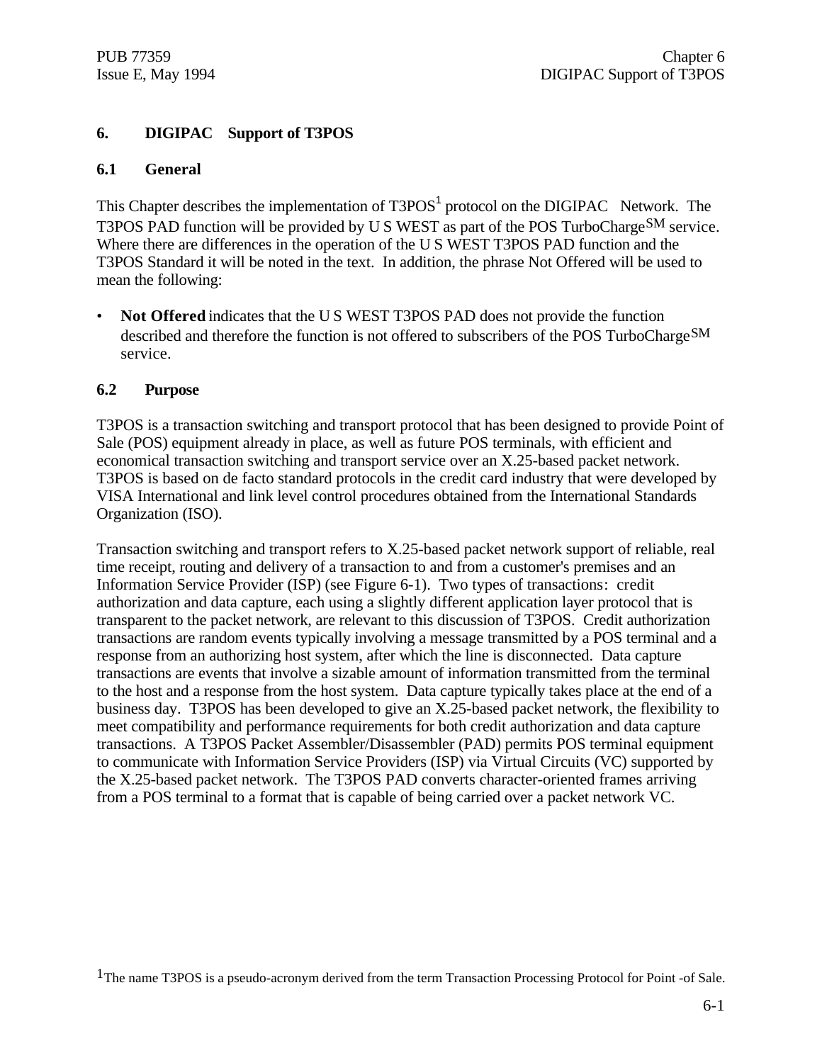# 6. DIGIPAC Support of T3POS

## 6.1 General

This Chapter describes the implementation of T3POS[1] protocol on the DIGIPAC Network. The T3POS PAD function will be provided by U S WEST as part of the POS TurboCharge$^{SM}$ service. Where there are differences in the operation of the U S WEST T3POS PAD function and the T3POS Standard it will be noted in the text. In addition, the phrase Not Offered will be used to mean the following:

- **Not Offered** indicates that the U S WEST T3POS PAD does not provide the function described and therefore the function is not offered to subscribers of the POS TurboCharge$^{SM}$ service.

## 6.2 Purpose

T3POS is a transaction switching and transport protocol that has been designed to provide Point of Sale (POS) equipment already in place, as well as future POS terminals, with efficient and economical transaction switching and transport service over an X.25-based packet network. T3POS is based on de facto standard protocols in the credit card industry that were developed by VISA International and link level control procedures obtained from the International Standards Organization (ISO).

Transaction switching and transport refers to X.25-based packet network support of reliable, real time receipt, routing and delivery of a transaction to and from a customer's premises and an Information Service Provider (ISP) (see Figure 6-1). Two types of transactions: credit authorization and data capture, each using a slightly different application layer protocol that is transparent to the packet network, are relevant to this discussion of T3POS. Credit authorization transactions are random events typically involving a message transmitted by a POS terminal and a response from an authorizing host system, after which the line is disconnected. Data capture transactions are events that involve a sizable amount of information transmitted from the terminal to the host and a response from the host system. Data capture typically takes place at the end of a business day. T3POS has been developed to give an X.25-based packet network, the flexibility to meet compatibility and performance requirements for both credit authorization and data capture transactions. A T3POS Packet Assembler/Disassembler (PAD) permits POS terminal equipment to communicate with Information Service Providers (ISP) via Virtual Circuits (VC) supported by the X.25-based packet network. The T3POS PAD converts character-oriented frames arriving from a POS terminal to a format that is capable of being carried over a packet network VC.

[1] The name T3POS is a pseudo-acronym derived from the term Transaction Processing Protocol for Point -of Sale.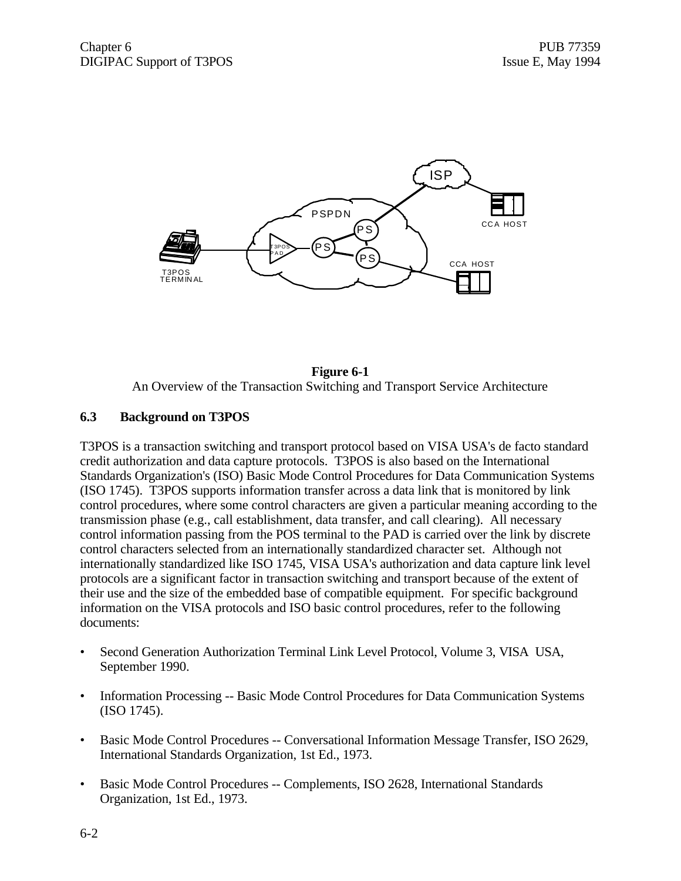**Figure 6-1**
An Overview of the Transaction Switching and Transport Service Architecture

### 6.3 Background on T3POS

T3POS is a transaction switching and transport protocol based on VISA USA's de facto standard credit authorization and data capture protocols. T3POS is also based on the International Standards Organization's (ISO) Basic Mode Control Procedures for Data Communication Systems (ISO 1745). T3POS supports information transfer across a data link that is monitored by link control procedures, where some control characters are given a particular meaning according to the transmission phase (e.g., call establishment, data transfer, and call clearing). All necessary control information passing from the POS terminal to the PAD is carried over the link by discrete control characters selected from an internationally standardized character set. Although not internationally standardized like ISO 1745, VISA USA's authorization and data capture link level protocols are a significant factor in transaction switching and transport because of the extent of their use and the size of the embedded base of compatible equipment. For specific background information on the VISA protocols and ISO basic control procedures, refer to the following documents:

- Second Generation Authorization Terminal Link Level Protocol, Volume 3, VISA USA, September 1990.
- Information Processing -- Basic Mode Control Procedures for Data Communication Systems (ISO 1745).
- Basic Mode Control Procedures -- Conversational Information Message Transfer, ISO 2629, International Standards Organization, 1st Ed., 1973.
- Basic Mode Control Procedures -- Complements, ISO 2628, International Standards Organization, 1st Ed., 1973.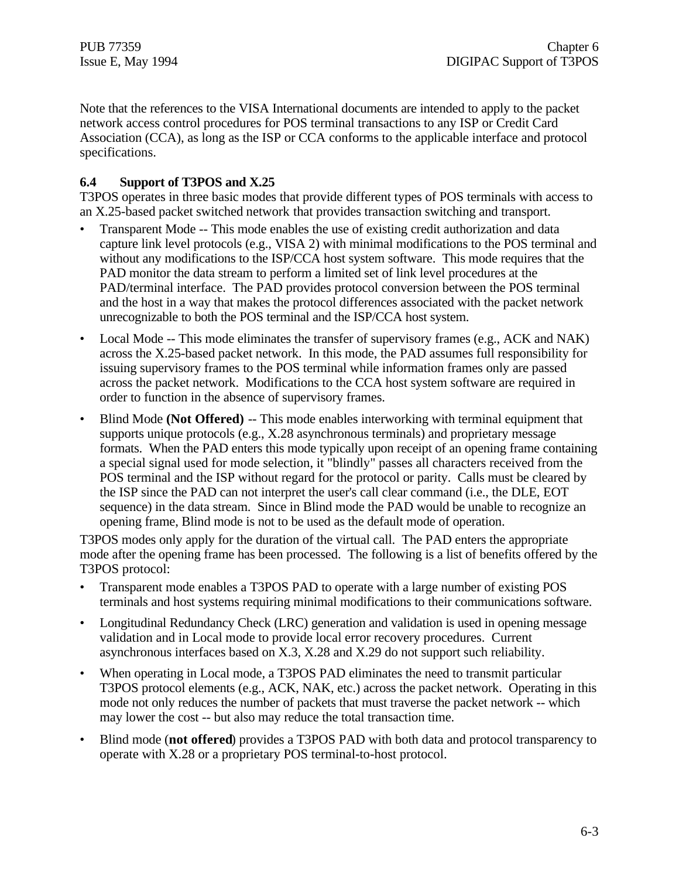Note that the references to the VISA International documents are intended to apply to the packet network access control procedures for POS terminal transactions to any ISP or Credit Card Association (CCA), as long as the ISP or CCA conforms to the applicable interface and protocol specifications.

### 6.4 Support of T3POS and X.25

T3POS operates in three basic modes that provide different types of POS terminals with access to an X.25-based packet switched network that provides transaction switching and transport.

- Transparent Mode -- This mode enables the use of existing credit authorization and data capture link level protocols (e.g., VISA 2) with minimal modifications to the POS terminal and without any modifications to the ISP/CCA host system software. This mode requires that the PAD monitor the data stream to perform a limited set of link level procedures at the PAD/terminal interface. The PAD provides protocol conversion between the POS terminal and the host in a way that makes the protocol differences associated with the packet network unrecognizable to both the POS terminal and the ISP/CCA host system.
- Local Mode -- This mode eliminates the transfer of supervisory frames (e.g., ACK and NAK) across the X.25-based packet network. In this mode, the PAD assumes full responsibility for issuing supervisory frames to the POS terminal while information frames only are passed across the packet network. Modifications to the CCA host system software are required in order to function in the absence of supervisory frames.
- Blind Mode **(Not Offered)** -- This mode enables interworking with terminal equipment that supports unique protocols (e.g., X.28 asynchronous terminals) and proprietary message formats. When the PAD enters this mode typically upon receipt of an opening frame containing a special signal used for mode selection, it "blindly" passes all characters received from the POS terminal and the ISP without regard for the protocol or parity. Calls must be cleared by the ISP since the PAD can not interpret the user's call clear command (i.e., the DLE, EOT sequence) in the data stream. Since in Blind mode the PAD would be unable to recognize an opening frame, Blind mode is not to be used as the default mode of operation.

T3POS modes only apply for the duration of the virtual call. The PAD enters the appropriate mode after the opening frame has been processed. The following is a list of benefits offered by the T3POS protocol:

- Transparent mode enables a T3POS PAD to operate with a large number of existing POS terminals and host systems requiring minimal modifications to their communications software.
- Longitudinal Redundancy Check (LRC) generation and validation is used in opening message validation and in Local mode to provide local error recovery procedures. Current asynchronous interfaces based on X.3, X.28 and X.29 do not support such reliability.
- When operating in Local mode, a T3POS PAD eliminates the need to transmit particular T3POS protocol elements (e.g., ACK, NAK, etc.) across the packet network. Operating in this mode not only reduces the number of packets that must traverse the packet network -- which may lower the cost -- but also may reduce the total transaction time.
- Blind mode (**not offered**) provides a T3POS PAD with both data and protocol transparency to operate with X.28 or a proprietary POS terminal-to-host protocol.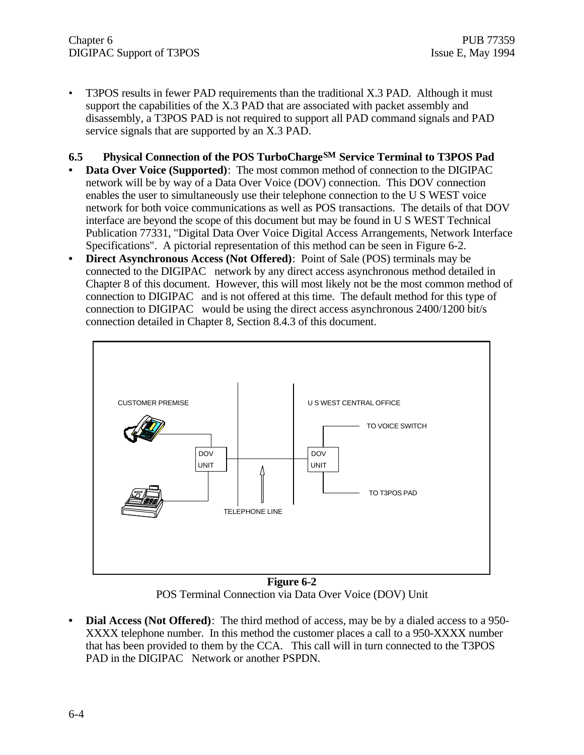- T3POS results in fewer PAD requirements than the traditional X.3 PAD. Although it must support the capabilities of the X.3 PAD that are associated with packet assembly and disassembly, a T3POS PAD is not required to support all PAD command signals and PAD service signals that are supported by an X.3 PAD.

## 6.5 Physical Connection of the POS TurboCharge[SM] Service Terminal to T3POS Pad

- **Data Over Voice (Supported)**: The most common method of connection to the DIGIPAC network will be by way of a Data Over Voice (DOV) connection. This DOV connection enables the user to simultaneously use their telephone connection to the U S WEST voice network for both voice communications as well as POS transactions. The details of that DOV interface are beyond the scope of this document but may be found in U S WEST Technical Publication 77331, "Digital Data Over Voice Digital Access Arrangements, Network Interface Specifications". A pictorial representation of this method can be seen in Figure 6-2.
- **Direct Asynchronous Access (Not Offered)**: Point of Sale (POS) terminals may be connected to the DIGIPAC network by any direct access asynchronous method detailed in Chapter 8 of this document. However, this will most likely not be the most common method of connection to DIGIPAC and is not offered at this time. The default method for this type of connection to DIGIPAC would be using the direct access asynchronous 2400/1200 bit/s connection detailed in Chapter 8, Section 8.4.3 of this document.

CUSTOMER PREMISE

U S WEST CENTRAL OFFICE

TO VOICE SWITCH

DOV UNIT

DOV UNIT

TELEPHONE LINE

TO T3POS PAD

**Figure 6-2**
POS Terminal Connection via Data Over Voice (DOV) Unit

- **Dial Access (Not Offered)**: The third method of access, may be by a dialed access to a 950-XXXX telephone number. In this method the customer places a call to a 950-XXXX number that has been provided to them by the CCA. This call will in turn connected to the T3POS PAD in the DIGIPAC Network or another PSPDN.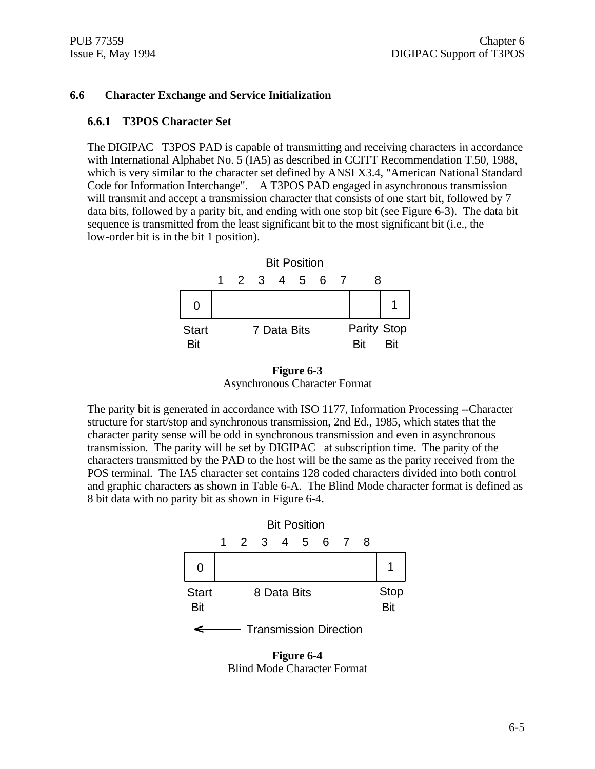## 6.6 Character Exchange and Service Initialization

### 6.6.1 T3POS Character Set

The DIGIPAC T3POS PAD is capable of transmitting and receiving characters in accordance with International Alphabet No. 5 (IA5) as described in CCITT Recommendation T.50, 1988, which is very similar to the character set defined by ANSI X3.4, "American National Standard Code for Information Interchange". A T3POS PAD engaged in asynchronous transmission will transmit and accept a transmission character that consists of one start bit, followed by 7 data bits, followed by a parity bit, and ending with one stop bit (see Figure 6-3). The data bit sequence is transmitted from the least significant bit to the most significant bit (i.e., the low-order bit is in the bit 1 position).

Bit Position

1 2 3 4 5 6 7 8

0

1

Start Bit

7 Data Bits

Parity Bit

Stop Bit

**Figure 6-3**
Asynchronous Character Format

The parity bit is generated in accordance with ISO 1177, Information Processing --Character structure for start/stop and synchronous transmission, 2nd Ed., 1985, which states that the character parity sense will be odd in synchronous transmission and even in asynchronous transmission. The parity will be set by DIGIPAC at subscription time. The parity of the characters transmitted by the PAD to the host will be the same as the parity received from the POS terminal. The IA5 character set contains 128 coded characters divided into both control and graphic characters as shown in Table 6-A. The Blind Mode character format is defined as 8 bit data with no parity bit as shown in Figure 6-4.

Bit Position

1 2 3 4 5 6 7 8

0

1

Start Bit

8 Data Bits

Stop Bit

Transmission Direction

**Figure 6-4**
Blind Mode Character Format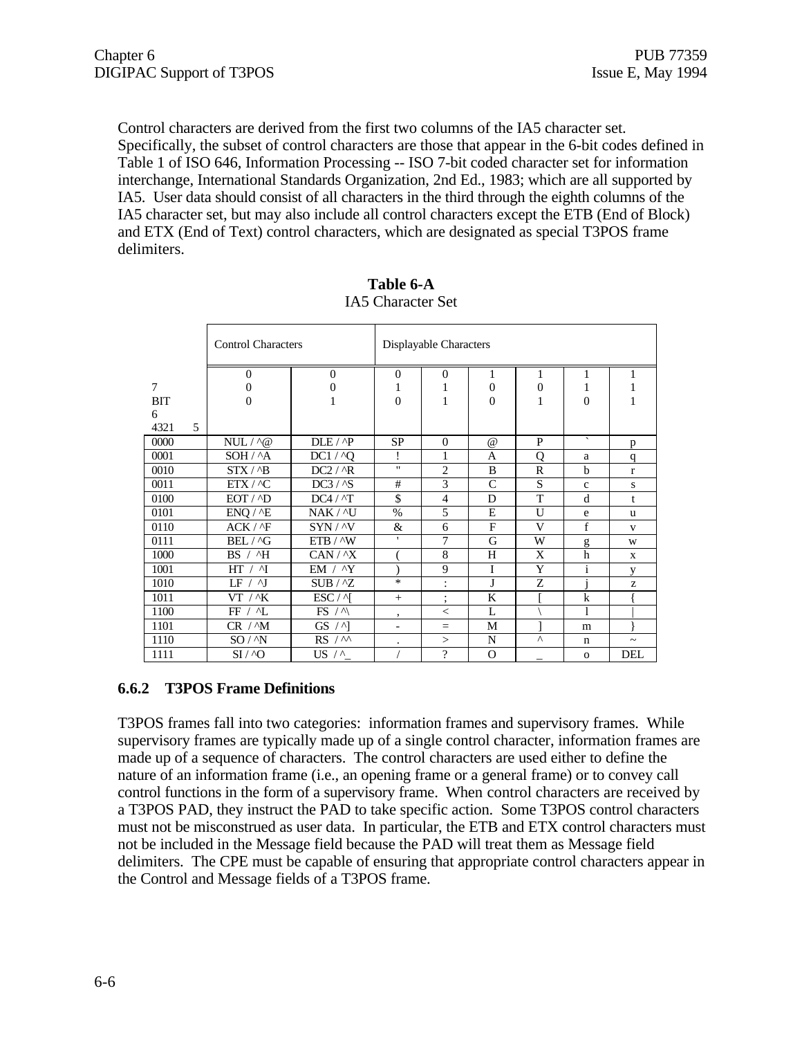Control characters are derived from the first two columns of the IA5 character set. Specifically, the subset of control characters are those that appear in the 6-bit codes defined in Table 1 of ISO 646, Information Processing -- ISO 7-bit coded character set for information interchange, International Standards Organization, 2nd Ed., 1983; which are all supported by IA5. User data should consist of all characters in the third through the eighth columns of the IA5 character set, but may also include all control characters except the ETB (End of Block) and ETX (End of Text) control characters, which are designated as special T3POS frame delimiters.

**Table 6-A**
IA5 Character Set

| | Control Characters | | Displayable Characters | | | | | |
|---|---|---|---|---|---|---|---|---|
| 7 BIT 6 4321 5 | 0 0 0 | 0 0 1 | 0 1 0 | 0 1 1 | 1 0 0 | 1 0 1 | 1 1 0 | 1 1 1 |
| 0000 | NUL / ^@ | DLE / ^P | SP | 0 | @ | P | ` | p |
| 0001 | SOH / ^A | DC1 / ^Q | ! | 1 | A | Q | a | q |
| 0010 | STX / ^B | DC2 / ^R | " | 2 | B | R | b | r |
| 0011 | ETX / ^C | DC3 / ^S | # | 3 | C | S | c | s |
| 0100 | EOT / ^D | DC4 / ^T | $ | 4 | D | T | d | t |
| 0101 | ENQ / ^E | NAK / ^U | % | 5 | E | U | e | u |
| 0110 | ACK / ^F | SYN / ^V | & | 6 | F | V | f | v |
| 0111 | BEL / ^G | ETB / ^W | ' | 7 | G | W | g | w |
| 1000 | BS / ^H | CAN / ^X | ( | 8 | H | X | h | x |
| 1001 | HT / ^I | EM / ^Y | ) | 9 | I | Y | i | y |
| 1010 | LF / ^J | SUB / ^Z | * | : | J | Z | j | z |
| 1011 | VT / ^K | ESC / ^[ | + | ; | K | [ | k | { |
| 1100 | FF / ^L | FS / ^\ | , | < | L | \ | l | \| |
| 1101 | CR / ^M | GS / ^] | - | = | M | ] | m | } |
| 1110 | SO / ^N | RS / ^^ | . | > | N | ^ | n | ~ |
| 1111 | SI / ^O | US / ^_ | / | ? | O | _ | o | DEL |

### 6.6.2 T3POS Frame Definitions

T3POS frames fall into two categories: information frames and supervisory frames. While supervisory frames are typically made up of a single control character, information frames are made up of a sequence of characters. The control characters are used either to define the nature of an information frame (i.e., an opening frame or a general frame) or to convey call control functions in the form of a supervisory frame. When control characters are received by a T3POS PAD, they instruct the PAD to take specific action. Some T3POS control characters must not be misconstrued as user data. In particular, the ETB and ETX control characters must not be included in the Message field because the PAD will treat them as Message field delimiters. The CPE must be capable of ensuring that appropriate control characters appear in the Control and Message fields of a T3POS frame.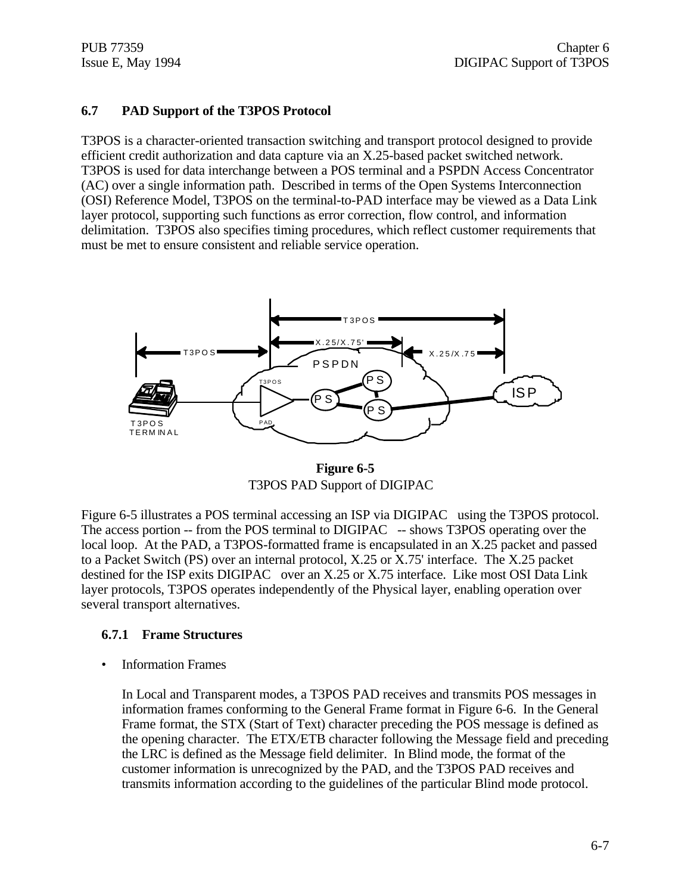## 6.7 PAD Support of the T3POS Protocol

T3POS is a character-oriented transaction switching and transport protocol designed to provide efficient credit authorization and data capture via an X.25-based packet switched network. T3POS is used for data interchange between a POS terminal and a PSPDN Access Concentrator (AC) over a single information path. Described in terms of the Open Systems Interconnection (OSI) Reference Model, T3POS on the terminal-to-PAD interface may be viewed as a Data Link layer protocol, supporting such functions as error correction, flow control, and information delimitation. T3POS also specifies timing procedures, which reflect customer requirements that must be met to ensure consistent and reliable service operation.

T3POS
X.25/X.75'
X.25/X.75
T3POS
PSPDN
T3POS
PS
PS
PS
ISP
PAD
T3POS
TERMINAL

**Figure 6-5**
T3POS PAD Support of DIGIPAC

Figure 6-5 illustrates a POS terminal accessing an ISP via DIGIPAC using the T3POS protocol. The access portion -- from the POS terminal to DIGIPAC -- shows T3POS operating over the local loop. At the PAD, a T3POS-formatted frame is encapsulated in an X.25 packet and passed to a Packet Switch (PS) over an internal protocol, X.25 or X.75' interface. The X.25 packet destined for the ISP exits DIGIPAC over an X.25 or X.75 interface. Like most OSI Data Link layer protocols, T3POS operates independently of the Physical layer, enabling operation over several transport alternatives.

### 6.7.1 Frame Structures

- Information Frames

  In Local and Transparent modes, a T3POS PAD receives and transmits POS messages in information frames conforming to the General Frame format in Figure 6-6. In the General Frame format, the STX (Start of Text) character preceding the POS message is defined as the opening character. The ETX/ETB character following the Message field and preceding the LRC is defined as the Message field delimiter. In Blind mode, the format of the customer information is unrecognized by the PAD, and the T3POS PAD receives and transmits information according to the guidelines of the particular Blind mode protocol.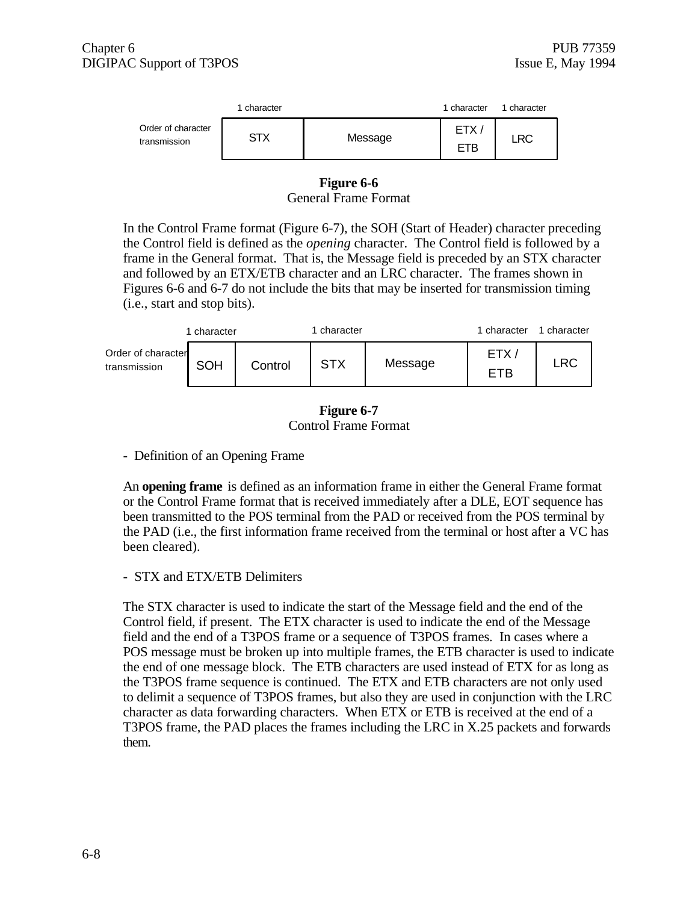| | 1 character | | 1 character | 1 character |
|---|---|---|---|---|
| Order of character transmission | STX | Message | ETX / ETB | LRC |

**Figure 6-6**
General Frame Format

In the Control Frame format (Figure 6-7), the SOH (Start of Header) character preceding the Control field is defined as the *opening* character. The Control field is followed by a frame in the General format. That is, the Message field is preceded by an STX character and followed by an ETX/ETB character and an LRC character. The frames shown in Figures 6-6 and 6-7 do not include the bits that may be inserted for transmission timing (i.e., start and stop bits).

| | 1 character | | 1 character | | 1 character | 1 character |
|---|---|---|---|---|---|---|
| Order of character transmission | SOH | Control | STX | Message | ETX / ETB | LRC |

**Figure 6-7**
Control Frame Format

- Definition of an Opening Frame

An **opening frame** is defined as an information frame in either the General Frame format or the Control Frame format that is received immediately after a DLE, EOT sequence has been transmitted to the POS terminal from the PAD or received from the POS terminal by the PAD (i.e., the first information frame received from the terminal or host after a VC has been cleared).

- STX and ETX/ETB Delimiters

The STX character is used to indicate the start of the Message field and the end of the Control field, if present. The ETX character is used to indicate the end of the Message field and the end of a T3POS frame or a sequence of T3POS frames. In cases where a POS message must be broken up into multiple frames, the ETB character is used to indicate the end of one message block. The ETB characters are used instead of ETX for as long as the T3POS frame sequence is continued. The ETX and ETB characters are not only used to delimit a sequence of T3POS frames, but also they are used in conjunction with the LRC character as data forwarding characters. When ETX or ETB is received at the end of a T3POS frame, the PAD places the frames including the LRC in X.25 packets and forwards them.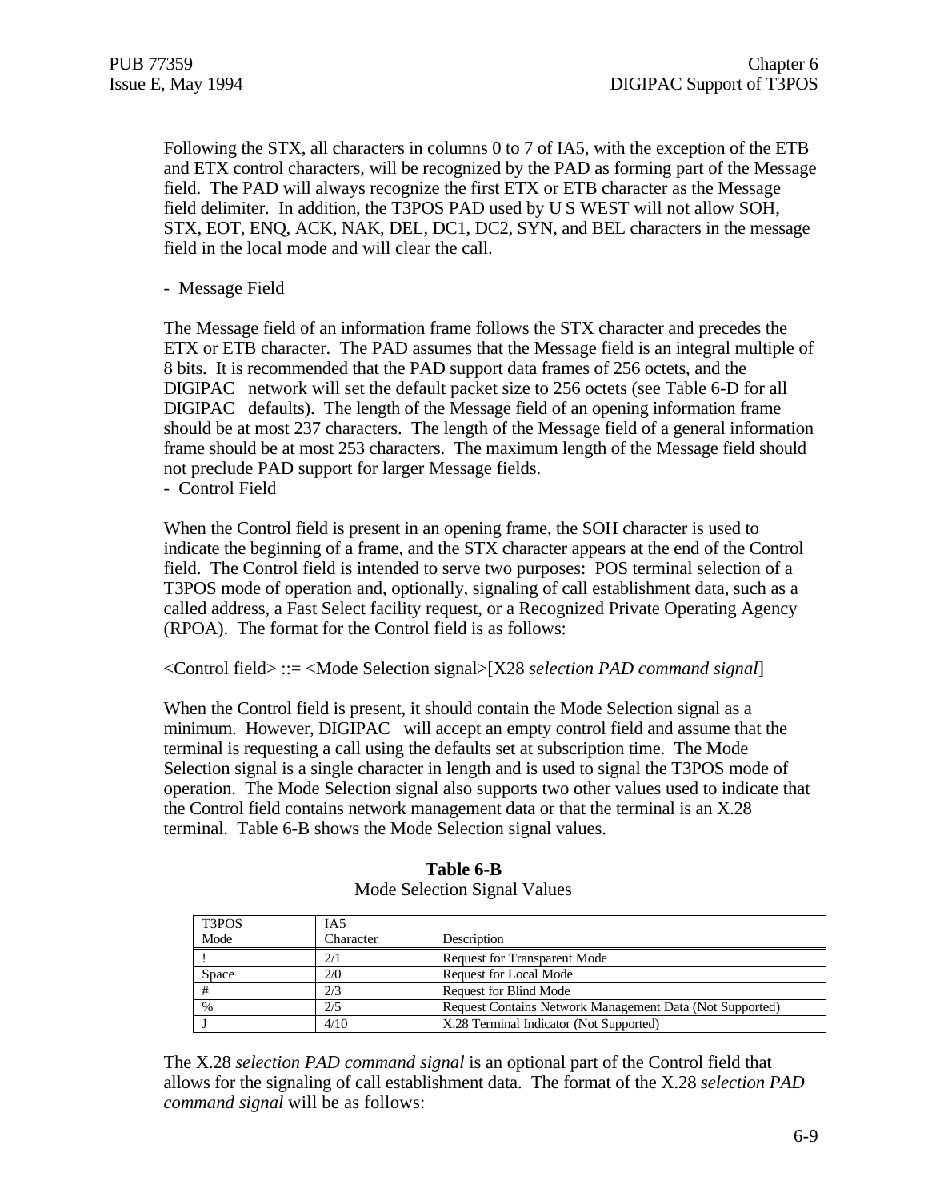Following the STX, all characters in columns 0 to 7 of IA5, with the exception of the ETB and ETX control characters, will be recognized by the PAD as forming part of the Message field. The PAD will always recognize the first ETX or ETB character as the Message field delimiter. In addition, the T3POS PAD used by U S WEST will not allow SOH, STX, EOT, ENQ, ACK, NAK, DEL, DC1, DC2, SYN, and BEL characters in the message field in the local mode and will clear the call.

- Message Field

The Message field of an information frame follows the STX character and precedes the ETX or ETB character. The PAD assumes that the Message field is an integral multiple of 8 bits. It is recommended that the PAD support data frames of 256 octets, and the DIGIPAC network will set the default packet size to 256 octets (see Table 6-D for all DIGIPAC defaults). The length of the Message field of an opening information frame should be at most 237 characters. The length of the Message field of a general information frame should be at most 253 characters. The maximum length of the Message field should not preclude PAD support for larger Message fields.

- Control Field

When the Control field is present in an opening frame, the SOH character is used to indicate the beginning of a frame, and the STX character appears at the end of the Control field. The Control field is intended to serve two purposes: POS terminal selection of a T3POS mode of operation and, optionally, signaling of call establishment data, such as a called address, a Fast Select facility request, or a Recognized Private Operating Agency (RPOA). The format for the Control field is as follows:

<Control field> ::= <Mode Selection signal>[X28 *selection PAD command signal*]

When the Control field is present, it should contain the Mode Selection signal as a minimum. However, DIGIPAC will accept an empty control field and assume that the terminal is requesting a call using the defaults set at subscription time. The Mode Selection signal is a single character in length and is used to signal the T3POS mode of operation. The Mode Selection signal also supports two other values used to indicate that the Control field contains network management data or that the terminal is an X.28 terminal. Table 6-B shows the Mode Selection signal values.

**Table 6-B**
Mode Selection Signal Values

| T3POS Mode | IA5 Character | Description |
|---|---|---|
| ! | 2/1 | Request for Transparent Mode |
| Space | 2/0 | Request for Local Mode |
| # | 2/3 | Request for Blind Mode |
| % | 2/5 | Request Contains Network Management Data (Not Supported) |
| J | 4/10 | X.28 Terminal Indicator (Not Supported) |

The X.28 *selection PAD command signal* is an optional part of the Control field that allows for the signaling of call establishment data. The format of the X.28 *selection PAD command signal* will be as follows: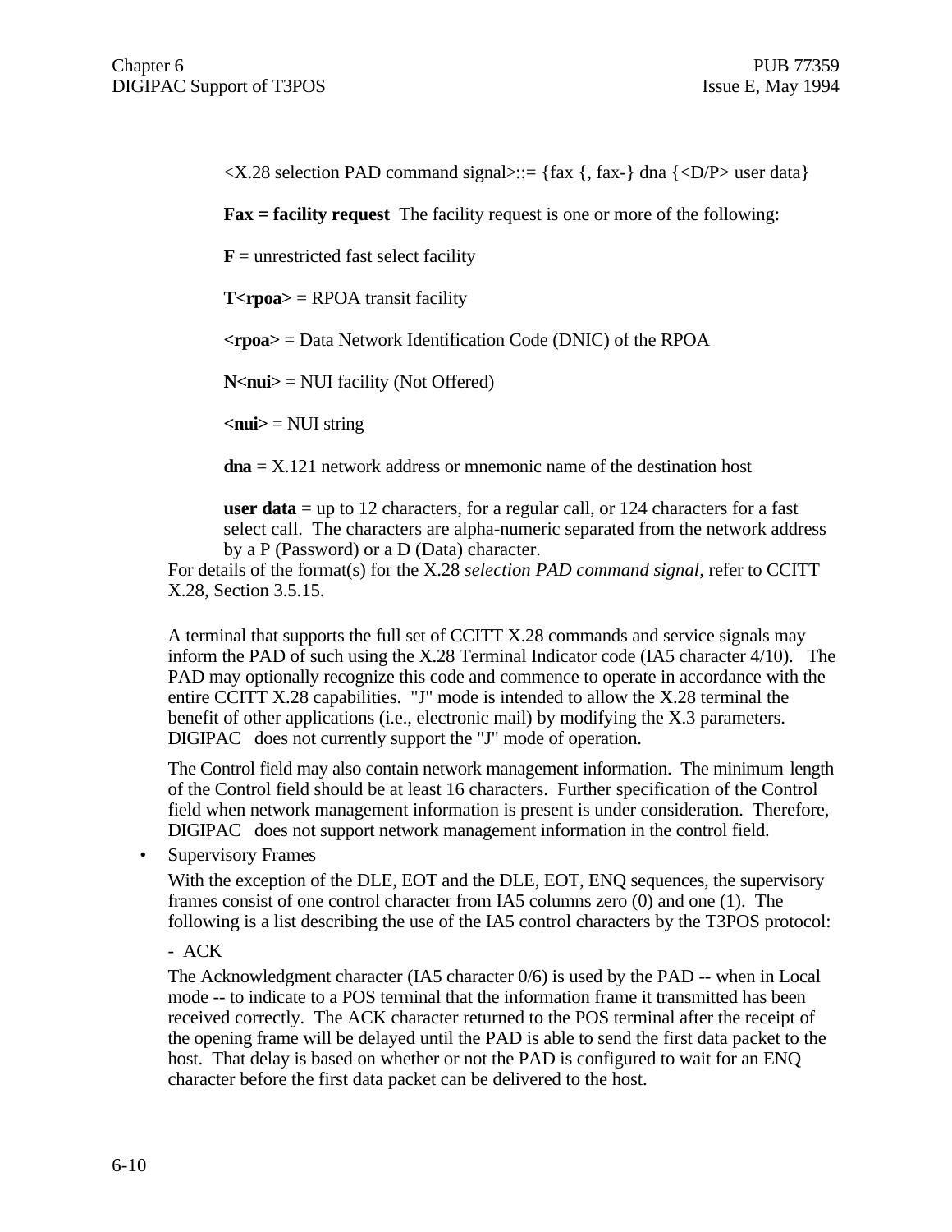<X.28 selection PAD command signal>::= {fax {, fax-} dna {<D/P> user data}

**Fax = facility request** The facility request is one or more of the following:

**F** = unrestricted fast select facility

**T<rpoa>** = RPOA transit facility

**<rpoa>** = Data Network Identification Code (DNIC) of the RPOA

**N<nui>** = NUI facility (Not Offered)

**<nui>** = NUI string

**dna** = X.121 network address or mnemonic name of the destination host

**user data** = up to 12 characters, for a regular call, or 124 characters for a fast select call. The characters are alpha-numeric separated from the network address by a P (Password) or a D (Data) character.

For details of the format(s) for the X.28 *selection PAD command signal*, refer to CCITT X.28, Section 3.5.15.

A terminal that supports the full set of CCITT X.28 commands and service signals may inform the PAD of such using the X.28 Terminal Indicator code (IA5 character 4/10). The PAD may optionally recognize this code and commence to operate in accordance with the entire CCITT X.28 capabilities. "J" mode is intended to allow the X.28 terminal the benefit of other applications (i.e., electronic mail) by modifying the X.3 parameters. DIGIPAC does not currently support the "J" mode of operation.

The Control field may also contain network management information. The minimum length of the Control field should be at least 16 characters. Further specification of the Control field when network management information is present is under consideration. Therefore, DIGIPAC does not support network management information in the control field.

- Supervisory Frames

  With the exception of the DLE, EOT and the DLE, EOT, ENQ sequences, the supervisory frames consist of one control character from IA5 columns zero (0) and one (1). The following is a list describing the use of the IA5 control characters by the T3POS protocol:

  - ACK

  The Acknowledgment character (IA5 character 0/6) is used by the PAD -- when in Local mode -- to indicate to a POS terminal that the information frame it transmitted has been received correctly. The ACK character returned to the POS terminal after the receipt of the opening frame will be delayed until the PAD is able to send the first data packet to the host. That delay is based on whether or not the PAD is configured to wait for an ENQ character before the first data packet can be delivered to the host.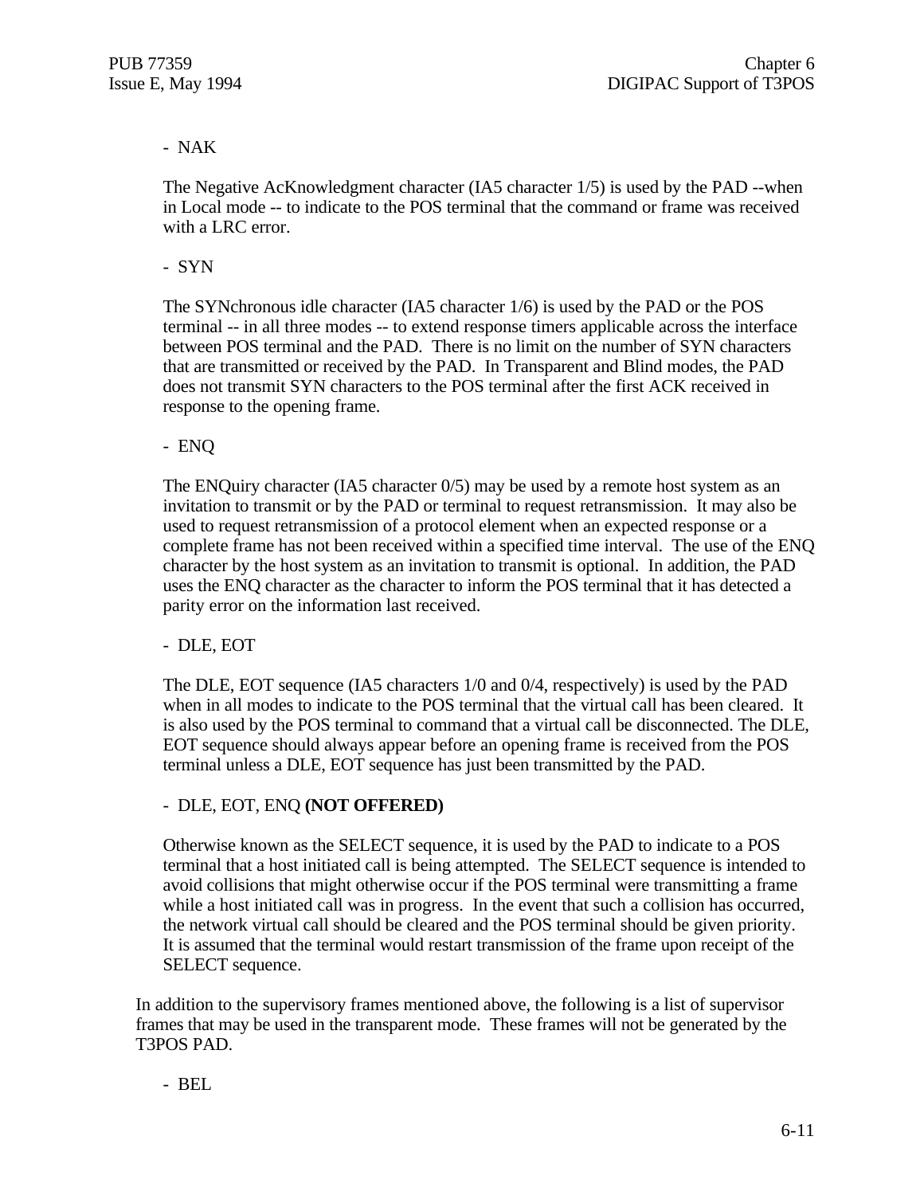- NAK

The Negative AcKnowledgment character (IA5 character 1/5) is used by the PAD --when in Local mode -- to indicate to the POS terminal that the command or frame was received with a LRC error.

- SYN

The SYNchronous idle character (IA5 character 1/6) is used by the PAD or the POS terminal -- in all three modes -- to extend response timers applicable across the interface between POS terminal and the PAD. There is no limit on the number of SYN characters that are transmitted or received by the PAD. In Transparent and Blind modes, the PAD does not transmit SYN characters to the POS terminal after the first ACK received in response to the opening frame.

- ENQ

The ENQuiry character (IA5 character 0/5) may be used by a remote host system as an invitation to transmit or by the PAD or terminal to request retransmission. It may also be used to request retransmission of a protocol element when an expected response or a complete frame has not been received within a specified time interval. The use of the ENQ character by the host system as an invitation to transmit is optional. In addition, the PAD uses the ENQ character as the character to inform the POS terminal that it has detected a parity error on the information last received.

- DLE, EOT

The DLE, EOT sequence (IA5 characters 1/0 and 0/4, respectively) is used by the PAD when in all modes to indicate to the POS terminal that the virtual call has been cleared. It is also used by the POS terminal to command that a virtual call be disconnected. The DLE, EOT sequence should always appear before an opening frame is received from the POS terminal unless a DLE, EOT sequence has just been transmitted by the PAD.

- DLE, EOT, ENQ **(NOT OFFERED)**

Otherwise known as the SELECT sequence, it is used by the PAD to indicate to a POS terminal that a host initiated call is being attempted. The SELECT sequence is intended to avoid collisions that might otherwise occur if the POS terminal were transmitting a frame while a host initiated call was in progress. In the event that such a collision has occurred, the network virtual call should be cleared and the POS terminal should be given priority. It is assumed that the terminal would restart transmission of the frame upon receipt of the SELECT sequence.

In addition to the supervisory frames mentioned above, the following is a list of supervisor frames that may be used in the transparent mode. These frames will not be generated by the T3POS PAD.

- BEL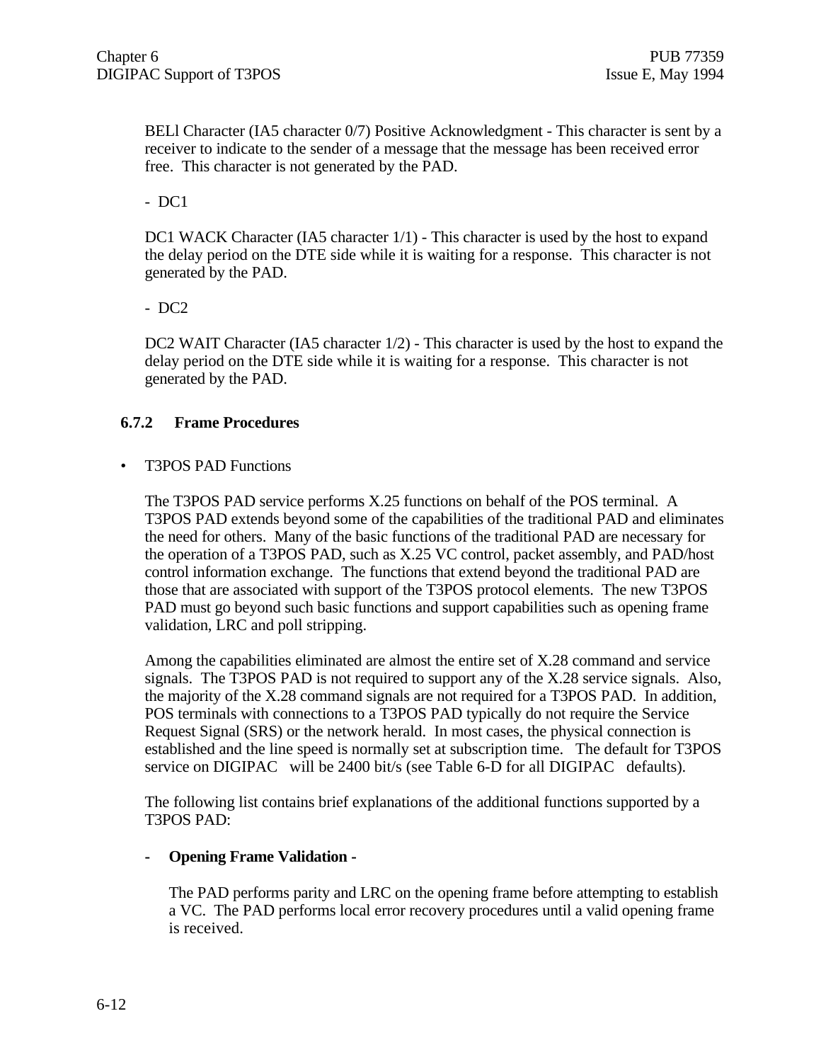BELl Character (IA5 character 0/7) Positive Acknowledgment - This character is sent by a receiver to indicate to the sender of a message that the message has been received error free. This character is not generated by the PAD.

- DC1

DC1 WACK Character (IA5 character 1/1) - This character is used by the host to expand the delay period on the DTE side while it is waiting for a response. This character is not generated by the PAD.

- DC2

DC2 WAIT Character (IA5 character 1/2) - This character is used by the host to expand the delay period on the DTE side while it is waiting for a response. This character is not generated by the PAD.

### 6.7.2 Frame Procedures

- T3POS PAD Functions

The T3POS PAD service performs X.25 functions on behalf of the POS terminal. A T3POS PAD extends beyond some of the capabilities of the traditional PAD and eliminates the need for others. Many of the basic functions of the traditional PAD are necessary for the operation of a T3POS PAD, such as X.25 VC control, packet assembly, and PAD/host control information exchange. The functions that extend beyond the traditional PAD are those that are associated with support of the T3POS protocol elements. The new T3POS PAD must go beyond such basic functions and support capabilities such as opening frame validation, LRC and poll stripping.

Among the capabilities eliminated are almost the entire set of X.28 command and service signals. The T3POS PAD is not required to support any of the X.28 service signals. Also, the majority of the X.28 command signals are not required for a T3POS PAD. In addition, POS terminals with connections to a T3POS PAD typically do not require the Service Request Signal (SRS) or the network herald. In most cases, the physical connection is established and the line speed is normally set at subscription time. The default for T3POS service on DIGIPAC will be 2400 bit/s (see Table 6-D for all DIGIPAC defaults).

The following list contains brief explanations of the additional functions supported by a T3POS PAD:

- **Opening Frame Validation -**

  The PAD performs parity and LRC on the opening frame before attempting to establish a VC. The PAD performs local error recovery procedures until a valid opening frame is received.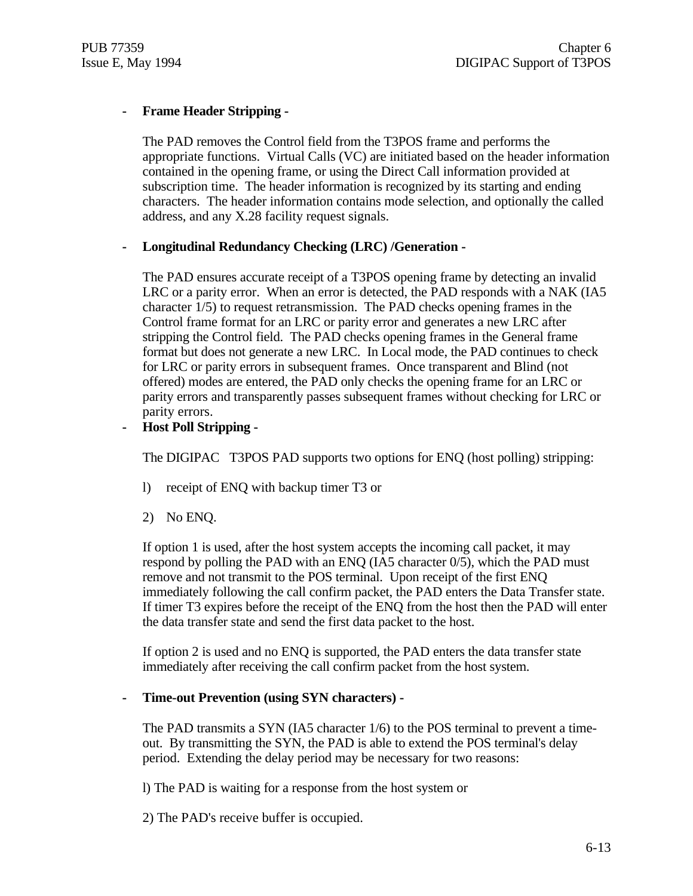- **Frame Header Stripping -**

  The PAD removes the Control field from the T3POS frame and performs the appropriate functions. Virtual Calls (VC) are initiated based on the header information contained in the opening frame, or using the Direct Call information provided at subscription time. The header information is recognized by its starting and ending characters. The header information contains mode selection, and optionally the called address, and any X.28 facility request signals.

- **Longitudinal Redundancy Checking (LRC) /Generation -**

  The PAD ensures accurate receipt of a T3POS opening frame by detecting an invalid LRC or a parity error. When an error is detected, the PAD responds with a NAK (IA5 character 1/5) to request retransmission. The PAD checks opening frames in the Control frame format for an LRC or parity error and generates a new LRC after stripping the Control field. The PAD checks opening frames in the General frame format but does not generate a new LRC. In Local mode, the PAD continues to check for LRC or parity errors in subsequent frames. Once transparent and Blind (not offered) modes are entered, the PAD only checks the opening frame for an LRC or parity errors and transparently passes subsequent frames without checking for LRC or parity errors.

- **Host Poll Stripping -**

  The DIGIPAC T3POS PAD supports two options for ENQ (host polling) stripping:

  l) receipt of ENQ with backup timer T3 or

  2) No ENQ.

  If option 1 is used, after the host system accepts the incoming call packet, it may respond by polling the PAD with an ENQ (IA5 character 0/5), which the PAD must remove and not transmit to the POS terminal. Upon receipt of the first ENQ immediately following the call confirm packet, the PAD enters the Data Transfer state. If timer T3 expires before the receipt of the ENQ from the host then the PAD will enter the data transfer state and send the first data packet to the host.

  If option 2 is used and no ENQ is supported, the PAD enters the data transfer state immediately after receiving the call confirm packet from the host system.

- **Time-out Prevention (using SYN characters) -**

  The PAD transmits a SYN (IA5 character 1/6) to the POS terminal to prevent a time-out. By transmitting the SYN, the PAD is able to extend the POS terminal's delay period. Extending the delay period may be necessary for two reasons:

  l) The PAD is waiting for a response from the host system or

  2) The PAD's receive buffer is occupied.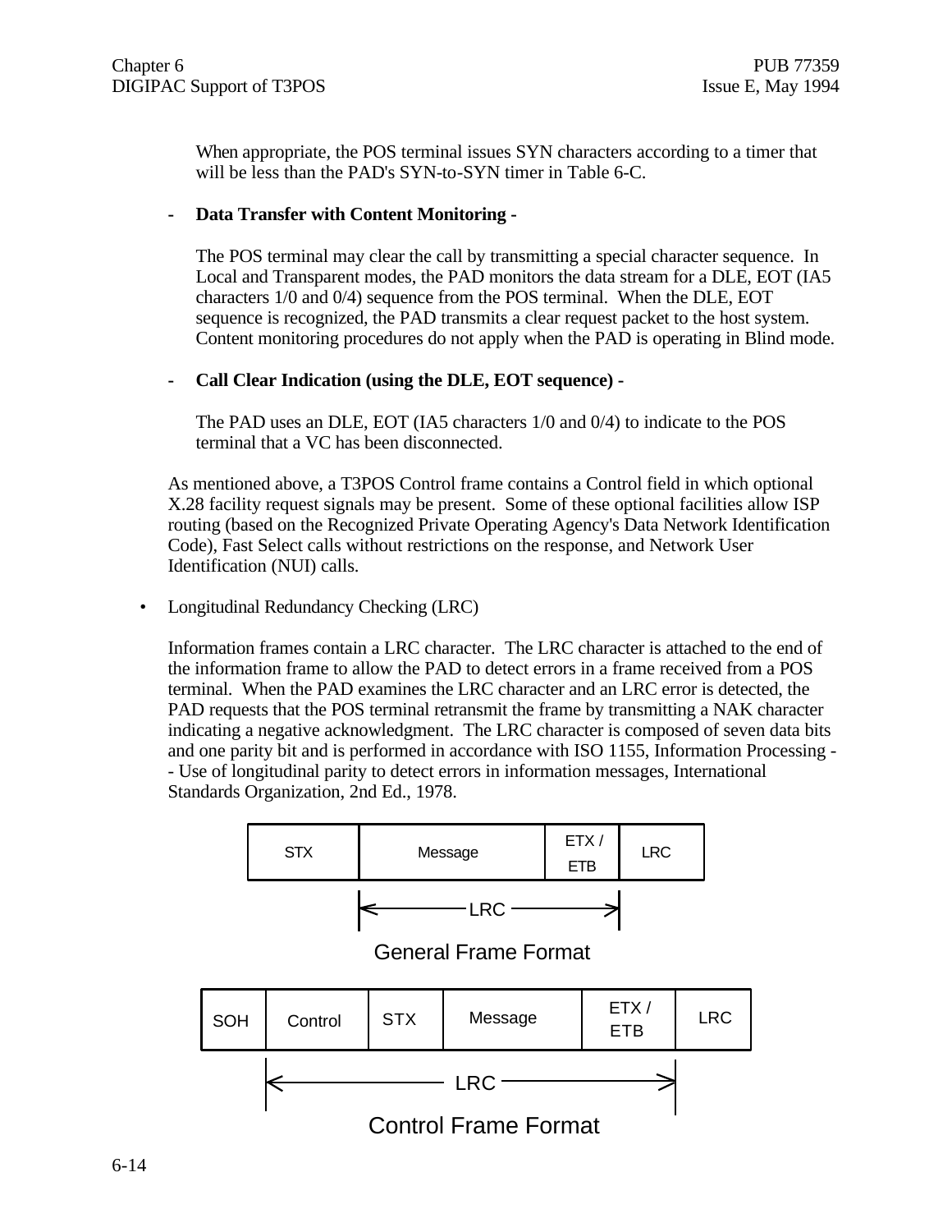When appropriate, the POS terminal issues SYN characters according to a timer that will be less than the PAD's SYN-to-SYN timer in Table 6-C.

- **Data Transfer with Content Monitoring -**

  The POS terminal may clear the call by transmitting a special character sequence. In Local and Transparent modes, the PAD monitors the data stream for a DLE, EOT (IA5 characters 1/0 and 0/4) sequence from the POS terminal. When the DLE, EOT sequence is recognized, the PAD transmits a clear request packet to the host system. Content monitoring procedures do not apply when the PAD is operating in Blind mode.

- **Call Clear Indication (using the DLE, EOT sequence) -**

  The PAD uses an DLE, EOT (IA5 characters 1/0 and 0/4) to indicate to the POS terminal that a VC has been disconnected.

As mentioned above, a T3POS Control frame contains a Control field in which optional X.28 facility request signals may be present. Some of these optional facilities allow ISP routing (based on the Recognized Private Operating Agency's Data Network Identification Code), Fast Select calls without restrictions on the response, and Network User Identification (NUI) calls.

- Longitudinal Redundancy Checking (LRC)

  Information frames contain a LRC character. The LRC character is attached to the end of the information frame to allow the PAD to detect errors in a frame received from a POS terminal. When the PAD examines the LRC character and an LRC error is detected, the PAD requests that the POS terminal retransmit the frame by transmitting a NAK character indicating a negative acknowledgment. The LRC character is composed of seven data bits and one parity bit and is performed in accordance with ISO 1155, Information Processing -- Use of longitudinal parity to detect errors in information messages, International Standards Organization, 2nd Ed., 1978.

STX | Message | ETX / ETB | LRC

LRC

General Frame Format

SOH | Control | STX | Message | ETX / ETB | LRC

LRC

Control Frame Format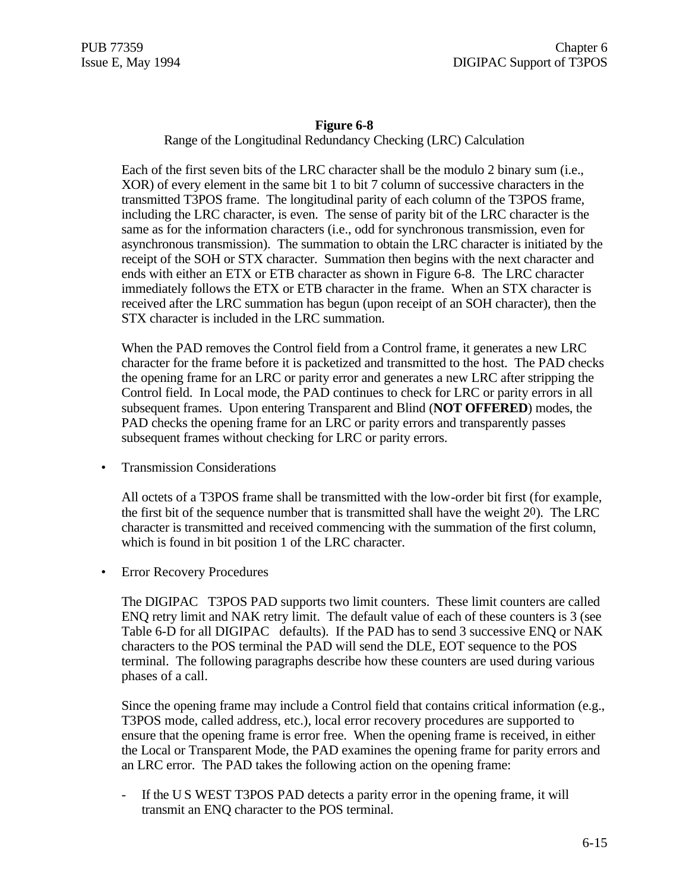**Figure 6-8**

Range of the Longitudinal Redundancy Checking (LRC) Calculation

Each of the first seven bits of the LRC character shall be the modulo 2 binary sum (i.e., XOR) of every element in the same bit 1 to bit 7 column of successive characters in the transmitted T3POS frame. The longitudinal parity of each column of the T3POS frame, including the LRC character, is even. The sense of parity bit of the LRC character is the same as for the information characters (i.e., odd for synchronous transmission, even for asynchronous transmission). The summation to obtain the LRC character is initiated by the receipt of the SOH or STX character. Summation then begins with the next character and ends with either an ETX or ETB character as shown in Figure 6-8. The LRC character immediately follows the ETX or ETB character in the frame. When an STX character is received after the LRC summation has begun (upon receipt of an SOH character), then the STX character is included in the LRC summation.

When the PAD removes the Control field from a Control frame, it generates a new LRC character for the frame before it is packetized and transmitted to the host. The PAD checks the opening frame for an LRC or parity error and generates a new LRC after stripping the Control field. In Local mode, the PAD continues to check for LRC or parity errors in all subsequent frames. Upon entering Transparent and Blind (**NOT OFFERED**) modes, the PAD checks the opening frame for an LRC or parity errors and transparently passes subsequent frames without checking for LRC or parity errors.

- Transmission Considerations

  All octets of a T3POS frame shall be transmitted with the low-order bit first (for example, the first bit of the sequence number that is transmitted shall have the weight $2^0$). The LRC character is transmitted and received commencing with the summation of the first column, which is found in bit position 1 of the LRC character.

- Error Recovery Procedures

  The DIGIPAC T3POS PAD supports two limit counters. These limit counters are called ENQ retry limit and NAK retry limit. The default value of each of these counters is 3 (see Table 6-D for all DIGIPAC defaults). If the PAD has to send 3 successive ENQ or NAK characters to the POS terminal the PAD will send the DLE, EOT sequence to the POS terminal. The following paragraphs describe how these counters are used during various phases of a call.

  Since the opening frame may include a Control field that contains critical information (e.g., T3POS mode, called address, etc.), local error recovery procedures are supported to ensure that the opening frame is error free. When the opening frame is received, in either the Local or Transparent Mode, the PAD examines the opening frame for parity errors and an LRC error. The PAD takes the following action on the opening frame:

  - If the U S WEST T3POS PAD detects a parity error in the opening frame, it will transmit an ENQ character to the POS terminal.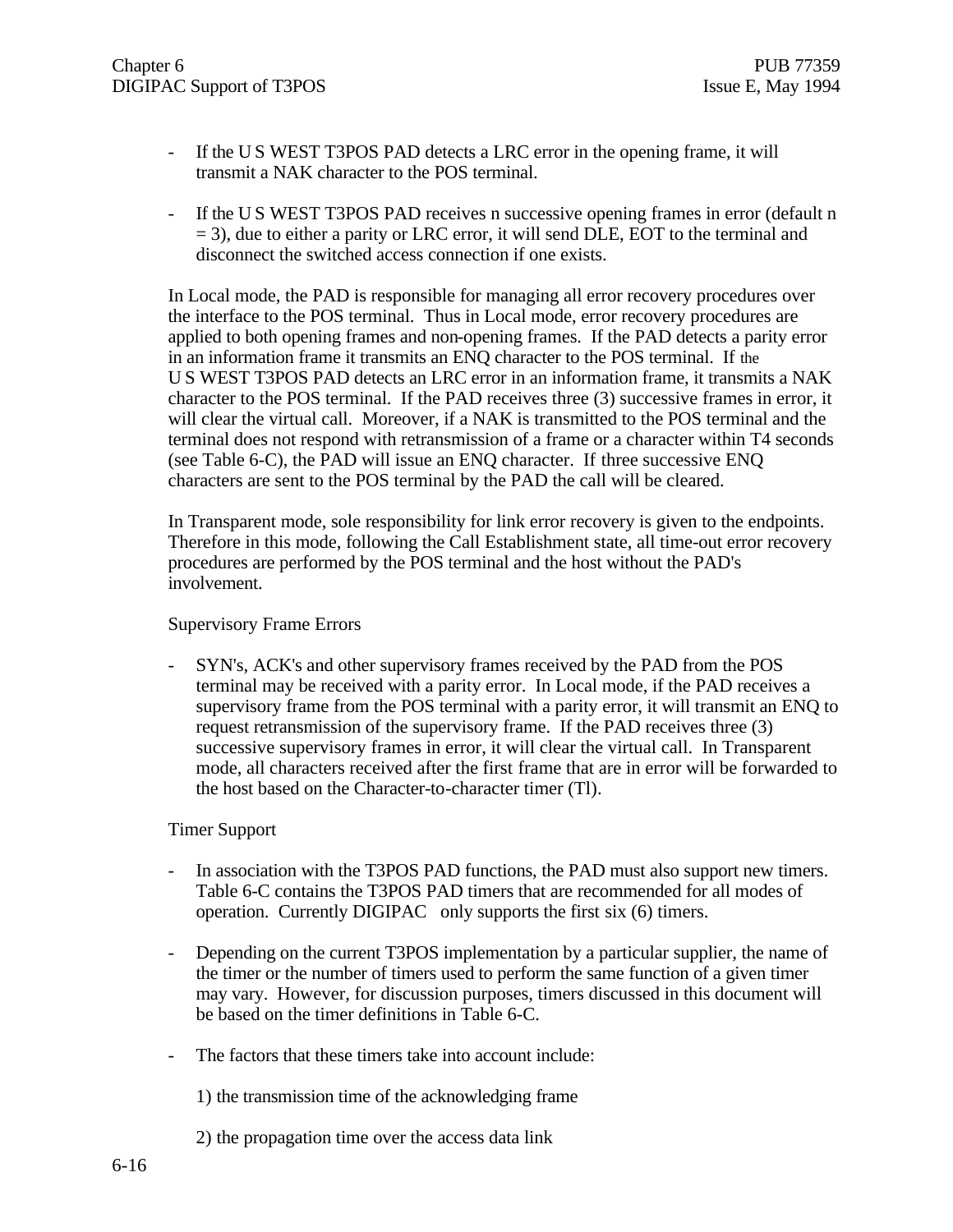- If the U S WEST T3POS PAD detects a LRC error in the opening frame, it will transmit a NAK character to the POS terminal.

- If the U S WEST T3POS PAD receives n successive opening frames in error (default n = 3), due to either a parity or LRC error, it will send DLE, EOT to the terminal and disconnect the switched access connection if one exists.

In Local mode, the PAD is responsible for managing all error recovery procedures over the interface to the POS terminal. Thus in Local mode, error recovery procedures are applied to both opening frames and non-opening frames. If the PAD detects a parity error in an information frame it transmits an ENQ character to the POS terminal. If the U S WEST T3POS PAD detects an LRC error in an information frame, it transmits a NAK character to the POS terminal. If the PAD receives three (3) successive frames in error, it will clear the virtual call. Moreover, if a NAK is transmitted to the POS terminal and the terminal does not respond with retransmission of a frame or a character within T4 seconds (see Table 6-C), the PAD will issue an ENQ character. If three successive ENQ characters are sent to the POS terminal by the PAD the call will be cleared.

In Transparent mode, sole responsibility for link error recovery is given to the endpoints. Therefore in this mode, following the Call Establishment state, all time-out error recovery procedures are performed by the POS terminal and the host without the PAD's involvement.

Supervisory Frame Errors

- SYN's, ACK's and other supervisory frames received by the PAD from the POS terminal may be received with a parity error. In Local mode, if the PAD receives a supervisory frame from the POS terminal with a parity error, it will transmit an ENQ to request retransmission of the supervisory frame. If the PAD receives three (3) successive supervisory frames in error, it will clear the virtual call. In Transparent mode, all characters received after the first frame that are in error will be forwarded to the host based on the Character-to-character timer (Tl).

Timer Support

- In association with the T3POS PAD functions, the PAD must also support new timers. Table 6-C contains the T3POS PAD timers that are recommended for all modes of operation. Currently DIGIPAC only supports the first six (6) timers.

- Depending on the current T3POS implementation by a particular supplier, the name of the timer or the number of timers used to perform the same function of a given timer may vary. However, for discussion purposes, timers discussed in this document will be based on the timer definitions in Table 6-C.

- The factors that these timers take into account include:

  1) the transmission time of the acknowledging frame

  2) the propagation time over the access data link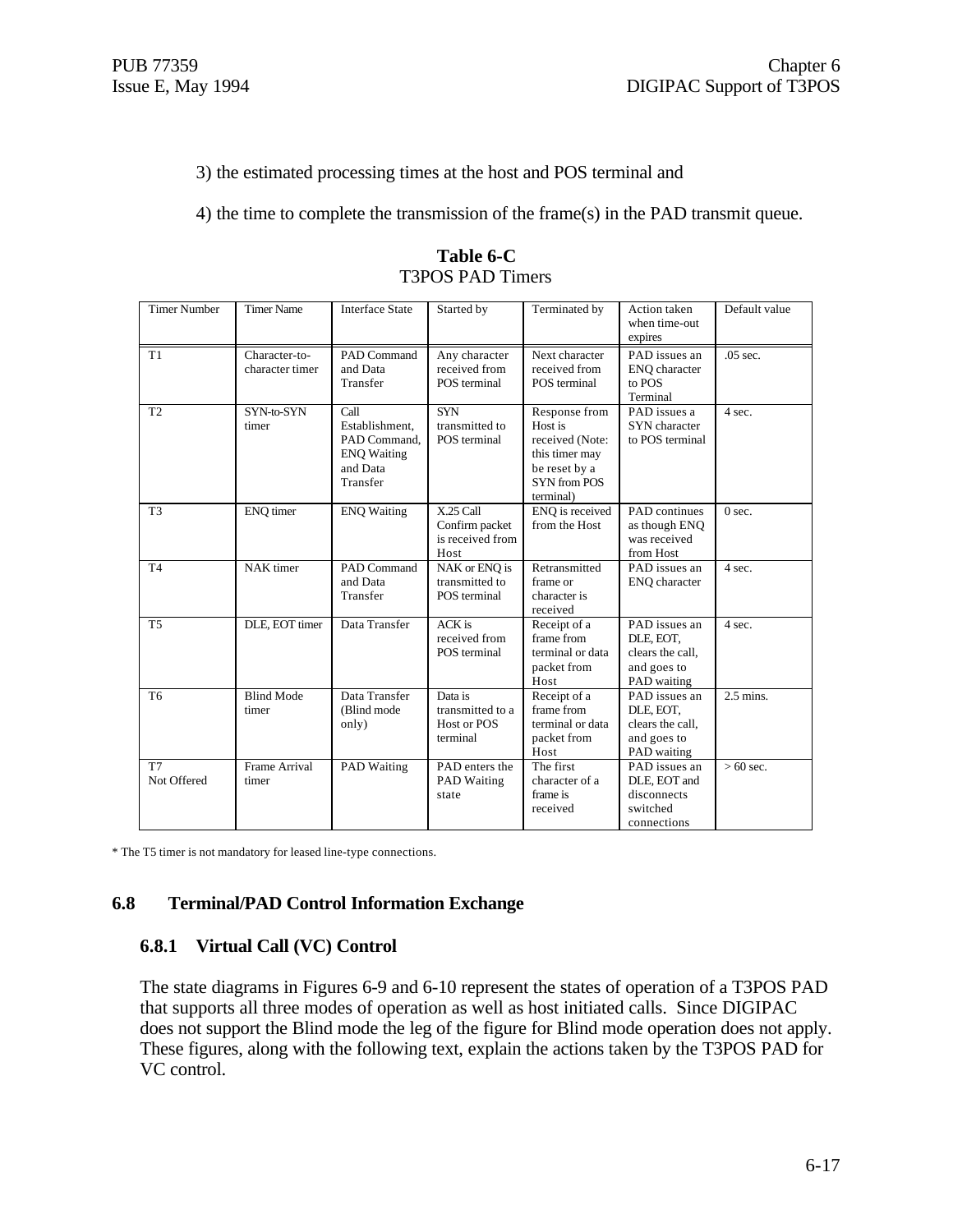3) the estimated processing times at the host and POS terminal and

4) the time to complete the transmission of the frame(s) in the PAD transmit queue.

**Table 6-C**
T3POS PAD Timers

| Timer Number | Timer Name | Interface State | Started by | Terminated by | Action taken when time-out expires | Default value |
|---|---|---|---|---|---|---|
| T1 | Character-to-character timer | PAD Command and Data Transfer | Any character received from POS terminal | Next character received from POS terminal | PAD issues an ENQ character to POS Terminal | .05 sec. |
| T2 | SYN-to-SYN timer | Call Establishment, PAD Command, ENQ Waiting and Data Transfer | SYN transmitted to POS terminal | Response from Host is received (Note: this timer may be reset by a SYN from POS terminal) | PAD issues a SYN character to POS terminal | 4 sec. |
| T3 | ENQ timer | ENQ Waiting | X.25 Call Confirm packet is received from Host | ENQ is received from the Host | PAD continues as though ENQ was received from Host | 0 sec. |
| T4 | NAK timer | PAD Command and Data Transfer | NAK or ENQ is transmitted to POS terminal | Retransmitted frame or character is received | PAD issues an ENQ character | 4 sec. |
| T5 | DLE, EOT timer | Data Transfer | ACK is received from POS terminal | Receipt of a frame from terminal or data packet from Host | PAD issues an DLE, EOT, clears the call, and goes to PAD waiting | 4 sec. |
| T6 | Blind Mode timer | Data Transfer (Blind mode only) | Data is transmitted to a Host or POS terminal | Receipt of a frame from terminal or data packet from Host | PAD issues an DLE, EOT, clears the call, and goes to PAD waiting | 2.5 mins. |
| T7 Not Offered | Frame Arrival timer | PAD Waiting | PAD enters the PAD Waiting state | The first character of a frame is received | PAD issues an DLE, EOT and disconnects switched connections | > 60 sec. |

* The T5 timer is not mandatory for leased line-type connections.

## 6.8 Terminal/PAD Control Information Exchange

### 6.8.1 Virtual Call (VC) Control

The state diagrams in Figures 6-9 and 6-10 represent the states of operation of a T3POS PAD that supports all three modes of operation as well as host initiated calls. Since DIGIPAC does not support the Blind mode the leg of the figure for Blind mode operation does not apply. These figures, along with the following text, explain the actions taken by the T3POS PAD for VC control.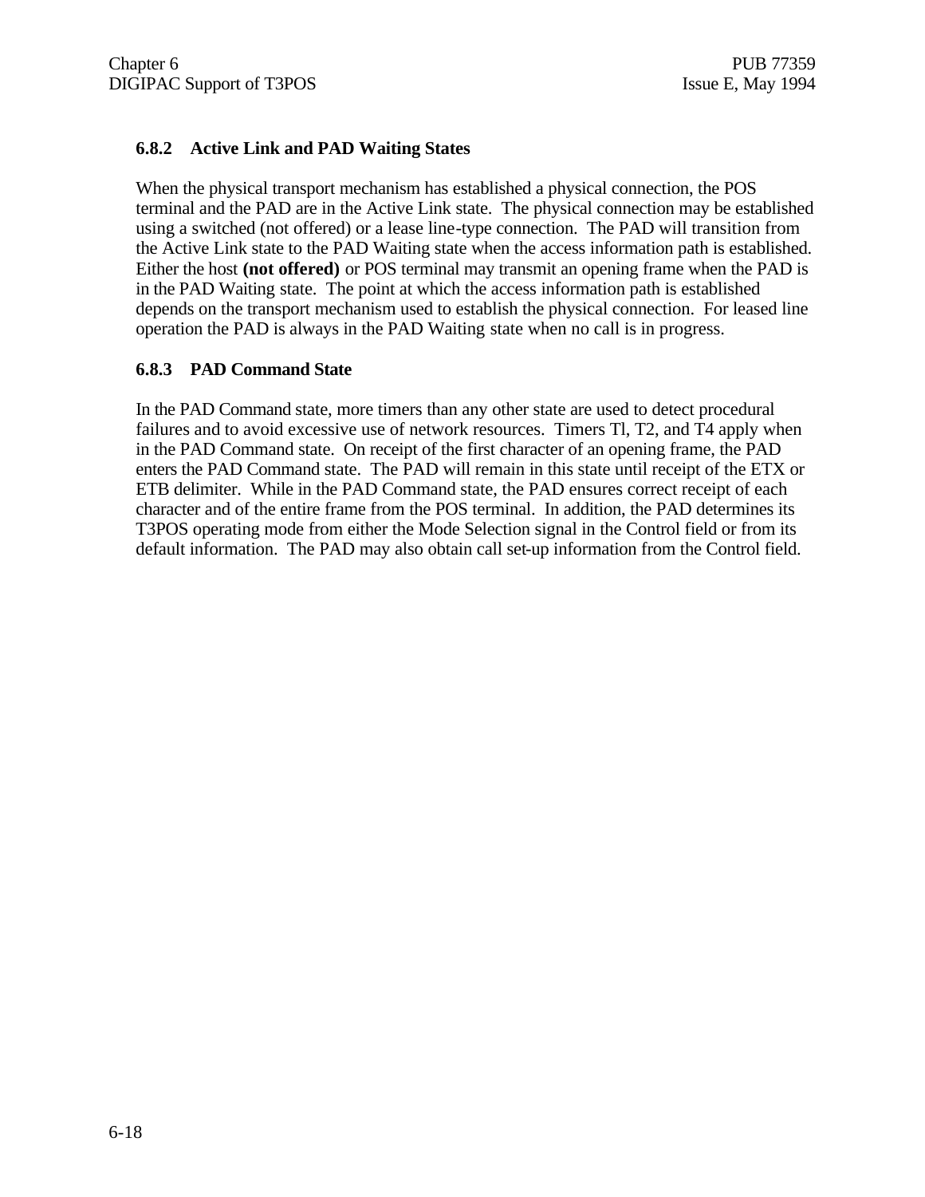### 6.8.2 Active Link and PAD Waiting States

When the physical transport mechanism has established a physical connection, the POS terminal and the PAD are in the Active Link state. The physical connection may be established using a switched (not offered) or a lease line-type connection. The PAD will transition from the Active Link state to the PAD Waiting state when the access information path is established. Either the host **(not offered)** or POS terminal may transmit an opening frame when the PAD is in the PAD Waiting state. The point at which the access information path is established depends on the transport mechanism used to establish the physical connection. For leased line operation the PAD is always in the PAD Waiting state when no call is in progress.

### 6.8.3 PAD Command State

In the PAD Command state, more timers than any other state are used to detect procedural failures and to avoid excessive use of network resources. Timers Tl, T2, and T4 apply when in the PAD Command state. On receipt of the first character of an opening frame, the PAD enters the PAD Command state. The PAD will remain in this state until receipt of the ETX or ETB delimiter. While in the PAD Command state, the PAD ensures correct receipt of each character and of the entire frame from the POS terminal. In addition, the PAD determines its T3POS operating mode from either the Mode Selection signal in the Control field or from its default information. The PAD may also obtain call set-up information from the Control field.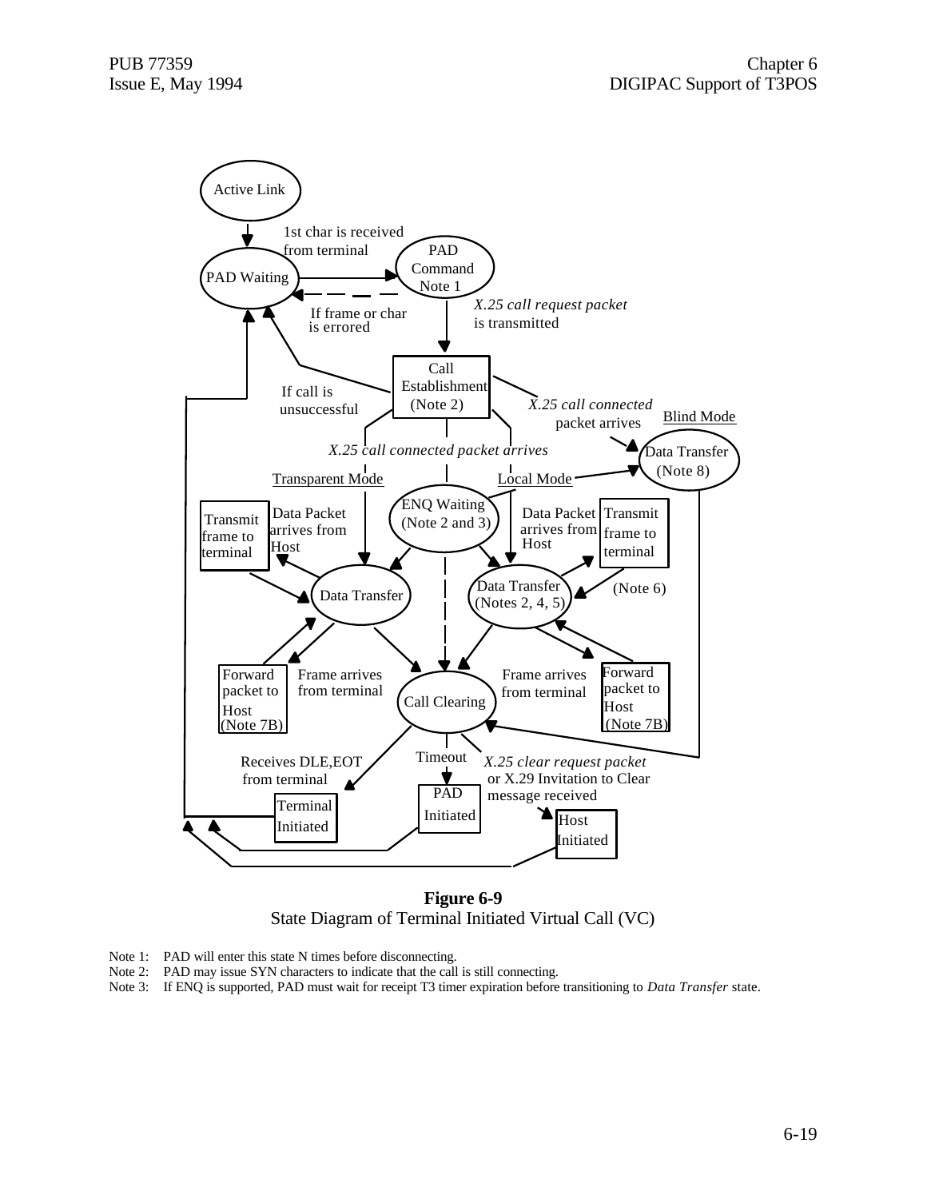Active Link

1st char is received from terminal

PAD Waiting

PAD Command Note 1

If frame or char is errored

*X.25 call request packet* is transmitted

Call Establishment (Note 2)

If call is unsuccessful

*X.25 call connected* packet arrives

Blind Mode

*X.25 call connected packet arrives*

Data Transfer (Note 8)

Transparent Mode

Local Mode

ENQ Waiting (Note 2 and 3)

Transmit frame to terminal

Data Packet arrives from Host

Data Packet arrives from Host

Transmit frame to terminal

Data Transfer

Data Transfer (Notes 2, 4, 5)

(Note 6)

Forward packet to Host (Note 7B)

Frame arrives from terminal

Call Clearing

Frame arrives from terminal

Forward packet to Host (Note 7B)

Receives DLE,EOT from terminal

Timeout

*X.25 clear request packet* or X.29 Invitation to Clear message received

Terminal Initiated

PAD Initiated

Host Initiated

**Figure 6-9**

State Diagram of Terminal Initiated Virtual Call (VC)

Note 1: PAD will enter this state N times before disconnecting.

Note 2: PAD may issue SYN characters to indicate that the call is still connecting.

Note 3: If ENQ is supported, PAD must wait for receipt T3 timer expiration before transitioning to *Data Transfer* state.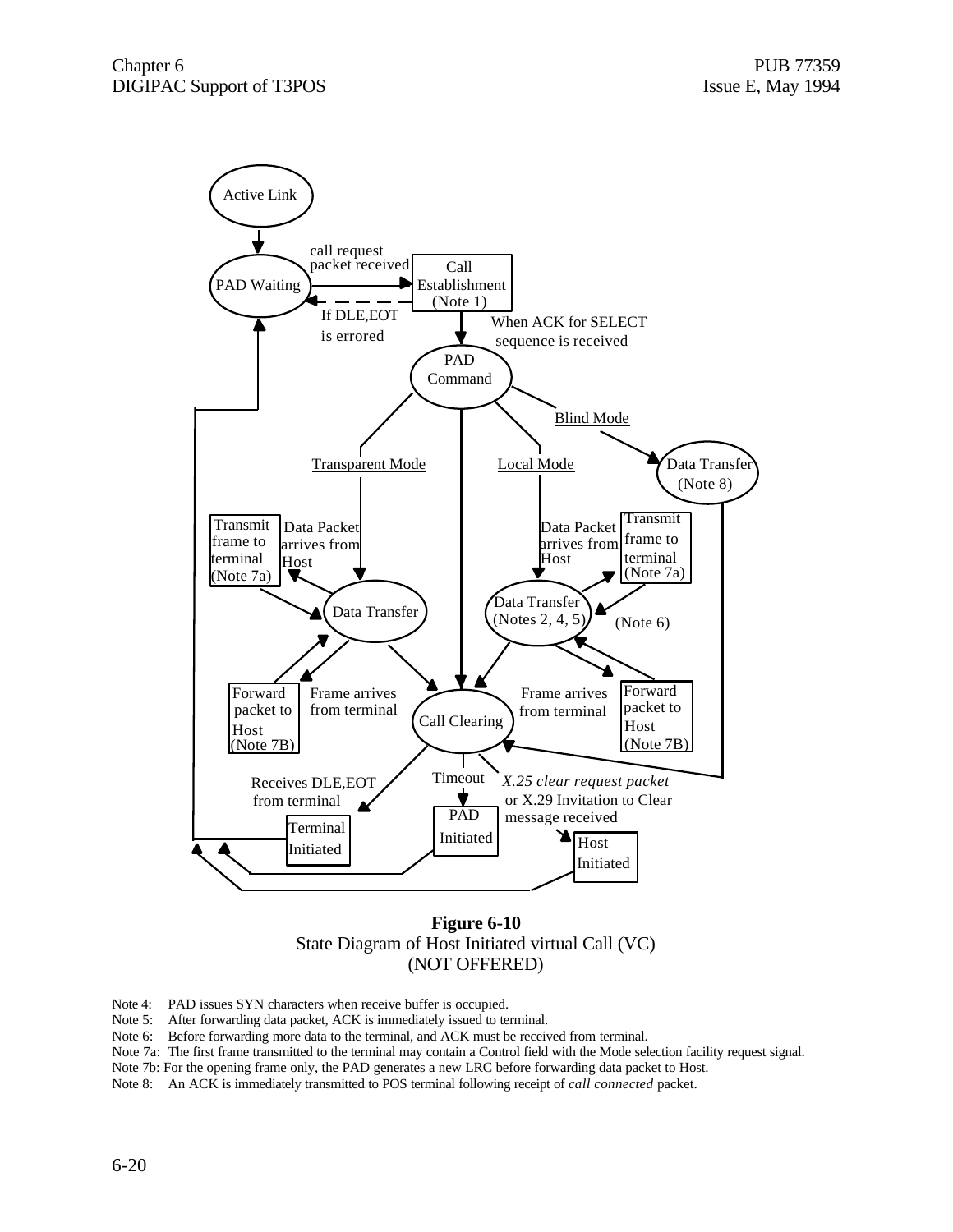Active Link

PAD Waiting

call request packet received

Call Establishment (Note 1)

If DLE,EOT is errored

When ACK for SELECT sequence is received

PAD Command

Blind Mode

Transparent Mode

Local Mode

Data Transfer (Note 8)

Transmit frame to terminal (Note 7a)

Data Packet arrives from Host

Data Packet arrives from Host

Transmit frame to terminal (Note 7a)

Data Transfer

Data Transfer (Notes 2, 4, 5)

(Note 6)

Forward packet to Host (Note 7B)

Frame arrives from terminal

Call Clearing

Frame arrives from terminal

Forward packet to Host (Note 7B)

Receives DLE,EOT from terminal

Timeout

*X.25 clear request packet* or X.29 Invitation to Clear message received

Terminal Initiated

PAD Initiated

Host Initiated

**Figure 6-10**

State Diagram of Host Initiated virtual Call (VC) (NOT OFFERED)

Note 4: PAD issues SYN characters when receive buffer is occupied.

Note 5: After forwarding data packet, ACK is immediately issued to terminal.

Note 6: Before forwarding more data to the terminal, and ACK must be received from terminal.

Note 7a: The first frame transmitted to the terminal may contain a Control field with the Mode selection facility request signal.

Note 7b: For the opening frame only, the PAD generates a new LRC before forwarding data packet to Host.

Note 8: An ACK is immediately transmitted to POS terminal following receipt of *call connected* packet.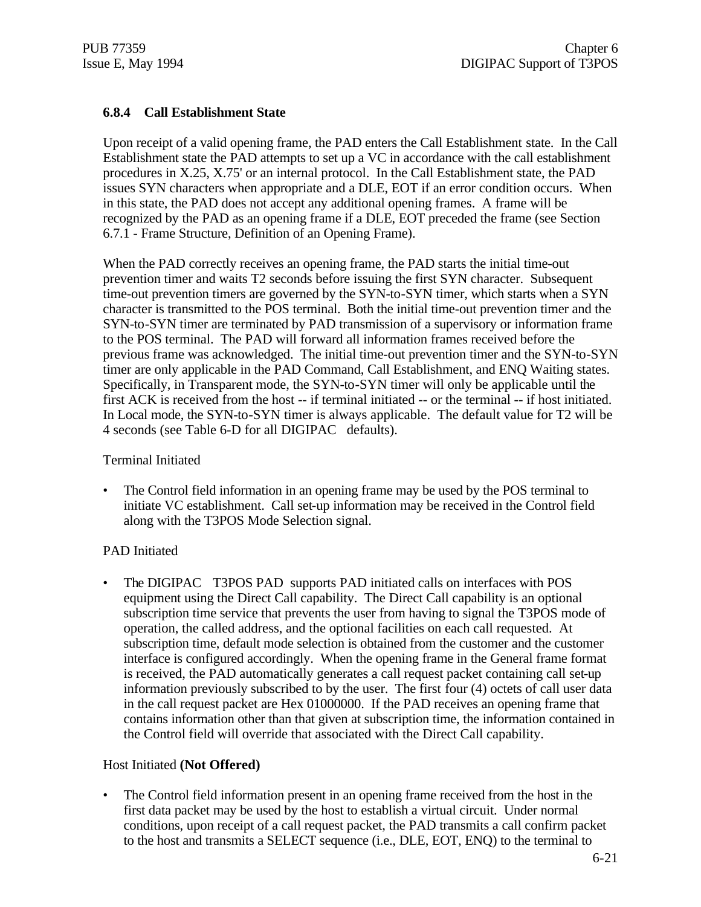### 6.8.4 Call Establishment State

Upon receipt of a valid opening frame, the PAD enters the Call Establishment state. In the Call Establishment state the PAD attempts to set up a VC in accordance with the call establishment procedures in X.25, X.75' or an internal protocol. In the Call Establishment state, the PAD issues SYN characters when appropriate and a DLE, EOT if an error condition occurs. When in this state, the PAD does not accept any additional opening frames. A frame will be recognized by the PAD as an opening frame if a DLE, EOT preceded the frame (see Section 6.7.1 - Frame Structure, Definition of an Opening Frame).

When the PAD correctly receives an opening frame, the PAD starts the initial time-out prevention timer and waits T2 seconds before issuing the first SYN character. Subsequent time-out prevention timers are governed by the SYN-to-SYN timer, which starts when a SYN character is transmitted to the POS terminal. Both the initial time-out prevention timer and the SYN-to-SYN timer are terminated by PAD transmission of a supervisory or information frame to the POS terminal. The PAD will forward all information frames received before the previous frame was acknowledged. The initial time-out prevention timer and the SYN-to-SYN timer are only applicable in the PAD Command, Call Establishment, and ENQ Waiting states. Specifically, in Transparent mode, the SYN-to-SYN timer will only be applicable until the first ACK is received from the host -- if terminal initiated -- or the terminal -- if host initiated. In Local mode, the SYN-to-SYN timer is always applicable. The default value for T2 will be 4 seconds (see Table 6-D for all DIGIPAC defaults).

Terminal Initiated

- The Control field information in an opening frame may be used by the POS terminal to initiate VC establishment. Call set-up information may be received in the Control field along with the T3POS Mode Selection signal.

PAD Initiated

- The DIGIPAC T3POS PAD supports PAD initiated calls on interfaces with POS equipment using the Direct Call capability. The Direct Call capability is an optional subscription time service that prevents the user from having to signal the T3POS mode of operation, the called address, and the optional facilities on each call requested. At subscription time, default mode selection is obtained from the customer and the customer interface is configured accordingly. When the opening frame in the General frame format is received, the PAD automatically generates a call request packet containing call set-up information previously subscribed to by the user. The first four (4) octets of call user data in the call request packet are Hex 01000000. If the PAD receives an opening frame that contains information other than that given at subscription time, the information contained in the Control field will override that associated with the Direct Call capability.

Host Initiated **(Not Offered)**

- The Control field information present in an opening frame received from the host in the first data packet may be used by the host to establish a virtual circuit. Under normal conditions, upon receipt of a call request packet, the PAD transmits a call confirm packet to the host and transmits a SELECT sequence (i.e., DLE, EOT, ENQ) to the terminal to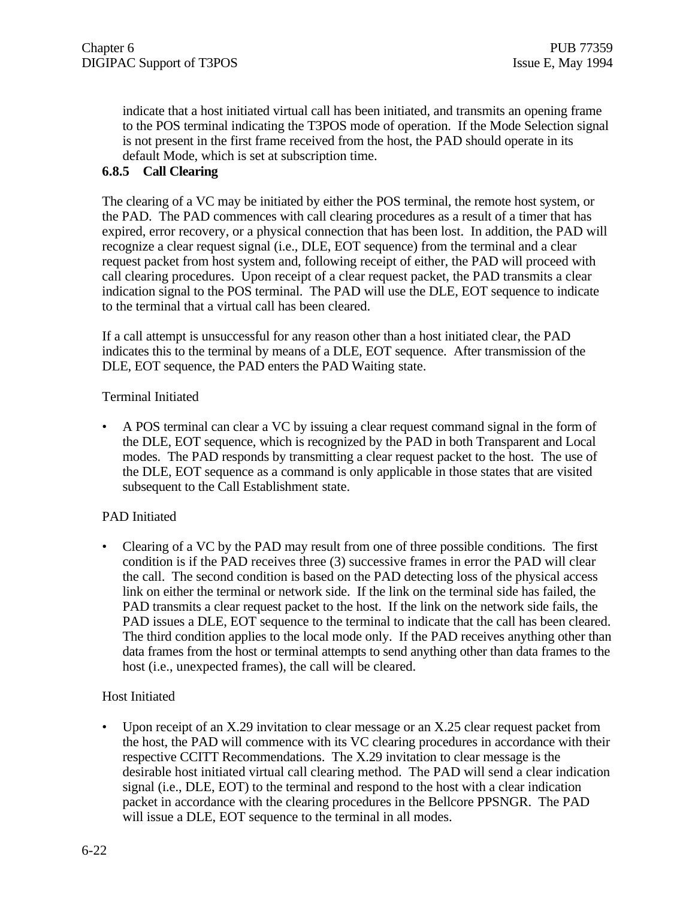indicate that a host initiated virtual call has been initiated, and transmits an opening frame to the POS terminal indicating the T3POS mode of operation. If the Mode Selection signal is not present in the first frame received from the host, the PAD should operate in its default Mode, which is set at subscription time.

### 6.8.5 Call Clearing

The clearing of a VC may be initiated by either the POS terminal, the remote host system, or the PAD. The PAD commences with call clearing procedures as a result of a timer that has expired, error recovery, or a physical connection that has been lost. In addition, the PAD will recognize a clear request signal (i.e., DLE, EOT sequence) from the terminal and a clear request packet from host system and, following receipt of either, the PAD will proceed with call clearing procedures. Upon receipt of a clear request packet, the PAD transmits a clear indication signal to the POS terminal. The PAD will use the DLE, EOT sequence to indicate to the terminal that a virtual call has been cleared.

If a call attempt is unsuccessful for any reason other than a host initiated clear, the PAD indicates this to the terminal by means of a DLE, EOT sequence. After transmission of the DLE, EOT sequence, the PAD enters the PAD Waiting state.

Terminal Initiated

- A POS terminal can clear a VC by issuing a clear request command signal in the form of the DLE, EOT sequence, which is recognized by the PAD in both Transparent and Local modes. The PAD responds by transmitting a clear request packet to the host. The use of the DLE, EOT sequence as a command is only applicable in those states that are visited subsequent to the Call Establishment state.

PAD Initiated

- Clearing of a VC by the PAD may result from one of three possible conditions. The first condition is if the PAD receives three (3) successive frames in error the PAD will clear the call. The second condition is based on the PAD detecting loss of the physical access link on either the terminal or network side. If the link on the terminal side has failed, the PAD transmits a clear request packet to the host. If the link on the network side fails, the PAD issues a DLE, EOT sequence to the terminal to indicate that the call has been cleared. The third condition applies to the local mode only. If the PAD receives anything other than data frames from the host or terminal attempts to send anything other than data frames to the host (i.e., unexpected frames), the call will be cleared.

Host Initiated

- Upon receipt of an X.29 invitation to clear message or an X.25 clear request packet from the host, the PAD will commence with its VC clearing procedures in accordance with their respective CCITT Recommendations. The X.29 invitation to clear message is the desirable host initiated virtual call clearing method. The PAD will send a clear indication signal (i.e., DLE, EOT) to the terminal and respond to the host with a clear indication packet in accordance with the clearing procedures in the Bellcore PPSNGR. The PAD will issue a DLE, EOT sequence to the terminal in all modes.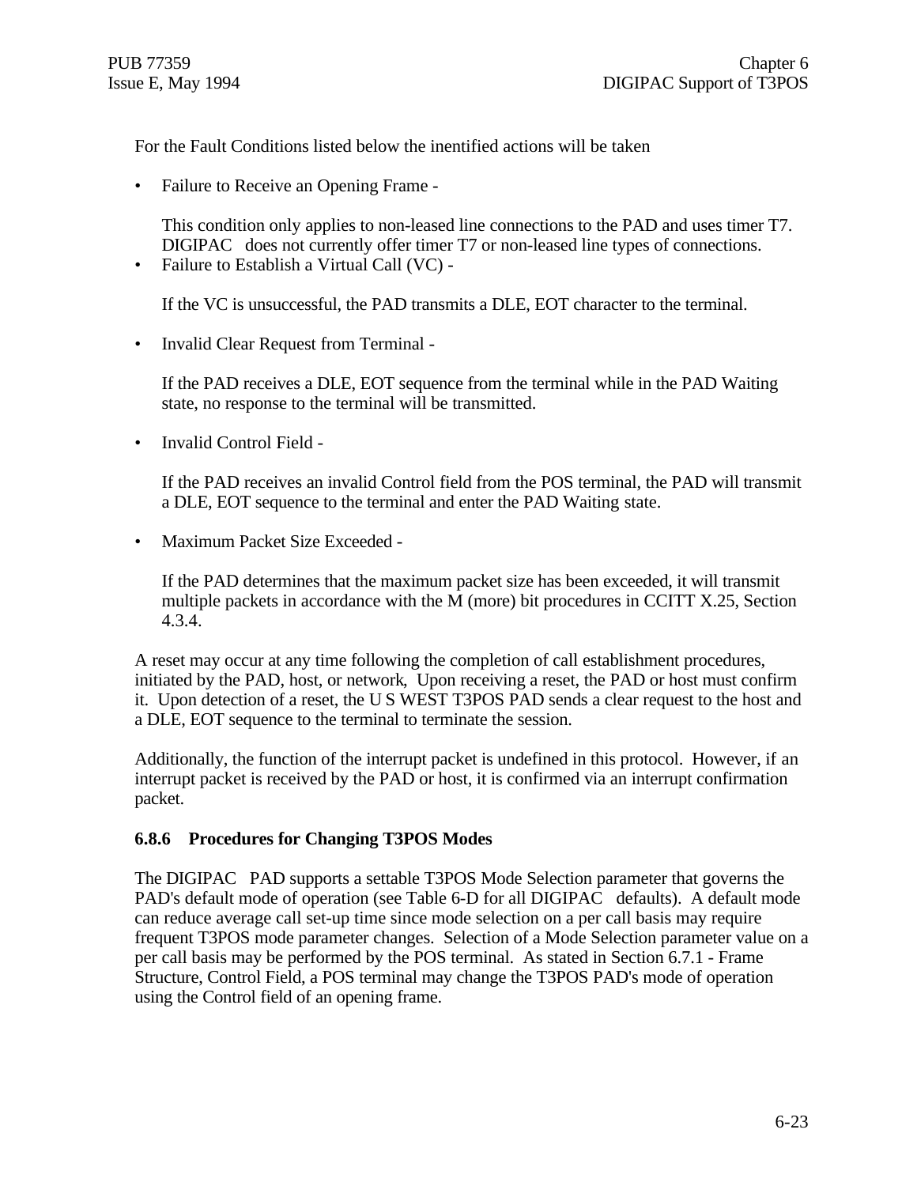For the Fault Conditions listed below the inentified actions will be taken

- Failure to Receive an Opening Frame -

  This condition only applies to non-leased line connections to the PAD and uses timer T7. DIGIPAC does not currently offer timer T7 or non-leased line types of connections.

- Failure to Establish a Virtual Call (VC) -

  If the VC is unsuccessful, the PAD transmits a DLE, EOT character to the terminal.

- Invalid Clear Request from Terminal -

  If the PAD receives a DLE, EOT sequence from the terminal while in the PAD Waiting state, no response to the terminal will be transmitted.

- Invalid Control Field -

  If the PAD receives an invalid Control field from the POS terminal, the PAD will transmit a DLE, EOT sequence to the terminal and enter the PAD Waiting state.

- Maximum Packet Size Exceeded -

  If the PAD determines that the maximum packet size has been exceeded, it will transmit multiple packets in accordance with the M (more) bit procedures in CCITT X.25, Section 4.3.4.

A reset may occur at any time following the completion of call establishment procedures, initiated by the PAD, host, or network, Upon receiving a reset, the PAD or host must confirm it. Upon detection of a reset, the U S WEST T3POS PAD sends a clear request to the host and a DLE, EOT sequence to the terminal to terminate the session.

Additionally, the function of the interrupt packet is undefined in this protocol. However, if an interrupt packet is received by the PAD or host, it is confirmed via an interrupt confirmation packet.

### 6.8.6 Procedures for Changing T3POS Modes

The DIGIPAC PAD supports a settable T3POS Mode Selection parameter that governs the PAD's default mode of operation (see Table 6-D for all DIGIPAC defaults). A default mode can reduce average call set-up time since mode selection on a per call basis may require frequent T3POS mode parameter changes. Selection of a Mode Selection parameter value on a per call basis may be performed by the POS terminal. As stated in Section 6.7.1 - Frame Structure, Control Field, a POS terminal may change the T3POS PAD's mode of operation using the Control field of an opening frame.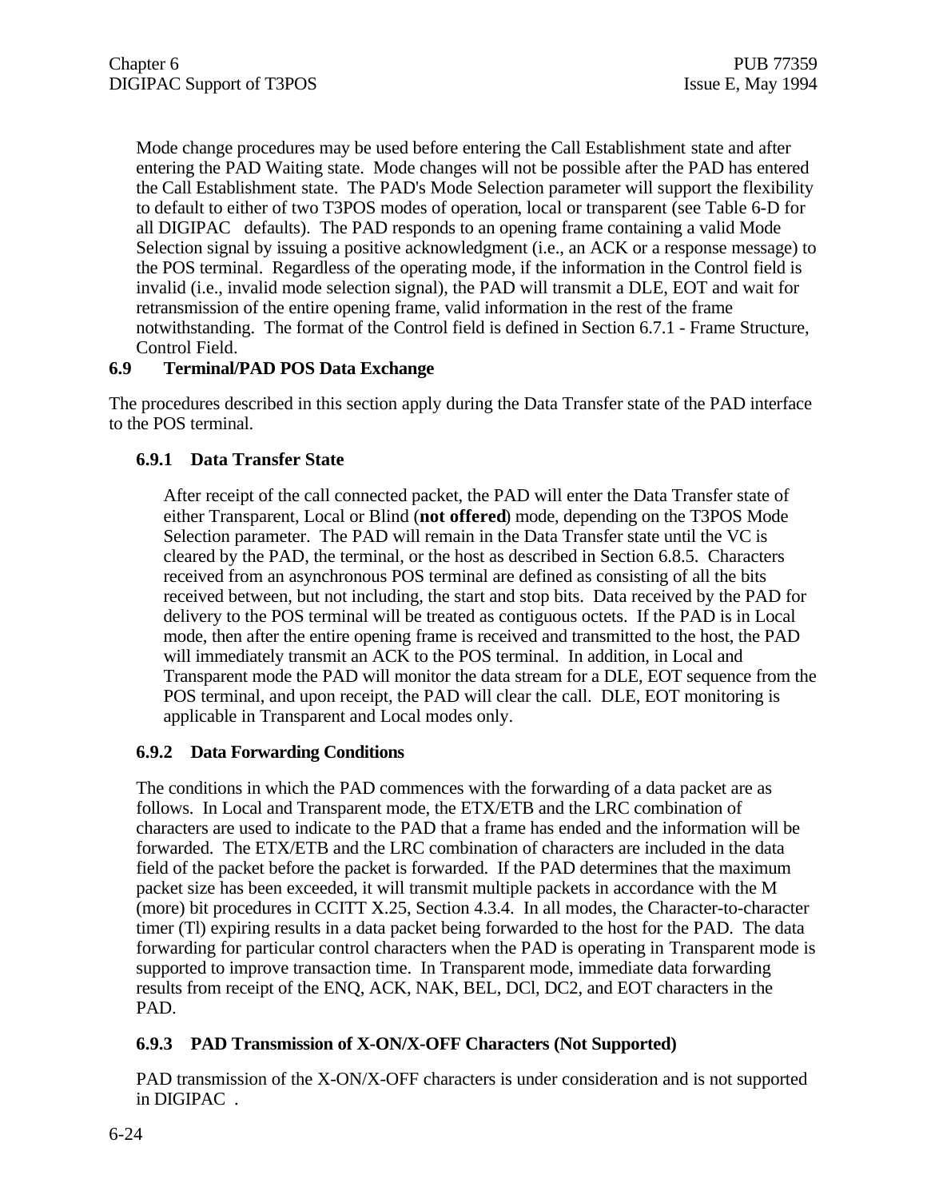Mode change procedures may be used before entering the Call Establishment state and after entering the PAD Waiting state. Mode changes will not be possible after the PAD has entered the Call Establishment state. The PAD's Mode Selection parameter will support the flexibility to default to either of two T3POS modes of operation, local or transparent (see Table 6-D for all DIGIPAC defaults). The PAD responds to an opening frame containing a valid Mode Selection signal by issuing a positive acknowledgment (i.e., an ACK or a response message) to the POS terminal. Regardless of the operating mode, if the information in the Control field is invalid (i.e., invalid mode selection signal), the PAD will transmit a DLE, EOT and wait for retransmission of the entire opening frame, valid information in the rest of the frame notwithstanding. The format of the Control field is defined in Section 6.7.1 - Frame Structure, Control Field.

## 6.9 Terminal/PAD POS Data Exchange

The procedures described in this section apply during the Data Transfer state of the PAD interface to the POS terminal.

### 6.9.1 Data Transfer State

After receipt of the call connected packet, the PAD will enter the Data Transfer state of either Transparent, Local or Blind (**not offered**) mode, depending on the T3POS Mode Selection parameter. The PAD will remain in the Data Transfer state until the VC is cleared by the PAD, the terminal, or the host as described in Section 6.8.5. Characters received from an asynchronous POS terminal are defined as consisting of all the bits received between, but not including, the start and stop bits. Data received by the PAD for delivery to the POS terminal will be treated as contiguous octets. If the PAD is in Local mode, then after the entire opening frame is received and transmitted to the host, the PAD will immediately transmit an ACK to the POS terminal. In addition, in Local and Transparent mode the PAD will monitor the data stream for a DLE, EOT sequence from the POS terminal, and upon receipt, the PAD will clear the call. DLE, EOT monitoring is applicable in Transparent and Local modes only.

### 6.9.2 Data Forwarding Conditions

The conditions in which the PAD commences with the forwarding of a data packet are as follows. In Local and Transparent mode, the ETX/ETB and the LRC combination of characters are used to indicate to the PAD that a frame has ended and the information will be forwarded. The ETX/ETB and the LRC combination of characters are included in the data field of the packet before the packet is forwarded. If the PAD determines that the maximum packet size has been exceeded, it will transmit multiple packets in accordance with the M (more) bit procedures in CCITT X.25, Section 4.3.4. In all modes, the Character-to-character timer (Tl) expiring results in a data packet being forwarded to the host for the PAD. The data forwarding for particular control characters when the PAD is operating in Transparent mode is supported to improve transaction time. In Transparent mode, immediate data forwarding results from receipt of the ENQ, ACK, NAK, BEL, DCl, DC2, and EOT characters in the PAD.

### 6.9.3 PAD Transmission of X-ON/X-OFF Characters (Not Supported)

PAD transmission of the X-ON/X-OFF characters is under consideration and is not supported in DIGIPAC .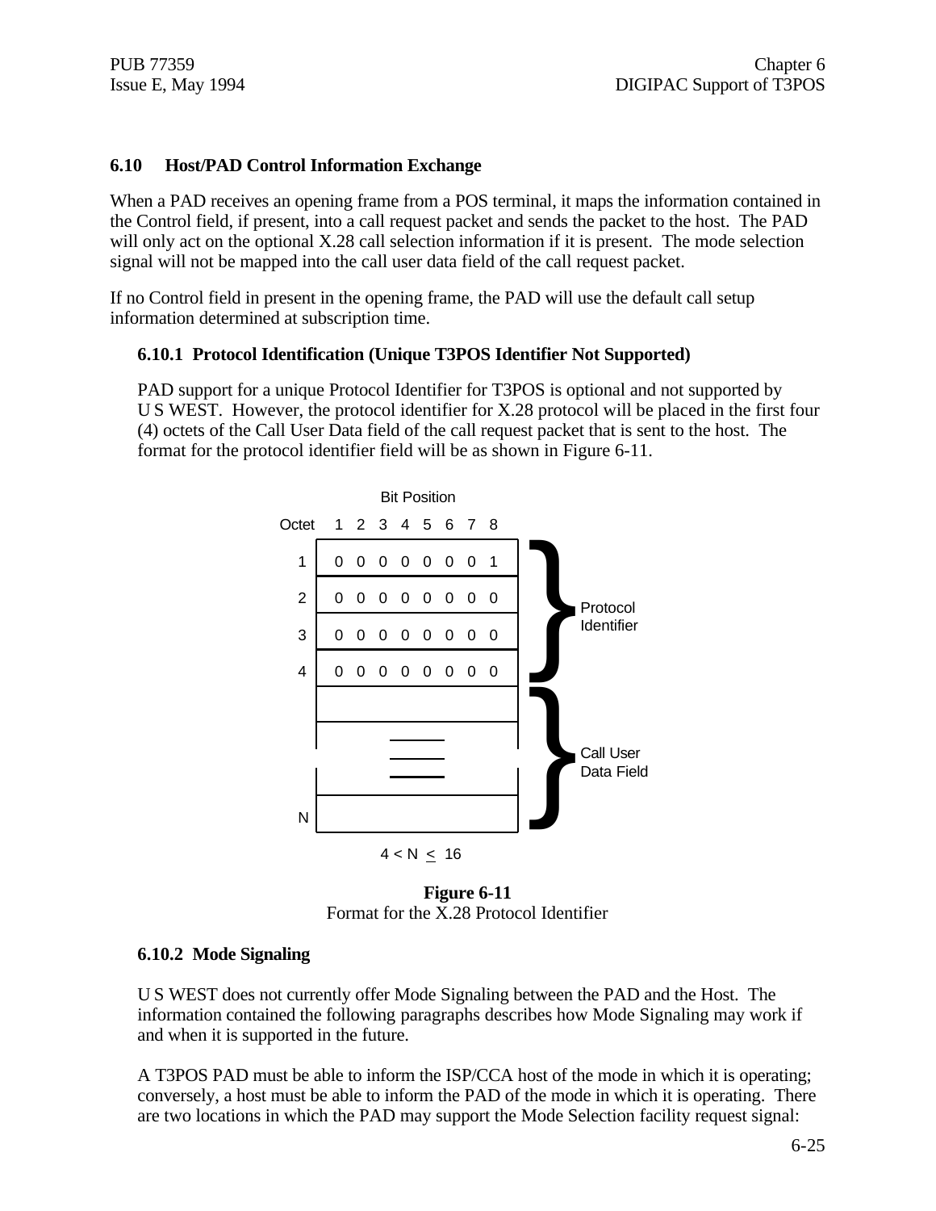## 6.10 Host/PAD Control Information Exchange

When a PAD receives an opening frame from a POS terminal, it maps the information contained in the Control field, if present, into a call request packet and sends the packet to the host. The PAD will only act on the optional X.28 call selection information if it is present. The mode selection signal will not be mapped into the call user data field of the call request packet.

If no Control field in present in the opening frame, the PAD will use the default call setup information determined at subscription time.

### 6.10.1 Protocol Identification (Unique T3POS Identifier Not Supported)

PAD support for a unique Protocol Identifier for T3POS is optional and not supported by U S WEST. However, the protocol identifier for X.28 protocol will be placed in the first four (4) octets of the Call User Data field of the call request packet that is sent to the host. The format for the protocol identifier field will be as shown in Figure 6-11.

Bit Position

| Octet | 1 | 2 | 3 | 4 | 5 | 6 | 7 | 8 | |
|---|---|---|---|---|---|---|---|---|---|
| 1 | 0 | 0 | 0 | 0 | 0 | 0 | 0 | 1 | Protocol Identifier |
| 2 | 0 | 0 | 0 | 0 | 0 | 0 | 0 | 0 | |
| 3 | 0 | 0 | 0 | 0 | 0 | 0 | 0 | 0 | |
| 4 | 0 | 0 | 0 | 0 | 0 | 0 | 0 | 0 | |
| | | | | | | | | | Call User Data Field |
| N | | | | | | | | | |

4 < N $\leq$ 16

**Figure 6-11**
Format for the X.28 Protocol Identifier

### 6.10.2 Mode Signaling

U S WEST does not currently offer Mode Signaling between the PAD and the Host. The information contained the following paragraphs describes how Mode Signaling may work if and when it is supported in the future.

A T3POS PAD must be able to inform the ISP/CCA host of the mode in which it is operating; conversely, a host must be able to inform the PAD of the mode in which it is operating. There are two locations in which the PAD may support the Mode Selection facility request signal: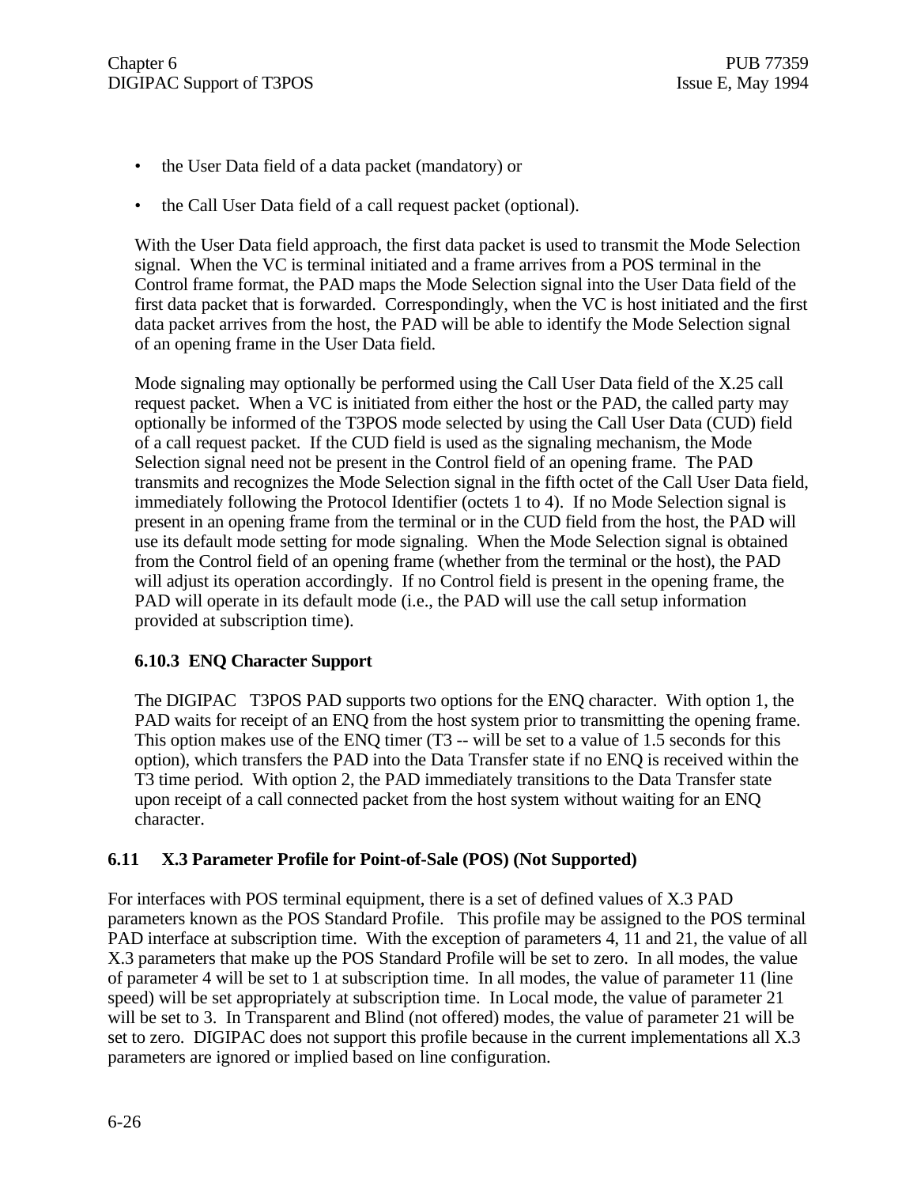- the User Data field of a data packet (mandatory) or
- the Call User Data field of a call request packet (optional).

With the User Data field approach, the first data packet is used to transmit the Mode Selection signal. When the VC is terminal initiated and a frame arrives from a POS terminal in the Control frame format, the PAD maps the Mode Selection signal into the User Data field of the first data packet that is forwarded. Correspondingly, when the VC is host initiated and the first data packet arrives from the host, the PAD will be able to identify the Mode Selection signal of an opening frame in the User Data field.

Mode signaling may optionally be performed using the Call User Data field of the X.25 call request packet. When a VC is initiated from either the host or the PAD, the called party may optionally be informed of the T3POS mode selected by using the Call User Data (CUD) field of a call request packet. If the CUD field is used as the signaling mechanism, the Mode Selection signal need not be present in the Control field of an opening frame. The PAD transmits and recognizes the Mode Selection signal in the fifth octet of the Call User Data field, immediately following the Protocol Identifier (octets 1 to 4). If no Mode Selection signal is present in an opening frame from the terminal or in the CUD field from the host, the PAD will use its default mode setting for mode signaling. When the Mode Selection signal is obtained from the Control field of an opening frame (whether from the terminal or the host), the PAD will adjust its operation accordingly. If no Control field is present in the opening frame, the PAD will operate in its default mode (i.e., the PAD will use the call setup information provided at subscription time).

### 6.10.3 ENQ Character Support

The DIGIPAC T3POS PAD supports two options for the ENQ character. With option 1, the PAD waits for receipt of an ENQ from the host system prior to transmitting the opening frame. This option makes use of the ENQ timer (T3 -- will be set to a value of 1.5 seconds for this option), which transfers the PAD into the Data Transfer state if no ENQ is received within the T3 time period. With option 2, the PAD immediately transitions to the Data Transfer state upon receipt of a call connected packet from the host system without waiting for an ENQ character.

## 6.11 X.3 Parameter Profile for Point-of-Sale (POS) (Not Supported)

For interfaces with POS terminal equipment, there is a set of defined values of X.3 PAD parameters known as the POS Standard Profile. This profile may be assigned to the POS terminal PAD interface at subscription time. With the exception of parameters 4, 11 and 21, the value of all X.3 parameters that make up the POS Standard Profile will be set to zero. In all modes, the value of parameter 4 will be set to 1 at subscription time. In all modes, the value of parameter 11 (line speed) will be set appropriately at subscription time. In Local mode, the value of parameter 21 will be set to 3. In Transparent and Blind (not offered) modes, the value of parameter 21 will be set to zero. DIGIPAC does not support this profile because in the current implementations all X.3 parameters are ignored or implied based on line configuration.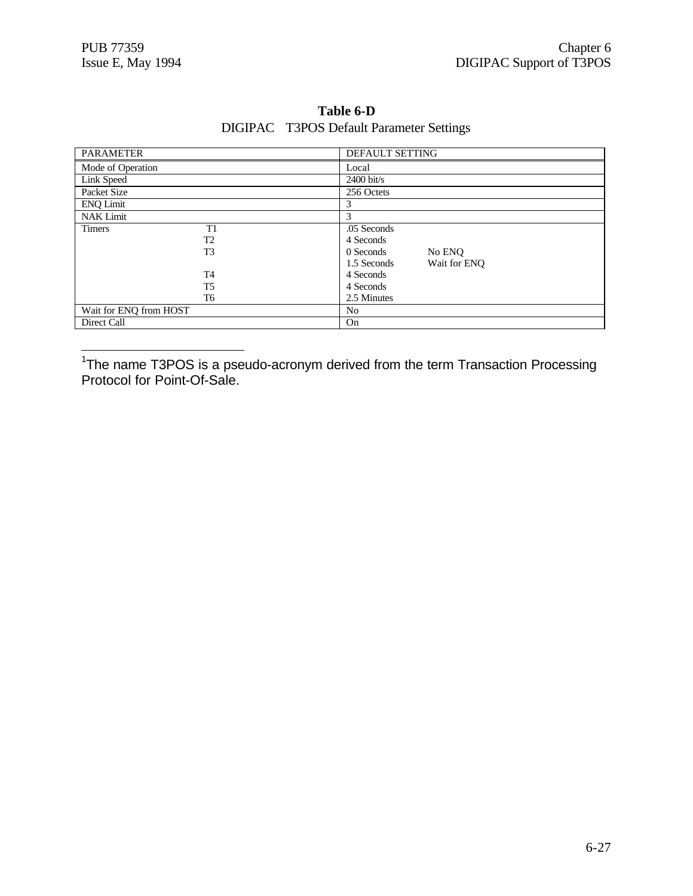**Table 6-D**

DIGIPAC T3POS Default Parameter Settings

| PARAMETER | | DEFAULT SETTING | |
|---|---|---|---|
| Mode of Operation | | Local | |
| Link Speed | | 2400 bit/s | |
| Packet Size | | 256 Octets | |
| ENQ Limit | | 3 | |
| NAK Limit | | 3 | |
| Timers | T1 | .05 Seconds | |
| | T2 | 4 Seconds | |
| | T3 | 0 Seconds | No ENQ |
| | | 1.5 Seconds | Wait for ENQ |
| | T4 | 4 Seconds | |
| | T5 | 4 Seconds | |
| | T6 | 2.5 Minutes | |
| Wait for ENQ from HOST | | No | |
| Direct Call | | On | |

---

[1]The name T3POS is a pseudo-acronym derived from the term Transaction Processing Protocol for Point-Of-Sale.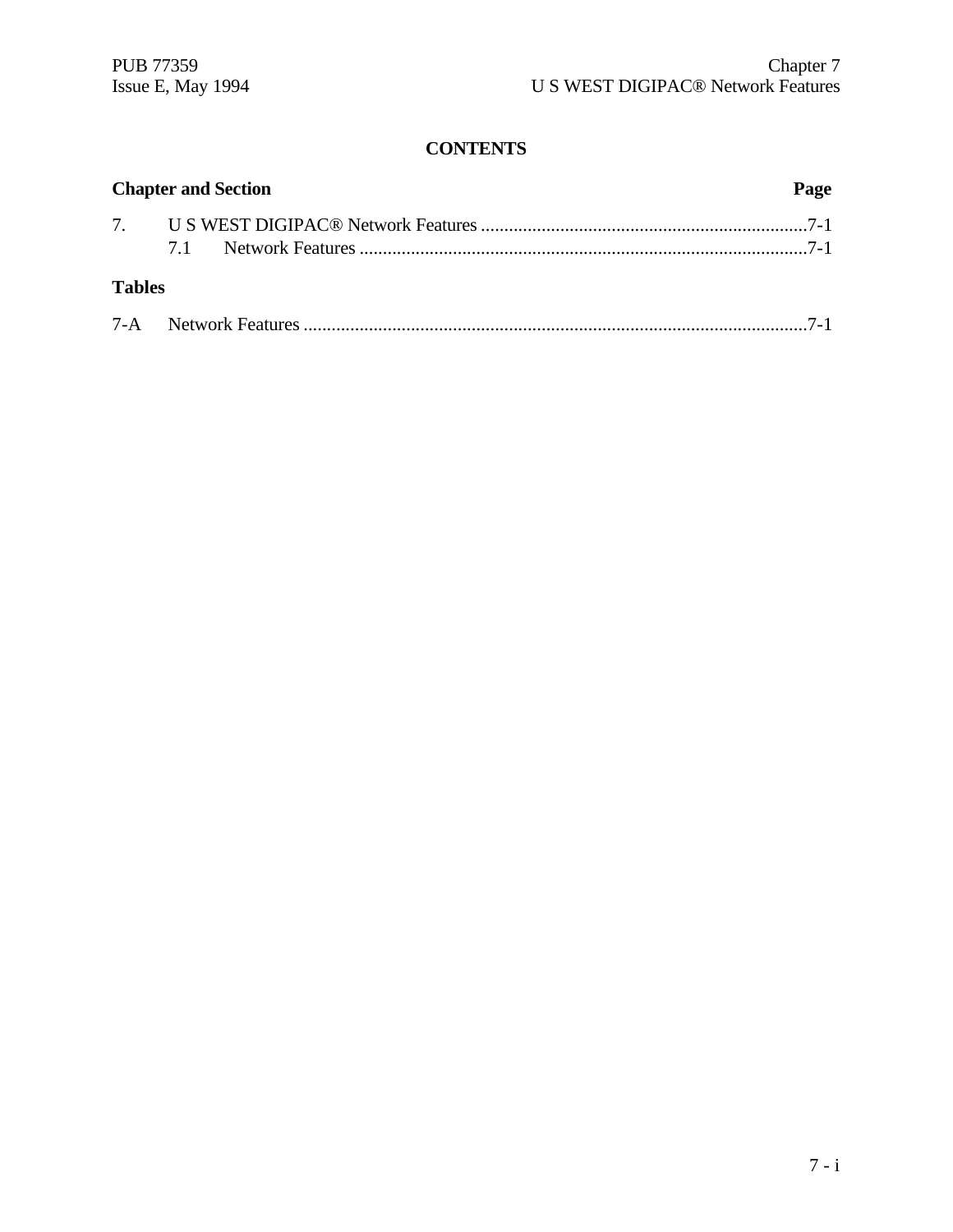# CONTENTS

**Chapter and Section** **Page**

7. U S WEST DIGIPAC® Network Features ......................................................................7-1
   7.1 Network Features ................................................................................................7-1

**Tables**

7-A Network Features ............................................................................................................7-1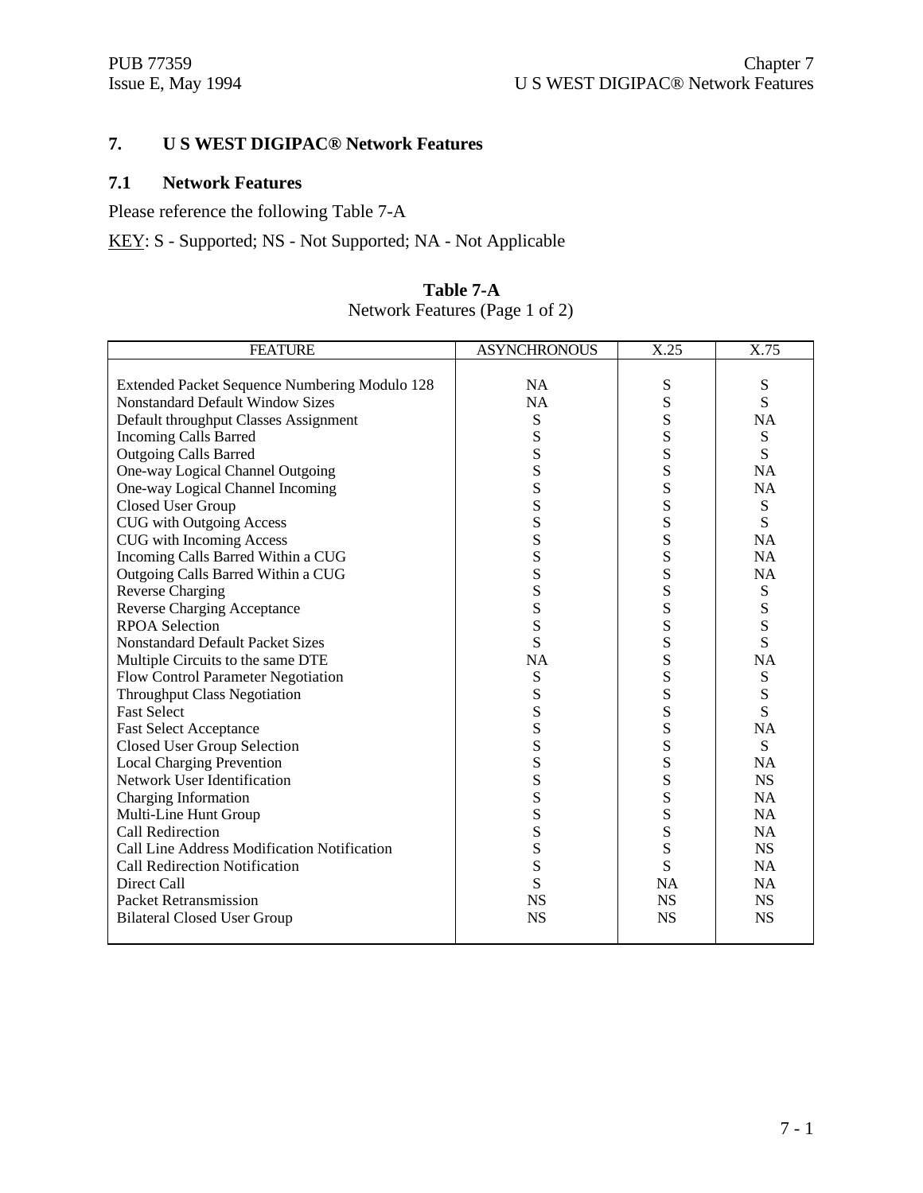# 7. U S WEST DIGIPAC® Network Features

## 7.1 Network Features

Please reference the following Table 7-A

KEY: S - Supported; NS - Not Supported; NA - Not Applicable

**Table 7-A**
Network Features (Page 1 of 2)

| FEATURE | ASYNCHRONOUS | X.25 | X.75 |
|---|---|---|---|
| Extended Packet Sequence Numbering Modulo 128 | NA | S | S |
| Nonstandard Default Window Sizes | NA | S | S |
| Default throughput Classes Assignment | S | S | NA |
| Incoming Calls Barred | S | S | S |
| Outgoing Calls Barred | S | S | S |
| One-way Logical Channel Outgoing | S | S | NA |
| One-way Logical Channel Incoming | S | S | NA |
| Closed User Group | S | S | S |
| CUG with Outgoing Access | S | S | S |
| CUG with Incoming Access | S | S | NA |
| Incoming Calls Barred Within a CUG | S | S | NA |
| Outgoing Calls Barred Within a CUG | S | S | NA |
| Reverse Charging | S | S | S |
| Reverse Charging Acceptance | S | S | S |
| RPOA Selection | S | S | S |
| Nonstandard Default Packet Sizes | S | S | S |
| Multiple Circuits to the same DTE | NA | S | NA |
| Flow Control Parameter Negotiation | S | S | S |
| Throughput Class Negotiation | S | S | S |
| Fast Select | S | S | S |
| Fast Select Acceptance | S | S | NA |
| Closed User Group Selection | S | S | S |
| Local Charging Prevention | S | S | NA |
| Network User Identification | S | S | NS |
| Charging Information | S | S | NA |
| Multi-Line Hunt Group | S | S | NA |
| Call Redirection | S | S | NA |
| Call Line Address Modification Notification | S | S | NS |
| Call Redirection Notification | S | S | NA |
| Direct Call | S | NA | NA |
| Packet Retransmission | NS | NS | NS |
| Bilateral Closed User Group | NS | NS | NS |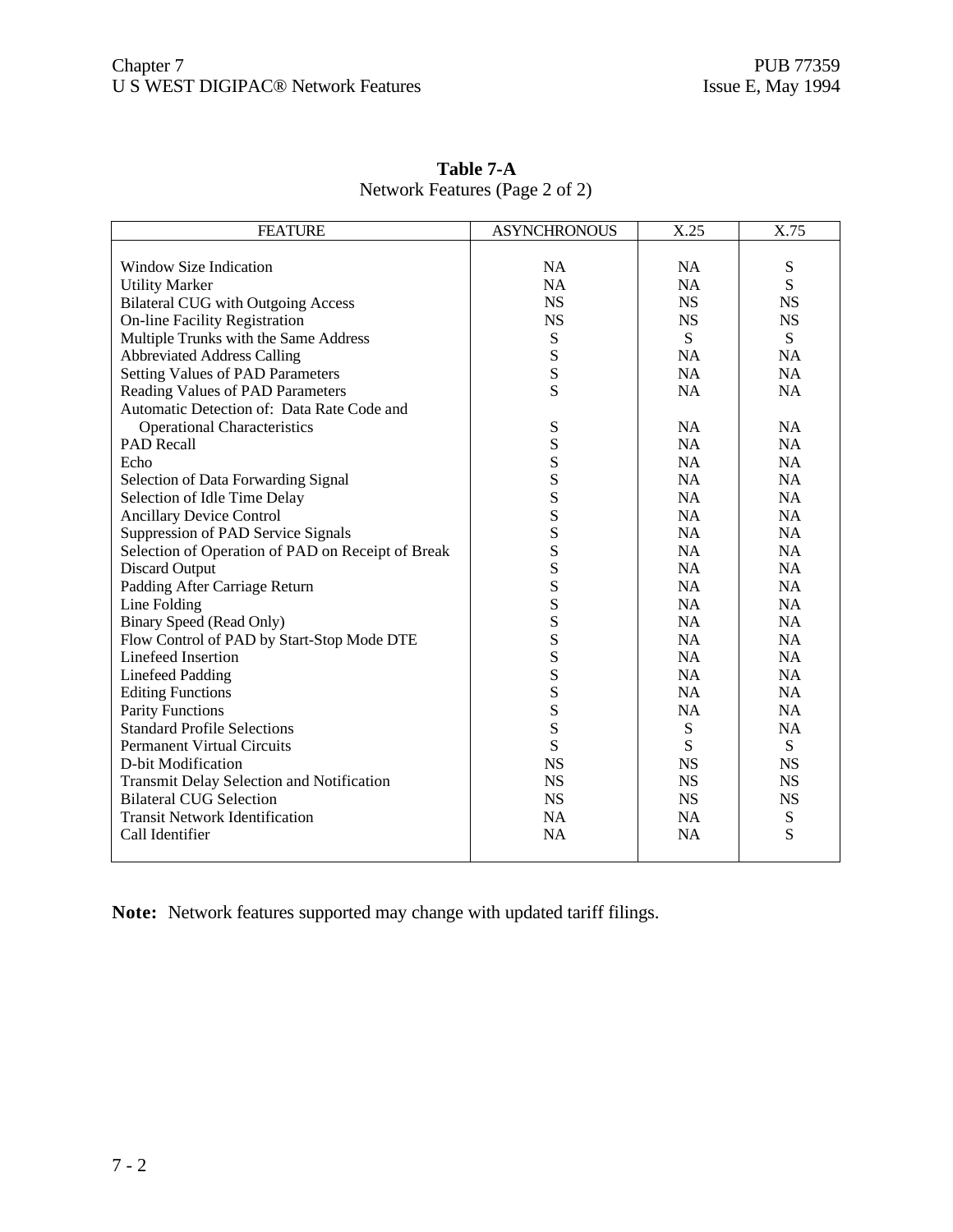**Table 7-A**
Network Features (Page 2 of 2)

| FEATURE | ASYNCHRONOUS | X.25 | X.75 |
|---|---|---|---|
| Window Size Indication | NA | NA | S |
| Utility Marker | NA | NA | S |
| Bilateral CUG with Outgoing Access | NS | NS | NS |
| On-line Facility Registration | NS | NS | NS |
| Multiple Trunks with the Same Address | S | S | S |
| Abbreviated Address Calling | S | NA | NA |
| Setting Values of PAD Parameters | S | NA | NA |
| Reading Values of PAD Parameters | S | NA | NA |
| Automatic Detection of: Data Rate Code and Operational Characteristics | S | NA | NA |
| PAD Recall | S | NA | NA |
| Echo | S | NA | NA |
| Selection of Data Forwarding Signal | S | NA | NA |
| Selection of Idle Time Delay | S | NA | NA |
| Ancillary Device Control | S | NA | NA |
| Suppression of PAD Service Signals | S | NA | NA |
| Selection of Operation of PAD on Receipt of Break | S | NA | NA |
| Discard Output | S | NA | NA |
| Padding After Carriage Return | S | NA | NA |
| Line Folding | S | NA | NA |
| Binary Speed (Read Only) | S | NA | NA |
| Flow Control of PAD by Start-Stop Mode DTE | S | NA | NA |
| Linefeed Insertion | S | NA | NA |
| Linefeed Padding | S | NA | NA |
| Editing Functions | S | NA | NA |
| Parity Functions | S | NA | NA |
| Standard Profile Selections | S | S | NA |
| Permanent Virtual Circuits | S | S | S |
| D-bit Modification | NS | NS | NS |
| Transmit Delay Selection and Notification | NS | NS | NS |
| Bilateral CUG Selection | NS | NS | NS |
| Transit Network Identification | NA | NA | S |
| Call Identifier | NA | NA | S |

**Note:** Network features supported may change with updated tariff filings.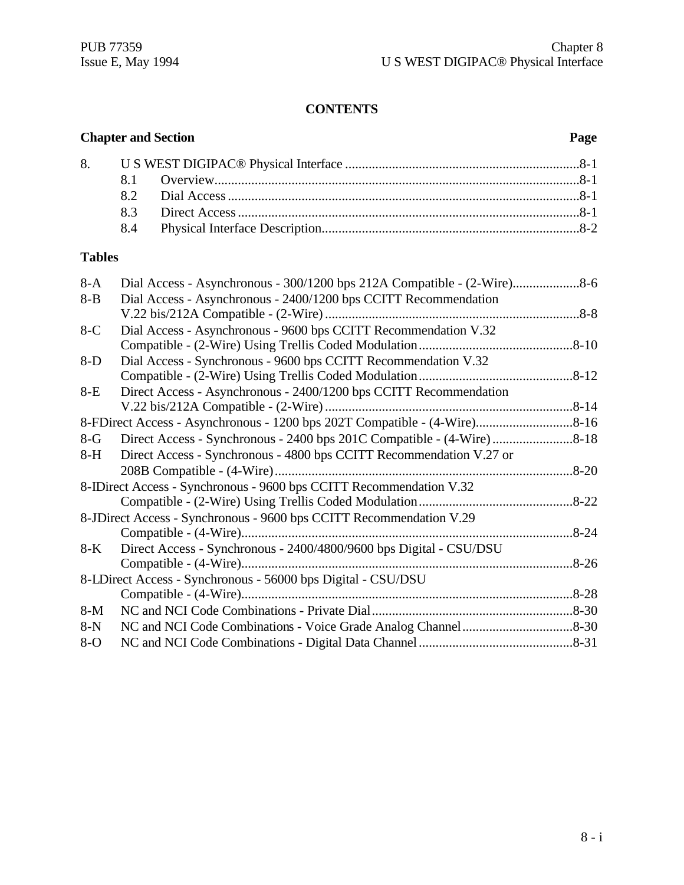# CONTENTS

**Chapter and Section** **Page**

| | | |
|---|---|---|
| 8. | U S WEST DIGIPAC® Physical Interface | 8-1 |
| 8.1 | Overview | 8-1 |
| 8.2 | Dial Access | 8-1 |
| 8.3 | Direct Access | 8-1 |
| 8.4 | Physical Interface Description | 8-2 |

## Tables

| | | |
|---|---|---|
| 8-A | Dial Access - Asynchronous - 300/1200 bps 212A Compatible - (2-Wire) | 8-6 |
| 8-B | Dial Access - Asynchronous - 2400/1200 bps CCITT Recommendation V.22 bis/212A Compatible - (2-Wire) | 8-8 |
| 8-C | Dial Access - Asynchronous - 9600 bps CCITT Recommendation V.32 Compatible - (2-Wire) Using Trellis Coded Modulation | 8-10 |
| 8-D | Dial Access - Synchronous - 9600 bps CCITT Recommendation V.32 Compatible - (2-Wire) Using Trellis Coded Modulation | 8-12 |
| 8-E | Direct Access - Asynchronous - 2400/1200 bps CCITT Recommendation V.22 bis/212A Compatible - (2-Wire) | 8-14 |
| 8-F | Direct Access - Asynchronous - 1200 bps 202T Compatible - (4-Wire) | 8-16 |
| 8-G | Direct Access - Synchronous - 2400 bps 201C Compatible - (4-Wire) | 8-18 |
| 8-H | Direct Access - Synchronous - 4800 bps CCITT Recommendation V.27 or 208B Compatible - (4-Wire) | 8-20 |
| 8-I | Direct Access - Synchronous - 9600 bps CCITT Recommendation V.32 Compatible - (2-Wire) Using Trellis Coded Modulation | 8-22 |
| 8-J | Direct Access - Synchronous - 9600 bps CCITT Recommendation V.29 Compatible - (4-Wire) | 8-24 |
| 8-K | Direct Access - Synchronous - 2400/4800/9600 bps Digital - CSU/DSU Compatible - (4-Wire) | 8-26 |
| 8-L | Direct Access - Synchronous - 56000 bps Digital - CSU/DSU Compatible - (4-Wire) | 8-28 |
| 8-M | NC and NCI Code Combinations - Private Dial | 8-30 |
| 8-N | NC and NCI Code Combinations - Voice Grade Analog Channel | 8-30 |
| 8-O | NC and NCI Code Combinations - Digital Data Channel | 8-31 |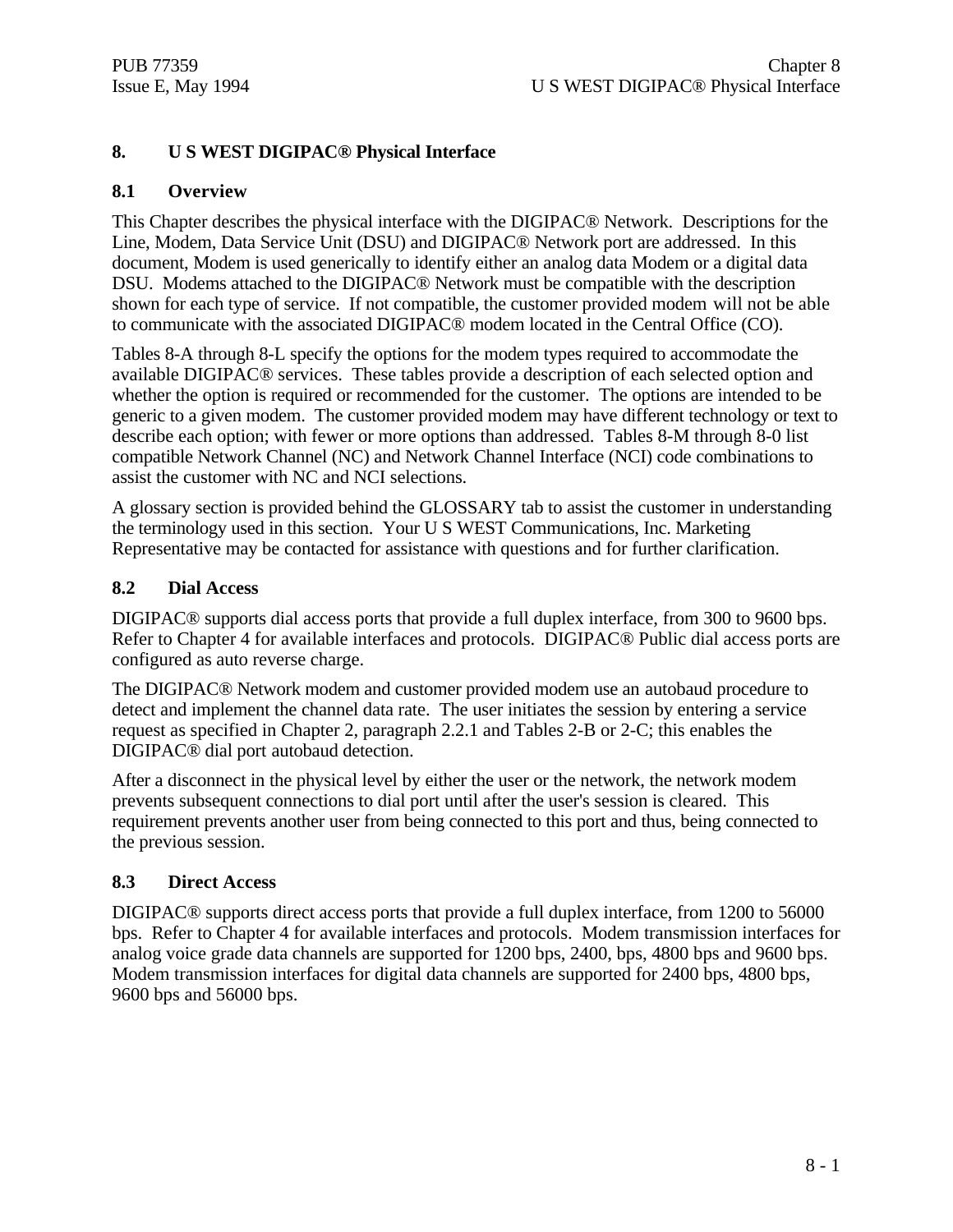# 8. U S WEST DIGIPAC® Physical Interface

## 8.1 Overview

This Chapter describes the physical interface with the DIGIPAC® Network. Descriptions for the Line, Modem, Data Service Unit (DSU) and DIGIPAC® Network port are addressed. In this document, Modem is used generically to identify either an analog data Modem or a digital data DSU. Modems attached to the DIGIPAC® Network must be compatible with the description shown for each type of service. If not compatible, the customer provided modem will not be able to communicate with the associated DIGIPAC® modem located in the Central Office (CO).

Tables 8-A through 8-L specify the options for the modem types required to accommodate the available DIGIPAC® services. These tables provide a description of each selected option and whether the option is required or recommended for the customer. The options are intended to be generic to a given modem. The customer provided modem may have different technology or text to describe each option; with fewer or more options than addressed. Tables 8-M through 8-0 list compatible Network Channel (NC) and Network Channel Interface (NCI) code combinations to assist the customer with NC and NCI selections.

A glossary section is provided behind the GLOSSARY tab to assist the customer in understanding the terminology used in this section. Your U S WEST Communications, Inc. Marketing Representative may be contacted for assistance with questions and for further clarification.

## 8.2 Dial Access

DIGIPAC® supports dial access ports that provide a full duplex interface, from 300 to 9600 bps. Refer to Chapter 4 for available interfaces and protocols. DIGIPAC® Public dial access ports are configured as auto reverse charge.

The DIGIPAC® Network modem and customer provided modem use an autobaud procedure to detect and implement the channel data rate. The user initiates the session by entering a service request as specified in Chapter 2, paragraph 2.2.1 and Tables 2-B or 2-C; this enables the DIGIPAC® dial port autobaud detection.

After a disconnect in the physical level by either the user or the network, the network modem prevents subsequent connections to dial port until after the user's session is cleared. This requirement prevents another user from being connected to this port and thus, being connected to the previous session.

## 8.3 Direct Access

DIGIPAC® supports direct access ports that provide a full duplex interface, from 1200 to 56000 bps. Refer to Chapter 4 for available interfaces and protocols. Modem transmission interfaces for analog voice grade data channels are supported for 1200 bps, 2400, bps, 4800 bps and 9600 bps. Modem transmission interfaces for digital data channels are supported for 2400 bps, 4800 bps, 9600 bps and 56000 bps.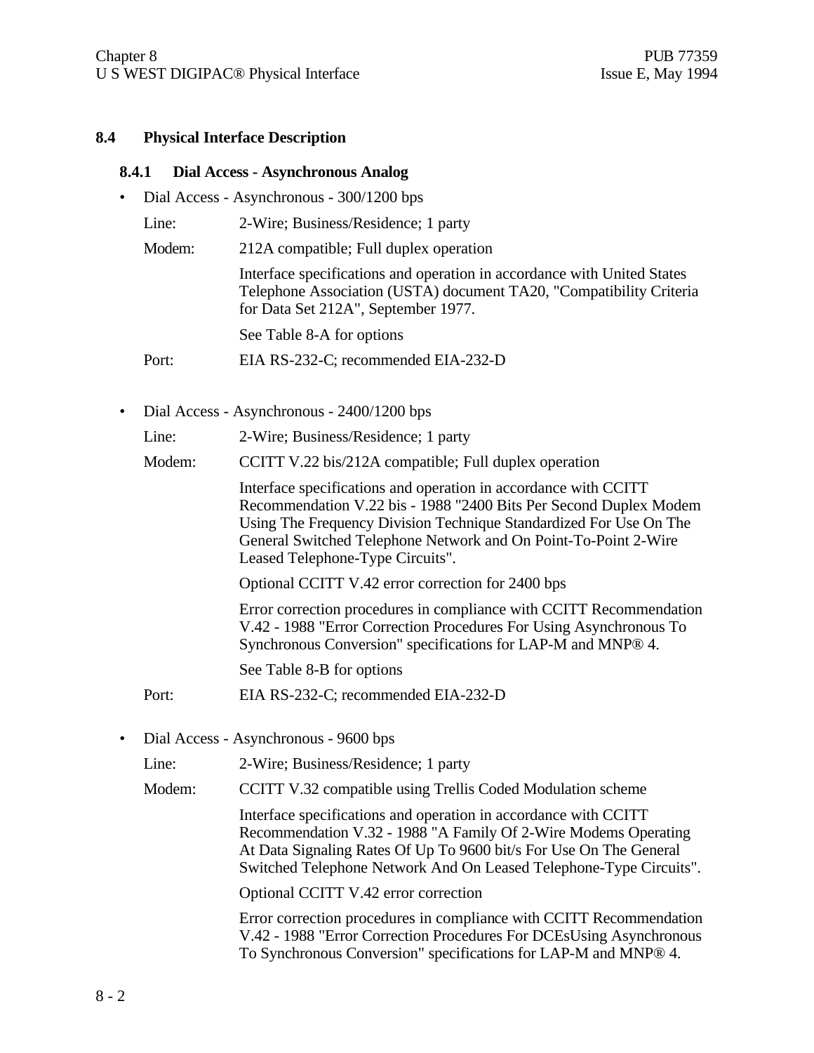## 8.4 Physical Interface Description

### 8.4.1 Dial Access - Asynchronous Analog

- Dial Access - Asynchronous - 300/1200 bps

  Line: 2-Wire; Business/Residence; 1 party

  Modem: 212A compatible; Full duplex operation

  Interface specifications and operation in accordance with United States Telephone Association (USTA) document TA20, "Compatibility Criteria for Data Set 212A", September 1977.

  See Table 8-A for options

  Port: EIA RS-232-C; recommended EIA-232-D

- Dial Access - Asynchronous - 2400/1200 bps

  Line: 2-Wire; Business/Residence; 1 party

  Modem: CCITT V.22 bis/212A compatible; Full duplex operation

  Interface specifications and operation in accordance with CCITT Recommendation V.22 bis - 1988 "2400 Bits Per Second Duplex Modem Using The Frequency Division Technique Standardized For Use On The General Switched Telephone Network and On Point-To-Point 2-Wire Leased Telephone-Type Circuits".

  Optional CCITT V.42 error correction for 2400 bps

  Error correction procedures in compliance with CCITT Recommendation V.42 - 1988 "Error Correction Procedures For Using Asynchronous To Synchronous Conversion" specifications for LAP-M and MNP® 4.

  See Table 8-B for options

  Port: EIA RS-232-C; recommended EIA-232-D

- Dial Access - Asynchronous - 9600 bps

  Line: 2-Wire; Business/Residence; 1 party

  Modem: CCITT V.32 compatible using Trellis Coded Modulation scheme

  Interface specifications and operation in accordance with CCITT Recommendation V.32 - 1988 "A Family Of 2-Wire Modems Operating At Data Signaling Rates Of Up To 9600 bit/s For Use On The General Switched Telephone Network And On Leased Telephone-Type Circuits".

  Optional CCITT V.42 error correction

  Error correction procedures in compliance with CCITT Recommendation V.42 - 1988 "Error Correction Procedures For DCEsUsing Asynchronous To Synchronous Conversion" specifications for LAP-M and MNP® 4.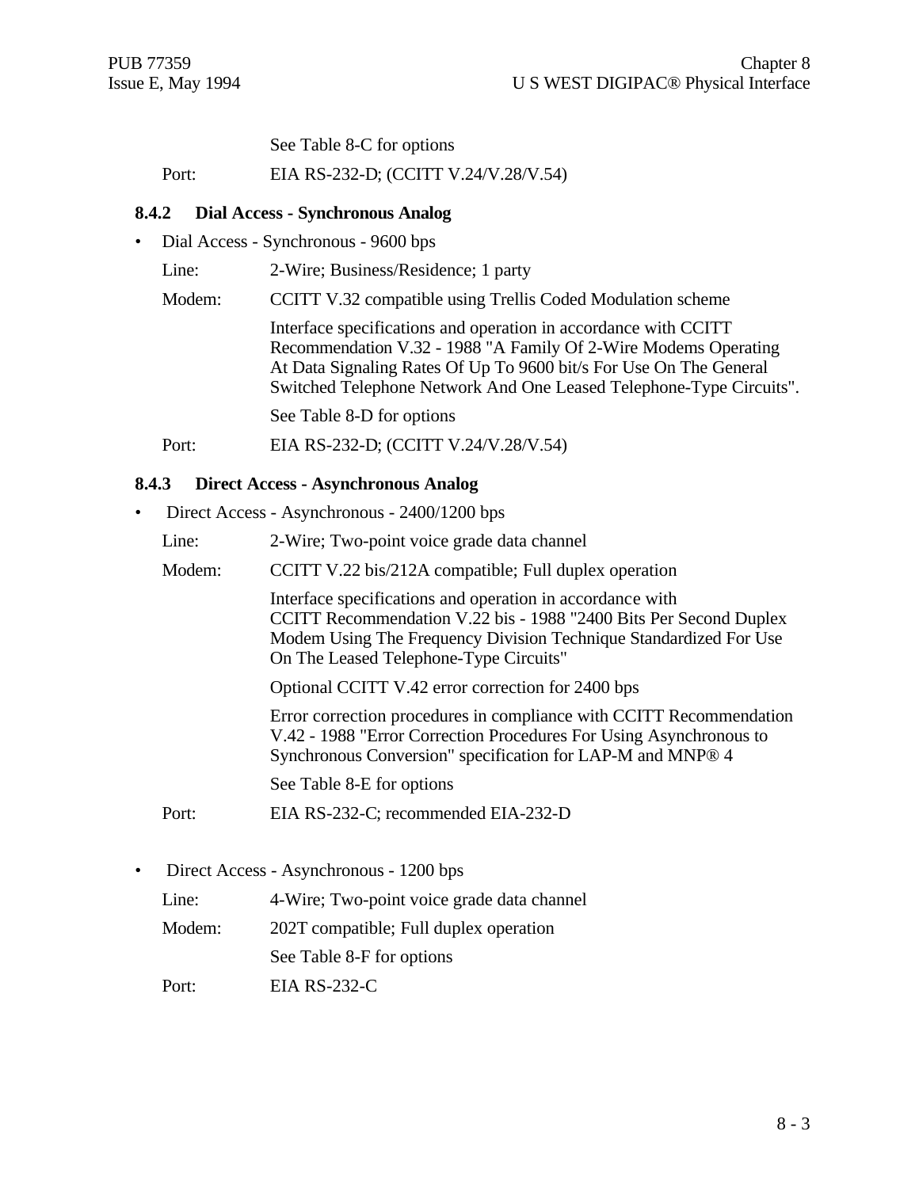See Table 8-C for options

Port: EIA RS-232-D; (CCITT V.24/V.28/V.54)

### 8.4.2 Dial Access - Synchronous Analog

- Dial Access - Synchronous - 9600 bps

Line: 2-Wire; Business/Residence; 1 party

Modem: CCITT V.32 compatible using Trellis Coded Modulation scheme

Interface specifications and operation in accordance with CCITT Recommendation V.32 - 1988 "A Family Of 2-Wire Modems Operating At Data Signaling Rates Of Up To 9600 bit/s For Use On The General Switched Telephone Network And One Leased Telephone-Type Circuits".

See Table 8-D for options

Port: EIA RS-232-D; (CCITT V.24/V.28/V.54)

### 8.4.3 Direct Access - Asynchronous Analog

- Direct Access - Asynchronous - 2400/1200 bps

Line: 2-Wire; Two-point voice grade data channel

Modem: CCITT V.22 bis/212A compatible; Full duplex operation

Interface specifications and operation in accordance with CCITT Recommendation V.22 bis - 1988 "2400 Bits Per Second Duplex Modem Using The Frequency Division Technique Standardized For Use On The Leased Telephone-Type Circuits"

Optional CCITT V.42 error correction for 2400 bps

Error correction procedures in compliance with CCITT Recommendation V.42 - 1988 "Error Correction Procedures For Using Asynchronous to Synchronous Conversion" specification for LAP-M and MNP® 4

See Table 8-E for options

Port: EIA RS-232-C; recommended EIA-232-D

- Direct Access - Asynchronous - 1200 bps

Line: 4-Wire; Two-point voice grade data channel

Modem: 202T compatible; Full duplex operation

See Table 8-F for options

Port: EIA RS-232-C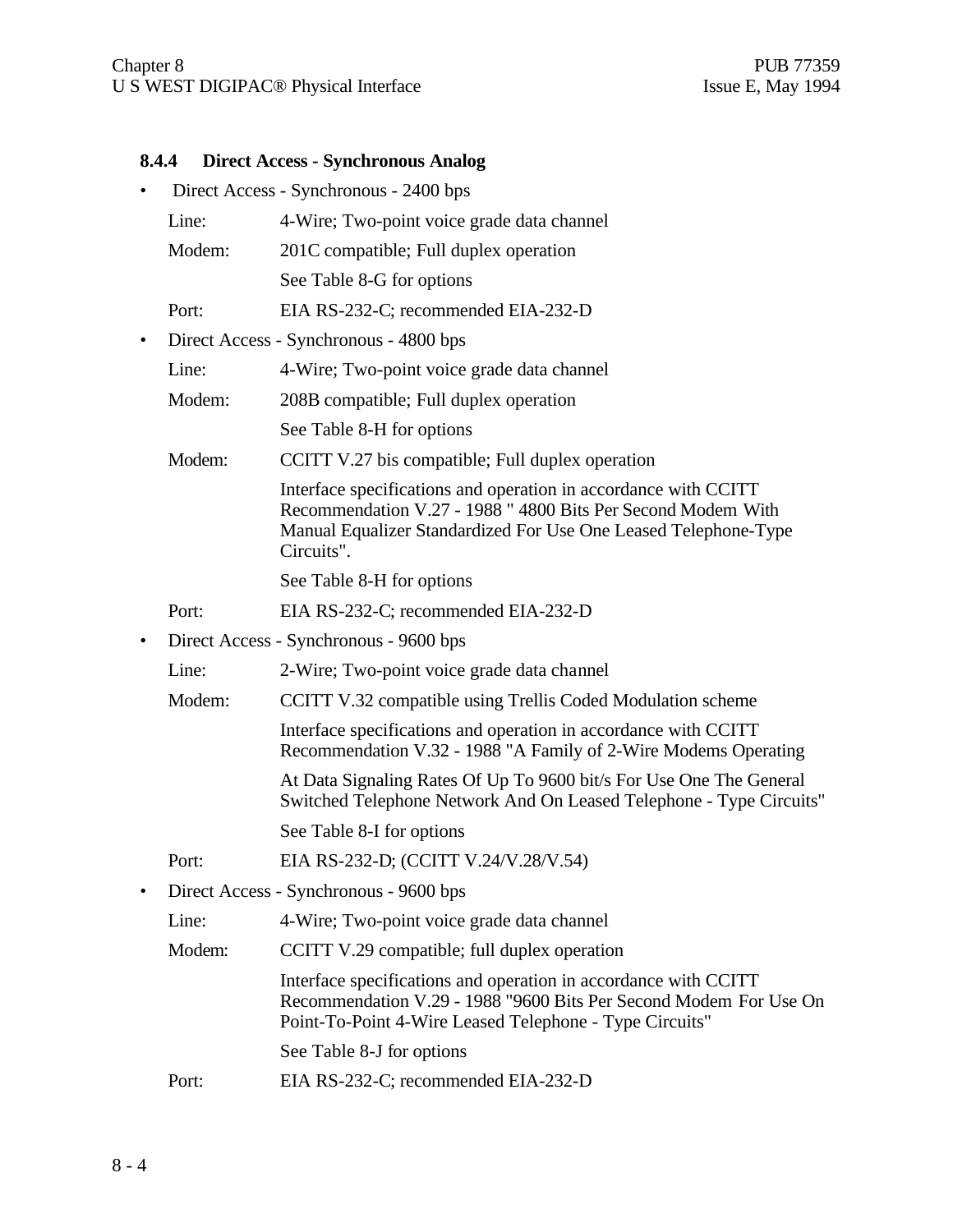### 8.4.4 Direct Access - Synchronous Analog

- Direct Access - Synchronous - 2400 bps

  Line: 4-Wire; Two-point voice grade data channel

  Modem: 201C compatible; Full duplex operation

  See Table 8-G for options

  Port: EIA RS-232-C; recommended EIA-232-D

- Direct Access - Synchronous - 4800 bps

  Line: 4-Wire; Two-point voice grade data channel

  Modem: 208B compatible; Full duplex operation

  See Table 8-H for options

  Modem: CCITT V.27 bis compatible; Full duplex operation

  Interface specifications and operation in accordance with CCITT Recommendation V.27 - 1988 " 4800 Bits Per Second Modem With Manual Equalizer Standardized For Use One Leased Telephone-Type Circuits".

  See Table 8-H for options

  Port: EIA RS-232-C; recommended EIA-232-D

- Direct Access - Synchronous - 9600 bps

  Line: 2-Wire; Two-point voice grade data channel

  Modem: CCITT V.32 compatible using Trellis Coded Modulation scheme

  Interface specifications and operation in accordance with CCITT Recommendation V.32 - 1988 "A Family of 2-Wire Modems Operating

  At Data Signaling Rates Of Up To 9600 bit/s For Use One The General Switched Telephone Network And On Leased Telephone - Type Circuits"

  See Table 8-I for options

  Port: EIA RS-232-D; (CCITT V.24/V.28/V.54)

- Direct Access - Synchronous - 9600 bps

  Line: 4-Wire; Two-point voice grade data channel

  Modem: CCITT V.29 compatible; full duplex operation

  Interface specifications and operation in accordance with CCITT Recommendation V.29 - 1988 "9600 Bits Per Second Modem For Use On Point-To-Point 4-Wire Leased Telephone - Type Circuits"

  See Table 8-J for options

  Port: EIA RS-232-C; recommended EIA-232-D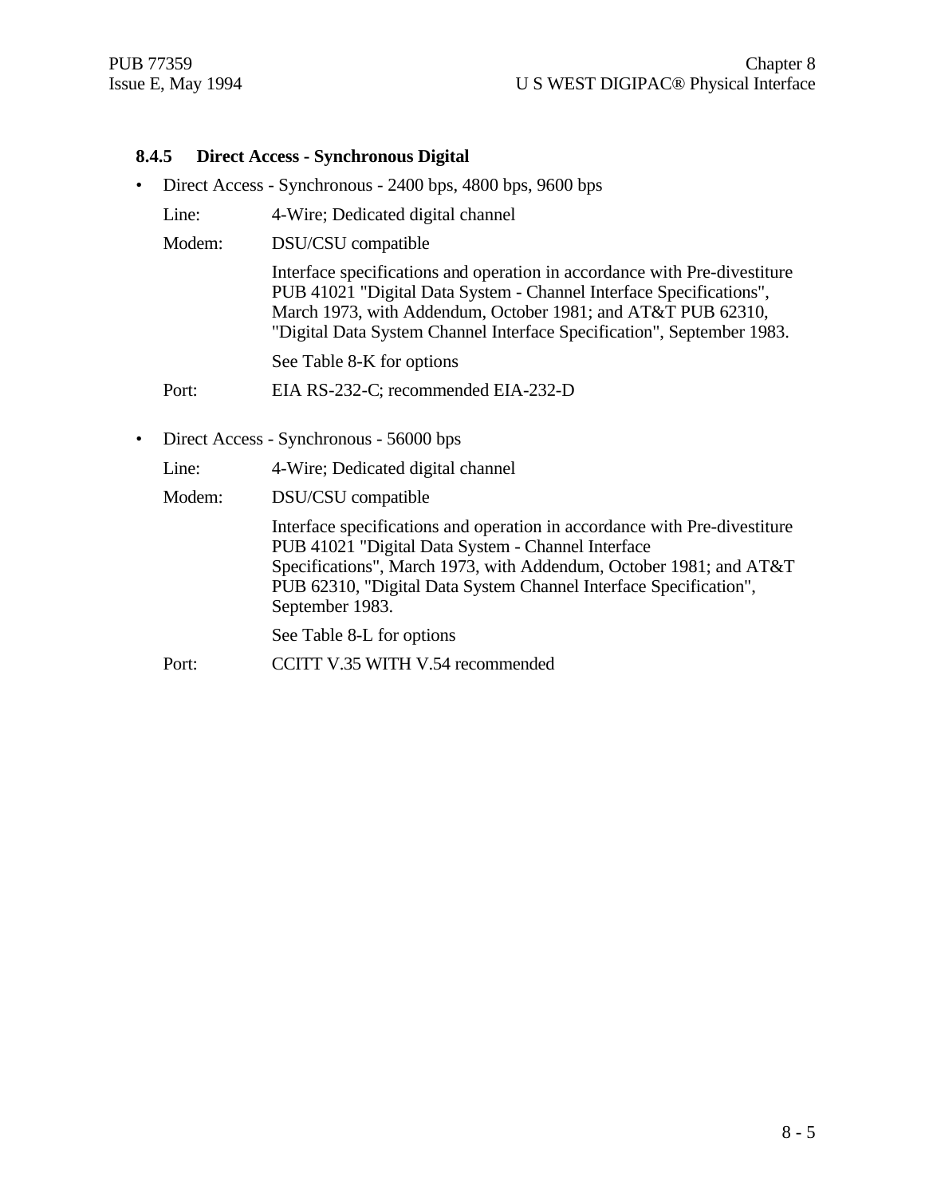### 8.4.5 Direct Access - Synchronous Digital

- Direct Access - Synchronous - 2400 bps, 4800 bps, 9600 bps

  Line: 4-Wire; Dedicated digital channel

  Modem: DSU/CSU compatible

  Interface specifications and operation in accordance with Pre-divestiture PUB 41021 "Digital Data System - Channel Interface Specifications", March 1973, with Addendum, October 1981; and AT&T PUB 62310, "Digital Data System Channel Interface Specification", September 1983.

  See Table 8-K for options

  Port: EIA RS-232-C; recommended EIA-232-D

- Direct Access - Synchronous - 56000 bps

  Line: 4-Wire; Dedicated digital channel

  Modem: DSU/CSU compatible

  Interface specifications and operation in accordance with Pre-divestiture PUB 41021 "Digital Data System - Channel Interface Specifications", March 1973, with Addendum, October 1981; and AT&T PUB 62310, "Digital Data System Channel Interface Specification", September 1983.

  See Table 8-L for options

  Port: CCITT V.35 WITH V.54 recommended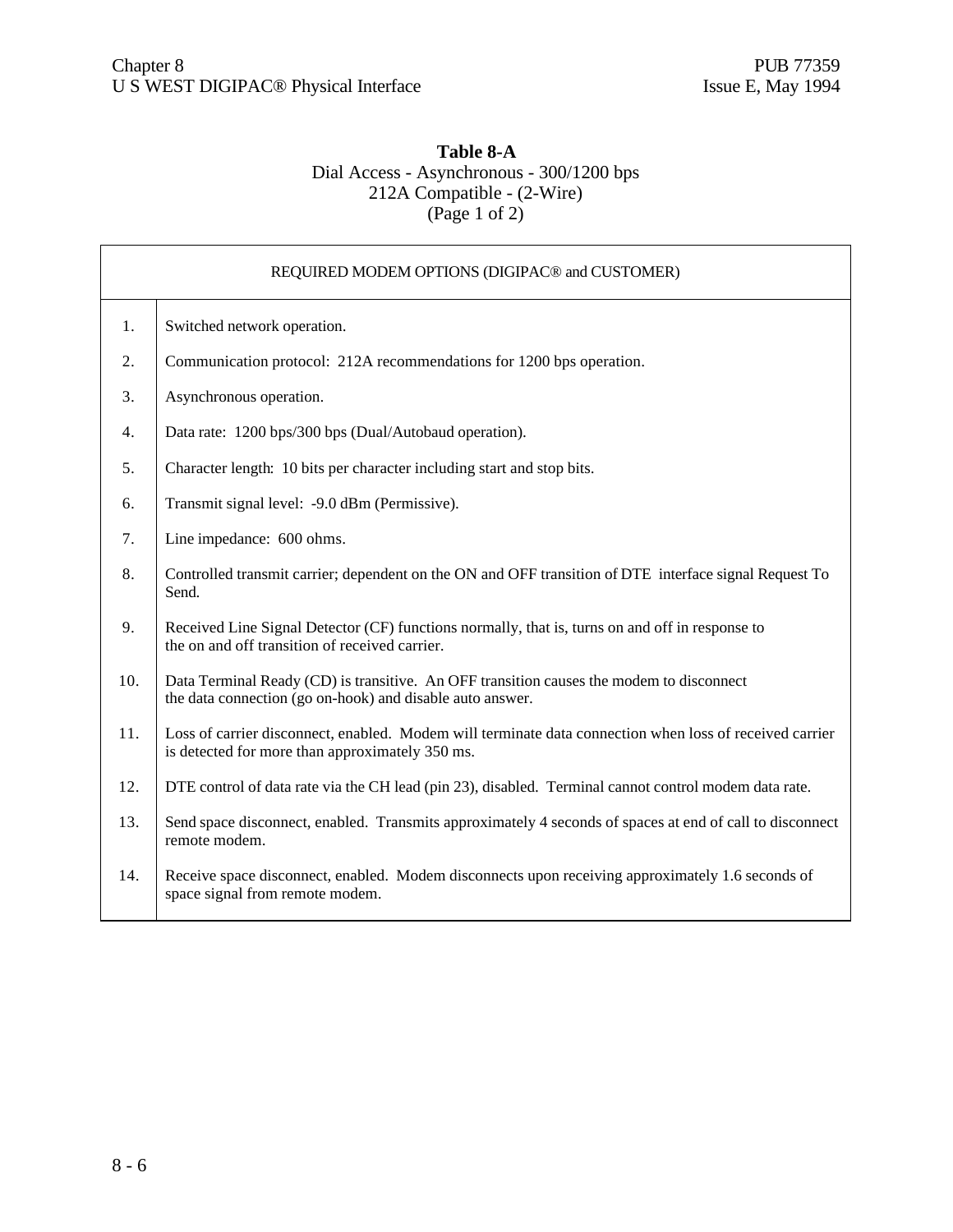**Table 8-A**
Dial Access - Asynchronous - 300/1200 bps
212A Compatible - (2-Wire)
(Page 1 of 2)

| REQUIRED MODEM OPTIONS (DIGIPAC® and CUSTOMER) | |
|---|---|
| 1. | Switched network operation. |
| 2. | Communication protocol: 212A recommendations for 1200 bps operation. |
| 3. | Asynchronous operation. |
| 4. | Data rate: 1200 bps/300 bps (Dual/Autobaud operation). |
| 5. | Character length: 10 bits per character including start and stop bits. |
| 6. | Transmit signal level: -9.0 dBm (Permissive). |
| 7. | Line impedance: 600 ohms. |
| 8. | Controlled transmit carrier; dependent on the ON and OFF transition of DTE interface signal Request To Send. |
| 9. | Received Line Signal Detector (CF) functions normally, that is, turns on and off in response to the on and off transition of received carrier. |
| 10. | Data Terminal Ready (CD) is transitive. An OFF transition causes the modem to disconnect the data connection (go on-hook) and disable auto answer. |
| 11. | Loss of carrier disconnect, enabled. Modem will terminate data connection when loss of received carrier is detected for more than approximately 350 ms. |
| 12. | DTE control of data rate via the CH lead (pin 23), disabled. Terminal cannot control modem data rate. |
| 13. | Send space disconnect, enabled. Transmits approximately 4 seconds of spaces at end of call to disconnect remote modem. |
| 14. | Receive space disconnect, enabled. Modem disconnects upon receiving approximately 1.6 seconds of space signal from remote modem. |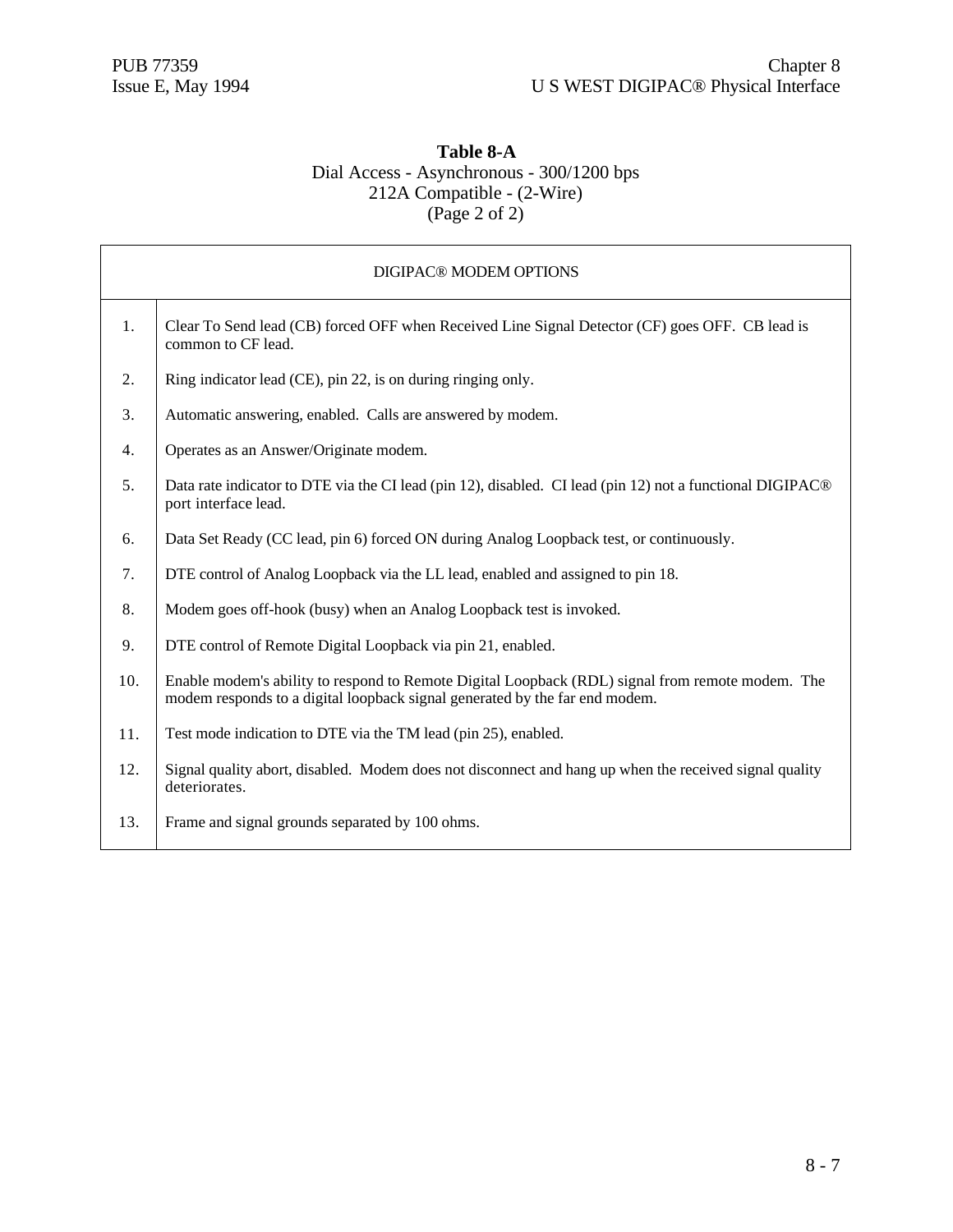**Table 8-A**
Dial Access - Asynchronous - 300/1200 bps
212A Compatible - (2-Wire)
(Page 2 of 2)

| DIGIPAC® MODEM OPTIONS | |
|---|---|
| 1. | Clear To Send lead (CB) forced OFF when Received Line Signal Detector (CF) goes OFF. CB lead is common to CF lead. |
| 2. | Ring indicator lead (CE), pin 22, is on during ringing only. |
| 3. | Automatic answering, enabled. Calls are answered by modem. |
| 4. | Operates as an Answer/Originate modem. |
| 5. | Data rate indicator to DTE via the CI lead (pin 12), disabled. CI lead (pin 12) not a functional DIGIPAC® port interface lead. |
| 6. | Data Set Ready (CC lead, pin 6) forced ON during Analog Loopback test, or continuously. |
| 7. | DTE control of Analog Loopback via the LL lead, enabled and assigned to pin 18. |
| 8. | Modem goes off-hook (busy) when an Analog Loopback test is invoked. |
| 9. | DTE control of Remote Digital Loopback via pin 21, enabled. |
| 10. | Enable modem's ability to respond to Remote Digital Loopback (RDL) signal from remote modem. The modem responds to a digital loopback signal generated by the far end modem. |
| 11. | Test mode indication to DTE via the TM lead (pin 25), enabled. |
| 12. | Signal quality abort, disabled. Modem does not disconnect and hang up when the received signal quality deteriorates. |
| 13. | Frame and signal grounds separated by 100 ohms. |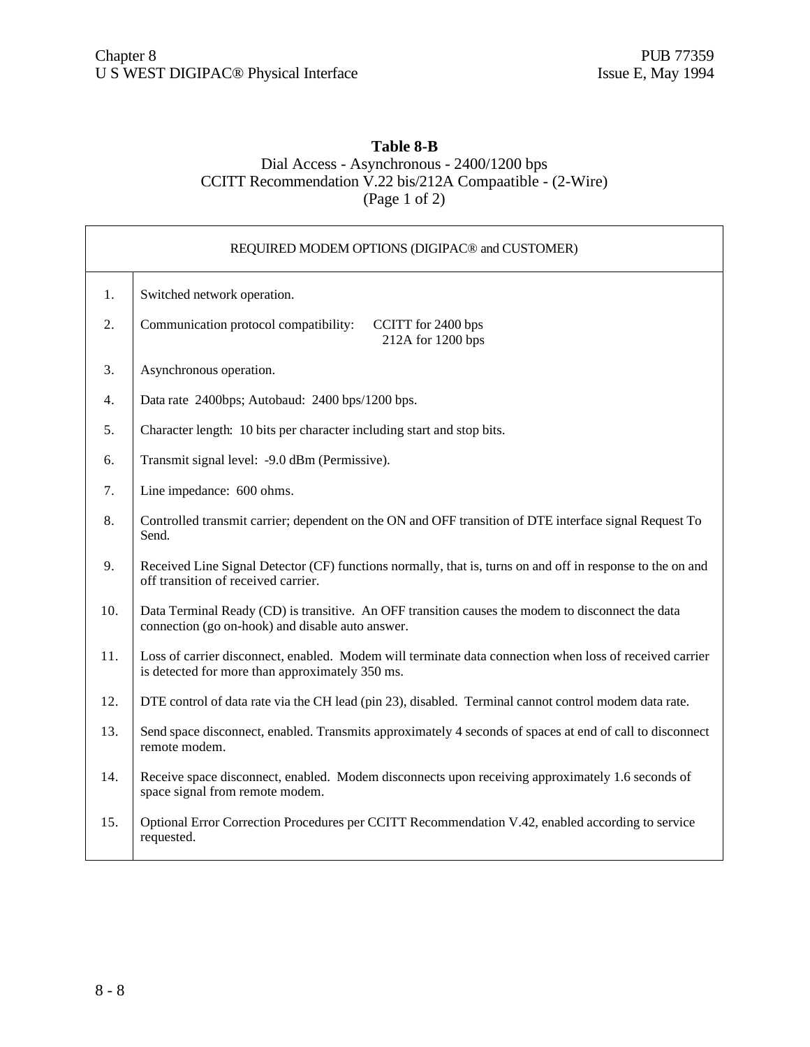**Table 8-B**

Dial Access - Asynchronous - 2400/1200 bps
CCITT Recommendation V.22 bis/212A Compaatible - (2-Wire)
(Page 1 of 2)

| REQUIRED MODEM OPTIONS (DIGIPAC® and CUSTOMER) | |
|---|---|
| 1. | Switched network operation. |
| 2. | Communication protocol compatibility: CCITT for 2400 bps<br>212A for 1200 bps |
| 3. | Asynchronous operation. |
| 4. | Data rate 2400bps; Autobaud: 2400 bps/1200 bps. |
| 5. | Character length: 10 bits per character including start and stop bits. |
| 6. | Transmit signal level: -9.0 dBm (Permissive). |
| 7. | Line impedance: 600 ohms. |
| 8. | Controlled transmit carrier; dependent on the ON and OFF transition of DTE interface signal Request To Send. |
| 9. | Received Line Signal Detector (CF) functions normally, that is, turns on and off in response to the on and off transition of received carrier. |
| 10. | Data Terminal Ready (CD) is transitive. An OFF transition causes the modem to disconnect the data connection (go on-hook) and disable auto answer. |
| 11. | Loss of carrier disconnect, enabled. Modem will terminate data connection when loss of received carrier is detected for more than approximately 350 ms. |
| 12. | DTE control of data rate via the CH lead (pin 23), disabled. Terminal cannot control modem data rate. |
| 13. | Send space disconnect, enabled. Transmits approximately 4 seconds of spaces at end of call to disconnect remote modem. |
| 14. | Receive space disconnect, enabled. Modem disconnects upon receiving approximately 1.6 seconds of space signal from remote modem. |
| 15. | Optional Error Correction Procedures per CCITT Recommendation V.42, enabled according to service requested. |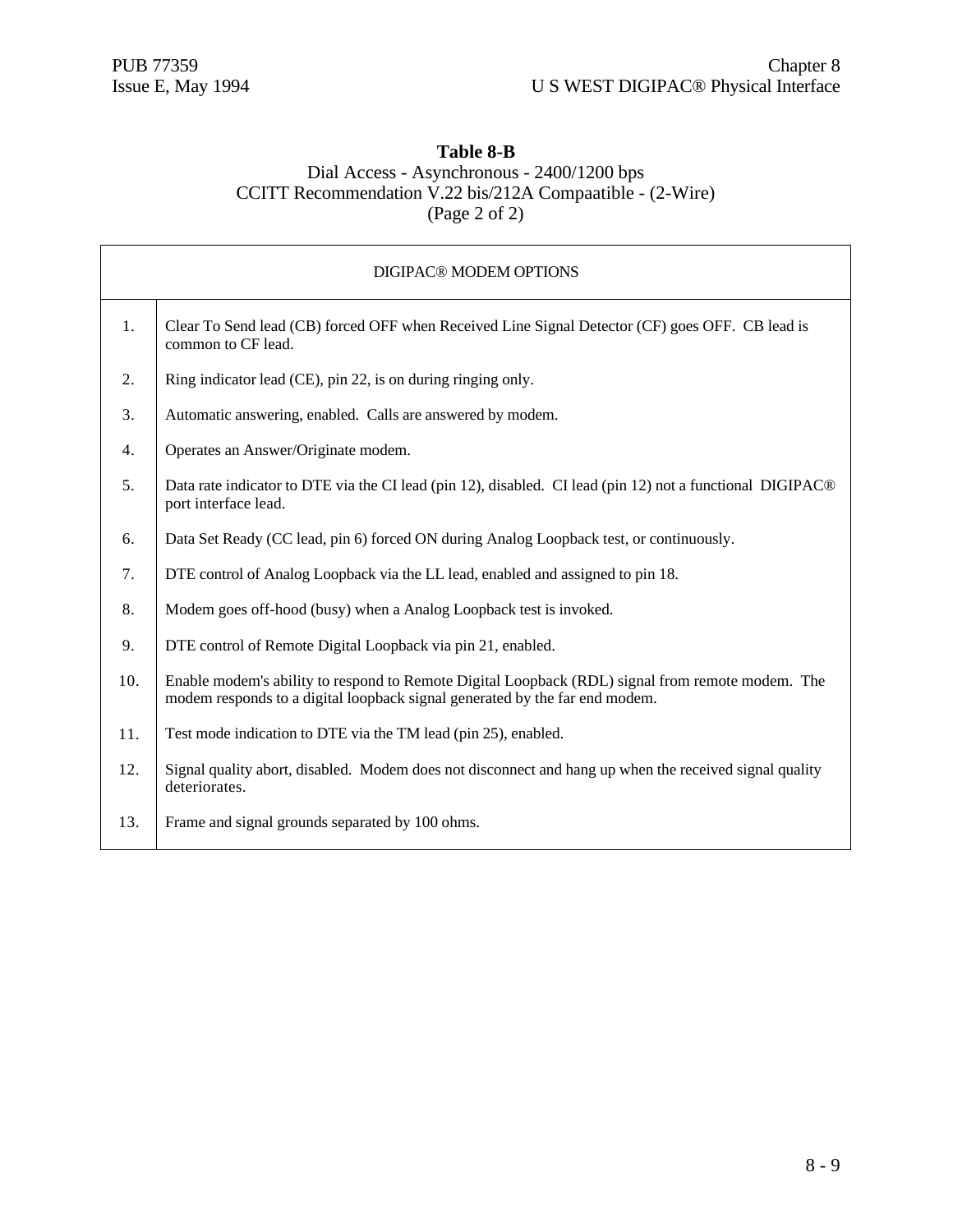**Table 8-B**

Dial Access - Asynchronous - 2400/1200 bps
CCITT Recommendation V.22 bis/212A Compaatible - (2-Wire)
(Page 2 of 2)

| DIGIPAC® MODEM OPTIONS | |
|---|---|
| 1. | Clear To Send lead (CB) forced OFF when Received Line Signal Detector (CF) goes OFF. CB lead is common to CF lead. |
| 2. | Ring indicator lead (CE), pin 22, is on during ringing only. |
| 3. | Automatic answering, enabled. Calls are answered by modem. |
| 4. | Operates an Answer/Originate modem. |
| 5. | Data rate indicator to DTE via the CI lead (pin 12), disabled. CI lead (pin 12) not a functional DIGIPAC® port interface lead. |
| 6. | Data Set Ready (CC lead, pin 6) forced ON during Analog Loopback test, or continuously. |
| 7. | DTE control of Analog Loopback via the LL lead, enabled and assigned to pin 18. |
| 8. | Modem goes off-hood (busy) when a Analog Loopback test is invoked. |
| 9. | DTE control of Remote Digital Loopback via pin 21, enabled. |
| 10. | Enable modem's ability to respond to Remote Digital Loopback (RDL) signal from remote modem. The modem responds to a digital loopback signal generated by the far end modem. |
| 11. | Test mode indication to DTE via the TM lead (pin 25), enabled. |
| 12. | Signal quality abort, disabled. Modem does not disconnect and hang up when the received signal quality deteriorates. |
| 13. | Frame and signal grounds separated by 100 ohms. |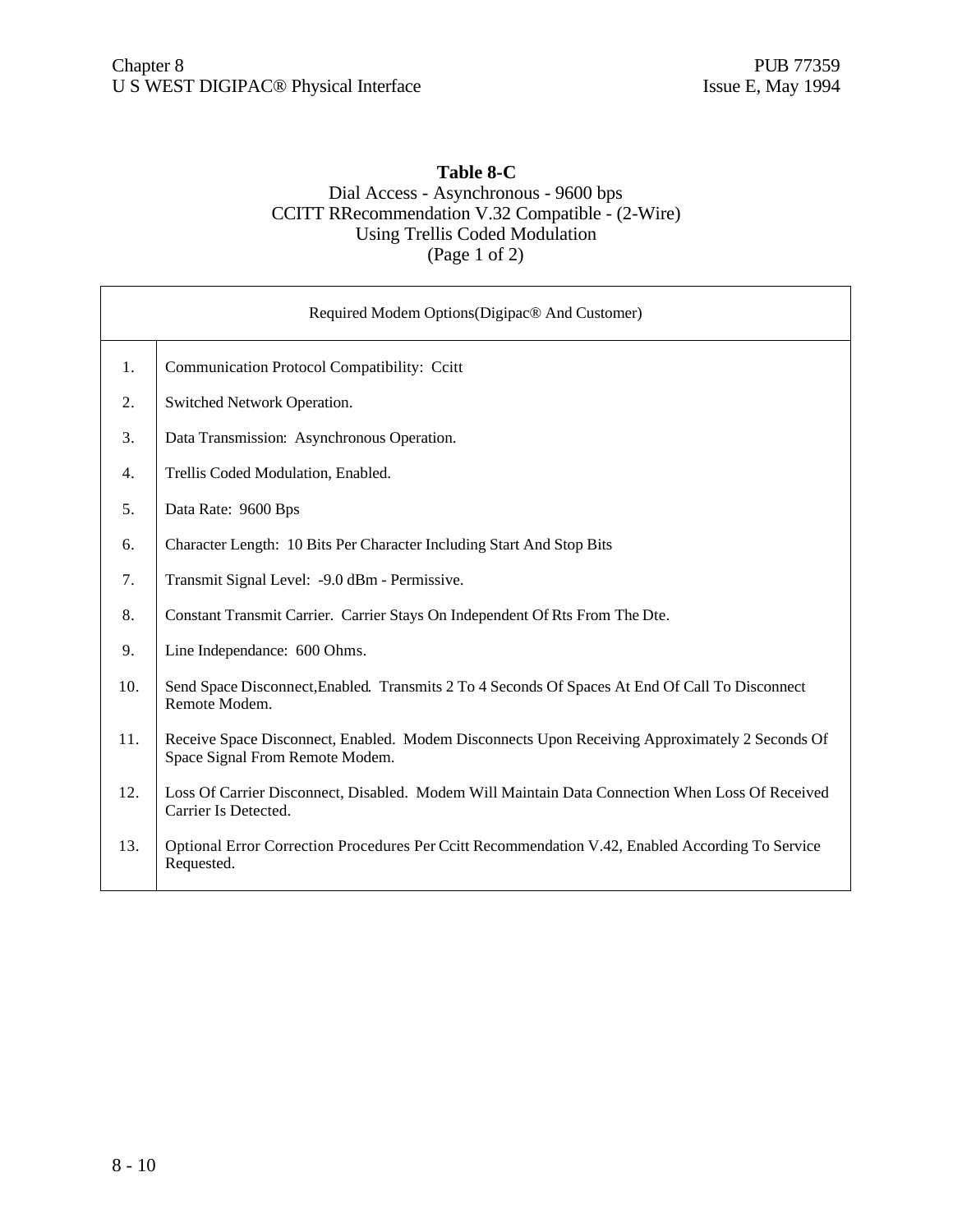**Table 8-C**
Dial Access - Asynchronous - 9600 bps
CCITT RRecommendation V.32 Compatible - (2-Wire)
Using Trellis Coded Modulation
(Page 1 of 2)

| Required Modem Options(Digipac® And Customer) | |
|---|---|
| 1. | Communication Protocol Compatibility: Ccitt |
| 2. | Switched Network Operation. |
| 3. | Data Transmission: Asynchronous Operation. |
| 4. | Trellis Coded Modulation, Enabled. |
| 5. | Data Rate: 9600 Bps |
| 6. | Character Length: 10 Bits Per Character Including Start And Stop Bits |
| 7. | Transmit Signal Level: -9.0 dBm - Permissive. |
| 8. | Constant Transmit Carrier. Carrier Stays On Independent Of Rts From The Dte. |
| 9. | Line Independance: 600 Ohms. |
| 10. | Send Space Disconnect,Enabled. Transmits 2 To 4 Seconds Of Spaces At End Of Call To Disconnect Remote Modem. |
| 11. | Receive Space Disconnect, Enabled. Modem Disconnects Upon Receiving Approximately 2 Seconds Of Space Signal From Remote Modem. |
| 12. | Loss Of Carrier Disconnect, Disabled. Modem Will Maintain Data Connection When Loss Of Received Carrier Is Detected. |
| 13. | Optional Error Correction Procedures Per Ccitt Recommendation V.42, Enabled According To Service Requested. |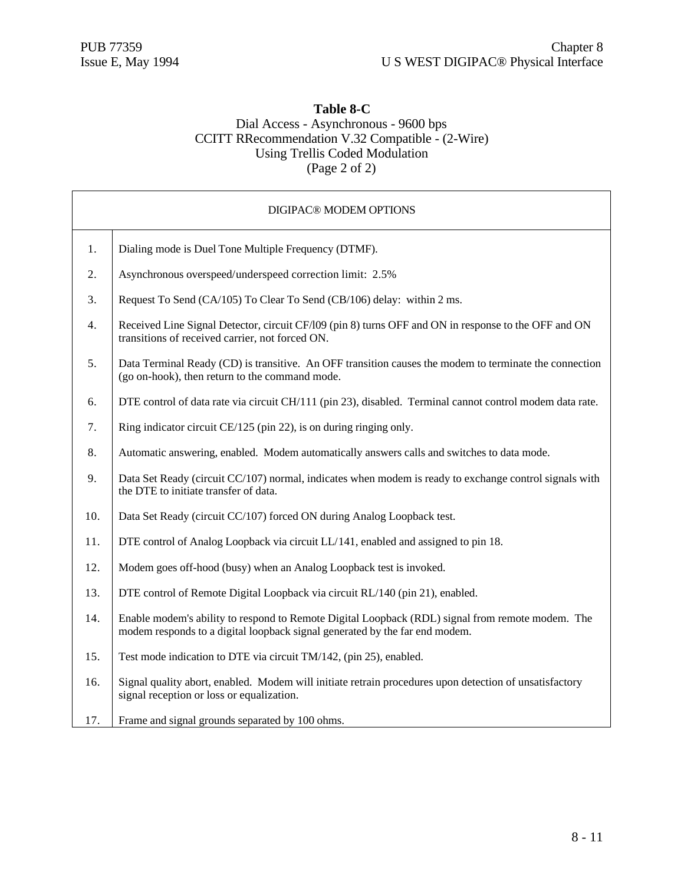**Table 8-C**

Dial Access - Asynchronous - 9600 bps
CCITT RRecommendation V.32 Compatible - (2-Wire)
Using Trellis Coded Modulation
(Page 2 of 2)

| DIGIPAC® MODEM OPTIONS | |
|---|---|
| 1. | Dialing mode is Duel Tone Multiple Frequency (DTMF). |
| 2. | Asynchronous overspeed/underspeed correction limit: 2.5% |
| 3. | Request To Send (CA/105) To Clear To Send (CB/106) delay: within 2 ms. |
| 4. | Received Line Signal Detector, circuit CF/l09 (pin 8) turns OFF and ON in response to the OFF and ON transitions of received carrier, not forced ON. |
| 5. | Data Terminal Ready (CD) is transitive. An OFF transition causes the modem to terminate the connection (go on-hook), then return to the command mode. |
| 6. | DTE control of data rate via circuit CH/111 (pin 23), disabled. Terminal cannot control modem data rate. |
| 7. | Ring indicator circuit CE/125 (pin 22), is on during ringing only. |
| 8. | Automatic answering, enabled. Modem automatically answers calls and switches to data mode. |
| 9. | Data Set Ready (circuit CC/107) normal, indicates when modem is ready to exchange control signals with the DTE to initiate transfer of data. |
| 10. | Data Set Ready (circuit CC/107) forced ON during Analog Loopback test. |
| 11. | DTE control of Analog Loopback via circuit LL/141, enabled and assigned to pin 18. |
| 12. | Modem goes off-hood (busy) when an Analog Loopback test is invoked. |
| 13. | DTE control of Remote Digital Loopback via circuit RL/140 (pin 21), enabled. |
| 14. | Enable modem's ability to respond to Remote Digital Loopback (RDL) signal from remote modem. The modem responds to a digital loopback signal generated by the far end modem. |
| 15. | Test mode indication to DTE via circuit TM/142, (pin 25), enabled. |
| 16. | Signal quality abort, enabled. Modem will initiate retrain procedures upon detection of unsatisfactory signal reception or loss or equalization. |
| 17. | Frame and signal grounds separated by 100 ohms. |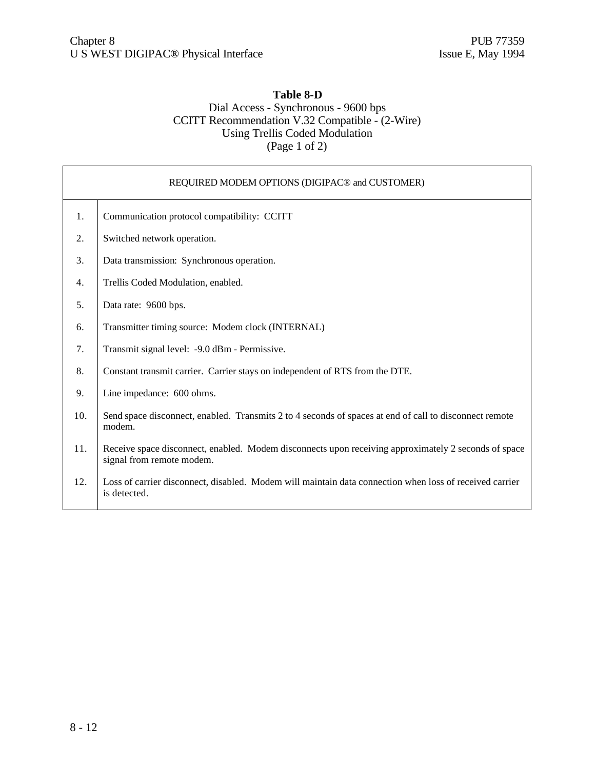**Table 8-D**
Dial Access - Synchronous - 9600 bps
CCITT Recommendation V.32 Compatible - (2-Wire)
Using Trellis Coded Modulation
(Page 1 of 2)

| REQUIRED MODEM OPTIONS (DIGIPAC® and CUSTOMER) | |
|---|---|
| 1. | Communication protocol compatibility: CCITT |
| 2. | Switched network operation. |
| 3. | Data transmission: Synchronous operation. |
| 4. | Trellis Coded Modulation, enabled. |
| 5. | Data rate: 9600 bps. |
| 6. | Transmitter timing source: Modem clock (INTERNAL) |
| 7. | Transmit signal level: -9.0 dBm - Permissive. |
| 8. | Constant transmit carrier. Carrier stays on independent of RTS from the DTE. |
| 9. | Line impedance: 600 ohms. |
| 10. | Send space disconnect, enabled. Transmits 2 to 4 seconds of spaces at end of call to disconnect remote modem. |
| 11. | Receive space disconnect, enabled. Modem disconnects upon receiving approximately 2 seconds of space signal from remote modem. |
| 12. | Loss of carrier disconnect, disabled. Modem will maintain data connection when loss of received carrier is detected. |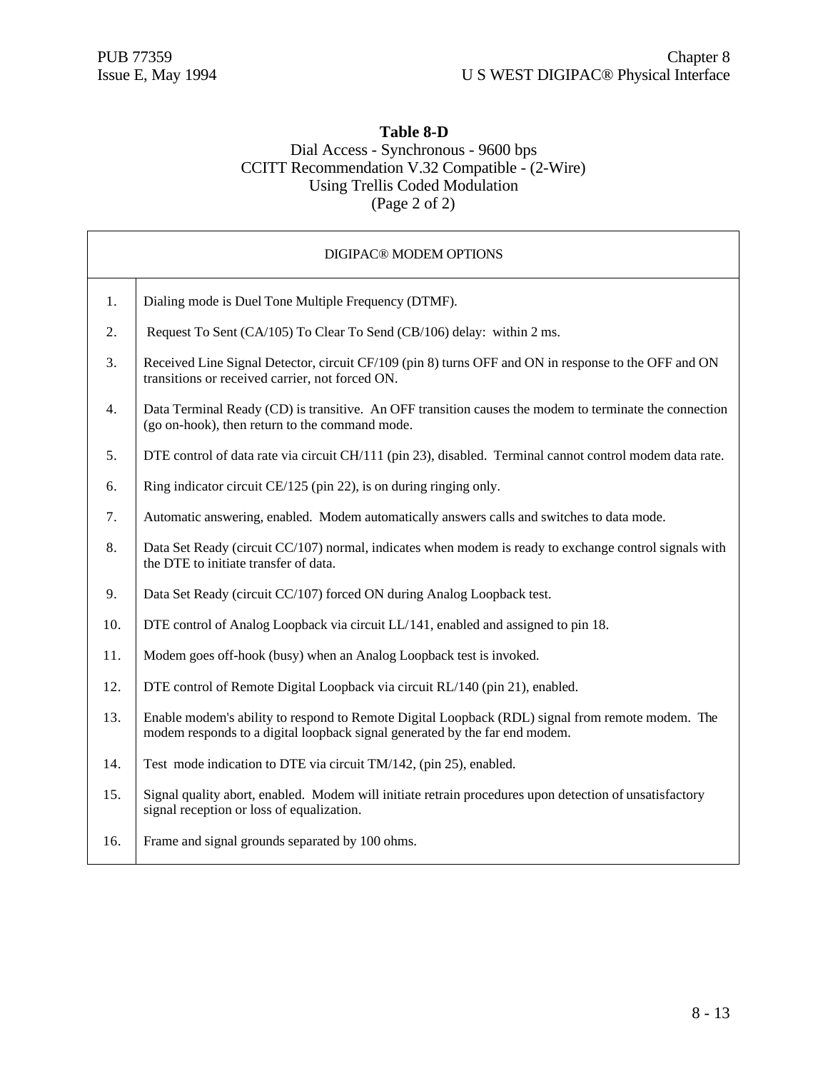**Table 8-D**
Dial Access - Synchronous - 9600 bps
CCITT Recommendation V.32 Compatible - (2-Wire)
Using Trellis Coded Modulation
(Page 2 of 2)

| DIGIPAC® MODEM OPTIONS | |
|---|---|
| 1. | Dialing mode is Duel Tone Multiple Frequency (DTMF). |
| 2. | Request To Sent (CA/105) To Clear To Send (CB/106) delay: within 2 ms. |
| 3. | Received Line Signal Detector, circuit CF/109 (pin 8) turns OFF and ON in response to the OFF and ON transitions or received carrier, not forced ON. |
| 4. | Data Terminal Ready (CD) is transitive. An OFF transition causes the modem to terminate the connection (go on-hook), then return to the command mode. |
| 5. | DTE control of data rate via circuit CH/111 (pin 23), disabled. Terminal cannot control modem data rate. |
| 6. | Ring indicator circuit CE/125 (pin 22), is on during ringing only. |
| 7. | Automatic answering, enabled. Modem automatically answers calls and switches to data mode. |
| 8. | Data Set Ready (circuit CC/107) normal, indicates when modem is ready to exchange control signals with the DTE to initiate transfer of data. |
| 9. | Data Set Ready (circuit CC/107) forced ON during Analog Loopback test. |
| 10. | DTE control of Analog Loopback via circuit LL/141, enabled and assigned to pin 18. |
| 11. | Modem goes off-hook (busy) when an Analog Loopback test is invoked. |
| 12. | DTE control of Remote Digital Loopback via circuit RL/140 (pin 21), enabled. |
| 13. | Enable modem's ability to respond to Remote Digital Loopback (RDL) signal from remote modem. The modem responds to a digital loopback signal generated by the far end modem. |
| 14. | Test mode indication to DTE via circuit TM/142, (pin 25), enabled. |
| 15. | Signal quality abort, enabled. Modem will initiate retrain procedures upon detection of unsatisfactory signal reception or loss of equalization. |
| 16. | Frame and signal grounds separated by 100 ohms. |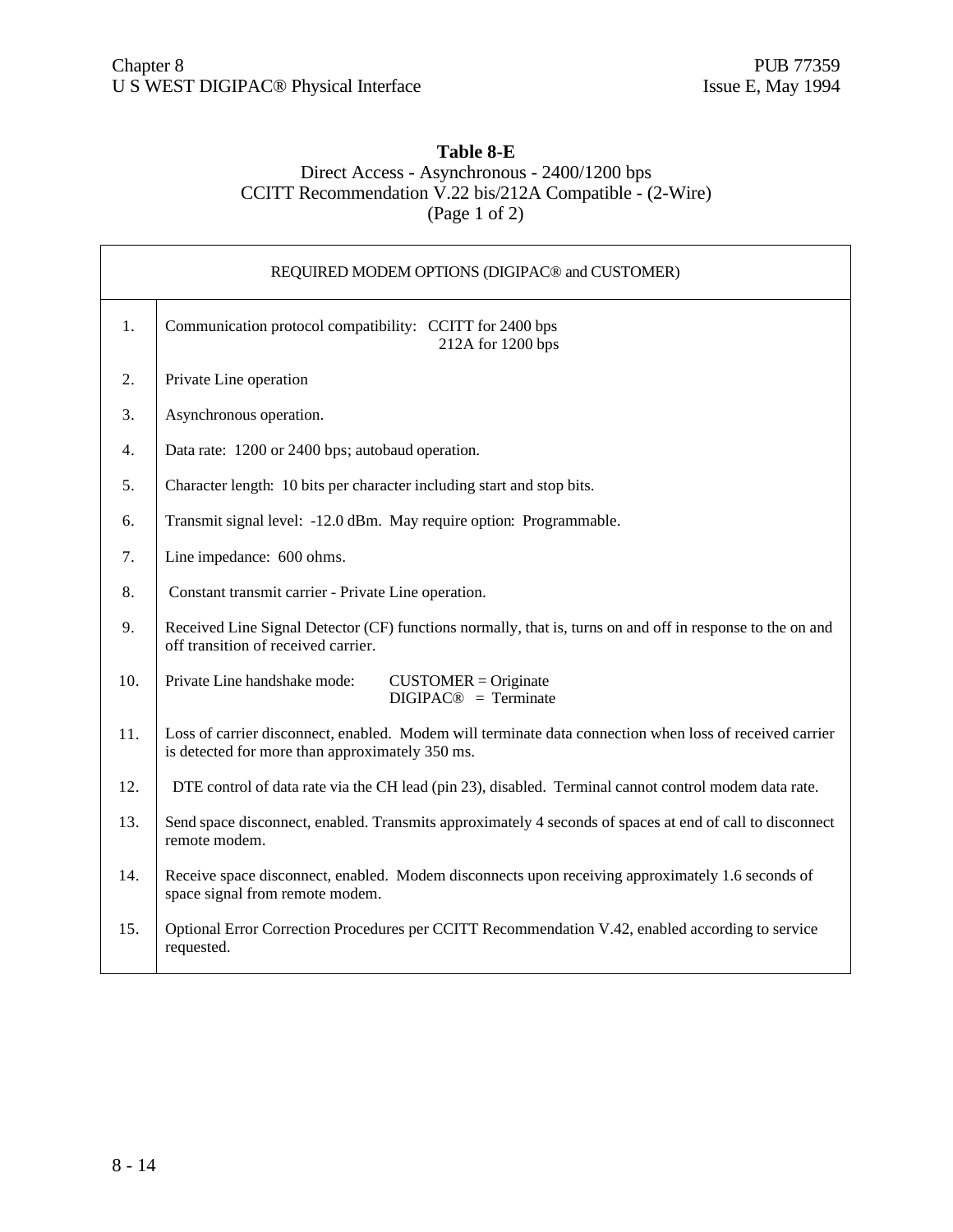**Table 8-E**

Direct Access - Asynchronous - 2400/1200 bps
CCITT Recommendation V.22 bis/212A Compatible - (2-Wire)
(Page 1 of 2)

| REQUIRED MODEM OPTIONS (DIGIPAC® and CUSTOMER) | |
|---|---|
| 1. | Communication protocol compatibility: CCITT for 2400 bps<br>212A for 1200 bps |
| 2. | Private Line operation |
| 3. | Asynchronous operation. |
| 4. | Data rate: 1200 or 2400 bps; autobaud operation. |
| 5. | Character length: 10 bits per character including start and stop bits. |
| 6. | Transmit signal level: -12.0 dBm. May require option: Programmable. |
| 7. | Line impedance: 600 ohms. |
| 8. | Constant transmit carrier - Private Line operation. |
| 9. | Received Line Signal Detector (CF) functions normally, that is, turns on and off in response to the on and off transition of received carrier. |
| 10. | Private Line handshake mode: CUSTOMER = Originate<br>DIGIPAC® = Terminate |
| 11. | Loss of carrier disconnect, enabled. Modem will terminate data connection when loss of received carrier is detected for more than approximately 350 ms. |
| 12. | DTE control of data rate via the CH lead (pin 23), disabled. Terminal cannot control modem data rate. |
| 13. | Send space disconnect, enabled. Transmits approximately 4 seconds of spaces at end of call to disconnect remote modem. |
| 14. | Receive space disconnect, enabled. Modem disconnects upon receiving approximately 1.6 seconds of space signal from remote modem. |
| 15. | Optional Error Correction Procedures per CCITT Recommendation V.42, enabled according to service requested. |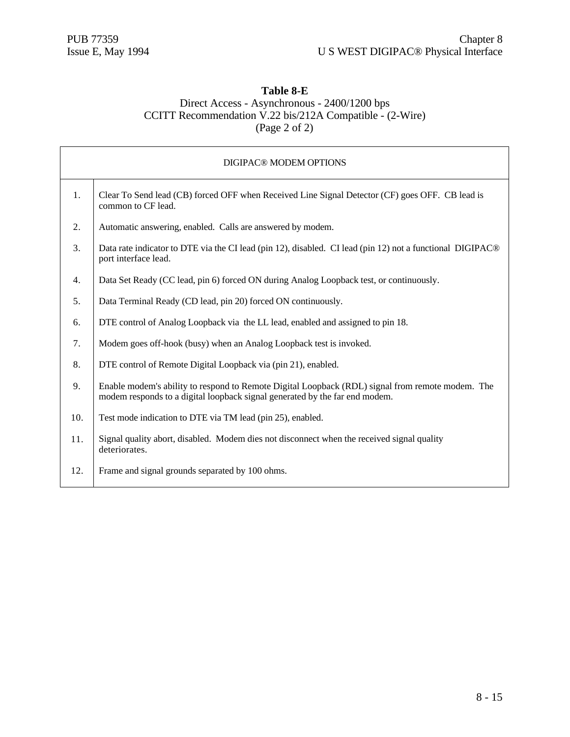**Table 8-E**
Direct Access - Asynchronous - 2400/1200 bps
CCITT Recommendation V.22 bis/212A Compatible - (2-Wire)
(Page 2 of 2)

| DIGIPAC® MODEM OPTIONS | |
|---|---|
| 1. | Clear To Send lead (CB) forced OFF when Received Line Signal Detector (CF) goes OFF. CB lead is common to CF lead. |
| 2. | Automatic answering, enabled. Calls are answered by modem. |
| 3. | Data rate indicator to DTE via the CI lead (pin 12), disabled. CI lead (pin 12) not a functional DIGIPAC® port interface lead. |
| 4. | Data Set Ready (CC lead, pin 6) forced ON during Analog Loopback test, or continuously. |
| 5. | Data Terminal Ready (CD lead, pin 20) forced ON continuously. |
| 6. | DTE control of Analog Loopback via the LL lead, enabled and assigned to pin 18. |
| 7. | Modem goes off-hook (busy) when an Analog Loopback test is invoked. |
| 8. | DTE control of Remote Digital Loopback via (pin 21), enabled. |
| 9. | Enable modem's ability to respond to Remote Digital Loopback (RDL) signal from remote modem. The modem responds to a digital loopback signal generated by the far end modem. |
| 10. | Test mode indication to DTE via TM lead (pin 25), enabled. |
| 11. | Signal quality abort, disabled. Modem dies not disconnect when the received signal quality deteriorates. |
| 12. | Frame and signal grounds separated by 100 ohms. |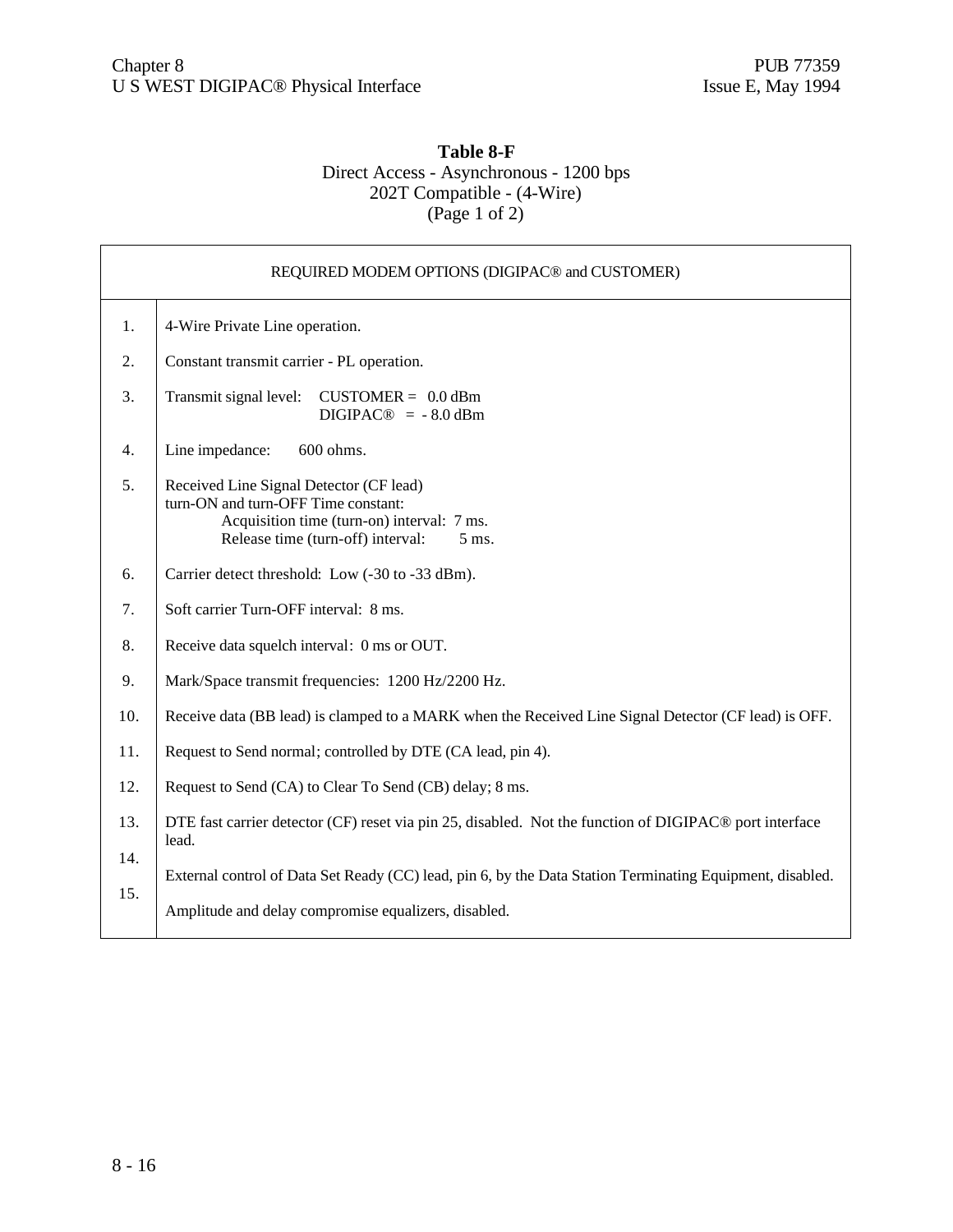**Table 8-F**
Direct Access - Asynchronous - 1200 bps
202T Compatible - (4-Wire)
(Page 1 of 2)

| REQUIRED MODEM OPTIONS (DIGIPAC® and CUSTOMER) | |
|---|---|
| 1. | 4-Wire Private Line operation. |
| 2. | Constant transmit carrier - PL operation. |
| 3. | Transmit signal level: CUSTOMER = 0.0 dBm<br>DIGIPAC® = - 8.0 dBm |
| 4. | Line impedance: 600 ohms. |
| 5. | Received Line Signal Detector (CF lead)<br>turn-ON and turn-OFF Time constant:<br>Acquisition time (turn-on) interval: 7 ms.<br>Release time (turn-off) interval: 5 ms. |
| 6. | Carrier detect threshold: Low (-30 to -33 dBm). |
| 7. | Soft carrier Turn-OFF interval: 8 ms. |
| 8. | Receive data squelch interval: 0 ms or OUT. |
| 9. | Mark/Space transmit frequencies: 1200 Hz/2200 Hz. |
| 10. | Receive data (BB lead) is clamped to a MARK when the Received Line Signal Detector (CF lead) is OFF. |
| 11. | Request to Send normal; controlled by DTE (CA lead, pin 4). |
| 12. | Request to Send (CA) to Clear To Send (CB) delay; 8 ms. |
| 13. | DTE fast carrier detector (CF) reset via pin 25, disabled. Not the function of DIGIPAC® port interface lead. |
| 14. | External control of Data Set Ready (CC) lead, pin 6, by the Data Station Terminating Equipment, disabled. |
| 15. | Amplitude and delay compromise equalizers, disabled. |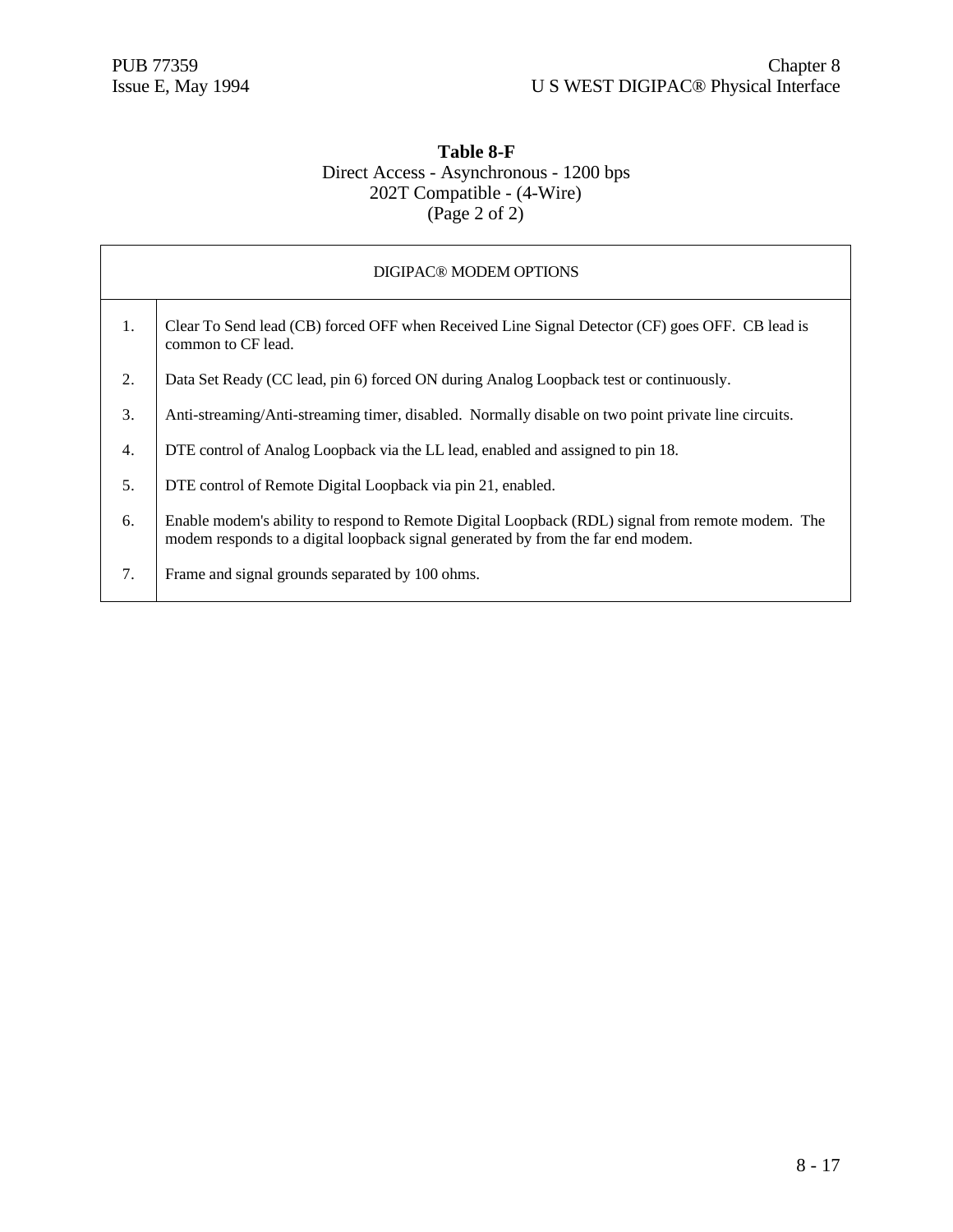**Table 8-F**
Direct Access - Asynchronous - 1200 bps
202T Compatible - (4-Wire)
(Page 2 of 2)

| DIGIPAC® MODEM OPTIONS | |
|---|---|
| 1. | Clear To Send lead (CB) forced OFF when Received Line Signal Detector (CF) goes OFF. CB lead is common to CF lead. |
| 2. | Data Set Ready (CC lead, pin 6) forced ON during Analog Loopback test or continuously. |
| 3. | Anti-streaming/Anti-streaming timer, disabled. Normally disable on two point private line circuits. |
| 4. | DTE control of Analog Loopback via the LL lead, enabled and assigned to pin 18. |
| 5. | DTE control of Remote Digital Loopback via pin 21, enabled. |
| 6. | Enable modem's ability to respond to Remote Digital Loopback (RDL) signal from remote modem. The modem responds to a digital loopback signal generated by from the far end modem. |
| 7. | Frame and signal grounds separated by 100 ohms. |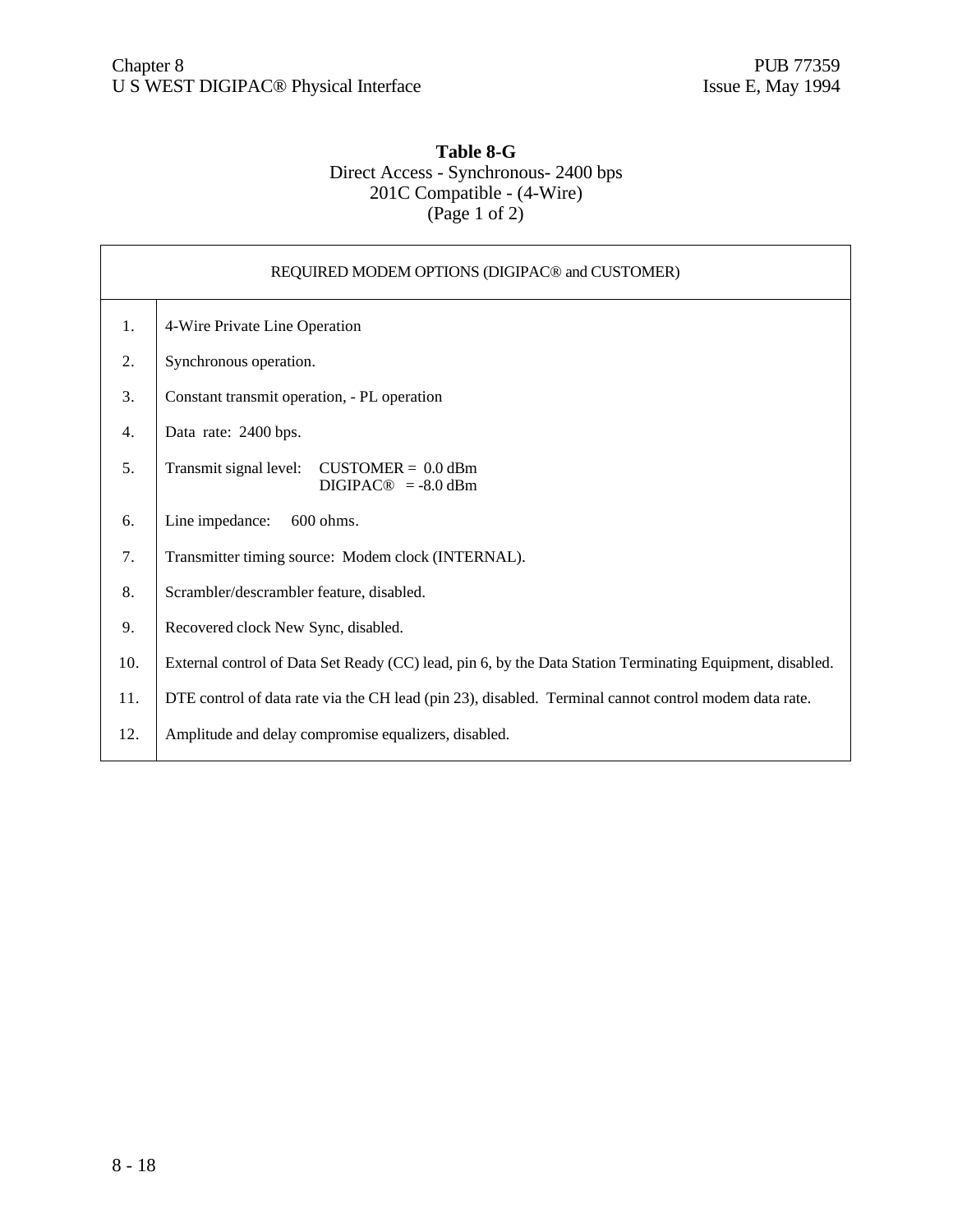**Table 8-G**
Direct Access - Synchronous- 2400 bps
201C Compatible - (4-Wire)
(Page 1 of 2)

| REQUIRED MODEM OPTIONS (DIGIPAC® and CUSTOMER) | |
|---|---|
| 1. | 4-Wire Private Line Operation |
| 2. | Synchronous operation. |
| 3. | Constant transmit operation, - PL operation |
| 4. | Data rate: 2400 bps. |
| 5. | Transmit signal level: CUSTOMER = 0.0 dBm<br>DIGIPAC® = -8.0 dBm |
| 6. | Line impedance: 600 ohms. |
| 7. | Transmitter timing source: Modem clock (INTERNAL). |
| 8. | Scrambler/descrambler feature, disabled. |
| 9. | Recovered clock New Sync, disabled. |
| 10. | External control of Data Set Ready (CC) lead, pin 6, by the Data Station Terminating Equipment, disabled. |
| 11. | DTE control of data rate via the CH lead (pin 23), disabled. Terminal cannot control modem data rate. |
| 12. | Amplitude and delay compromise equalizers, disabled. |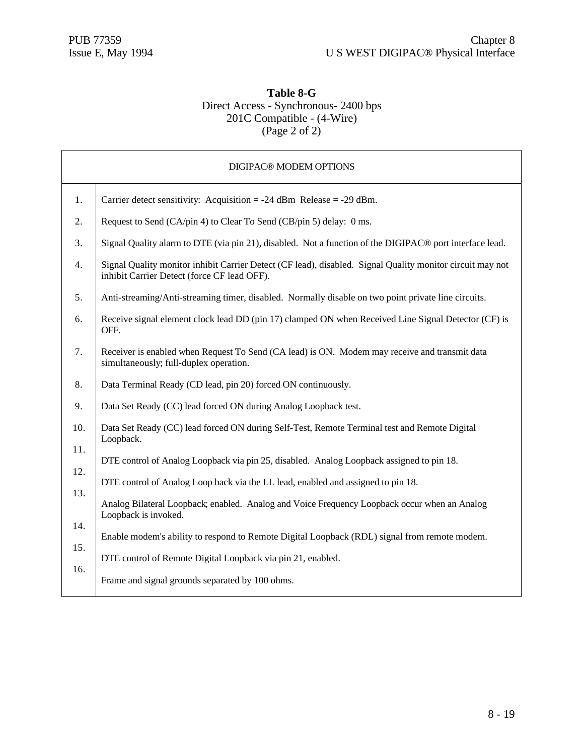**Table 8-G**
Direct Access - Synchronous- 2400 bps
201C Compatible - (4-Wire)
(Page 2 of 2)

| DIGIPAC® MODEM OPTIONS | |
|---|---|
| 1. | Carrier detect sensitivity: Acquisition = -24 dBm Release = -29 dBm. |
| 2. | Request to Send (CA/pin 4) to Clear To Send (CB/pin 5) delay: 0 ms. |
| 3. | Signal Quality alarm to DTE (via pin 21), disabled. Not a function of the DIGIPAC® port interface lead. |
| 4. | Signal Quality monitor inhibit Carrier Detect (CF lead), disabled. Signal Quality monitor circuit may not inhibit Carrier Detect (force CF lead OFF). |
| 5. | Anti-streaming/Anti-streaming timer, disabled. Normally disable on two point private line circuits. |
| 6. | Receive signal element clock lead DD (pin 17) clamped ON when Received Line Signal Detector (CF) is OFF. |
| 7. | Receiver is enabled when Request To Send (CA lead) is ON. Modem may receive and transmit data simultaneously; full-duplex operation. |
| 8. | Data Terminal Ready (CD lead, pin 20) forced ON continuously. |
| 9. | Data Set Ready (CC) lead forced ON during Analog Loopback test. |
| 10. | Data Set Ready (CC) lead forced ON during Self-Test, Remote Terminal test and Remote Digital Loopback. |
| 11. | DTE control of Analog Loopback via pin 25, disabled. Analog Loopback assigned to pin 18. |
| 12. | DTE control of Analog Loop back via the LL lead, enabled and assigned to pin 18. |
| 13. | Analog Bilateral Loopback; enabled. Analog and Voice Frequency Loopback occur when an Analog Loopback is invoked. |
| 14. | Enable modem's ability to respond to Remote Digital Loopback (RDL) signal from remote modem. |
| 15. | DTE control of Remote Digital Loopback via pin 21, enabled. |
| 16. | Frame and signal grounds separated by 100 ohms. |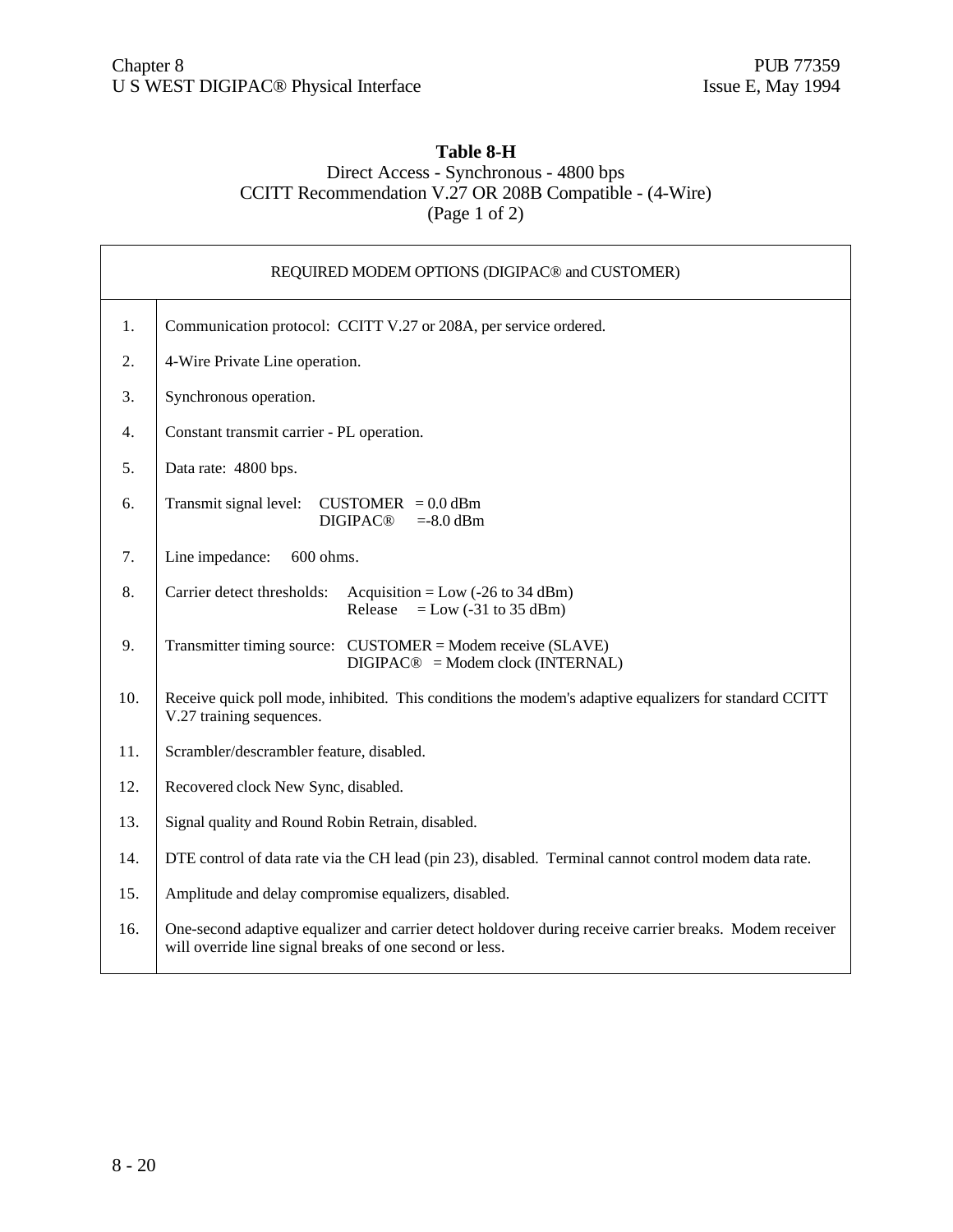**Table 8-H**

Direct Access - Synchronous - 4800 bps

CCITT Recommendation V.27 OR 208B Compatible - (4-Wire)

(Page 1 of 2)

| REQUIRED MODEM OPTIONS (DIGIPAC® and CUSTOMER) | |
|---|---|
| 1. | Communication protocol: CCITT V.27 or 208A, per service ordered. |
| 2. | 4-Wire Private Line operation. |
| 3. | Synchronous operation. |
| 4. | Constant transmit carrier - PL operation. |
| 5. | Data rate: 4800 bps. |
| 6. | Transmit signal level: CUSTOMER = 0.0 dBm<br>DIGIPAC® =-8.0 dBm |
| 7. | Line impedance: 600 ohms. |
| 8. | Carrier detect thresholds: Acquisition = Low (-26 to 34 dBm)<br>Release = Low (-31 to 35 dBm) |
| 9. | Transmitter timing source: CUSTOMER = Modem receive (SLAVE)<br>DIGIPAC® = Modem clock (INTERNAL) |
| 10. | Receive quick poll mode, inhibited. This conditions the modem's adaptive equalizers for standard CCITT V.27 training sequences. |
| 11. | Scrambler/descrambler feature, disabled. |
| 12. | Recovered clock New Sync, disabled. |
| 13. | Signal quality and Round Robin Retrain, disabled. |
| 14. | DTE control of data rate via the CH lead (pin 23), disabled. Terminal cannot control modem data rate. |
| 15. | Amplitude and delay compromise equalizers, disabled. |
| 16. | One-second adaptive equalizer and carrier detect holdover during receive carrier breaks. Modem receiver will override line signal breaks of one second or less. |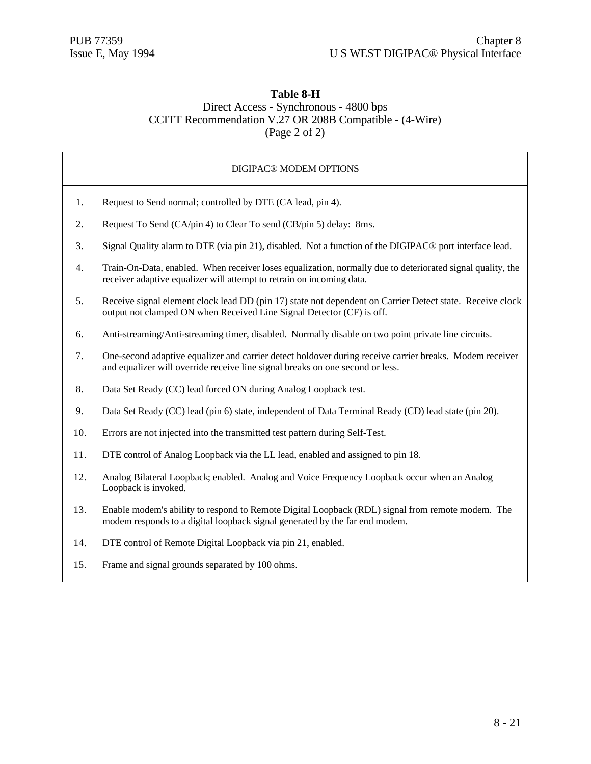**Table 8-H**

Direct Access - Synchronous - 4800 bps
CCITT Recommendation V.27 OR 208B Compatible - (4-Wire)
(Page 2 of 2)

| DIGIPAC® MODEM OPTIONS | |
|---|---|
| 1. | Request to Send normal; controlled by DTE (CA lead, pin 4). |
| 2. | Request To Send (CA/pin 4) to Clear To send (CB/pin 5) delay: 8ms. |
| 3. | Signal Quality alarm to DTE (via pin 21), disabled. Not a function of the DIGIPAC® port interface lead. |
| 4. | Train-On-Data, enabled. When receiver loses equalization, normally due to deteriorated signal quality, the receiver adaptive equalizer will attempt to retrain on incoming data. |
| 5. | Receive signal element clock lead DD (pin 17) state not dependent on Carrier Detect state. Receive clock output not clamped ON when Received Line Signal Detector (CF) is off. |
| 6. | Anti-streaming/Anti-streaming timer, disabled. Normally disable on two point private line circuits. |
| 7. | One-second adaptive equalizer and carrier detect holdover during receive carrier breaks. Modem receiver and equalizer will override receive line signal breaks on one second or less. |
| 8. | Data Set Ready (CC) lead forced ON during Analog Loopback test. |
| 9. | Data Set Ready (CC) lead (pin 6) state, independent of Data Terminal Ready (CD) lead state (pin 20). |
| 10. | Errors are not injected into the transmitted test pattern during Self-Test. |
| 11. | DTE control of Analog Loopback via the LL lead, enabled and assigned to pin 18. |
| 12. | Analog Bilateral Loopback; enabled. Analog and Voice Frequency Loopback occur when an Analog Loopback is invoked. |
| 13. | Enable modem's ability to respond to Remote Digital Loopback (RDL) signal from remote modem. The modem responds to a digital loopback signal generated by the far end modem. |
| 14. | DTE control of Remote Digital Loopback via pin 21, enabled. |
| 15. | Frame and signal grounds separated by 100 ohms. |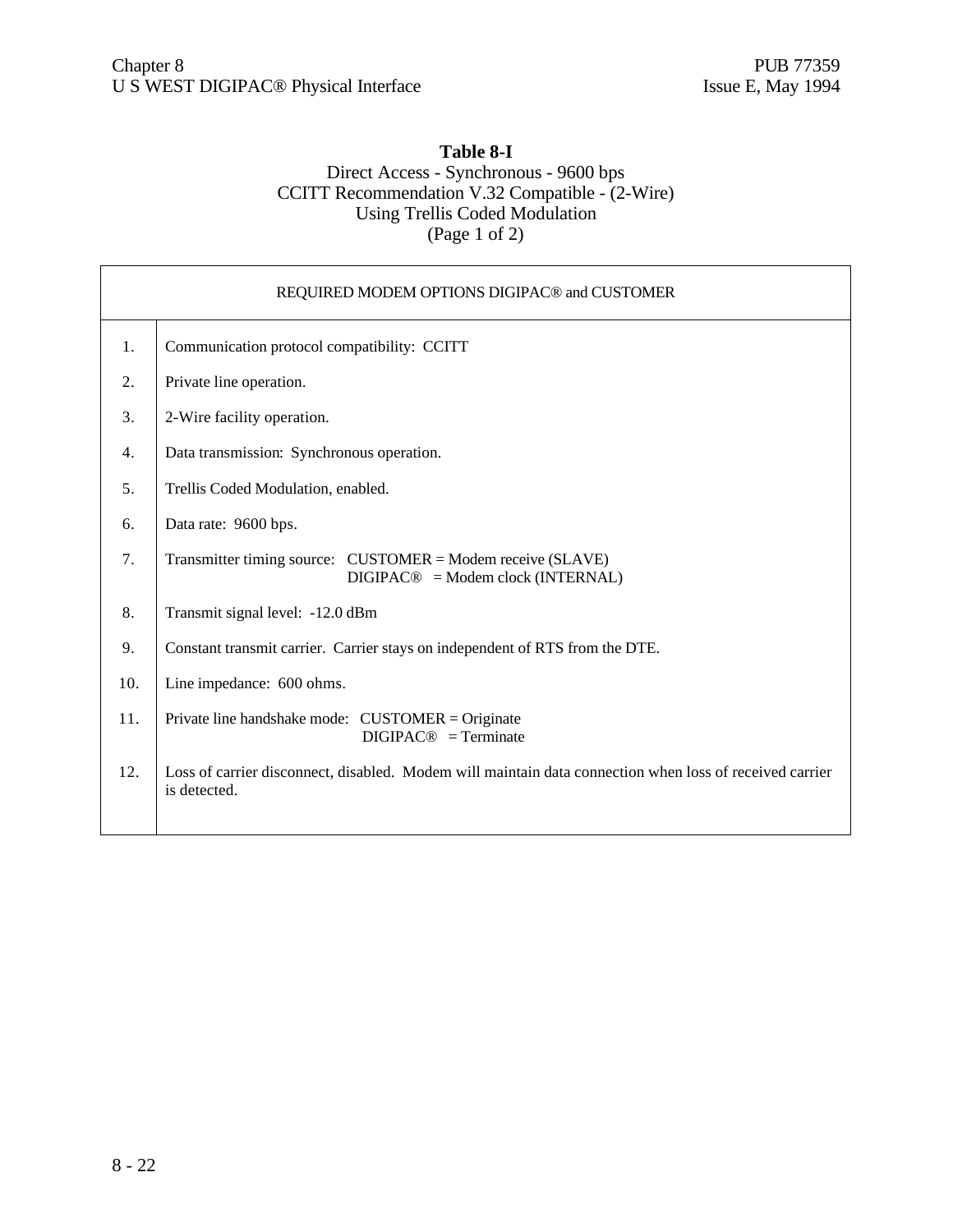**Table 8-I**

Direct Access - Synchronous - 9600 bps
CCITT Recommendation V.32 Compatible - (2-Wire)
Using Trellis Coded Modulation
(Page 1 of 2)

| REQUIRED MODEM OPTIONS DIGIPAC® and CUSTOMER | |
|---|---|
| 1. | Communication protocol compatibility: CCITT |
| 2. | Private line operation. |
| 3. | 2-Wire facility operation. |
| 4. | Data transmission: Synchronous operation. |
| 5. | Trellis Coded Modulation, enabled. |
| 6. | Data rate: 9600 bps. |
| 7. | Transmitter timing source: CUSTOMER = Modem receive (SLAVE)<br>DIGIPAC® = Modem clock (INTERNAL) |
| 8. | Transmit signal level: -12.0 dBm |
| 9. | Constant transmit carrier. Carrier stays on independent of RTS from the DTE. |
| 10. | Line impedance: 600 ohms. |
| 11. | Private line handshake mode: CUSTOMER = Originate<br>DIGIPAC® = Terminate |
| 12. | Loss of carrier disconnect, disabled. Modem will maintain data connection when loss of received carrier is detected. |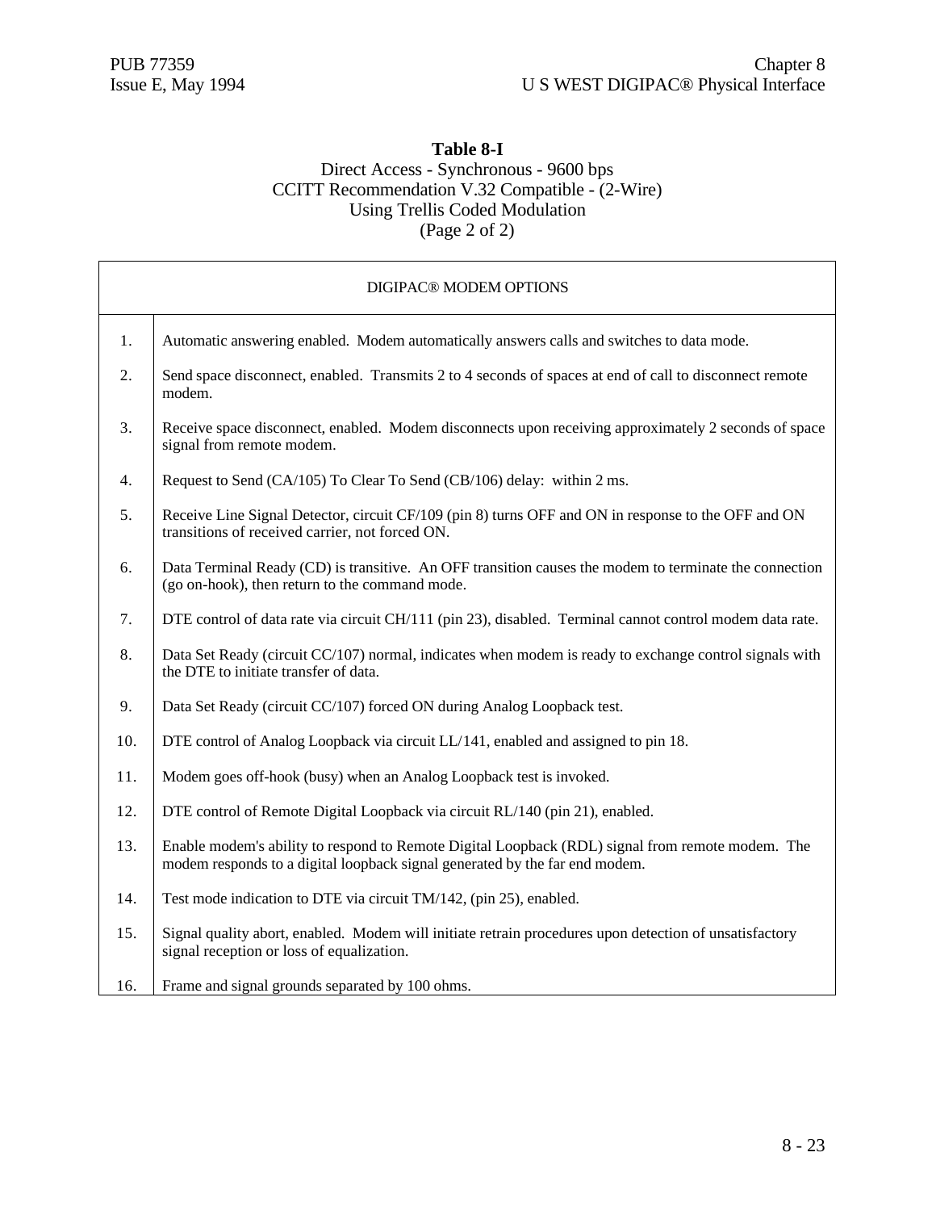**Table 8-I**

Direct Access - Synchronous - 9600 bps
CCITT Recommendation V.32 Compatible - (2-Wire)
Using Trellis Coded Modulation
(Page 2 of 2)

| DIGIPAC® MODEM OPTIONS | |
|---|---|
| 1. | Automatic answering enabled. Modem automatically answers calls and switches to data mode. |
| 2. | Send space disconnect, enabled. Transmits 2 to 4 seconds of spaces at end of call to disconnect remote modem. |
| 3. | Receive space disconnect, enabled. Modem disconnects upon receiving approximately 2 seconds of space signal from remote modem. |
| 4. | Request to Send (CA/105) To Clear To Send (CB/106) delay: within 2 ms. |
| 5. | Receive Line Signal Detector, circuit CF/109 (pin 8) turns OFF and ON in response to the OFF and ON transitions of received carrier, not forced ON. |
| 6. | Data Terminal Ready (CD) is transitive. An OFF transition causes the modem to terminate the connection (go on-hook), then return to the command mode. |
| 7. | DTE control of data rate via circuit CH/111 (pin 23), disabled. Terminal cannot control modem data rate. |
| 8. | Data Set Ready (circuit CC/107) normal, indicates when modem is ready to exchange control signals with the DTE to initiate transfer of data. |
| 9. | Data Set Ready (circuit CC/107) forced ON during Analog Loopback test. |
| 10. | DTE control of Analog Loopback via circuit LL/141, enabled and assigned to pin 18. |
| 11. | Modem goes off-hook (busy) when an Analog Loopback test is invoked. |
| 12. | DTE control of Remote Digital Loopback via circuit RL/140 (pin 21), enabled. |
| 13. | Enable modem's ability to respond to Remote Digital Loopback (RDL) signal from remote modem. The modem responds to a digital loopback signal generated by the far end modem. |
| 14. | Test mode indication to DTE via circuit TM/142, (pin 25), enabled. |
| 15. | Signal quality abort, enabled. Modem will initiate retrain procedures upon detection of unsatisfactory signal reception or loss of equalization. |
| 16. | Frame and signal grounds separated by 100 ohms. |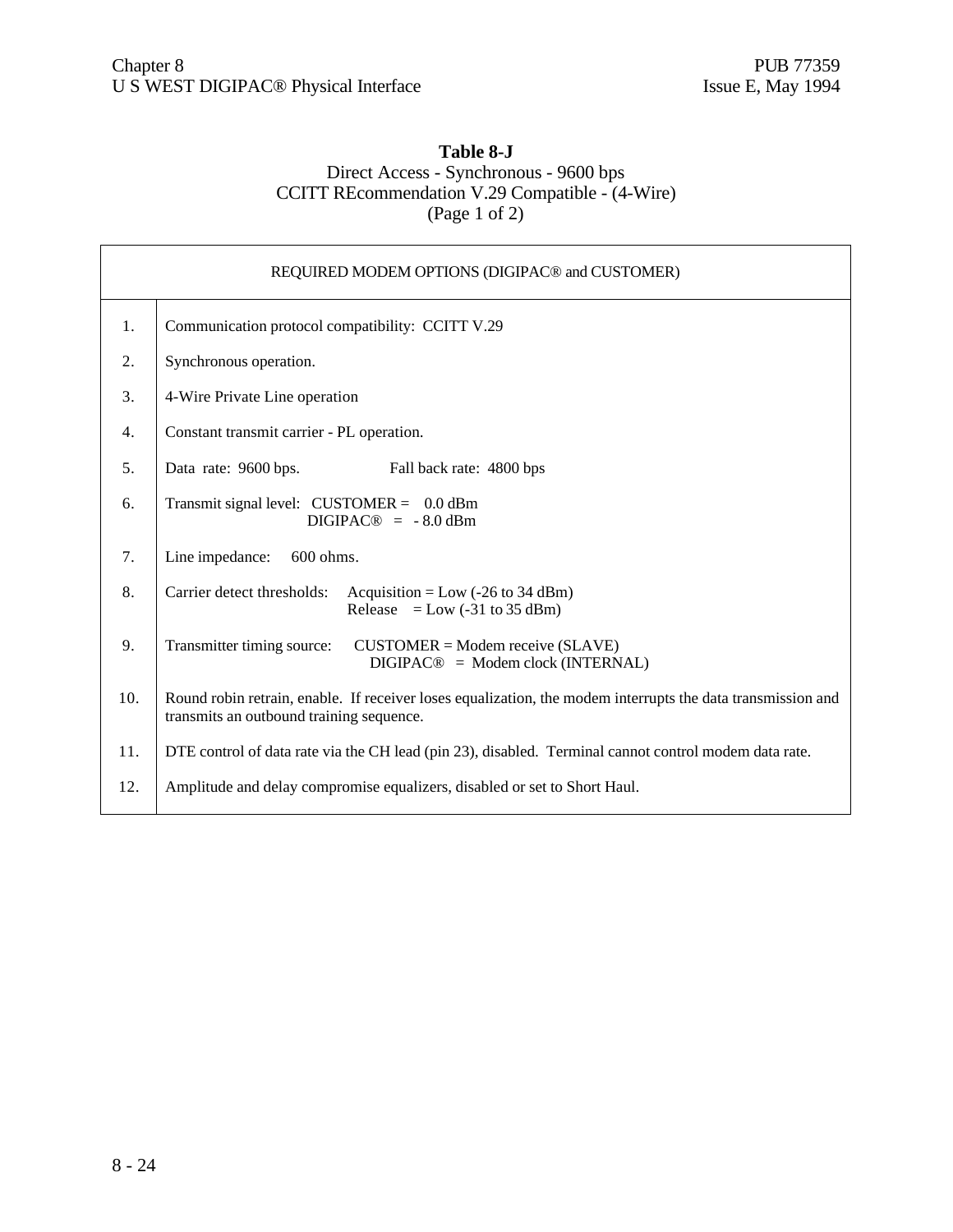**Table 8-J**

Direct Access - Synchronous - 9600 bps

CCITT REcommendation V.29 Compatible - (4-Wire)

(Page 1 of 2)

| REQUIRED MODEM OPTIONS (DIGIPAC® and CUSTOMER) | |
|---|---|
| 1. | Communication protocol compatibility: CCITT V.29 |
| 2. | Synchronous operation. |
| 3. | 4-Wire Private Line operation |
| 4. | Constant transmit carrier - PL operation. |
| 5. | Data rate: 9600 bps. Fall back rate: 4800 bps |
| 6. | Transmit signal level: CUSTOMER = 0.0 dBm<br>DIGIPAC® = - 8.0 dBm |
| 7. | Line impedance: 600 ohms. |
| 8. | Carrier detect thresholds: Acquisition = Low (-26 to 34 dBm)<br>Release = Low (-31 to 35 dBm) |
| 9. | Transmitter timing source: CUSTOMER = Modem receive (SLAVE)<br>DIGIPAC® = Modem clock (INTERNAL) |
| 10. | Round robin retrain, enable. If receiver loses equalization, the modem interrupts the data transmission and transmits an outbound training sequence. |
| 11. | DTE control of data rate via the CH lead (pin 23), disabled. Terminal cannot control modem data rate. |
| 12. | Amplitude and delay compromise equalizers, disabled or set to Short Haul. |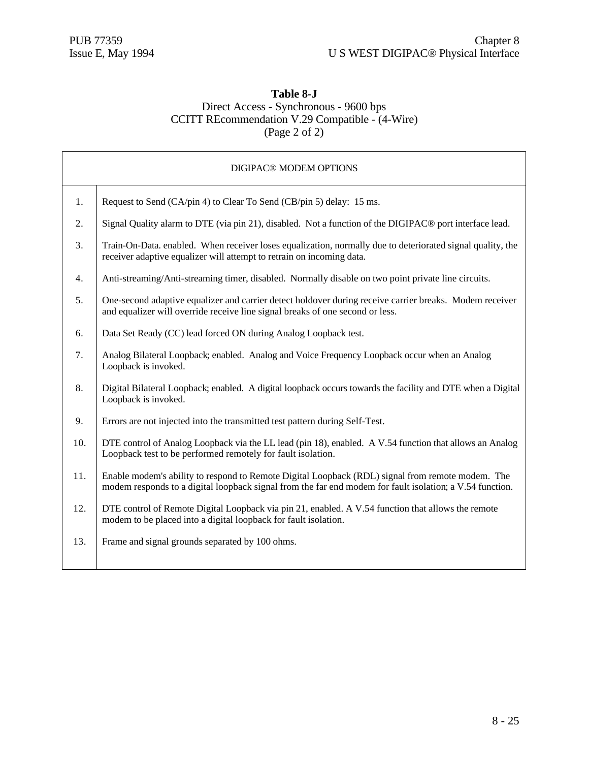**Table 8-J**

Direct Access - Synchronous - 9600 bps
CCITT REcommendation V.29 Compatible - (4-Wire)
(Page 2 of 2)

| DIGIPAC® MODEM OPTIONS | |
|---|---|
| 1. | Request to Send (CA/pin 4) to Clear To Send (CB/pin 5) delay: 15 ms. |
| 2. | Signal Quality alarm to DTE (via pin 21), disabled. Not a function of the DIGIPAC® port interface lead. |
| 3. | Train-On-Data. enabled. When receiver loses equalization, normally due to deteriorated signal quality, the receiver adaptive equalizer will attempt to retrain on incoming data. |
| 4. | Anti-streaming/Anti-streaming timer, disabled. Normally disable on two point private line circuits. |
| 5. | One-second adaptive equalizer and carrier detect holdover during receive carrier breaks. Modem receiver and equalizer will override receive line signal breaks of one second or less. |
| 6. | Data Set Ready (CC) lead forced ON during Analog Loopback test. |
| 7. | Analog Bilateral Loopback; enabled. Analog and Voice Frequency Loopback occur when an Analog Loopback is invoked. |
| 8. | Digital Bilateral Loopback; enabled. A digital loopback occurs towards the facility and DTE when a Digital Loopback is invoked. |
| 9. | Errors are not injected into the transmitted test pattern during Self-Test. |
| 10. | DTE control of Analog Loopback via the LL lead (pin 18), enabled. A V.54 function that allows an Analog Loopback test to be performed remotely for fault isolation. |
| 11. | Enable modem's ability to respond to Remote Digital Loopback (RDL) signal from remote modem. The modem responds to a digital loopback signal from the far end modem for fault isolation; a V.54 function. |
| 12. | DTE control of Remote Digital Loopback via pin 21, enabled. A V.54 function that allows the remote modem to be placed into a digital loopback for fault isolation. |
| 13. | Frame and signal grounds separated by 100 ohms. |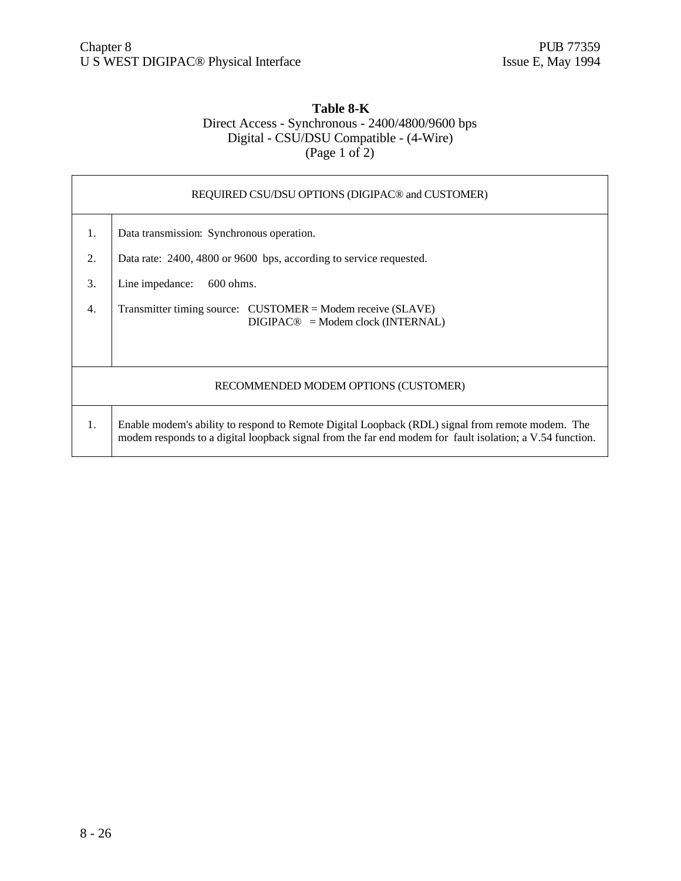**Table 8-K**
Direct Access - Synchronous - 2400/4800/9600 bps
Digital - CSU/DSU Compatible - (4-Wire)
(Page 1 of 2)

| REQUIRED CSU/DSU OPTIONS (DIGIPAC® and CUSTOMER) | |
|---|---|
| 1. | Data transmission: Synchronous operation. |
| 2. | Data rate: 2400, 4800 or 9600 bps, according to service requested. |
| 3. | Line impedance: 600 ohms. |
| 4. | Transmitter timing source: CUSTOMER = Modem receive (SLAVE)<br>DIGIPAC® = Modem clock (INTERNAL) |
| **RECOMMENDED MODEM OPTIONS (CUSTOMER)** | |
| 1. | Enable modem's ability to respond to Remote Digital Loopback (RDL) signal from remote modem. The modem responds to a digital loopback signal from the far end modem for fault isolation; a V.54 function. |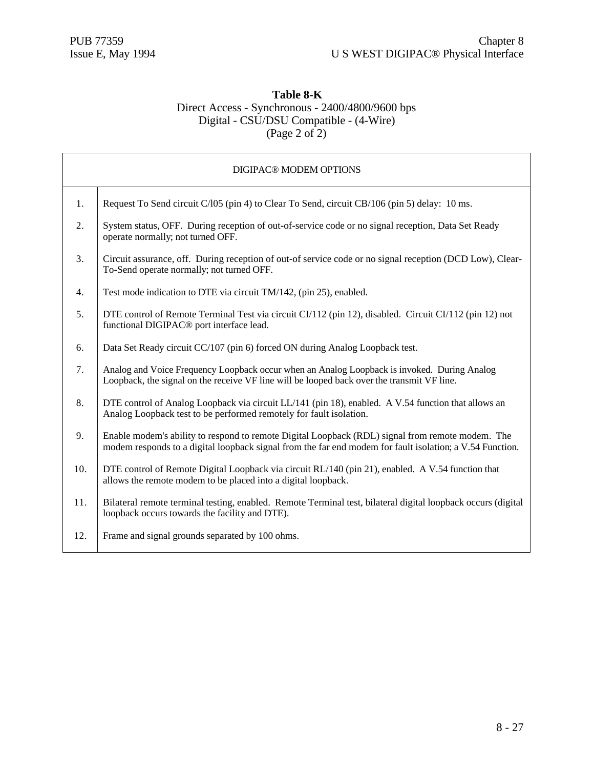**Table 8-K**

Direct Access - Synchronous - 2400/4800/9600 bps
Digital - CSU/DSU Compatible - (4-Wire)
(Page 2 of 2)

| DIGIPAC® MODEM OPTIONS | |
|---|---|
| 1. | Request To Send circuit C/l05 (pin 4) to Clear To Send, circuit CB/106 (pin 5) delay: 10 ms. |
| 2. | System status, OFF. During reception of out-of-service code or no signal reception, Data Set Ready operate normally; not turned OFF. |
| 3. | Circuit assurance, off. During reception of out-of service code or no signal reception (DCD Low), Clear-To-Send operate normally; not turned OFF. |
| 4. | Test mode indication to DTE via circuit TM/142, (pin 25), enabled. |
| 5. | DTE control of Remote Terminal Test via circuit CI/112 (pin 12), disabled. Circuit CI/112 (pin 12) not functional DIGIPAC® port interface lead. |
| 6. | Data Set Ready circuit CC/107 (pin 6) forced ON during Analog Loopback test. |
| 7. | Analog and Voice Frequency Loopback occur when an Analog Loopback is invoked. During Analog Loopback, the signal on the receive VF line will be looped back over the transmit VF line. |
| 8. | DTE control of Analog Loopback via circuit LL/141 (pin 18), enabled. A V.54 function that allows an Analog Loopback test to be performed remotely for fault isolation. |
| 9. | Enable modem's ability to respond to remote Digital Loopback (RDL) signal from remote modem. The modem responds to a digital loopback signal from the far end modem for fault isolation; a V.54 Function. |
| 10. | DTE control of Remote Digital Loopback via circuit RL/140 (pin 21), enabled. A V.54 function that allows the remote modem to be placed into a digital loopback. |
| 11. | Bilateral remote terminal testing, enabled. Remote Terminal test, bilateral digital loopback occurs (digital loopback occurs towards the facility and DTE). |
| 12. | Frame and signal grounds separated by 100 ohms. |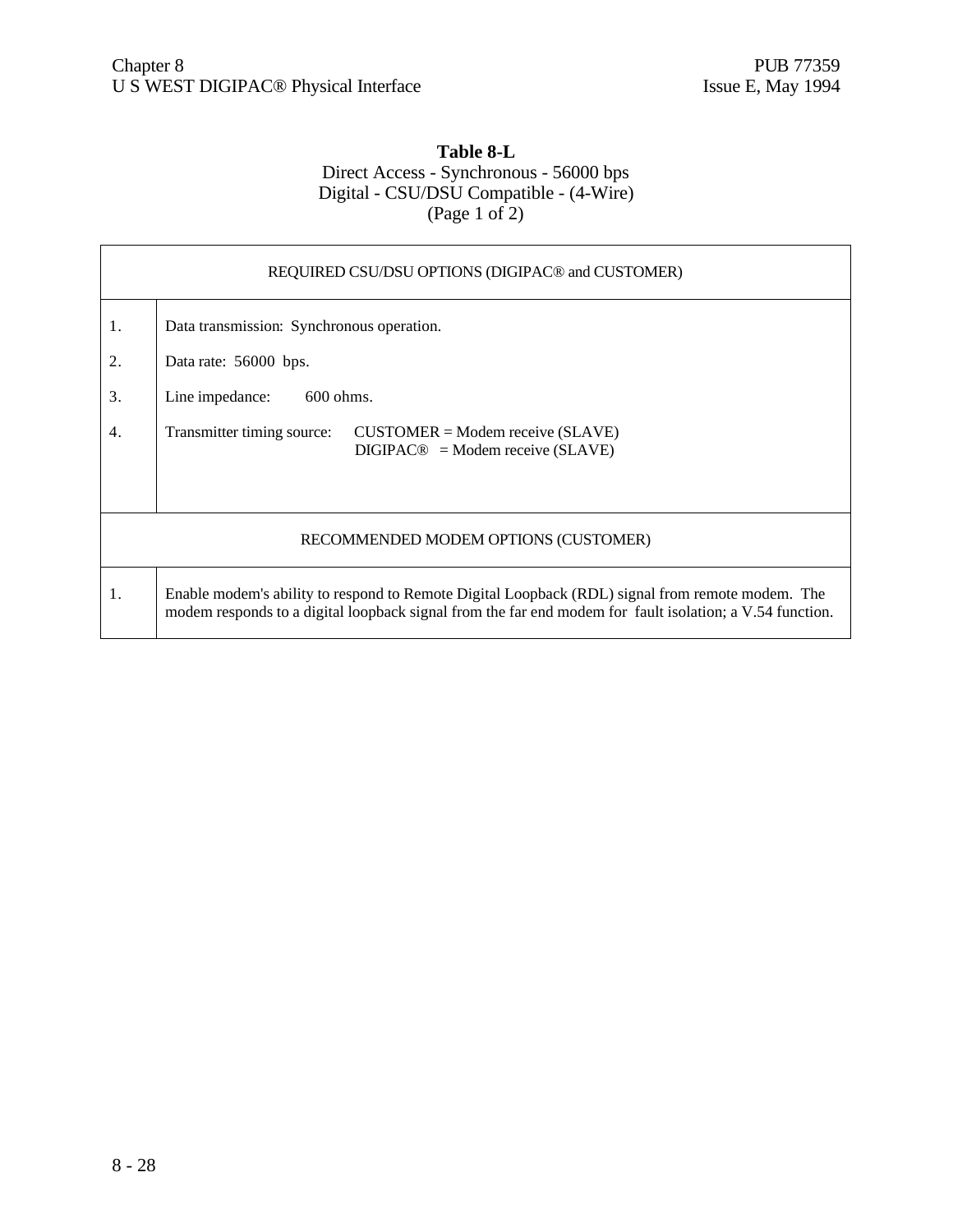**Table 8-L**
Direct Access - Synchronous - 56000 bps
Digital - CSU/DSU Compatible - (4-Wire)
(Page 1 of 2)

| | |
|---|---|
| REQUIRED CSU/DSU OPTIONS (DIGIPAC® and CUSTOMER) | |
| 1. | Data transmission: Synchronous operation. |
| 2. | Data rate: 56000 bps. |
| 3. | Line impedance: 600 ohms. |
| 4. | Transmitter timing source: CUSTOMER = Modem receive (SLAVE)<br>DIGIPAC® = Modem receive (SLAVE) |
| RECOMMENDED MODEM OPTIONS (CUSTOMER) | |
| 1. | Enable modem's ability to respond to Remote Digital Loopback (RDL) signal from remote modem. The modem responds to a digital loopback signal from the far end modem for fault isolation; a V.54 function. |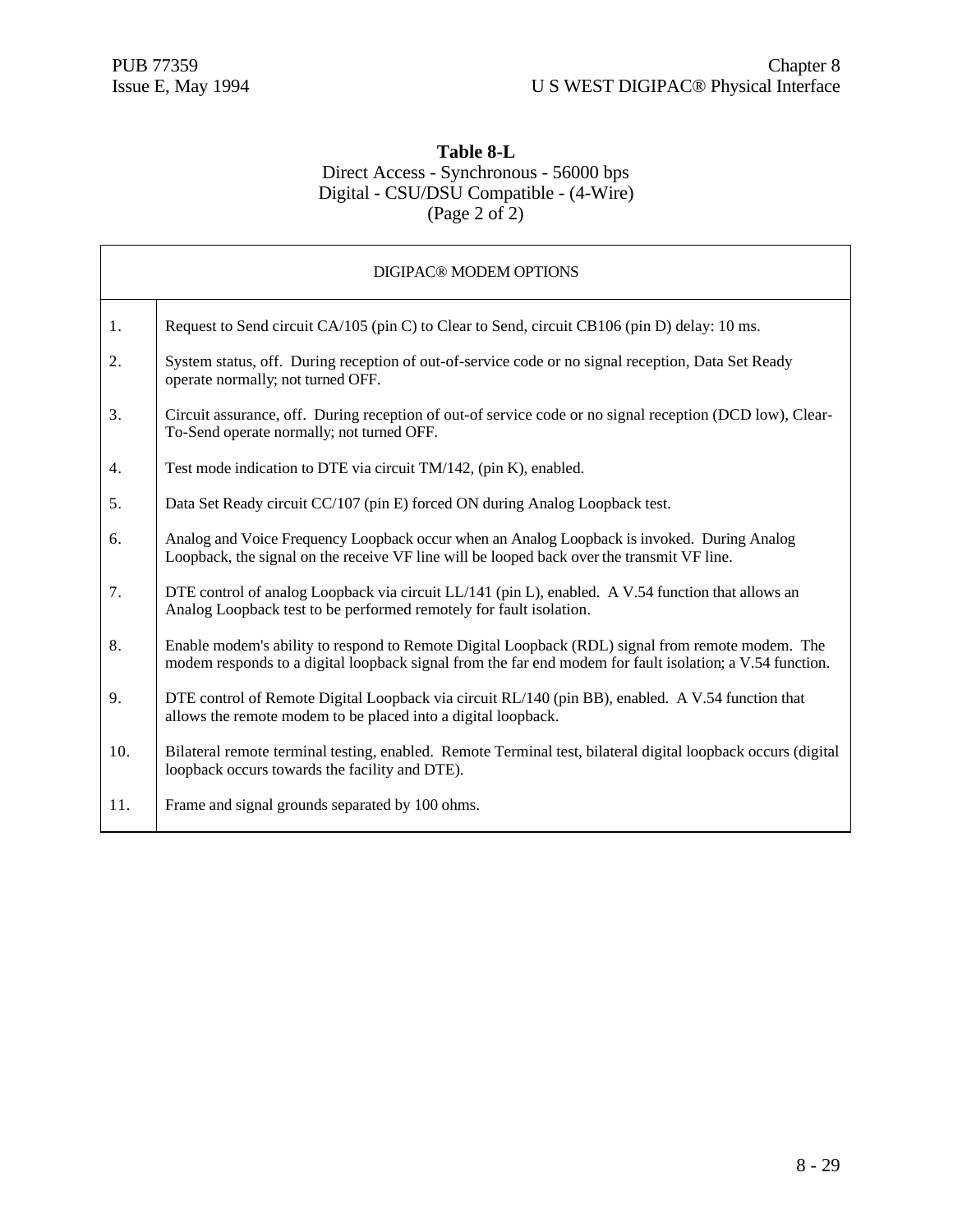**Table 8-L**
Direct Access - Synchronous - 56000 bps
Digital - CSU/DSU Compatible - (4-Wire)
(Page 2 of 2)

| DIGIPAC® MODEM OPTIONS | |
|---|---|
| 1. | Request to Send circuit CA/105 (pin C) to Clear to Send, circuit CB106 (pin D) delay: 10 ms. |
| 2. | System status, off. During reception of out-of-service code or no signal reception, Data Set Ready operate normally; not turned OFF. |
| 3. | Circuit assurance, off. During reception of out-of service code or no signal reception (DCD low), Clear-To-Send operate normally; not turned OFF. |
| 4. | Test mode indication to DTE via circuit TM/142, (pin K), enabled. |
| 5. | Data Set Ready circuit CC/107 (pin E) forced ON during Analog Loopback test. |
| 6. | Analog and Voice Frequency Loopback occur when an Analog Loopback is invoked. During Analog Loopback, the signal on the receive VF line will be looped back over the transmit VF line. |
| 7. | DTE control of analog Loopback via circuit LL/141 (pin L), enabled. A V.54 function that allows an Analog Loopback test to be performed remotely for fault isolation. |
| 8. | Enable modem's ability to respond to Remote Digital Loopback (RDL) signal from remote modem. The modem responds to a digital loopback signal from the far end modem for fault isolation; a V.54 function. |
| 9. | DTE control of Remote Digital Loopback via circuit RL/140 (pin BB), enabled. A V.54 function that allows the remote modem to be placed into a digital loopback. |
| 10. | Bilateral remote terminal testing, enabled. Remote Terminal test, bilateral digital loopback occurs (digital loopback occurs towards the facility and DTE). |
| 11. | Frame and signal grounds separated by 100 ohms. |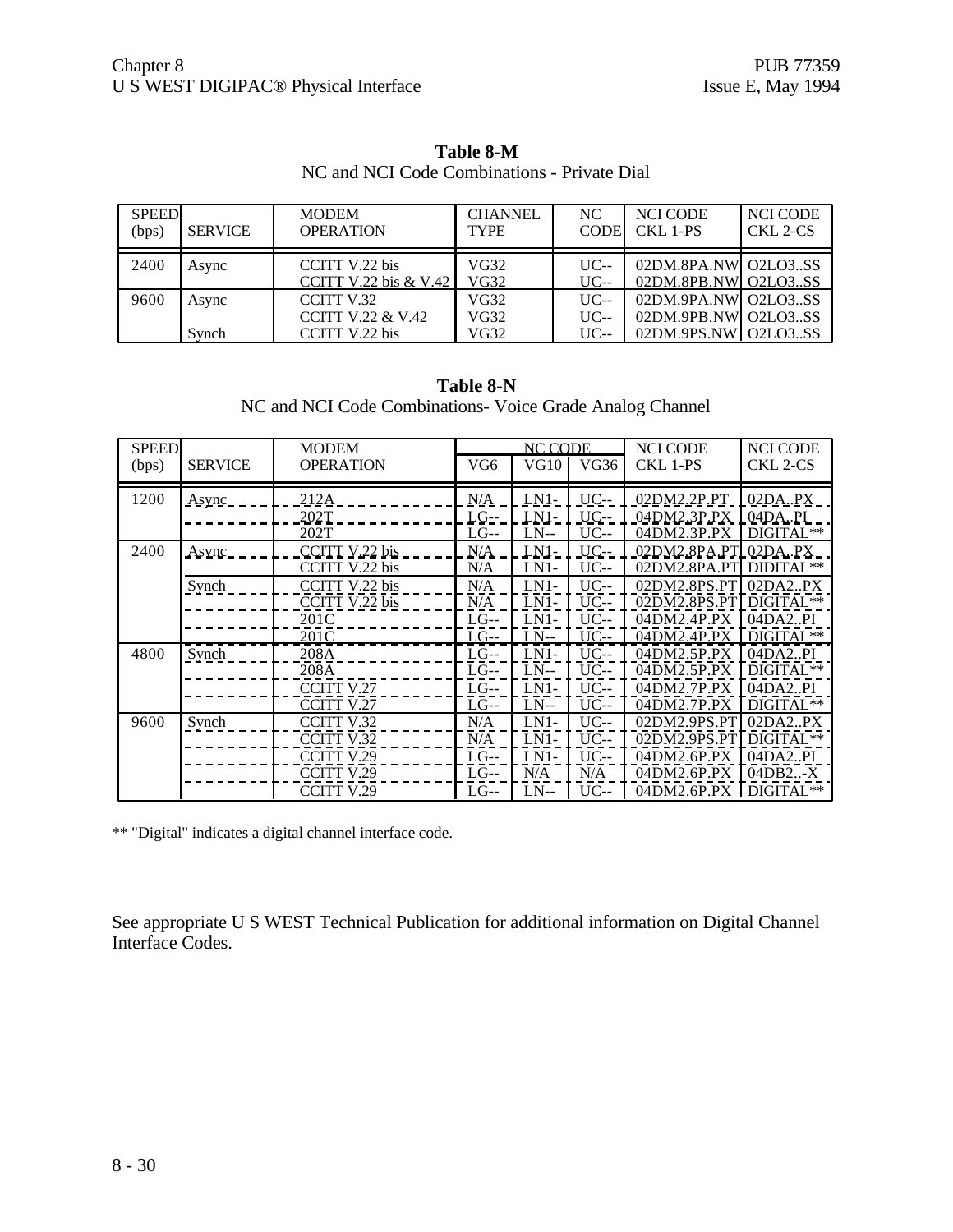**Table 8-M**
NC and NCI Code Combinations - Private Dial

| SPEED (bps) | SERVICE | MODEM OPERATION | CHANNEL TYPE | NC CODE | NCI CODE CKL 1-PS | NCI CODE CKL 2-CS |
|---|---|---|---|---|---|---|
| 2400 | Async | CCITT V.22 bis | VG32 | UC-- | 02DM.8PA.NW | O2LO3..SS |
| | | CCITT V.22 bis & V.42 | VG32 | UC-- | 02DM.8PB.NW | O2LO3..SS |
| 9600 | Async | CCITT V.32 | VG32 | UC-- | 02DM.9PA.NW | O2LO3..SS |
| | | CCITT V.22 & V.42 | VG32 | UC-- | 02DM.9PB.NW | O2LO3..SS |
| | Synch | CCITT V.22 bis | VG32 | UC-- | 02DM.9PS.NW | O2LO3..SS |

**Table 8-N**
NC and NCI Code Combinations- Voice Grade Analog Channel

| SPEED (bps) | SERVICE | MODEM OPERATION | NC CODE | | | NCI CODE CKL 1-PS | NCI CODE CKL 2-CS |
|---|---|---|---|---|---|---|---|
| | | | VG6 | VG10 | VG36 | | |
| 1200 | Async | 212A | N/A | LN1- | UC-- | 02DM2.2P.PT | 02DA..PX |
| | | 202T | LG-- | LN1- | UC-- | 04DM2.3P.PX | 04DA..PI |
| | | 202T | LG-- | LN-- | UC-- | 04DM2.3P.PX | DIGITAL** |
| 2400 | Async | CCITT V.22 bis | N/A | LN1- | UC-- | 02DM2.8PA.PT | 02DA..PX |
| | | CCITT V.22 bis | N/A | LN1- | UC-- | 02DM2.8PA.PT | DIDITAL** |
| | Synch | CCITT V.22 bis | N/A | LN1- | UC-- | 02DM2.8PS.PT | 02DA2..PX |
| | | CCITT V.22 bis | N/A | LN1- | UC-- | 02DM2.8PS.PT | DIGITAL** |
| | | 201C | LG-- | LN1- | UC-- | 04DM2.4P.PX | 04DA2..PI |
| | | 201C | LG-- | LN-- | UC-- | 04DM2.4P.PX | DIGITAL** |
| 4800 | Synch | 208A | LG-- | LN1- | UC-- | 04DM2.5P.PX | 04DA2..PI |
| | | 208A | LG-- | LN-- | UC-- | 04DM2.5P.PX | DIGITAL** |
| | | CCITT V.27 | LG-- | LN1- | UC-- | 04DM2.7P.PX | 04DA2..PI |
| | | CCITT V.27 | LG-- | LN-- | UC-- | 04DM2.7P.PX | DIGITAL** |
| 9600 | Synch | CCITT V.32 | N/A | LN1- | UC-- | 02DM2.9PS.PT | 02DA2..PX |
| | | CCITT V.32 | N/A | LN1- | UC-- | 02DM2.9PS.PT | DIGITAL** |
| | | CCITT V.29 | LG-- | LN1- | UC-- | 04DM2.6P.PX | 04DA2..PI |
| | | CCITT V.29 | LG-- | N/A | N/A | 04DM2.6P.PX | 04DB2..-X |
| | | CCITT V.29 | LG-- | LN-- | UC-- | 04DM2.6P.PX | DIGITAL** |

** "Digital" indicates a digital channel interface code.

See appropriate U S WEST Technical Publication for additional information on Digital Channel Interface Codes.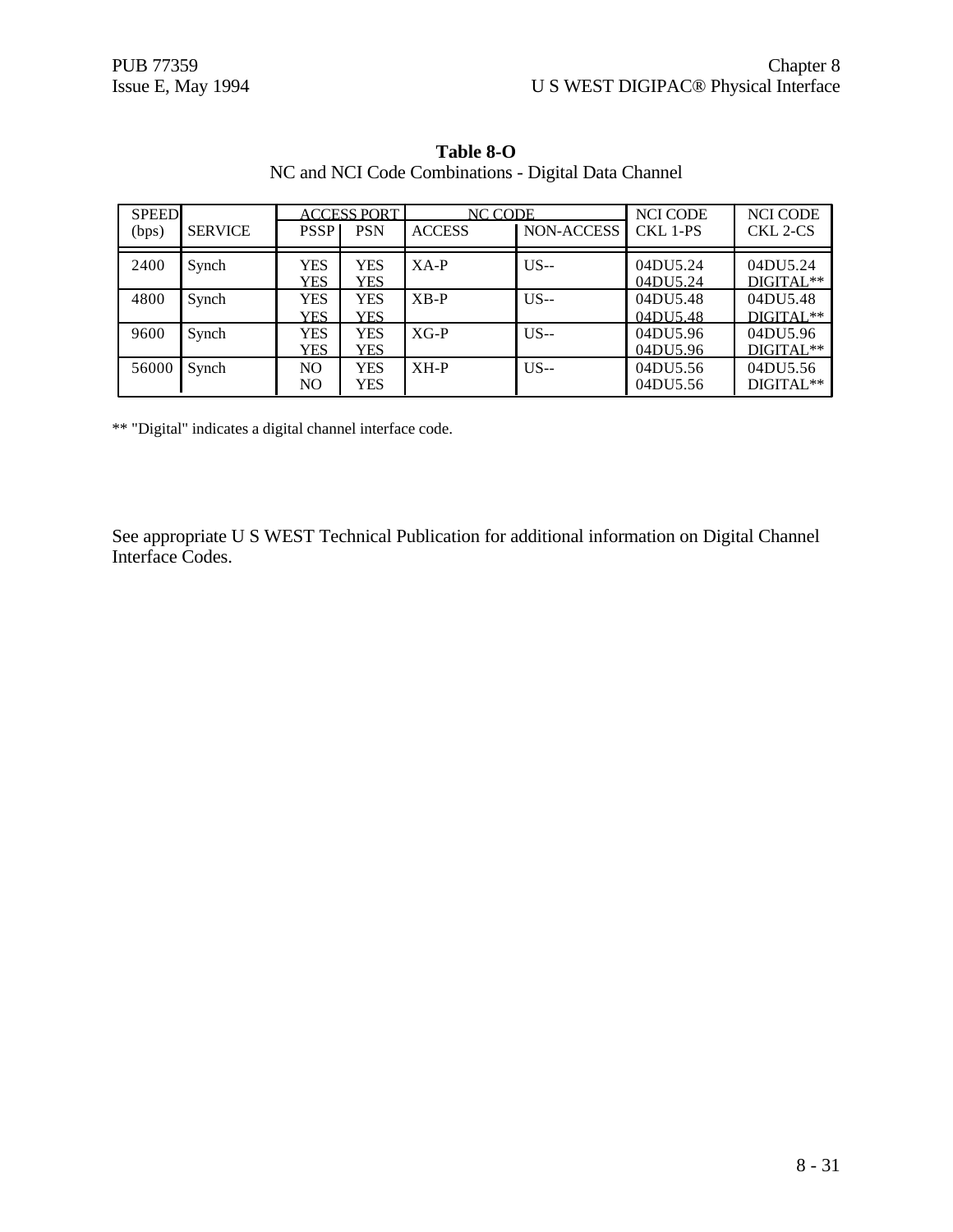**Table 8-O**
NC and NCI Code Combinations - Digital Data Channel

| SPEED (bps) | SERVICE | ACCESS PORT | | NC CODE | | NCI CODE CKL 1-PS | NCI CODE CKL 2-CS |
|---|---|---|---|---|---|---|---|
| | | PSSP | PSN | ACCESS | NON-ACCESS | | |
| 2400 | Synch | YES<br>YES | YES<br>YES | XA-P | US-- | 04DU5.24<br>04DU5.24 | 04DU5.24<br>DIGITAL** |
| 4800 | Synch | YES<br>YES | YES<br>YES | XB-P | US-- | 04DU5.48<br>04DU5.48 | 04DU5.48<br>DIGITAL** |
| 9600 | Synch | YES<br>YES | YES<br>YES | XG-P | US-- | 04DU5.96<br>04DU5.96 | 04DU5.96<br>DIGITAL** |
| 56000 | Synch | NO<br>NO | YES<br>YES | XH-P | US-- | 04DU5.56<br>04DU5.56 | 04DU5.56<br>DIGITAL** |

** "Digital" indicates a digital channel interface code.

See appropriate U S WEST Technical Publication for additional information on Digital Channel Interface Codes.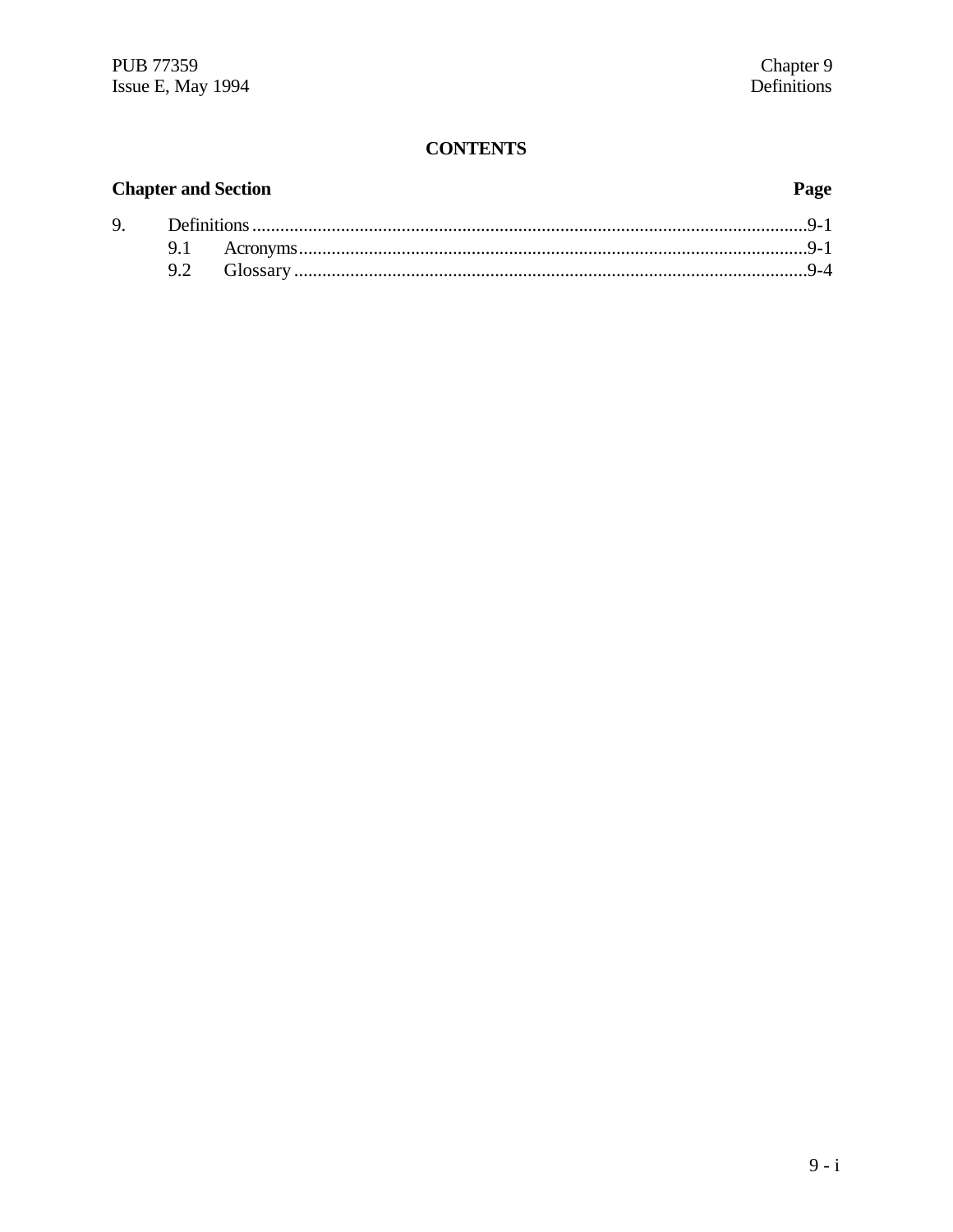## CONTENTS

| Chapter and Section | | Page |
|---|---|---|
| 9. | Definitions | 9-1 |
| | 9.1 Acronyms | 9-1 |
| | 9.2 Glossary | 9-4 |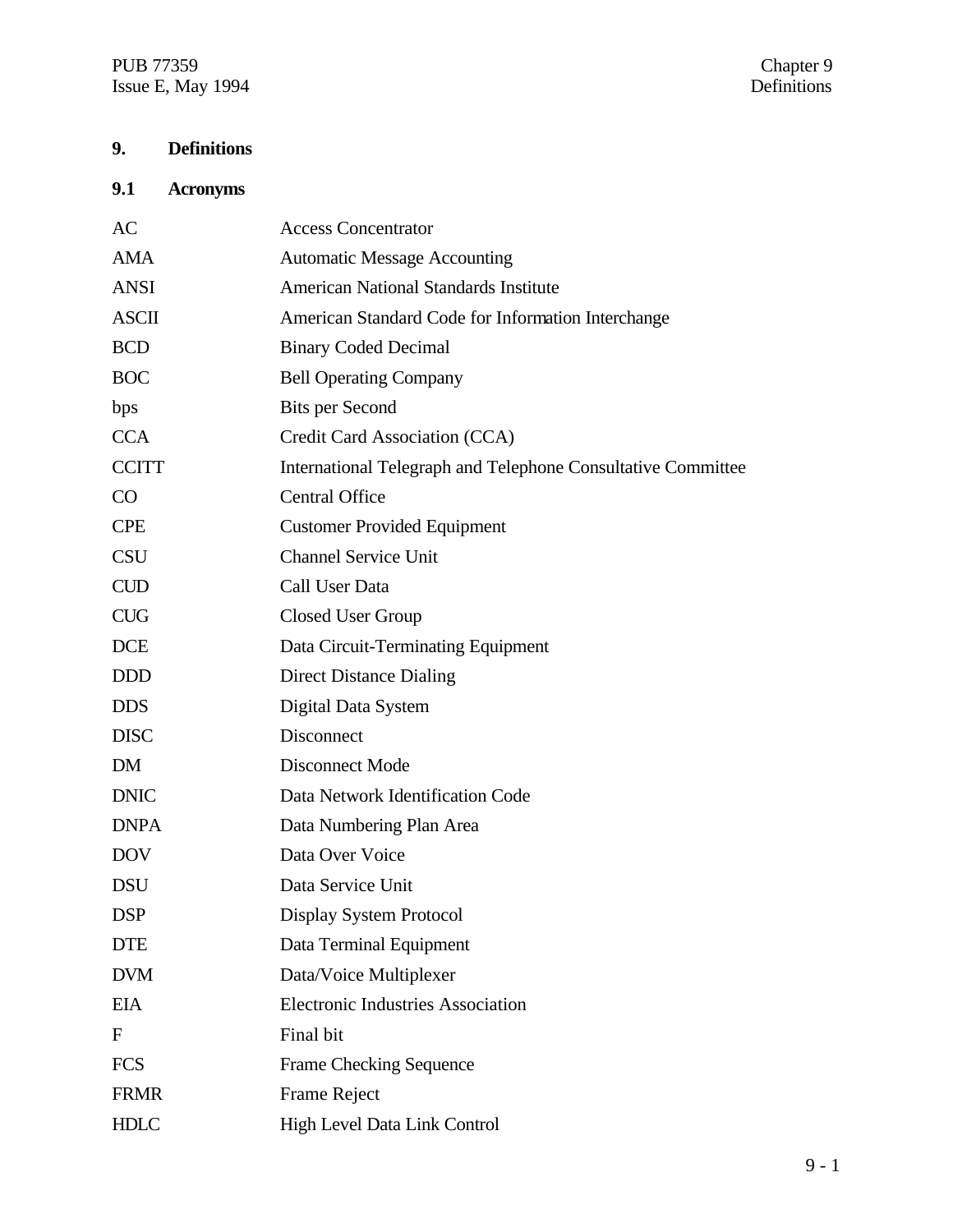# 9. Definitions

## 9.1 Acronyms

| | |
|---|---|
| AC | Access Concentrator |
| AMA | Automatic Message Accounting |
| ANSI | American National Standards Institute |
| ASCII | American Standard Code for Information Interchange |
| BCD | Binary Coded Decimal |
| BOC | Bell Operating Company |
| bps | Bits per Second |
| CCA | Credit Card Association (CCA) |
| CCITT | International Telegraph and Telephone Consultative Committee |
| CO | Central Office |
| CPE | Customer Provided Equipment |
| CSU | Channel Service Unit |
| CUD | Call User Data |
| CUG | Closed User Group |
| DCE | Data Circuit-Terminating Equipment |
| DDD | Direct Distance Dialing |
| DDS | Digital Data System |
| DISC | Disconnect |
| DM | Disconnect Mode |
| DNIC | Data Network Identification Code |
| DNPA | Data Numbering Plan Area |
| DOV | Data Over Voice |
| DSU | Data Service Unit |
| DSP | Display System Protocol |
| DTE | Data Terminal Equipment |
| DVM | Data/Voice Multiplexer |
| EIA | Electronic Industries Association |
| F | Final bit |
| FCS | Frame Checking Sequence |
| FRMR | Frame Reject |
| HDLC | High Level Data Link Control |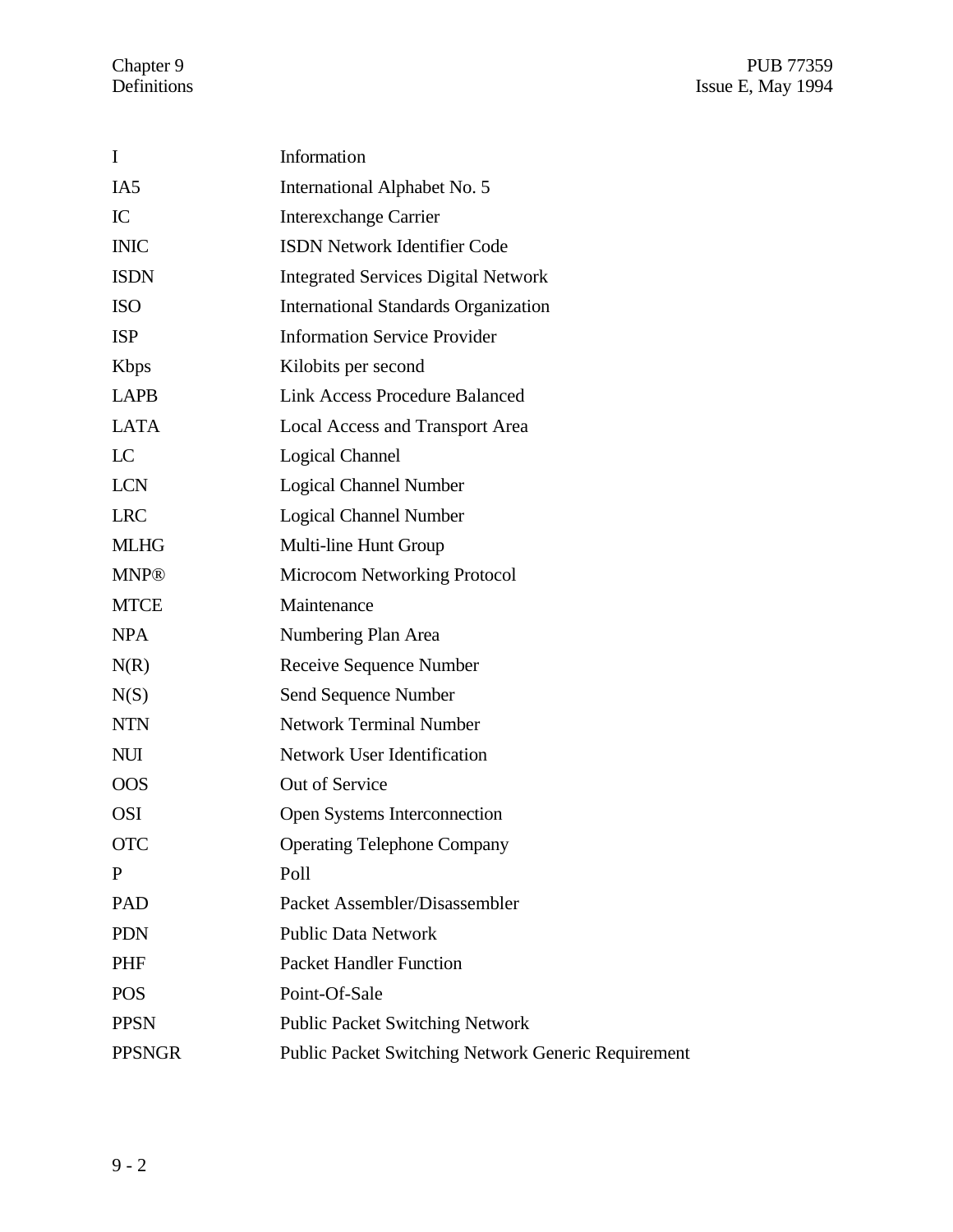| | |
|---|---|
| I | Information |
| IA5 | International Alphabet No. 5 |
| IC | Interexchange Carrier |
| INIC | ISDN Network Identifier Code |
| ISDN | Integrated Services Digital Network |
| ISO | International Standards Organization |
| ISP | Information Service Provider |
| Kbps | Kilobits per second |
| LAPB | Link Access Procedure Balanced |
| LATA | Local Access and Transport Area |
| LC | Logical Channel |
| LCN | Logical Channel Number |
| LRC | Logical Channel Number |
| MLHG | Multi-line Hunt Group |
| MNP® | Microcom Networking Protocol |
| MTCE | Maintenance |
| NPA | Numbering Plan Area |
| N(R) | Receive Sequence Number |
| N(S) | Send Sequence Number |
| NTN | Network Terminal Number |
| NUI | Network User Identification |
| OOS | Out of Service |
| OSI | Open Systems Interconnection |
| OTC | Operating Telephone Company |
| P | Poll |
| PAD | Packet Assembler/Disassembler |
| PDN | Public Data Network |
| PHF | Packet Handler Function |
| POS | Point-Of-Sale |
| PPSN | Public Packet Switching Network |
| PPSNGR | Public Packet Switching Network Generic Requirement |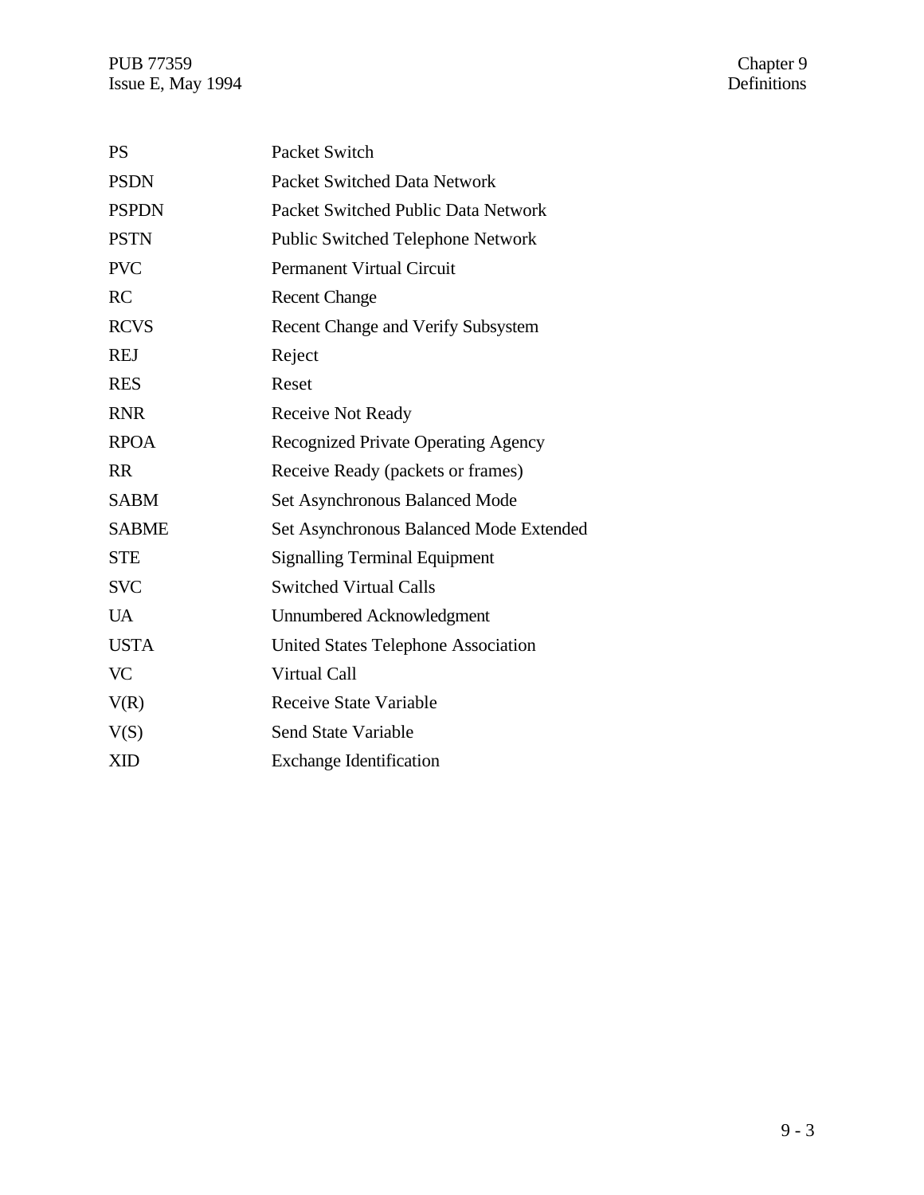| | |
|---|---|
| PS | Packet Switch |
| PSDN | Packet Switched Data Network |
| PSPDN | Packet Switched Public Data Network |
| PSTN | Public Switched Telephone Network |
| PVC | Permanent Virtual Circuit |
| RC | Recent Change |
| RCVS | Recent Change and Verify Subsystem |
| REJ | Reject |
| RES | Reset |
| RNR | Receive Not Ready |
| RPOA | Recognized Private Operating Agency |
| RR | Receive Ready (packets or frames) |
| SABM | Set Asynchronous Balanced Mode |
| SABME | Set Asynchronous Balanced Mode Extended |
| STE | Signalling Terminal Equipment |
| SVC | Switched Virtual Calls |
| UA | Unnumbered Acknowledgment |
| USTA | United States Telephone Association |
| VC | Virtual Call |
| V(R) | Receive State Variable |
| V(S) | Send State Variable |
| XID | Exchange Identification |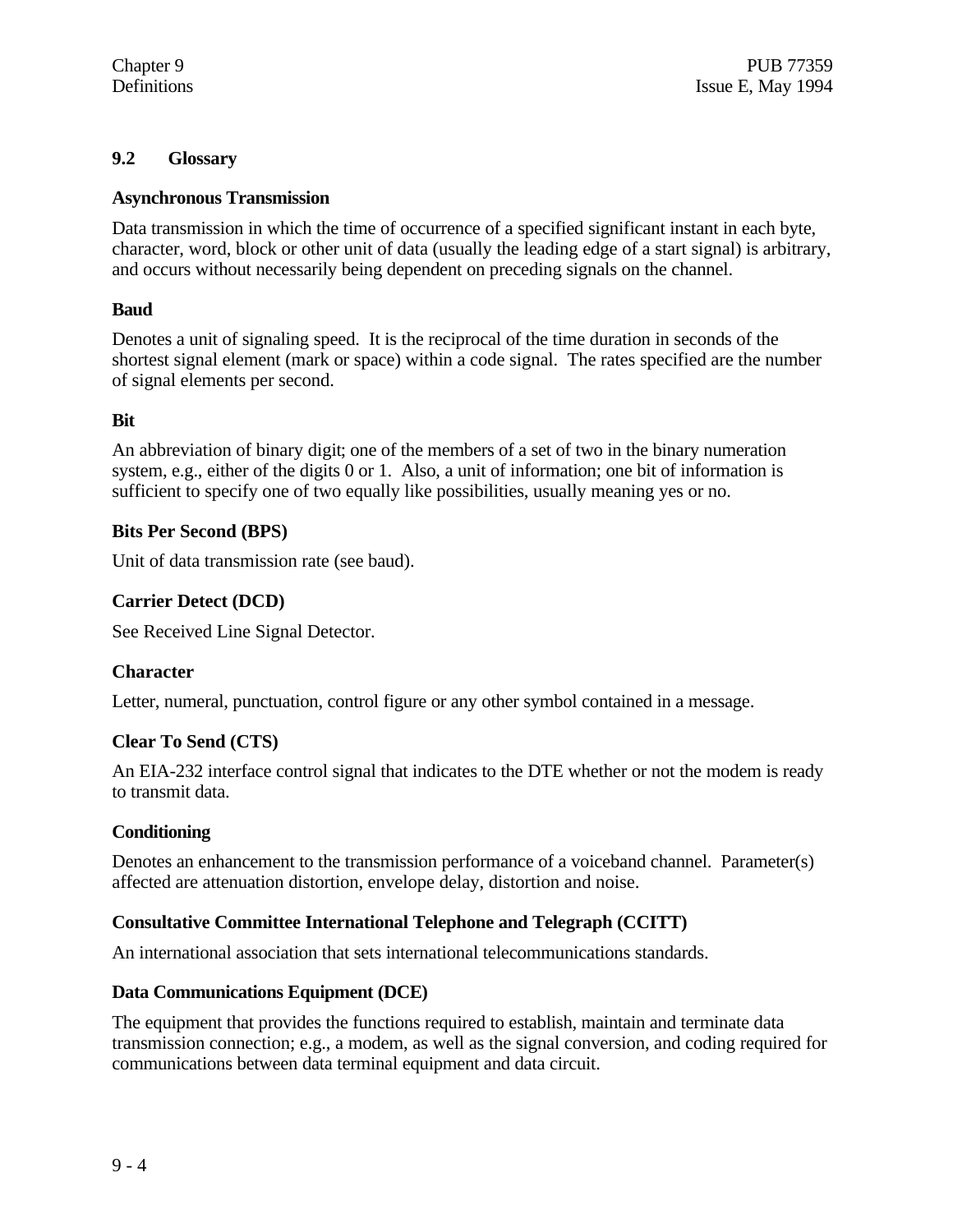## 9.2 Glossary

### Asynchronous Transmission

Data transmission in which the time of occurrence of a specified significant instant in each byte, character, word, block or other unit of data (usually the leading edge of a start signal) is arbitrary, and occurs without necessarily being dependent on preceding signals on the channel.

### Baud

Denotes a unit of signaling speed. It is the reciprocal of the time duration in seconds of the shortest signal element (mark or space) within a code signal. The rates specified are the number of signal elements per second.

### Bit

An abbreviation of binary digit; one of the members of a set of two in the binary numeration system, e.g., either of the digits 0 or 1. Also, a unit of information; one bit of information is sufficient to specify one of two equally like possibilities, usually meaning yes or no.

### Bits Per Second (BPS)

Unit of data transmission rate (see baud).

### Carrier Detect (DCD)

See Received Line Signal Detector.

### Character

Letter, numeral, punctuation, control figure or any other symbol contained in a message.

### Clear To Send (CTS)

An EIA-232 interface control signal that indicates to the DTE whether or not the modem is ready to transmit data.

### Conditioning

Denotes an enhancement to the transmission performance of a voiceband channel. Parameter(s) affected are attenuation distortion, envelope delay, distortion and noise.

### Consultative Committee International Telephone and Telegraph (CCITT)

An international association that sets international telecommunications standards.

### Data Communications Equipment (DCE)

The equipment that provides the functions required to establish, maintain and terminate data transmission connection; e.g., a modem, as well as the signal conversion, and coding required for communications between data terminal equipment and data circuit.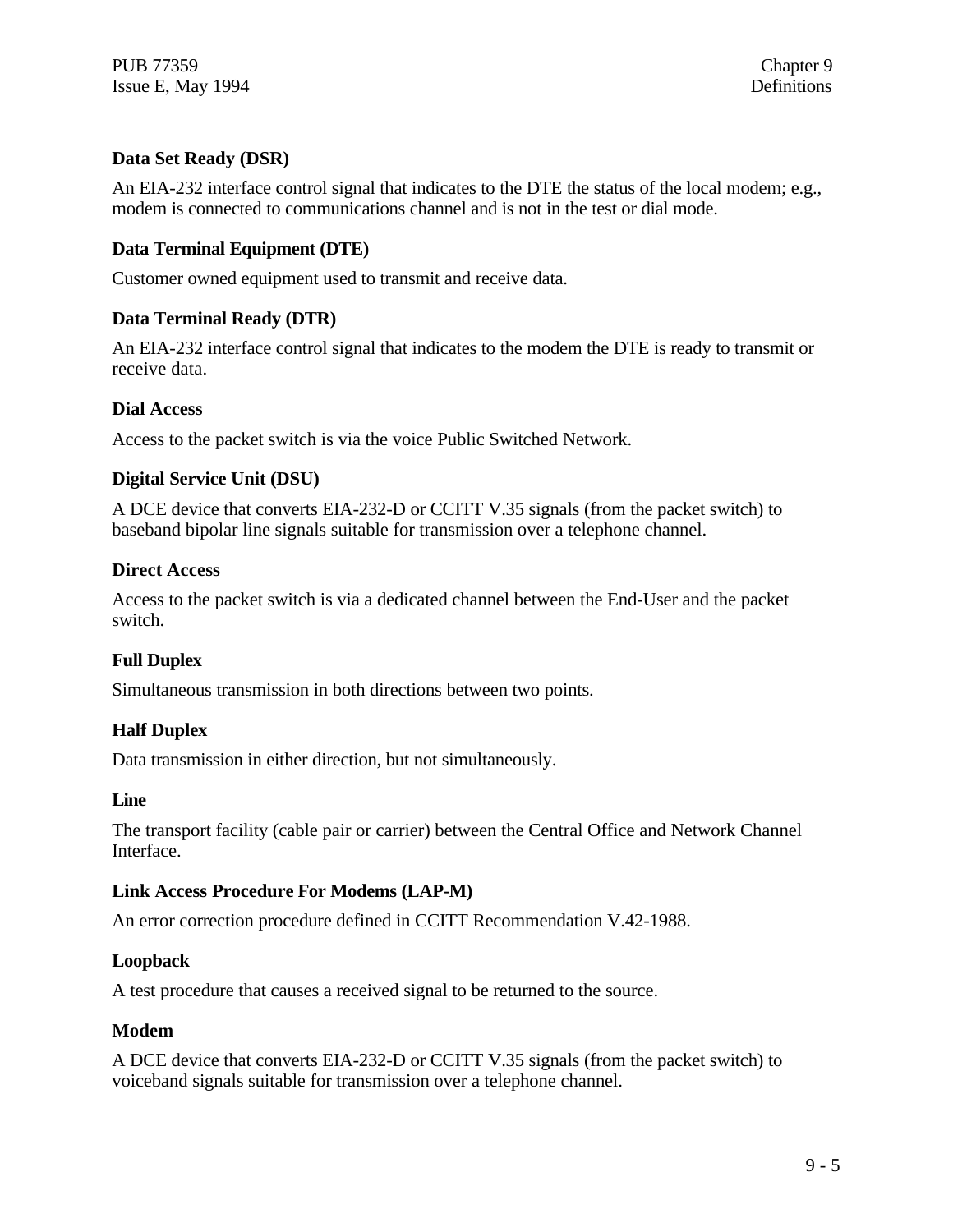**Data Set Ready (DSR)**

An EIA-232 interface control signal that indicates to the DTE the status of the local modem; e.g., modem is connected to communications channel and is not in the test or dial mode.

**Data Terminal Equipment (DTE)**

Customer owned equipment used to transmit and receive data.

**Data Terminal Ready (DTR)**

An EIA-232 interface control signal that indicates to the modem the DTE is ready to transmit or receive data.

**Dial Access**

Access to the packet switch is via the voice Public Switched Network.

**Digital Service Unit (DSU)**

A DCE device that converts EIA-232-D or CCITT V.35 signals (from the packet switch) to baseband bipolar line signals suitable for transmission over a telephone channel.

**Direct Access**

Access to the packet switch is via a dedicated channel between the End-User and the packet switch.

**Full Duplex**

Simultaneous transmission in both directions between two points.

**Half Duplex**

Data transmission in either direction, but not simultaneously.

**Line**

The transport facility (cable pair or carrier) between the Central Office and Network Channel Interface.

**Link Access Procedure For Modems (LAP-M)**

An error correction procedure defined in CCITT Recommendation V.42-1988.

**Loopback**

A test procedure that causes a received signal to be returned to the source.

**Modem**

A DCE device that converts EIA-232-D or CCITT V.35 signals (from the packet switch) to voiceband signals suitable for transmission over a telephone channel.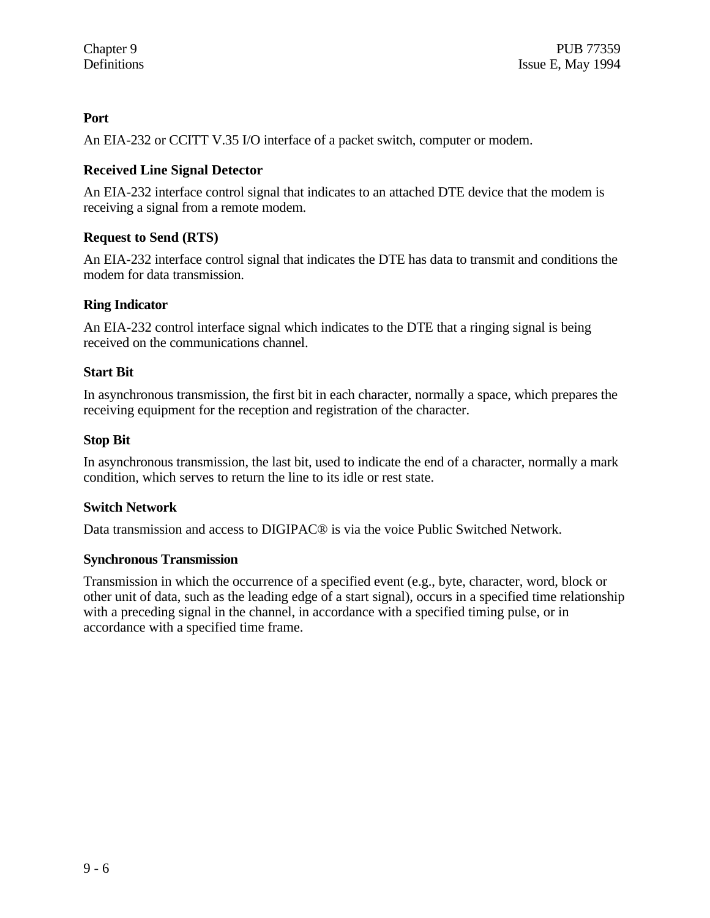**Port**

An EIA-232 or CCITT V.35 I/O interface of a packet switch, computer or modem.

**Received Line Signal Detector**

An EIA-232 interface control signal that indicates to an attached DTE device that the modem is receiving a signal from a remote modem.

**Request to Send (RTS)**

An EIA-232 interface control signal that indicates the DTE has data to transmit and conditions the modem for data transmission.

**Ring Indicator**

An EIA-232 control interface signal which indicates to the DTE that a ringing signal is being received on the communications channel.

**Start Bit**

In asynchronous transmission, the first bit in each character, normally a space, which prepares the receiving equipment for the reception and registration of the character.

**Stop Bit**

In asynchronous transmission, the last bit, used to indicate the end of a character, normally a mark condition, which serves to return the line to its idle or rest state.

**Switch Network**

Data transmission and access to DIGIPAC® is via the voice Public Switched Network.

**Synchronous Transmission**

Transmission in which the occurrence of a specified event (e.g., byte, character, word, block or other unit of data, such as the leading edge of a start signal), occurs in a specified time relationship with a preceding signal in the channel, in accordance with a specified timing pulse, or in accordance with a specified time frame.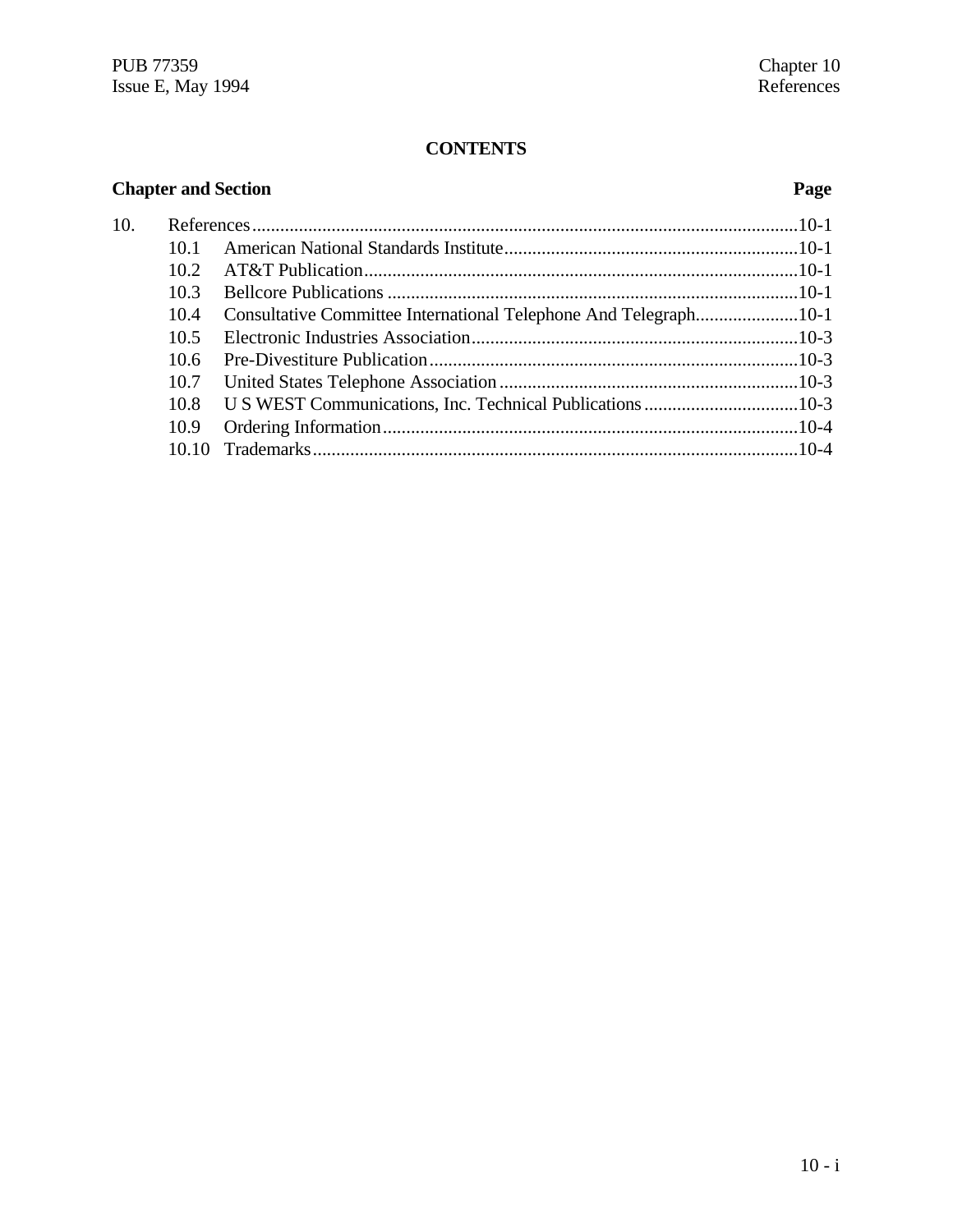## CONTENTS

| Chapter and Section | | Page |
|---|---|---|
| 10. | References | 10-1 |
| 10.1 | American National Standards Institute | 10-1 |
| 10.2 | AT&T Publication | 10-1 |
| 10.3 | Bellcore Publications | 10-1 |
| 10.4 | Consultative Committee International Telephone And Telegraph | 10-1 |
| 10.5 | Electronic Industries Association | 10-3 |
| 10.6 | Pre-Divestiture Publication | 10-3 |
| 10.7 | United States Telephone Association | 10-3 |
| 10.8 | U S WEST Communications, Inc. Technical Publications | 10-3 |
| 10.9 | Ordering Information | 10-4 |
| 10.10 | Trademarks | 10-4 |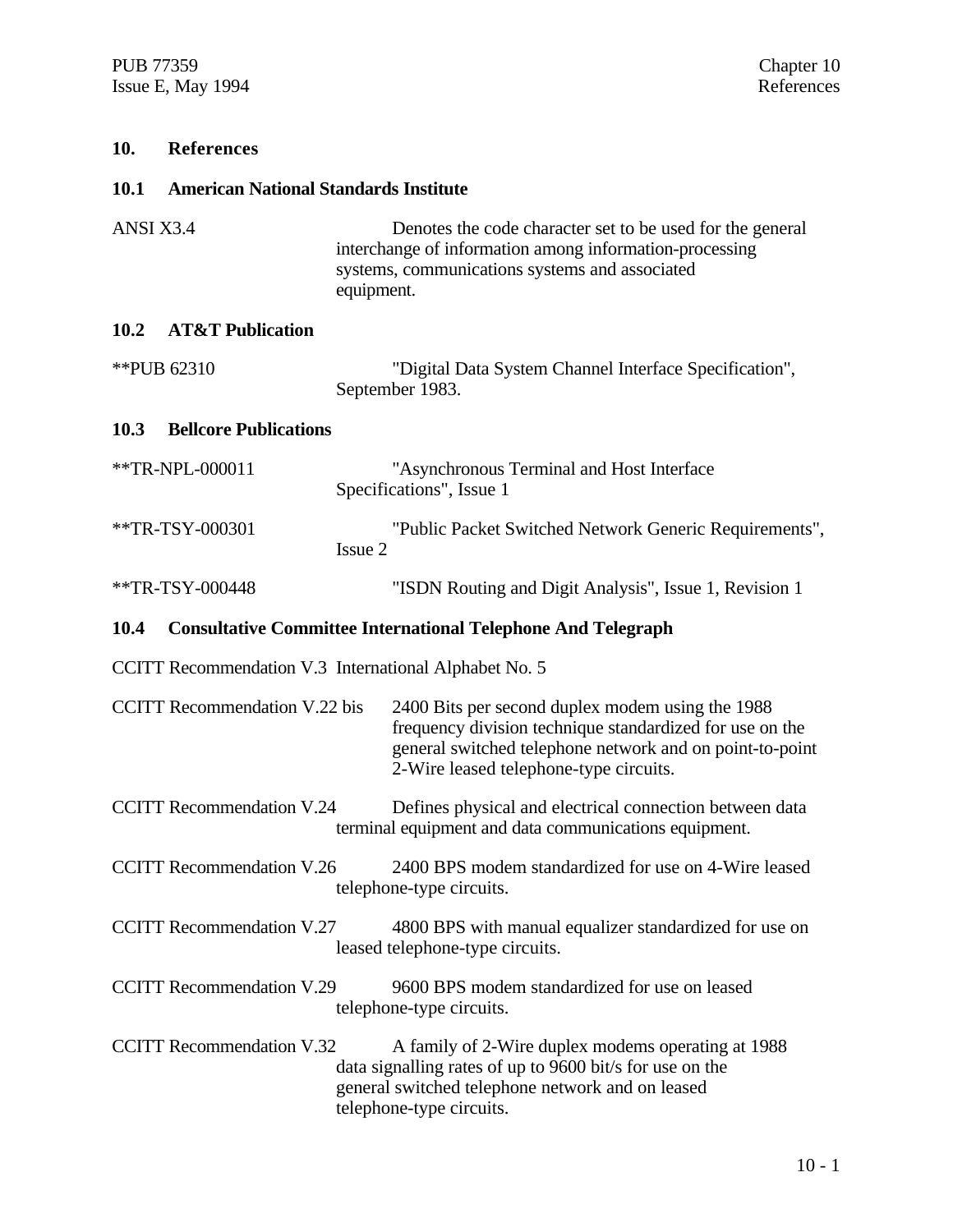# 10. References

## 10.1 American National Standards Institute

ANSI X3.4 — Denotes the code character set to be used for the general interchange of information among information-processing systems, communications systems and associated equipment.

## 10.2 AT&T Publication

**PUB 62310 — "Digital Data System Channel Interface Specification", September 1983.

## 10.3 Bellcore Publications

**TR-NPL-000011 — "Asynchronous Terminal and Host Interface Specifications", Issue 1

**TR-TSY-000301 — "Public Packet Switched Network Generic Requirements", Issue 2

**TR-TSY-000448 — "ISDN Routing and Digit Analysis", Issue 1, Revision 1

## 10.4 Consultative Committee International Telephone And Telegraph

CCITT Recommendation V.3 — International Alphabet No. 5

CCITT Recommendation V.22 bis — 2400 Bits per second duplex modem using the 1988 frequency division technique standardized for use on the general switched telephone network and on point-to-point 2-Wire leased telephone-type circuits.

CCITT Recommendation V.24 — Defines physical and electrical connection between data terminal equipment and data communications equipment.

CCITT Recommendation V.26 — 2400 BPS modem standardized for use on 4-Wire leased telephone-type circuits.

CCITT Recommendation V.27 — 4800 BPS with manual equalizer standardized for use on leased telephone-type circuits.

CCITT Recommendation V.29 — 9600 BPS modem standardized for use on leased telephone-type circuits.

CCITT Recommendation V.32 — A family of 2-Wire duplex modems operating at 1988 data signalling rates of up to 9600 bit/s for use on the general switched telephone network and on leased telephone-type circuits.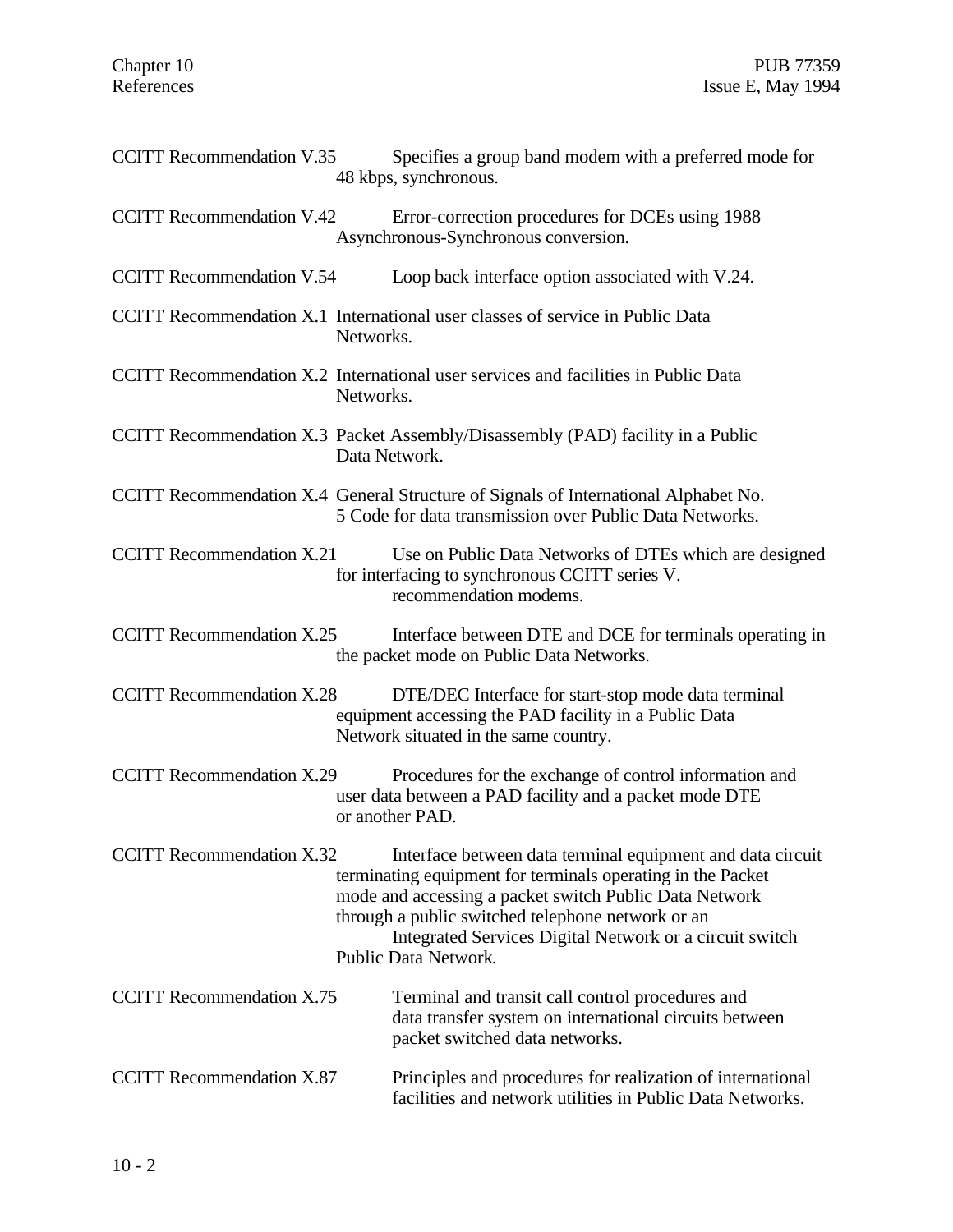CCITT Recommendation V.35 Specifies a group band modem with a preferred mode for 48 kbps, synchronous.

CCITT Recommendation V.42 Error-correction procedures for DCEs using 1988 Asynchronous-Synchronous conversion.

CCITT Recommendation V.54 Loop back interface option associated with V.24.

CCITT Recommendation X.1 International user classes of service in Public Data Networks.

CCITT Recommendation X.2 International user services and facilities in Public Data Networks.

CCITT Recommendation X.3 Packet Assembly/Disassembly (PAD) facility in a Public Data Network.

CCITT Recommendation X.4 General Structure of Signals of International Alphabet No. 5 Code for data transmission over Public Data Networks.

CCITT Recommendation X.21 Use on Public Data Networks of DTEs which are designed for interfacing to synchronous CCITT series V. recommendation modems.

CCITT Recommendation X.25 Interface between DTE and DCE for terminals operating in the packet mode on Public Data Networks.

CCITT Recommendation X.28 DTE/DEC Interface for start-stop mode data terminal equipment accessing the PAD facility in a Public Data Network situated in the same country.

CCITT Recommendation X.29 Procedures for the exchange of control information and user data between a PAD facility and a packet mode DTE or another PAD.

CCITT Recommendation X.32 Interface between data terminal equipment and data circuit terminating equipment for terminals operating in the Packet mode and accessing a packet switch Public Data Network through a public switched telephone network or an Integrated Services Digital Network or a circuit switch Public Data Network.

CCITT Recommendation X.75 Terminal and transit call control procedures and data transfer system on international circuits between packet switched data networks.

CCITT Recommendation X.87 Principles and procedures for realization of international facilities and network utilities in Public Data Networks.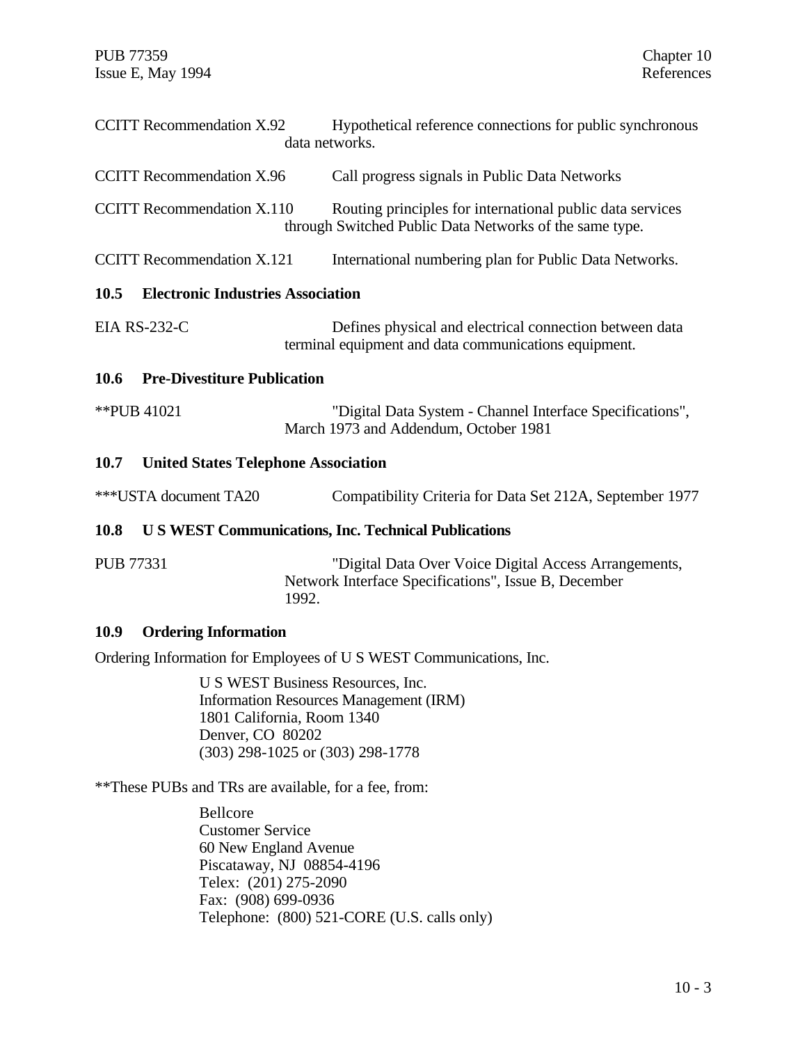CCITT Recommendation X.92 Hypothetical reference connections for public synchronous data networks.

CCITT Recommendation X.96 Call progress signals in Public Data Networks

CCITT Recommendation X.110 Routing principles for international public data services through Switched Public Data Networks of the same type.

CCITT Recommendation X.121 International numbering plan for Public Data Networks.

## 10.5 Electronic Industries Association

EIA RS-232-C Defines physical and electrical connection between data terminal equipment and data communications equipment.

## 10.6 Pre-Divestiture Publication

**PUB 41021 "Digital Data System - Channel Interface Specifications", March 1973 and Addendum, October 1981

## 10.7 United States Telephone Association

***USTA document TA20 Compatibility Criteria for Data Set 212A, September 1977

## 10.8 U S WEST Communications, Inc. Technical Publications

PUB 77331 "Digital Data Over Voice Digital Access Arrangements, Network Interface Specifications", Issue B, December 1992.

## 10.9 Ordering Information

Ordering Information for Employees of U S WEST Communications, Inc.

U S WEST Business Resources, Inc.
Information Resources Management (IRM)
1801 California, Room 1340
Denver, CO 80202
(303) 298-1025 or (303) 298-1778

**These PUBs and TRs are available, for a fee, from:

Bellcore
Customer Service
60 New England Avenue
Piscataway, NJ 08854-4196
Telex: (201) 275-2090
Fax: (908) 699-0936
Telephone: (800) 521-CORE (U.S. calls only)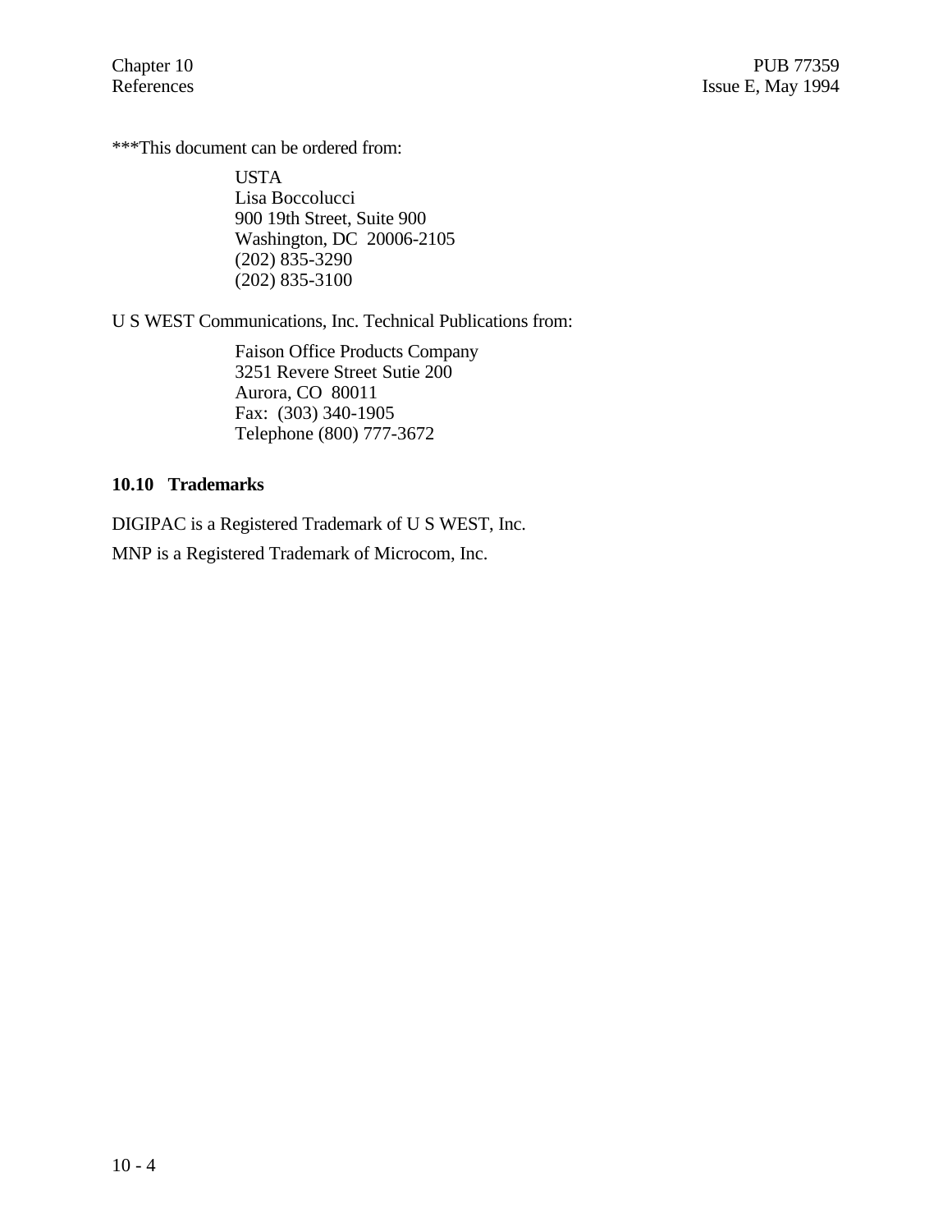***This document can be ordered from:

USTA
Lisa Boccolucci
900 19th Street, Suite 900
Washington, DC  20006-2105
(202) 835-3290
(202) 835-3100

U S WEST Communications, Inc. Technical Publications from:

Faison Office Products Company
3251 Revere Street Sutie 200
Aurora, CO  80011
Fax:  (303) 340-1905
Telephone (800) 777-3672

### 10.10 Trademarks

DIGIPAC is a Registered Trademark of U S WEST, Inc.

MNP is a Registered Trademark of Microcom, Inc.